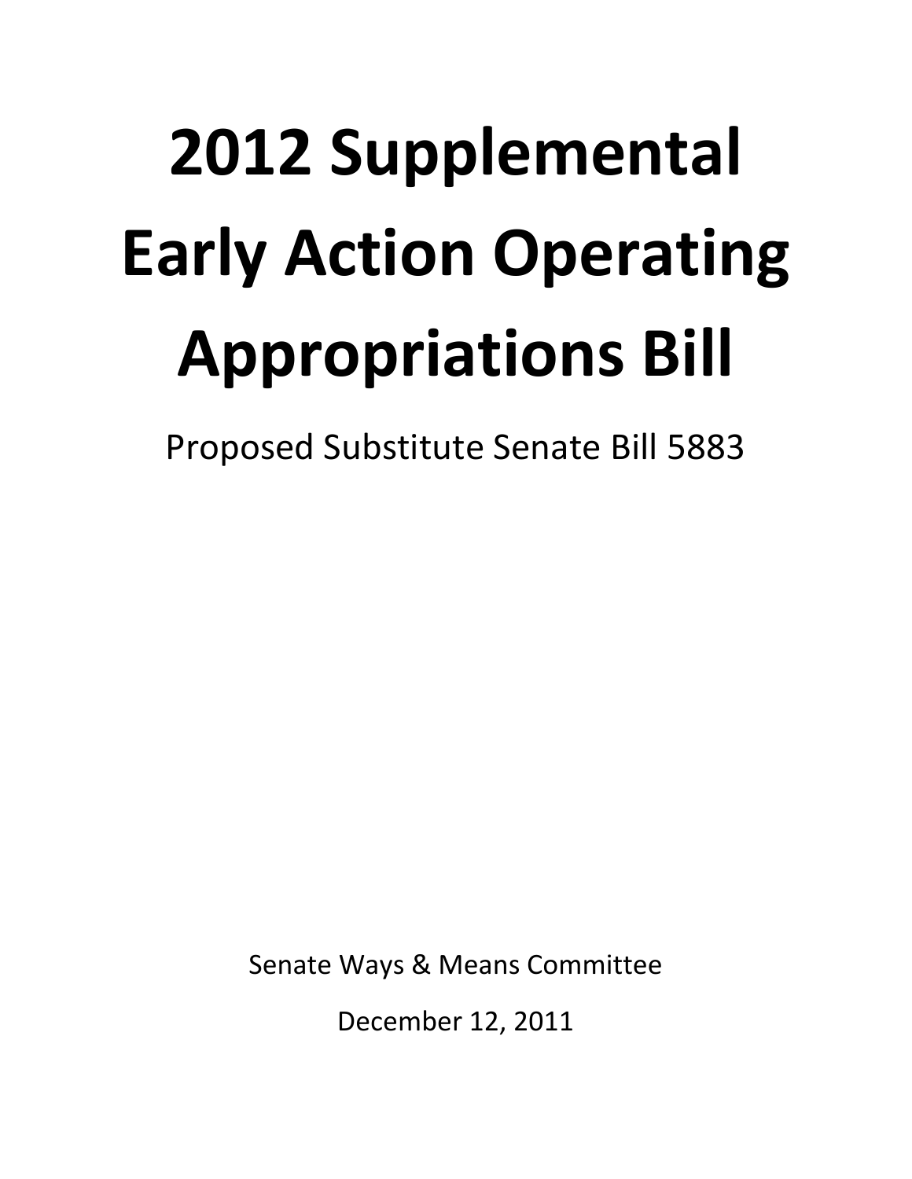# 2012 Supplemental Early Action Operating Appropriations Bill

Proposed Substitute Senate Bill 5883

Senate Ways & Means Committee

December 12, 2011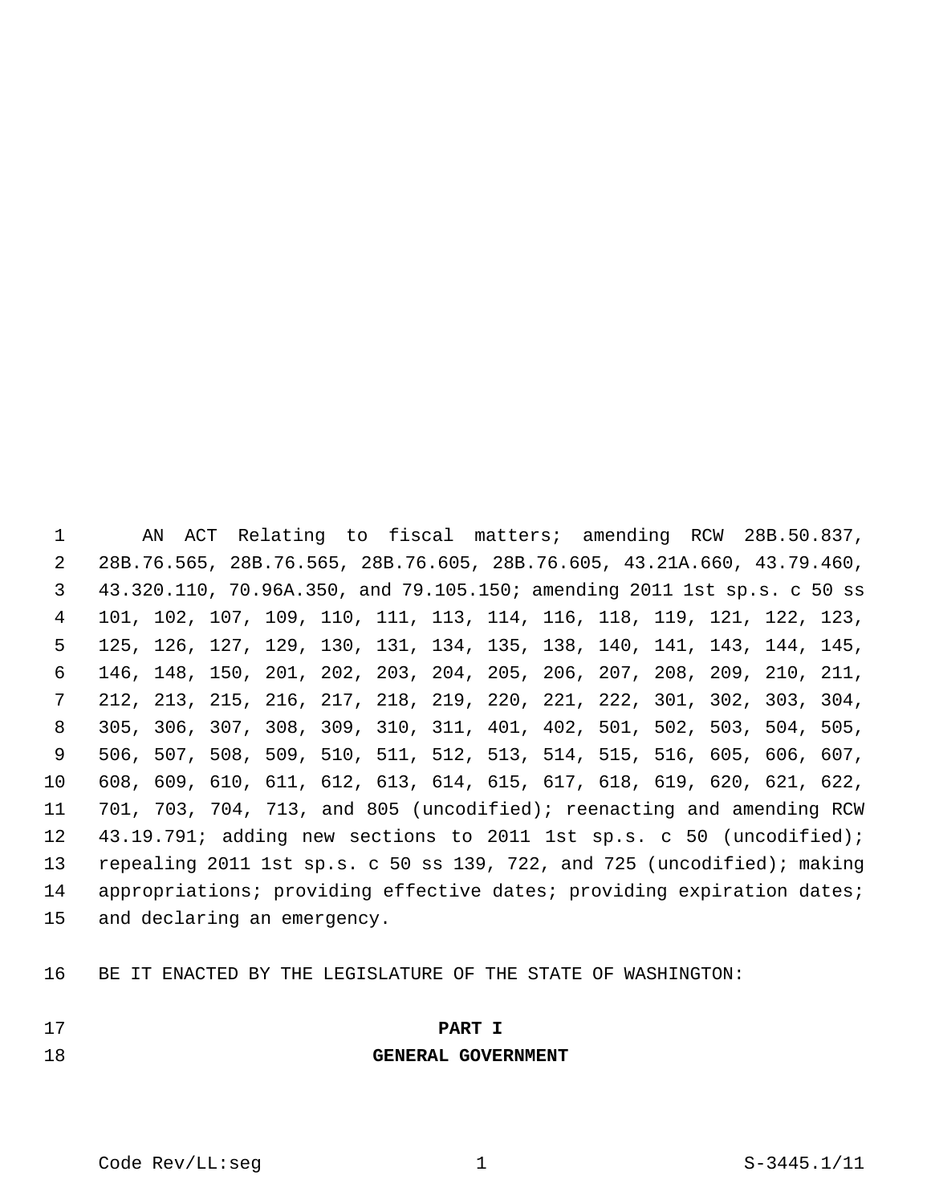AN ACT Relating to fiscal matters; amending RCW 28B.50.837, 28B.76.565, 28B.76.565, 28B.76.605, 28B.76.605, 43.21A.660, 43.79.460, 43.320.110, 70.96A.350, and 79.105.150; amending 2011 1st sp.s. c 50 ss 101, 102, 107, 109, 110, 111, 113, 114, 116, 118, 119, 121, 122, 123, 125, 126, 127, 129, 130, 131, 134, 135, 138, 140, 141, 143, 144, 145, 146, 148, 150, 201, 202, 203, 204, 205, 206, 207, 208, 209, 210, 211, 212, 213, 215, 216, 217, 218, 219, 220, 221, 222, 301, 302, 303, 304, 305, 306, 307, 308, 309, 310, 311, 401, 402, 501, 502, 503, 504, 505, 506, 507, 508, 509, 510, 511, 512, 513, 514, 515, 516, 605, 606, 607, 608, 609, 610, 611, 612, 613, 614, 615, 617, 618, 619, 620, 621, 622, 701, 703, 704, 713, and 805 (uncodified); reenacting and amending RCW 43.19.791; adding new sections to 2011 1st sp.s. c 50 (uncodified); repealing 2011 1st sp.s. c 50 ss 139, 722, and 725 (uncodified); making appropriations; providing effective dates; providing expiration dates; and declaring an emergency.

BE IT ENACTED BY THE LEGISLATURE OF THE STATE OF WASHINGTON:

## PART I
## GENERAL GOVERNMENT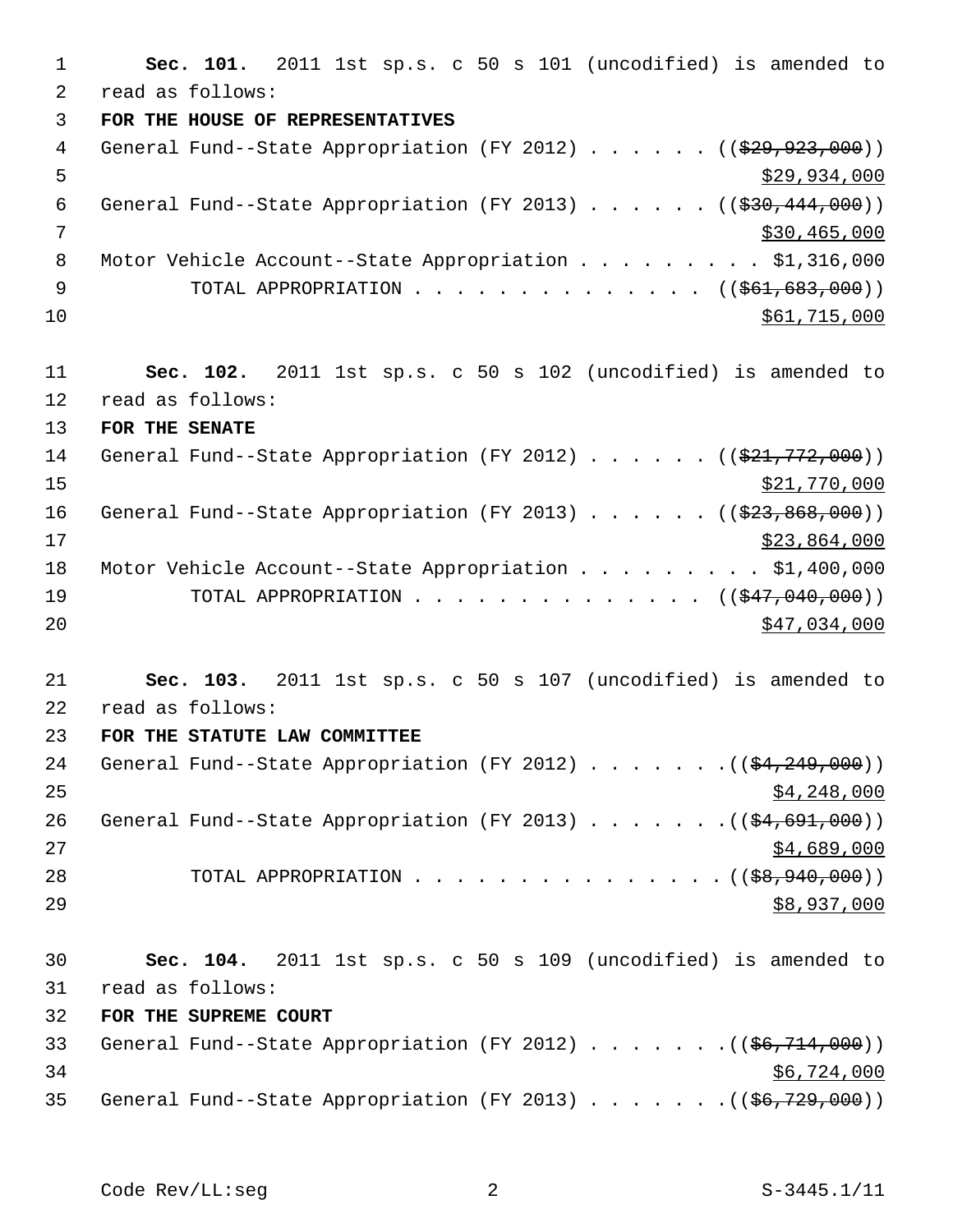**Sec. 101.** 2011 1st sp.s. c 50 s 101 (uncodified) is amended to read as follows:

**FOR THE HOUSE OF REPRESENTATIVES**

General Fund--State Appropriation (FY 2012) . . . . . . ((~~$29,923,000~~)) $29,934,000

General Fund--State Appropriation (FY 2013) . . . . . . ((~~$30,444,000~~)) $30,465,000

Motor Vehicle Account--State Appropriation . . . . . . . . . $1,316,000

TOTAL APPROPRIATION . . . . . . . . . . . . . . ((~~$61,683,000~~)) $61,715,000

**Sec. 102.** 2011 1st sp.s. c 50 s 102 (uncodified) is amended to read as follows:

**FOR THE SENATE**

General Fund--State Appropriation (FY 2012) . . . . . . ((~~$21,772,000~~)) $21,770,000

General Fund--State Appropriation (FY 2013) . . . . . . ((~~$23,868,000~~)) $23,864,000

Motor Vehicle Account--State Appropriation . . . . . . . . . $1,400,000

TOTAL APPROPRIATION . . . . . . . . . . . . . . ((~~$47,040,000~~)) $47,034,000

**Sec. 103.** 2011 1st sp.s. c 50 s 107 (uncodified) is amended to read as follows:

**FOR THE STATUTE LAW COMMITTEE**

General Fund--State Appropriation (FY 2012) . . . . . . .((~~$4,249,000~~)) $4,248,000

General Fund--State Appropriation (FY 2013) . . . . . . .((~~$4,691,000~~)) $4,689,000

TOTAL APPROPRIATION . . . . . . . . . . . . . . .((~~$8,940,000~~)) $8,937,000

**Sec. 104.** 2011 1st sp.s. c 50 s 109 (uncodified) is amended to read as follows:

**FOR THE SUPREME COURT**

General Fund--State Appropriation (FY 2012) . . . . . . .((~~$6,714,000~~)) $6,724,000

General Fund--State Appropriation (FY 2013) . . . . . . .((~~$6,729,000~~))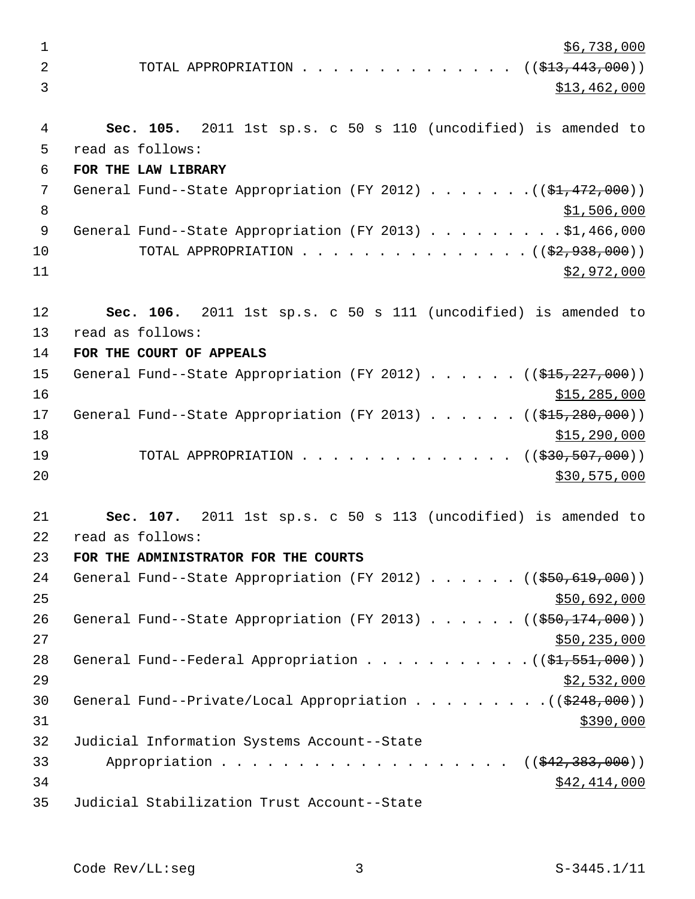$6,738,000

TOTAL APPROPRIATION . . . . . . . . . . . . . . ((~~$13,443,000~~))

$13,462,000

**Sec. 105.** 2011 1st sp.s. c 50 s 110 (uncodified) is amended to read as follows:

**FOR THE LAW LIBRARY**

General Fund--State Appropriation (FY 2012) . . . . . . . ((~~$1,472,000~~))

$1,506,000

General Fund--State Appropriation (FY 2013) . . . . . . . . . $1,466,000

TOTAL APPROPRIATION . . . . . . . . . . . . . . . ((~~$2,938,000~~))

$2,972,000

**Sec. 106.** 2011 1st sp.s. c 50 s 111 (uncodified) is amended to read as follows:

**FOR THE COURT OF APPEALS**

General Fund--State Appropriation (FY 2012) . . . . . . ((~~$15,227,000~~))

$15,285,000

General Fund--State Appropriation (FY 2013) . . . . . . ((~~$15,280,000~~))

$15,290,000

TOTAL APPROPRIATION . . . . . . . . . . . . . . ((~~$30,507,000~~))

$30,575,000

**Sec. 107.** 2011 1st sp.s. c 50 s 113 (uncodified) is amended to read as follows:

**FOR THE ADMINISTRATOR FOR THE COURTS**

General Fund--State Appropriation (FY 2012) . . . . . . ((~~$50,619,000~~))

$50,692,000

General Fund--State Appropriation (FY 2013) . . . . . . ((~~$50,174,000~~))

$50,235,000

General Fund--Federal Appropriation . . . . . . . . . . . ((~~$1,551,000~~))

$2,532,000

General Fund--Private/Local Appropriation . . . . . . . . . ((~~$248,000~~))

$390,000

Judicial Information Systems Account--State
Appropriation . . . . . . . . . . . . . . . . . . . ((~~$42,383,000~~))

$42,414,000

Judicial Stabilization Trust Account--State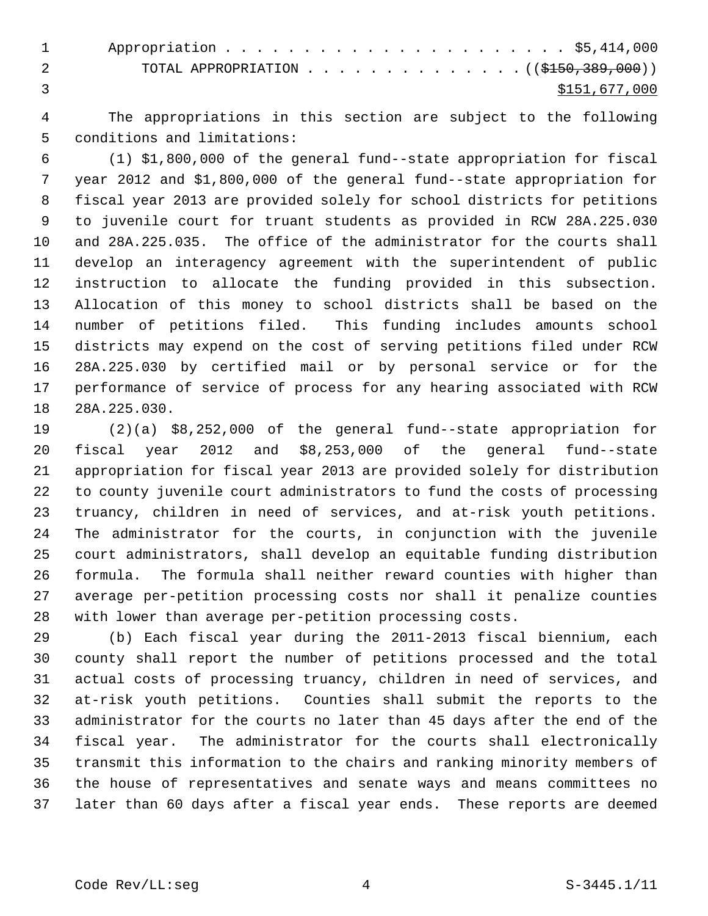Appropriation . . . . . . . . . . . . . . . . . . . . . . $5,414,000

TOTAL APPROPRIATION . . . . . . . . . . . . . . ((~~$150,389,000~~))
$151,677,000

The appropriations in this section are subject to the following conditions and limitations:

(1) $1,800,000 of the general fund--state appropriation for fiscal year 2012 and $1,800,000 of the general fund--state appropriation for fiscal year 2013 are provided solely for school districts for petitions to juvenile court for truant students as provided in RCW 28A.225.030 and 28A.225.035. The office of the administrator for the courts shall develop an interagency agreement with the superintendent of public instruction to allocate the funding provided in this subsection. Allocation of this money to school districts shall be based on the number of petitions filed. This funding includes amounts school districts may expend on the cost of serving petitions filed under RCW 28A.225.030 by certified mail or by personal service or for the performance of service of process for any hearing associated with RCW 28A.225.030.

(2)(a) $8,252,000 of the general fund--state appropriation for fiscal year 2012 and $8,253,000 of the general fund--state appropriation for fiscal year 2013 are provided solely for distribution to county juvenile court administrators to fund the costs of processing truancy, children in need of services, and at-risk youth petitions. The administrator for the courts, in conjunction with the juvenile court administrators, shall develop an equitable funding distribution formula. The formula shall neither reward counties with higher than average per-petition processing costs nor shall it penalize counties with lower than average per-petition processing costs.

(b) Each fiscal year during the 2011-2013 fiscal biennium, each county shall report the number of petitions processed and the total actual costs of processing truancy, children in need of services, and at-risk youth petitions. Counties shall submit the reports to the administrator for the courts no later than 45 days after the end of the fiscal year. The administrator for the courts shall electronically transmit this information to the chairs and ranking minority members of the house of representatives and senate ways and means committees no later than 60 days after a fiscal year ends. These reports are deemed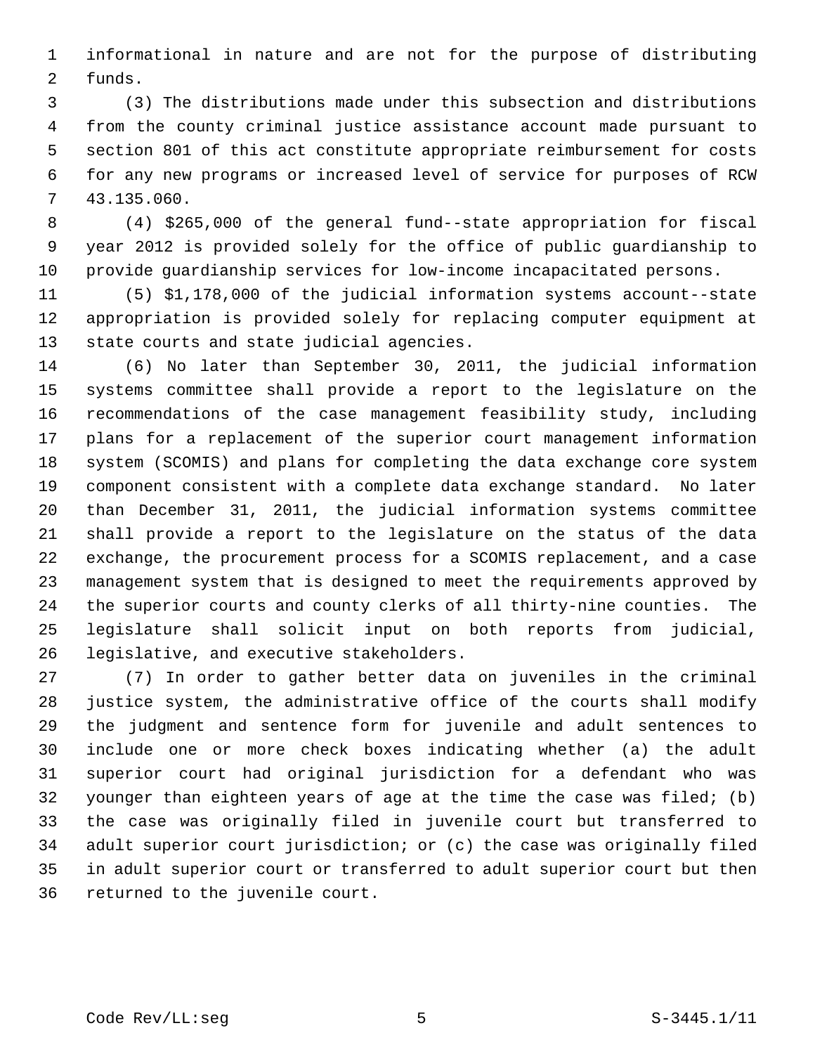informational in nature and are not for the purpose of distributing funds.

(3) The distributions made under this subsection and distributions from the county criminal justice assistance account made pursuant to section 801 of this act constitute appropriate reimbursement for costs for any new programs or increased level of service for purposes of RCW 43.135.060.

(4) $265,000 of the general fund--state appropriation for fiscal year 2012 is provided solely for the office of public guardianship to provide guardianship services for low-income incapacitated persons.

(5) $1,178,000 of the judicial information systems account--state appropriation is provided solely for replacing computer equipment at state courts and state judicial agencies.

(6) No later than September 30, 2011, the judicial information systems committee shall provide a report to the legislature on the recommendations of the case management feasibility study, including plans for a replacement of the superior court management information system (SCOMIS) and plans for completing the data exchange core system component consistent with a complete data exchange standard. No later than December 31, 2011, the judicial information systems committee shall provide a report to the legislature on the status of the data exchange, the procurement process for a SCOMIS replacement, and a case management system that is designed to meet the requirements approved by the superior courts and county clerks of all thirty-nine counties. The legislature shall solicit input on both reports from judicial, legislative, and executive stakeholders.

(7) In order to gather better data on juveniles in the criminal justice system, the administrative office of the courts shall modify the judgment and sentence form for juvenile and adult sentences to include one or more check boxes indicating whether (a) the adult superior court had original jurisdiction for a defendant who was younger than eighteen years of age at the time the case was filed; (b) the case was originally filed in juvenile court but transferred to adult superior court jurisdiction; or (c) the case was originally filed in adult superior court or transferred to adult superior court but then returned to the juvenile court.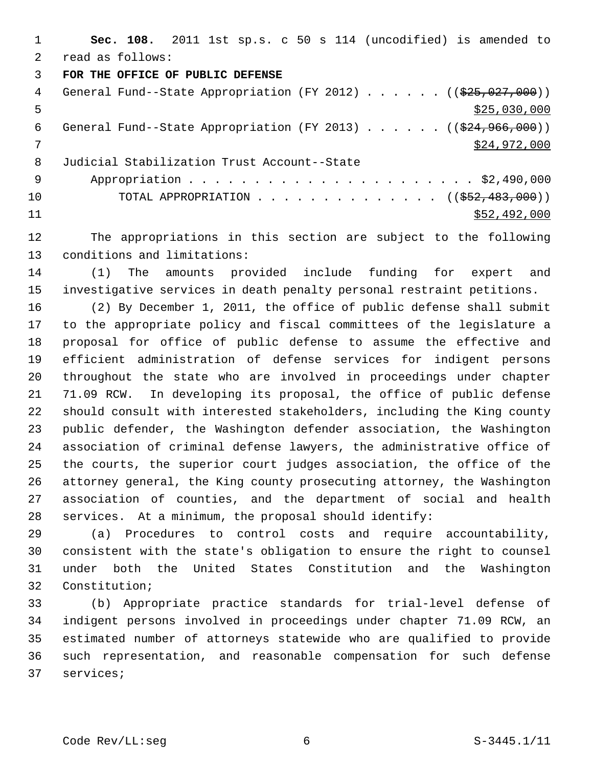**Sec. 108.** 2011 1st sp.s. c 50 s 114 (uncodified) is amended to read as follows:

**FOR THE OFFICE OF PUBLIC DEFENSE**

General Fund--State Appropriation (FY 2012) . . . . . . (($25,027,000)) $25,030,000

General Fund--State Appropriation (FY 2013) . . . . . . (($24,966,000)) $24,972,000

Judicial Stabilization Trust Account--State Appropriation . . . . . . . . . . . . . . . . . . . . . . $2,490,000

TOTAL APPROPRIATION . . . . . . . . . . . . . . (($52,483,000)) $52,492,000

The appropriations in this section are subject to the following conditions and limitations:

(1) The amounts provided include funding for expert and investigative services in death penalty personal restraint petitions.

(2) By December 1, 2011, the office of public defense shall submit to the appropriate policy and fiscal committees of the legislature a proposal for office of public defense to assume the effective and efficient administration of defense services for indigent persons throughout the state who are involved in proceedings under chapter 71.09 RCW. In developing its proposal, the office of public defense should consult with interested stakeholders, including the King county public defender, the Washington defender association, the Washington association of criminal defense lawyers, the administrative office of the courts, the superior court judges association, the office of the attorney general, the King county prosecuting attorney, the Washington association of counties, and the department of social and health services. At a minimum, the proposal should identify:

(a) Procedures to control costs and require accountability, consistent with the state's obligation to ensure the right to counsel under both the United States Constitution and the Washington Constitution;

(b) Appropriate practice standards for trial-level defense of indigent persons involved in proceedings under chapter 71.09 RCW, an estimated number of attorneys statewide who are qualified to provide such representation, and reasonable compensation for such defense services;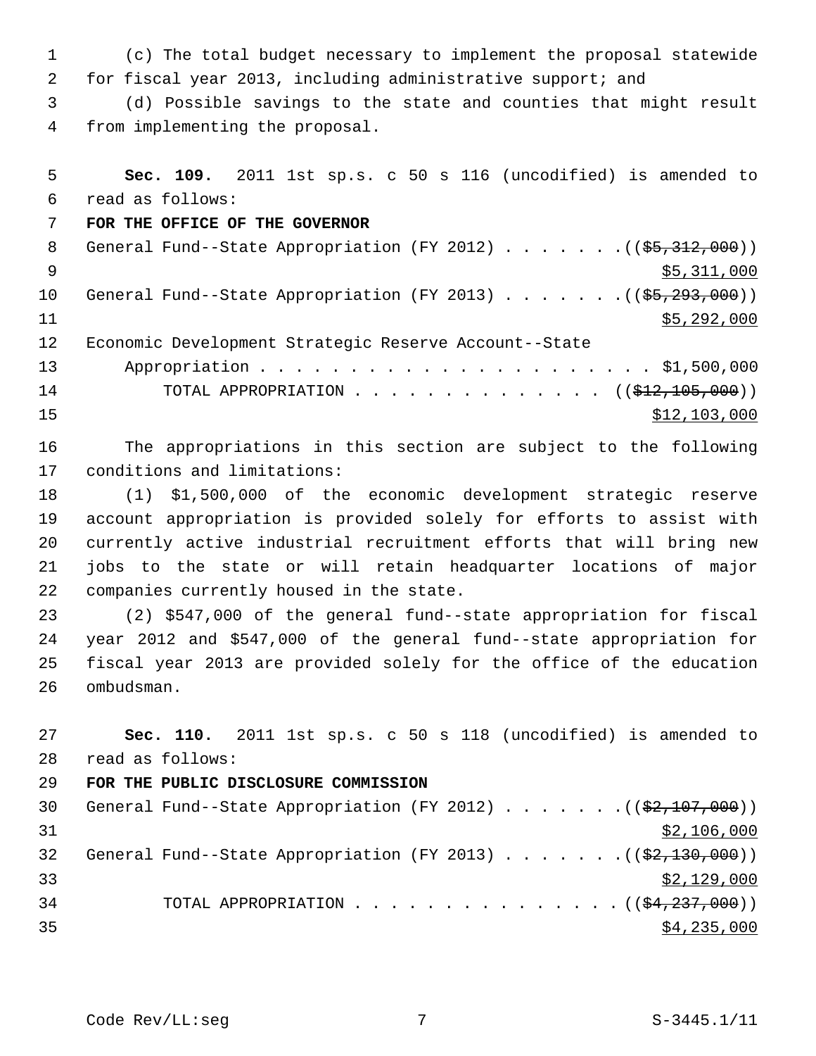(c) The total budget necessary to implement the proposal statewide for fiscal year 2013, including administrative support; and

(d) Possible savings to the state and counties that might result from implementing the proposal.

**Sec. 109.** 2011 1st sp.s. c 50 s 116 (uncodified) is amended to read as follows:

**FOR THE OFFICE OF THE GOVERNOR**

General Fund--State Appropriation (FY 2012) . . . . . . . ((~~$5,312,000~~))
<u>$5,311,000</u>

General Fund--State Appropriation (FY 2013) . . . . . . . ((~~$5,293,000~~))
<u>$5,292,000</u>

Economic Development Strategic Reserve Account--State Appropriation . . . . . . . . . . . . . . . . . . . . . . $1,500,000

TOTAL APPROPRIATION . . . . . . . . . . . . . . ((~~$12,105,000~~))
<u>$12,103,000</u>

The appropriations in this section are subject to the following conditions and limitations:

(1) $1,500,000 of the economic development strategic reserve account appropriation is provided solely for efforts to assist with currently active industrial recruitment efforts that will bring new jobs to the state or will retain headquarter locations of major companies currently housed in the state.

(2) $547,000 of the general fund--state appropriation for fiscal year 2012 and $547,000 of the general fund--state appropriation for fiscal year 2013 are provided solely for the office of the education ombudsman.

**Sec. 110.** 2011 1st sp.s. c 50 s 118 (uncodified) is amended to read as follows:

**FOR THE PUBLIC DISCLOSURE COMMISSION**

General Fund--State Appropriation (FY 2012) . . . . . . . ((~~$2,107,000~~))
<u>$2,106,000</u>

General Fund--State Appropriation (FY 2013) . . . . . . . ((~~$2,130,000~~))
<u>$2,129,000</u>

TOTAL APPROPRIATION . . . . . . . . . . . . . . . ((~~$4,237,000~~))
<u>$4,235,000</u>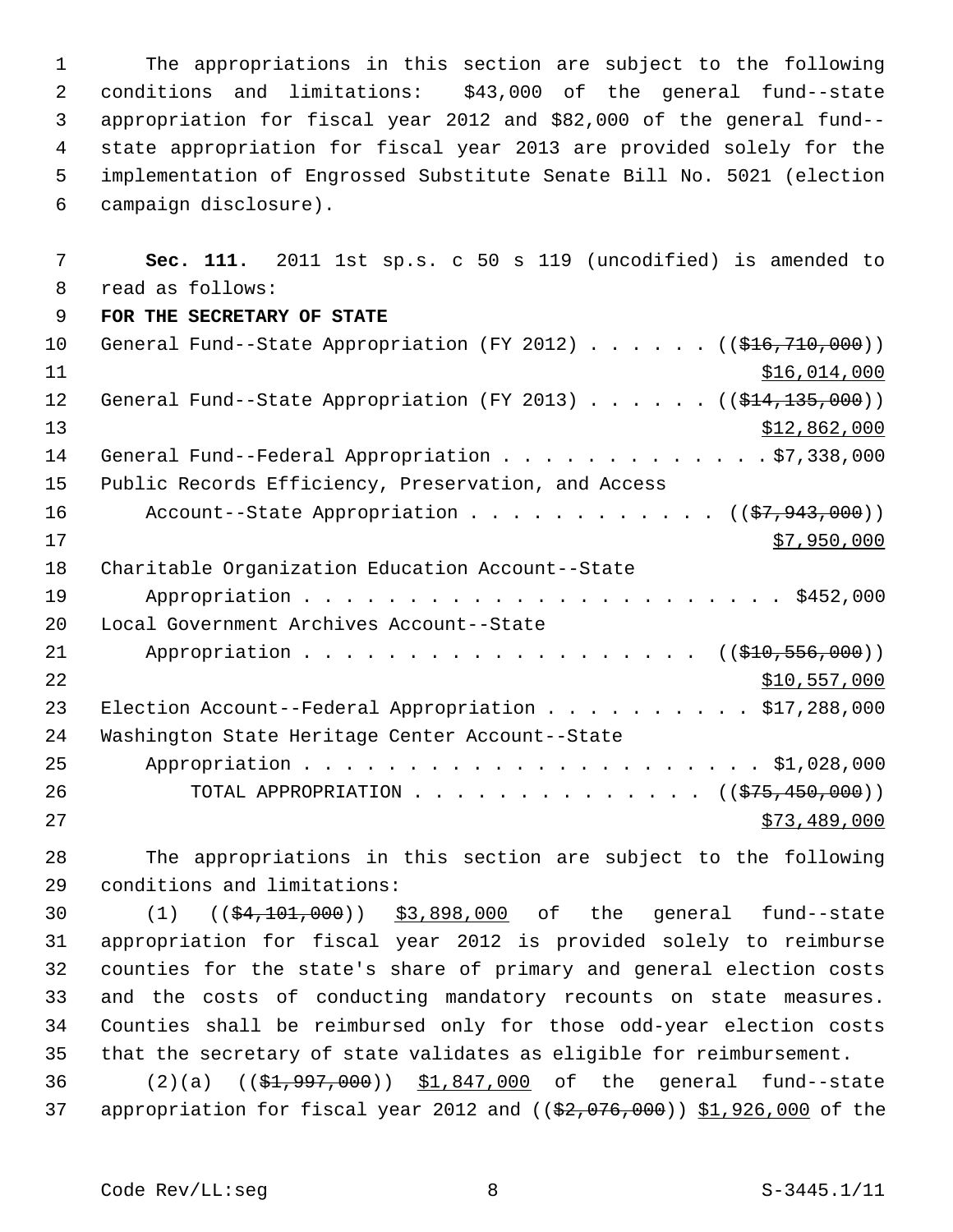The appropriations in this section are subject to the following conditions and limitations: $43,000 of the general fund--state appropriation for fiscal year 2012 and $82,000 of the general fund--state appropriation for fiscal year 2013 are provided solely for the implementation of Engrossed Substitute Senate Bill No. 5021 (election campaign disclosure).

**Sec. 111.** 2011 1st sp.s. c 50 s 119 (uncodified) is amended to read as follows:

**FOR THE SECRETARY OF STATE**

General Fund--State Appropriation (FY 2012) . . . . . . ((~~$16,710,000~~))
$16,014,000

General Fund--State Appropriation (FY 2013) . . . . . . ((~~$14,135,000~~))
$12,862,000

General Fund--Federal Appropriation . . . . . . . . . . . . . $7,338,000

Public Records Efficiency, Preservation, and Access Account--State Appropriation . . . . . . . . . . . . ((~~$7,943,000~~))
$7,950,000

Charitable Organization Education Account--State Appropriation . . . . . . . . . . . . . . . . . . . . . . . $452,000

Local Government Archives Account--State Appropriation . . . . . . . . . . . . . . . . . . . ((~~$10,556,000~~))
$10,557,000

Election Account--Federal Appropriation . . . . . . . . . . $17,288,000

Washington State Heritage Center Account--State Appropriation . . . . . . . . . . . . . . . . . . . . . . $1,028,000

TOTAL APPROPRIATION . . . . . . . . . . . . . . ((~~$75,450,000~~))
$73,489,000

The appropriations in this section are subject to the following conditions and limitations:

(1) ((~~$4,101,000~~)) $3,898,000 of the general fund--state appropriation for fiscal year 2012 is provided solely to reimburse counties for the state's share of primary and general election costs and the costs of conducting mandatory recounts on state measures. Counties shall be reimbursed only for those odd-year election costs that the secretary of state validates as eligible for reimbursement.

(2)(a) ((~~$1,997,000~~)) $1,847,000 of the general fund--state appropriation for fiscal year 2012 and ((~~$2,076,000~~)) $1,926,000 of the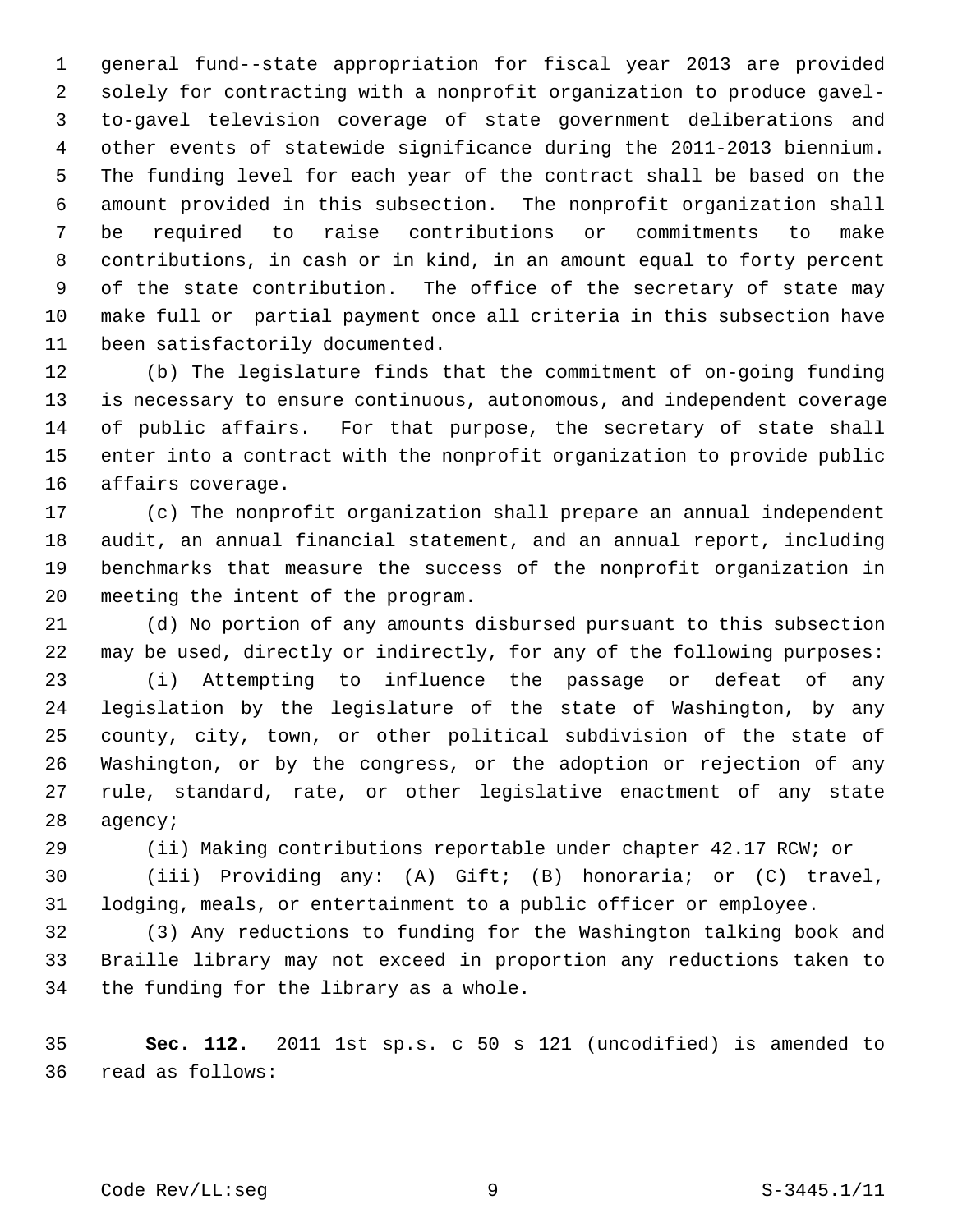general fund--state appropriation for fiscal year 2013 are provided solely for contracting with a nonprofit organization to produce gavel-to-gavel television coverage of state government deliberations and other events of statewide significance during the 2011-2013 biennium. The funding level for each year of the contract shall be based on the amount provided in this subsection. The nonprofit organization shall be required to raise contributions or commitments to make contributions, in cash or in kind, in an amount equal to forty percent of the state contribution. The office of the secretary of state may make full or partial payment once all criteria in this subsection have been satisfactorily documented.

(b) The legislature finds that the commitment of on-going funding is necessary to ensure continuous, autonomous, and independent coverage of public affairs. For that purpose, the secretary of state shall enter into a contract with the nonprofit organization to provide public affairs coverage.

(c) The nonprofit organization shall prepare an annual independent audit, an annual financial statement, and an annual report, including benchmarks that measure the success of the nonprofit organization in meeting the intent of the program.

(d) No portion of any amounts disbursed pursuant to this subsection may be used, directly or indirectly, for any of the following purposes:

(i) Attempting to influence the passage or defeat of any legislation by the legislature of the state of Washington, by any county, city, town, or other political subdivision of the state of Washington, or by the congress, or the adoption or rejection of any rule, standard, rate, or other legislative enactment of any state agency;

(ii) Making contributions reportable under chapter 42.17 RCW; or

(iii) Providing any: (A) Gift; (B) honoraria; or (C) travel, lodging, meals, or entertainment to a public officer or employee.

(3) Any reductions to funding for the Washington talking book and Braille library may not exceed in proportion any reductions taken to the funding for the library as a whole.

**Sec. 112.** 2011 1st sp.s. c 50 s 121 (uncodified) is amended to read as follows: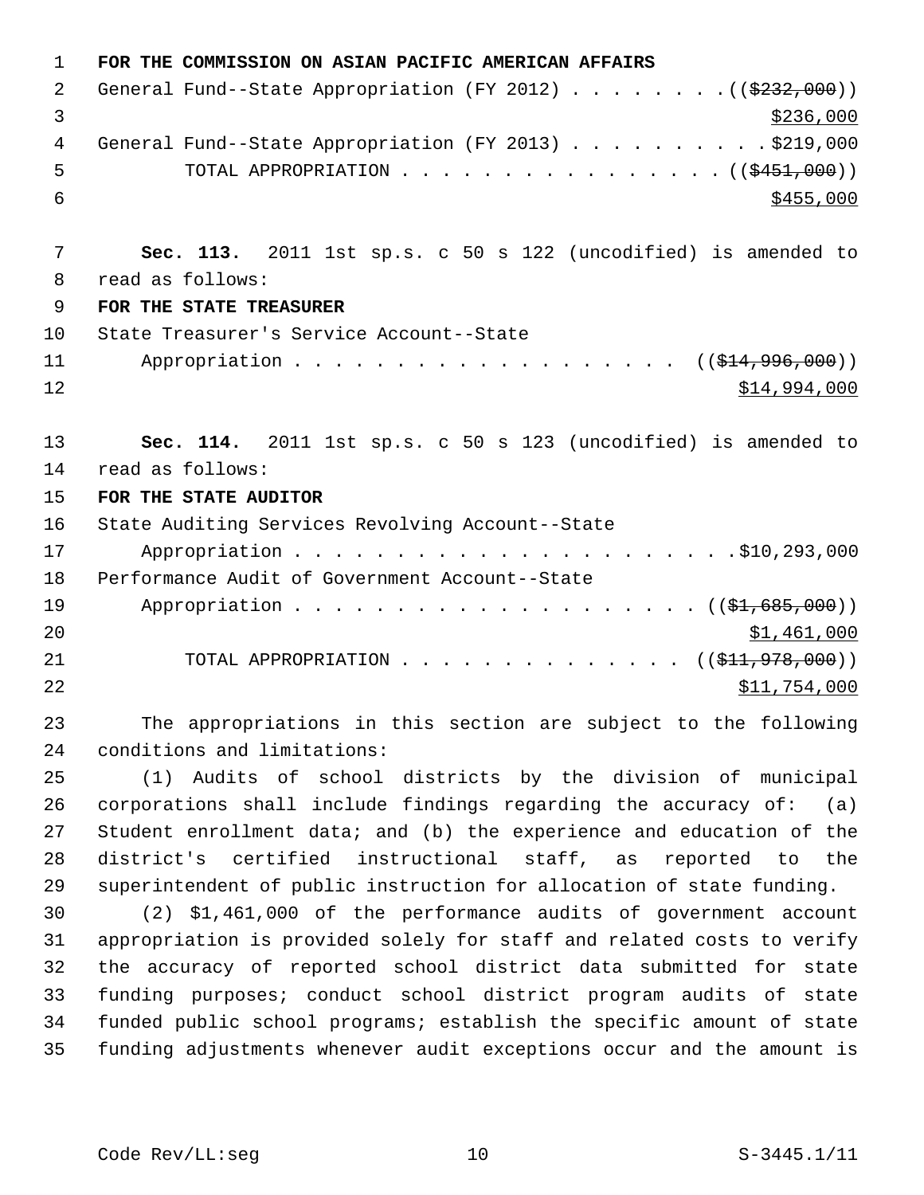**FOR THE COMMISSION ON ASIAN PACIFIC AMERICAN AFFAIRS**

General Fund--State Appropriation (FY 2012) . . . . . . . . ((~~$232,000~~))
$236,000

General Fund--State Appropriation (FY 2013) . . . . . . . . . . $219,000

TOTAL APPROPRIATION . . . . . . . . . . . . . . . . ((~~$451,000~~))
$455,000

**Sec. 113.** 2011 1st sp.s. c 50 s 122 (uncodified) is amended to read as follows:

**FOR THE STATE TREASURER**

State Treasurer's Service Account--State
Appropriation . . . . . . . . . . . . . . . . . . . ((~~$14,996,000~~))
$14,994,000

**Sec. 114.** 2011 1st sp.s. c 50 s 123 (uncodified) is amended to read as follows:

**FOR THE STATE AUDITOR**

State Auditing Services Revolving Account--State
Appropriation . . . . . . . . . . . . . . . . . . . . . . $10,293,000

Performance Audit of Government Account--State
Appropriation . . . . . . . . . . . . . . . . . . . . ((~~$1,685,000~~))
$1,461,000

TOTAL APPROPRIATION . . . . . . . . . . . . . . ((~~$11,978,000~~))
$11,754,000

The appropriations in this section are subject to the following conditions and limitations:

(1) Audits of school districts by the division of municipal corporations shall include findings regarding the accuracy of: (a) Student enrollment data; and (b) the experience and education of the district's certified instructional staff, as reported to the superintendent of public instruction for allocation of state funding.

(2) $1,461,000 of the performance audits of government account appropriation is provided solely for staff and related costs to verify the accuracy of reported school district data submitted for state funding purposes; conduct school district program audits of state funded public school programs; establish the specific amount of state funding adjustments whenever audit exceptions occur and the amount is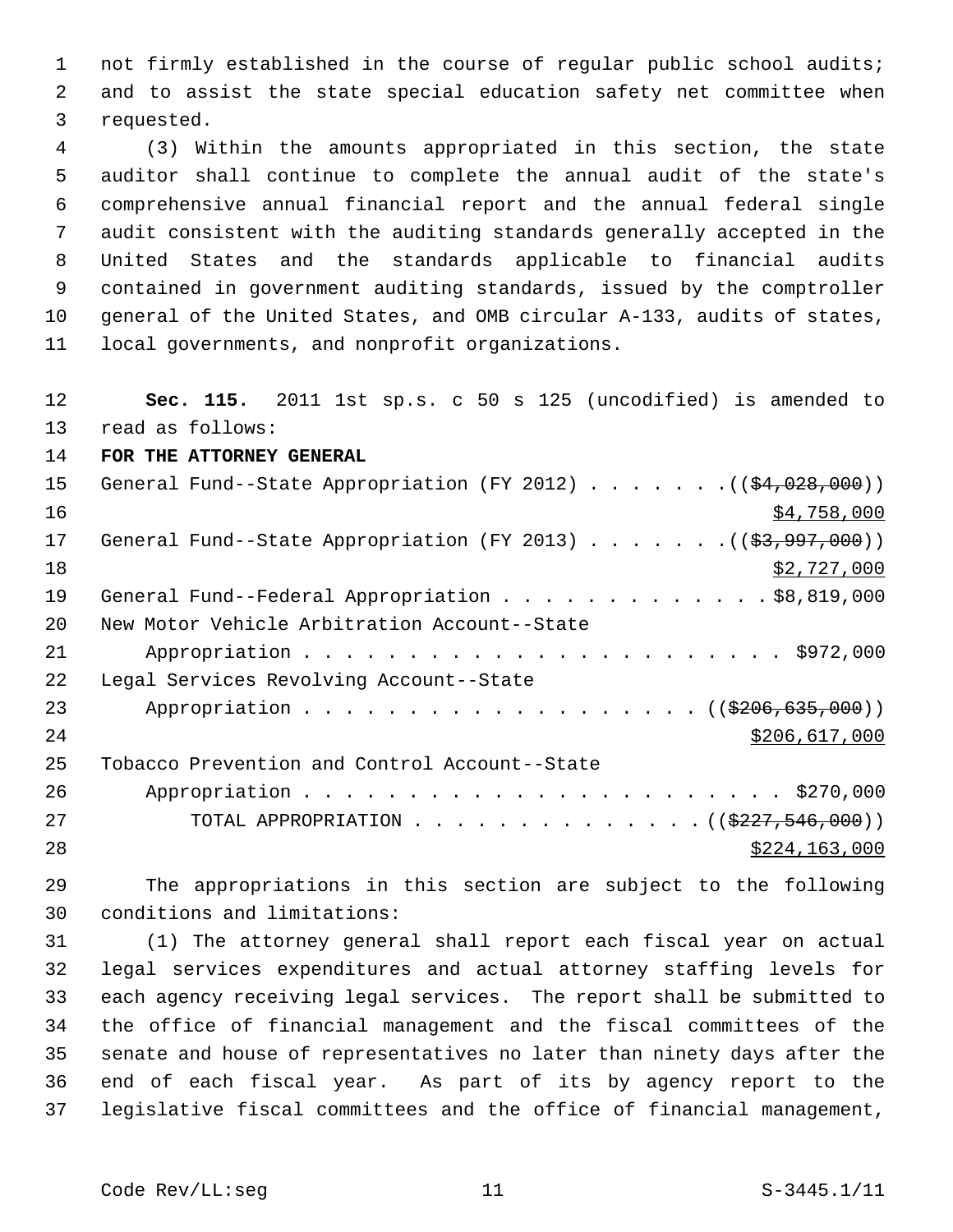not firmly established in the course of regular public school audits; and to assist the state special education safety net committee when requested.

(3) Within the amounts appropriated in this section, the state auditor shall continue to complete the annual audit of the state's comprehensive annual financial report and the annual federal single audit consistent with the auditing standards generally accepted in the United States and the standards applicable to financial audits contained in government auditing standards, issued by the comptroller general of the United States, and OMB circular A-133, audits of states, local governments, and nonprofit organizations.

**Sec. 115.** 2011 1st sp.s. c 50 s 125 (uncodified) is amended to read as follows:

**FOR THE ATTORNEY GENERAL**

General Fund--State Appropriation (FY 2012) . . . . . . . ((~~$4,028,000~~))
$4,758,000

General Fund--State Appropriation (FY 2013) . . . . . . . ((~~$3,997,000~~))
$2,727,000

General Fund--Federal Appropriation . . . . . . . . . . . . . $8,819,000

New Motor Vehicle Arbitration Account--State
Appropriation . . . . . . . . . . . . . . . . . . . . . . . $972,000

Legal Services Revolving Account--State
Appropriation . . . . . . . . . . . . . . . . . . . . ((~~$206,635,000~~))
$206,617,000

Tobacco Prevention and Control Account--State
Appropriation . . . . . . . . . . . . . . . . . . . . . . . $270,000

TOTAL APPROPRIATION . . . . . . . . . . . . . . ((~~$227,546,000~~))
$224,163,000

The appropriations in this section are subject to the following conditions and limitations:

(1) The attorney general shall report each fiscal year on actual legal services expenditures and actual attorney staffing levels for each agency receiving legal services. The report shall be submitted to the office of financial management and the fiscal committees of the senate and house of representatives no later than ninety days after the end of each fiscal year. As part of its by agency report to the legislative fiscal committees and the office of financial management,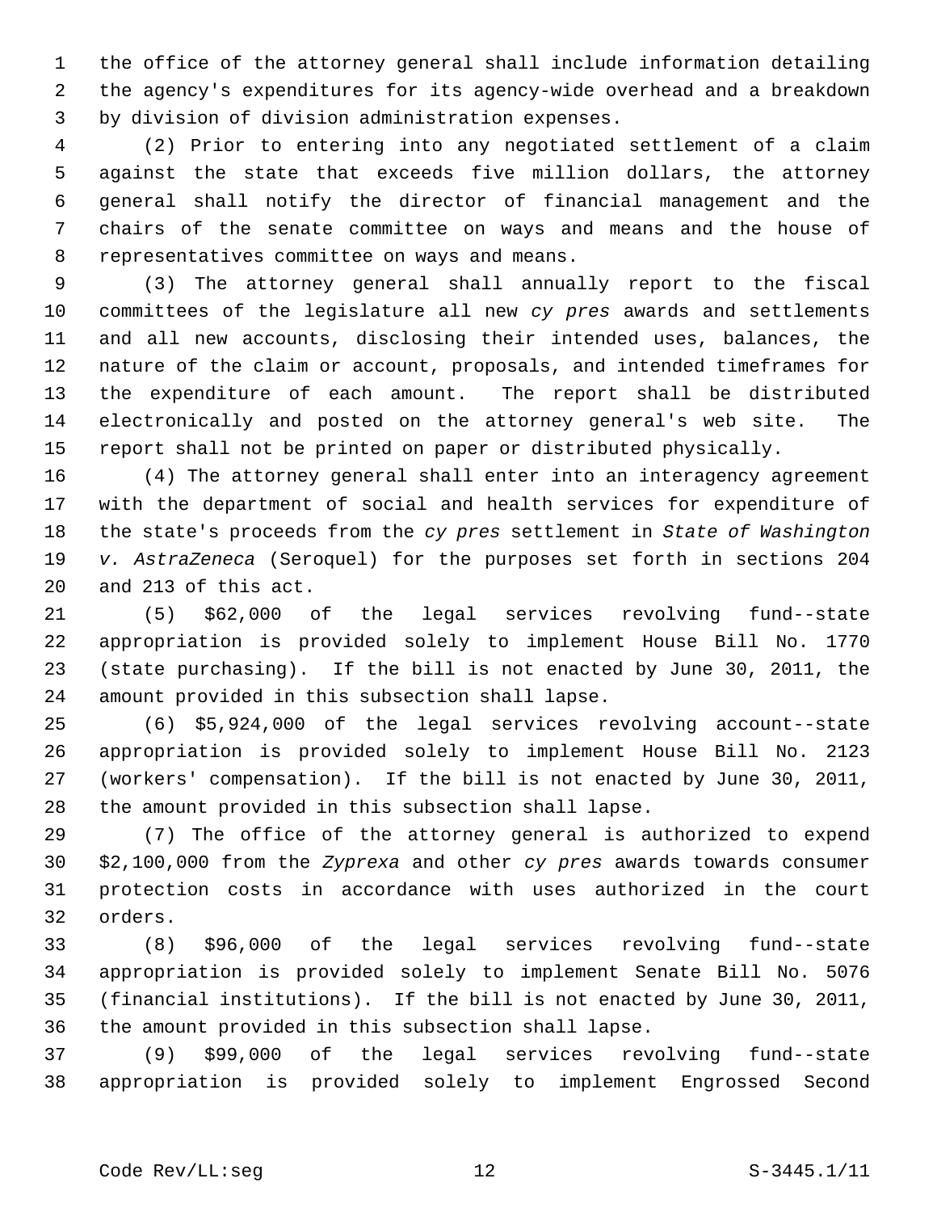the office of the attorney general shall include information detailing the agency's expenditures for its agency-wide overhead and a breakdown by division of division administration expenses.

(2) Prior to entering into any negotiated settlement of a claim against the state that exceeds five million dollars, the attorney general shall notify the director of financial management and the chairs of the senate committee on ways and means and the house of representatives committee on ways and means.

(3) The attorney general shall annually report to the fiscal committees of the legislature all new *cy pres* awards and settlements and all new accounts, disclosing their intended uses, balances, the nature of the claim or account, proposals, and intended timeframes for the expenditure of each amount. The report shall be distributed electronically and posted on the attorney general's web site. The report shall not be printed on paper or distributed physically.

(4) The attorney general shall enter into an interagency agreement with the department of social and health services for expenditure of the state's proceeds from the *cy pres* settlement in *State of Washington v. AstraZeneca* (Seroquel) for the purposes set forth in sections 204 and 213 of this act.

(5) $62,000 of the legal services revolving fund--state appropriation is provided solely to implement House Bill No. 1770 (state purchasing). If the bill is not enacted by June 30, 2011, the amount provided in this subsection shall lapse.

(6) $5,924,000 of the legal services revolving account--state appropriation is provided solely to implement House Bill No. 2123 (workers' compensation). If the bill is not enacted by June 30, 2011, the amount provided in this subsection shall lapse.

(7) The office of the attorney general is authorized to expend $2,100,000 from the *Zyprexa* and other *cy pres* awards towards consumer protection costs in accordance with uses authorized in the court orders.

(8) $96,000 of the legal services revolving fund--state appropriation is provided solely to implement Senate Bill No. 5076 (financial institutions). If the bill is not enacted by June 30, 2011, the amount provided in this subsection shall lapse.

(9) $99,000 of the legal services revolving fund--state appropriation is provided solely to implement Engrossed Second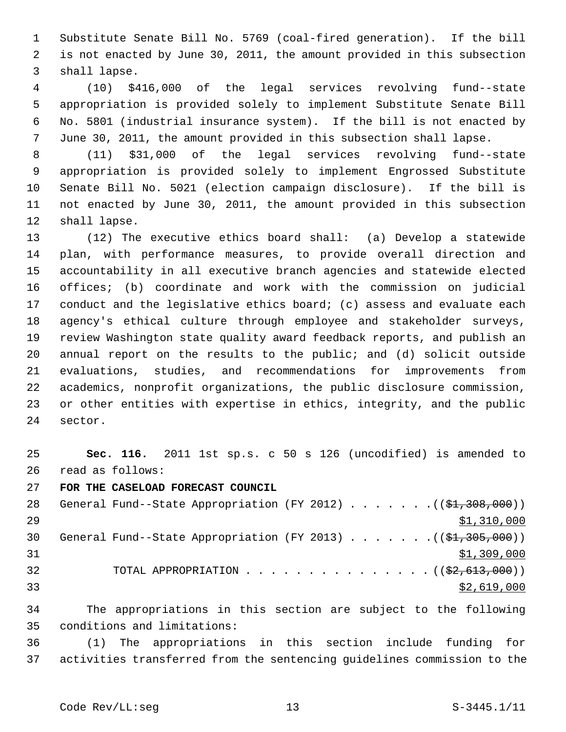Substitute Senate Bill No. 5769 (coal-fired generation). If the bill is not enacted by June 30, 2011, the amount provided in this subsection shall lapse.

(10) $416,000 of the legal services revolving fund--state appropriation is provided solely to implement Substitute Senate Bill No. 5801 (industrial insurance system). If the bill is not enacted by June 30, 2011, the amount provided in this subsection shall lapse.

(11) $31,000 of the legal services revolving fund--state appropriation is provided solely to implement Engrossed Substitute Senate Bill No. 5021 (election campaign disclosure). If the bill is not enacted by June 30, 2011, the amount provided in this subsection shall lapse.

(12) The executive ethics board shall: (a) Develop a statewide plan, with performance measures, to provide overall direction and accountability in all executive branch agencies and statewide elected offices; (b) coordinate and work with the commission on judicial conduct and the legislative ethics board; (c) assess and evaluate each agency's ethical culture through employee and stakeholder surveys, review Washington state quality award feedback reports, and publish an annual report on the results to the public; and (d) solicit outside evaluations, studies, and recommendations for improvements from academics, nonprofit organizations, the public disclosure commission, or other entities with expertise in ethics, integrity, and the public sector.

**Sec. 116.** 2011 1st sp.s. c 50 s 126 (uncodified) is amended to read as follows:

**FOR THE CASELOAD FORECAST COUNCIL**

General Fund--State Appropriation (FY 2012) . . . . . . . ((~~$1,308,000~~))
$1,310,000

General Fund--State Appropriation (FY 2013) . . . . . . . ((~~$1,305,000~~))
$1,309,000

TOTAL APPROPRIATION . . . . . . . . . . . . . . . . ((~~$2,613,000~~))
$2,619,000

The appropriations in this section are subject to the following conditions and limitations:

(1) The appropriations in this section include funding for activities transferred from the sentencing guidelines commission to the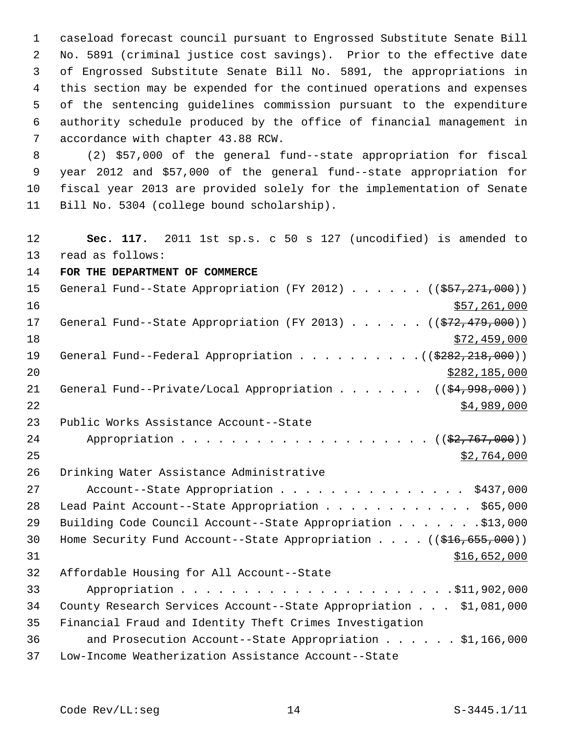caseload forecast council pursuant to Engrossed Substitute Senate Bill No. 5891 (criminal justice cost savings). Prior to the effective date of Engrossed Substitute Senate Bill No. 5891, the appropriations in this section may be expended for the continued operations and expenses of the sentencing guidelines commission pursuant to the expenditure authority schedule produced by the office of financial management in accordance with chapter 43.88 RCW.

(2) $57,000 of the general fund--state appropriation for fiscal year 2012 and $57,000 of the general fund--state appropriation for fiscal year 2013 are provided solely for the implementation of Senate Bill No. 5304 (college bound scholarship).

**Sec. 117.** 2011 1st sp.s. c 50 s 127 (uncodified) is amended to read as follows:

**FOR THE DEPARTMENT OF COMMERCE**

General Fund--State Appropriation (FY 2012) . . . . . . ((~~$57,271,000~~))
<u>$57,261,000</u>

General Fund--State Appropriation (FY 2013) . . . . . . ((~~$72,479,000~~))
<u>$72,459,000</u>

General Fund--Federal Appropriation . . . . . . . . . . ((~~$282,218,000~~))
<u>$282,185,000</u>

General Fund--Private/Local Appropriation . . . . . . . ((~~$4,998,000~~))
<u>$4,989,000</u>

Public Works Assistance Account--State
Appropriation . . . . . . . . . . . . . . . . . . . . . ((~~$2,767,000~~))
<u>$2,764,000</u>

Drinking Water Assistance Administrative
Account--State Appropriation . . . . . . . . . . . . . . . $437,000

Lead Paint Account--State Appropriation . . . . . . . . . . . . $65,000

Building Code Council Account--State Appropriation . . . . . . . $13,000

Home Security Fund Account--State Appropriation . . . . ((~~$16,655,000~~))
<u>$16,652,000</u>

Affordable Housing for All Account--State
Appropriation . . . . . . . . . . . . . . . . . . . . . . $11,902,000

County Research Services Account--State Appropriation . . . $1,081,000

Financial Fraud and Identity Theft Crimes Investigation
and Prosecution Account--State Appropriation . . . . . . $1,166,000

Low-Income Weatherization Assistance Account--State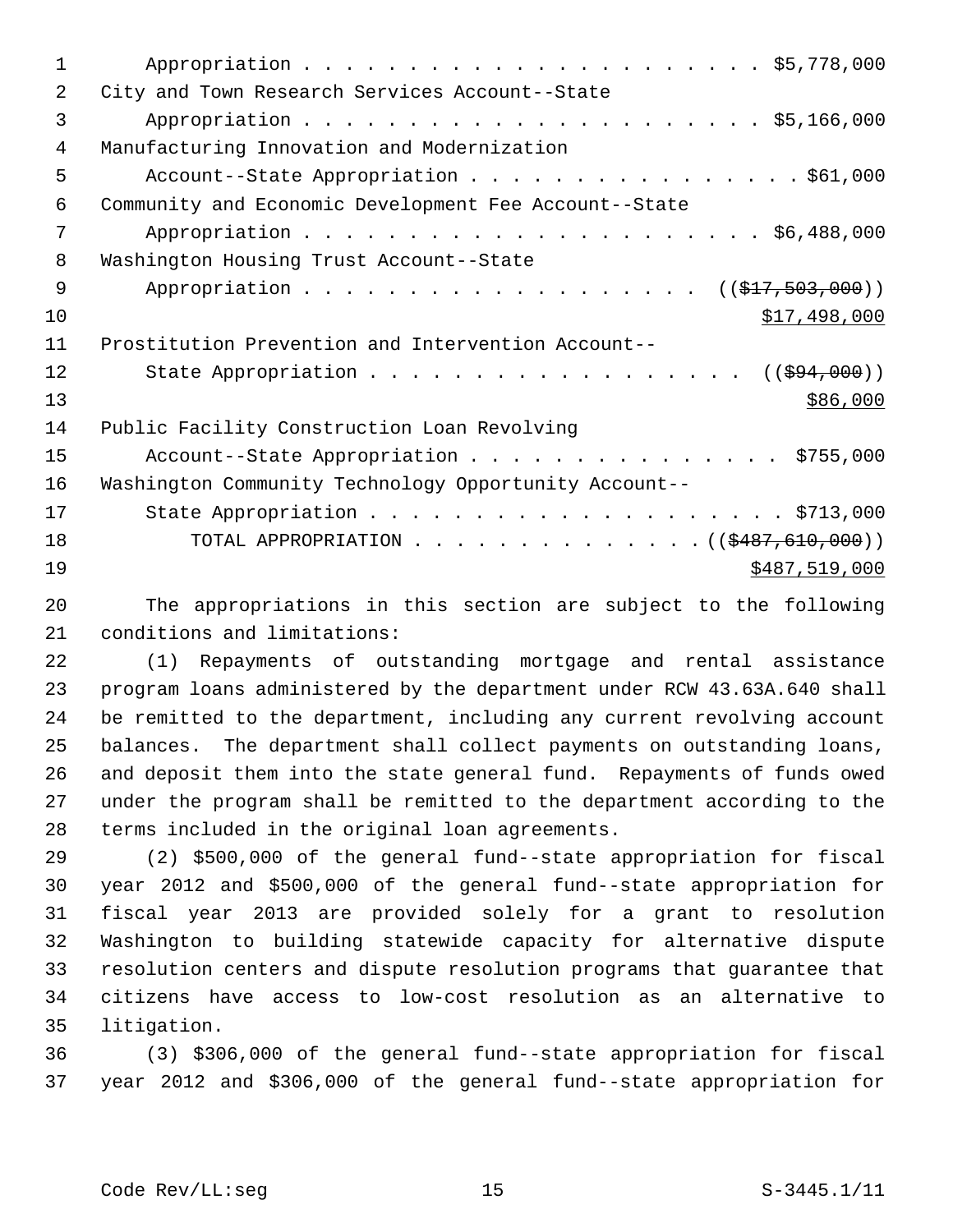Appropriation . . . . . . . . . . . . . . . . . . . . . . $5,778,000
City and Town Research Services Account--State
Appropriation . . . . . . . . . . . . . . . . . . . . . . $5,166,000
Manufacturing Innovation and Modernization
Account--State Appropriation . . . . . . . . . . . . . . . . $61,000
Community and Economic Development Fee Account--State
Appropriation . . . . . . . . . . . . . . . . . . . . . . $6,488,000
Washington Housing Trust Account--State
Appropriation . . . . . . . . . . . . . . . . . . . . ((~~$17,503,000~~))
<u>$17,498,000</u>
Prostitution Prevention and Intervention Account--
State Appropriation . . . . . . . . . . . . . . . . . . . ((~~$94,000~~))
<u>$86,000</u>
Public Facility Construction Loan Revolving
Account--State Appropriation . . . . . . . . . . . . . . . . $755,000
Washington Community Technology Opportunity Account--
State Appropriation . . . . . . . . . . . . . . . . . . . . . $713,000
TOTAL APPROPRIATION . . . . . . . . . . . . . . . ((~~$487,610,000~~))
<u>$487,519,000</u>

The appropriations in this section are subject to the following conditions and limitations:

(1) Repayments of outstanding mortgage and rental assistance program loans administered by the department under RCW 43.63A.640 shall be remitted to the department, including any current revolving account balances. The department shall collect payments on outstanding loans, and deposit them into the state general fund. Repayments of funds owed under the program shall be remitted to the department according to the terms included in the original loan agreements.

(2) $500,000 of the general fund--state appropriation for fiscal year 2012 and $500,000 of the general fund--state appropriation for fiscal year 2013 are provided solely for a grant to resolution Washington to building statewide capacity for alternative dispute resolution centers and dispute resolution programs that guarantee that citizens have access to low-cost resolution as an alternative to litigation.

(3) $306,000 of the general fund--state appropriation for fiscal year 2012 and $306,000 of the general fund--state appropriation for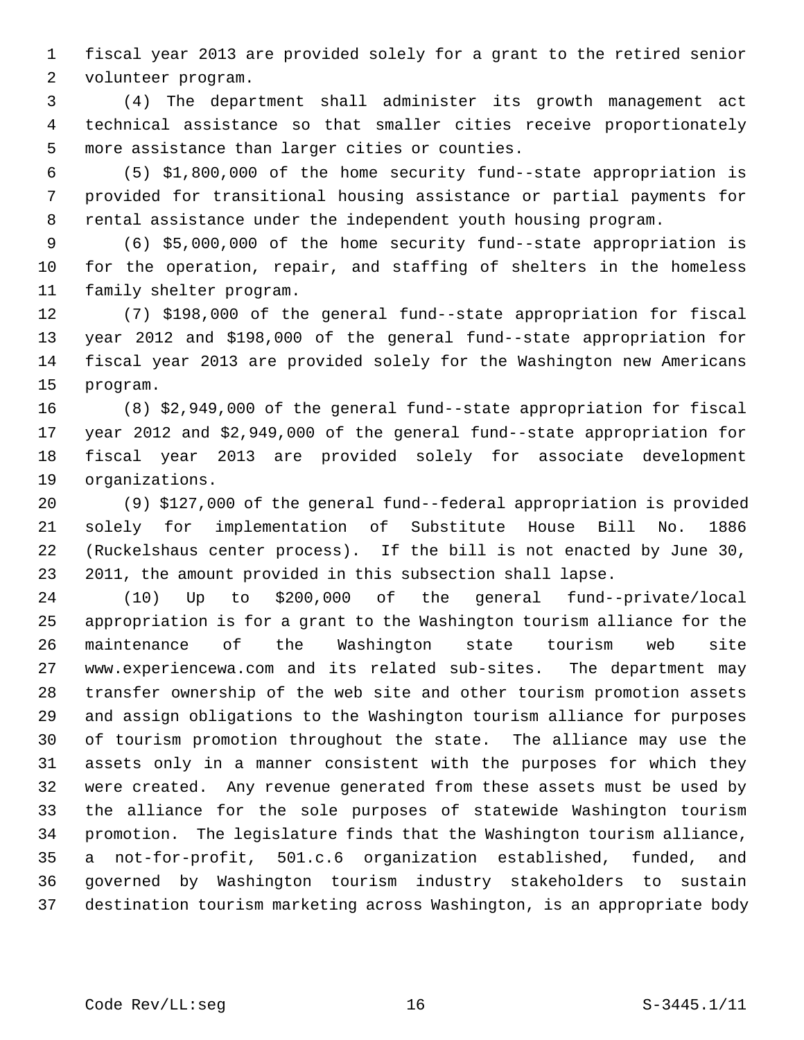fiscal year 2013 are provided solely for a grant to the retired senior volunteer program.

(4) The department shall administer its growth management act technical assistance so that smaller cities receive proportionately more assistance than larger cities or counties.

(5) $1,800,000 of the home security fund--state appropriation is provided for transitional housing assistance or partial payments for rental assistance under the independent youth housing program.

(6) $5,000,000 of the home security fund--state appropriation is for the operation, repair, and staffing of shelters in the homeless family shelter program.

(7) $198,000 of the general fund--state appropriation for fiscal year 2012 and $198,000 of the general fund--state appropriation for fiscal year 2013 are provided solely for the Washington new Americans program.

(8) $2,949,000 of the general fund--state appropriation for fiscal year 2012 and $2,949,000 of the general fund--state appropriation for fiscal year 2013 are provided solely for associate development organizations.

(9) $127,000 of the general fund--federal appropriation is provided solely for implementation of Substitute House Bill No. 1886 (Ruckelshaus center process). If the bill is not enacted by June 30, 2011, the amount provided in this subsection shall lapse.

(10) Up to $200,000 of the general fund--private/local appropriation is for a grant to the Washington tourism alliance for the maintenance of the Washington state tourism web site www.experiencewa.com and its related sub-sites. The department may transfer ownership of the web site and other tourism promotion assets and assign obligations to the Washington tourism alliance for purposes of tourism promotion throughout the state. The alliance may use the assets only in a manner consistent with the purposes for which they were created. Any revenue generated from these assets must be used by the alliance for the sole purposes of statewide Washington tourism promotion. The legislature finds that the Washington tourism alliance, a not-for-profit, 501.c.6 organization established, funded, and governed by Washington tourism industry stakeholders to sustain destination tourism marketing across Washington, is an appropriate body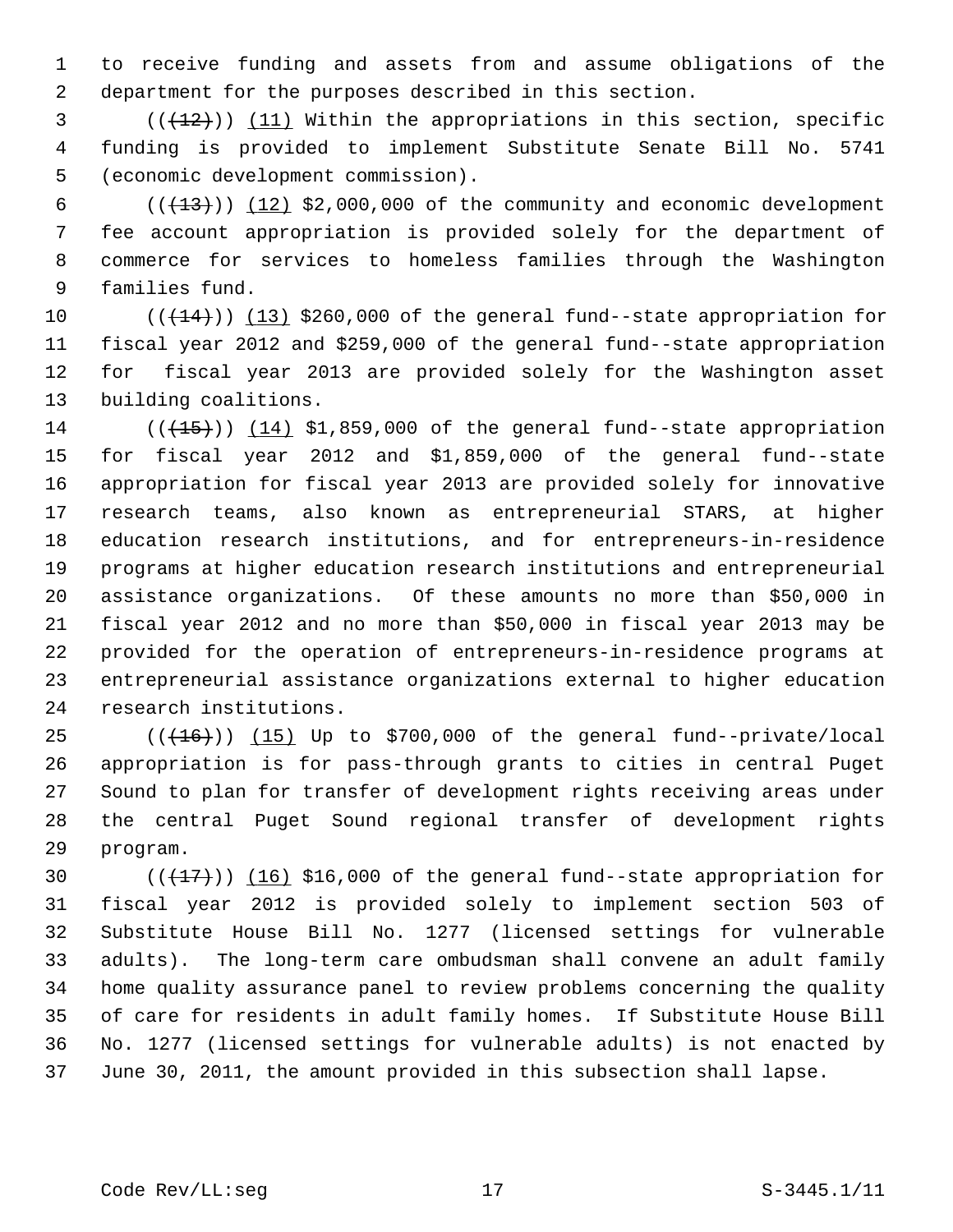to receive funding and assets from and assume obligations of the department for the purposes described in this section.

((~~(12)~~)) (11) Within the appropriations in this section, specific funding is provided to implement Substitute Senate Bill No. 5741 (economic development commission).

((~~(13)~~)) (12) $2,000,000 of the community and economic development fee account appropriation is provided solely for the department of commerce for services to homeless families through the Washington families fund.

((~~(14)~~)) (13) $260,000 of the general fund--state appropriation for fiscal year 2012 and $259,000 of the general fund--state appropriation for fiscal year 2013 are provided solely for the Washington asset building coalitions.

((~~(15)~~)) (14) $1,859,000 of the general fund--state appropriation for fiscal year 2012 and $1,859,000 of the general fund--state appropriation for fiscal year 2013 are provided solely for innovative research teams, also known as entrepreneurial STARS, at higher education research institutions, and for entrepreneurs-in-residence programs at higher education research institutions and entrepreneurial assistance organizations. Of these amounts no more than $50,000 in fiscal year 2012 and no more than $50,000 in fiscal year 2013 may be provided for the operation of entrepreneurs-in-residence programs at entrepreneurial assistance organizations external to higher education research institutions.

((~~(16)~~)) (15) Up to $700,000 of the general fund--private/local appropriation is for pass-through grants to cities in central Puget Sound to plan for transfer of development rights receiving areas under the central Puget Sound regional transfer of development rights program.

((~~(17)~~)) (16) $16,000 of the general fund--state appropriation for fiscal year 2012 is provided solely to implement section 503 of Substitute House Bill No. 1277 (licensed settings for vulnerable adults). The long-term care ombudsman shall convene an adult family home quality assurance panel to review problems concerning the quality of care for residents in adult family homes. If Substitute House Bill No. 1277 (licensed settings for vulnerable adults) is not enacted by June 30, 2011, the amount provided in this subsection shall lapse.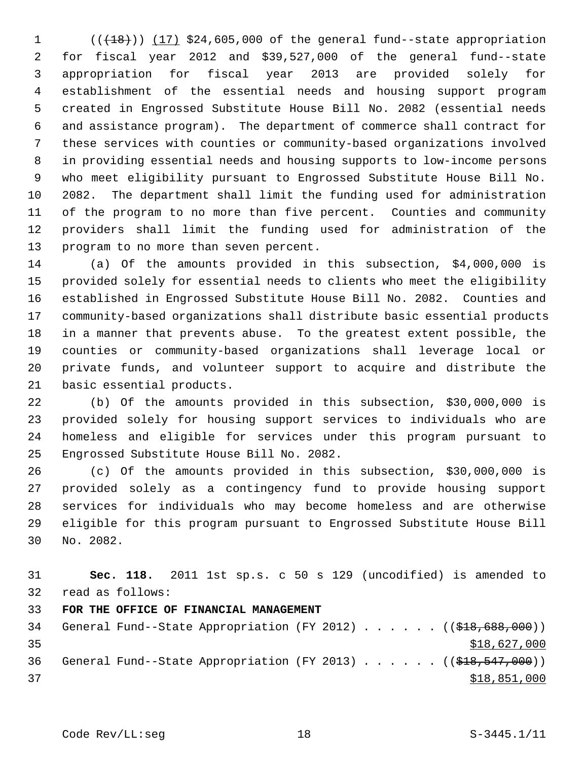((~~(18)~~)) (17) $24,605,000 of the general fund--state appropriation for fiscal year 2012 and $39,527,000 of the general fund--state appropriation for fiscal year 2013 are provided solely for establishment of the essential needs and housing support program created in Engrossed Substitute House Bill No. 2082 (essential needs and assistance program). The department of commerce shall contract for these services with counties or community-based organizations involved in providing essential needs and housing supports to low-income persons who meet eligibility pursuant to Engrossed Substitute House Bill No. 2082. The department shall limit the funding used for administration of the program to no more than five percent. Counties and community providers shall limit the funding used for administration of the program to no more than seven percent.

(a) Of the amounts provided in this subsection, $4,000,000 is provided solely for essential needs to clients who meet the eligibility established in Engrossed Substitute House Bill No. 2082. Counties and community-based organizations shall distribute basic essential products in a manner that prevents abuse. To the greatest extent possible, the counties or community-based organizations shall leverage local or private funds, and volunteer support to acquire and distribute the basic essential products.

(b) Of the amounts provided in this subsection, $30,000,000 is provided solely for housing support services to individuals who are homeless and eligible for services under this program pursuant to Engrossed Substitute House Bill No. 2082.

(c) Of the amounts provided in this subsection, $30,000,000 is provided solely as a contingency fund to provide housing support services for individuals who may become homeless and are otherwise eligible for this program pursuant to Engrossed Substitute House Bill No. 2082.

**Sec. 118.** 2011 1st sp.s. c 50 s 129 (uncodified) is amended to read as follows:

**FOR THE OFFICE OF FINANCIAL MANAGEMENT**

General Fund--State Appropriation (FY 2012) . . . . . . ((~~$18,688,000~~))
$18,627,000

General Fund--State Appropriation (FY 2013) . . . . . . ((~~$18,547,000~~))
$18,851,000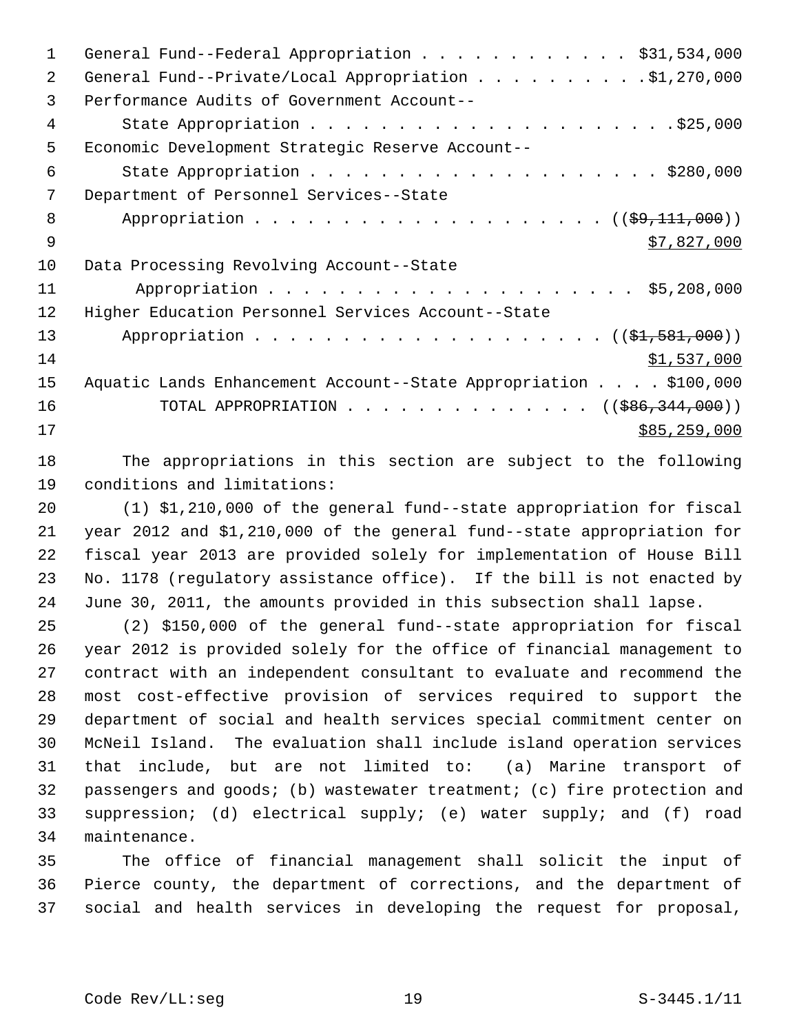General Fund--Federal Appropriation . . . . . . . . . . . . $31,534,000
General Fund--Private/Local Appropriation . . . . . . . . . .$1,270,000
Performance Audits of Government Account--
    State Appropriation . . . . . . . . . . . . . . . . . . . . .$25,000
Economic Development Strategic Reserve Account--
    State Appropriation . . . . . . . . . . . . . . . . . . . . $280,000
Department of Personnel Services--State
    Appropriation . . . . . . . . . . . . . . . . . . . . (($9,111,000))
    $7,827,000
Data Processing Revolving Account--State
    Appropriation . . . . . . . . . . . . . . . . . . . . . $5,208,000
Higher Education Personnel Services Account--State
    Appropriation . . . . . . . . . . . . . . . . . . . . (($1,581,000))
    $1,537,000
Aquatic Lands Enhancement Account--State Appropriation . . . . $100,000
    TOTAL APPROPRIATION . . . . . . . . . . . . . . (($86,344,000))
    $85,259,000

The appropriations in this section are subject to the following conditions and limitations:

(1) $1,210,000 of the general fund--state appropriation for fiscal year 2012 and $1,210,000 of the general fund--state appropriation for fiscal year 2013 are provided solely for implementation of House Bill No. 1178 (regulatory assistance office). If the bill is not enacted by June 30, 2011, the amounts provided in this subsection shall lapse.

(2) $150,000 of the general fund--state appropriation for fiscal year 2012 is provided solely for the office of financial management to contract with an independent consultant to evaluate and recommend the most cost-effective provision of services required to support the department of social and health services special commitment center on McNeil Island. The evaluation shall include island operation services that include, but are not limited to: (a) Marine transport of passengers and goods; (b) wastewater treatment; (c) fire protection and suppression; (d) electrical supply; (e) water supply; and (f) road maintenance.

The office of financial management shall solicit the input of Pierce county, the department of corrections, and the department of social and health services in developing the request for proposal,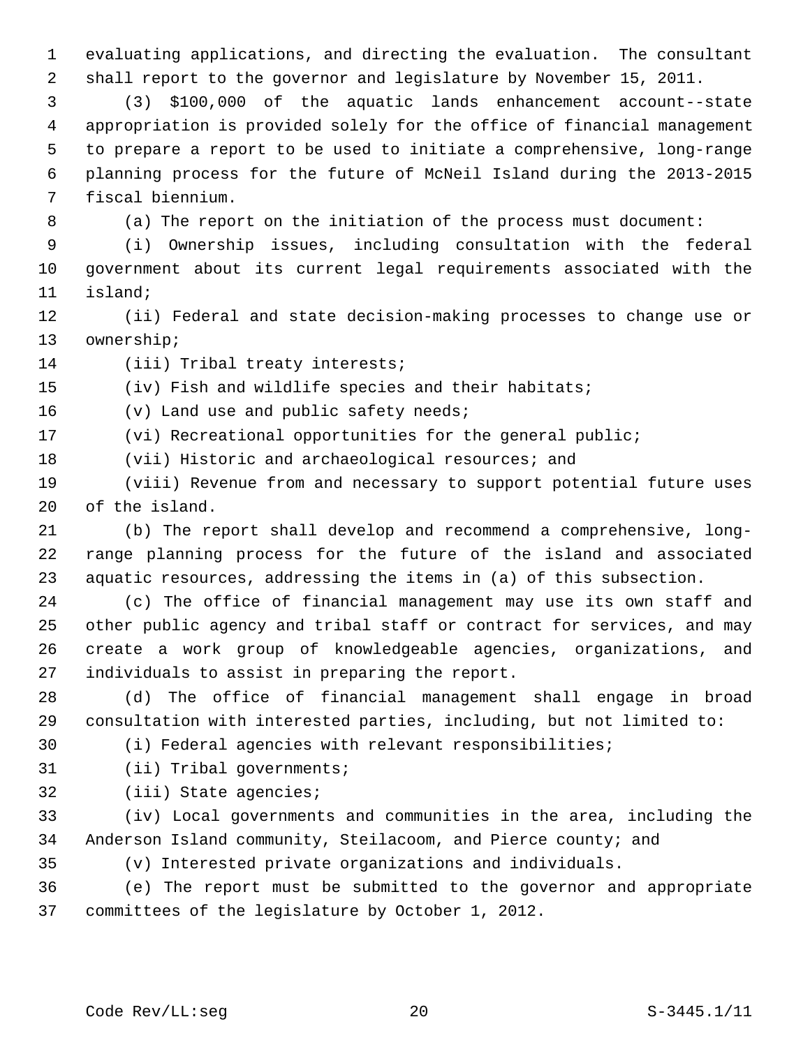evaluating applications, and directing the evaluation. The consultant shall report to the governor and legislature by November 15, 2011.

(3) $100,000 of the aquatic lands enhancement account--state appropriation is provided solely for the office of financial management to prepare a report to be used to initiate a comprehensive, long-range planning process for the future of McNeil Island during the 2013-2015 fiscal biennium.

(a) The report on the initiation of the process must document:

(i) Ownership issues, including consultation with the federal government about its current legal requirements associated with the island;

(ii) Federal and state decision-making processes to change use or ownership;

(iii) Tribal treaty interests;

(iv) Fish and wildlife species and their habitats;

(v) Land use and public safety needs;

(vi) Recreational opportunities for the general public;

(vii) Historic and archaeological resources; and

(viii) Revenue from and necessary to support potential future uses of the island.

(b) The report shall develop and recommend a comprehensive, long-range planning process for the future of the island and associated aquatic resources, addressing the items in (a) of this subsection.

(c) The office of financial management may use its own staff and other public agency and tribal staff or contract for services, and may create a work group of knowledgeable agencies, organizations, and individuals to assist in preparing the report.

(d) The office of financial management shall engage in broad consultation with interested parties, including, but not limited to:

(i) Federal agencies with relevant responsibilities;

(ii) Tribal governments;

(iii) State agencies;

(iv) Local governments and communities in the area, including the Anderson Island community, Steilacoom, and Pierce county; and

(v) Interested private organizations and individuals.

(e) The report must be submitted to the governor and appropriate committees of the legislature by October 1, 2012.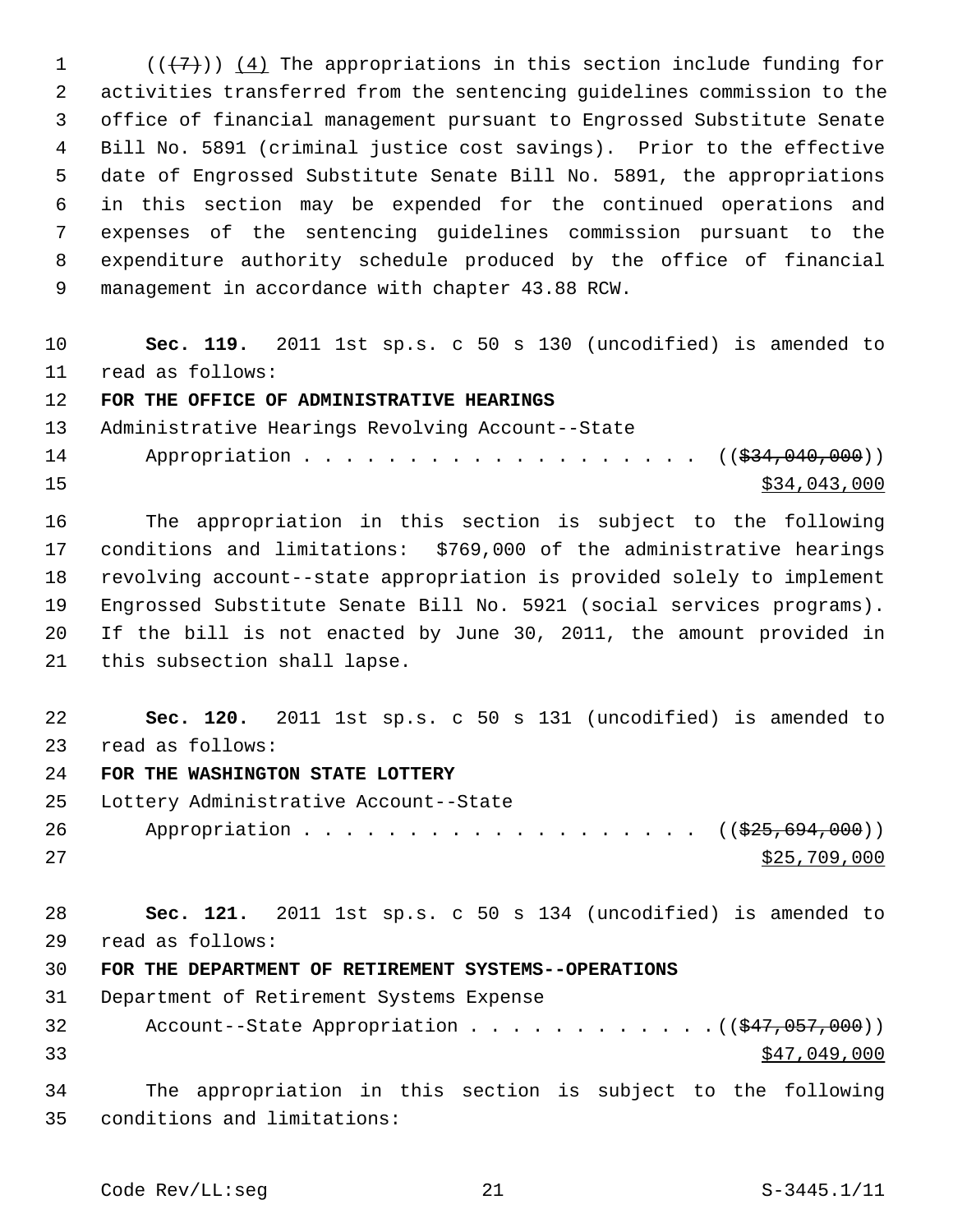((~~(7)~~)) (4) The appropriations in this section include funding for activities transferred from the sentencing guidelines commission to the office of financial management pursuant to Engrossed Substitute Senate Bill No. 5891 (criminal justice cost savings). Prior to the effective date of Engrossed Substitute Senate Bill No. 5891, the appropriations in this section may be expended for the continued operations and expenses of the sentencing guidelines commission pursuant to the expenditure authority schedule produced by the office of financial management in accordance with chapter 43.88 RCW.

**Sec. 119.** 2011 1st sp.s. c 50 s 130 (uncodified) is amended to read as follows:

**FOR THE OFFICE OF ADMINISTRATIVE HEARINGS**

Administrative Hearings Revolving Account--State
Appropriation . . . . . . . . . . . . . . . . . . . . ((~~$34,040,000~~))
$34,043,000

The appropriation in this section is subject to the following conditions and limitations: $769,000 of the administrative hearings revolving account--state appropriation is provided solely to implement Engrossed Substitute Senate Bill No. 5921 (social services programs). If the bill is not enacted by June 30, 2011, the amount provided in this subsection shall lapse.

**Sec. 120.** 2011 1st sp.s. c 50 s 131 (uncodified) is amended to read as follows:

**FOR THE WASHINGTON STATE LOTTERY**

Lottery Administrative Account--State
Appropriation . . . . . . . . . . . . . . . . . . . . ((~~$25,694,000~~))
$25,709,000

**Sec. 121.** 2011 1st sp.s. c 50 s 134 (uncodified) is amended to read as follows:

**FOR THE DEPARTMENT OF RETIREMENT SYSTEMS--OPERATIONS**

Department of Retirement Systems Expense
Account--State Appropriation . . . . . . . . . . . . ((~~$47,057,000~~))
$47,049,000

The appropriation in this section is subject to the following conditions and limitations: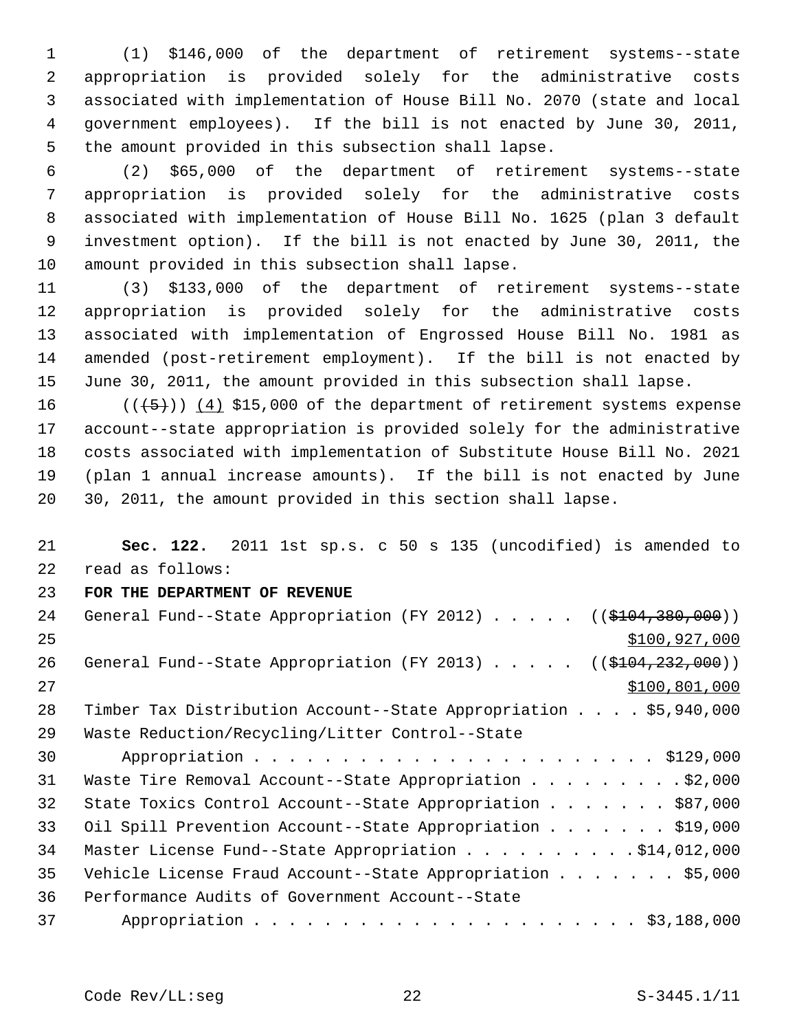(1) $146,000 of the department of retirement systems--state appropriation is provided solely for the administrative costs associated with implementation of House Bill No. 2070 (state and local government employees). If the bill is not enacted by June 30, 2011, the amount provided in this subsection shall lapse.

(2) $65,000 of the department of retirement systems--state appropriation is provided solely for the administrative costs associated with implementation of House Bill No. 1625 (plan 3 default investment option). If the bill is not enacted by June 30, 2011, the amount provided in this subsection shall lapse.

(3) $133,000 of the department of retirement systems--state appropriation is provided solely for the administrative costs associated with implementation of Engrossed House Bill No. 1981 as amended (post-retirement employment). If the bill is not enacted by June 30, 2011, the amount provided in this subsection shall lapse.

((~~(5)~~)) <u>(4)</u> $15,000 of the department of retirement systems expense account--state appropriation is provided solely for the administrative costs associated with implementation of Substitute House Bill No. 2021 (plan 1 annual increase amounts). If the bill is not enacted by June 30, 2011, the amount provided in this section shall lapse.

**Sec. 122.** 2011 1st sp.s. c 50 s 135 (uncodified) is amended to read as follows:

**FOR THE DEPARTMENT OF REVENUE**

General Fund--State Appropriation (FY 2012) . . . . . ((~~$104,380,000~~))
<u>$100,927,000</u>

General Fund--State Appropriation (FY 2013) . . . . . ((~~$104,232,000~~))
<u>$100,801,000</u>

Timber Tax Distribution Account--State Appropriation . . . . $5,940,000

Waste Reduction/Recycling/Litter Control--State Appropriation . . . . . . . . . . . . . . . . . . . . . . . $129,000

Waste Tire Removal Account--State Appropriation . . . . . . . . . $2,000

State Toxics Control Account--State Appropriation . . . . . . . $87,000

Oil Spill Prevention Account--State Appropriation . . . . . . . $19,000

Master License Fund--State Appropriation . . . . . . . . . . $14,012,000

Vehicle License Fraud Account--State Appropriation . . . . . . . $5,000

Performance Audits of Government Account--State Appropriation . . . . . . . . . . . . . . . . . . . . . . $3,188,000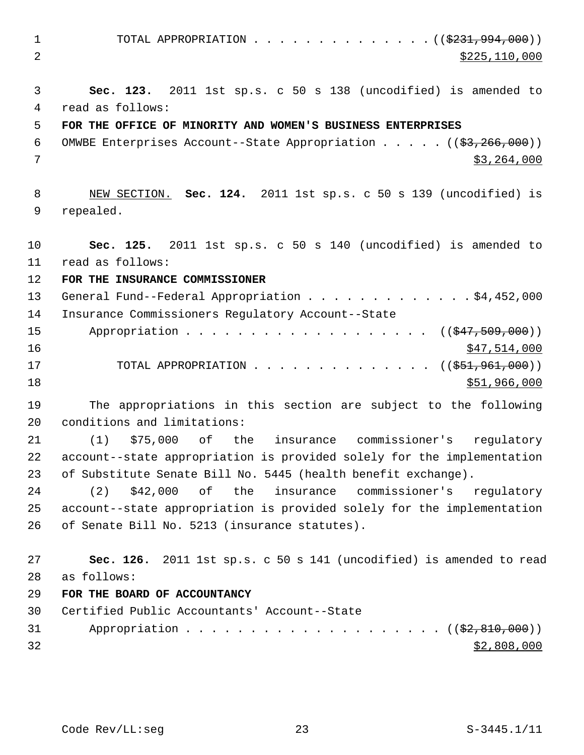TOTAL APPROPRIATION . . . . . . . . . . . . . . (($231,994,000))
$225,110,000

**Sec. 123.** 2011 1st sp.s. c 50 s 138 (uncodified) is amended to read as follows:

**FOR THE OFFICE OF MINORITY AND WOMEN'S BUSINESS ENTERPRISES**

OMWBE Enterprises Account--State Appropriation . . . . . (($3,266,000))
$3,264,000

NEW SECTION. **Sec. 124.** 2011 1st sp.s. c 50 s 139 (uncodified) is repealed.

**Sec. 125.** 2011 1st sp.s. c 50 s 140 (uncodified) is amended to read as follows:

**FOR THE INSURANCE COMMISSIONER**

General Fund--Federal Appropriation . . . . . . . . . . . . . $4,452,000

Insurance Commissioners Regulatory Account--State Appropriation . . . . . . . . . . . . . . . . . . . (($47,509,000))
$47,514,000

TOTAL APPROPRIATION . . . . . . . . . . . . . . (($51,961,000))
$51,966,000

The appropriations in this section are subject to the following conditions and limitations:

(1) $75,000 of the insurance commissioner's regulatory account--state appropriation is provided solely for the implementation of Substitute Senate Bill No. 5445 (health benefit exchange).

(2) $42,000 of the insurance commissioner's regulatory account--state appropriation is provided solely for the implementation of Senate Bill No. 5213 (insurance statutes).

**Sec. 126.** 2011 1st sp.s. c 50 s 141 (uncodified) is amended to read as follows:

**FOR THE BOARD OF ACCOUNTANCY**

Certified Public Accountants' Account--State Appropriation . . . . . . . . . . . . . . . . . . . (($2,810,000))
$2,808,000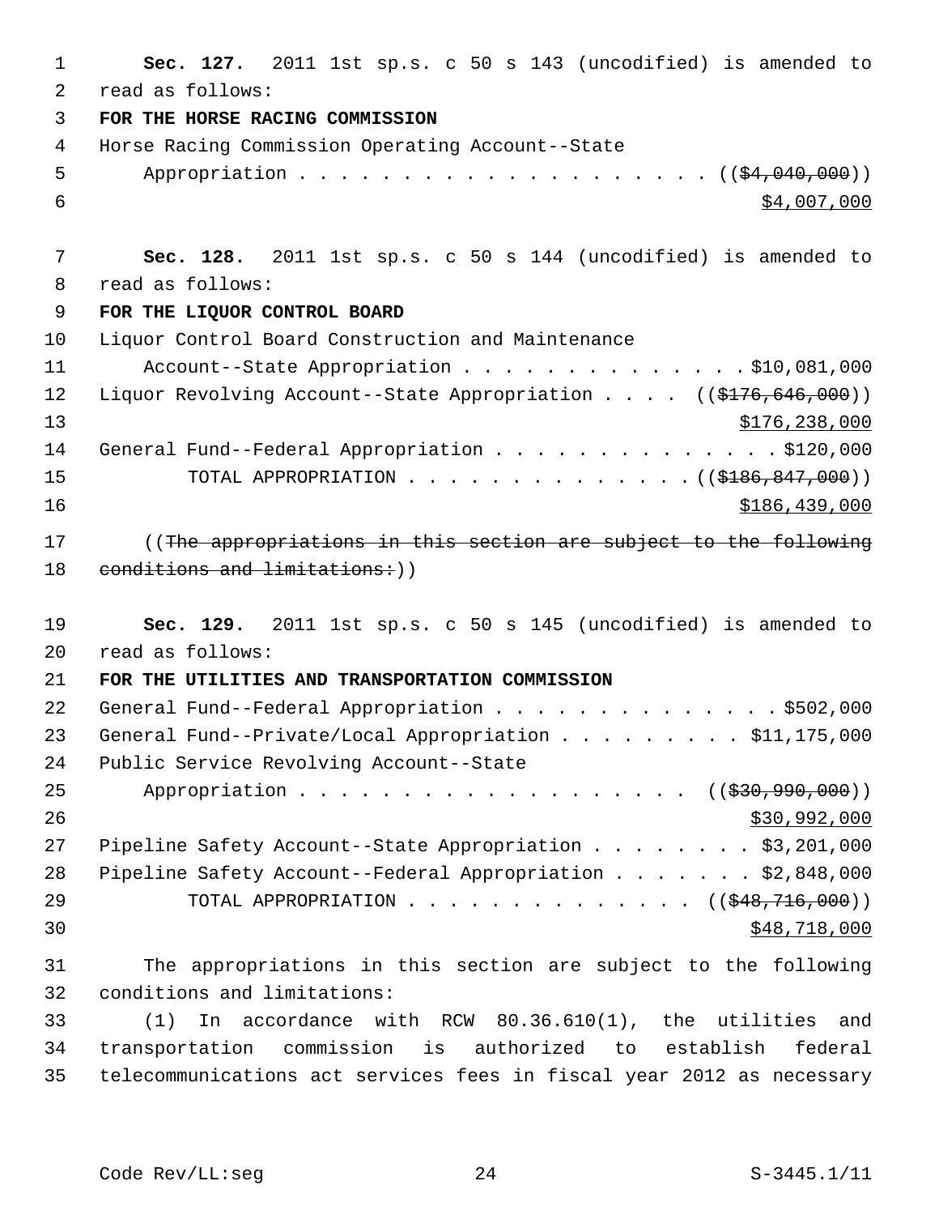**Sec. 127.** 2011 1st sp.s. c 50 s 143 (uncodified) is amended to read as follows:

**FOR THE HORSE RACING COMMISSION**

Horse Racing Commission Operating Account--State Appropriation . . . . . . . . . . . . . . . . . . . . . ((~~$4,040,000~~)) $4,007,000

**Sec. 128.** 2011 1st sp.s. c 50 s 144 (uncodified) is amended to read as follows:

**FOR THE LIQUOR CONTROL BOARD**

Liquor Control Board Construction and Maintenance Account--State Appropriation . . . . . . . . . . . . . . $10,081,000

Liquor Revolving Account--State Appropriation . . . . ((~~$176,646,000~~)) $176,238,000

General Fund--Federal Appropriation . . . . . . . . . . . . . . $120,000

TOTAL APPROPRIATION . . . . . . . . . . . . . . (( ~~$186,847,000~~)) $186,439,000

((~~The appropriations in this section are subject to the following conditions and limitations:~~))

**Sec. 129.** 2011 1st sp.s. c 50 s 145 (uncodified) is amended to read as follows:

**FOR THE UTILITIES AND TRANSPORTATION COMMISSION**

General Fund--Federal Appropriation . . . . . . . . . . . . . . $502,000

General Fund--Private/Local Appropriation . . . . . . . . . $11,175,000

Public Service Revolving Account--State Appropriation . . . . . . . . . . . . . . . . . . . (( ~~$30,990,000~~)) $30,992,000

Pipeline Safety Account--State Appropriation . . . . . . . . $3,201,000

Pipeline Safety Account--Federal Appropriation . . . . . . . $2,848,000

TOTAL APPROPRIATION . . . . . . . . . . . . . . (( ~~$48,716,000~~)) $48,718,000

The appropriations in this section are subject to the following conditions and limitations:

(1) In accordance with RCW 80.36.610(1), the utilities and transportation commission is authorized to establish federal telecommunications act services fees in fiscal year 2012 as necessary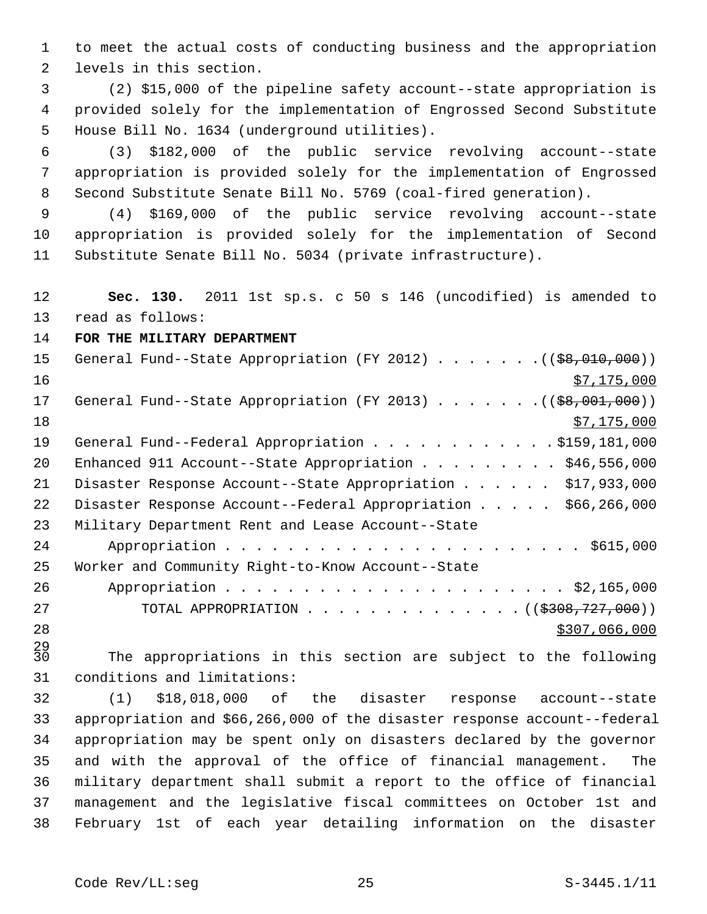to meet the actual costs of conducting business and the appropriation levels in this section.

(2) $15,000 of the pipeline safety account--state appropriation is provided solely for the implementation of Engrossed Second Substitute House Bill No. 1634 (underground utilities).

(3) $182,000 of the public service revolving account--state appropriation is provided solely for the implementation of Engrossed Second Substitute Senate Bill No. 5769 (coal-fired generation).

(4) $169,000 of the public service revolving account--state appropriation is provided solely for the implementation of Second Substitute Senate Bill No. 5034 (private infrastructure).

**Sec. 130.** 2011 1st sp.s. c 50 s 146 (uncodified) is amended to read as follows:

**FOR THE MILITARY DEPARTMENT**

General Fund--State Appropriation (FY 2012) . . . . . . . (( ~~$8,010,000~~ ))
<u>$7,175,000</u>

General Fund--State Appropriation (FY 2013) . . . . . . . (( ~~$8,001,000~~ ))
<u>$7,175,000</u>

General Fund--Federal Appropriation . . . . . . . . . . . . $159,181,000

Enhanced 911 Account--State Appropriation . . . . . . . . . $46,556,000

Disaster Response Account--State Appropriation . . . . . . $17,933,000

Disaster Response Account--Federal Appropriation . . . . . $66,266,000

Military Department Rent and Lease Account--State Appropriation . . . . . . . . . . . . . . . . . . . . . . . $615,000

Worker and Community Right-to-Know Account--State Appropriation . . . . . . . . . . . . . . . . . . . . . . $2,165,000

TOTAL APPROPRIATION . . . . . . . . . . . . . . (( ~~$308,727,000~~ ))
<u>$307,066,000</u>

The appropriations in this section are subject to the following conditions and limitations:

(1) $18,018,000 of the disaster response account--state appropriation and $66,266,000 of the disaster response account--federal appropriation may be spent only on disasters declared by the governor and with the approval of the office of financial management. The military department shall submit a report to the office of financial management and the legislative fiscal committees on October 1st and February 1st of each year detailing information on the disaster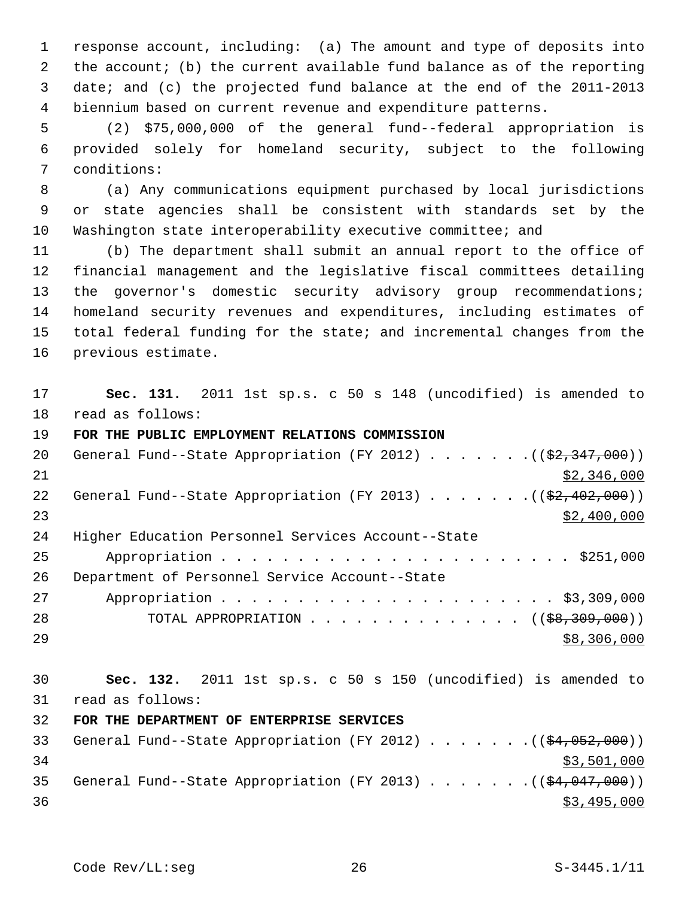response account, including: (a) The amount and type of deposits into the account; (b) the current available fund balance as of the reporting date; and (c) the projected fund balance at the end of the 2011-2013 biennium based on current revenue and expenditure patterns.

(2) $75,000,000 of the general fund--federal appropriation is provided solely for homeland security, subject to the following conditions:

(a) Any communications equipment purchased by local jurisdictions or state agencies shall be consistent with standards set by the Washington state interoperability executive committee; and

(b) The department shall submit an annual report to the office of financial management and the legislative fiscal committees detailing the governor's domestic security advisory group recommendations; homeland security revenues and expenditures, including estimates of total federal funding for the state; and incremental changes from the previous estimate.

**Sec. 131.** 2011 1st sp.s. c 50 s 148 (uncodified) is amended to read as follows:

**FOR THE PUBLIC EMPLOYMENT RELATIONS COMMISSION**

General Fund--State Appropriation (FY 2012) . . . . . . . (($2,347,000))
$2,346,000

General Fund--State Appropriation (FY 2013) . . . . . . . (($2,402,000))
$2,400,000

Higher Education Personnel Services Account--State Appropriation . . . . . . . . . . . . . . . . . . . . . . . $251,000

Department of Personnel Service Account--State Appropriation . . . . . . . . . . . . . . . . . . . . . . . $3,309,000

TOTAL APPROPRIATION . . . . . . . . . . . . . . (($8,309,000))
$8,306,000

**Sec. 132.** 2011 1st sp.s. c 50 s 150 (uncodified) is amended to read as follows:

**FOR THE DEPARTMENT OF ENTERPRISE SERVICES**

General Fund--State Appropriation (FY 2012) . . . . . . . (($4,052,000))
$3,501,000

General Fund--State Appropriation (FY 2013) . . . . . . . (($4,047,000))
$3,495,000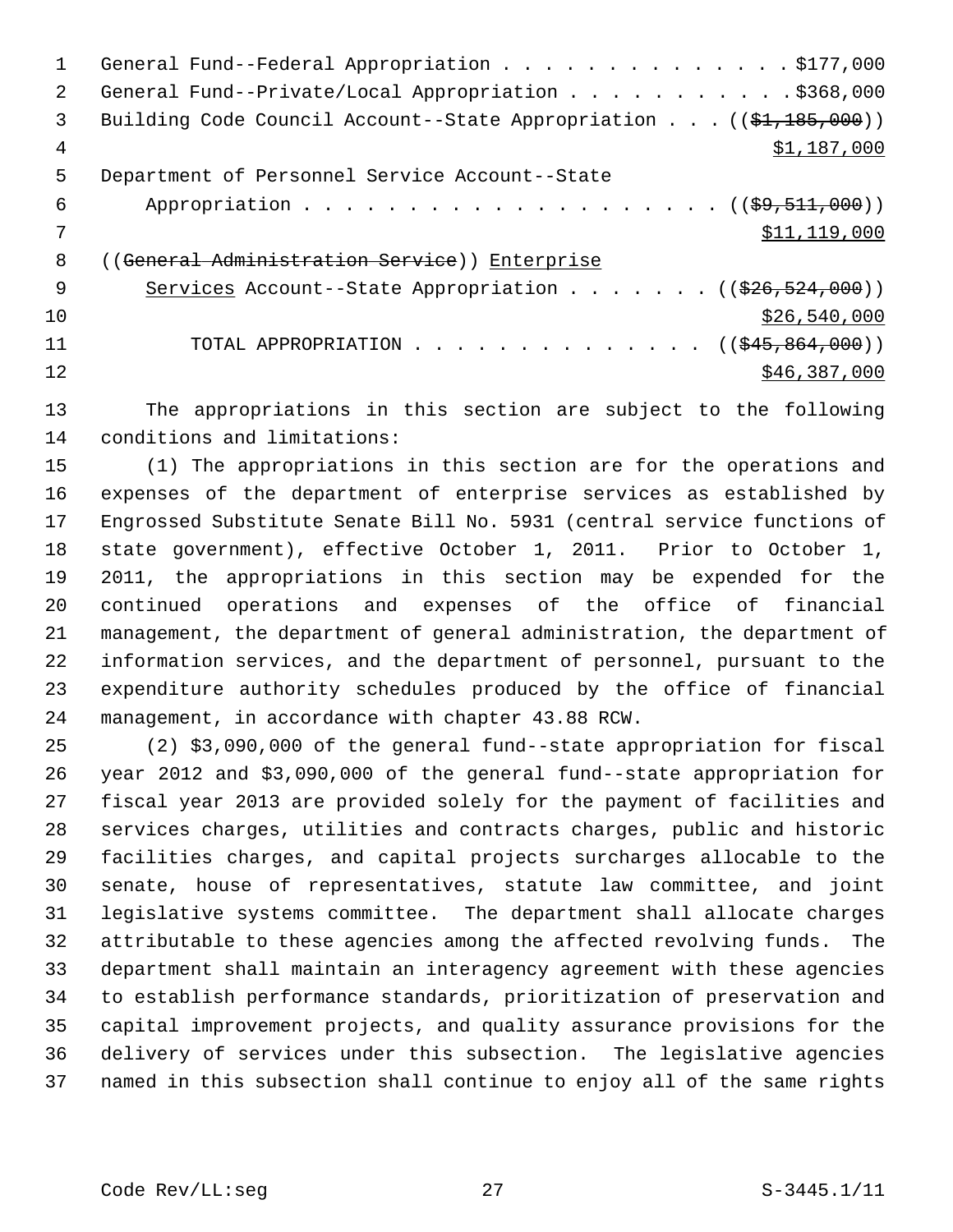General Fund--Federal Appropriation . . . . . . . . . . . . . . $177,000
General Fund--Private/Local Appropriation . . . . . . . . . . . $368,000
Building Code Council Account--State Appropriation . . . (($1,185,000))
$1,187,000
Department of Personnel Service Account--State
Appropriation . . . . . . . . . . . . . . . . . . . . (($9,511,000))
$11,119,000
((General Administration Service)) Enterprise
Services Account--State Appropriation . . . . . . . (($26,524,000))
$26,540,000
TOTAL APPROPRIATION . . . . . . . . . . . . . . (($45,864,000))
$46,387,000

The appropriations in this section are subject to the following conditions and limitations:

(1) The appropriations in this section are for the operations and expenses of the department of enterprise services as established by Engrossed Substitute Senate Bill No. 5931 (central service functions of state government), effective October 1, 2011. Prior to October 1, 2011, the appropriations in this section may be expended for the continued operations and expenses of the office of financial management, the department of general administration, the department of information services, and the department of personnel, pursuant to the expenditure authority schedules produced by the office of financial management, in accordance with chapter 43.88 RCW.

(2) $3,090,000 of the general fund--state appropriation for fiscal year 2012 and $3,090,000 of the general fund--state appropriation for fiscal year 2013 are provided solely for the payment of facilities and services charges, utilities and contracts charges, public and historic facilities charges, and capital projects surcharges allocable to the senate, house of representatives, statute law committee, and joint legislative systems committee. The department shall allocate charges attributable to these agencies among the affected revolving funds. The department shall maintain an interagency agreement with these agencies to establish performance standards, prioritization of preservation and capital improvement projects, and quality assurance provisions for the delivery of services under this subsection. The legislative agencies named in this subsection shall continue to enjoy all of the same rights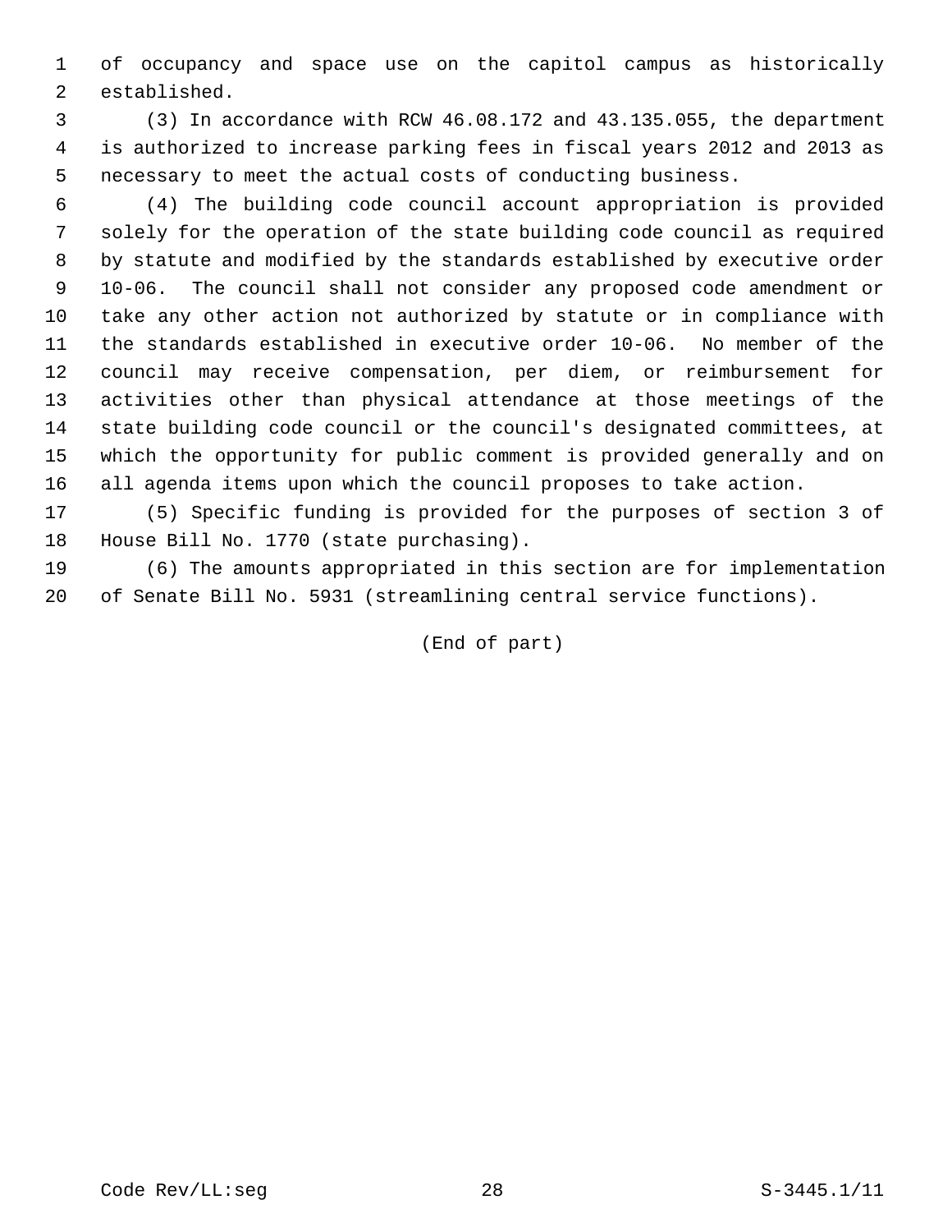of occupancy and space use on the capitol campus as historically established.

(3) In accordance with RCW 46.08.172 and 43.135.055, the department is authorized to increase parking fees in fiscal years 2012 and 2013 as necessary to meet the actual costs of conducting business.

(4) The building code council account appropriation is provided solely for the operation of the state building code council as required by statute and modified by the standards established by executive order 10-06. The council shall not consider any proposed code amendment or take any other action not authorized by statute or in compliance with the standards established in executive order 10-06. No member of the council may receive compensation, per diem, or reimbursement for activities other than physical attendance at those meetings of the state building code council or the council's designated committees, at which the opportunity for public comment is provided generally and on all agenda items upon which the council proposes to take action.

(5) Specific funding is provided for the purposes of section 3 of House Bill No. 1770 (state purchasing).

(6) The amounts appropriated in this section are for implementation of Senate Bill No. 5931 (streamlining central service functions).

(End of part)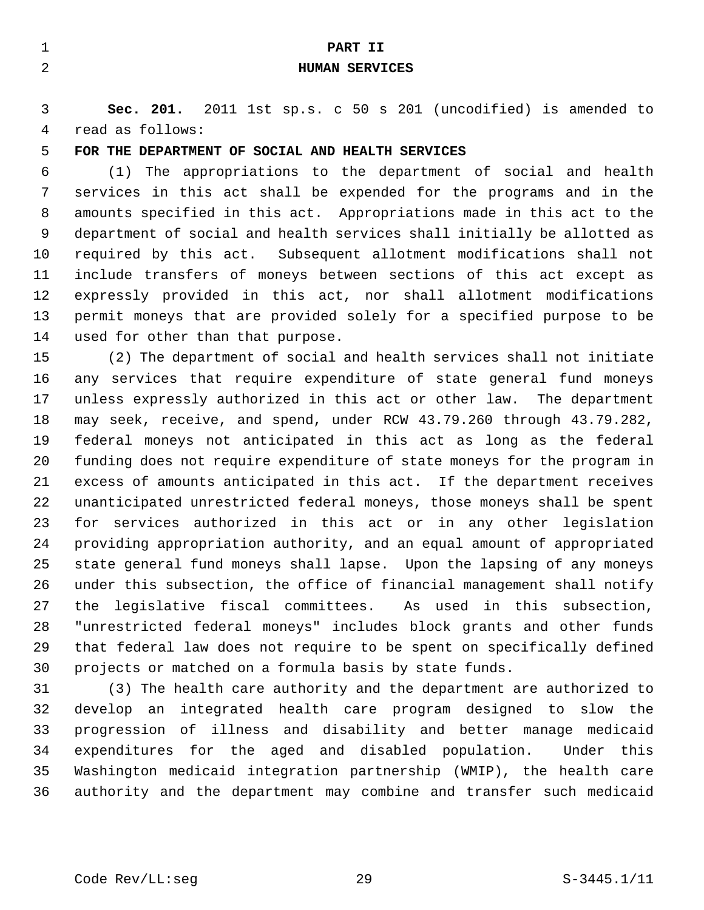# PART II

## HUMAN SERVICES

**Sec. 201.** 2011 1st sp.s. c 50 s 201 (uncodified) is amended to read as follows:

**FOR THE DEPARTMENT OF SOCIAL AND HEALTH SERVICES**

(1) The appropriations to the department of social and health services in this act shall be expended for the programs and in the amounts specified in this act. Appropriations made in this act to the department of social and health services shall initially be allotted as required by this act. Subsequent allotment modifications shall not include transfers of moneys between sections of this act except as expressly provided in this act, nor shall allotment modifications permit moneys that are provided solely for a specified purpose to be used for other than that purpose.

(2) The department of social and health services shall not initiate any services that require expenditure of state general fund moneys unless expressly authorized in this act or other law. The department may seek, receive, and spend, under RCW 43.79.260 through 43.79.282, federal moneys not anticipated in this act as long as the federal funding does not require expenditure of state moneys for the program in excess of amounts anticipated in this act. If the department receives unanticipated unrestricted federal moneys, those moneys shall be spent for services authorized in this act or in any other legislation providing appropriation authority, and an equal amount of appropriated state general fund moneys shall lapse. Upon the lapsing of any moneys under this subsection, the office of financial management shall notify the legislative fiscal committees. As used in this subsection, "unrestricted federal moneys" includes block grants and other funds that federal law does not require to be spent on specifically defined projects or matched on a formula basis by state funds.

(3) The health care authority and the department are authorized to develop an integrated health care program designed to slow the progression of illness and disability and better manage medicaid expenditures for the aged and disabled population. Under this Washington medicaid integration partnership (WMIP), the health care authority and the department may combine and transfer such medicaid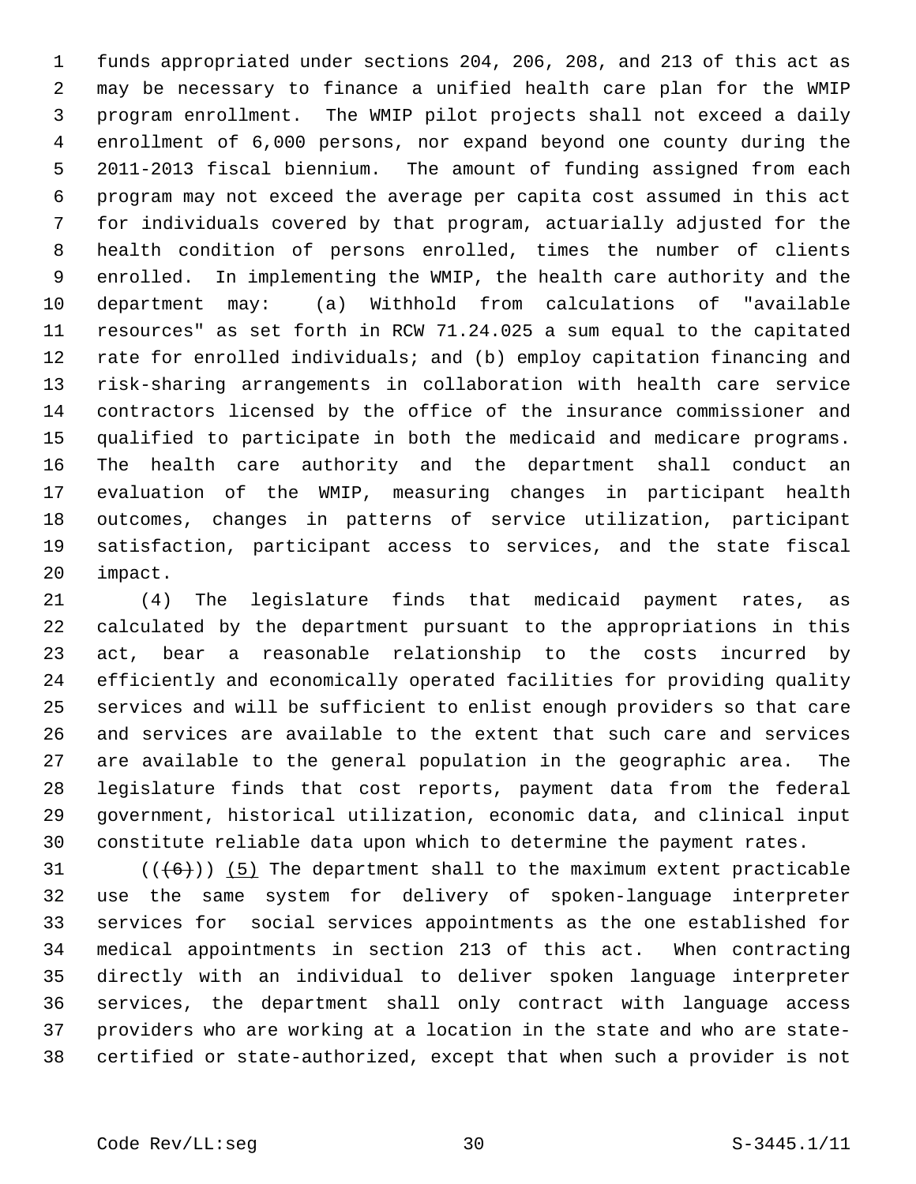funds appropriated under sections 204, 206, 208, and 213 of this act as may be necessary to finance a unified health care plan for the WMIP program enrollment. The WMIP pilot projects shall not exceed a daily enrollment of 6,000 persons, nor expand beyond one county during the 2011-2013 fiscal biennium. The amount of funding assigned from each program may not exceed the average per capita cost assumed in this act for individuals covered by that program, actuarially adjusted for the health condition of persons enrolled, times the number of clients enrolled. In implementing the WMIP, the health care authority and the department may: (a) Withhold from calculations of "available resources" as set forth in RCW 71.24.025 a sum equal to the capitated rate for enrolled individuals; and (b) employ capitation financing and risk-sharing arrangements in collaboration with health care service contractors licensed by the office of the insurance commissioner and qualified to participate in both the medicaid and medicare programs. The health care authority and the department shall conduct an evaluation of the WMIP, measuring changes in participant health outcomes, changes in patterns of service utilization, participant satisfaction, participant access to services, and the state fiscal impact.

(4) The legislature finds that medicaid payment rates, as calculated by the department pursuant to the appropriations in this act, bear a reasonable relationship to the costs incurred by efficiently and economically operated facilities for providing quality services and will be sufficient to enlist enough providers so that care and services are available to the extent that such care and services are available to the general population in the geographic area. The legislature finds that cost reports, payment data from the federal government, historical utilization, economic data, and clinical input constitute reliable data upon which to determine the payment rates.

((~~(6)~~)) (5) The department shall to the maximum extent practicable use the same system for delivery of spoken-language interpreter services for social services appointments as the one established for medical appointments in section 213 of this act. When contracting directly with an individual to deliver spoken language interpreter services, the department shall only contract with language access providers who are working at a location in the state and who are state-certified or state-authorized, except that when such a provider is not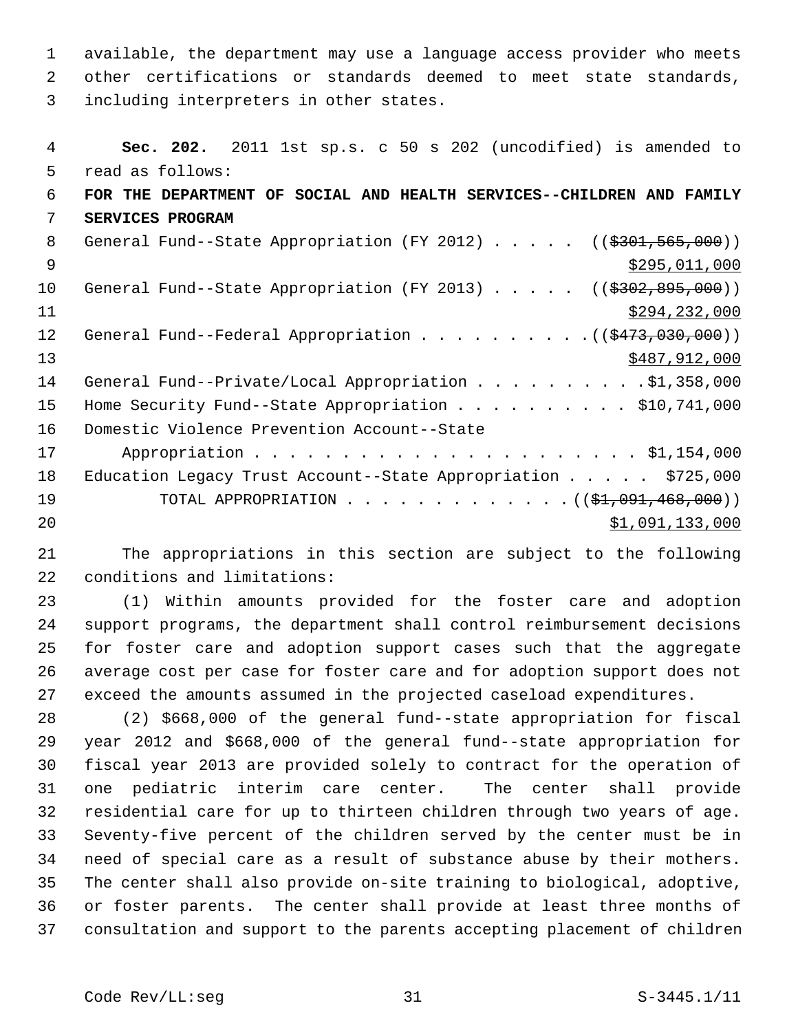available, the department may use a language access provider who meets other certifications or standards deemed to meet state standards, including interpreters in other states.

**Sec. 202.** 2011 1st sp.s. c 50 s 202 (uncodified) is amended to read as follows:

**FOR THE DEPARTMENT OF SOCIAL AND HEALTH SERVICES--CHILDREN AND FAMILY SERVICES PROGRAM**

General Fund--State Appropriation (FY 2012) . . . . . ((~~$301,565,000~~)) $295,011,000

General Fund--State Appropriation (FY 2013) . . . . . ((~~$302,895,000~~)) $294,232,000

General Fund--Federal Appropriation . . . . . . . . . . ((~~$473,030,000~~)) $487,912,000

General Fund--Private/Local Appropriation . . . . . . . . . . $1,358,000

Home Security Fund--State Appropriation . . . . . . . . . . $10,741,000

Domestic Violence Prevention Account--State Appropriation . . . . . . . . . . . . . . . . . . . . . . $1,154,000

Education Legacy Trust Account--State Appropriation . . . . . $725,000

TOTAL APPROPRIATION . . . . . . . . . . . . . ((~~$1,091,468,000~~)) $1,091,133,000

The appropriations in this section are subject to the following conditions and limitations:

(1) Within amounts provided for the foster care and adoption support programs, the department shall control reimbursement decisions for foster care and adoption support cases such that the aggregate average cost per case for foster care and for adoption support does not exceed the amounts assumed in the projected caseload expenditures.

(2) $668,000 of the general fund--state appropriation for fiscal year 2012 and $668,000 of the general fund--state appropriation for fiscal year 2013 are provided solely to contract for the operation of one pediatric interim care center. The center shall provide residential care for up to thirteen children through two years of age. Seventy-five percent of the children served by the center must be in need of special care as a result of substance abuse by their mothers. The center shall also provide on-site training to biological, adoptive, or foster parents. The center shall provide at least three months of consultation and support to the parents accepting placement of children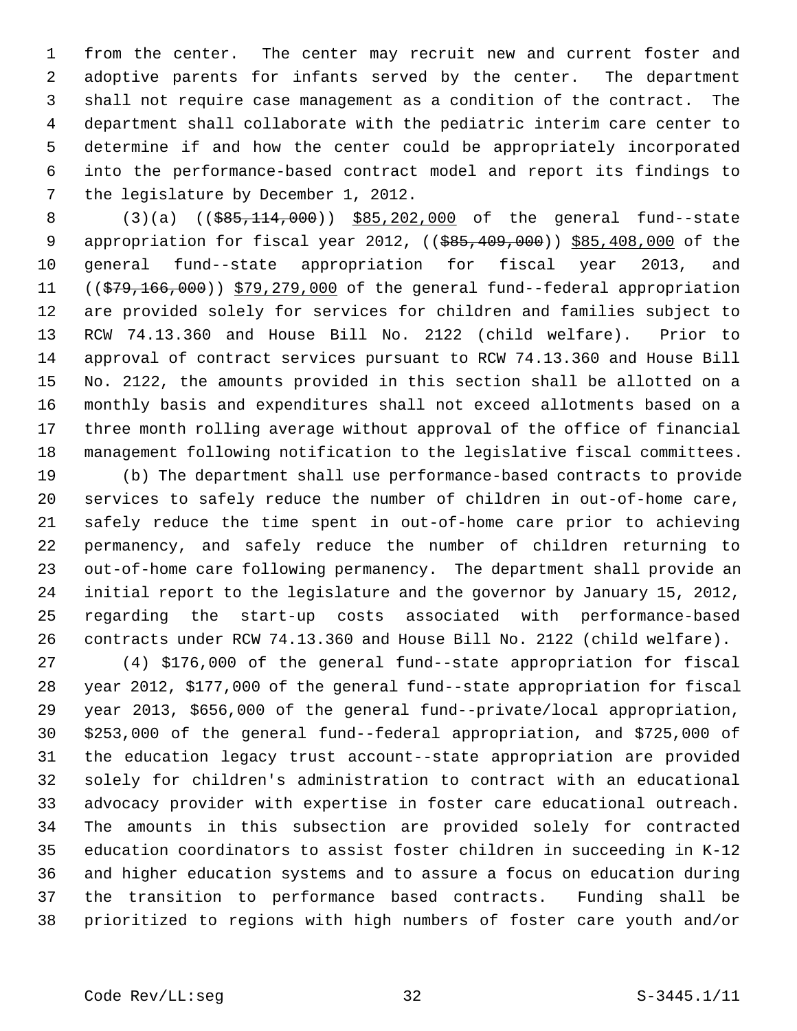from the center. The center may recruit new and current foster and adoptive parents for infants served by the center. The department shall not require case management as a condition of the contract. The department shall collaborate with the pediatric interim care center to determine if and how the center could be appropriately incorporated into the performance-based contract model and report its findings to the legislature by December 1, 2012.

(3)(a) ((~~$85,114,000~~)) $85,202,000 of the general fund--state appropriation for fiscal year 2012, ((~~$85,409,000~~)) $85,408,000 of the general fund--state appropriation for fiscal year 2013, and ((~~$79,166,000~~)) $79,279,000 of the general fund--federal appropriation are provided solely for services for children and families subject to RCW 74.13.360 and House Bill No. 2122 (child welfare). Prior to approval of contract services pursuant to RCW 74.13.360 and House Bill No. 2122, the amounts provided in this section shall be allotted on a monthly basis and expenditures shall not exceed allotments based on a three month rolling average without approval of the office of financial management following notification to the legislative fiscal committees.

(b) The department shall use performance-based contracts to provide services to safely reduce the number of children in out-of-home care, safely reduce the time spent in out-of-home care prior to achieving permanency, and safely reduce the number of children returning to out-of-home care following permanency. The department shall provide an initial report to the legislature and the governor by January 15, 2012, regarding the start-up costs associated with performance-based contracts under RCW 74.13.360 and House Bill No. 2122 (child welfare).

(4) $176,000 of the general fund--state appropriation for fiscal year 2012, $177,000 of the general fund--state appropriation for fiscal year 2013, $656,000 of the general fund--private/local appropriation, $253,000 of the general fund--federal appropriation, and $725,000 of the education legacy trust account--state appropriation are provided solely for children's administration to contract with an educational advocacy provider with expertise in foster care educational outreach. The amounts in this subsection are provided solely for contracted education coordinators to assist foster children in succeeding in K-12 and higher education systems and to assure a focus on education during the transition to performance based contracts. Funding shall be prioritized to regions with high numbers of foster care youth and/or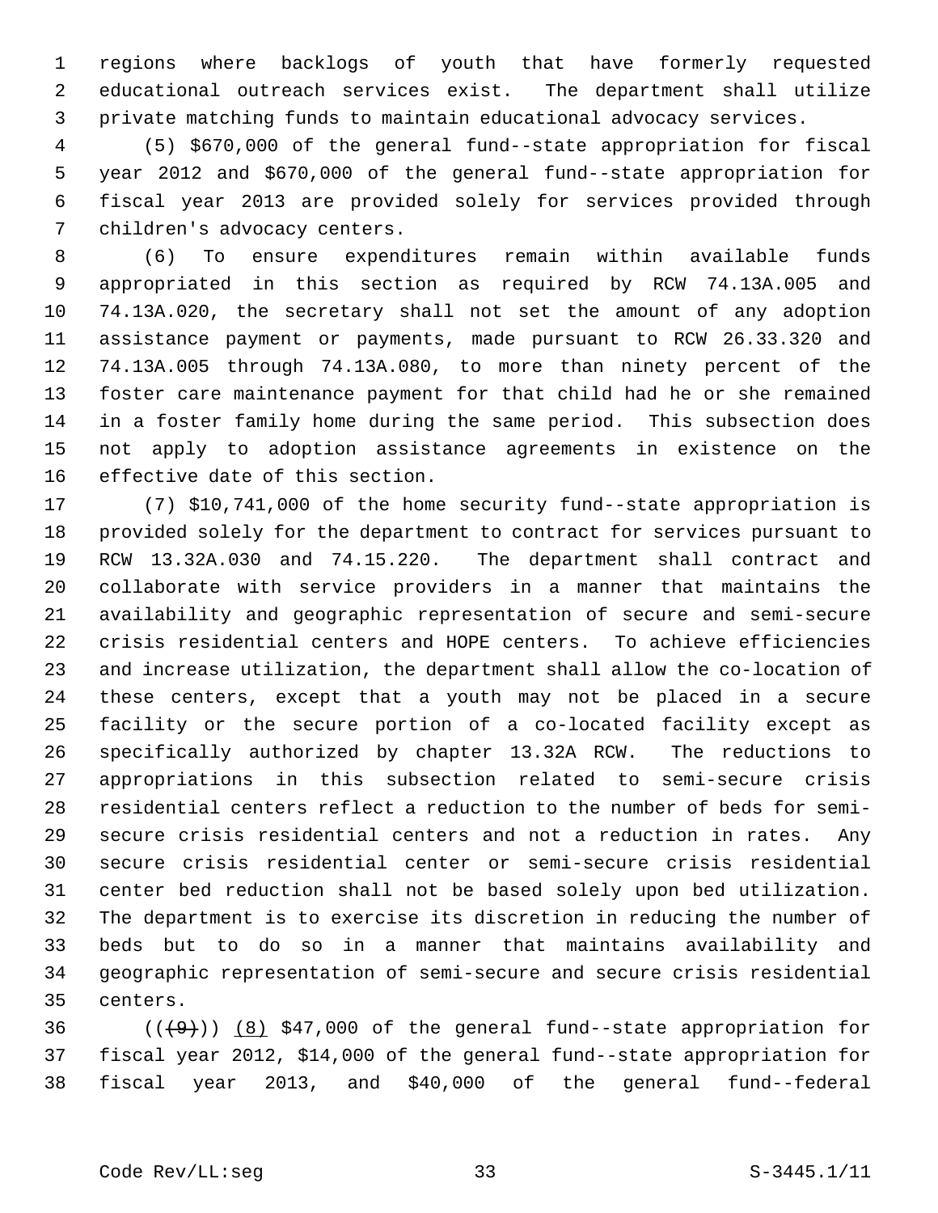regions where backlogs of youth that have formerly requested educational outreach services exist. The department shall utilize private matching funds to maintain educational advocacy services.

(5) $670,000 of the general fund--state appropriation for fiscal year 2012 and $670,000 of the general fund--state appropriation for fiscal year 2013 are provided solely for services provided through children's advocacy centers.

(6) To ensure expenditures remain within available funds appropriated in this section as required by RCW 74.13A.005 and 74.13A.020, the secretary shall not set the amount of any adoption assistance payment or payments, made pursuant to RCW 26.33.320 and 74.13A.005 through 74.13A.080, to more than ninety percent of the foster care maintenance payment for that child had he or she remained in a foster family home during the same period. This subsection does not apply to adoption assistance agreements in existence on the effective date of this section.

(7) $10,741,000 of the home security fund--state appropriation is provided solely for the department to contract for services pursuant to RCW 13.32A.030 and 74.15.220. The department shall contract and collaborate with service providers in a manner that maintains the availability and geographic representation of secure and semi-secure crisis residential centers and HOPE centers. To achieve efficiencies and increase utilization, the department shall allow the co-location of these centers, except that a youth may not be placed in a secure facility or the secure portion of a co-located facility except as specifically authorized by chapter 13.32A RCW. The reductions to appropriations in this subsection related to semi-secure crisis residential centers reflect a reduction to the number of beds for semi-secure crisis residential centers and not a reduction in rates. Any secure crisis residential center or semi-secure crisis residential center bed reduction shall not be based solely upon bed utilization. The department is to exercise its discretion in reducing the number of beds but to do so in a manner that maintains availability and geographic representation of semi-secure and secure crisis residential centers.

((~~(9)~~)) <u>(8)</u> $47,000 of the general fund--state appropriation for fiscal year 2012, $14,000 of the general fund--state appropriation for fiscal year 2013, and $40,000 of the general fund--federal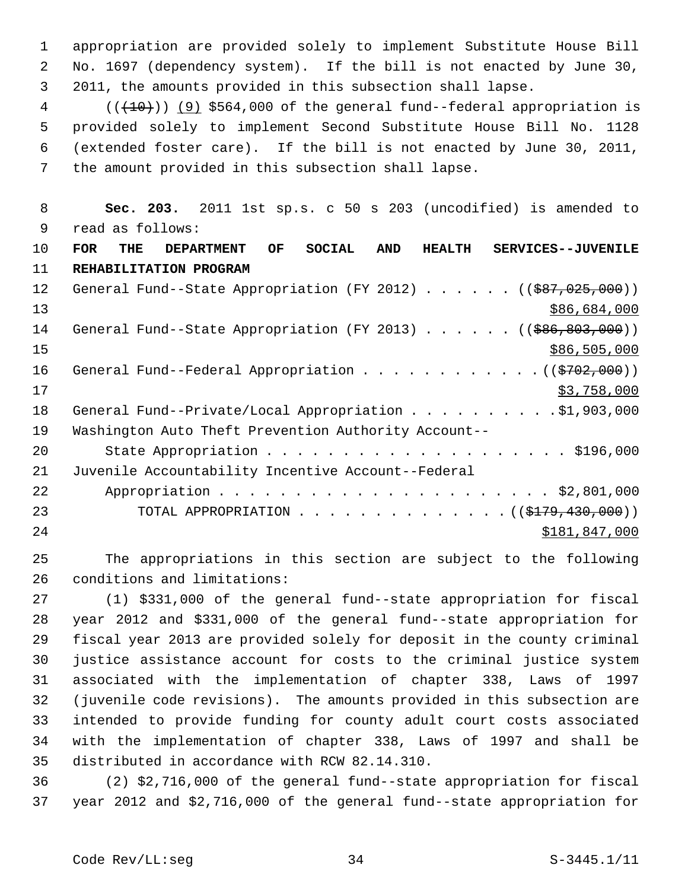appropriation are provided solely to implement Substitute House Bill No. 1697 (dependency system). If the bill is not enacted by June 30, 2011, the amounts provided in this subsection shall lapse.

(((10))) (9) $564,000 of the general fund--federal appropriation is provided solely to implement Second Substitute House Bill No. 1128 (extended foster care). If the bill is not enacted by June 30, 2011, the amount provided in this subsection shall lapse.

**Sec. 203.** 2011 1st sp.s. c 50 s 203 (uncodified) is amended to read as follows:

**FOR THE DEPARTMENT OF SOCIAL AND HEALTH SERVICES--JUVENILE REHABILITATION PROGRAM**

General Fund--State Appropriation (FY 2012) . . . . . . (($87,025,000))
$86,684,000

General Fund--State Appropriation (FY 2013) . . . . . . (($86,803,000))
$86,505,000

General Fund--Federal Appropriation . . . . . . . . . . . . (($702,000))
$3,758,000

General Fund--Private/Local Appropriation . . . . . . . . . . $1,903,000

Washington Auto Theft Prevention Authority Account--
State Appropriation . . . . . . . . . . . . . . . . . . . . $196,000

Juvenile Accountability Incentive Account--Federal
Appropriation . . . . . . . . . . . . . . . . . . . . . . $2,801,000

TOTAL APPROPRIATION . . . . . . . . . . . . . . (($179,430,000))
$181,847,000

The appropriations in this section are subject to the following conditions and limitations:

(1) $331,000 of the general fund--state appropriation for fiscal year 2012 and $331,000 of the general fund--state appropriation for fiscal year 2013 are provided solely for deposit in the county criminal justice assistance account for costs to the criminal justice system associated with the implementation of chapter 338, Laws of 1997 (juvenile code revisions). The amounts provided in this subsection are intended to provide funding for county adult court costs associated with the implementation of chapter 338, Laws of 1997 and shall be distributed in accordance with RCW 82.14.310.

(2) $2,716,000 of the general fund--state appropriation for fiscal year 2012 and $2,716,000 of the general fund--state appropriation for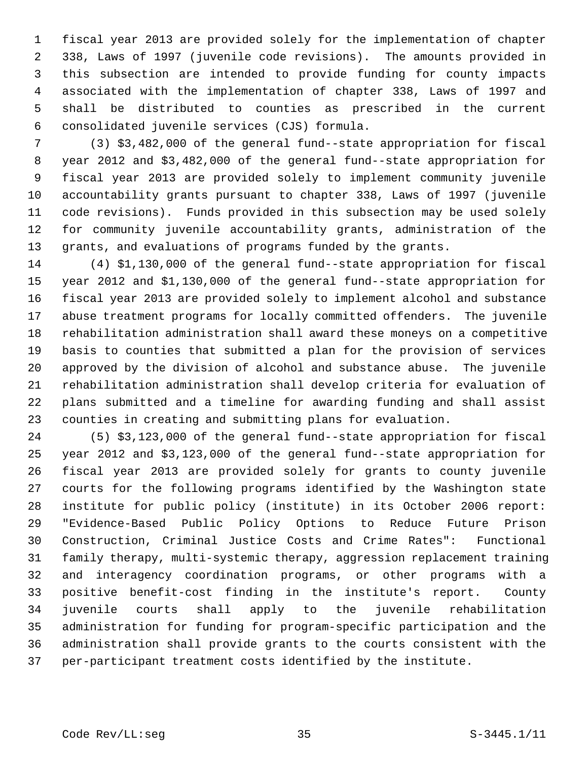fiscal year 2013 are provided solely for the implementation of chapter 338, Laws of 1997 (juvenile code revisions). The amounts provided in this subsection are intended to provide funding for county impacts associated with the implementation of chapter 338, Laws of 1997 and shall be distributed to counties as prescribed in the current consolidated juvenile services (CJS) formula.

(3) $3,482,000 of the general fund--state appropriation for fiscal year 2012 and $3,482,000 of the general fund--state appropriation for fiscal year 2013 are provided solely to implement community juvenile accountability grants pursuant to chapter 338, Laws of 1997 (juvenile code revisions). Funds provided in this subsection may be used solely for community juvenile accountability grants, administration of the grants, and evaluations of programs funded by the grants.

(4) $1,130,000 of the general fund--state appropriation for fiscal year 2012 and $1,130,000 of the general fund--state appropriation for fiscal year 2013 are provided solely to implement alcohol and substance abuse treatment programs for locally committed offenders. The juvenile rehabilitation administration shall award these moneys on a competitive basis to counties that submitted a plan for the provision of services approved by the division of alcohol and substance abuse. The juvenile rehabilitation administration shall develop criteria for evaluation of plans submitted and a timeline for awarding funding and shall assist counties in creating and submitting plans for evaluation.

(5) $3,123,000 of the general fund--state appropriation for fiscal year 2012 and $3,123,000 of the general fund--state appropriation for fiscal year 2013 are provided solely for grants to county juvenile courts for the following programs identified by the Washington state institute for public policy (institute) in its October 2006 report: "Evidence-Based Public Policy Options to Reduce Future Prison Construction, Criminal Justice Costs and Crime Rates": Functional family therapy, multi-systemic therapy, aggression replacement training and interagency coordination programs, or other programs with a positive benefit-cost finding in the institute's report. County juvenile courts shall apply to the juvenile rehabilitation administration for funding for program-specific participation and the administration shall provide grants to the courts consistent with the per-participant treatment costs identified by the institute.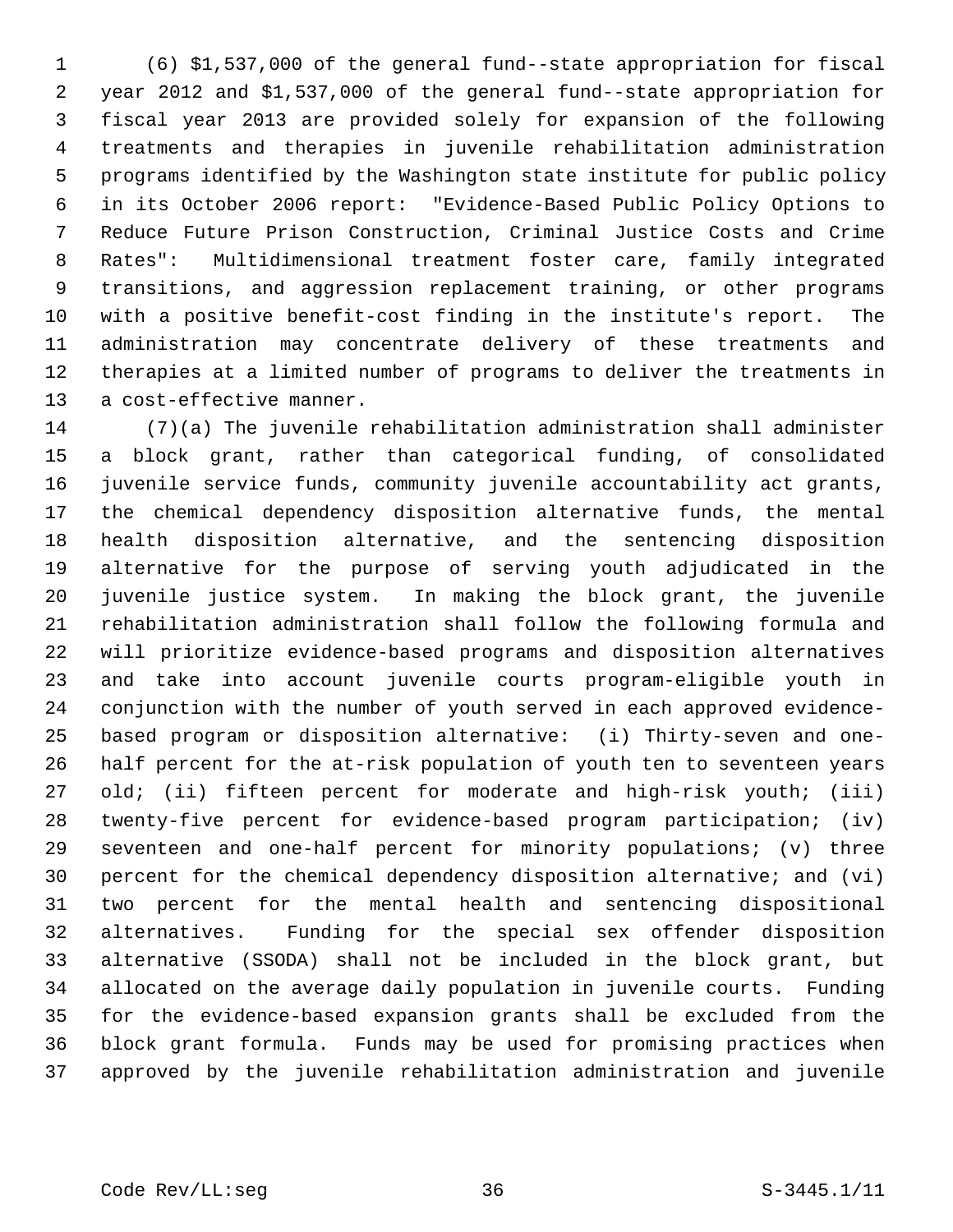(6) $1,537,000 of the general fund--state appropriation for fiscal year 2012 and $1,537,000 of the general fund--state appropriation for fiscal year 2013 are provided solely for expansion of the following treatments and therapies in juvenile rehabilitation administration programs identified by the Washington state institute for public policy in its October 2006 report: "Evidence-Based Public Policy Options to Reduce Future Prison Construction, Criminal Justice Costs and Crime Rates": Multidimensional treatment foster care, family integrated transitions, and aggression replacement training, or other programs with a positive benefit-cost finding in the institute's report. The administration may concentrate delivery of these treatments and therapies at a limited number of programs to deliver the treatments in a cost-effective manner.

(7)(a) The juvenile rehabilitation administration shall administer a block grant, rather than categorical funding, of consolidated juvenile service funds, community juvenile accountability act grants, the chemical dependency disposition alternative funds, the mental health disposition alternative, and the sentencing disposition alternative for the purpose of serving youth adjudicated in the juvenile justice system. In making the block grant, the juvenile rehabilitation administration shall follow the following formula and will prioritize evidence-based programs and disposition alternatives and take into account juvenile courts program-eligible youth in conjunction with the number of youth served in each approved evidence-based program or disposition alternative: (i) Thirty-seven and one-half percent for the at-risk population of youth ten to seventeen years old; (ii) fifteen percent for moderate and high-risk youth; (iii) twenty-five percent for evidence-based program participation; (iv) seventeen and one-half percent for minority populations; (v) three percent for the chemical dependency disposition alternative; and (vi) two percent for the mental health and sentencing dispositional alternatives. Funding for the special sex offender disposition alternative (SSODA) shall not be included in the block grant, but allocated on the average daily population in juvenile courts. Funding for the evidence-based expansion grants shall be excluded from the block grant formula. Funds may be used for promising practices when approved by the juvenile rehabilitation administration and juvenile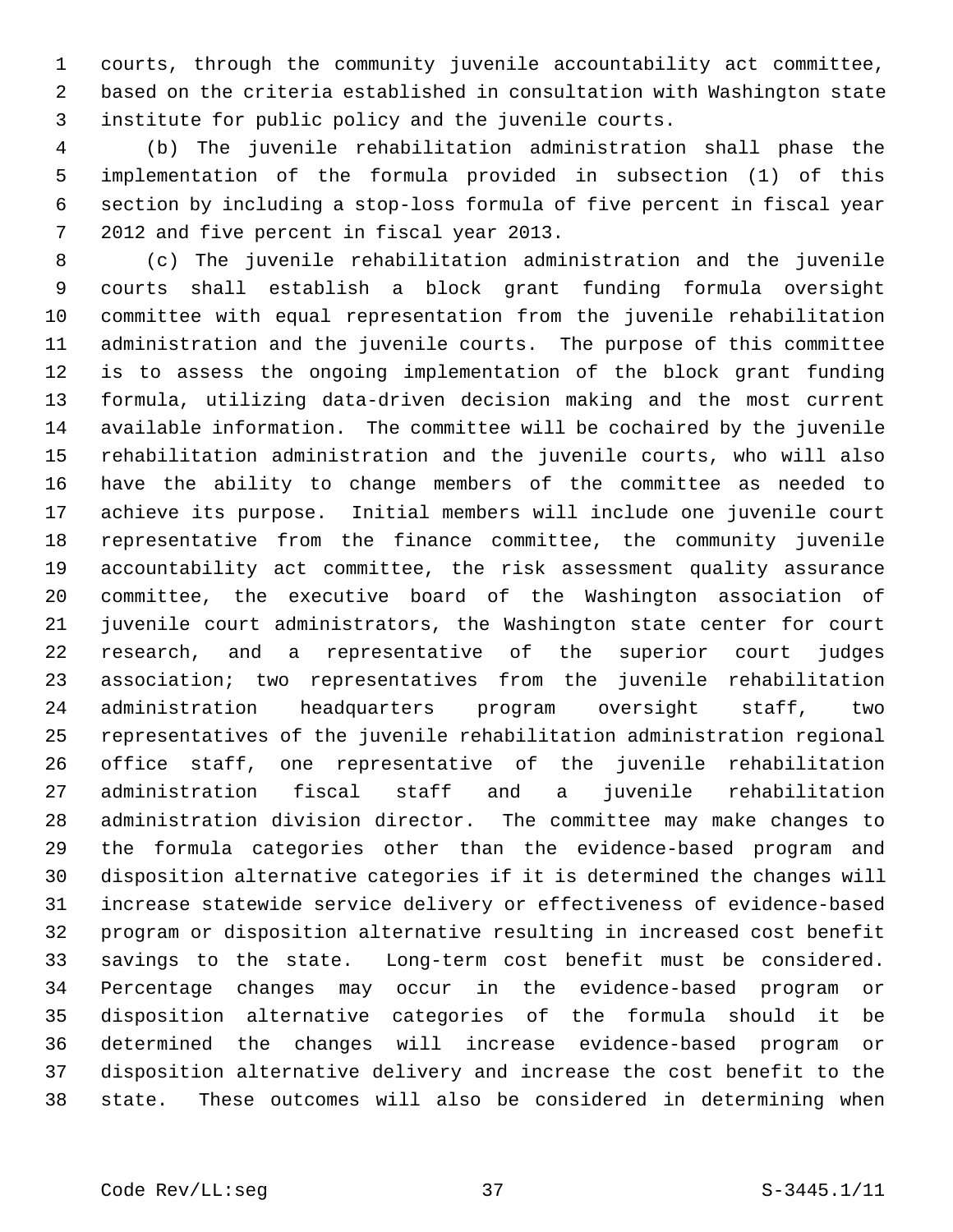courts, through the community juvenile accountability act committee, based on the criteria established in consultation with Washington state institute for public policy and the juvenile courts.

(b) The juvenile rehabilitation administration shall phase the implementation of the formula provided in subsection (1) of this section by including a stop-loss formula of five percent in fiscal year 2012 and five percent in fiscal year 2013.

(c) The juvenile rehabilitation administration and the juvenile courts shall establish a block grant funding formula oversight committee with equal representation from the juvenile rehabilitation administration and the juvenile courts. The purpose of this committee is to assess the ongoing implementation of the block grant funding formula, utilizing data-driven decision making and the most current available information. The committee will be cochaired by the juvenile rehabilitation administration and the juvenile courts, who will also have the ability to change members of the committee as needed to achieve its purpose. Initial members will include one juvenile court representative from the finance committee, the community juvenile accountability act committee, the risk assessment quality assurance committee, the executive board of the Washington association of juvenile court administrators, the Washington state center for court research, and a representative of the superior court judges association; two representatives from the juvenile rehabilitation administration headquarters program oversight staff, two representatives of the juvenile rehabilitation administration regional office staff, one representative of the juvenile rehabilitation administration fiscal staff and a juvenile rehabilitation administration division director. The committee may make changes to the formula categories other than the evidence-based program and disposition alternative categories if it is determined the changes will increase statewide service delivery or effectiveness of evidence-based program or disposition alternative resulting in increased cost benefit savings to the state. Long-term cost benefit must be considered. Percentage changes may occur in the evidence-based program or disposition alternative categories of the formula should it be determined the changes will increase evidence-based program or disposition alternative delivery and increase the cost benefit to the state. These outcomes will also be considered in determining when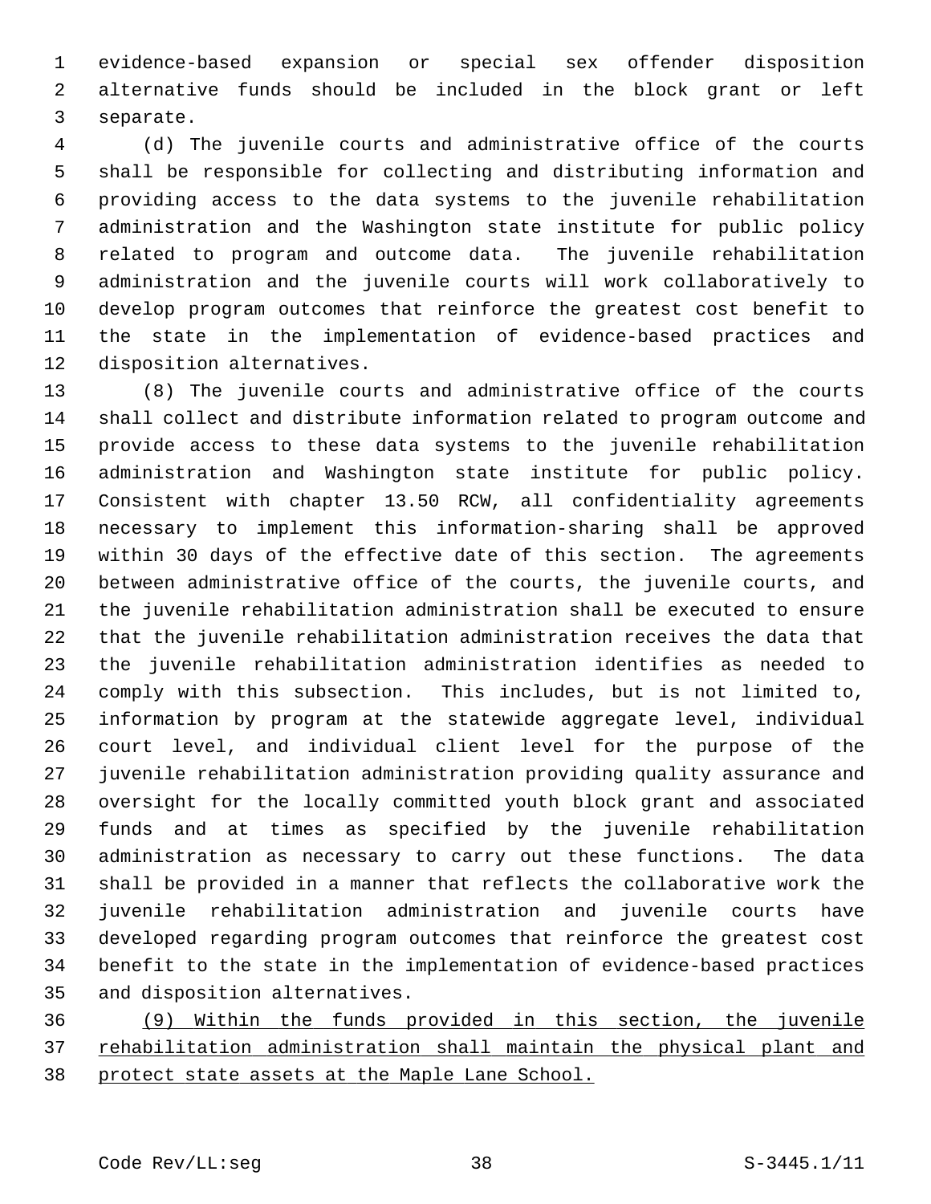evidence-based expansion or special sex offender disposition alternative funds should be included in the block grant or left separate.

(d) The juvenile courts and administrative office of the courts shall be responsible for collecting and distributing information and providing access to the data systems to the juvenile rehabilitation administration and the Washington state institute for public policy related to program and outcome data. The juvenile rehabilitation administration and the juvenile courts will work collaboratively to develop program outcomes that reinforce the greatest cost benefit to the state in the implementation of evidence-based practices and disposition alternatives.

(8) The juvenile courts and administrative office of the courts shall collect and distribute information related to program outcome and provide access to these data systems to the juvenile rehabilitation administration and Washington state institute for public policy. Consistent with chapter 13.50 RCW, all confidentiality agreements necessary to implement this information-sharing shall be approved within 30 days of the effective date of this section. The agreements between administrative office of the courts, the juvenile courts, and the juvenile rehabilitation administration shall be executed to ensure that the juvenile rehabilitation administration receives the data that the juvenile rehabilitation administration identifies as needed to comply with this subsection. This includes, but is not limited to, information by program at the statewide aggregate level, individual court level, and individual client level for the purpose of the juvenile rehabilitation administration providing quality assurance and oversight for the locally committed youth block grant and associated funds and at times as specified by the juvenile rehabilitation administration as necessary to carry out these functions. The data shall be provided in a manner that reflects the collaborative work the juvenile rehabilitation administration and juvenile courts have developed regarding program outcomes that reinforce the greatest cost benefit to the state in the implementation of evidence-based practices and disposition alternatives.

<u>(9) Within the funds provided in this section, the juvenile rehabilitation administration shall maintain the physical plant and protect state assets at the Maple Lane School.</u>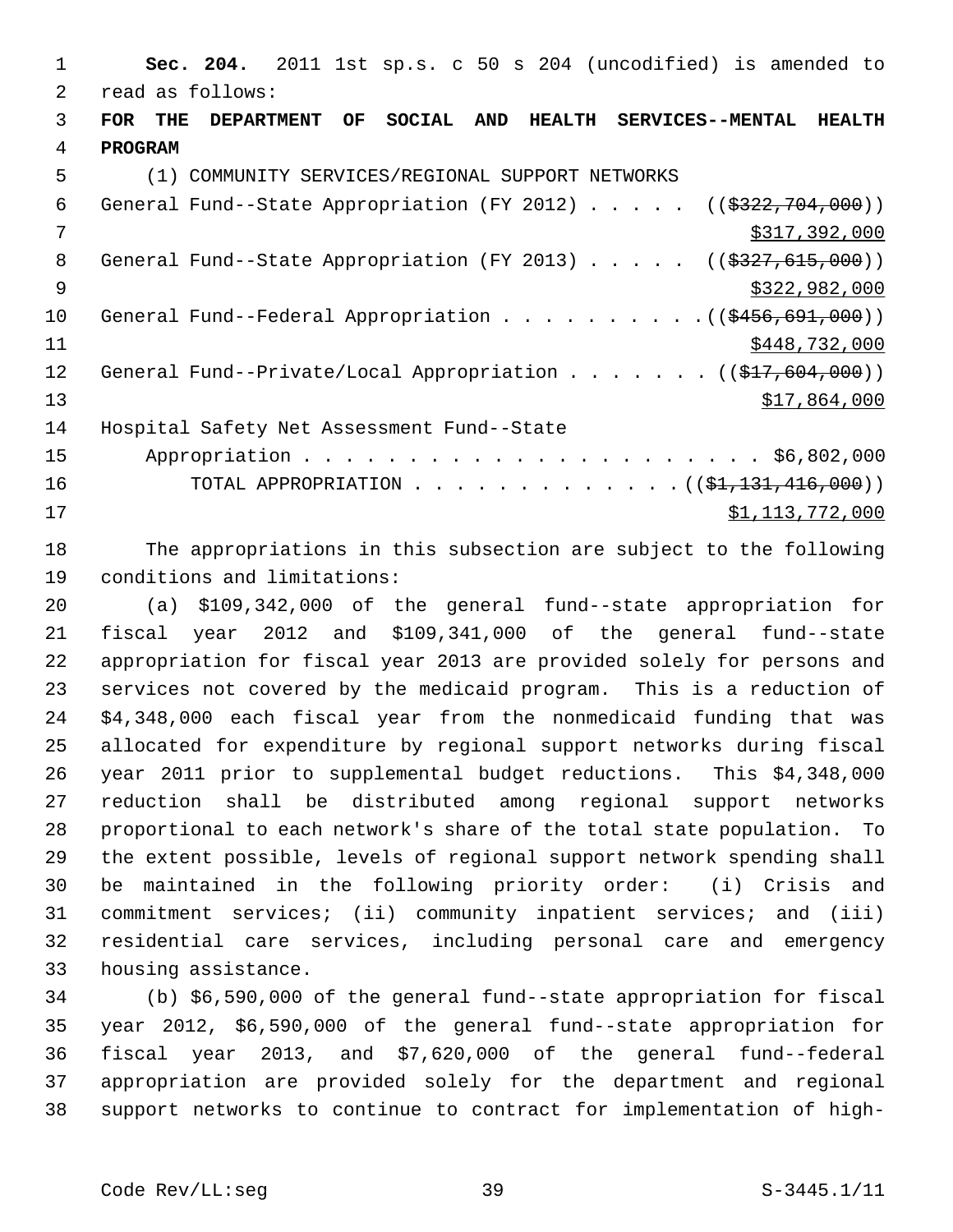**Sec. 204.** 2011 1st sp.s. c 50 s 204 (uncodified) is amended to read as follows:

**FOR THE DEPARTMENT OF SOCIAL AND HEALTH SERVICES--MENTAL HEALTH PROGRAM**

(1) COMMUNITY SERVICES/REGIONAL SUPPORT NETWORKS

General Fund--State Appropriation (FY 2012) . . . . . ((~~$322,704,000~~)) $317,392,000

General Fund--State Appropriation (FY 2013) . . . . . ((~~$327,615,000~~)) $322,982,000

General Fund--Federal Appropriation . . . . . . . . . . ((~~$456,691,000~~)) $448,732,000

General Fund--Private/Local Appropriation . . . . . . . ((~~$17,604,000~~)) $17,864,000

Hospital Safety Net Assessment Fund--State Appropriation . . . . . . . . . . . . . . . . . . . . . . . $6,802,000

TOTAL APPROPRIATION . . . . . . . . . . . . . ((~~$1,131,416,000~~)) $1,113,772,000

The appropriations in this subsection are subject to the following conditions and limitations:

(a) $109,342,000 of the general fund--state appropriation for fiscal year 2012 and $109,341,000 of the general fund--state appropriation for fiscal year 2013 are provided solely for persons and services not covered by the medicaid program. This is a reduction of $4,348,000 each fiscal year from the nonmedicaid funding that was allocated for expenditure by regional support networks during fiscal year 2011 prior to supplemental budget reductions. This $4,348,000 reduction shall be distributed among regional support networks proportional to each network's share of the total state population. To the extent possible, levels of regional support network spending shall be maintained in the following priority order: (i) Crisis and commitment services; (ii) community inpatient services; and (iii) residential care services, including personal care and emergency housing assistance.

(b) $6,590,000 of the general fund--state appropriation for fiscal year 2012, $6,590,000 of the general fund--state appropriation for fiscal year 2013, and $7,620,000 of the general fund--federal appropriation are provided solely for the department and regional support networks to continue to contract for implementation of high-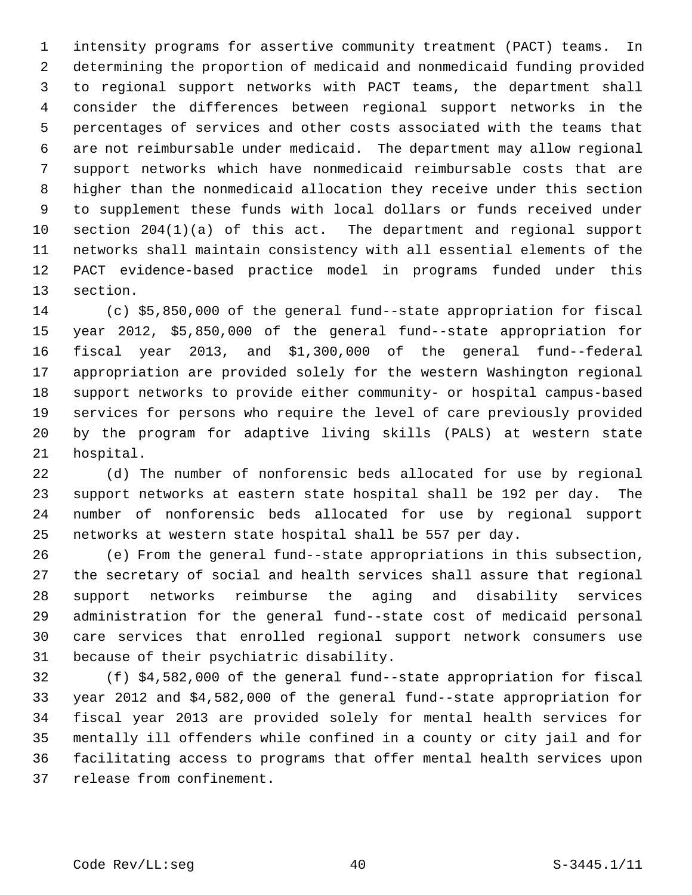intensity programs for assertive community treatment (PACT) teams. In determining the proportion of medicaid and nonmedicaid funding provided to regional support networks with PACT teams, the department shall consider the differences between regional support networks in the percentages of services and other costs associated with the teams that are not reimbursable under medicaid. The department may allow regional support networks which have nonmedicaid reimbursable costs that are higher than the nonmedicaid allocation they receive under this section to supplement these funds with local dollars or funds received under section 204(1)(a) of this act. The department and regional support networks shall maintain consistency with all essential elements of the PACT evidence-based practice model in programs funded under this section.

(c) $5,850,000 of the general fund--state appropriation for fiscal year 2012, $5,850,000 of the general fund--state appropriation for fiscal year 2013, and $1,300,000 of the general fund--federal appropriation are provided solely for the western Washington regional support networks to provide either community- or hospital campus-based services for persons who require the level of care previously provided by the program for adaptive living skills (PALS) at western state hospital.

(d) The number of nonforensic beds allocated for use by regional support networks at eastern state hospital shall be 192 per day. The number of nonforensic beds allocated for use by regional support networks at western state hospital shall be 557 per day.

(e) From the general fund--state appropriations in this subsection, the secretary of social and health services shall assure that regional support networks reimburse the aging and disability services administration for the general fund--state cost of medicaid personal care services that enrolled regional support network consumers use because of their psychiatric disability.

(f) $4,582,000 of the general fund--state appropriation for fiscal year 2012 and $4,582,000 of the general fund--state appropriation for fiscal year 2013 are provided solely for mental health services for mentally ill offenders while confined in a county or city jail and for facilitating access to programs that offer mental health services upon release from confinement.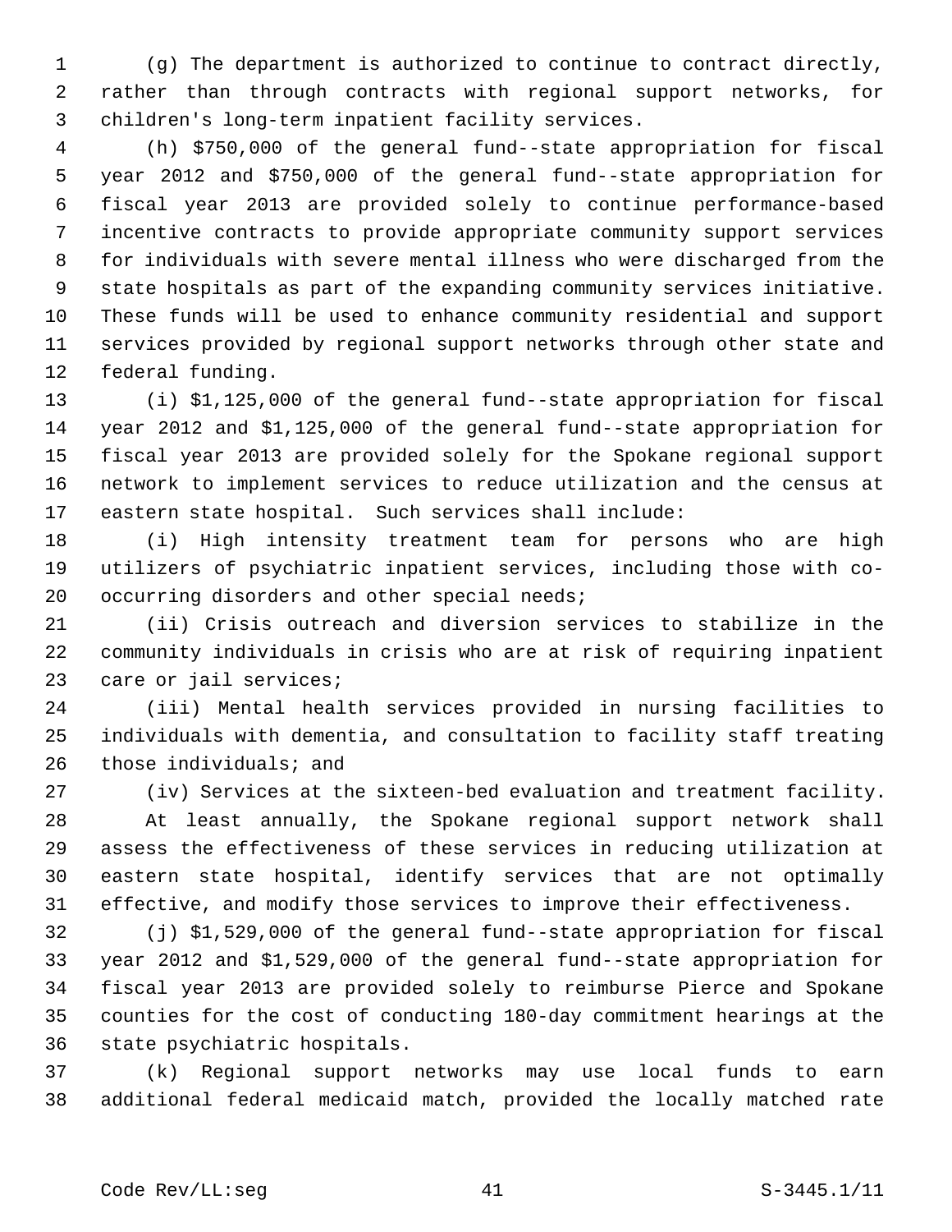(g) The department is authorized to continue to contract directly, rather than through contracts with regional support networks, for children's long-term inpatient facility services.

(h) $750,000 of the general fund--state appropriation for fiscal year 2012 and $750,000 of the general fund--state appropriation for fiscal year 2013 are provided solely to continue performance-based incentive contracts to provide appropriate community support services for individuals with severe mental illness who were discharged from the state hospitals as part of the expanding community services initiative. These funds will be used to enhance community residential and support services provided by regional support networks through other state and federal funding.

(i) $1,125,000 of the general fund--state appropriation for fiscal year 2012 and $1,125,000 of the general fund--state appropriation for fiscal year 2013 are provided solely for the Spokane regional support network to implement services to reduce utilization and the census at eastern state hospital. Such services shall include:

(i) High intensity treatment team for persons who are high utilizers of psychiatric inpatient services, including those with co-occurring disorders and other special needs;

(ii) Crisis outreach and diversion services to stabilize in the community individuals in crisis who are at risk of requiring inpatient care or jail services;

(iii) Mental health services provided in nursing facilities to individuals with dementia, and consultation to facility staff treating those individuals; and

(iv) Services at the sixteen-bed evaluation and treatment facility.

At least annually, the Spokane regional support network shall assess the effectiveness of these services in reducing utilization at eastern state hospital, identify services that are not optimally effective, and modify those services to improve their effectiveness.

(j) $1,529,000 of the general fund--state appropriation for fiscal year 2012 and $1,529,000 of the general fund--state appropriation for fiscal year 2013 are provided solely to reimburse Pierce and Spokane counties for the cost of conducting 180-day commitment hearings at the state psychiatric hospitals.

(k) Regional support networks may use local funds to earn additional federal medicaid match, provided the locally matched rate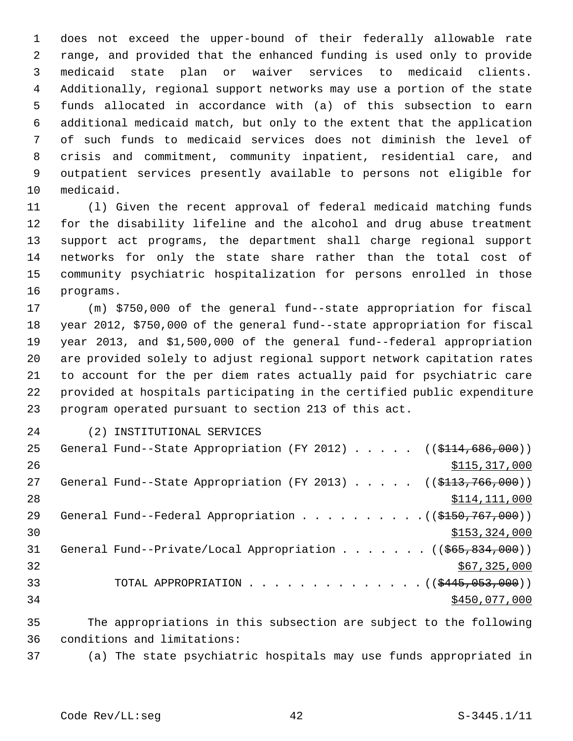does not exceed the upper-bound of their federally allowable rate range, and provided that the enhanced funding is used only to provide medicaid state plan or waiver services to medicaid clients. Additionally, regional support networks may use a portion of the state funds allocated in accordance with (a) of this subsection to earn additional medicaid match, but only to the extent that the application of such funds to medicaid services does not diminish the level of crisis and commitment, community inpatient, residential care, and outpatient services presently available to persons not eligible for medicaid.

(l) Given the recent approval of federal medicaid matching funds for the disability lifeline and the alcohol and drug abuse treatment support act programs, the department shall charge regional support networks for only the state share rather than the total cost of community psychiatric hospitalization for persons enrolled in those programs.

(m) $750,000 of the general fund--state appropriation for fiscal year 2012, $750,000 of the general fund--state appropriation for fiscal year 2013, and $1,500,000 of the general fund--federal appropriation are provided solely to adjust regional support network capitation rates to account for the per diem rates actually paid for psychiatric care provided at hospitals participating in the certified public expenditure program operated pursuant to section 213 of this act.

(2) INSTITUTIONAL SERVICES

General Fund--State Appropriation (FY 2012) . . . . . ((~~$114,686,000~~))
<u>$115,317,000</u>

General Fund--State Appropriation (FY 2013) . . . . . ((~~$113,766,000~~))
<u>$114,111,000</u>

General Fund--Federal Appropriation . . . . . . . . . . ((~~$150,767,000~~))
<u>$153,324,000</u>

General Fund--Private/Local Appropriation . . . . . . . ((~~$65,834,000~~))
<u>$67,325,000</u>

TOTAL APPROPRIATION . . . . . . . . . . . . . . ((~~$445,053,000~~))
<u>$450,077,000</u>

The appropriations in this subsection are subject to the following conditions and limitations:

(a) The state psychiatric hospitals may use funds appropriated in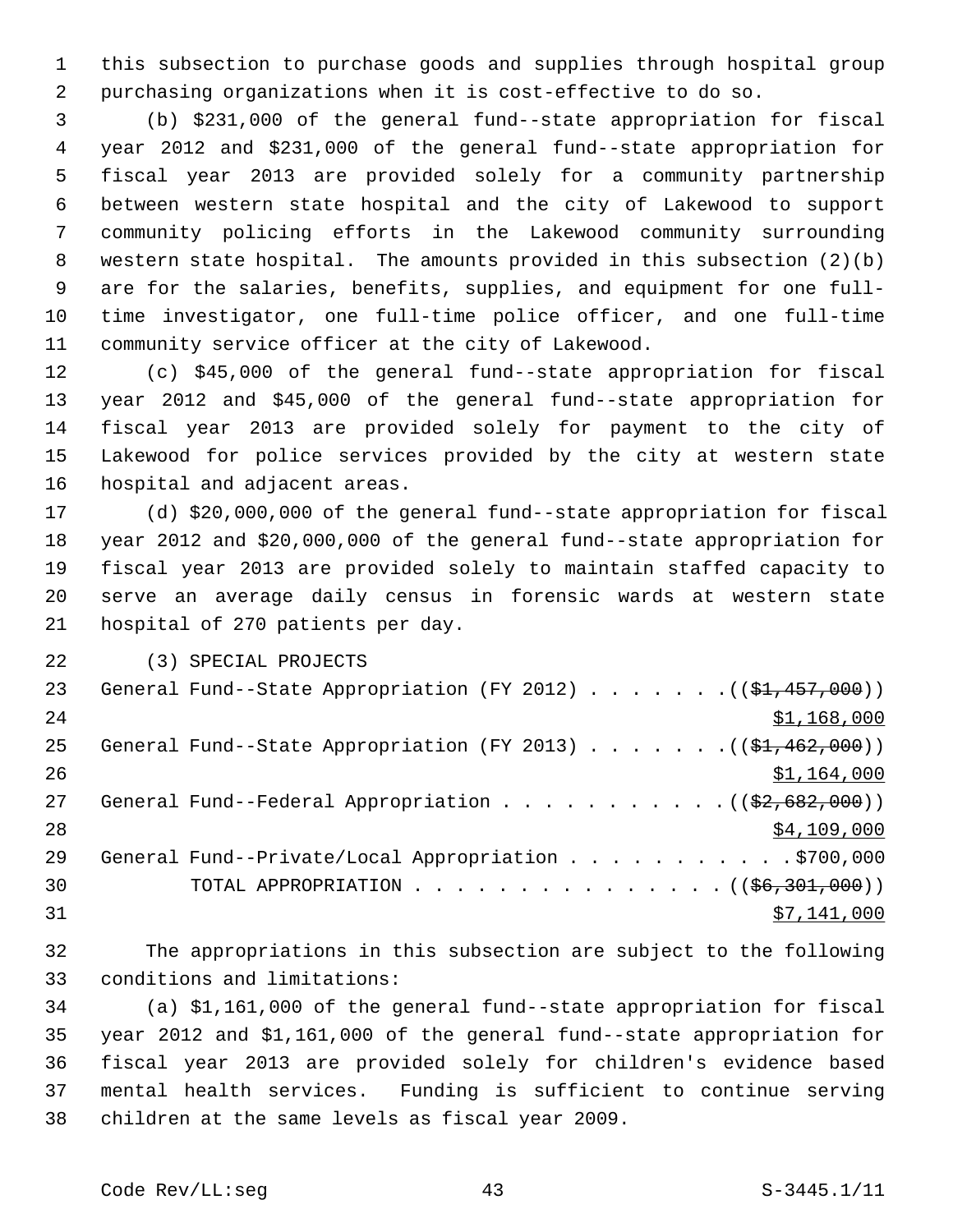this subsection to purchase goods and supplies through hospital group purchasing organizations when it is cost-effective to do so.

(b) $231,000 of the general fund--state appropriation for fiscal year 2012 and $231,000 of the general fund--state appropriation for fiscal year 2013 are provided solely for a community partnership between western state hospital and the city of Lakewood to support community policing efforts in the Lakewood community surrounding western state hospital. The amounts provided in this subsection (2)(b) are for the salaries, benefits, supplies, and equipment for one full-time investigator, one full-time police officer, and one full-time community service officer at the city of Lakewood.

(c) $45,000 of the general fund--state appropriation for fiscal year 2012 and $45,000 of the general fund--state appropriation for fiscal year 2013 are provided solely for payment to the city of Lakewood for police services provided by the city at western state hospital and adjacent areas.

(d) $20,000,000 of the general fund--state appropriation for fiscal year 2012 and $20,000,000 of the general fund--state appropriation for fiscal year 2013 are provided solely to maintain staffed capacity to serve an average daily census in forensic wards at western state hospital of 270 patients per day.

(3) SPECIAL PROJECTS

General Fund--State Appropriation (FY 2012) . . . . . . . ((~~$1,457,000~~))
$1,168,000

General Fund--State Appropriation (FY 2013) . . . . . . . ((~~$1,462,000~~))
$1,164,000

General Fund--Federal Appropriation . . . . . . . . . . . ((~~$2,682,000~~))
$4,109,000

General Fund--Private/Local Appropriation . . . . . . . . . . . $700,000

TOTAL APPROPRIATION . . . . . . . . . . . . . . . ((~~$6,301,000~~))
$7,141,000

The appropriations in this subsection are subject to the following conditions and limitations:

(a) $1,161,000 of the general fund--state appropriation for fiscal year 2012 and $1,161,000 of the general fund--state appropriation for fiscal year 2013 are provided solely for children's evidence based mental health services. Funding is sufficient to continue serving children at the same levels as fiscal year 2009.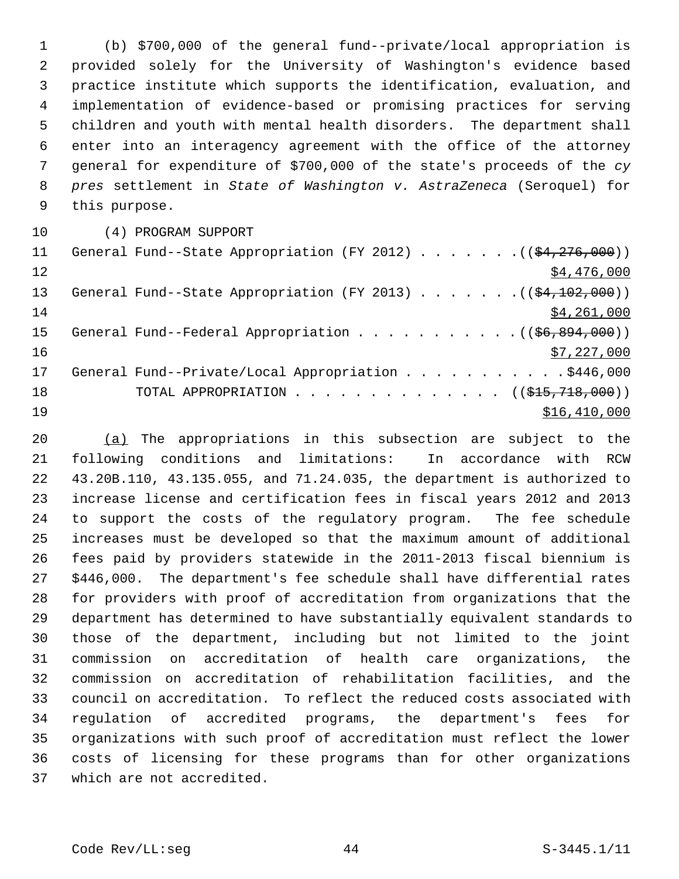(b) $700,000 of the general fund--private/local appropriation is provided solely for the University of Washington's evidence based practice institute which supports the identification, evaluation, and implementation of evidence-based or promising practices for serving children and youth with mental health disorders. The department shall enter into an interagency agreement with the office of the attorney general for expenditure of $700,000 of the state's proceeds of the *cy pres* settlement in *State of Washington v. AstraZeneca* (Seroquel) for this purpose.

(4) PROGRAM SUPPORT

General Fund--State Appropriation (FY 2012) . . . . . . . ((~~$4,276,000~~))
$4,476,000

General Fund--State Appropriation (FY 2013) . . . . . . . ((~~$4,102,000~~))
$4,261,000

General Fund--Federal Appropriation . . . . . . . . . . . ((~~$6,894,000~~))
$7,227,000

General Fund--Private/Local Appropriation . . . . . . . . . . . $446,000

TOTAL APPROPRIATION . . . . . . . . . . . . . . ((~~$15,718,000~~))
$16,410,000

(a) The appropriations in this subsection are subject to the following conditions and limitations: In accordance with RCW 43.20B.110, 43.135.055, and 71.24.035, the department is authorized to increase license and certification fees in fiscal years 2012 and 2013 to support the costs of the regulatory program. The fee schedule increases must be developed so that the maximum amount of additional fees paid by providers statewide in the 2011-2013 fiscal biennium is $446,000. The department's fee schedule shall have differential rates for providers with proof of accreditation from organizations that the department has determined to have substantially equivalent standards to those of the department, including but not limited to the joint commission on accreditation of health care organizations, the commission on accreditation of rehabilitation facilities, and the council on accreditation. To reflect the reduced costs associated with regulation of accredited programs, the department's fees for organizations with such proof of accreditation must reflect the lower costs of licensing for these programs than for other organizations which are not accredited.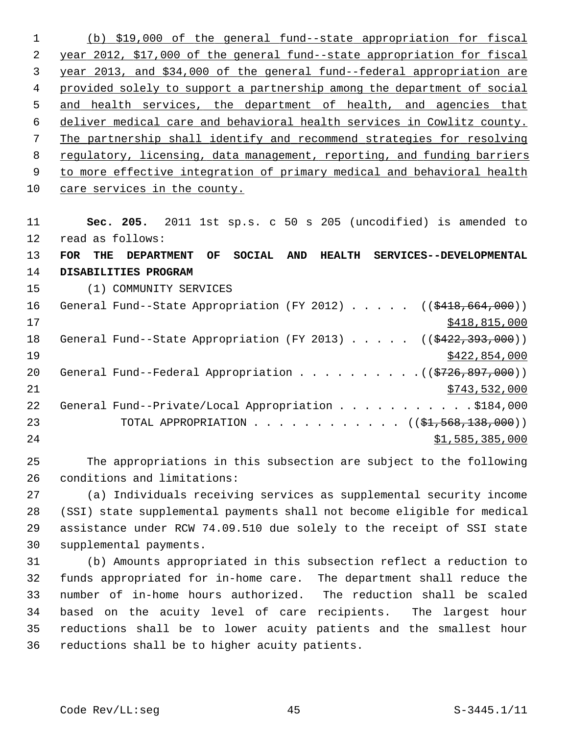(b) $19,000 of the general fund--state appropriation for fiscal year 2012, $17,000 of the general fund--state appropriation for fiscal year 2013, and $34,000 of the general fund--federal appropriation are provided solely to support a partnership among the department of social and health services, the department of health, and agencies that deliver medical care and behavioral health services in Cowlitz county. The partnership shall identify and recommend strategies for resolving regulatory, licensing, data management, reporting, and funding barriers to more effective integration of primary medical and behavioral health care services in the county.

**Sec. 205.** 2011 1st sp.s. c 50 s 205 (uncodified) is amended to read as follows:

**FOR THE DEPARTMENT OF SOCIAL AND HEALTH SERVICES--DEVELOPMENTAL DISABILITIES PROGRAM**

(1) COMMUNITY SERVICES

General Fund--State Appropriation (FY 2012) . . . . . (($418,664,000))
$418,815,000

General Fund--State Appropriation (FY 2013) . . . . . (($422,393,000))
$422,854,000

General Fund--Federal Appropriation . . . . . . . . . . (($726,897,000))
$743,532,000

General Fund--Private/Local Appropriation . . . . . . . . . . . $184,000

TOTAL APPROPRIATION . . . . . . . . . . . . (($1,568,138,000))
$1,585,385,000

The appropriations in this subsection are subject to the following conditions and limitations:

(a) Individuals receiving services as supplemental security income (SSI) state supplemental payments shall not become eligible for medical assistance under RCW 74.09.510 due solely to the receipt of SSI state supplemental payments.

(b) Amounts appropriated in this subsection reflect a reduction to funds appropriated for in-home care. The department shall reduce the number of in-home hours authorized. The reduction shall be scaled based on the acuity level of care recipients. The largest hour reductions shall be to lower acuity patients and the smallest hour reductions shall be to higher acuity patients.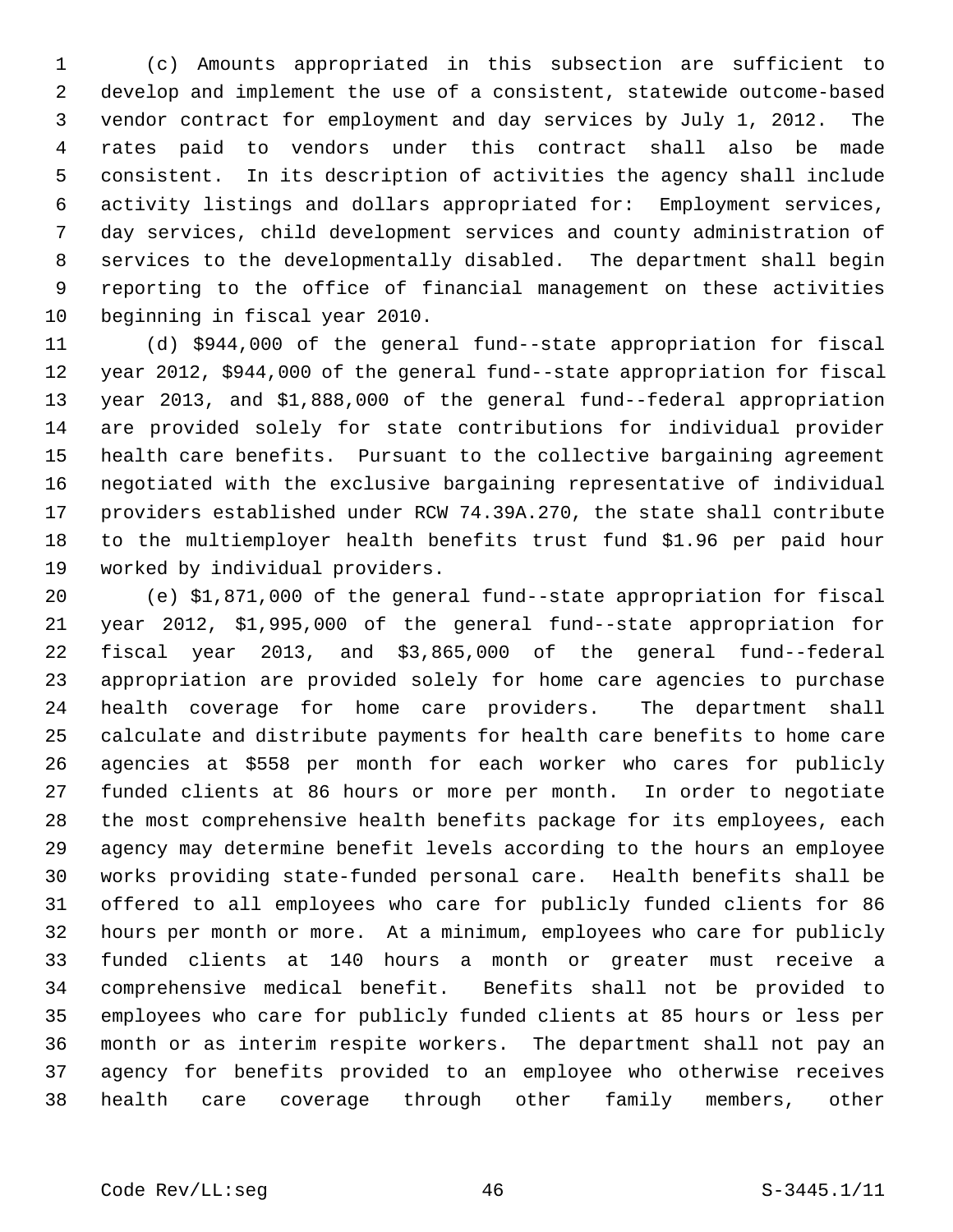(c) Amounts appropriated in this subsection are sufficient to develop and implement the use of a consistent, statewide outcome-based vendor contract for employment and day services by July 1, 2012. The rates paid to vendors under this contract shall also be made consistent. In its description of activities the agency shall include activity listings and dollars appropriated for: Employment services, day services, child development services and county administration of services to the developmentally disabled. The department shall begin reporting to the office of financial management on these activities beginning in fiscal year 2010.

(d) $944,000 of the general fund--state appropriation for fiscal year 2012, $944,000 of the general fund--state appropriation for fiscal year 2013, and $1,888,000 of the general fund--federal appropriation are provided solely for state contributions for individual provider health care benefits. Pursuant to the collective bargaining agreement negotiated with the exclusive bargaining representative of individual providers established under RCW 74.39A.270, the state shall contribute to the multiemployer health benefits trust fund $1.96 per paid hour worked by individual providers.

(e) $1,871,000 of the general fund--state appropriation for fiscal year 2012, $1,995,000 of the general fund--state appropriation for fiscal year 2013, and $3,865,000 of the general fund--federal appropriation are provided solely for home care agencies to purchase health coverage for home care providers. The department shall calculate and distribute payments for health care benefits to home care agencies at $558 per month for each worker who cares for publicly funded clients at 86 hours or more per month. In order to negotiate the most comprehensive health benefits package for its employees, each agency may determine benefit levels according to the hours an employee works providing state-funded personal care. Health benefits shall be offered to all employees who care for publicly funded clients for 86 hours per month or more. At a minimum, employees who care for publicly funded clients at 140 hours a month or greater must receive a comprehensive medical benefit. Benefits shall not be provided to employees who care for publicly funded clients at 85 hours or less per month or as interim respite workers. The department shall not pay an agency for benefits provided to an employee who otherwise receives health care coverage through other family members, other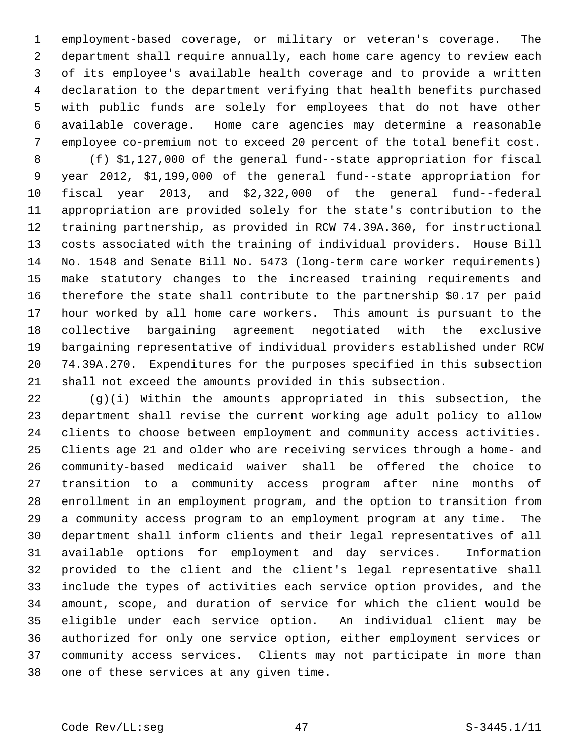employment-based coverage, or military or veteran's coverage. The department shall require annually, each home care agency to review each of its employee's available health coverage and to provide a written declaration to the department verifying that health benefits purchased with public funds are solely for employees that do not have other available coverage. Home care agencies may determine a reasonable employee co-premium not to exceed 20 percent of the total benefit cost.

(f) $1,127,000 of the general fund--state appropriation for fiscal year 2012, $1,199,000 of the general fund--state appropriation for fiscal year 2013, and $2,322,000 of the general fund--federal appropriation are provided solely for the state's contribution to the training partnership, as provided in RCW 74.39A.360, for instructional costs associated with the training of individual providers. House Bill No. 1548 and Senate Bill No. 5473 (long-term care worker requirements) make statutory changes to the increased training requirements and therefore the state shall contribute to the partnership $0.17 per paid hour worked by all home care workers. This amount is pursuant to the collective bargaining agreement negotiated with the exclusive bargaining representative of individual providers established under RCW 74.39A.270. Expenditures for the purposes specified in this subsection shall not exceed the amounts provided in this subsection.

(g)(i) Within the amounts appropriated in this subsection, the department shall revise the current working age adult policy to allow clients to choose between employment and community access activities. Clients age 21 and older who are receiving services through a home- and community-based medicaid waiver shall be offered the choice to transition to a community access program after nine months of enrollment in an employment program, and the option to transition from a community access program to an employment program at any time. The department shall inform clients and their legal representatives of all available options for employment and day services. Information provided to the client and the client's legal representative shall include the types of activities each service option provides, and the amount, scope, and duration of service for which the client would be eligible under each service option. An individual client may be authorized for only one service option, either employment services or community access services. Clients may not participate in more than one of these services at any given time.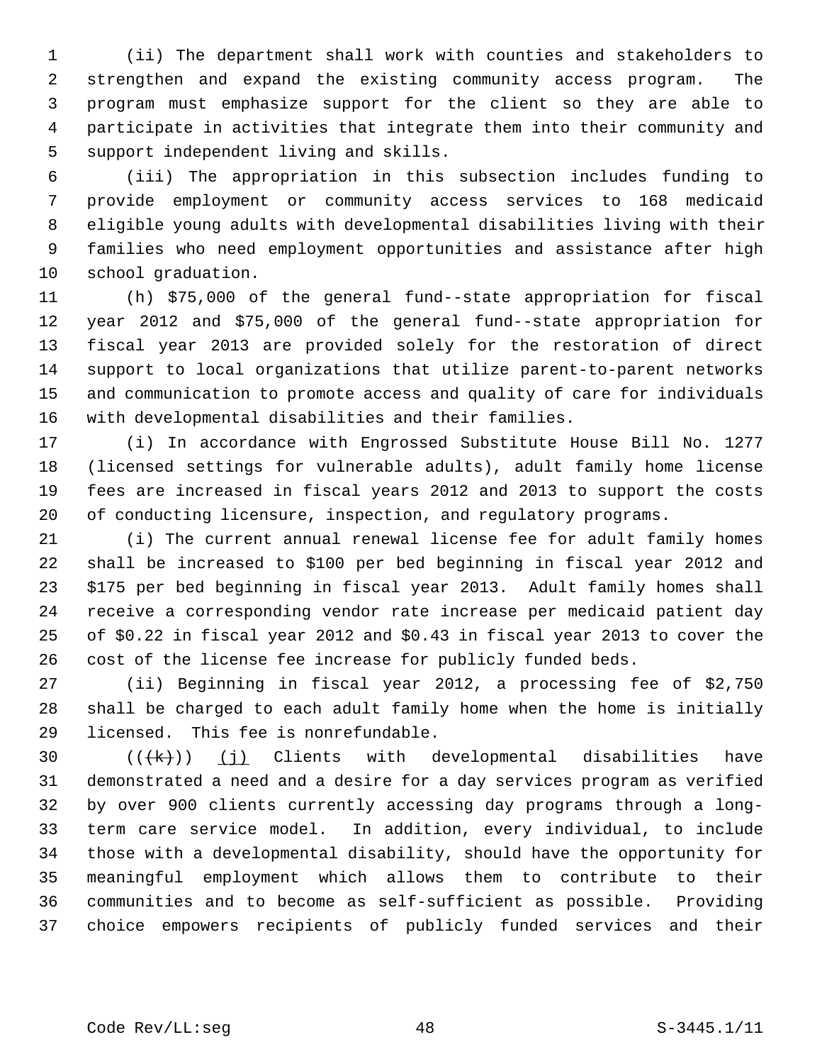(ii) The department shall work with counties and stakeholders to strengthen and expand the existing community access program. The program must emphasize support for the client so they are able to participate in activities that integrate them into their community and support independent living and skills.

(iii) The appropriation in this subsection includes funding to provide employment or community access services to 168 medicaid eligible young adults with developmental disabilities living with their families who need employment opportunities and assistance after high school graduation.

(h) $75,000 of the general fund--state appropriation for fiscal year 2012 and $75,000 of the general fund--state appropriation for fiscal year 2013 are provided solely for the restoration of direct support to local organizations that utilize parent-to-parent networks and communication to promote access and quality of care for individuals with developmental disabilities and their families.

(i) In accordance with Engrossed Substitute House Bill No. 1277 (licensed settings for vulnerable adults), adult family home license fees are increased in fiscal years 2012 and 2013 to support the costs of conducting licensure, inspection, and regulatory programs.

(i) The current annual renewal license fee for adult family homes shall be increased to $100 per bed beginning in fiscal year 2012 and $175 per bed beginning in fiscal year 2013. Adult family homes shall receive a corresponding vendor rate increase per medicaid patient day of $0.22 in fiscal year 2012 and $0.43 in fiscal year 2013 to cover the cost of the license fee increase for publicly funded beds.

(ii) Beginning in fiscal year 2012, a processing fee of $2,750 shall be charged to each adult family home when the home is initially licensed. This fee is nonrefundable.

((~~(k)~~)) (j) Clients with developmental disabilities have demonstrated a need and a desire for a day services program as verified by over 900 clients currently accessing day programs through a long-term care service model. In addition, every individual, to include those with a developmental disability, should have the opportunity for meaningful employment which allows them to contribute to their communities and to become as self-sufficient as possible. Providing choice empowers recipients of publicly funded services and their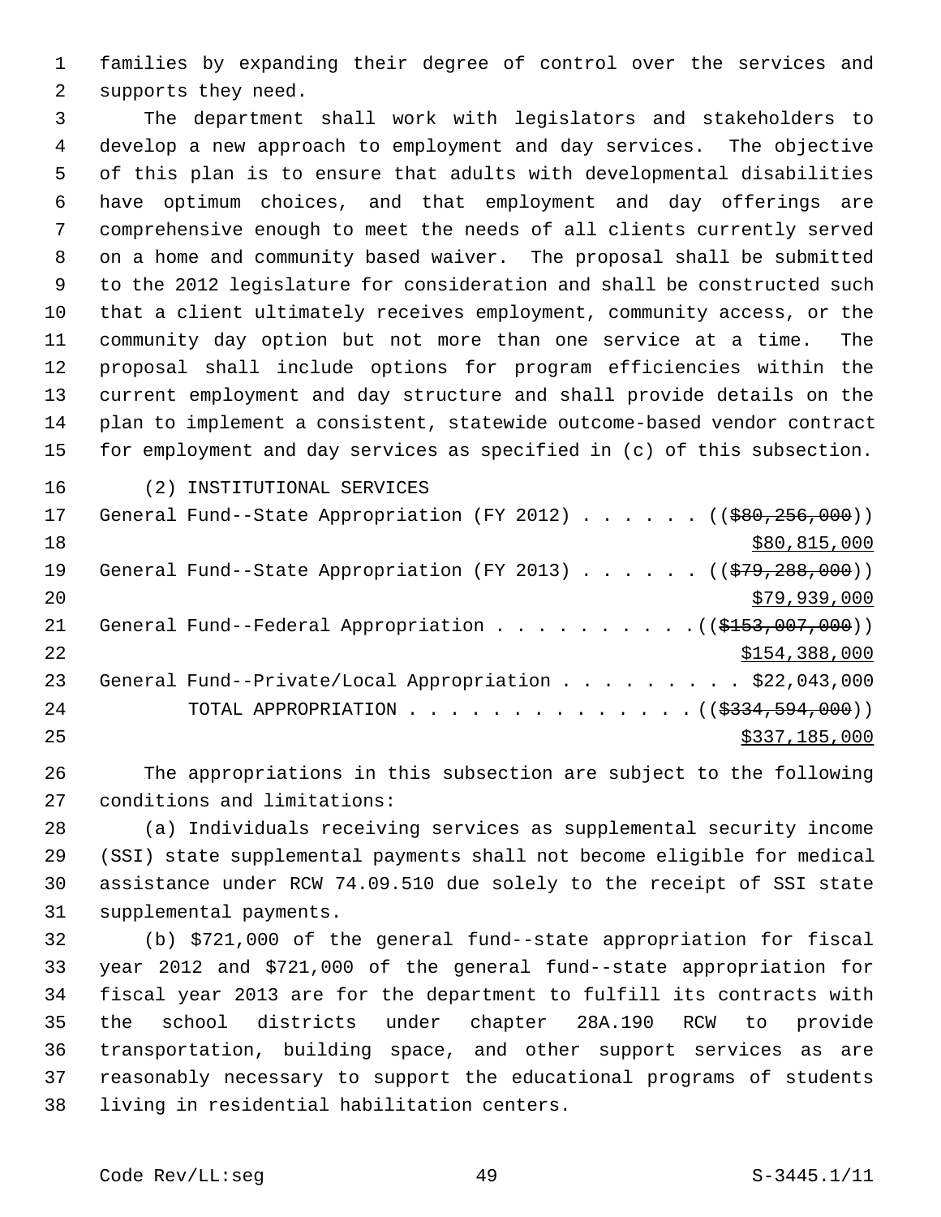families by expanding their degree of control over the services and supports they need.

The department shall work with legislators and stakeholders to develop a new approach to employment and day services. The objective of this plan is to ensure that adults with developmental disabilities have optimum choices, and that employment and day offerings are comprehensive enough to meet the needs of all clients currently served on a home and community based waiver. The proposal shall be submitted to the 2012 legislature for consideration and shall be constructed such that a client ultimately receives employment, community access, or the community day option but not more than one service at a time. The proposal shall include options for program efficiencies within the current employment and day structure and shall provide details on the plan to implement a consistent, statewide outcome-based vendor contract for employment and day services as specified in (c) of this subsection.

(2) INSTITUTIONAL SERVICES

General Fund--State Appropriation (FY 2012) . . . . . . (( ~~$80,256,000~~ ))
<u>$80,815,000</u>

General Fund--State Appropriation (FY 2013) . . . . . . (( ~~$79,288,000~~ ))
<u>$79,939,000</u>

General Fund--Federal Appropriation . . . . . . . . . . (( ~~$153,007,000~~ ))
<u>$154,388,000</u>

General Fund--Private/Local Appropriation . . . . . . . . . $22,043,000

TOTAL APPROPRIATION . . . . . . . . . . . . . . (( ~~$334,594,000~~ ))
<u>$337,185,000</u>

The appropriations in this subsection are subject to the following conditions and limitations:

(a) Individuals receiving services as supplemental security income (SSI) state supplemental payments shall not become eligible for medical assistance under RCW 74.09.510 due solely to the receipt of SSI state supplemental payments.

(b) $721,000 of the general fund--state appropriation for fiscal year 2012 and $721,000 of the general fund--state appropriation for fiscal year 2013 are for the department to fulfill its contracts with the school districts under chapter 28A.190 RCW to provide transportation, building space, and other support services as are reasonably necessary to support the educational programs of students living in residential habilitation centers.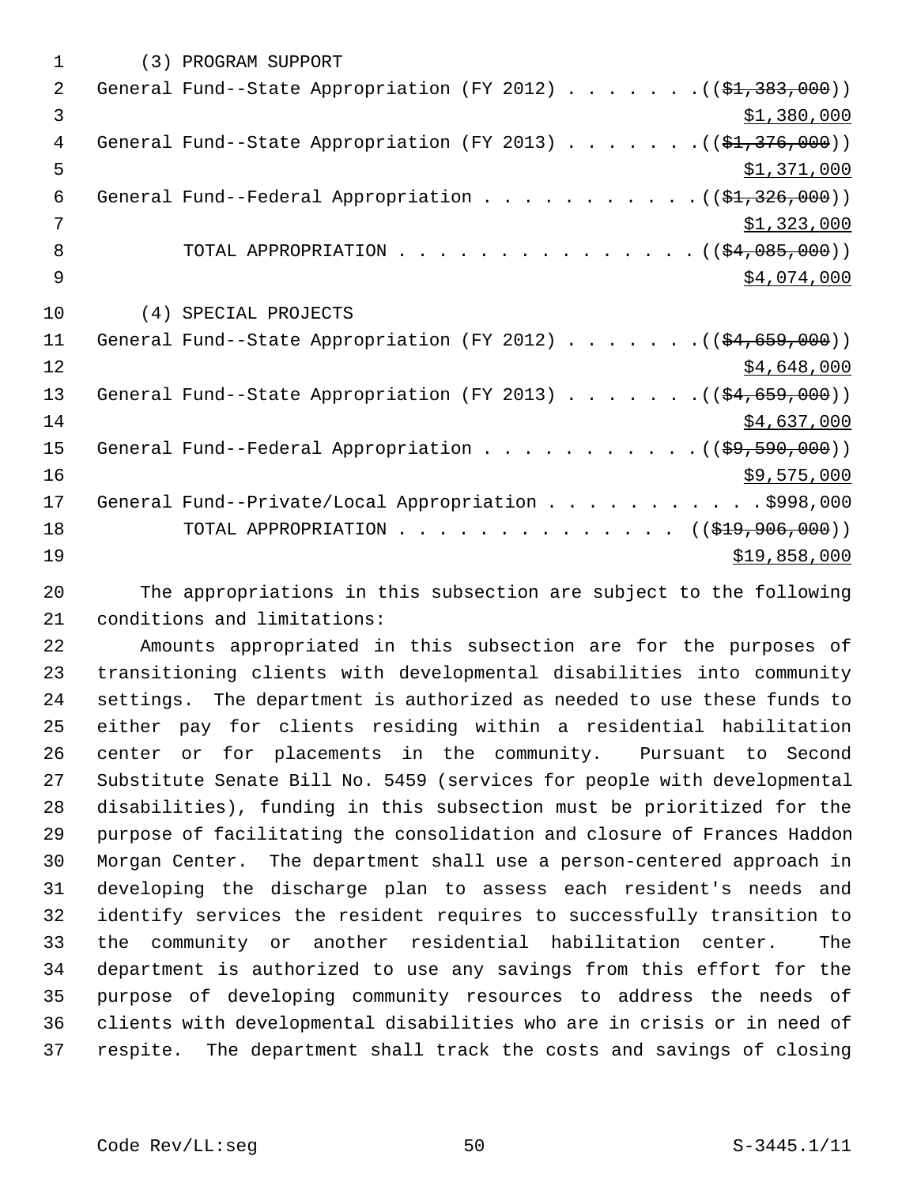(3) PROGRAM SUPPORT

General Fund--State Appropriation (FY 2012) . . . . . . . (($1,383,000))
$1,380,000

General Fund--State Appropriation (FY 2013) . . . . . . . (($1,376,000))
$1,371,000

General Fund--Federal Appropriation . . . . . . . . . . . (($1,326,000))
$1,323,000

TOTAL APPROPRIATION . . . . . . . . . . . . . . . (($4,085,000))
$4,074,000

(4) SPECIAL PROJECTS

General Fund--State Appropriation (FY 2012) . . . . . . . (($4,659,000))
$4,648,000

General Fund--State Appropriation (FY 2013) . . . . . . . (($4,659,000))
$4,637,000

General Fund--Federal Appropriation . . . . . . . . . . . (($9,590,000))
$9,575,000

General Fund--Private/Local Appropriation . . . . . . . . . . . $998,000

TOTAL APPROPRIATION . . . . . . . . . . . . . . (($19,906,000))
$19,858,000

The appropriations in this subsection are subject to the following conditions and limitations:

Amounts appropriated in this subsection are for the purposes of transitioning clients with developmental disabilities into community settings. The department is authorized as needed to use these funds to either pay for clients residing within a residential habilitation center or for placements in the community. Pursuant to Second Substitute Senate Bill No. 5459 (services for people with developmental disabilities), funding in this subsection must be prioritized for the purpose of facilitating the consolidation and closure of Frances Haddon Morgan Center. The department shall use a person-centered approach in developing the discharge plan to assess each resident's needs and identify services the resident requires to successfully transition to the community or another residential habilitation center. The department is authorized to use any savings from this effort for the purpose of developing community resources to address the needs of clients with developmental disabilities who are in crisis or in need of respite. The department shall track the costs and savings of closing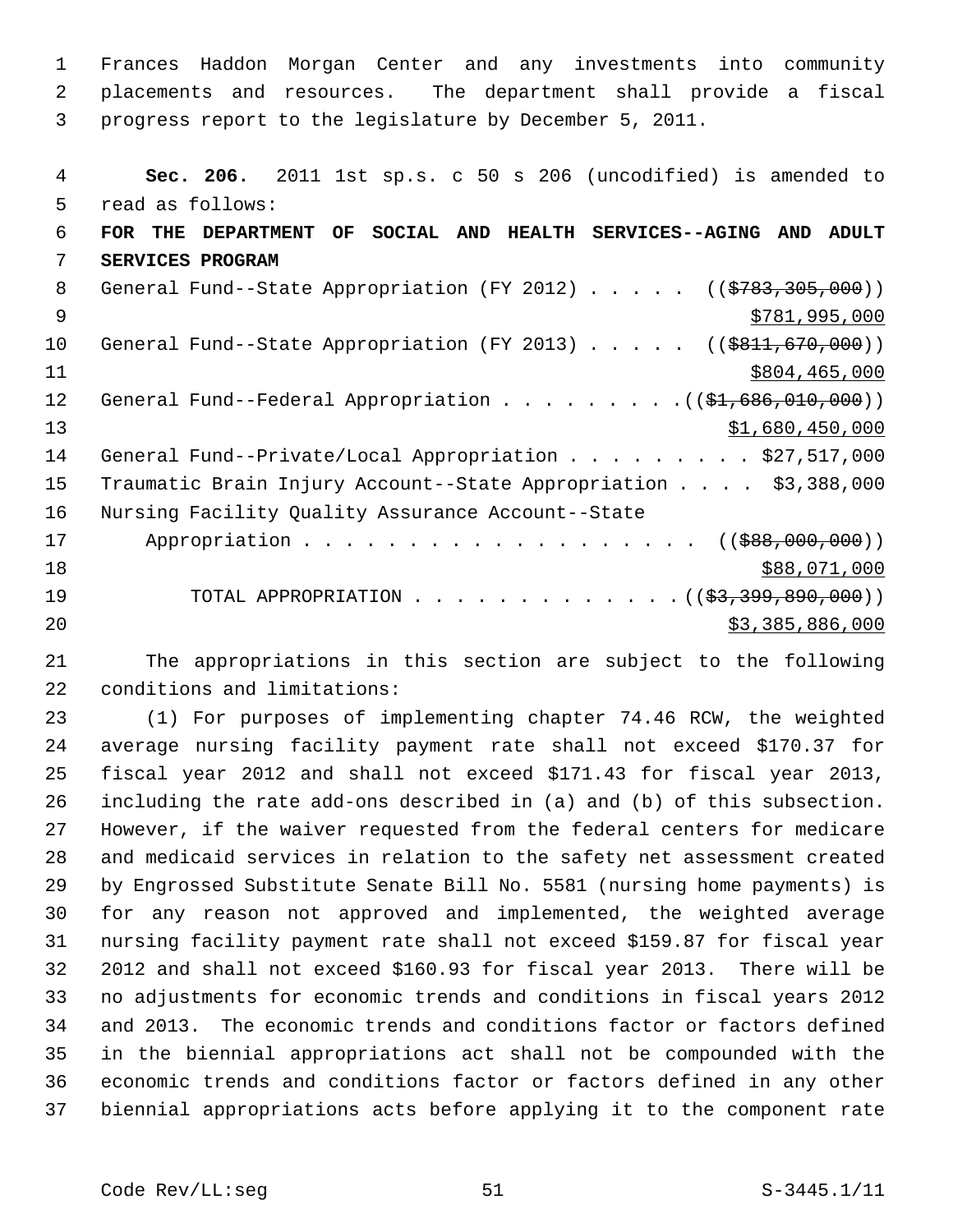Frances Haddon Morgan Center and any investments into community placements and resources. The department shall provide a fiscal progress report to the legislature by December 5, 2011.

**Sec. 206.** 2011 1st sp.s. c 50 s 206 (uncodified) is amended to read as follows:

**FOR THE DEPARTMENT OF SOCIAL AND HEALTH SERVICES--AGING AND ADULT SERVICES PROGRAM**

General Fund--State Appropriation (FY 2012) . . . . . ((~~$783,305,000~~))
<u>$781,995,000</u>

General Fund--State Appropriation (FY 2013) . . . . . ((~~$811,670,000~~))
<u>$804,465,000</u>

General Fund--Federal Appropriation . . . . . . . . . ((~~$1,686,010,000~~))
<u>$1,680,450,000</u>

General Fund--Private/Local Appropriation . . . . . . . . . $27,517,000

Traumatic Brain Injury Account--State Appropriation . . . . $3,388,000

Nursing Facility Quality Assurance Account--State Appropriation . . . . . . . . . . . . . . . . . . . ((~~$88,000,000~~))
<u>$88,071,000</u>

TOTAL APPROPRIATION . . . . . . . . . . . . . ((~~$3,399,890,000~~))
<u>$3,385,886,000</u>

The appropriations in this section are subject to the following conditions and limitations:

(1) For purposes of implementing chapter 74.46 RCW, the weighted average nursing facility payment rate shall not exceed $170.37 for fiscal year 2012 and shall not exceed $171.43 for fiscal year 2013, including the rate add-ons described in (a) and (b) of this subsection. However, if the waiver requested from the federal centers for medicare and medicaid services in relation to the safety net assessment created by Engrossed Substitute Senate Bill No. 5581 (nursing home payments) is for any reason not approved and implemented, the weighted average nursing facility payment rate shall not exceed $159.87 for fiscal year 2012 and shall not exceed $160.93 for fiscal year 2013. There will be no adjustments for economic trends and conditions in fiscal years 2012 and 2013. The economic trends and conditions factor or factors defined in the biennial appropriations act shall not be compounded with the economic trends and conditions factor or factors defined in any other biennial appropriations acts before applying it to the component rate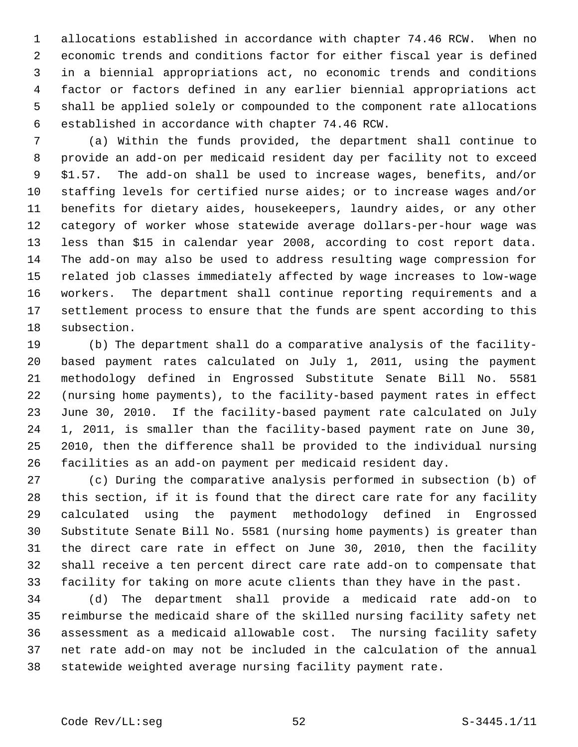allocations established in accordance with chapter 74.46 RCW. When no economic trends and conditions factor for either fiscal year is defined in a biennial appropriations act, no economic trends and conditions factor or factors defined in any earlier biennial appropriations act shall be applied solely or compounded to the component rate allocations established in accordance with chapter 74.46 RCW.

(a) Within the funds provided, the department shall continue to provide an add-on per medicaid resident day per facility not to exceed $1.57. The add-on shall be used to increase wages, benefits, and/or staffing levels for certified nurse aides; or to increase wages and/or benefits for dietary aides, housekeepers, laundry aides, or any other category of worker whose statewide average dollars-per-hour wage was less than $15 in calendar year 2008, according to cost report data. The add-on may also be used to address resulting wage compression for related job classes immediately affected by wage increases to low-wage workers. The department shall continue reporting requirements and a settlement process to ensure that the funds are spent according to this subsection.

(b) The department shall do a comparative analysis of the facility-based payment rates calculated on July 1, 2011, using the payment methodology defined in Engrossed Substitute Senate Bill No. 5581 (nursing home payments), to the facility-based payment rates in effect June 30, 2010. If the facility-based payment rate calculated on July 1, 2011, is smaller than the facility-based payment rate on June 30, 2010, then the difference shall be provided to the individual nursing facilities as an add-on payment per medicaid resident day.

(c) During the comparative analysis performed in subsection (b) of this section, if it is found that the direct care rate for any facility calculated using the payment methodology defined in Engrossed Substitute Senate Bill No. 5581 (nursing home payments) is greater than the direct care rate in effect on June 30, 2010, then the facility shall receive a ten percent direct care rate add-on to compensate that facility for taking on more acute clients than they have in the past.

(d) The department shall provide a medicaid rate add-on to reimburse the medicaid share of the skilled nursing facility safety net assessment as a medicaid allowable cost. The nursing facility safety net rate add-on may not be included in the calculation of the annual statewide weighted average nursing facility payment rate.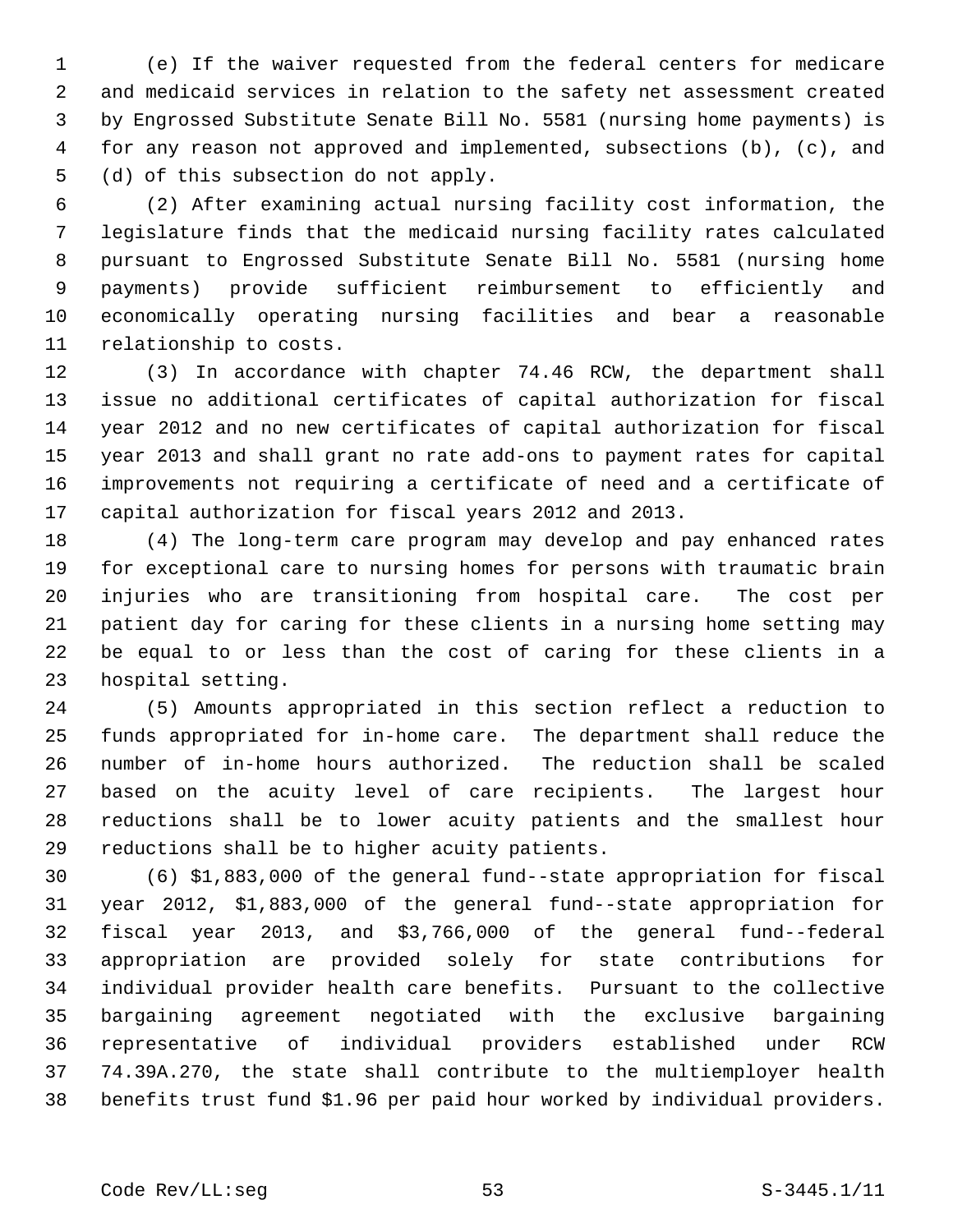(e) If the waiver requested from the federal centers for medicare and medicaid services in relation to the safety net assessment created by Engrossed Substitute Senate Bill No. 5581 (nursing home payments) is for any reason not approved and implemented, subsections (b), (c), and (d) of this subsection do not apply.

(2) After examining actual nursing facility cost information, the legislature finds that the medicaid nursing facility rates calculated pursuant to Engrossed Substitute Senate Bill No. 5581 (nursing home payments) provide sufficient reimbursement to efficiently and economically operating nursing facilities and bear a reasonable relationship to costs.

(3) In accordance with chapter 74.46 RCW, the department shall issue no additional certificates of capital authorization for fiscal year 2012 and no new certificates of capital authorization for fiscal year 2013 and shall grant no rate add-ons to payment rates for capital improvements not requiring a certificate of need and a certificate of capital authorization for fiscal years 2012 and 2013.

(4) The long-term care program may develop and pay enhanced rates for exceptional care to nursing homes for persons with traumatic brain injuries who are transitioning from hospital care. The cost per patient day for caring for these clients in a nursing home setting may be equal to or less than the cost of caring for these clients in a hospital setting.

(5) Amounts appropriated in this section reflect a reduction to funds appropriated for in-home care. The department shall reduce the number of in-home hours authorized. The reduction shall be scaled based on the acuity level of care recipients. The largest hour reductions shall be to lower acuity patients and the smallest hour reductions shall be to higher acuity patients.

(6) $1,883,000 of the general fund--state appropriation for fiscal year 2012, $1,883,000 of the general fund--state appropriation for fiscal year 2013, and $3,766,000 of the general fund--federal appropriation are provided solely for state contributions for individual provider health care benefits. Pursuant to the collective bargaining agreement negotiated with the exclusive bargaining representative of individual providers established under RCW 74.39A.270, the state shall contribute to the multiemployer health benefits trust fund $1.96 per paid hour worked by individual providers.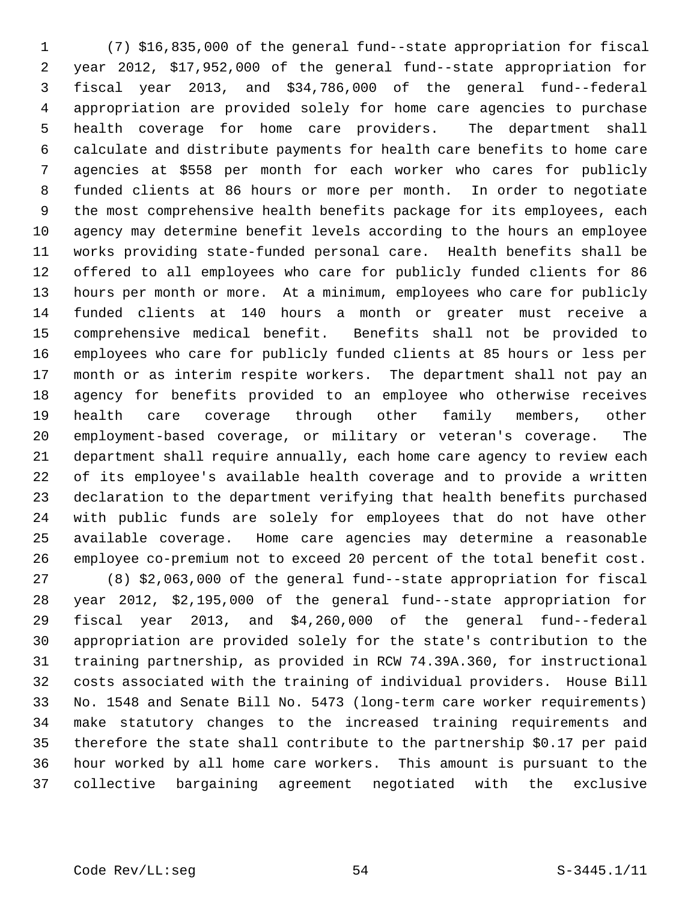(7) $16,835,000 of the general fund--state appropriation for fiscal year 2012, $17,952,000 of the general fund--state appropriation for fiscal year 2013, and $34,786,000 of the general fund--federal appropriation are provided solely for home care agencies to purchase health coverage for home care providers. The department shall calculate and distribute payments for health care benefits to home care agencies at $558 per month for each worker who cares for publicly funded clients at 86 hours or more per month. In order to negotiate the most comprehensive health benefits package for its employees, each agency may determine benefit levels according to the hours an employee works providing state-funded personal care. Health benefits shall be offered to all employees who care for publicly funded clients for 86 hours per month or more. At a minimum, employees who care for publicly funded clients at 140 hours a month or greater must receive a comprehensive medical benefit. Benefits shall not be provided to employees who care for publicly funded clients at 85 hours or less per month or as interim respite workers. The department shall not pay an agency for benefits provided to an employee who otherwise receives health care coverage through other family members, other employment-based coverage, or military or veteran's coverage. The department shall require annually, each home care agency to review each of its employee's available health coverage and to provide a written declaration to the department verifying that health benefits purchased with public funds are solely for employees that do not have other available coverage. Home care agencies may determine a reasonable employee co-premium not to exceed 20 percent of the total benefit cost.

(8) $2,063,000 of the general fund--state appropriation for fiscal year 2012, $2,195,000 of the general fund--state appropriation for fiscal year 2013, and $4,260,000 of the general fund--federal appropriation are provided solely for the state's contribution to the training partnership, as provided in RCW 74.39A.360, for instructional costs associated with the training of individual providers. House Bill No. 1548 and Senate Bill No. 5473 (long-term care worker requirements) make statutory changes to the increased training requirements and therefore the state shall contribute to the partnership $0.17 per paid hour worked by all home care workers. This amount is pursuant to the collective bargaining agreement negotiated with the exclusive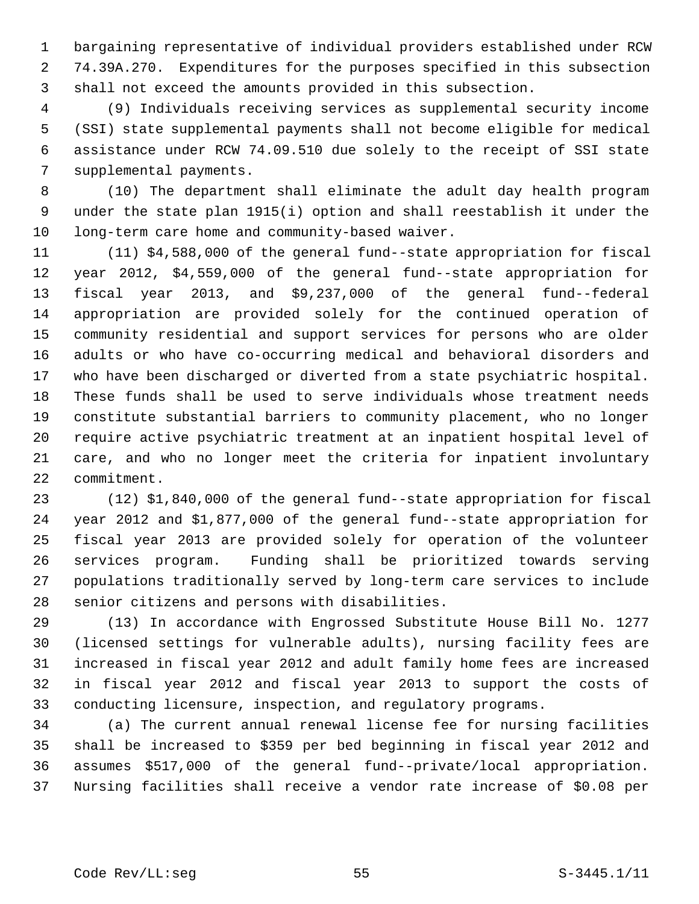bargaining representative of individual providers established under RCW 74.39A.270. Expenditures for the purposes specified in this subsection shall not exceed the amounts provided in this subsection.

(9) Individuals receiving services as supplemental security income (SSI) state supplemental payments shall not become eligible for medical assistance under RCW 74.09.510 due solely to the receipt of SSI state supplemental payments.

(10) The department shall eliminate the adult day health program under the state plan 1915(i) option and shall reestablish it under the long-term care home and community-based waiver.

(11) $4,588,000 of the general fund--state appropriation for fiscal year 2012, $4,559,000 of the general fund--state appropriation for fiscal year 2013, and $9,237,000 of the general fund--federal appropriation are provided solely for the continued operation of community residential and support services for persons who are older adults or who have co-occurring medical and behavioral disorders and who have been discharged or diverted from a state psychiatric hospital. These funds shall be used to serve individuals whose treatment needs constitute substantial barriers to community placement, who no longer require active psychiatric treatment at an inpatient hospital level of care, and who no longer meet the criteria for inpatient involuntary commitment.

(12) $1,840,000 of the general fund--state appropriation for fiscal year 2012 and $1,877,000 of the general fund--state appropriation for fiscal year 2013 are provided solely for operation of the volunteer services program. Funding shall be prioritized towards serving populations traditionally served by long-term care services to include senior citizens and persons with disabilities.

(13) In accordance with Engrossed Substitute House Bill No. 1277 (licensed settings for vulnerable adults), nursing facility fees are increased in fiscal year 2012 and adult family home fees are increased in fiscal year 2012 and fiscal year 2013 to support the costs of conducting licensure, inspection, and regulatory programs.

(a) The current annual renewal license fee for nursing facilities shall be increased to $359 per bed beginning in fiscal year 2012 and assumes $517,000 of the general fund--private/local appropriation. Nursing facilities shall receive a vendor rate increase of $0.08 per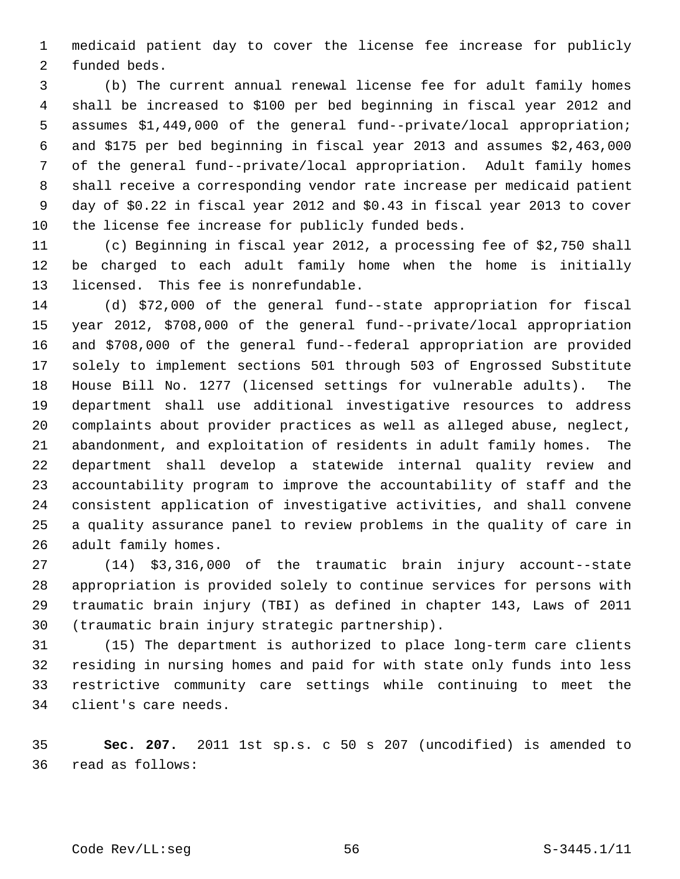medicaid patient day to cover the license fee increase for publicly funded beds.

(b) The current annual renewal license fee for adult family homes shall be increased to $100 per bed beginning in fiscal year 2012 and assumes $1,449,000 of the general fund--private/local appropriation; and $175 per bed beginning in fiscal year 2013 and assumes $2,463,000 of the general fund--private/local appropriation. Adult family homes shall receive a corresponding vendor rate increase per medicaid patient day of $0.22 in fiscal year 2012 and $0.43 in fiscal year 2013 to cover the license fee increase for publicly funded beds.

(c) Beginning in fiscal year 2012, a processing fee of $2,750 shall be charged to each adult family home when the home is initially licensed. This fee is nonrefundable.

(d) $72,000 of the general fund--state appropriation for fiscal year 2012, $708,000 of the general fund--private/local appropriation and $708,000 of the general fund--federal appropriation are provided solely to implement sections 501 through 503 of Engrossed Substitute House Bill No. 1277 (licensed settings for vulnerable adults). The department shall use additional investigative resources to address complaints about provider practices as well as alleged abuse, neglect, abandonment, and exploitation of residents in adult family homes. The department shall develop a statewide internal quality review and accountability program to improve the accountability of staff and the consistent application of investigative activities, and shall convene a quality assurance panel to review problems in the quality of care in adult family homes.

(14) $3,316,000 of the traumatic brain injury account--state appropriation is provided solely to continue services for persons with traumatic brain injury (TBI) as defined in chapter 143, Laws of 2011 (traumatic brain injury strategic partnership).

(15) The department is authorized to place long-term care clients residing in nursing homes and paid for with state only funds into less restrictive community care settings while continuing to meet the client's care needs.

**Sec. 207.** 2011 1st sp.s. c 50 s 207 (uncodified) is amended to read as follows: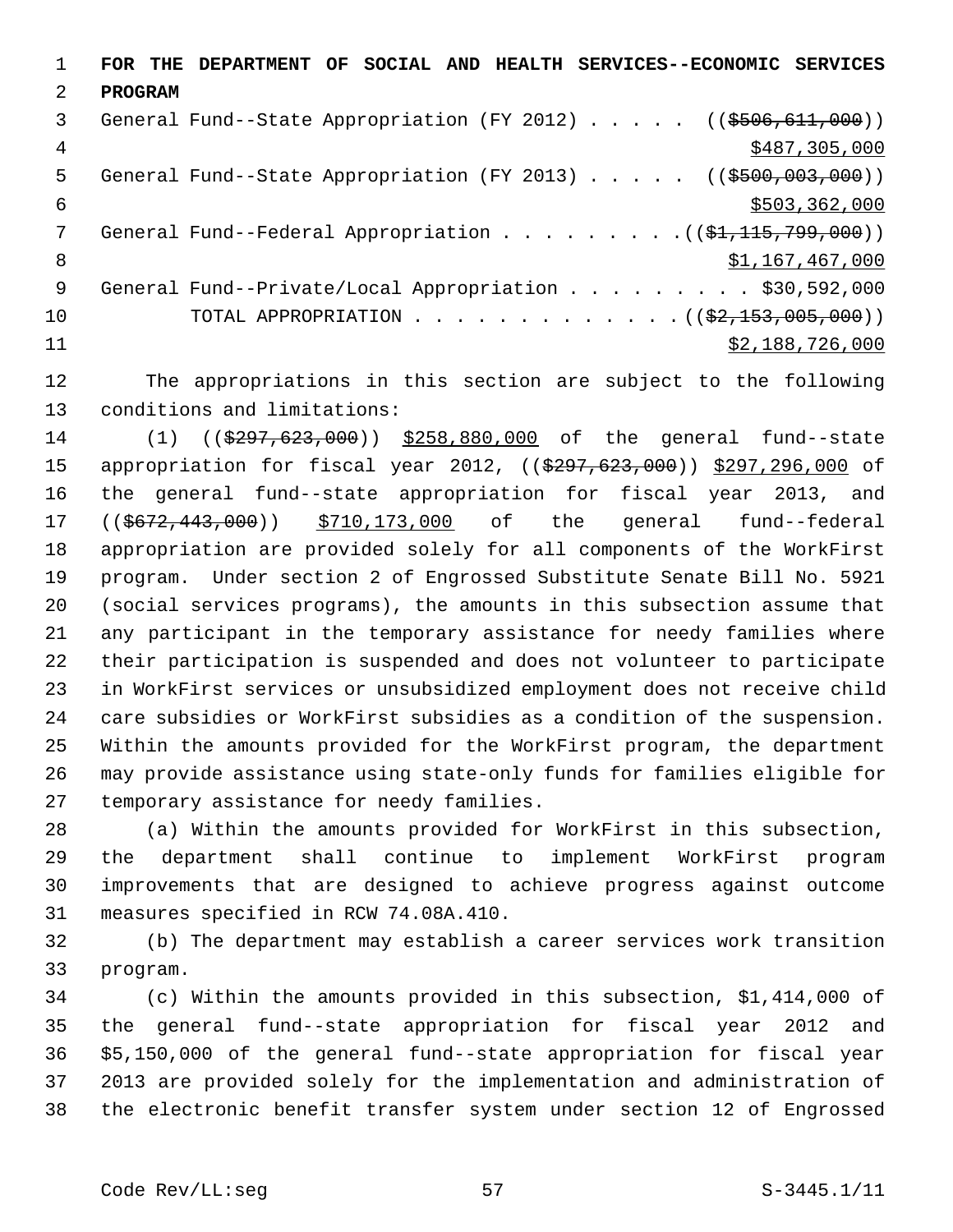**FOR THE DEPARTMENT OF SOCIAL AND HEALTH SERVICES--ECONOMIC SERVICES PROGRAM**

General Fund--State Appropriation (FY 2012) . . . . . ((~~$506,611,000~~))
$487,305,000

General Fund--State Appropriation (FY 2013) . . . . . ((~~$500,003,000~~))
$503,362,000

General Fund--Federal Appropriation . . . . . . . . . ((~~$1,115,799,000~~))
$1,167,467,000

General Fund--Private/Local Appropriation . . . . . . . . . $30,592,000

TOTAL APPROPRIATION . . . . . . . . . . . . . ((~~$2,153,005,000~~))
$2,188,726,000

The appropriations in this section are subject to the following conditions and limitations:

(1) ((~~$297,623,000~~)) $258,880,000 of the general fund--state appropriation for fiscal year 2012, ((~~$297,623,000~~)) $297,296,000 of the general fund--state appropriation for fiscal year 2013, and ((~~$672,443,000~~)) $710,173,000 of the general fund--federal appropriation are provided solely for all components of the WorkFirst program. Under section 2 of Engrossed Substitute Senate Bill No. 5921 (social services programs), the amounts in this subsection assume that any participant in the temporary assistance for needy families where their participation is suspended and does not volunteer to participate in WorkFirst services or unsubsidized employment does not receive child care subsidies or WorkFirst subsidies as a condition of the suspension. Within the amounts provided for the WorkFirst program, the department may provide assistance using state-only funds for families eligible for temporary assistance for needy families.

(a) Within the amounts provided for WorkFirst in this subsection, the department shall continue to implement WorkFirst program improvements that are designed to achieve progress against outcome measures specified in RCW 74.08A.410.

(b) The department may establish a career services work transition program.

(c) Within the amounts provided in this subsection, $1,414,000 of the general fund--state appropriation for fiscal year 2012 and $5,150,000 of the general fund--state appropriation for fiscal year 2013 are provided solely for the implementation and administration of the electronic benefit transfer system under section 12 of Engrossed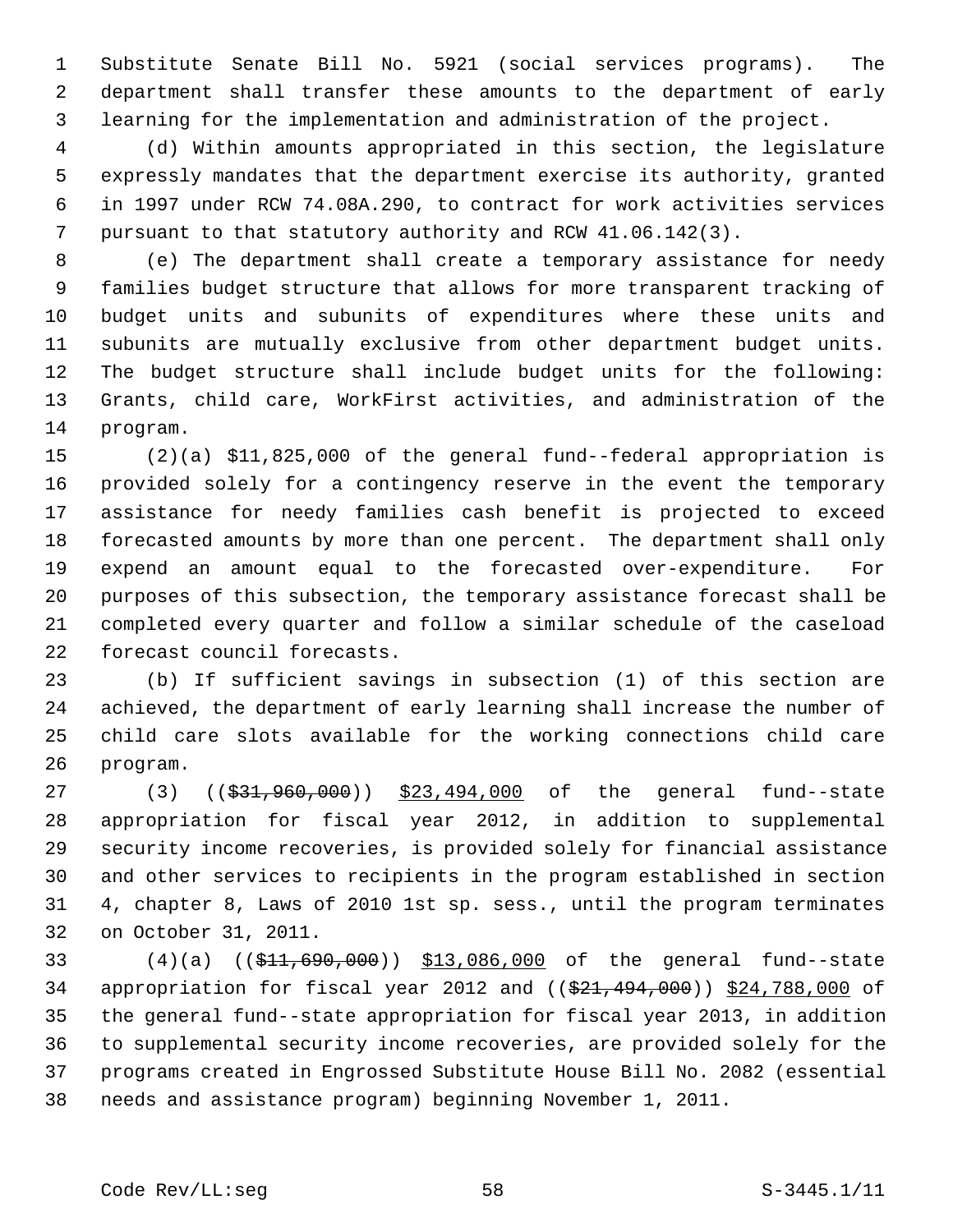Substitute Senate Bill No. 5921 (social services programs). The department shall transfer these amounts to the department of early learning for the implementation and administration of the project.

(d) Within amounts appropriated in this section, the legislature expressly mandates that the department exercise its authority, granted in 1997 under RCW 74.08A.290, to contract for work activities services pursuant to that statutory authority and RCW 41.06.142(3).

(e) The department shall create a temporary assistance for needy families budget structure that allows for more transparent tracking of budget units and subunits of expenditures where these units and subunits are mutually exclusive from other department budget units. The budget structure shall include budget units for the following: Grants, child care, WorkFirst activities, and administration of the program.

(2)(a) $11,825,000 of the general fund--federal appropriation is provided solely for a contingency reserve in the event the temporary assistance for needy families cash benefit is projected to exceed forecasted amounts by more than one percent. The department shall only expend an amount equal to the forecasted over-expenditure. For purposes of this subsection, the temporary assistance forecast shall be completed every quarter and follow a similar schedule of the caseload forecast council forecasts.

(b) If sufficient savings in subsection (1) of this section are achieved, the department of early learning shall increase the number of child care slots available for the working connections child care program.

(3) ((~~$31,960,000~~)) <u>$23,494,000</u> of the general fund--state appropriation for fiscal year 2012, in addition to supplemental security income recoveries, is provided solely for financial assistance and other services to recipients in the program established in section 4, chapter 8, Laws of 2010 1st sp. sess., until the program terminates on October 31, 2011.

(4)(a) ((~~$11,690,000~~)) <u>$13,086,000</u> of the general fund--state appropriation for fiscal year 2012 and ((~~$21,494,000~~)) <u>$24,788,000</u> of the general fund--state appropriation for fiscal year 2013, in addition to supplemental security income recoveries, are provided solely for the programs created in Engrossed Substitute House Bill No. 2082 (essential needs and assistance program) beginning November 1, 2011.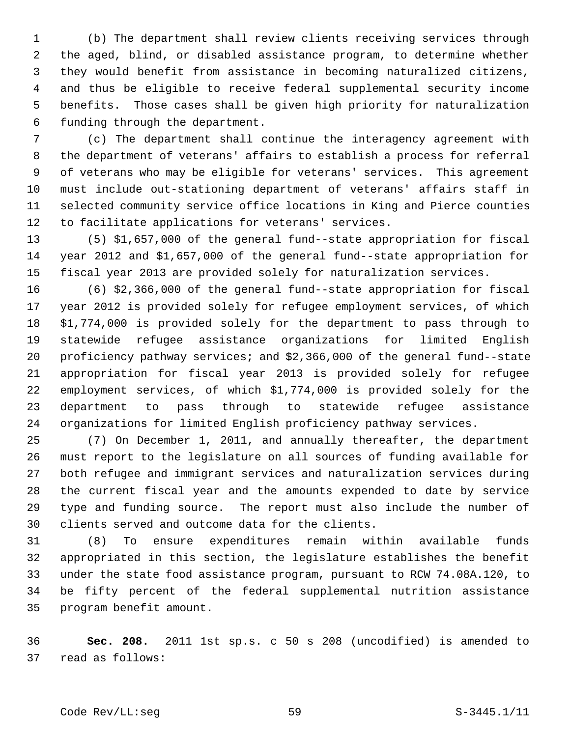(b) The department shall review clients receiving services through the aged, blind, or disabled assistance program, to determine whether they would benefit from assistance in becoming naturalized citizens, and thus be eligible to receive federal supplemental security income benefits. Those cases shall be given high priority for naturalization funding through the department.

(c) The department shall continue the interagency agreement with the department of veterans' affairs to establish a process for referral of veterans who may be eligible for veterans' services. This agreement must include out-stationing department of veterans' affairs staff in selected community service office locations in King and Pierce counties to facilitate applications for veterans' services.

(5) $1,657,000 of the general fund--state appropriation for fiscal year 2012 and $1,657,000 of the general fund--state appropriation for fiscal year 2013 are provided solely for naturalization services.

(6) $2,366,000 of the general fund--state appropriation for fiscal year 2012 is provided solely for refugee employment services, of which $1,774,000 is provided solely for the department to pass through to statewide refugee assistance organizations for limited English proficiency pathway services; and $2,366,000 of the general fund--state appropriation for fiscal year 2013 is provided solely for refugee employment services, of which $1,774,000 is provided solely for the department to pass through to statewide refugee assistance organizations for limited English proficiency pathway services.

(7) On December 1, 2011, and annually thereafter, the department must report to the legislature on all sources of funding available for both refugee and immigrant services and naturalization services during the current fiscal year and the amounts expended to date by service type and funding source. The report must also include the number of clients served and outcome data for the clients.

(8) To ensure expenditures remain within available funds appropriated in this section, the legislature establishes the benefit under the state food assistance program, pursuant to RCW 74.08A.120, to be fifty percent of the federal supplemental nutrition assistance program benefit amount.

**Sec. 208.** 2011 1st sp.s. c 50 s 208 (uncodified) is amended to read as follows: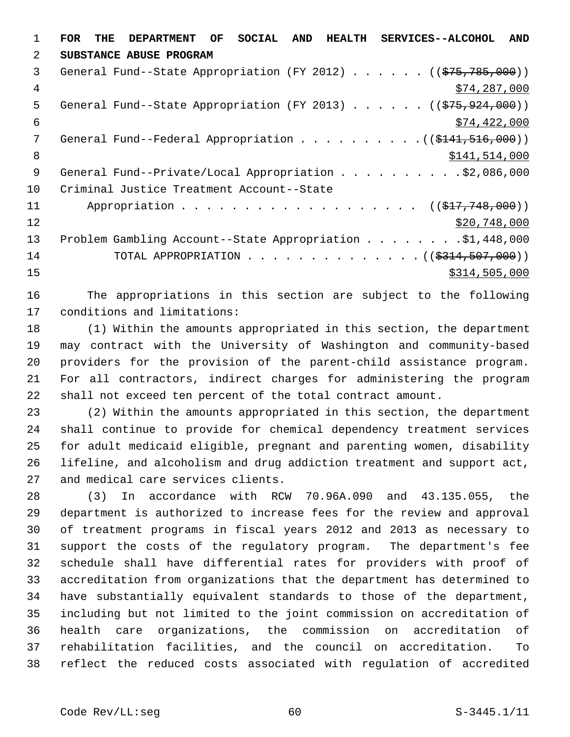**FOR THE DEPARTMENT OF SOCIAL AND HEALTH SERVICES--ALCOHOL AND SUBSTANCE ABUSE PROGRAM**

General Fund--State Appropriation (FY 2012) . . . . . . ((~~$75,785,000~~)) $74,287,000

General Fund--State Appropriation (FY 2013) . . . . . . ((~~$75,924,000~~)) $74,422,000

General Fund--Federal Appropriation . . . . . . . . . . ((~~$141,516,000~~)) $141,514,000

General Fund--Private/Local Appropriation . . . . . . . . . . $2,086,000

Criminal Justice Treatment Account--State Appropriation . . . . . . . . . . . . . . . . . . . ((~~$17,748,000~~)) $20,748,000

Problem Gambling Account--State Appropriation . . . . . . . . $1,448,000

TOTAL APPROPRIATION . . . . . . . . . . . . . . ((~~$314,507,000~~)) $314,505,000

The appropriations in this section are subject to the following conditions and limitations:

(1) Within the amounts appropriated in this section, the department may contract with the University of Washington and community-based providers for the provision of the parent-child assistance program. For all contractors, indirect charges for administering the program shall not exceed ten percent of the total contract amount.

(2) Within the amounts appropriated in this section, the department shall continue to provide for chemical dependency treatment services for adult medicaid eligible, pregnant and parenting women, disability lifeline, and alcoholism and drug addiction treatment and support act, and medical care services clients.

(3) In accordance with RCW 70.96A.090 and 43.135.055, the department is authorized to increase fees for the review and approval of treatment programs in fiscal years 2012 and 2013 as necessary to support the costs of the regulatory program. The department's fee schedule shall have differential rates for providers with proof of accreditation from organizations that the department has determined to have substantially equivalent standards to those of the department, including but not limited to the joint commission on accreditation of health care organizations, the commission on accreditation of rehabilitation facilities, and the council on accreditation. To reflect the reduced costs associated with regulation of accredited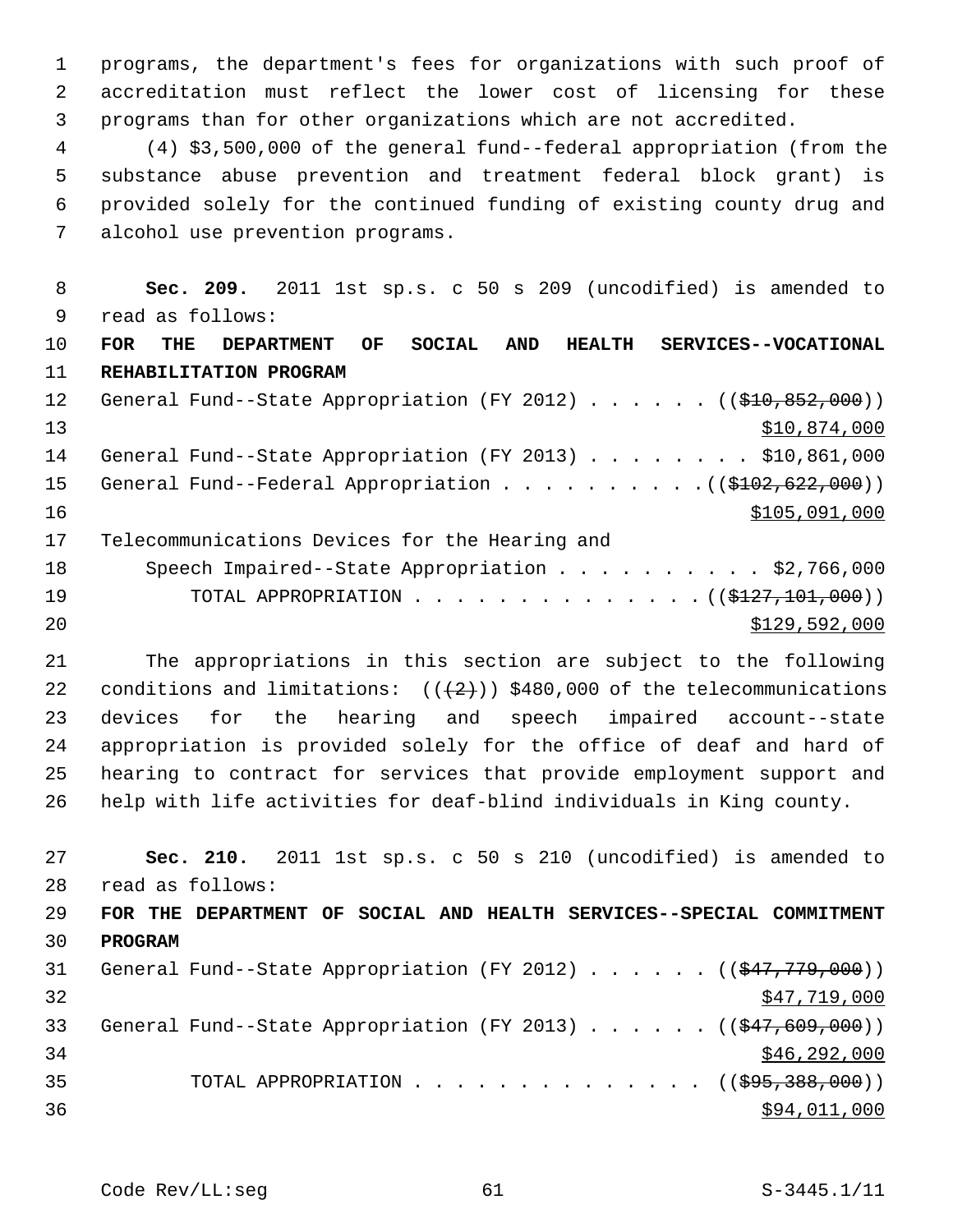programs, the department's fees for organizations with such proof of accreditation must reflect the lower cost of licensing for these programs than for other organizations which are not accredited.

(4) $3,500,000 of the general fund--federal appropriation (from the substance abuse prevention and treatment federal block grant) is provided solely for the continued funding of existing county drug and alcohol use prevention programs.

**Sec. 209.** 2011 1st sp.s. c 50 s 209 (uncodified) is amended to read as follows:

**FOR THE DEPARTMENT OF SOCIAL AND HEALTH SERVICES--VOCATIONAL REHABILITATION PROGRAM**

General Fund--State Appropriation (FY 2012) . . . . . . ((~~$10,852,000~~))
<u>$10,874,000</u>

General Fund--State Appropriation (FY 2013) . . . . . . . . $10,861,000

General Fund--Federal Appropriation . . . . . . . . . . ((~~$102,622,000~~))
<u>$105,091,000</u>

Telecommunications Devices for the Hearing and Speech Impaired--State Appropriation . . . . . . . . . . $2,766,000

TOTAL APPROPRIATION . . . . . . . . . . . . . . ((~~$127,101,000~~))
<u>$129,592,000</u>

The appropriations in this section are subject to the following conditions and limitations: ((~~(2)~~)) $480,000 of the telecommunications devices for the hearing and speech impaired account--state appropriation is provided solely for the office of deaf and hard of hearing to contract for services that provide employment support and help with life activities for deaf-blind individuals in King county.

**Sec. 210.** 2011 1st sp.s. c 50 s 210 (uncodified) is amended to read as follows:

**FOR THE DEPARTMENT OF SOCIAL AND HEALTH SERVICES--SPECIAL COMMITMENT PROGRAM**

General Fund--State Appropriation (FY 2012) . . . . . . ((~~$47,779,000~~))
<u>$47,719,000</u>

General Fund--State Appropriation (FY 2013) . . . . . . ((~~$47,609,000~~))
<u>$46,292,000</u>

TOTAL APPROPRIATION . . . . . . . . . . . . . . ((~~$95,388,000~~))
<u>$94,011,000</u>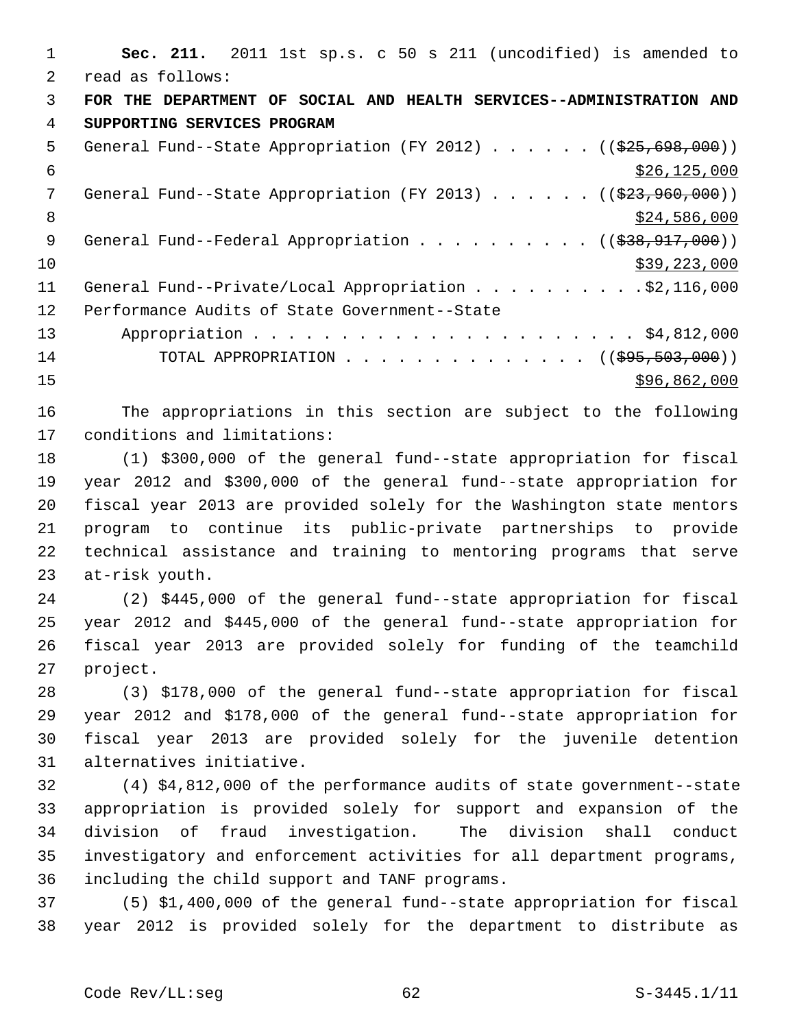**Sec. 211.** 2011 1st sp.s. c 50 s 211 (uncodified) is amended to read as follows:

**FOR THE DEPARTMENT OF SOCIAL AND HEALTH SERVICES--ADMINISTRATION AND SUPPORTING SERVICES PROGRAM**

General Fund--State Appropriation (FY 2012) . . . . . . ((~~$25,698,000~~))
<u>$26,125,000</u>

General Fund--State Appropriation (FY 2013) . . . . . . ((~~$23,960,000~~))
<u>$24,586,000</u>

General Fund--Federal Appropriation . . . . . . . . . . ((~~$38,917,000~~))
<u>$39,223,000</u>

General Fund--Private/Local Appropriation . . . . . . . . . .$2,116,000

Performance Audits of State Government--State Appropriation . . . . . . . . . . . . . . . . . . . . . . $4,812,000

TOTAL APPROPRIATION . . . . . . . . . . . . . . ((~~$95,503,000~~))
<u>$96,862,000</u>

The appropriations in this section are subject to the following conditions and limitations:

(1) $300,000 of the general fund--state appropriation for fiscal year 2012 and $300,000 of the general fund--state appropriation for fiscal year 2013 are provided solely for the Washington state mentors program to continue its public-private partnerships to provide technical assistance and training to mentoring programs that serve at-risk youth.

(2) $445,000 of the general fund--state appropriation for fiscal year 2012 and $445,000 of the general fund--state appropriation for fiscal year 2013 are provided solely for funding of the teamchild project.

(3) $178,000 of the general fund--state appropriation for fiscal year 2012 and $178,000 of the general fund--state appropriation for fiscal year 2013 are provided solely for the juvenile detention alternatives initiative.

(4) $4,812,000 of the performance audits of state government--state appropriation is provided solely for support and expansion of the division of fraud investigation. The division shall conduct investigatory and enforcement activities for all department programs, including the child support and TANF programs.

(5) $1,400,000 of the general fund--state appropriation for fiscal year 2012 is provided solely for the department to distribute as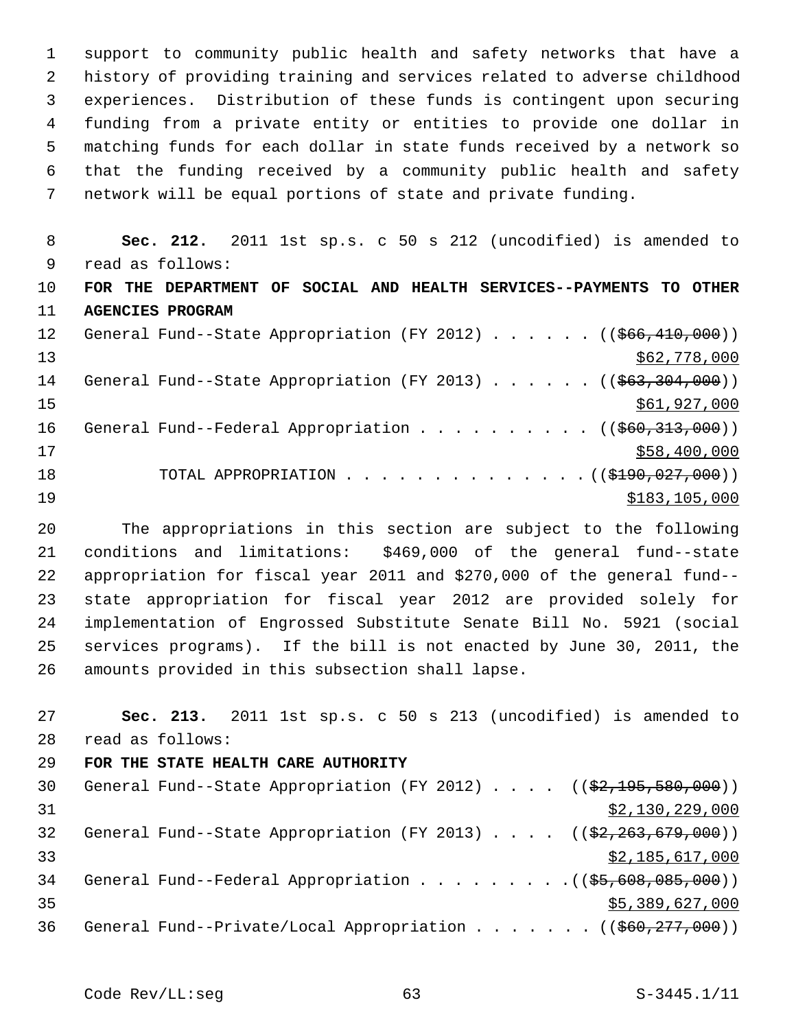support to community public health and safety networks that have a history of providing training and services related to adverse childhood experiences. Distribution of these funds is contingent upon securing funding from a private entity or entities to provide one dollar in matching funds for each dollar in state funds received by a network so that the funding received by a community public health and safety network will be equal portions of state and private funding.

**Sec. 212.** 2011 1st sp.s. c 50 s 212 (uncodified) is amended to read as follows:

**FOR THE DEPARTMENT OF SOCIAL AND HEALTH SERVICES--PAYMENTS TO OTHER AGENCIES PROGRAM**

General Fund--State Appropriation (FY 2012) . . . . . . ((~~$66,410,000~~))
$62,778,000

General Fund--State Appropriation (FY 2013) . . . . . . ((~~$63,304,000~~))
$61,927,000

General Fund--Federal Appropriation . . . . . . . . . . ((~~$60,313,000~~))
$58,400,000

TOTAL APPROPRIATION . . . . . . . . . . . . . . ((~~$190,027,000~~))
$183,105,000

The appropriations in this section are subject to the following conditions and limitations: $469,000 of the general fund--state appropriation for fiscal year 2011 and $270,000 of the general fund--state appropriation for fiscal year 2012 are provided solely for implementation of Engrossed Substitute Senate Bill No. 5921 (social services programs). If the bill is not enacted by June 30, 2011, the amounts provided in this subsection shall lapse.

**Sec. 213.** 2011 1st sp.s. c 50 s 213 (uncodified) is amended to read as follows:

**FOR THE STATE HEALTH CARE AUTHORITY**

General Fund--State Appropriation (FY 2012) . . . . ((~~$2,195,580,000~~))
$2,130,229,000

General Fund--State Appropriation (FY 2013) . . . . ((~~$2,263,679,000~~))
$2,185,617,000

General Fund--Federal Appropriation . . . . . . . . .((~~$5,608,085,000~~))
$5,389,627,000

General Fund--Private/Local Appropriation . . . . . . . ((~~$60,277,000~~))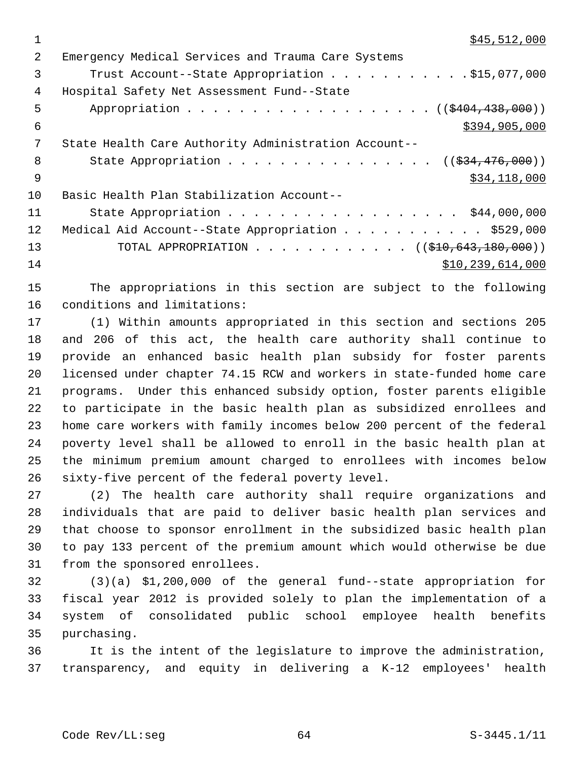$45,512,000

Emergency Medical Services and Trauma Care Systems
Trust Account--State Appropriation . . . . . . . . . . . $15,077,000

Hospital Safety Net Assessment Fund--State
Appropriation . . . . . . . . . . . . . . . . . . . . (( ~~$404,438,000~~ ))
$394,905,000

State Health Care Authority Administration Account--
State Appropriation . . . . . . . . . . . . . . . . (( ~~$34,476,000~~ ))
$34,118,000

Basic Health Plan Stabilization Account--
State Appropriation . . . . . . . . . . . . . . . . . . $44,000,000

Medical Aid Account--State Appropriation . . . . . . . . . . . $529,000

TOTAL APPROPRIATION . . . . . . . . . . . . (( ~~$10,643,180,000~~ ))
$10,239,614,000

The appropriations in this section are subject to the following conditions and limitations:

(1) Within amounts appropriated in this section and sections 205 and 206 of this act, the health care authority shall continue to provide an enhanced basic health plan subsidy for foster parents licensed under chapter 74.15 RCW and workers in state-funded home care programs. Under this enhanced subsidy option, foster parents eligible to participate in the basic health plan as subsidized enrollees and home care workers with family incomes below 200 percent of the federal poverty level shall be allowed to enroll in the basic health plan at the minimum premium amount charged to enrollees with incomes below sixty-five percent of the federal poverty level.

(2) The health care authority shall require organizations and individuals that are paid to deliver basic health plan services and that choose to sponsor enrollment in the subsidized basic health plan to pay 133 percent of the premium amount which would otherwise be due from the sponsored enrollees.

(3)(a) $1,200,000 of the general fund--state appropriation for fiscal year 2012 is provided solely to plan the implementation of a system of consolidated public school employee health benefits purchasing.

It is the intent of the legislature to improve the administration, transparency, and equity in delivering a K-12 employees' health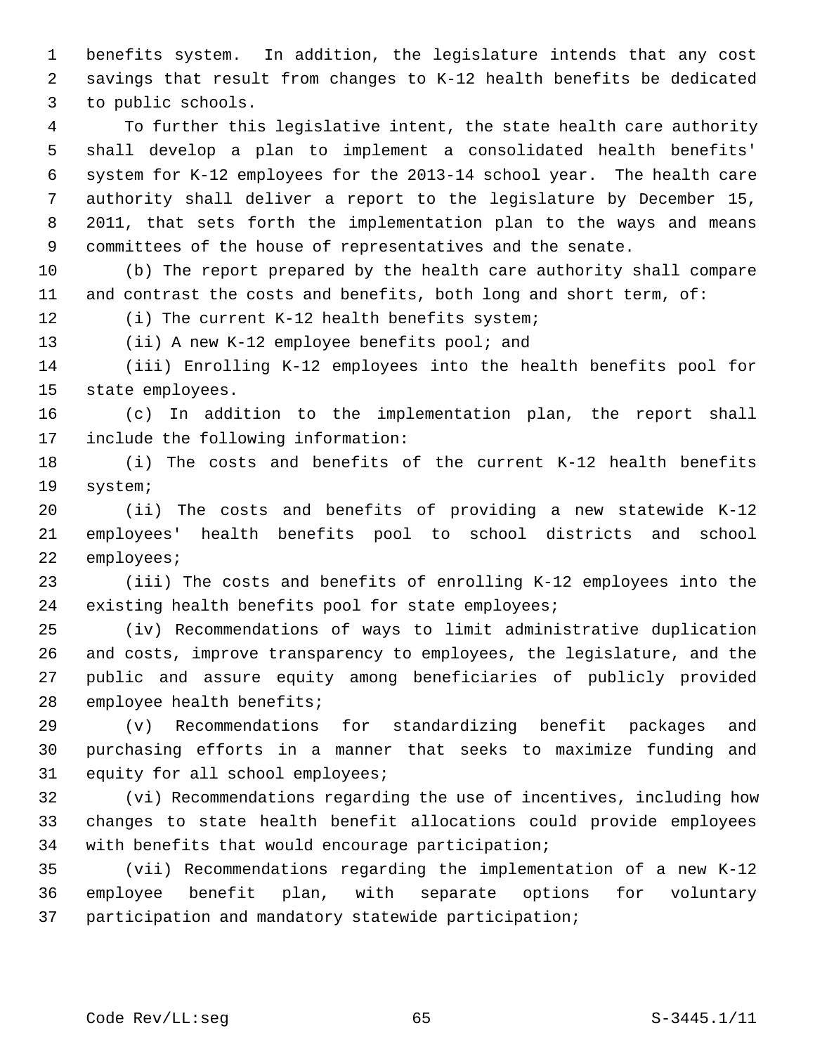benefits system. In addition, the legislature intends that any cost savings that result from changes to K-12 health benefits be dedicated to public schools.

To further this legislative intent, the state health care authority shall develop a plan to implement a consolidated health benefits' system for K-12 employees for the 2013-14 school year. The health care authority shall deliver a report to the legislature by December 15, 2011, that sets forth the implementation plan to the ways and means committees of the house of representatives and the senate.

(b) The report prepared by the health care authority shall compare and contrast the costs and benefits, both long and short term, of:

(i) The current K-12 health benefits system;

(ii) A new K-12 employee benefits pool; and

(iii) Enrolling K-12 employees into the health benefits pool for state employees.

(c) In addition to the implementation plan, the report shall include the following information:

(i) The costs and benefits of the current K-12 health benefits system;

(ii) The costs and benefits of providing a new statewide K-12 employees' health benefits pool to school districts and school employees;

(iii) The costs and benefits of enrolling K-12 employees into the existing health benefits pool for state employees;

(iv) Recommendations of ways to limit administrative duplication and costs, improve transparency to employees, the legislature, and the public and assure equity among beneficiaries of publicly provided employee health benefits;

(v) Recommendations for standardizing benefit packages and purchasing efforts in a manner that seeks to maximize funding and equity for all school employees;

(vi) Recommendations regarding the use of incentives, including how changes to state health benefit allocations could provide employees with benefits that would encourage participation;

(vii) Recommendations regarding the implementation of a new K-12 employee benefit plan, with separate options for voluntary participation and mandatory statewide participation;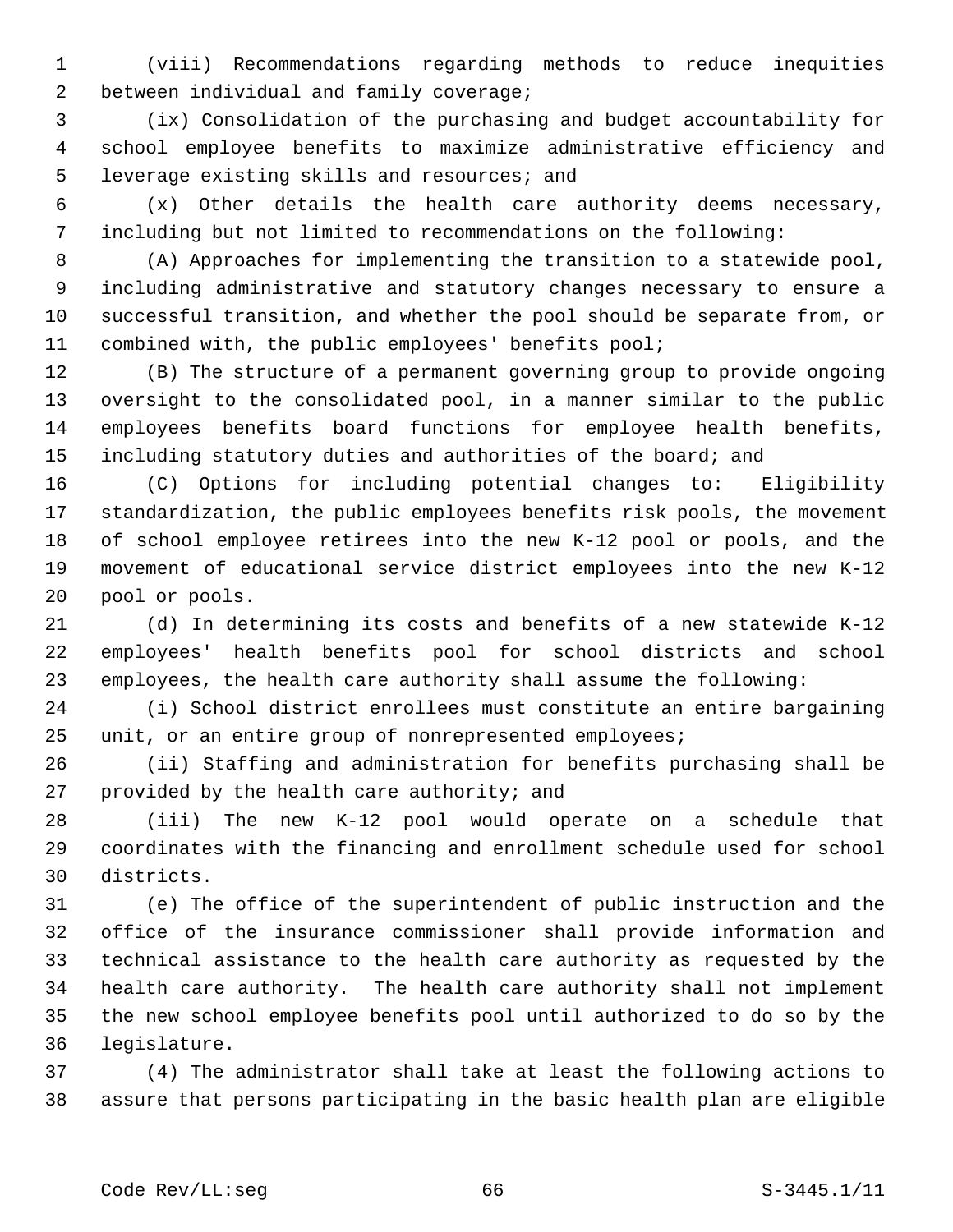(viii) Recommendations regarding methods to reduce inequities between individual and family coverage;

(ix) Consolidation of the purchasing and budget accountability for school employee benefits to maximize administrative efficiency and leverage existing skills and resources; and

(x) Other details the health care authority deems necessary, including but not limited to recommendations on the following:

(A) Approaches for implementing the transition to a statewide pool, including administrative and statutory changes necessary to ensure a successful transition, and whether the pool should be separate from, or combined with, the public employees' benefits pool;

(B) The structure of a permanent governing group to provide ongoing oversight to the consolidated pool, in a manner similar to the public employees benefits board functions for employee health benefits, including statutory duties and authorities of the board; and

(C) Options for including potential changes to: Eligibility standardization, the public employees benefits risk pools, the movement of school employee retirees into the new K-12 pool or pools, and the movement of educational service district employees into the new K-12 pool or pools.

(d) In determining its costs and benefits of a new statewide K-12 employees' health benefits pool for school districts and school employees, the health care authority shall assume the following:

(i) School district enrollees must constitute an entire bargaining unit, or an entire group of nonrepresented employees;

(ii) Staffing and administration for benefits purchasing shall be provided by the health care authority; and

(iii) The new K-12 pool would operate on a schedule that coordinates with the financing and enrollment schedule used for school districts.

(e) The office of the superintendent of public instruction and the office of the insurance commissioner shall provide information and technical assistance to the health care authority as requested by the health care authority. The health care authority shall not implement the new school employee benefits pool until authorized to do so by the legislature.

(4) The administrator shall take at least the following actions to assure that persons participating in the basic health plan are eligible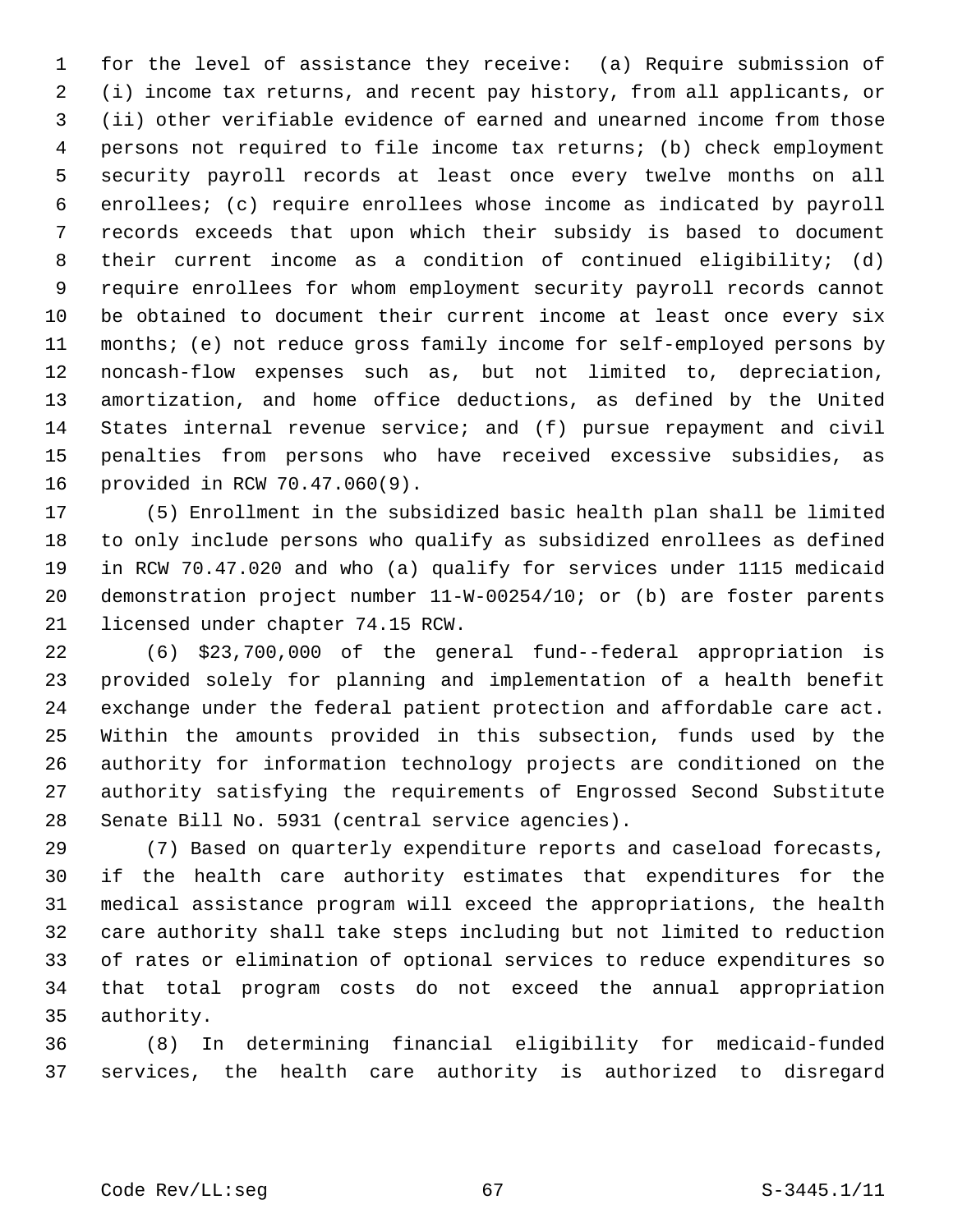for the level of assistance they receive: (a) Require submission of (i) income tax returns, and recent pay history, from all applicants, or (ii) other verifiable evidence of earned and unearned income from those persons not required to file income tax returns; (b) check employment security payroll records at least once every twelve months on all enrollees; (c) require enrollees whose income as indicated by payroll records exceeds that upon which their subsidy is based to document their current income as a condition of continued eligibility; (d) require enrollees for whom employment security payroll records cannot be obtained to document their current income at least once every six months; (e) not reduce gross family income for self-employed persons by noncash-flow expenses such as, but not limited to, depreciation, amortization, and home office deductions, as defined by the United States internal revenue service; and (f) pursue repayment and civil penalties from persons who have received excessive subsidies, as provided in RCW 70.47.060(9).

(5) Enrollment in the subsidized basic health plan shall be limited to only include persons who qualify as subsidized enrollees as defined in RCW 70.47.020 and who (a) qualify for services under 1115 medicaid demonstration project number 11-W-00254/10; or (b) are foster parents licensed under chapter 74.15 RCW.

(6) $23,700,000 of the general fund--federal appropriation is provided solely for planning and implementation of a health benefit exchange under the federal patient protection and affordable care act. Within the amounts provided in this subsection, funds used by the authority for information technology projects are conditioned on the authority satisfying the requirements of Engrossed Second Substitute Senate Bill No. 5931 (central service agencies).

(7) Based on quarterly expenditure reports and caseload forecasts, if the health care authority estimates that expenditures for the medical assistance program will exceed the appropriations, the health care authority shall take steps including but not limited to reduction of rates or elimination of optional services to reduce expenditures so that total program costs do not exceed the annual appropriation authority.

(8) In determining financial eligibility for medicaid-funded services, the health care authority is authorized to disregard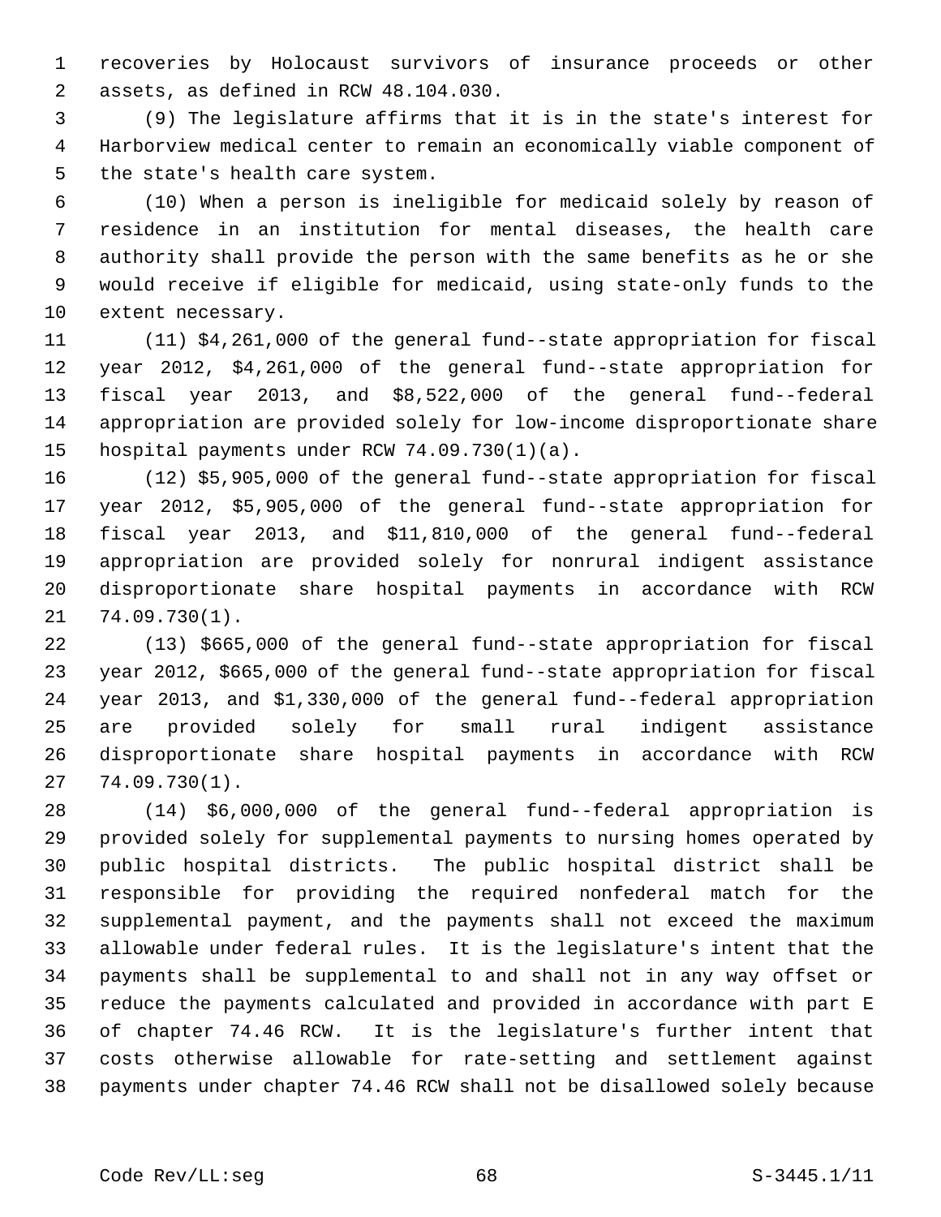recoveries by Holocaust survivors of insurance proceeds or other assets, as defined in RCW 48.104.030.

(9) The legislature affirms that it is in the state's interest for Harborview medical center to remain an economically viable component of the state's health care system.

(10) When a person is ineligible for medicaid solely by reason of residence in an institution for mental diseases, the health care authority shall provide the person with the same benefits as he or she would receive if eligible for medicaid, using state-only funds to the extent necessary.

(11) $4,261,000 of the general fund--state appropriation for fiscal year 2012, $4,261,000 of the general fund--state appropriation for fiscal year 2013, and $8,522,000 of the general fund--federal appropriation are provided solely for low-income disproportionate share hospital payments under RCW 74.09.730(1)(a).

(12) $5,905,000 of the general fund--state appropriation for fiscal year 2012, $5,905,000 of the general fund--state appropriation for fiscal year 2013, and $11,810,000 of the general fund--federal appropriation are provided solely for nonrural indigent assistance disproportionate share hospital payments in accordance with RCW 74.09.730(1).

(13) $665,000 of the general fund--state appropriation for fiscal year 2012, $665,000 of the general fund--state appropriation for fiscal year 2013, and $1,330,000 of the general fund--federal appropriation are provided solely for small rural indigent assistance disproportionate share hospital payments in accordance with RCW 74.09.730(1).

(14) $6,000,000 of the general fund--federal appropriation is provided solely for supplemental payments to nursing homes operated by public hospital districts. The public hospital district shall be responsible for providing the required nonfederal match for the supplemental payment, and the payments shall not exceed the maximum allowable under federal rules. It is the legislature's intent that the payments shall be supplemental to and shall not in any way offset or reduce the payments calculated and provided in accordance with part E of chapter 74.46 RCW. It is the legislature's further intent that costs otherwise allowable for rate-setting and settlement against payments under chapter 74.46 RCW shall not be disallowed solely because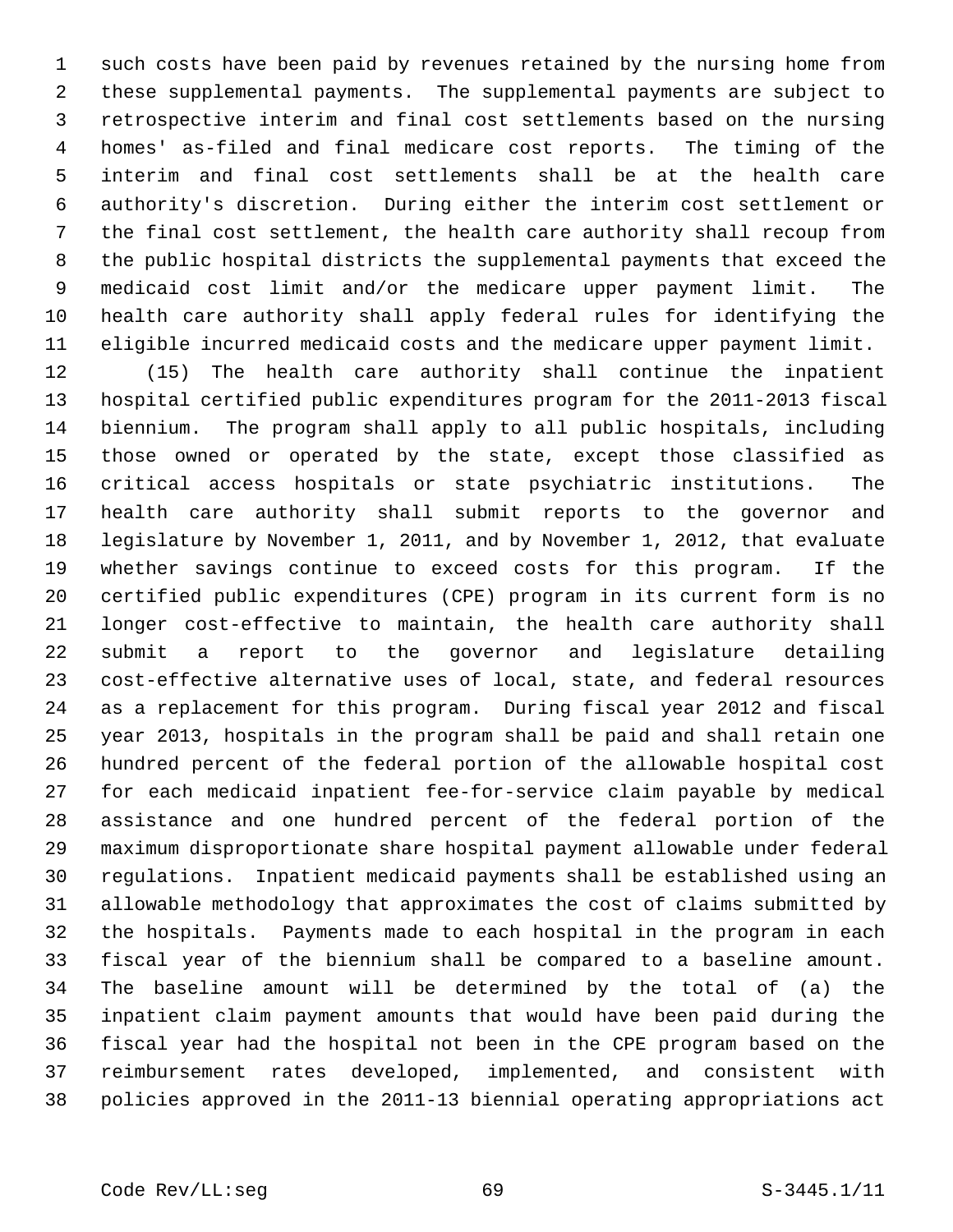such costs have been paid by revenues retained by the nursing home from these supplemental payments. The supplemental payments are subject to retrospective interim and final cost settlements based on the nursing homes' as-filed and final medicare cost reports. The timing of the interim and final cost settlements shall be at the health care authority's discretion. During either the interim cost settlement or the final cost settlement, the health care authority shall recoup from the public hospital districts the supplemental payments that exceed the medicaid cost limit and/or the medicare upper payment limit. The health care authority shall apply federal rules for identifying the eligible incurred medicaid costs and the medicare upper payment limit.

(15) The health care authority shall continue the inpatient hospital certified public expenditures program for the 2011-2013 fiscal biennium. The program shall apply to all public hospitals, including those owned or operated by the state, except those classified as critical access hospitals or state psychiatric institutions. The health care authority shall submit reports to the governor and legislature by November 1, 2011, and by November 1, 2012, that evaluate whether savings continue to exceed costs for this program. If the certified public expenditures (CPE) program in its current form is no longer cost-effective to maintain, the health care authority shall submit a report to the governor and legislature detailing cost-effective alternative uses of local, state, and federal resources as a replacement for this program. During fiscal year 2012 and fiscal year 2013, hospitals in the program shall be paid and shall retain one hundred percent of the federal portion of the allowable hospital cost for each medicaid inpatient fee-for-service claim payable by medical assistance and one hundred percent of the federal portion of the maximum disproportionate share hospital payment allowable under federal regulations. Inpatient medicaid payments shall be established using an allowable methodology that approximates the cost of claims submitted by the hospitals. Payments made to each hospital in the program in each fiscal year of the biennium shall be compared to a baseline amount. The baseline amount will be determined by the total of (a) the inpatient claim payment amounts that would have been paid during the fiscal year had the hospital not been in the CPE program based on the reimbursement rates developed, implemented, and consistent with policies approved in the 2011-13 biennial operating appropriations act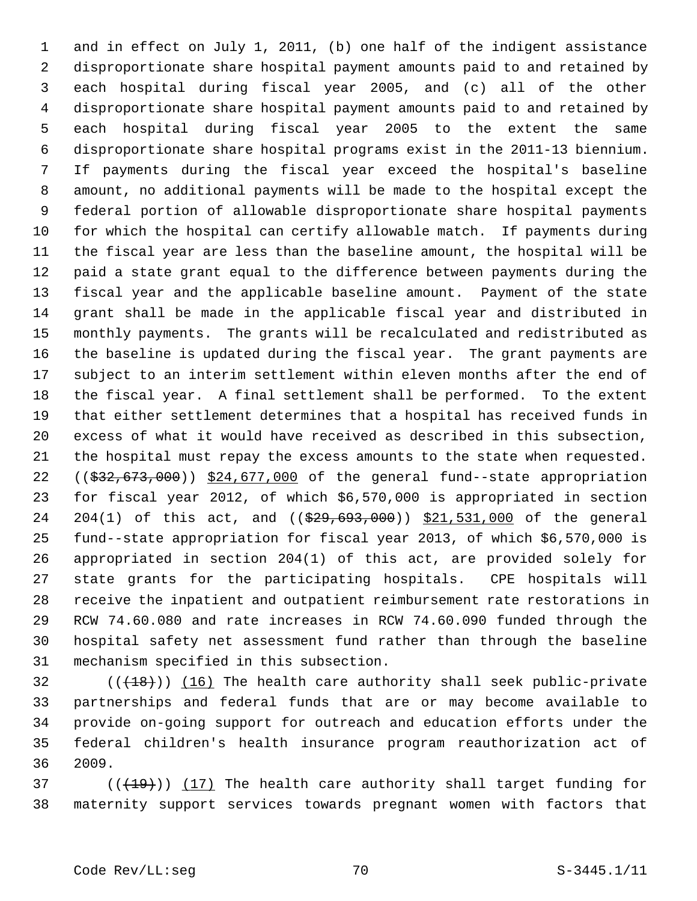and in effect on July 1, 2011, (b) one half of the indigent assistance disproportionate share hospital payment amounts paid to and retained by each hospital during fiscal year 2005, and (c) all of the other disproportionate share hospital payment amounts paid to and retained by each hospital during fiscal year 2005 to the extent the same disproportionate share hospital programs exist in the 2011-13 biennium. If payments during the fiscal year exceed the hospital's baseline amount, no additional payments will be made to the hospital except the federal portion of allowable disproportionate share hospital payments for which the hospital can certify allowable match. If payments during the fiscal year are less than the baseline amount, the hospital will be paid a state grant equal to the difference between payments during the fiscal year and the applicable baseline amount. Payment of the state grant shall be made in the applicable fiscal year and distributed in monthly payments. The grants will be recalculated and redistributed as the baseline is updated during the fiscal year. The grant payments are subject to an interim settlement within eleven months after the end of the fiscal year. A final settlement shall be performed. To the extent that either settlement determines that a hospital has received funds in excess of what it would have received as described in this subsection, the hospital must repay the excess amounts to the state when requested. ((~~$32,673,000~~)) <u>$24,677,000</u> of the general fund--state appropriation for fiscal year 2012, of which $6,570,000 is appropriated in section 204(1) of this act, and ((~~$29,693,000~~)) <u>$21,531,000</u> of the general fund--state appropriation for fiscal year 2013, of which $6,570,000 is appropriated in section 204(1) of this act, are provided solely for state grants for the participating hospitals. CPE hospitals will receive the inpatient and outpatient reimbursement rate restorations in RCW 74.60.080 and rate increases in RCW 74.60.090 funded through the hospital safety net assessment fund rather than through the baseline mechanism specified in this subsection.

((~~(18)~~)) <u>(16)</u> The health care authority shall seek public-private partnerships and federal funds that are or may become available to provide on-going support for outreach and education efforts under the federal children's health insurance program reauthorization act of 2009.

((~~(19)~~)) <u>(17)</u> The health care authority shall target funding for maternity support services towards pregnant women with factors that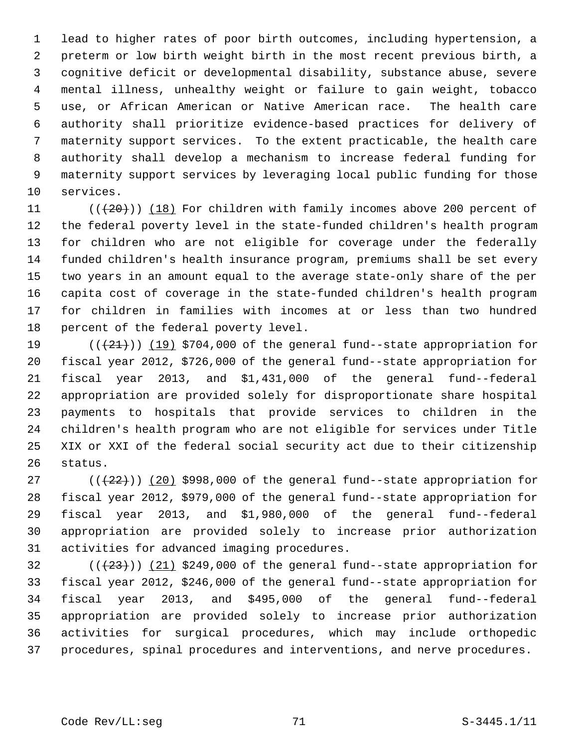lead to higher rates of poor birth outcomes, including hypertension, a preterm or low birth weight birth in the most recent previous birth, a cognitive deficit or developmental disability, substance abuse, severe mental illness, unhealthy weight or failure to gain weight, tobacco use, or African American or Native American race. The health care authority shall prioritize evidence-based practices for delivery of maternity support services. To the extent practicable, the health care authority shall develop a mechanism to increase federal funding for maternity support services by leveraging local public funding for those services.

(((20))) (18) For children with family incomes above 200 percent of the federal poverty level in the state-funded children's health program for children who are not eligible for coverage under the federally funded children's health insurance program, premiums shall be set every two years in an amount equal to the average state-only share of the per capita cost of coverage in the state-funded children's health program for children in families with incomes at or less than two hundred percent of the federal poverty level.

(((21))) (19) $704,000 of the general fund--state appropriation for fiscal year 2012, $726,000 of the general fund--state appropriation for fiscal year 2013, and $1,431,000 of the general fund--federal appropriation are provided solely for disproportionate share hospital payments to hospitals that provide services to children in the children's health program who are not eligible for services under Title XIX or XXI of the federal social security act due to their citizenship status.

(((22))) (20) $998,000 of the general fund--state appropriation for fiscal year 2012, $979,000 of the general fund--state appropriation for fiscal year 2013, and $1,980,000 of the general fund--federal appropriation are provided solely to increase prior authorization activities for advanced imaging procedures.

(((23))) (21) $249,000 of the general fund--state appropriation for fiscal year 2012, $246,000 of the general fund--state appropriation for fiscal year 2013, and $495,000 of the general fund--federal appropriation are provided solely to increase prior authorization activities for surgical procedures, which may include orthopedic procedures, spinal procedures and interventions, and nerve procedures.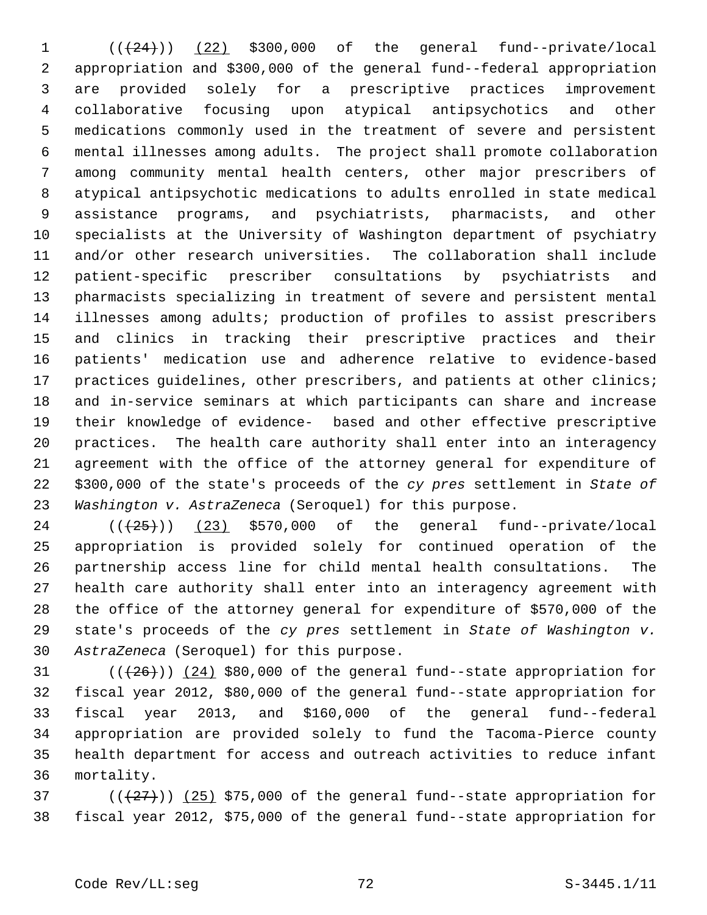((~~(24)~~)) (22) $300,000 of the general fund--private/local appropriation and $300,000 of the general fund--federal appropriation are provided solely for a prescriptive practices improvement collaborative focusing upon atypical antipsychotics and other medications commonly used in the treatment of severe and persistent mental illnesses among adults. The project shall promote collaboration among community mental health centers, other major prescribers of atypical antipsychotic medications to adults enrolled in state medical assistance programs, and psychiatrists, pharmacists, and other specialists at the University of Washington department of psychiatry and/or other research universities. The collaboration shall include patient-specific prescriber consultations by psychiatrists and pharmacists specializing in treatment of severe and persistent mental illnesses among adults; production of profiles to assist prescribers and clinics in tracking their prescriptive practices and their patients' medication use and adherence relative to evidence-based practices guidelines, other prescribers, and patients at other clinics; and in-service seminars at which participants can share and increase their knowledge of evidence- based and other effective prescriptive practices. The health care authority shall enter into an interagency agreement with the office of the attorney general for expenditure of $300,000 of the state's proceeds of the *cy pres* settlement in *State of Washington v. AstraZeneca* (Seroquel) for this purpose.

((~~(25)~~)) (23) $570,000 of the general fund--private/local appropriation is provided solely for continued operation of the partnership access line for child mental health consultations. The health care authority shall enter into an interagency agreement with the office of the attorney general for expenditure of $570,000 of the state's proceeds of the *cy pres* settlement in *State of Washington v. AstraZeneca* (Seroquel) for this purpose.

((~~(26)~~)) (24) $80,000 of the general fund--state appropriation for fiscal year 2012, $80,000 of the general fund--state appropriation for fiscal year 2013, and $160,000 of the general fund--federal appropriation are provided solely to fund the Tacoma-Pierce county health department for access and outreach activities to reduce infant mortality.

((~~(27)~~)) (25) $75,000 of the general fund--state appropriation for fiscal year 2012, $75,000 of the general fund--state appropriation for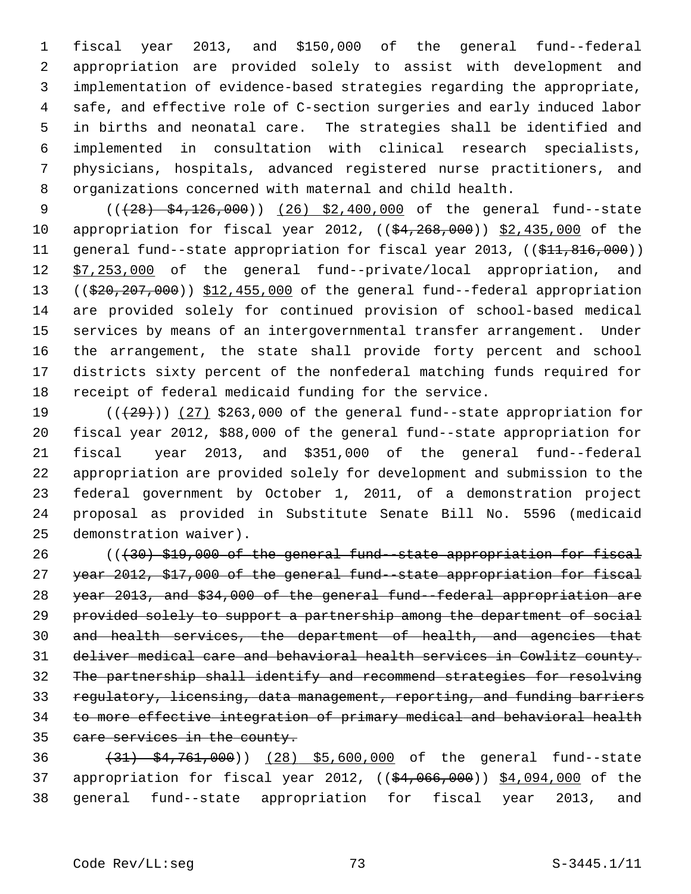fiscal year 2013, and $150,000 of the general fund--federal appropriation are provided solely to assist with development and implementation of evidence-based strategies regarding the appropriate, safe, and effective role of C-section surgeries and early induced labor in births and neonatal care. The strategies shall be identified and implemented in consultation with clinical research specialists, physicians, hospitals, advanced registered nurse practitioners, and organizations concerned with maternal and child health.

((~~(28) $4,126,000~~)) (26) $2,400,000 of the general fund--state appropriation for fiscal year 2012, ((~~$4,268,000~~)) $2,435,000 of the general fund--state appropriation for fiscal year 2013, ((~~$11,816,000~~)) $7,253,000 of the general fund--private/local appropriation, and ((~~$20,207,000~~)) $12,455,000 of the general fund--federal appropriation are provided solely for continued provision of school-based medical services by means of an intergovernmental transfer arrangement. Under the arrangement, the state shall provide forty percent and school districts sixty percent of the nonfederal matching funds required for receipt of federal medicaid funding for the service.

((~~(29)~~)) (27) $263,000 of the general fund--state appropriation for fiscal year 2012, $88,000 of the general fund--state appropriation for fiscal year 2013, and $351,000 of the general fund--federal appropriation are provided solely for development and submission to the federal government by October 1, 2011, of a demonstration project proposal as provided in Substitute Senate Bill No. 5596 (medicaid demonstration waiver).

((~~(30) $19,000 of the general fund--state appropriation for fiscal year 2012, $17,000 of the general fund--state appropriation for fiscal year 2013, and $34,000 of the general fund--federal appropriation are provided solely to support a partnership among the department of social and health services, the department of health, and agencies that deliver medical care and behavioral health services in Cowlitz county. The partnership shall identify and recommend strategies for resolving regulatory, licensing, data management, reporting, and funding barriers to more effective integration of primary medical and behavioral health care services in the county.~~

~~(31) $4,761,000~~)) (28) $5,600,000 of the general fund--state appropriation for fiscal year 2012, ((~~$4,066,000~~)) $4,094,000 of the general fund--state appropriation for fiscal year 2013, and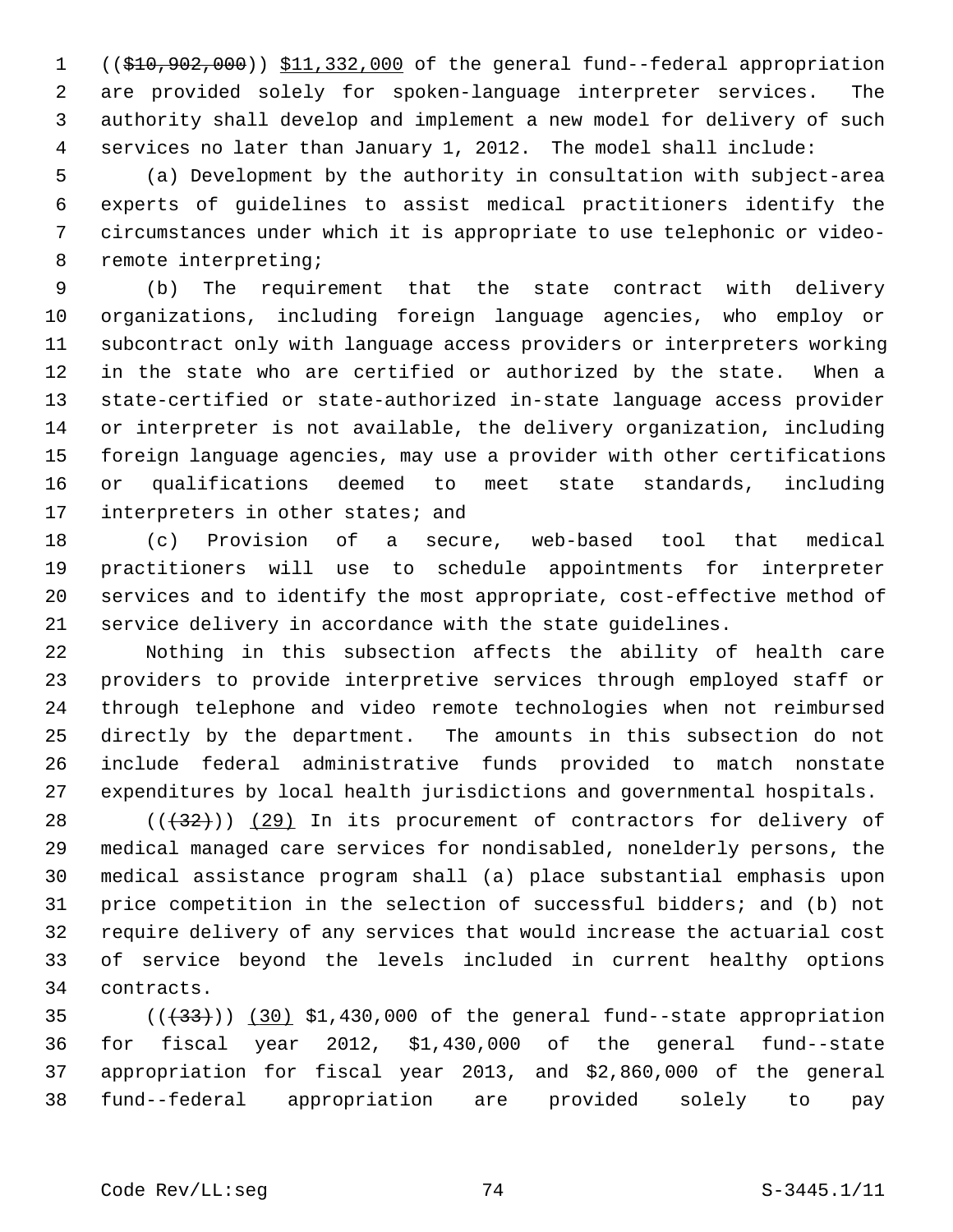(($10,902,000)) $11,332,000 of the general fund--federal appropriation are provided solely for spoken-language interpreter services. The authority shall develop and implement a new model for delivery of such services no later than January 1, 2012. The model shall include:

(a) Development by the authority in consultation with subject-area experts of guidelines to assist medical practitioners identify the circumstances under which it is appropriate to use telephonic or video-remote interpreting;

(b) The requirement that the state contract with delivery organizations, including foreign language agencies, who employ or subcontract only with language access providers or interpreters working in the state who are certified or authorized by the state. When a state-certified or state-authorized in-state language access provider or interpreter is not available, the delivery organization, including foreign language agencies, may use a provider with other certifications or qualifications deemed to meet state standards, including interpreters in other states; and

(c) Provision of a secure, web-based tool that medical practitioners will use to schedule appointments for interpreter services and to identify the most appropriate, cost-effective method of service delivery in accordance with the state guidelines.

Nothing in this subsection affects the ability of health care providers to provide interpretive services through employed staff or through telephone and video remote technologies when not reimbursed directly by the department. The amounts in this subsection do not include federal administrative funds provided to match nonstate expenditures by local health jurisdictions and governmental hospitals.

(((32))) (29) In its procurement of contractors for delivery of medical managed care services for nondisabled, nonelderly persons, the medical assistance program shall (a) place substantial emphasis upon price competition in the selection of successful bidders; and (b) not require delivery of any services that would increase the actuarial cost of service beyond the levels included in current healthy options contracts.

(((33))) (30) $1,430,000 of the general fund--state appropriation for fiscal year 2012, $1,430,000 of the general fund--state appropriation for fiscal year 2013, and $2,860,000 of the general fund--federal appropriation are provided solely to pay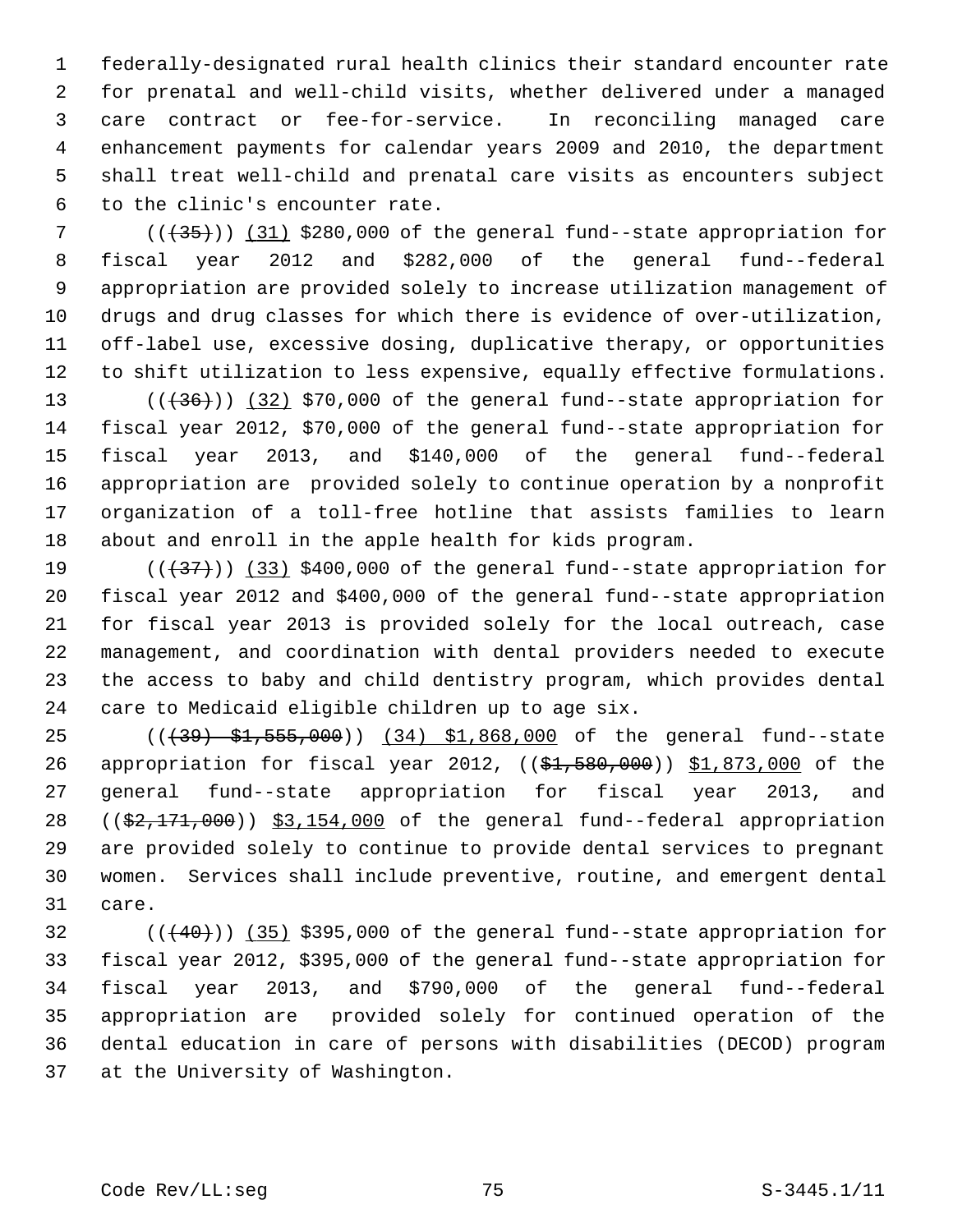federally-designated rural health clinics their standard encounter rate for prenatal and well-child visits, whether delivered under a managed care contract or fee-for-service. In reconciling managed care enhancement payments for calendar years 2009 and 2010, the department shall treat well-child and prenatal care visits as encounters subject to the clinic's encounter rate.

(((35))) (31) $280,000 of the general fund--state appropriation for fiscal year 2012 and $282,000 of the general fund--federal appropriation are provided solely to increase utilization management of drugs and drug classes for which there is evidence of over-utilization, off-label use, excessive dosing, duplicative therapy, or opportunities to shift utilization to less expensive, equally effective formulations.

(((36))) (32) $70,000 of the general fund--state appropriation for fiscal year 2012, $70,000 of the general fund--state appropriation for fiscal year 2013, and $140,000 of the general fund--federal appropriation are provided solely to continue operation by a nonprofit organization of a toll-free hotline that assists families to learn about and enroll in the apple health for kids program.

(((37))) (33) $400,000 of the general fund--state appropriation for fiscal year 2012 and $400,000 of the general fund--state appropriation for fiscal year 2013 is provided solely for the local outreach, case management, and coordination with dental providers needed to execute the access to baby and child dentistry program, which provides dental care to Medicaid eligible children up to age six.

(((39) $1,555,000)) (34) $1,868,000 of the general fund--state appropriation for fiscal year 2012, (($1,580,000)) $1,873,000 of the general fund--state appropriation for fiscal year 2013, and (($2,171,000)) $3,154,000 of the general fund--federal appropriation are provided solely to continue to provide dental services to pregnant women. Services shall include preventive, routine, and emergent dental care.

(((40))) (35) $395,000 of the general fund--state appropriation for fiscal year 2012, $395,000 of the general fund--state appropriation for fiscal year 2013, and $790,000 of the general fund--federal appropriation are provided solely for continued operation of the dental education in care of persons with disabilities (DECOD) program at the University of Washington.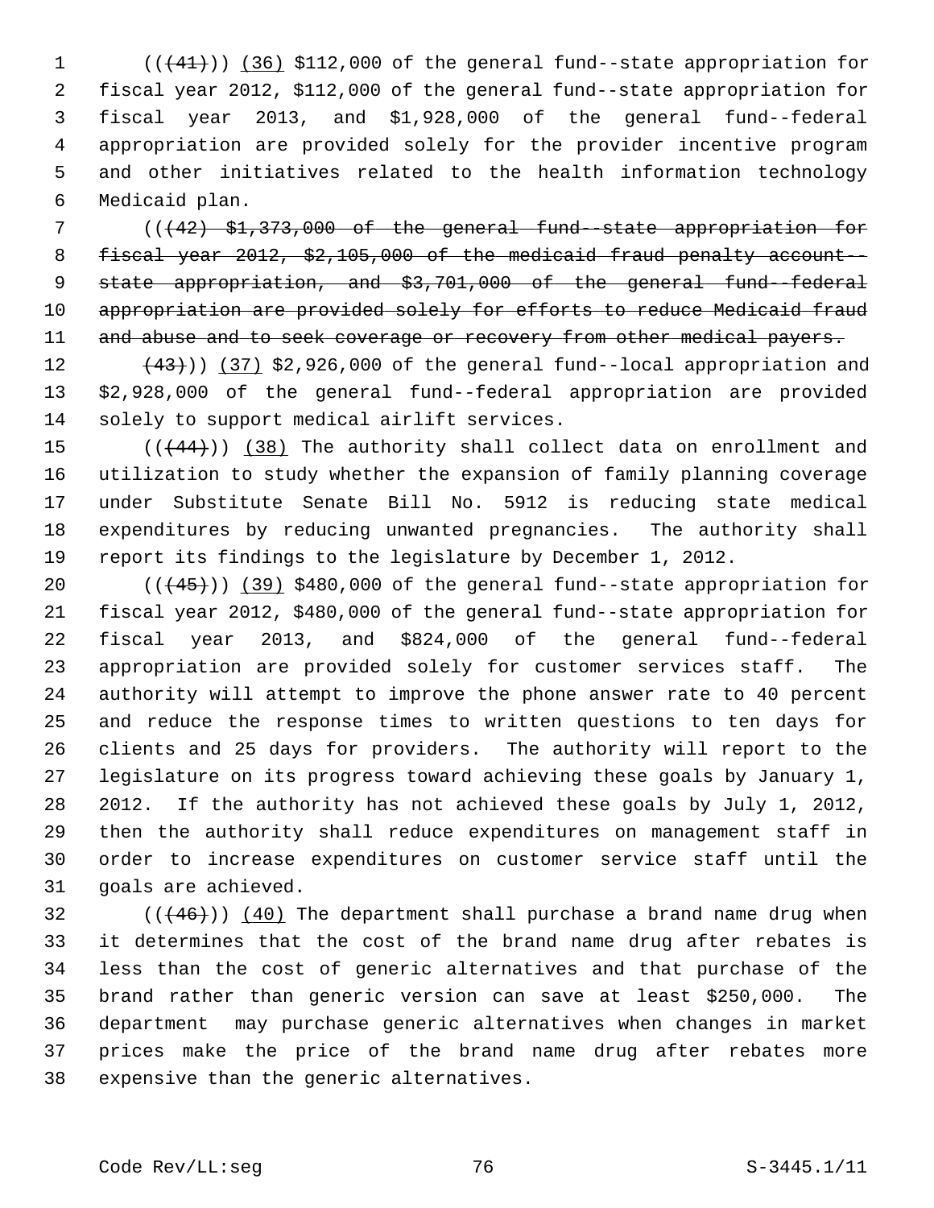(((41))) (36) $112,000 of the general fund--state appropriation for fiscal year 2012, $112,000 of the general fund--state appropriation for fiscal year 2013, and $1,928,000 of the general fund--federal appropriation are provided solely for the provider incentive program and other initiatives related to the health information technology Medicaid plan.

(((42) $1,373,000 of the general fund--state appropriation for fiscal year 2012, $2,105,000 of the medicaid fraud penalty account--state appropriation, and $3,701,000 of the general fund--federal appropriation are provided solely for efforts to reduce Medicaid fraud and abuse and to seek coverage or recovery from other medical payers.

(43))) (37) $2,926,000 of the general fund--local appropriation and $2,928,000 of the general fund--federal appropriation are provided solely to support medical airlift services.

(((44))) (38) The authority shall collect data on enrollment and utilization to study whether the expansion of family planning coverage under Substitute Senate Bill No. 5912 is reducing state medical expenditures by reducing unwanted pregnancies. The authority shall report its findings to the legislature by December 1, 2012.

(((45))) (39) $480,000 of the general fund--state appropriation for fiscal year 2012, $480,000 of the general fund--state appropriation for fiscal year 2013, and $824,000 of the general fund--federal appropriation are provided solely for customer services staff. The authority will attempt to improve the phone answer rate to 40 percent and reduce the response times to written questions to ten days for clients and 25 days for providers. The authority will report to the legislature on its progress toward achieving these goals by January 1, 2012. If the authority has not achieved these goals by July 1, 2012, then the authority shall reduce expenditures on management staff in order to increase expenditures on customer service staff until the goals are achieved.

(((46))) (40) The department shall purchase a brand name drug when it determines that the cost of the brand name drug after rebates is less than the cost of generic alternatives and that purchase of the brand rather than generic version can save at least $250,000. The department may purchase generic alternatives when changes in market prices make the price of the brand name drug after rebates more expensive than the generic alternatives.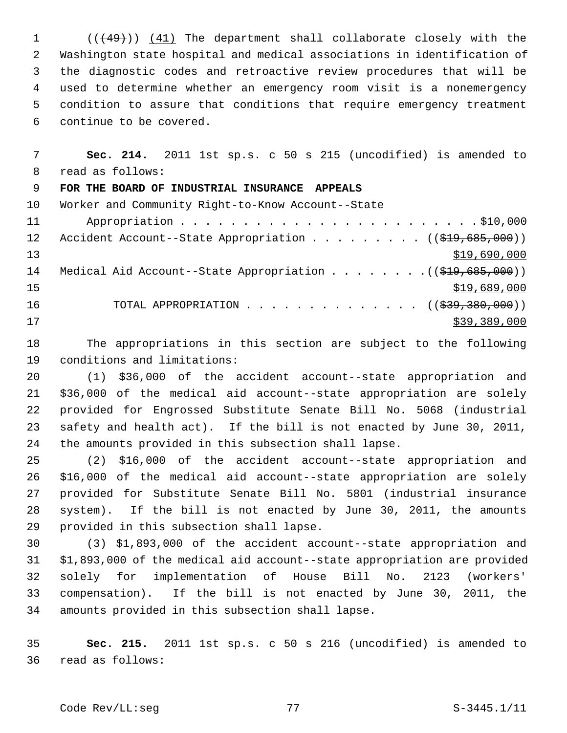(((49))) (41) The department shall collaborate closely with the Washington state hospital and medical associations in identification of the diagnostic codes and retroactive review procedures that will be used to determine whether an emergency room visit is a nonemergency condition to assure that conditions that require emergency treatment continue to be covered.

**Sec. 214.** 2011 1st sp.s. c 50 s 215 (uncodified) is amended to read as follows:

**FOR THE BOARD OF INDUSTRIAL INSURANCE APPEALS**

Worker and Community Right-to-Know Account--State Appropriation . . . . . . . . . . . . . . . . . . . . . . . . $10,000

Accident Account--State Appropriation . . . . . . . . . . ((~~$19,685,000~~)) $19,690,000

Medical Aid Account--State Appropriation . . . . . . . . ((~~$19,685,000~~)) $19,689,000

TOTAL APPROPRIATION . . . . . . . . . . . . . . ((~~$39,380,000~~)) $39,389,000

The appropriations in this section are subject to the following conditions and limitations:

(1) $36,000 of the accident account--state appropriation and $36,000 of the medical aid account--state appropriation are solely provided for Engrossed Substitute Senate Bill No. 5068 (industrial safety and health act). If the bill is not enacted by June 30, 2011, the amounts provided in this subsection shall lapse.

(2) $16,000 of the accident account--state appropriation and $16,000 of the medical aid account--state appropriation are solely provided for Substitute Senate Bill No. 5801 (industrial insurance system). If the bill is not enacted by June 30, 2011, the amounts provided in this subsection shall lapse.

(3) $1,893,000 of the accident account--state appropriation and $1,893,000 of the medical aid account--state appropriation are provided solely for implementation of House Bill No. 2123 (workers' compensation). If the bill is not enacted by June 30, 2011, the amounts provided in this subsection shall lapse.

**Sec. 215.** 2011 1st sp.s. c 50 s 216 (uncodified) is amended to read as follows: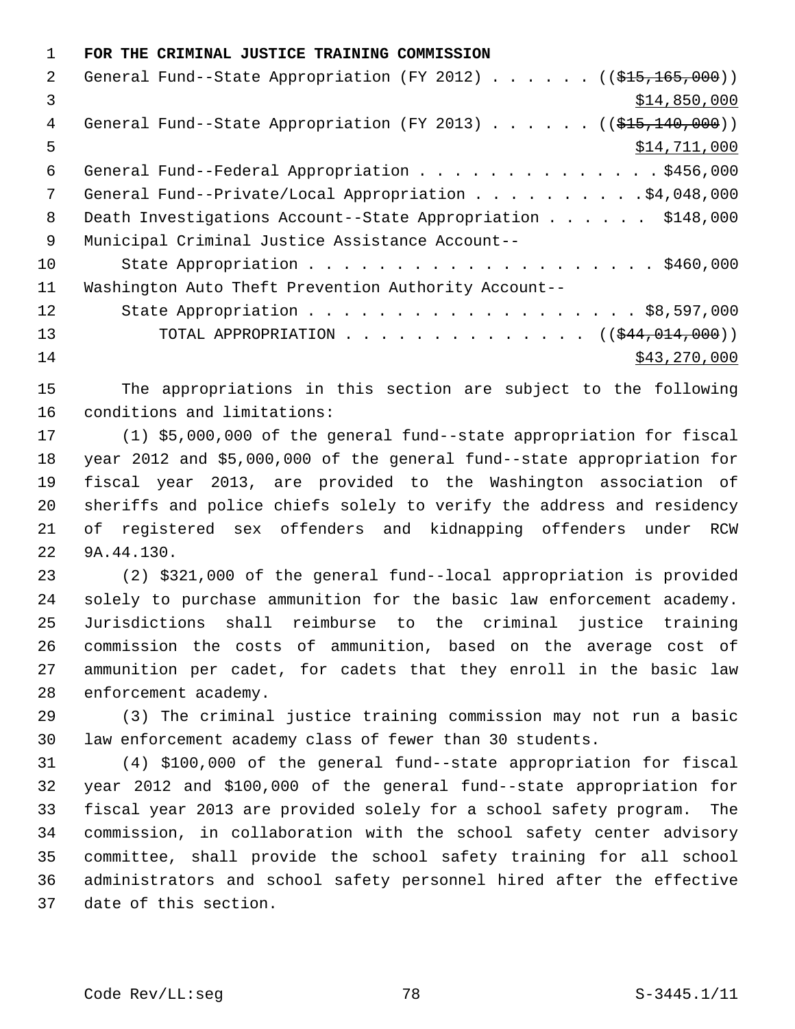**FOR THE CRIMINAL JUSTICE TRAINING COMMISSION**

General Fund--State Appropriation (FY 2012) . . . . . . ((~~$15,165,000~~))
<u>$14,850,000</u>

General Fund--State Appropriation (FY 2013) . . . . . . ((~~$15,140,000~~))
<u>$14,711,000</u>

General Fund--Federal Appropriation . . . . . . . . . . . . . . $456,000

General Fund--Private/Local Appropriation . . . . . . . . . . $4,048,000

Death Investigations Account--State Appropriation . . . . . . $148,000

Municipal Criminal Justice Assistance Account--
State Appropriation . . . . . . . . . . . . . . . . . . . . $460,000

Washington Auto Theft Prevention Authority Account--
State Appropriation . . . . . . . . . . . . . . . . . . . $8,597,000

TOTAL APPROPRIATION . . . . . . . . . . . . . . ((~~$44,014,000~~))
<u>$43,270,000</u>

The appropriations in this section are subject to the following conditions and limitations:

(1) $5,000,000 of the general fund--state appropriation for fiscal year 2012 and $5,000,000 of the general fund--state appropriation for fiscal year 2013, are provided to the Washington association of sheriffs and police chiefs solely to verify the address and residency of registered sex offenders and kidnapping offenders under RCW 9A.44.130.

(2) $321,000 of the general fund--local appropriation is provided solely to purchase ammunition for the basic law enforcement academy. Jurisdictions shall reimburse to the criminal justice training commission the costs of ammunition, based on the average cost of ammunition per cadet, for cadets that they enroll in the basic law enforcement academy.

(3) The criminal justice training commission may not run a basic law enforcement academy class of fewer than 30 students.

(4) $100,000 of the general fund--state appropriation for fiscal year 2012 and $100,000 of the general fund--state appropriation for fiscal year 2013 are provided solely for a school safety program. The commission, in collaboration with the school safety center advisory committee, shall provide the school safety training for all school administrators and school safety personnel hired after the effective date of this section.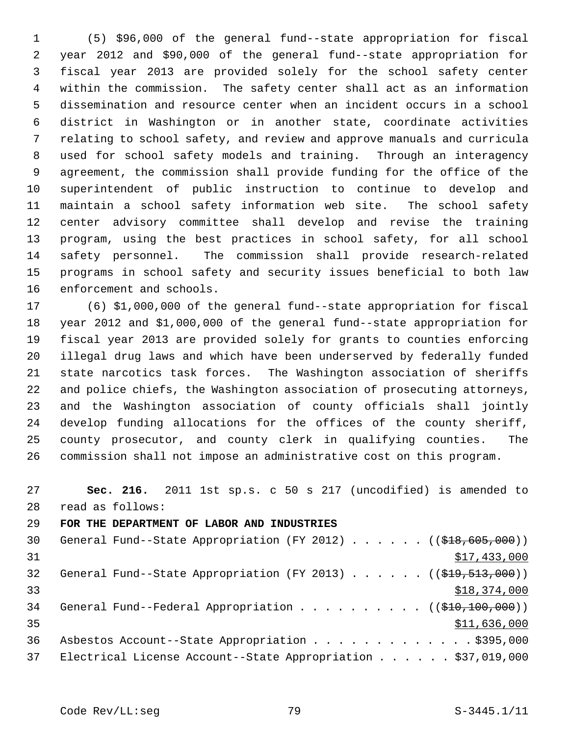(5) $96,000 of the general fund--state appropriation for fiscal year 2012 and $90,000 of the general fund--state appropriation for fiscal year 2013 are provided solely for the school safety center within the commission. The safety center shall act as an information dissemination and resource center when an incident occurs in a school district in Washington or in another state, coordinate activities relating to school safety, and review and approve manuals and curricula used for school safety models and training. Through an interagency agreement, the commission shall provide funding for the office of the superintendent of public instruction to continue to develop and maintain a school safety information web site. The school safety center advisory committee shall develop and revise the training program, using the best practices in school safety, for all school safety personnel. The commission shall provide research-related programs in school safety and security issues beneficial to both law enforcement and schools.

(6) $1,000,000 of the general fund--state appropriation for fiscal year 2012 and $1,000,000 of the general fund--state appropriation for fiscal year 2013 are provided solely for grants to counties enforcing illegal drug laws and which have been underserved by federally funded state narcotics task forces. The Washington association of sheriffs and police chiefs, the Washington association of prosecuting attorneys, and the Washington association of county officials shall jointly develop funding allocations for the offices of the county sheriff, county prosecutor, and county clerk in qualifying counties. The commission shall not impose an administrative cost on this program.

**Sec. 216.** 2011 1st sp.s. c 50 s 217 (uncodified) is amended to read as follows:

**FOR THE DEPARTMENT OF LABOR AND INDUSTRIES**

General Fund--State Appropriation (FY 2012) . . . . . . ((~~$18,605,000~~))
<u>$17,433,000</u>

General Fund--State Appropriation (FY 2013) . . . . . . ((~~$19,513,000~~))
<u>$18,374,000</u>

General Fund--Federal Appropriation . . . . . . . . . . ((~~$10,100,000~~))
<u>$11,636,000</u>

Asbestos Account--State Appropriation . . . . . . . . . . . . . $395,000

Electrical License Account--State Appropriation . . . . . . $37,019,000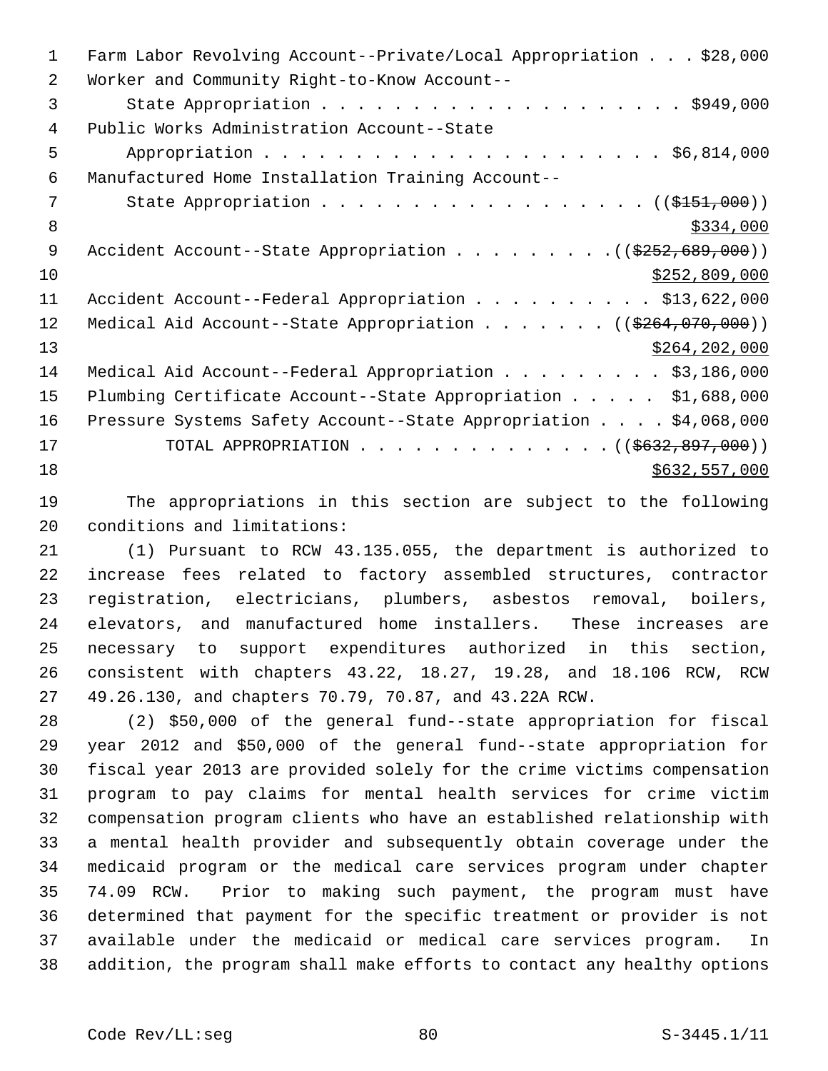Farm Labor Revolving Account--Private/Local Appropriation . . . $28,000
Worker and Community Right-to-Know Account--
State Appropriation . . . . . . . . . . . . . . . . . . . . $949,000
Public Works Administration Account--State
Appropriation . . . . . . . . . . . . . . . . . . . . . . $6,814,000
Manufactured Home Installation Training Account--
State Appropriation . . . . . . . . . . . . . . . . . . (($151,000))
$334,000
Accident Account--State Appropriation . . . . . . . . . .(($252,689,000))
$252,809,000
Accident Account--Federal Appropriation . . . . . . . . . . $13,622,000
Medical Aid Account--State Appropriation . . . . . . . . (($264,070,000))
$264,202,000
Medical Aid Account--Federal Appropriation . . . . . . . . . $3,186,000
Plumbing Certificate Account--State Appropriation . . . . . $1,688,000
Pressure Systems Safety Account--State Appropriation . . . . $4,068,000
TOTAL APPROPRIATION . . . . . . . . . . . . . . .(($632,897,000))
$632,557,000

The appropriations in this section are subject to the following conditions and limitations:

(1) Pursuant to RCW 43.135.055, the department is authorized to increase fees related to factory assembled structures, contractor registration, electricians, plumbers, asbestos removal, boilers, elevators, and manufactured home installers. These increases are necessary to support expenditures authorized in this section, consistent with chapters 43.22, 18.27, 19.28, and 18.106 RCW, RCW 49.26.130, and chapters 70.79, 70.87, and 43.22A RCW.

(2) $50,000 of the general fund--state appropriation for fiscal year 2012 and $50,000 of the general fund--state appropriation for fiscal year 2013 are provided solely for the crime victims compensation program to pay claims for mental health services for crime victim compensation program clients who have an established relationship with a mental health provider and subsequently obtain coverage under the medicaid program or the medical care services program under chapter 74.09 RCW. Prior to making such payment, the program must have determined that payment for the specific treatment or provider is not available under the medicaid or medical care services program. In addition, the program shall make efforts to contact any healthy options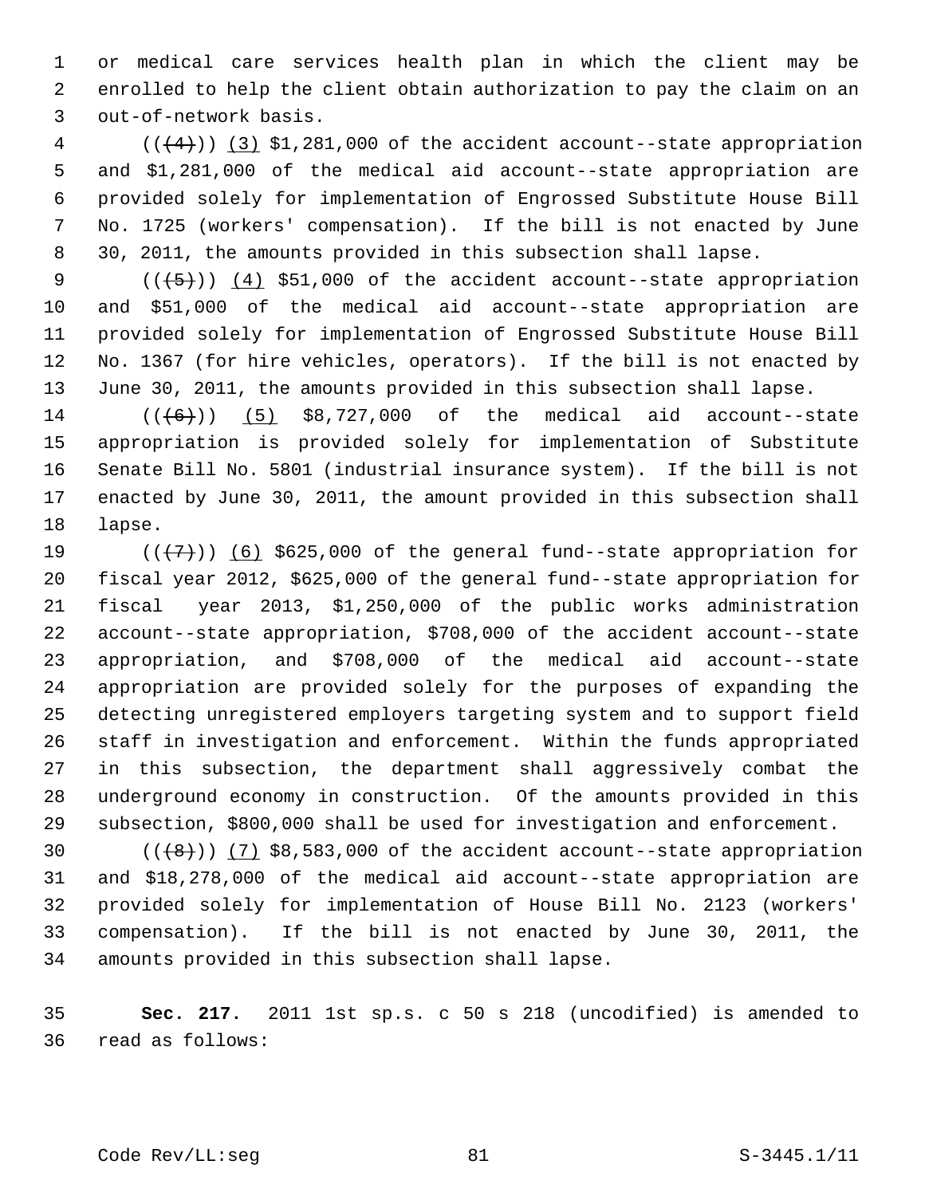or medical care services health plan in which the client may be enrolled to help the client obtain authorization to pay the claim on an out-of-network basis.

(((4))) (3) $1,281,000 of the accident account--state appropriation and $1,281,000 of the medical aid account--state appropriation are provided solely for implementation of Engrossed Substitute House Bill No. 1725 (workers' compensation). If the bill is not enacted by June 30, 2011, the amounts provided in this subsection shall lapse.

(((5))) (4) $51,000 of the accident account--state appropriation and $51,000 of the medical aid account--state appropriation are provided solely for implementation of Engrossed Substitute House Bill No. 1367 (for hire vehicles, operators). If the bill is not enacted by June 30, 2011, the amounts provided in this subsection shall lapse.

(((6))) (5) $8,727,000 of the medical aid account--state appropriation is provided solely for implementation of Substitute Senate Bill No. 5801 (industrial insurance system). If the bill is not enacted by June 30, 2011, the amount provided in this subsection shall lapse.

(((7))) (6) $625,000 of the general fund--state appropriation for fiscal year 2012, $625,000 of the general fund--state appropriation for fiscal year 2013, $1,250,000 of the public works administration account--state appropriation, $708,000 of the accident account--state appropriation, and $708,000 of the medical aid account--state appropriation are provided solely for the purposes of expanding the detecting unregistered employers targeting system and to support field staff in investigation and enforcement. Within the funds appropriated in this subsection, the department shall aggressively combat the underground economy in construction. Of the amounts provided in this subsection, $800,000 shall be used for investigation and enforcement.

(((8))) (7) $8,583,000 of the accident account--state appropriation and $18,278,000 of the medical aid account--state appropriation are provided solely for implementation of House Bill No. 2123 (workers' compensation). If the bill is not enacted by June 30, 2011, the amounts provided in this subsection shall lapse.

**Sec. 217.** 2011 1st sp.s. c 50 s 218 (uncodified) is amended to read as follows: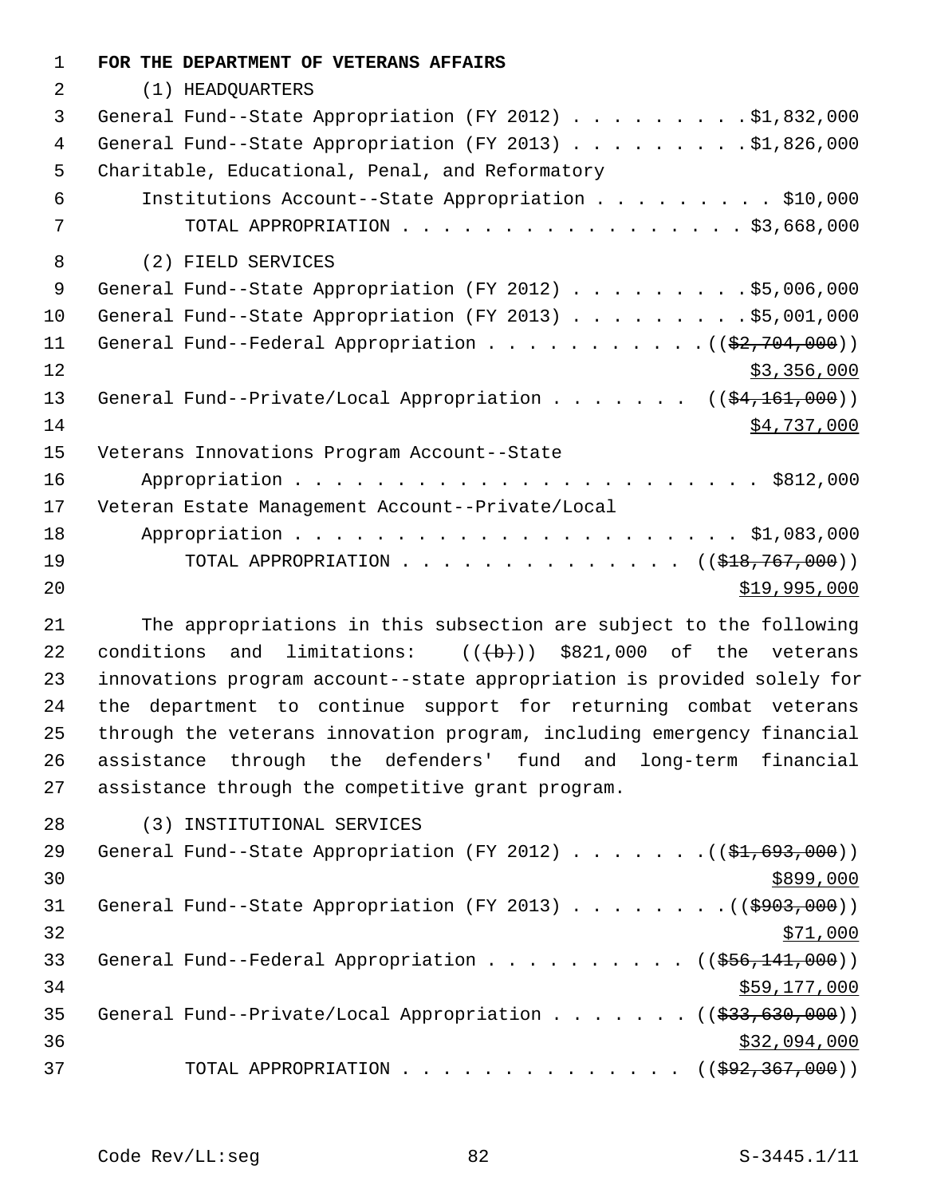**FOR THE DEPARTMENT OF VETERANS AFFAIRS**

(1) HEADQUARTERS

General Fund--State Appropriation (FY 2012) . . . . . . . . . $1,832,000
General Fund--State Appropriation (FY 2013) . . . . . . . . . $1,826,000
Charitable, Educational, Penal, and Reformatory
Institutions Account--State Appropriation . . . . . . . . . $10,000
TOTAL APPROPRIATION . . . . . . . . . . . . . . . . . $3,668,000

(2) FIELD SERVICES

General Fund--State Appropriation (FY 2012) . . . . . . . . . $5,006,000
General Fund--State Appropriation (FY 2013) . . . . . . . . . $5,001,000
General Fund--Federal Appropriation . . . . . . . . . . . (($2,704,000))
$3,356,000
General Fund--Private/Local Appropriation . . . . . . . (($4,161,000))
$4,737,000
Veterans Innovations Program Account--State
Appropriation . . . . . . . . . . . . . . . . . . . . . . . $812,000
Veteran Estate Management Account--Private/Local
Appropriation . . . . . . . . . . . . . . . . . . . . . . . $1,083,000
TOTAL APPROPRIATION . . . . . . . . . . . . . . (($18,767,000))
$19,995,000

The appropriations in this subsection are subject to the following conditions and limitations: (((b))) $821,000 of the veterans innovations program account--state appropriation is provided solely for the department to continue support for returning combat veterans through the veterans innovation program, including emergency financial assistance through the defenders' fund and long-term financial assistance through the competitive grant program.

(3) INSTITUTIONAL SERVICES

General Fund--State Appropriation (FY 2012) . . . . . . . (($1,693,000))
$899,000
General Fund--State Appropriation (FY 2013) . . . . . . . . (($903,000))
$71,000
General Fund--Federal Appropriation . . . . . . . . . . . (($56,141,000))
$59,177,000
General Fund--Private/Local Appropriation . . . . . . . . (($33,630,000))
$32,094,000
TOTAL APPROPRIATION . . . . . . . . . . . . . . (($92,367,000))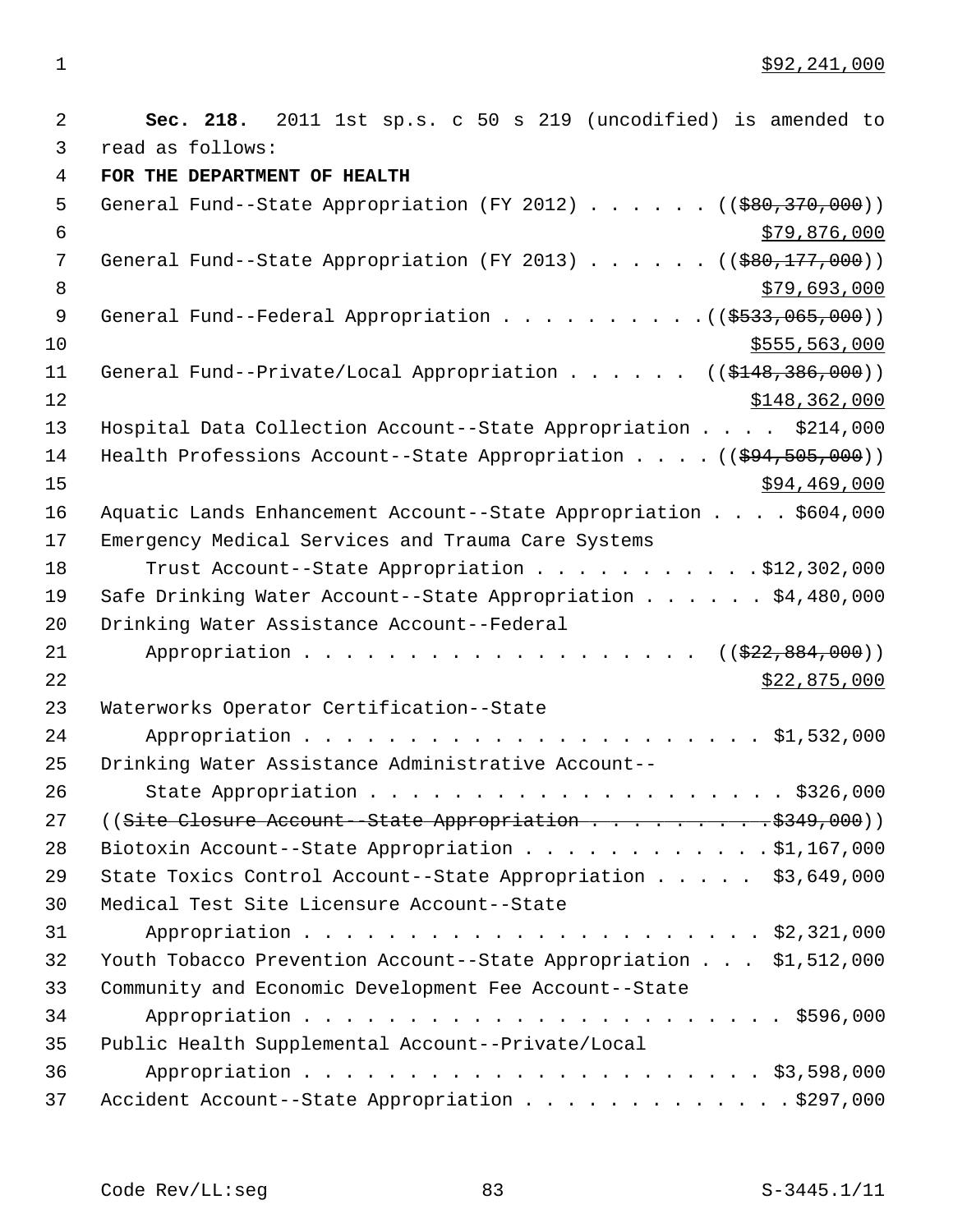$92,241,000

**Sec. 218.** 2011 1st sp.s. c 50 s 219 (uncodified) is amended to read as follows:

**FOR THE DEPARTMENT OF HEALTH**

General Fund--State Appropriation (FY 2012) . . . . . . ((~~$80,370,000~~))
$79,876,000

General Fund--State Appropriation (FY 2013) . . . . . . ((~~$80,177,000~~))
$79,693,000

General Fund--Federal Appropriation . . . . . . . . . . ((~~$533,065,000~~))
$555,563,000

General Fund--Private/Local Appropriation . . . . . . ((~~$148,386,000~~))
$148,362,000

Hospital Data Collection Account--State Appropriation . . . . $214,000

Health Professions Account--State Appropriation . . . . ((~~$94,505,000~~))
$94,469,000

Aquatic Lands Enhancement Account--State Appropriation . . . . $604,000

Emergency Medical Services and Trauma Care Systems Trust Account--State Appropriation . . . . . . . . . . . $12,302,000

Safe Drinking Water Account--State Appropriation . . . . . . $4,480,000

Drinking Water Assistance Account--Federal Appropriation . . . . . . . . . . . . . . . . . . ((~~$22,884,000~~))
$22,875,000

Waterworks Operator Certification--State Appropriation . . . . . . . . . . . . . . . . . . . . . . $1,532,000

Drinking Water Assistance Administrative Account--State Appropriation . . . . . . . . . . . . . . . . . . . . $326,000

((~~Site Closure Account--State Appropriation . . . . . . . . . . $349,000~~))

Biotoxin Account--State Appropriation . . . . . . . . . . . . $1,167,000

State Toxics Control Account--State Appropriation . . . . . $3,649,000

Medical Test Site Licensure Account--State Appropriation . . . . . . . . . . . . . . . . . . . . . . $2,321,000

Youth Tobacco Prevention Account--State Appropriation . . . $1,512,000

Community and Economic Development Fee Account--State Appropriation . . . . . . . . . . . . . . . . . . . . . . $596,000

Public Health Supplemental Account--Private/Local Appropriation . . . . . . . . . . . . . . . . . . . . . . $3,598,000

Accident Account--State Appropriation . . . . . . . . . . . . . $297,000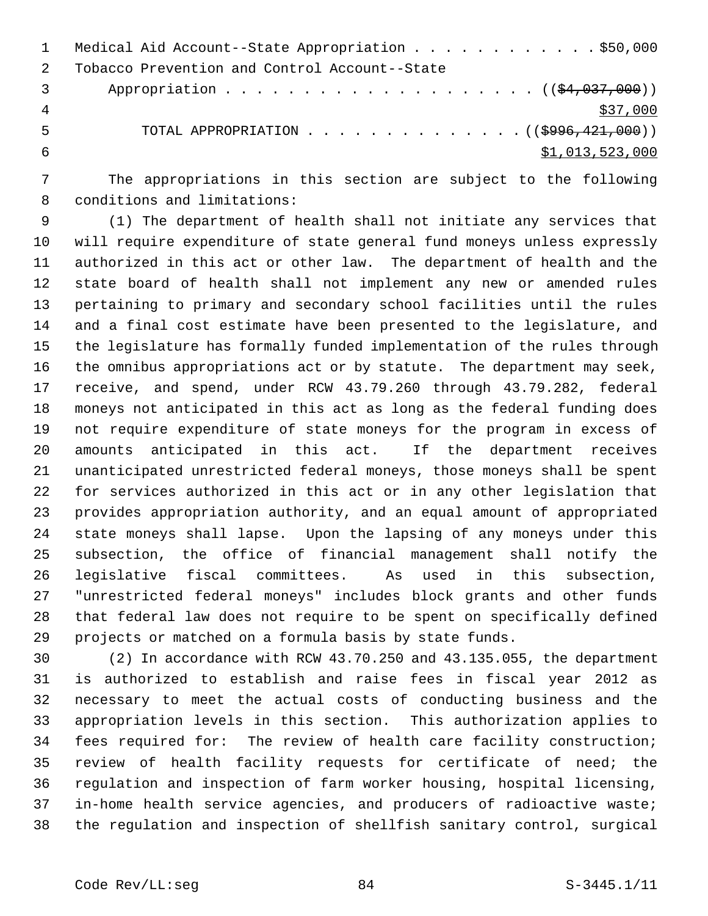Medical Aid Account--State Appropriation . . . . . . . . . . . . $50,000
Tobacco Prevention and Control Account--State
Appropriation . . . . . . . . . . . . . . . . . . . . (($4,037,000))
$37,000
TOTAL APPROPRIATION . . . . . . . . . . . . . . (($996,421,000))
$1,013,523,000

The appropriations in this section are subject to the following conditions and limitations:

(1) The department of health shall not initiate any services that will require expenditure of state general fund moneys unless expressly authorized in this act or other law. The department of health and the state board of health shall not implement any new or amended rules pertaining to primary and secondary school facilities until the rules and a final cost estimate have been presented to the legislature, and the legislature has formally funded implementation of the rules through the omnibus appropriations act or by statute. The department may seek, receive, and spend, under RCW 43.79.260 through 43.79.282, federal moneys not anticipated in this act as long as the federal funding does not require expenditure of state moneys for the program in excess of amounts anticipated in this act. If the department receives unanticipated unrestricted federal moneys, those moneys shall be spent for services authorized in this act or in any other legislation that provides appropriation authority, and an equal amount of appropriated state moneys shall lapse. Upon the lapsing of any moneys under this subsection, the office of financial management shall notify the legislative fiscal committees. As used in this subsection, "unrestricted federal moneys" includes block grants and other funds that federal law does not require to be spent on specifically defined projects or matched on a formula basis by state funds.

(2) In accordance with RCW 43.70.250 and 43.135.055, the department is authorized to establish and raise fees in fiscal year 2012 as necessary to meet the actual costs of conducting business and the appropriation levels in this section. This authorization applies to fees required for: The review of health care facility construction; review of health facility requests for certificate of need; the regulation and inspection of farm worker housing, hospital licensing, in-home health service agencies, and producers of radioactive waste; the regulation and inspection of shellfish sanitary control, surgical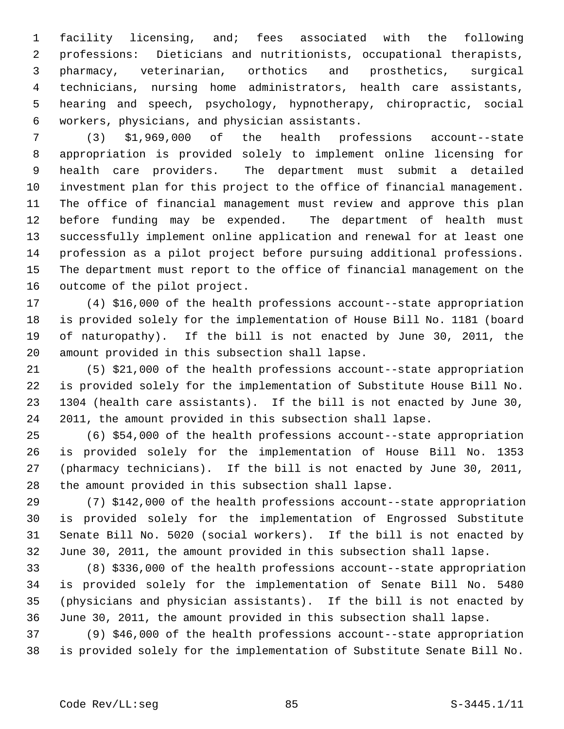facility licensing, and; fees associated with the following professions: Dieticians and nutritionists, occupational therapists, pharmacy, veterinarian, orthotics and prosthetics, surgical technicians, nursing home administrators, health care assistants, hearing and speech, psychology, hypnotherapy, chiropractic, social workers, physicians, and physician assistants.

(3) $1,969,000 of the health professions account--state appropriation is provided solely to implement online licensing for health care providers. The department must submit a detailed investment plan for this project to the office of financial management. The office of financial management must review and approve this plan before funding may be expended. The department of health must successfully implement online application and renewal for at least one profession as a pilot project before pursuing additional professions. The department must report to the office of financial management on the outcome of the pilot project.

(4) $16,000 of the health professions account--state appropriation is provided solely for the implementation of House Bill No. 1181 (board of naturopathy). If the bill is not enacted by June 30, 2011, the amount provided in this subsection shall lapse.

(5) $21,000 of the health professions account--state appropriation is provided solely for the implementation of Substitute House Bill No. 1304 (health care assistants). If the bill is not enacted by June 30, 2011, the amount provided in this subsection shall lapse.

(6) $54,000 of the health professions account--state appropriation is provided solely for the implementation of House Bill No. 1353 (pharmacy technicians). If the bill is not enacted by June 30, 2011, the amount provided in this subsection shall lapse.

(7) $142,000 of the health professions account--state appropriation is provided solely for the implementation of Engrossed Substitute Senate Bill No. 5020 (social workers). If the bill is not enacted by June 30, 2011, the amount provided in this subsection shall lapse.

(8) $336,000 of the health professions account--state appropriation is provided solely for the implementation of Senate Bill No. 5480 (physicians and physician assistants). If the bill is not enacted by June 30, 2011, the amount provided in this subsection shall lapse.

(9) $46,000 of the health professions account--state appropriation is provided solely for the implementation of Substitute Senate Bill No.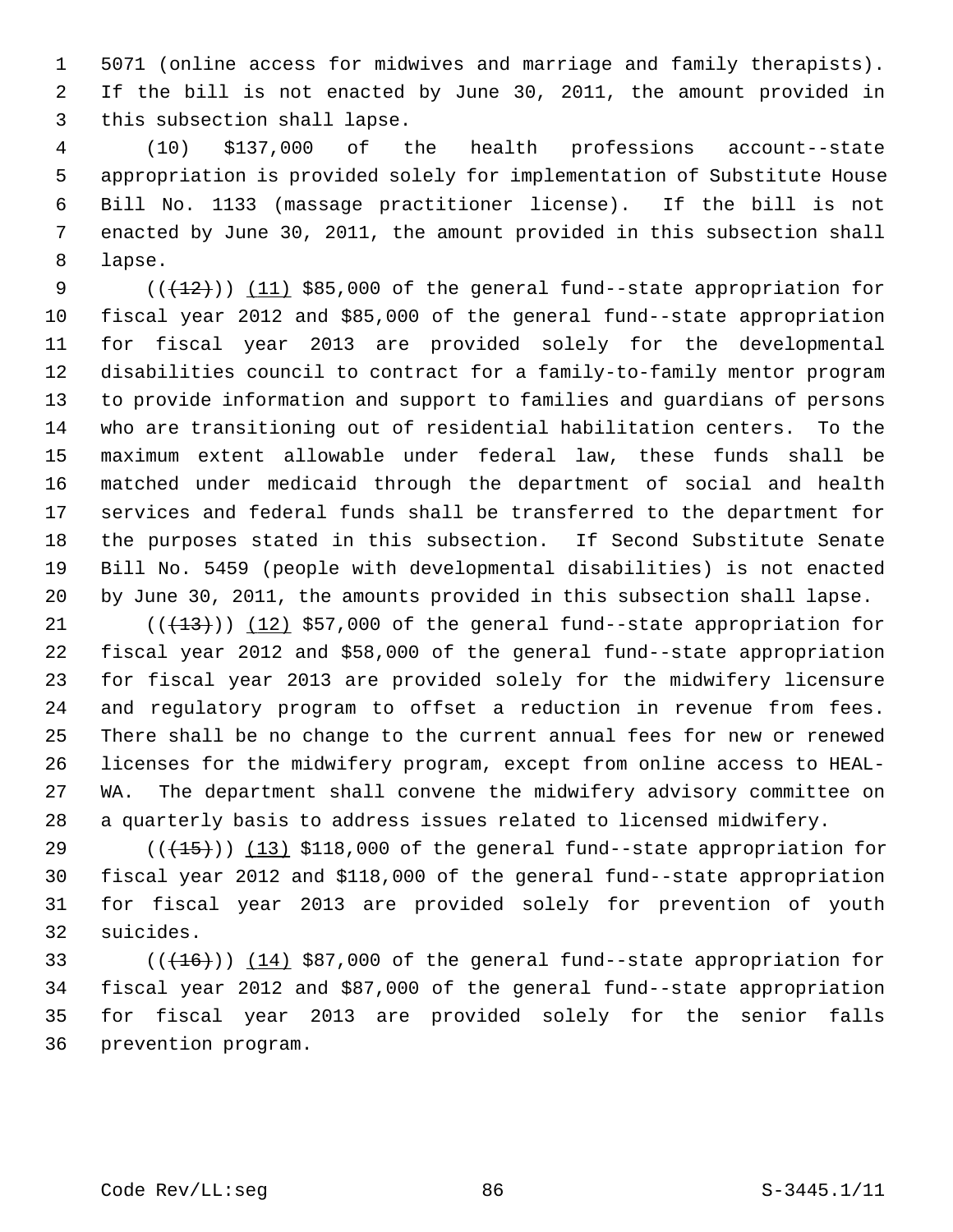5071 (online access for midwives and marriage and family therapists). If the bill is not enacted by June 30, 2011, the amount provided in this subsection shall lapse.

(10) $137,000 of the health professions account--state appropriation is provided solely for implementation of Substitute House Bill No. 1133 (massage practitioner license). If the bill is not enacted by June 30, 2011, the amount provided in this subsection shall lapse.

(((12))) (11) $85,000 of the general fund--state appropriation for fiscal year 2012 and $85,000 of the general fund--state appropriation for fiscal year 2013 are provided solely for the developmental disabilities council to contract for a family-to-family mentor program to provide information and support to families and guardians of persons who are transitioning out of residential habilitation centers. To the maximum extent allowable under federal law, these funds shall be matched under medicaid through the department of social and health services and federal funds shall be transferred to the department for the purposes stated in this subsection. If Second Substitute Senate Bill No. 5459 (people with developmental disabilities) is not enacted by June 30, 2011, the amounts provided in this subsection shall lapse.

(((13))) (12) $57,000 of the general fund--state appropriation for fiscal year 2012 and $58,000 of the general fund--state appropriation for fiscal year 2013 are provided solely for the midwifery licensure and regulatory program to offset a reduction in revenue from fees. There shall be no change to the current annual fees for new or renewed licenses for the midwifery program, except from online access to HEAL-WA. The department shall convene the midwifery advisory committee on a quarterly basis to address issues related to licensed midwifery.

(((15))) (13) $118,000 of the general fund--state appropriation for fiscal year 2012 and $118,000 of the general fund--state appropriation for fiscal year 2013 are provided solely for prevention of youth suicides.

(((16))) (14) $87,000 of the general fund--state appropriation for fiscal year 2012 and $87,000 of the general fund--state appropriation for fiscal year 2013 are provided solely for the senior falls prevention program.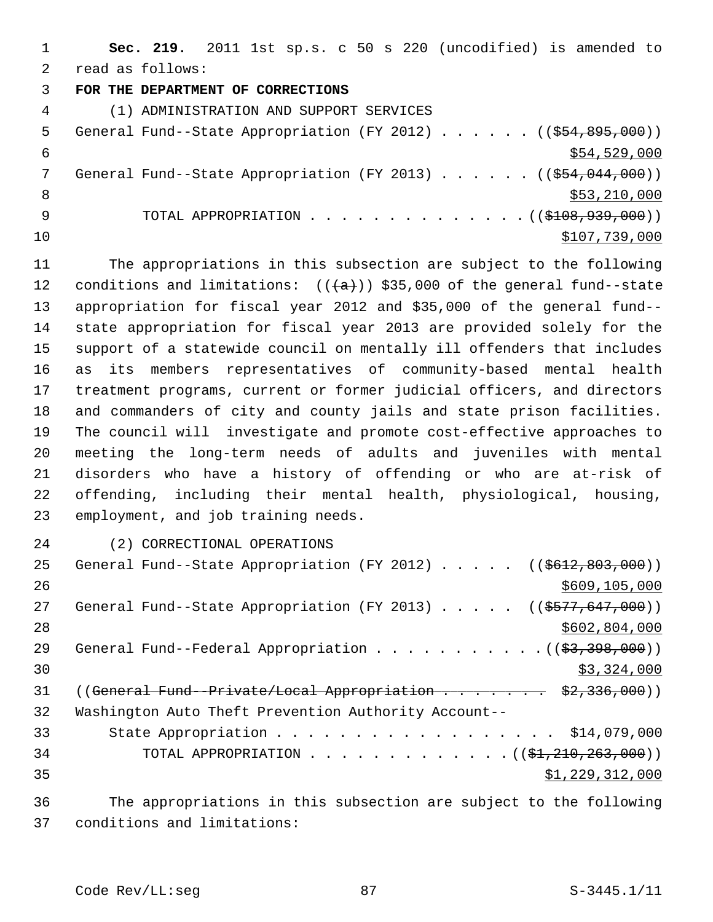**Sec. 219.** 2011 1st sp.s. c 50 s 220 (uncodified) is amended to read as follows:

**FOR THE DEPARTMENT OF CORRECTIONS**

(1) ADMINISTRATION AND SUPPORT SERVICES

General Fund--State Appropriation (FY 2012) . . . . . . ((~~$54,895,000~~))
<u>$54,529,000</u>

General Fund--State Appropriation (FY 2013) . . . . . . ((~~$54,044,000~~))
<u>$53,210,000</u>

TOTAL APPROPRIATION . . . . . . . . . . . . . . ((~~$108,939,000~~))
<u>$107,739,000</u>

The appropriations in this subsection are subject to the following conditions and limitations: ((~~(a)~~)) $35,000 of the general fund--state appropriation for fiscal year 2012 and $35,000 of the general fund--state appropriation for fiscal year 2013 are provided solely for the support of a statewide council on mentally ill offenders that includes as its members representatives of community-based mental health treatment programs, current or former judicial officers, and directors and commanders of city and county jails and state prison facilities. The council will investigate and promote cost-effective approaches to meeting the long-term needs of adults and juveniles with mental disorders who have a history of offending or who are at-risk of offending, including their mental health, physiological, housing, employment, and job training needs.

(2) CORRECTIONAL OPERATIONS

General Fund--State Appropriation (FY 2012) . . . . . ((~~$612,803,000~~))
<u>$609,105,000</u>

General Fund--State Appropriation (FY 2013) . . . . . ((~~$577,647,000~~))
<u>$602,804,000</u>

General Fund--Federal Appropriation . . . . . . . . . . . ((~~$3,398,000~~))
<u>$3,324,000</u>

((~~General Fund--Private/Local Appropriation . . . . . . . . $2,336,000~~))

Washington Auto Theft Prevention Authority Account--
State Appropriation . . . . . . . . . . . . . . . . . . . $14,079,000

TOTAL APPROPRIATION . . . . . . . . . . . . . ((~~$1,210,263,000~~))
<u>$1,229,312,000</u>

The appropriations in this subsection are subject to the following conditions and limitations: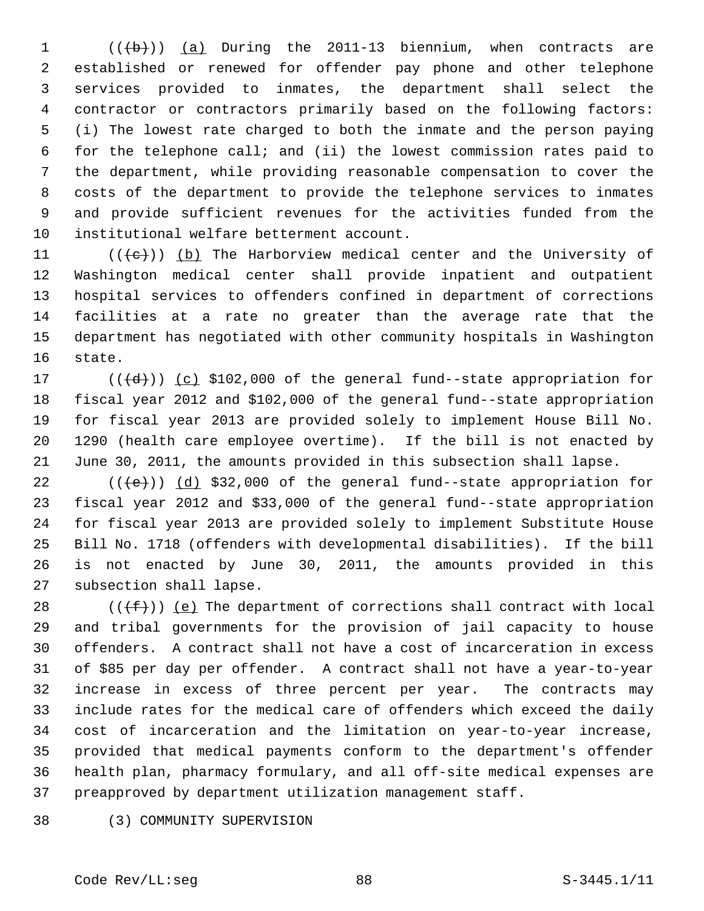((~~(b)~~)) <u>(a)</u> During the 2011-13 biennium, when contracts are established or renewed for offender pay phone and other telephone services provided to inmates, the department shall select the contractor or contractors primarily based on the following factors: (i) The lowest rate charged to both the inmate and the person paying for the telephone call; and (ii) the lowest commission rates paid to the department, while providing reasonable compensation to cover the costs of the department to provide the telephone services to inmates and provide sufficient revenues for the activities funded from the institutional welfare betterment account.

((~~(c)~~)) <u>(b)</u> The Harborview medical center and the University of Washington medical center shall provide inpatient and outpatient hospital services to offenders confined in department of corrections facilities at a rate no greater than the average rate that the department has negotiated with other community hospitals in Washington state.

((~~(d)~~)) <u>(c)</u> $102,000 of the general fund--state appropriation for fiscal year 2012 and $102,000 of the general fund--state appropriation for fiscal year 2013 are provided solely to implement House Bill No. 1290 (health care employee overtime). If the bill is not enacted by June 30, 2011, the amounts provided in this subsection shall lapse.

((~~(e)~~)) <u>(d)</u> $32,000 of the general fund--state appropriation for fiscal year 2012 and $33,000 of the general fund--state appropriation for fiscal year 2013 are provided solely to implement Substitute House Bill No. 1718 (offenders with developmental disabilities). If the bill is not enacted by June 30, 2011, the amounts provided in this subsection shall lapse.

((~~(f)~~)) <u>(e)</u> The department of corrections shall contract with local and tribal governments for the provision of jail capacity to house offenders. A contract shall not have a cost of incarceration in excess of $85 per day per offender. A contract shall not have a year-to-year increase in excess of three percent per year. The contracts may include rates for the medical care of offenders which exceed the daily cost of incarceration and the limitation on year-to-year increase, provided that medical payments conform to the department's offender health plan, pharmacy formulary, and all off-site medical expenses are preapproved by department utilization management staff.

(3) COMMUNITY SUPERVISION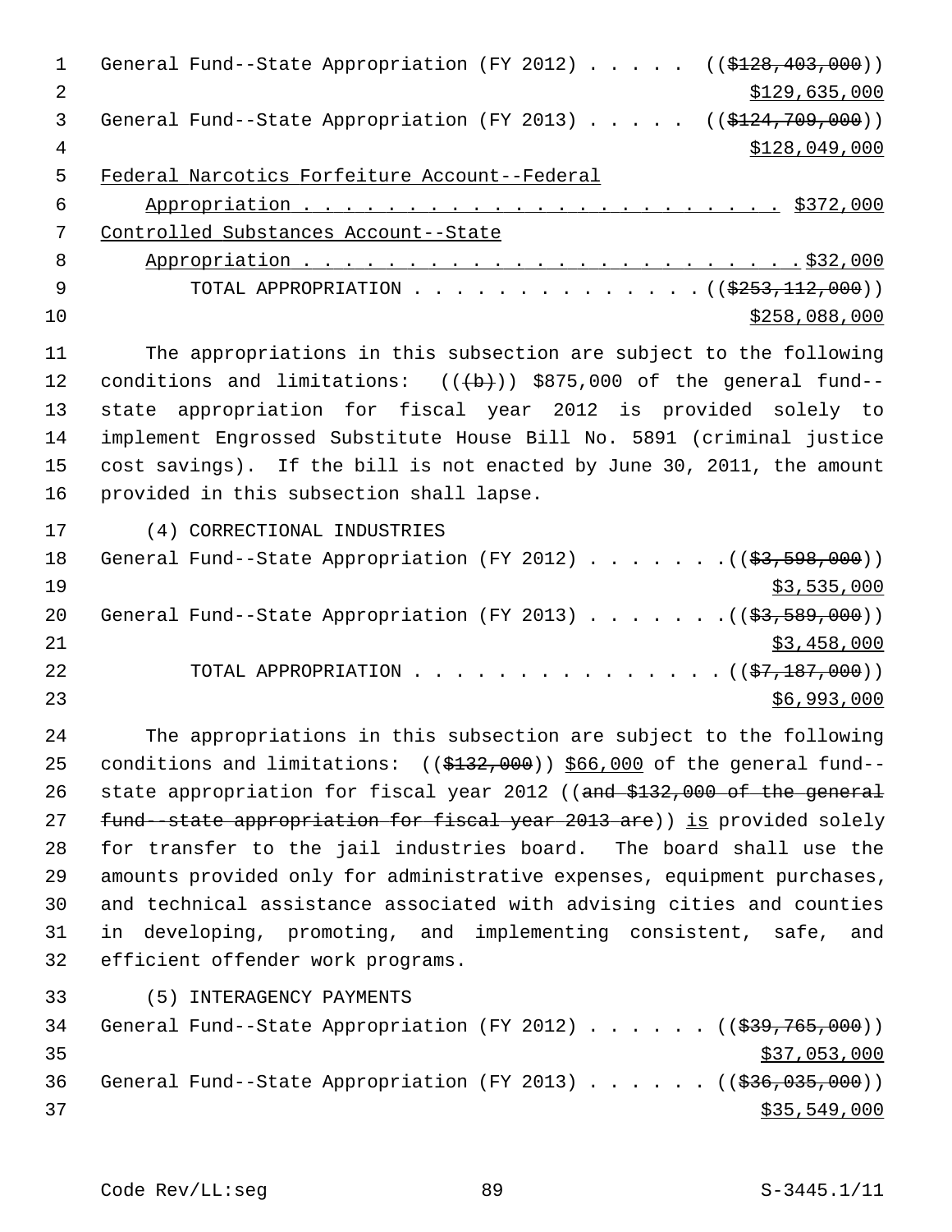General Fund--State Appropriation (FY 2012) . . . . . ((~~$128,403,000~~))
$129,635,000

General Fund--State Appropriation (FY 2013) . . . . . ((~~$124,709,000~~))
$128,049,000

Federal Narcotics Forfeiture Account--Federal
Appropriation . . . . . . . . . . . . . . . . . . . . . . $372,000

Controlled Substances Account--State
Appropriation . . . . . . . . . . . . . . . . . . . . . . . $32,000

TOTAL APPROPRIATION . . . . . . . . . . . . . . . ((~~$253,112,000~~))
$258,088,000

The appropriations in this subsection are subject to the following conditions and limitations: ((~~(b)~~)) $875,000 of the general fund--state appropriation for fiscal year 2012 is provided solely to implement Engrossed Substitute House Bill No. 5891 (criminal justice cost savings). If the bill is not enacted by June 30, 2011, the amount provided in this subsection shall lapse.

(4) CORRECTIONAL INDUSTRIES

General Fund--State Appropriation (FY 2012) . . . . . . . ((~~$3,598,000~~))
$3,535,000

General Fund--State Appropriation (FY 2013) . . . . . . . ((~~$3,589,000~~))
$3,458,000

TOTAL APPROPRIATION . . . . . . . . . . . . . . . ((~~$7,187,000~~))
$6,993,000

The appropriations in this subsection are subject to the following conditions and limitations: ((~~$132,000~~)) $66,000 of the general fund--state appropriation for fiscal year 2012 ((~~and $132,000 of the general fund--state appropriation for fiscal year 2013 are~~)) is provided solely for transfer to the jail industries board. The board shall use the amounts provided only for administrative expenses, equipment purchases, and technical assistance associated with advising cities and counties in developing, promoting, and implementing consistent, safe, and efficient offender work programs.

(5) INTERAGENCY PAYMENTS

General Fund--State Appropriation (FY 2012) . . . . . . ((~~$39,765,000~~))
$37,053,000

General Fund--State Appropriation (FY 2013) . . . . . . ((~~$36,035,000~~))
$35,549,000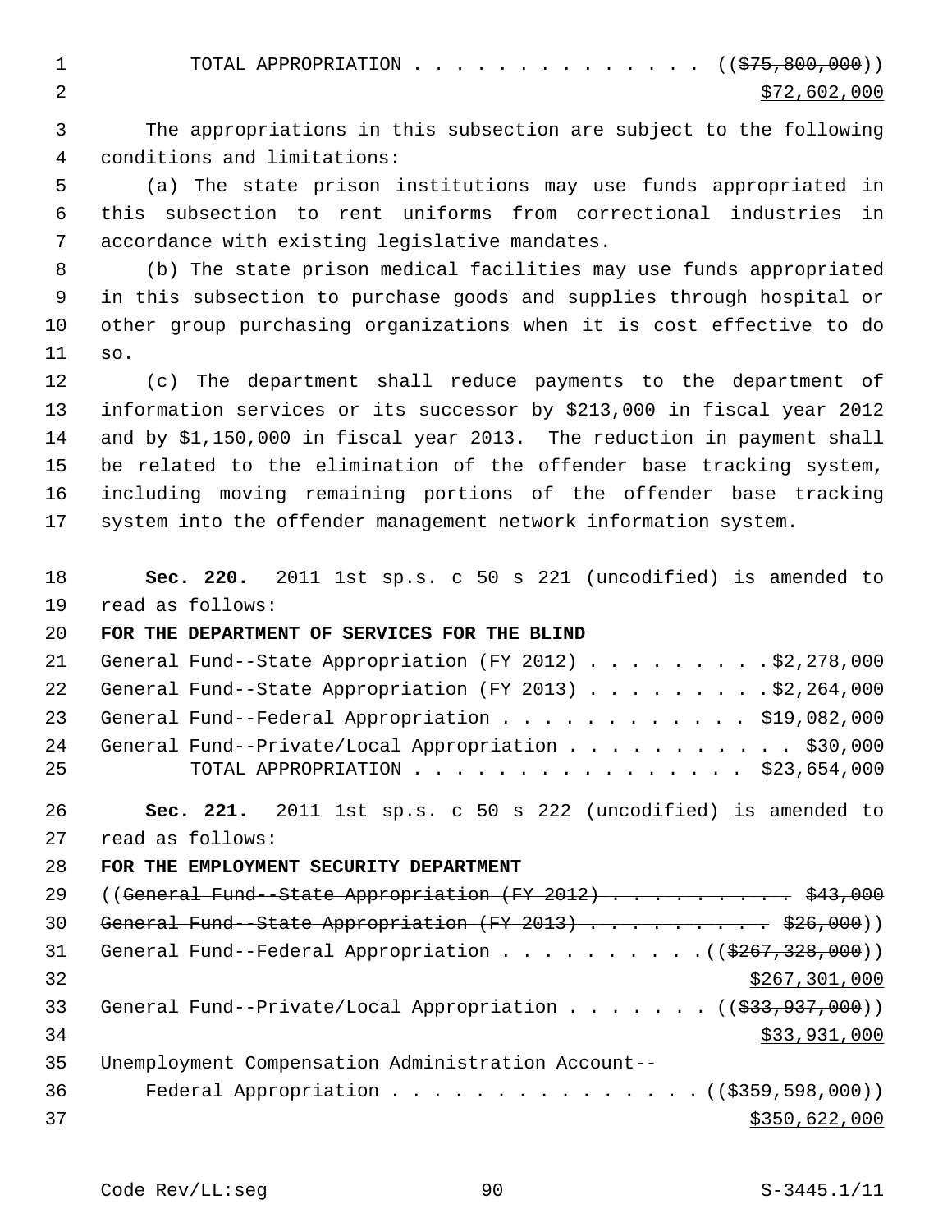TOTAL APPROPRIATION . . . . . . . . . . . . . . . ((~~$75,800,000~~))
$72,602,000

The appropriations in this subsection are subject to the following conditions and limitations:

(a) The state prison institutions may use funds appropriated in this subsection to rent uniforms from correctional industries in accordance with existing legislative mandates.

(b) The state prison medical facilities may use funds appropriated in this subsection to purchase goods and supplies through hospital or other group purchasing organizations when it is cost effective to do so.

(c) The department shall reduce payments to the department of information services or its successor by $213,000 in fiscal year 2012 and by $1,150,000 in fiscal year 2013. The reduction in payment shall be related to the elimination of the offender base tracking system, including moving remaining portions of the offender base tracking system into the offender management network information system.

**Sec. 220.** 2011 1st sp.s. c 50 s 221 (uncodified) is amended to read as follows:

**FOR THE DEPARTMENT OF SERVICES FOR THE BLIND**

General Fund--State Appropriation (FY 2012) . . . . . . . . . . $2,278,000
General Fund--State Appropriation (FY 2013) . . . . . . . . . . $2,264,000
General Fund--Federal Appropriation . . . . . . . . . . . . . $19,082,000
General Fund--Private/Local Appropriation . . . . . . . . . . . $30,000
TOTAL APPROPRIATION . . . . . . . . . . . . . . . . . $23,654,000

**Sec. 221.** 2011 1st sp.s. c 50 s 222 (uncodified) is amended to read as follows:

**FOR THE EMPLOYMENT SECURITY DEPARTMENT**

((~~General Fund--State Appropriation (FY 2012) . . . . . . . . . . $43,000~~
~~General Fund--State Appropriation (FY 2013) . . . . . . . . . . $26,000~~))
General Fund--Federal Appropriation . . . . . . . . . . . ((~~$267,328,000~~))
$267,301,000
General Fund--Private/Local Appropriation . . . . . . . . ((~~$33,937,000~~))
$33,931,000
Unemployment Compensation Administration Account--
Federal Appropriation . . . . . . . . . . . . . . . . ((~~$359,598,000~~))
$350,622,000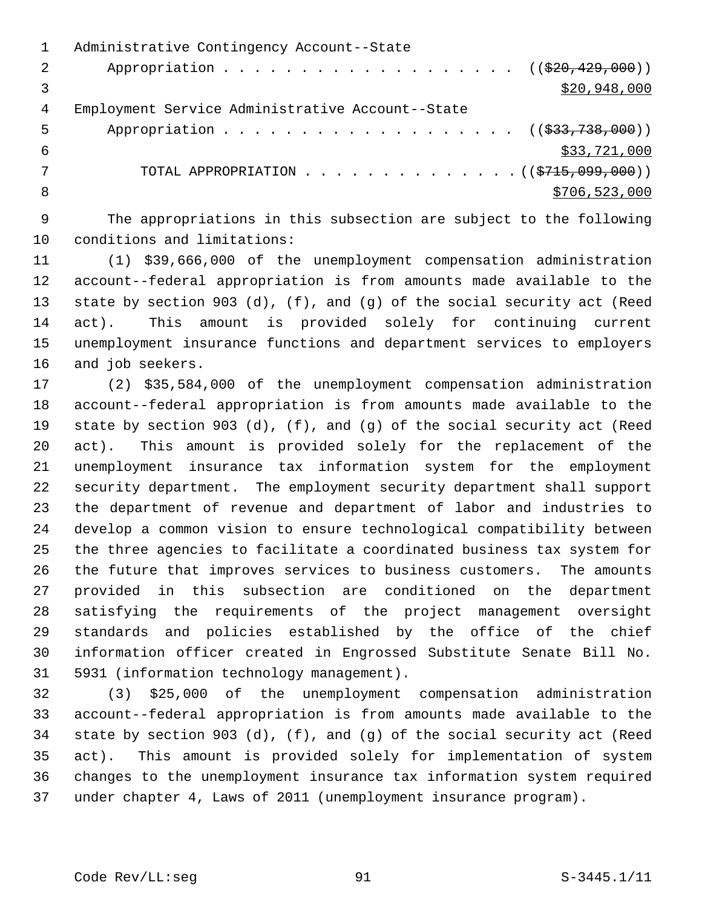Administrative Contingency Account--State
Appropriation . . . . . . . . . . . . . . . . . . . ((~~$20,429,000~~))
$20,948,000

Employment Service Administrative Account--State
Appropriation . . . . . . . . . . . . . . . . . . . ((~~$33,738,000~~))
$33,721,000

TOTAL APPROPRIATION . . . . . . . . . . . . . . ((~~$715,099,000~~))
$706,523,000

The appropriations in this subsection are subject to the following conditions and limitations:

(1) $39,666,000 of the unemployment compensation administration account--federal appropriation is from amounts made available to the state by section 903 (d), (f), and (g) of the social security act (Reed act). This amount is provided solely for continuing current unemployment insurance functions and department services to employers and job seekers.

(2) $35,584,000 of the unemployment compensation administration account--federal appropriation is from amounts made available to the state by section 903 (d), (f), and (g) of the social security act (Reed act). This amount is provided solely for the replacement of the unemployment insurance tax information system for the employment security department. The employment security department shall support the department of revenue and department of labor and industries to develop a common vision to ensure technological compatibility between the three agencies to facilitate a coordinated business tax system for the future that improves services to business customers. The amounts provided in this subsection are conditioned on the department satisfying the requirements of the project management oversight standards and policies established by the office of the chief information officer created in Engrossed Substitute Senate Bill No. 5931 (information technology management).

(3) $25,000 of the unemployment compensation administration account--federal appropriation is from amounts made available to the state by section 903 (d), (f), and (g) of the social security act (Reed act). This amount is provided solely for implementation of system changes to the unemployment insurance tax information system required under chapter 4, Laws of 2011 (unemployment insurance program).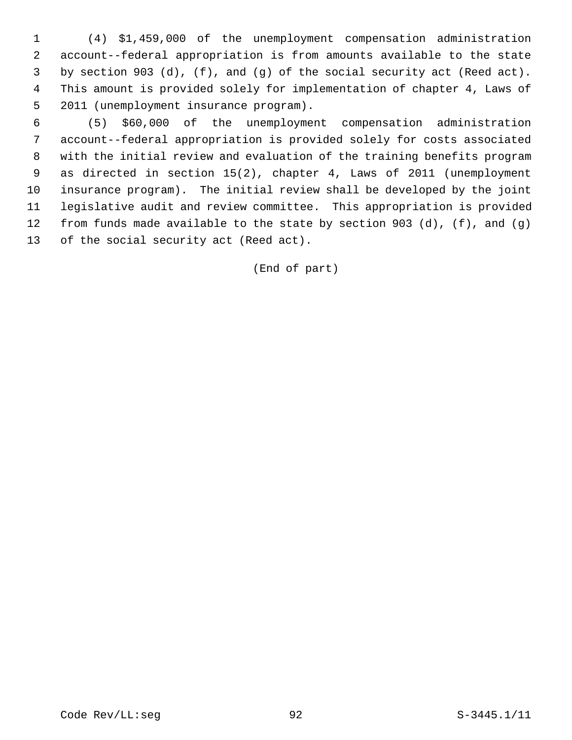(4) $1,459,000 of the unemployment compensation administration account--federal appropriation is from amounts available to the state by section 903 (d), (f), and (g) of the social security act (Reed act). This amount is provided solely for implementation of chapter 4, Laws of 2011 (unemployment insurance program).

(5) $60,000 of the unemployment compensation administration account--federal appropriation is provided solely for costs associated with the initial review and evaluation of the training benefits program as directed in section 15(2), chapter 4, Laws of 2011 (unemployment insurance program). The initial review shall be developed by the joint legislative audit and review committee. This appropriation is provided from funds made available to the state by section 903 (d), (f), and (g) of the social security act (Reed act).

(End of part)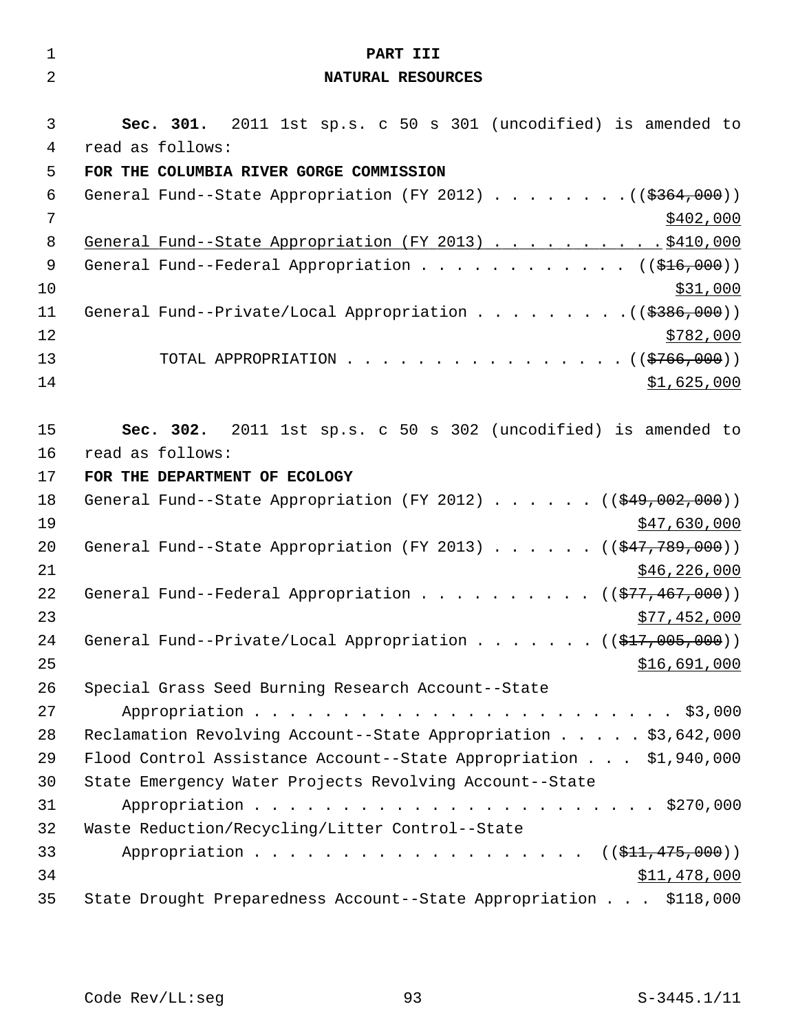# PART III

## NATURAL RESOURCES

**Sec. 301.** 2011 1st sp.s. c 50 s 301 (uncodified) is amended to read as follows:

**FOR THE COLUMBIA RIVER GORGE COMMISSION**

General Fund--State Appropriation (FY 2012) . . . . . . . . (($364,000))
$402,000

General Fund--State Appropriation (FY 2013) . . . . . . . . . . $410,000

General Fund--Federal Appropriation . . . . . . . . . . . . (($16,000))
$31,000

General Fund--Private/Local Appropriation . . . . . . . . . (($386,000))
$782,000

TOTAL APPROPRIATION . . . . . . . . . . . . . . . . . (($766,000))
$1,625,000

**Sec. 302.** 2011 1st sp.s. c 50 s 302 (uncodified) is amended to read as follows:

**FOR THE DEPARTMENT OF ECOLOGY**

General Fund--State Appropriation (FY 2012) . . . . . . (($49,002,000))
$47,630,000

General Fund--State Appropriation (FY 2013) . . . . . . (($47,789,000))
$46,226,000

General Fund--Federal Appropriation . . . . . . . . . . (($77,467,000))
$77,452,000

General Fund--Private/Local Appropriation . . . . . . . (($17,005,000))
$16,691,000

Special Grass Seed Burning Research Account--State Appropriation . . . . . . . . . . . . . . . . . . . . . . . . $3,000

Reclamation Revolving Account--State Appropriation . . . . . $3,642,000

Flood Control Assistance Account--State Appropriation . . . $1,940,000

State Emergency Water Projects Revolving Account--State Appropriation . . . . . . . . . . . . . . . . . . . . . . . . $270,000

Waste Reduction/Recycling/Litter Control--State Appropriation . . . . . . . . . . . . . . . . . . . . (($11,475,000))
$11,478,000

State Drought Preparedness Account--State Appropriation . . . $118,000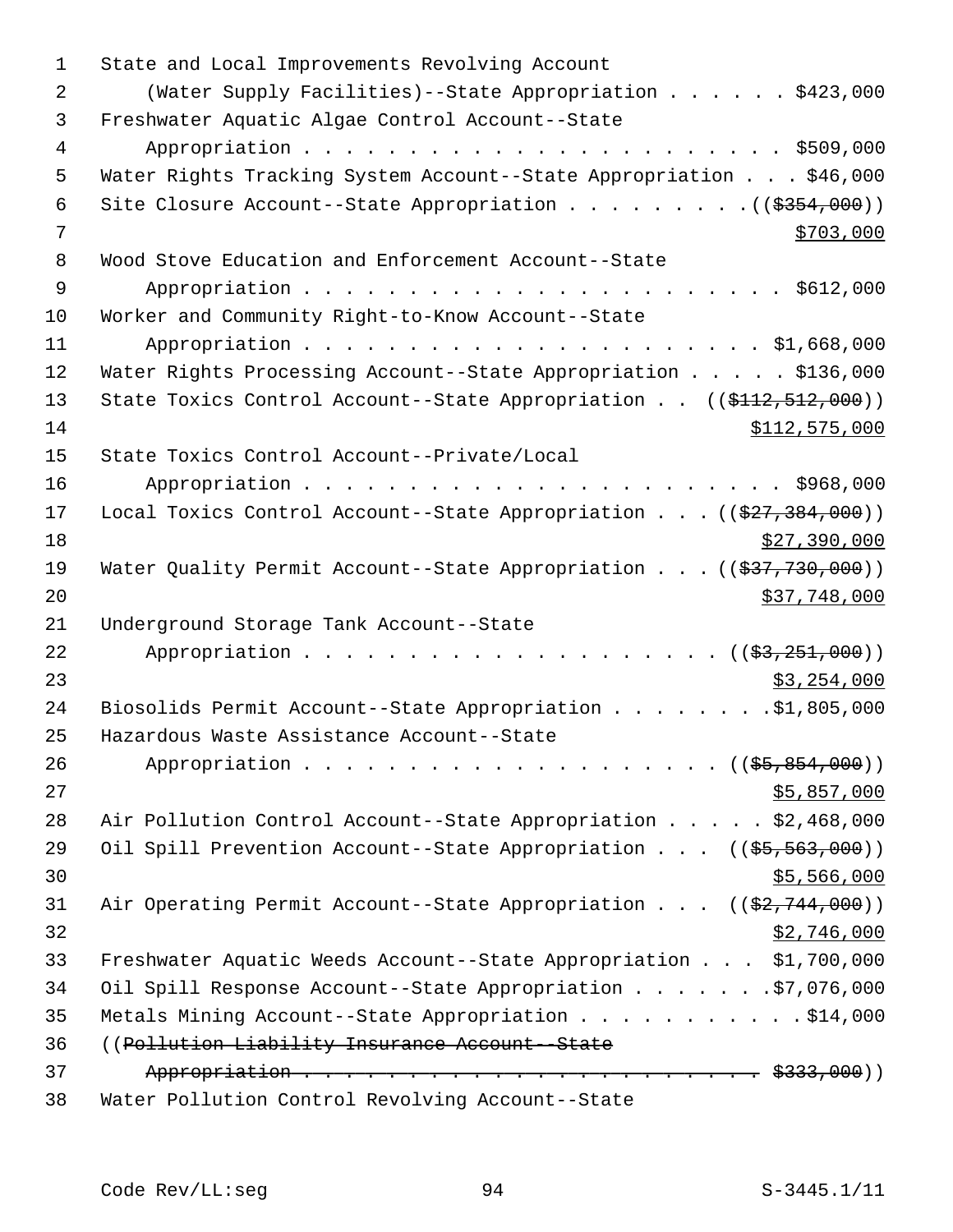State and Local Improvements Revolving Account
(Water Supply Facilities)--State Appropriation . . . . . . $423,000
Freshwater Aquatic Algae Control Account--State
Appropriation . . . . . . . . . . . . . . . . . . . . . . . $509,000
Water Rights Tracking System Account--State Appropriation . . . $46,000
Site Closure Account--State Appropriation . . . . . . . . . ((~~$354,000~~))
<u>$703,000</u>
Wood Stove Education and Enforcement Account--State
Appropriation . . . . . . . . . . . . . . . . . . . . . . . $612,000
Worker and Community Right-to-Know Account--State
Appropriation . . . . . . . . . . . . . . . . . . . . . . $1,668,000
Water Rights Processing Account--State Appropriation . . . . . $136,000
State Toxics Control Account--State Appropriation . . ((~~$112,512,000~~))
<u>$112,575,000</u>
State Toxics Control Account--Private/Local
Appropriation . . . . . . . . . . . . . . . . . . . . . . . $968,000
Local Toxics Control Account--State Appropriation . . . ((~~$27,384,000~~))
<u>$27,390,000</u>
Water Quality Permit Account--State Appropriation . . . ((~~$37,730,000~~))
<u>$37,748,000</u>
Underground Storage Tank Account--State
Appropriation . . . . . . . . . . . . . . . . . . . . ((~~$3,251,000~~))
<u>$3,254,000</u>
Biosolids Permit Account--State Appropriation . . . . . . . .$1,805,000
Hazardous Waste Assistance Account--State
Appropriation . . . . . . . . . . . . . . . . . . . . ((~~$5,854,000~~))
<u>$5,857,000</u>
Air Pollution Control Account--State Appropriation . . . . . $2,468,000
Oil Spill Prevention Account--State Appropriation . . . ((~~$5,563,000~~))
<u>$5,566,000</u>
Air Operating Permit Account--State Appropriation . . . ((~~$2,744,000~~))
<u>$2,746,000</u>
Freshwater Aquatic Weeds Account--State Appropriation . . . $1,700,000
Oil Spill Response Account--State Appropriation . . . . . . .$7,076,000
Metals Mining Account--State Appropriation . . . . . . . . . . .$14,000
((~~Pollution Liability Insurance Account--State~~
~~Appropriation . . . . . . . . . . . . . . . . . . . . . . . $333,000~~))
Water Pollution Control Revolving Account--State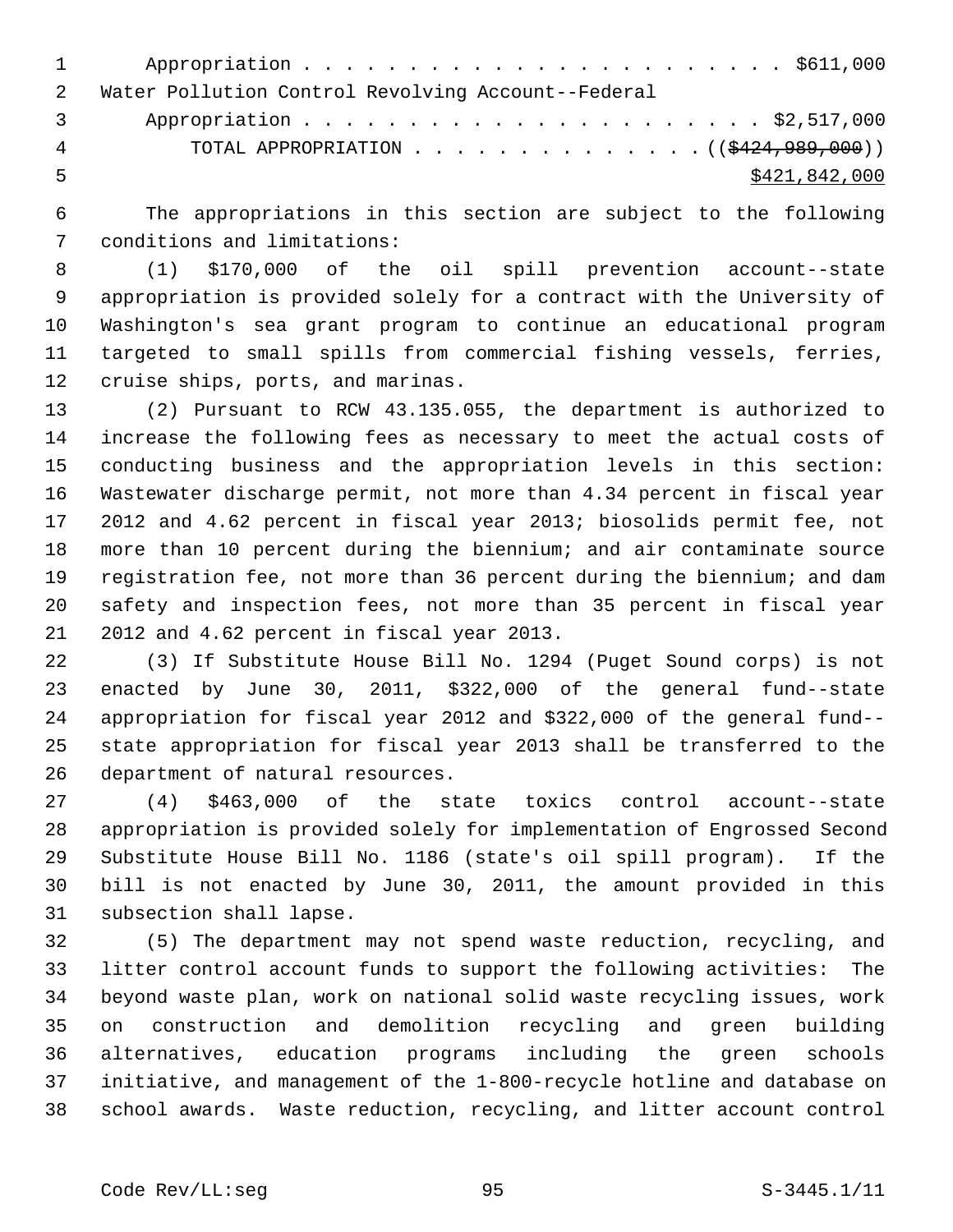Appropriation . . . . . . . . . . . . . . . . . . . . . . . $611,000

Water Pollution Control Revolving Account--Federal

Appropriation . . . . . . . . . . . . . . . . . . . . . . . $2,517,000

TOTAL APPROPRIATION . . . . . . . . . . . . . . ((~~$424,989,000~~))

$421,842,000

The appropriations in this section are subject to the following conditions and limitations:

(1) $170,000 of the oil spill prevention account--state appropriation is provided solely for a contract with the University of Washington's sea grant program to continue an educational program targeted to small spills from commercial fishing vessels, ferries, cruise ships, ports, and marinas.

(2) Pursuant to RCW 43.135.055, the department is authorized to increase the following fees as necessary to meet the actual costs of conducting business and the appropriation levels in this section: Wastewater discharge permit, not more than 4.34 percent in fiscal year 2012 and 4.62 percent in fiscal year 2013; biosolids permit fee, not more than 10 percent during the biennium; and air contaminate source registration fee, not more than 36 percent during the biennium; and dam safety and inspection fees, not more than 35 percent in fiscal year 2012 and 4.62 percent in fiscal year 2013.

(3) If Substitute House Bill No. 1294 (Puget Sound corps) is not enacted by June 30, 2011, $322,000 of the general fund--state appropriation for fiscal year 2012 and $322,000 of the general fund--state appropriation for fiscal year 2013 shall be transferred to the department of natural resources.

(4) $463,000 of the state toxics control account--state appropriation is provided solely for implementation of Engrossed Second Substitute House Bill No. 1186 (state's oil spill program). If the bill is not enacted by June 30, 2011, the amount provided in this subsection shall lapse.

(5) The department may not spend waste reduction, recycling, and litter control account funds to support the following activities: The beyond waste plan, work on national solid waste recycling issues, work on construction and demolition recycling and green building alternatives, education programs including the green schools initiative, and management of the 1-800-recycle hotline and database on school awards. Waste reduction, recycling, and litter account control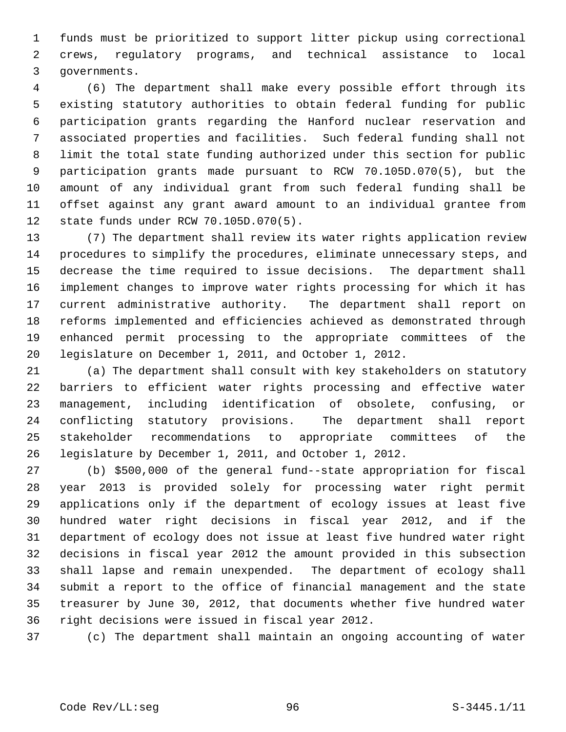funds must be prioritized to support litter pickup using correctional crews, regulatory programs, and technical assistance to local governments.

(6) The department shall make every possible effort through its existing statutory authorities to obtain federal funding for public participation grants regarding the Hanford nuclear reservation and associated properties and facilities. Such federal funding shall not limit the total state funding authorized under this section for public participation grants made pursuant to RCW 70.105D.070(5), but the amount of any individual grant from such federal funding shall be offset against any grant award amount to an individual grantee from state funds under RCW 70.105D.070(5).

(7) The department shall review its water rights application review procedures to simplify the procedures, eliminate unnecessary steps, and decrease the time required to issue decisions. The department shall implement changes to improve water rights processing for which it has current administrative authority. The department shall report on reforms implemented and efficiencies achieved as demonstrated through enhanced permit processing to the appropriate committees of the legislature on December 1, 2011, and October 1, 2012.

(a) The department shall consult with key stakeholders on statutory barriers to efficient water rights processing and effective water management, including identification of obsolete, confusing, or conflicting statutory provisions. The department shall report stakeholder recommendations to appropriate committees of the legislature by December 1, 2011, and October 1, 2012.

(b) $500,000 of the general fund--state appropriation for fiscal year 2013 is provided solely for processing water right permit applications only if the department of ecology issues at least five hundred water right decisions in fiscal year 2012, and if the department of ecology does not issue at least five hundred water right decisions in fiscal year 2012 the amount provided in this subsection shall lapse and remain unexpended. The department of ecology shall submit a report to the office of financial management and the state treasurer by June 30, 2012, that documents whether five hundred water right decisions were issued in fiscal year 2012.

(c) The department shall maintain an ongoing accounting of water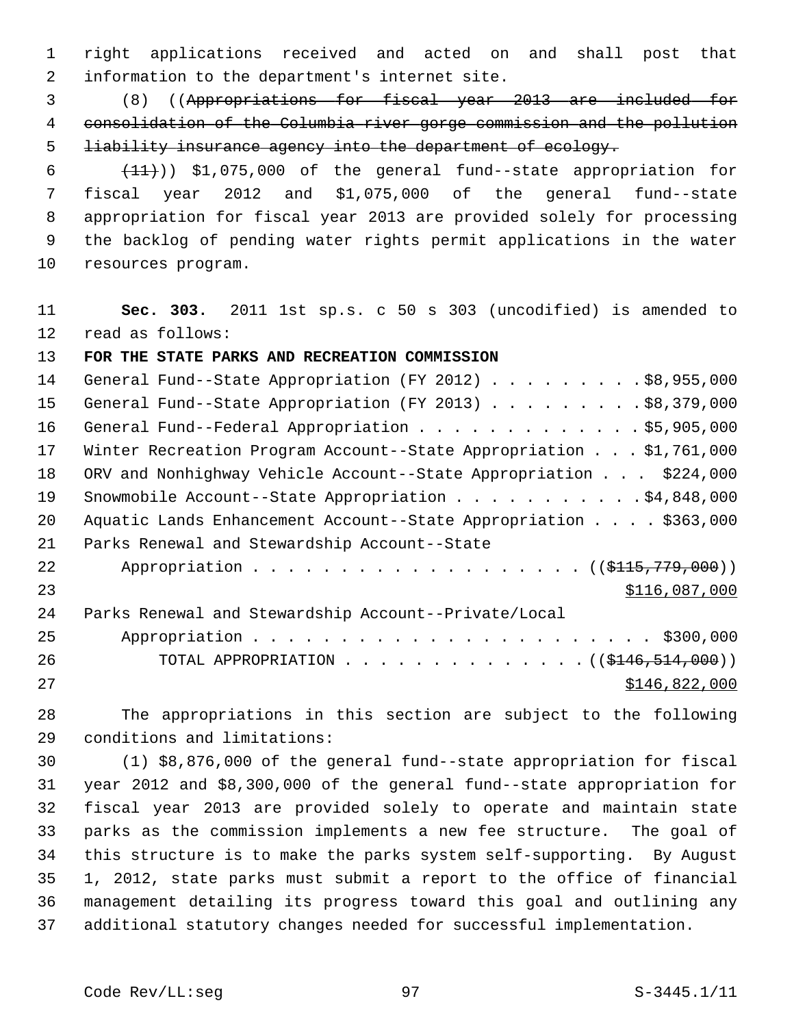right applications received and acted on and shall post that information to the department's internet site.

(8) ((~~Appropriations for fiscal year 2013 are included for consolidation of the Columbia river gorge commission and the pollution liability insurance agency into the department of ecology.~~

~~(11)~~)) $1,075,000 of the general fund--state appropriation for fiscal year 2012 and $1,075,000 of the general fund--state appropriation for fiscal year 2013 are provided solely for processing the backlog of pending water rights permit applications in the water resources program.

**Sec. 303.** 2011 1st sp.s. c 50 s 303 (uncodified) is amended to read as follows:

**FOR THE STATE PARKS AND RECREATION COMMISSION**

General Fund--State Appropriation (FY 2012) . . . . . . . . . $8,955,000

General Fund--State Appropriation (FY 2013) . . . . . . . . . $8,379,000

General Fund--Federal Appropriation . . . . . . . . . . . . . $5,905,000

Winter Recreation Program Account--State Appropriation . . . $1,761,000

ORV and Nonhighway Vehicle Account--State Appropriation . . . $224,000

Snowmobile Account--State Appropriation . . . . . . . . . . . $4,848,000

Aquatic Lands Enhancement Account--State Appropriation . . . . $363,000

Parks Renewal and Stewardship Account--State Appropriation . . . . . . . . . . . . . . . . . . . ((~~$115,779,000~~)) <u>$116,087,000</u>

Parks Renewal and Stewardship Account--Private/Local Appropriation . . . . . . . . . . . . . . . . . . . . . . . $300,000

TOTAL APPROPRIATION . . . . . . . . . . . . . . ((~~$146,514,000~~)) <u>$146,822,000</u>

The appropriations in this section are subject to the following conditions and limitations:

(1) $8,876,000 of the general fund--state appropriation for fiscal year 2012 and $8,300,000 of the general fund--state appropriation for fiscal year 2013 are provided solely to operate and maintain state parks as the commission implements a new fee structure. The goal of this structure is to make the parks system self-supporting. By August 1, 2012, state parks must submit a report to the office of financial management detailing its progress toward this goal and outlining any additional statutory changes needed for successful implementation.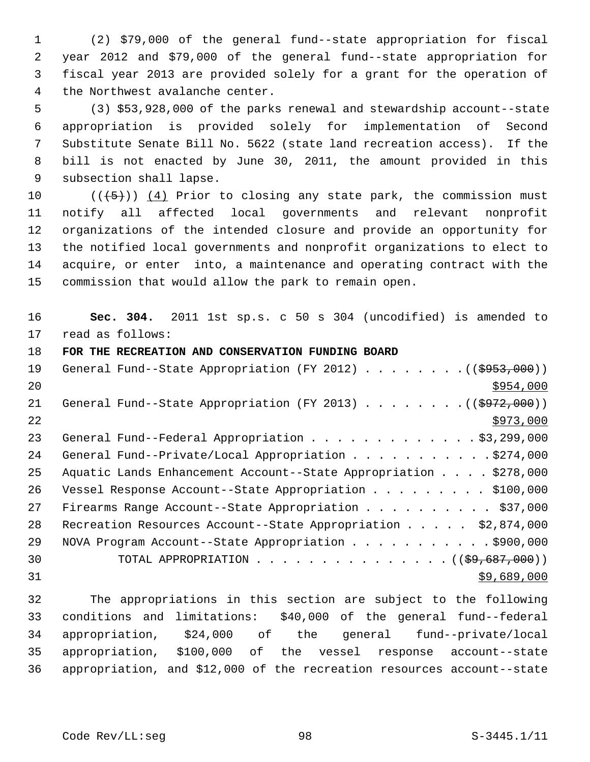(2) $79,000 of the general fund--state appropriation for fiscal year 2012 and $79,000 of the general fund--state appropriation for fiscal year 2013 are provided solely for a grant for the operation of the Northwest avalanche center.

(3) $53,928,000 of the parks renewal and stewardship account--state appropriation is provided solely for implementation of Second Substitute Senate Bill No. 5622 (state land recreation access). If the bill is not enacted by June 30, 2011, the amount provided in this subsection shall lapse.

(((5))) (4) Prior to closing any state park, the commission must notify all affected local governments and relevant nonprofit organizations of the intended closure and provide an opportunity for the notified local governments and nonprofit organizations to elect to acquire, or enter into, a maintenance and operating contract with the commission that would allow the park to remain open.

**Sec. 304.** 2011 1st sp.s. c 50 s 304 (uncodified) is amended to read as follows:

**FOR THE RECREATION AND CONSERVATION FUNDING BOARD**

| | |
|---|---|
| General Fund--State Appropriation (FY 2012) | (($953,000)) $954,000 |
| General Fund--State Appropriation (FY 2013) | (($972,000)) $973,000 |
| General Fund--Federal Appropriation | $3,299,000 |
| General Fund--Private/Local Appropriation | $274,000 |
| Aquatic Lands Enhancement Account--State Appropriation | $278,000 |
| Vessel Response Account--State Appropriation | $100,000 |
| Firearms Range Account--State Appropriation | $37,000 |
| Recreation Resources Account--State Appropriation | $2,874,000 |
| NOVA Program Account--State Appropriation | $900,000 |
| TOTAL APPROPRIATION | (($9,687,000)) $9,689,000 |

The appropriations in this section are subject to the following conditions and limitations: $40,000 of the general fund--federal appropriation, $24,000 of the general fund--private/local appropriation, $100,000 of the vessel response account--state appropriation, and $12,000 of the recreation resources account--state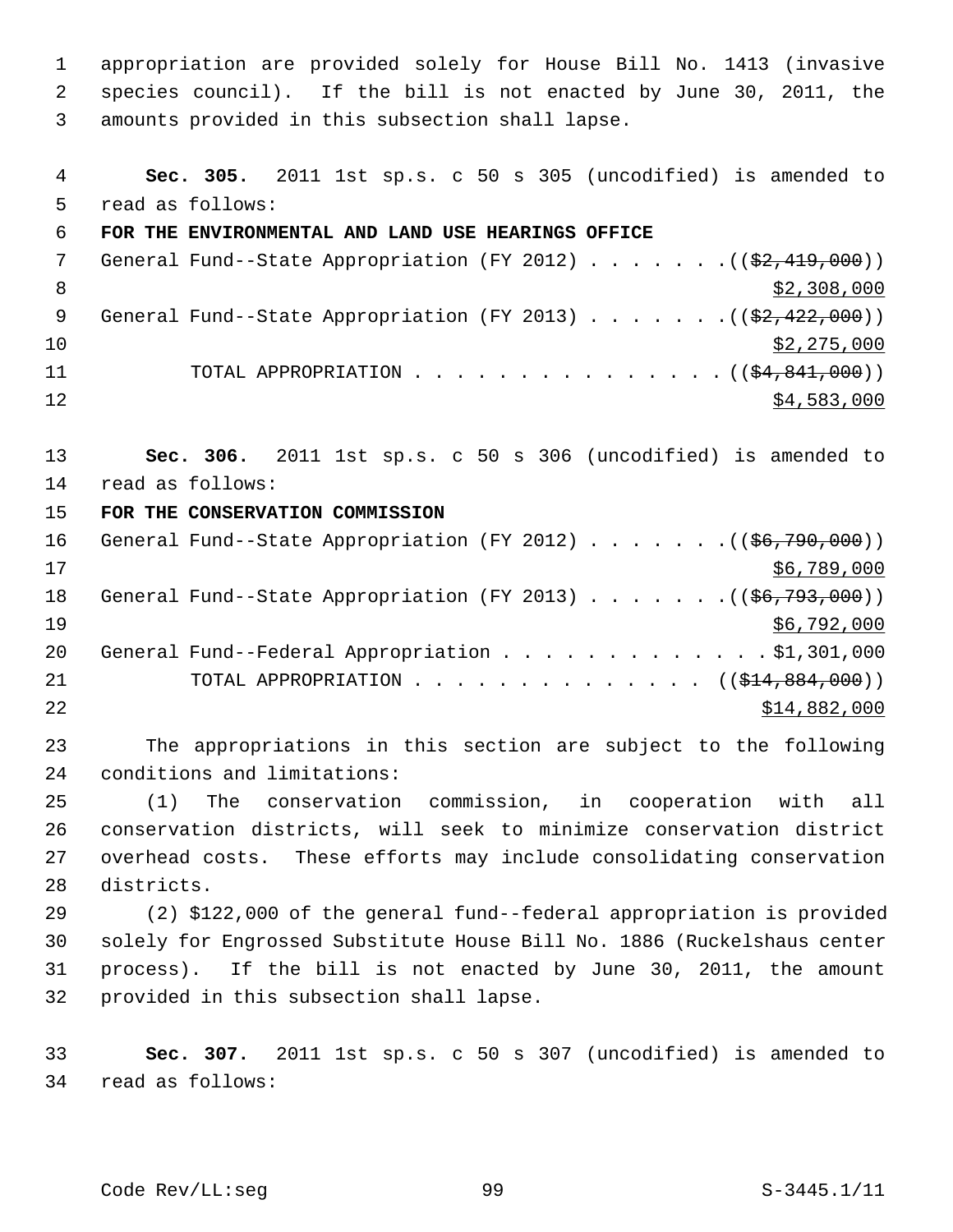appropriation are provided solely for House Bill No. 1413 (invasive species council). If the bill is not enacted by June 30, 2011, the amounts provided in this subsection shall lapse.

**Sec. 305.** 2011 1st sp.s. c 50 s 305 (uncodified) is amended to read as follows:

**FOR THE ENVIRONMENTAL AND LAND USE HEARINGS OFFICE**

General Fund--State Appropriation (FY 2012) . . . . . . . ((~~$2,419,000~~))
<u>$2,308,000</u>

General Fund--State Appropriation (FY 2013) . . . . . . . ((~~$2,422,000~~))
<u>$2,275,000</u>

TOTAL APPROPRIATION . . . . . . . . . . . . . . . ((~~$4,841,000~~))
<u>$4,583,000</u>

**Sec. 306.** 2011 1st sp.s. c 50 s 306 (uncodified) is amended to read as follows:

**FOR THE CONSERVATION COMMISSION**

General Fund--State Appropriation (FY 2012) . . . . . . . ((~~$6,790,000~~))
<u>$6,789,000</u>

General Fund--State Appropriation (FY 2013) . . . . . . . ((~~$6,793,000~~))
<u>$6,792,000</u>

General Fund--Federal Appropriation . . . . . . . . . . . . . $1,301,000

TOTAL APPROPRIATION . . . . . . . . . . . . . . ((~~$14,884,000~~))
<u>$14,882,000</u>

The appropriations in this section are subject to the following conditions and limitations:

(1) The conservation commission, in cooperation with all conservation districts, will seek to minimize conservation district overhead costs. These efforts may include consolidating conservation districts.

(2) $122,000 of the general fund--federal appropriation is provided solely for Engrossed Substitute House Bill No. 1886 (Ruckelshaus center process). If the bill is not enacted by June 30, 2011, the amount provided in this subsection shall lapse.

**Sec. 307.** 2011 1st sp.s. c 50 s 307 (uncodified) is amended to read as follows: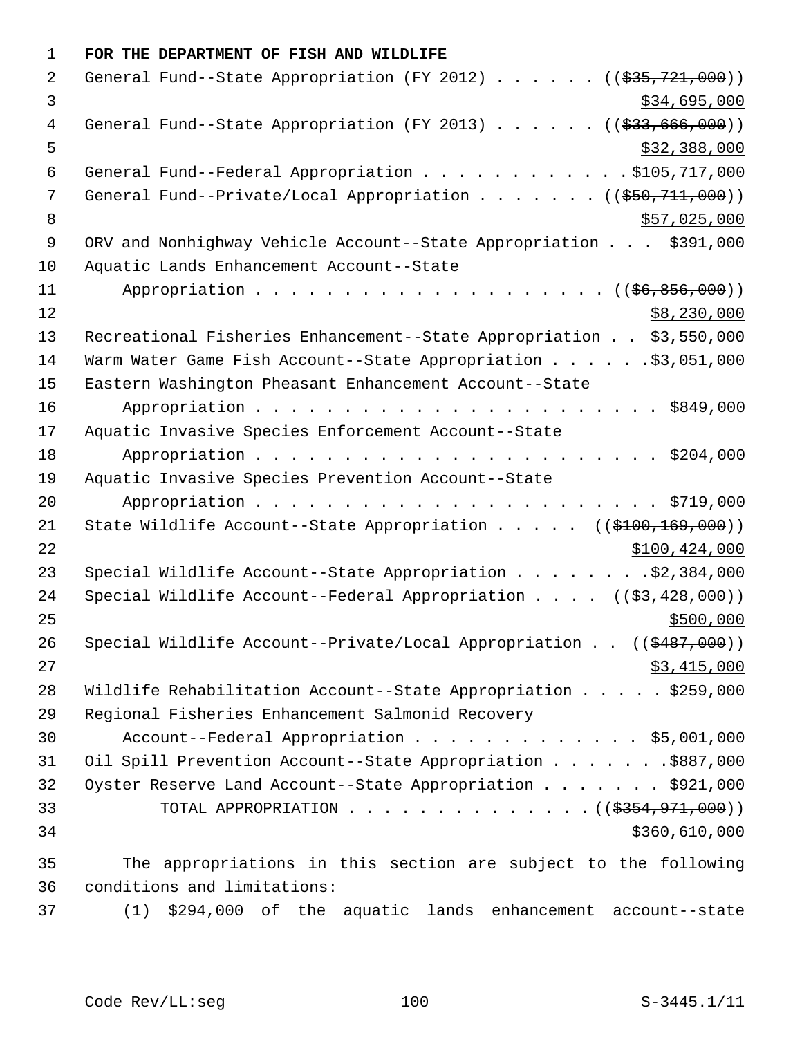**FOR THE DEPARTMENT OF FISH AND WILDLIFE**

General Fund--State Appropriation (FY 2012) . . . . . . (($35,721,000))
$34,695,000

General Fund--State Appropriation (FY 2013) . . . . . . (($33,666,000))
$32,388,000

General Fund--Federal Appropriation . . . . . . . . . . . . $105,717,000

General Fund--Private/Local Appropriation . . . . . . . . (($50,711,000))
$57,025,000

ORV and Nonhighway Vehicle Account--State Appropriation . . . $391,000

Aquatic Lands Enhancement Account--State
Appropriation . . . . . . . . . . . . . . . . . . . . . (($6,856,000))
$8,230,000

Recreational Fisheries Enhancement--State Appropriation . . $3,550,000

Warm Water Game Fish Account--State Appropriation . . . . . . $3,051,000

Eastern Washington Pheasant Enhancement Account--State
Appropriation . . . . . . . . . . . . . . . . . . . . . . . . $849,000

Aquatic Invasive Species Enforcement Account--State
Appropriation . . . . . . . . . . . . . . . . . . . . . . . . $204,000

Aquatic Invasive Species Prevention Account--State
Appropriation . . . . . . . . . . . . . . . . . . . . . . . . $719,000

State Wildlife Account--State Appropriation . . . . . (($100,169,000))
$100,424,000

Special Wildlife Account--State Appropriation . . . . . . . . $2,384,000

Special Wildlife Account--Federal Appropriation . . . . (($3,428,000))
$500,000

Special Wildlife Account--Private/Local Appropriation . . (($487,000))
$3,415,000

Wildlife Rehabilitation Account--State Appropriation . . . . . $259,000

Regional Fisheries Enhancement Salmonid Recovery
Account--Federal Appropriation . . . . . . . . . . . . . . $5,001,000

Oil Spill Prevention Account--State Appropriation . . . . . . . $887,000

Oyster Reserve Land Account--State Appropriation . . . . . . . $921,000

TOTAL APPROPRIATION . . . . . . . . . . . . . . . (($354,971,000))
$360,610,000

The appropriations in this section are subject to the following conditions and limitations:

(1) $294,000 of the aquatic lands enhancement account--state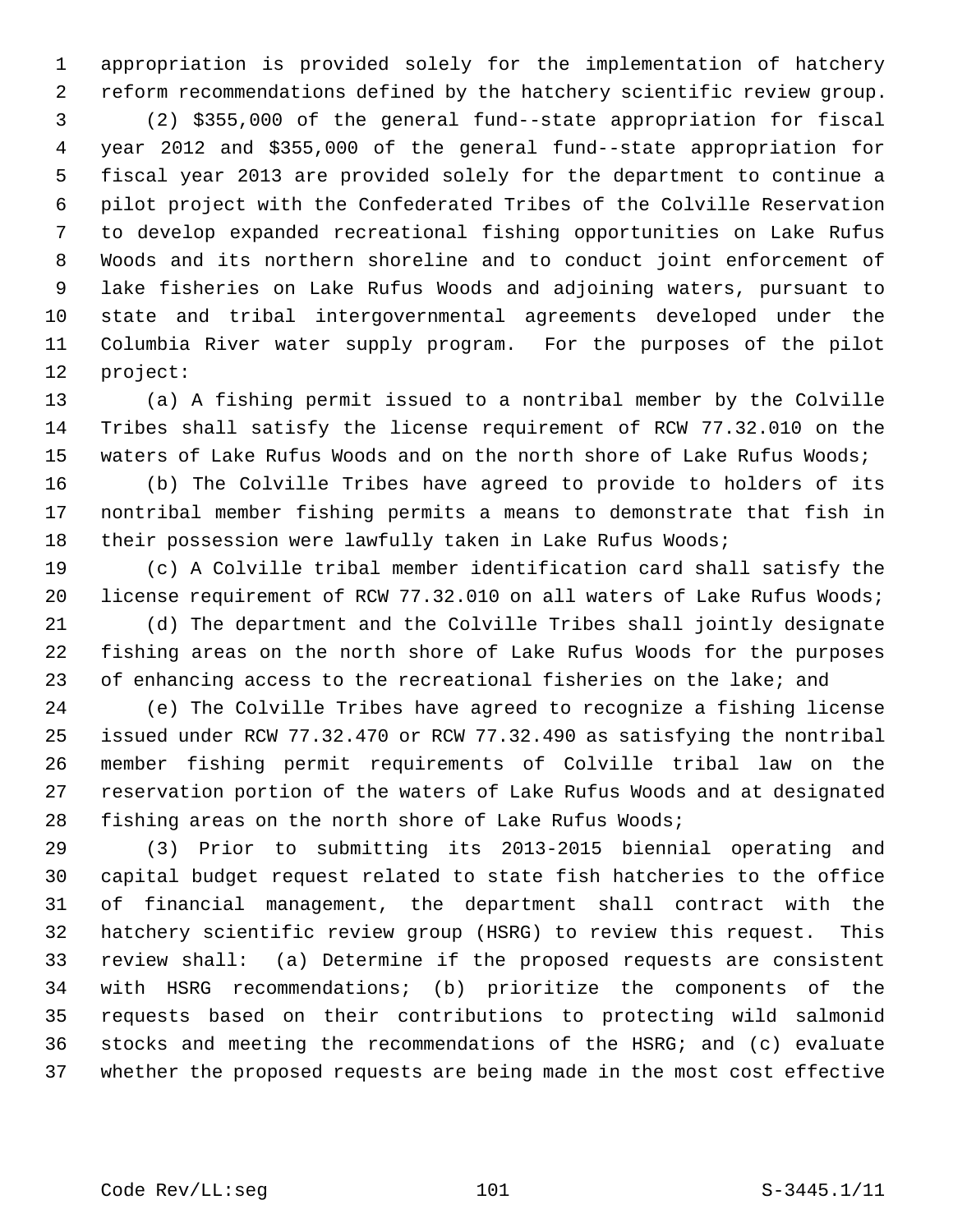appropriation is provided solely for the implementation of hatchery reform recommendations defined by the hatchery scientific review group.

(2) $355,000 of the general fund--state appropriation for fiscal year 2012 and $355,000 of the general fund--state appropriation for fiscal year 2013 are provided solely for the department to continue a pilot project with the Confederated Tribes of the Colville Reservation to develop expanded recreational fishing opportunities on Lake Rufus Woods and its northern shoreline and to conduct joint enforcement of lake fisheries on Lake Rufus Woods and adjoining waters, pursuant to state and tribal intergovernmental agreements developed under the Columbia River water supply program. For the purposes of the pilot project:

(a) A fishing permit issued to a nontribal member by the Colville Tribes shall satisfy the license requirement of RCW 77.32.010 on the waters of Lake Rufus Woods and on the north shore of Lake Rufus Woods;

(b) The Colville Tribes have agreed to provide to holders of its nontribal member fishing permits a means to demonstrate that fish in their possession were lawfully taken in Lake Rufus Woods;

(c) A Colville tribal member identification card shall satisfy the license requirement of RCW 77.32.010 on all waters of Lake Rufus Woods;

(d) The department and the Colville Tribes shall jointly designate fishing areas on the north shore of Lake Rufus Woods for the purposes of enhancing access to the recreational fisheries on the lake; and

(e) The Colville Tribes have agreed to recognize a fishing license issued under RCW 77.32.470 or RCW 77.32.490 as satisfying the nontribal member fishing permit requirements of Colville tribal law on the reservation portion of the waters of Lake Rufus Woods and at designated fishing areas on the north shore of Lake Rufus Woods;

(3) Prior to submitting its 2013-2015 biennial operating and capital budget request related to state fish hatcheries to the office of financial management, the department shall contract with the hatchery scientific review group (HSRG) to review this request. This review shall: (a) Determine if the proposed requests are consistent with HSRG recommendations; (b) prioritize the components of the requests based on their contributions to protecting wild salmonid stocks and meeting the recommendations of the HSRG; and (c) evaluate whether the proposed requests are being made in the most cost effective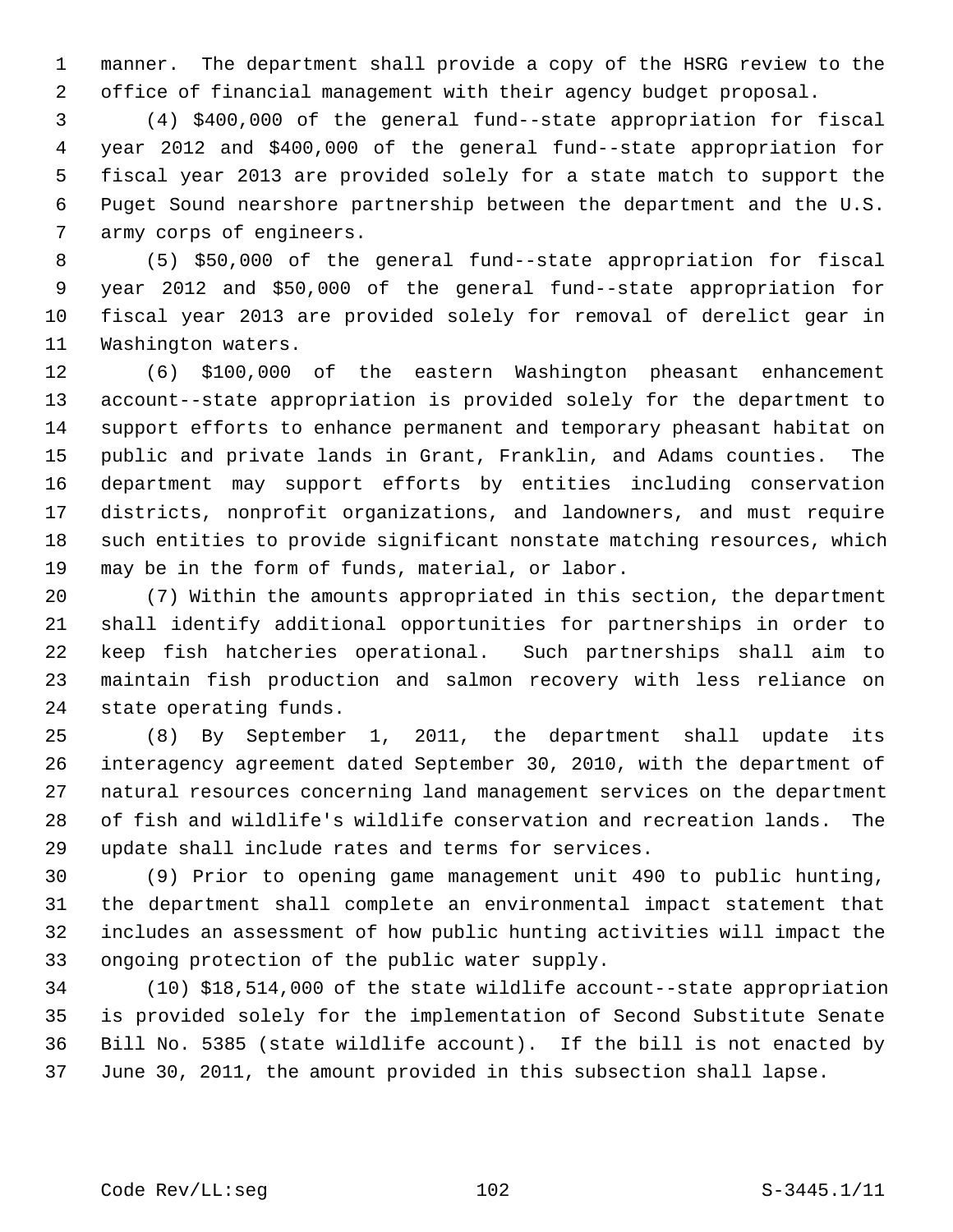manner. The department shall provide a copy of the HSRG review to the office of financial management with their agency budget proposal.

(4) $400,000 of the general fund--state appropriation for fiscal year 2012 and $400,000 of the general fund--state appropriation for fiscal year 2013 are provided solely for a state match to support the Puget Sound nearshore partnership between the department and the U.S. army corps of engineers.

(5) $50,000 of the general fund--state appropriation for fiscal year 2012 and $50,000 of the general fund--state appropriation for fiscal year 2013 are provided solely for removal of derelict gear in Washington waters.

(6) $100,000 of the eastern Washington pheasant enhancement account--state appropriation is provided solely for the department to support efforts to enhance permanent and temporary pheasant habitat on public and private lands in Grant, Franklin, and Adams counties. The department may support efforts by entities including conservation districts, nonprofit organizations, and landowners, and must require such entities to provide significant nonstate matching resources, which may be in the form of funds, material, or labor.

(7) Within the amounts appropriated in this section, the department shall identify additional opportunities for partnerships in order to keep fish hatcheries operational. Such partnerships shall aim to maintain fish production and salmon recovery with less reliance on state operating funds.

(8) By September 1, 2011, the department shall update its interagency agreement dated September 30, 2010, with the department of natural resources concerning land management services on the department of fish and wildlife's wildlife conservation and recreation lands. The update shall include rates and terms for services.

(9) Prior to opening game management unit 490 to public hunting, the department shall complete an environmental impact statement that includes an assessment of how public hunting activities will impact the ongoing protection of the public water supply.

(10) $18,514,000 of the state wildlife account--state appropriation is provided solely for the implementation of Second Substitute Senate Bill No. 5385 (state wildlife account). If the bill is not enacted by June 30, 2011, the amount provided in this subsection shall lapse.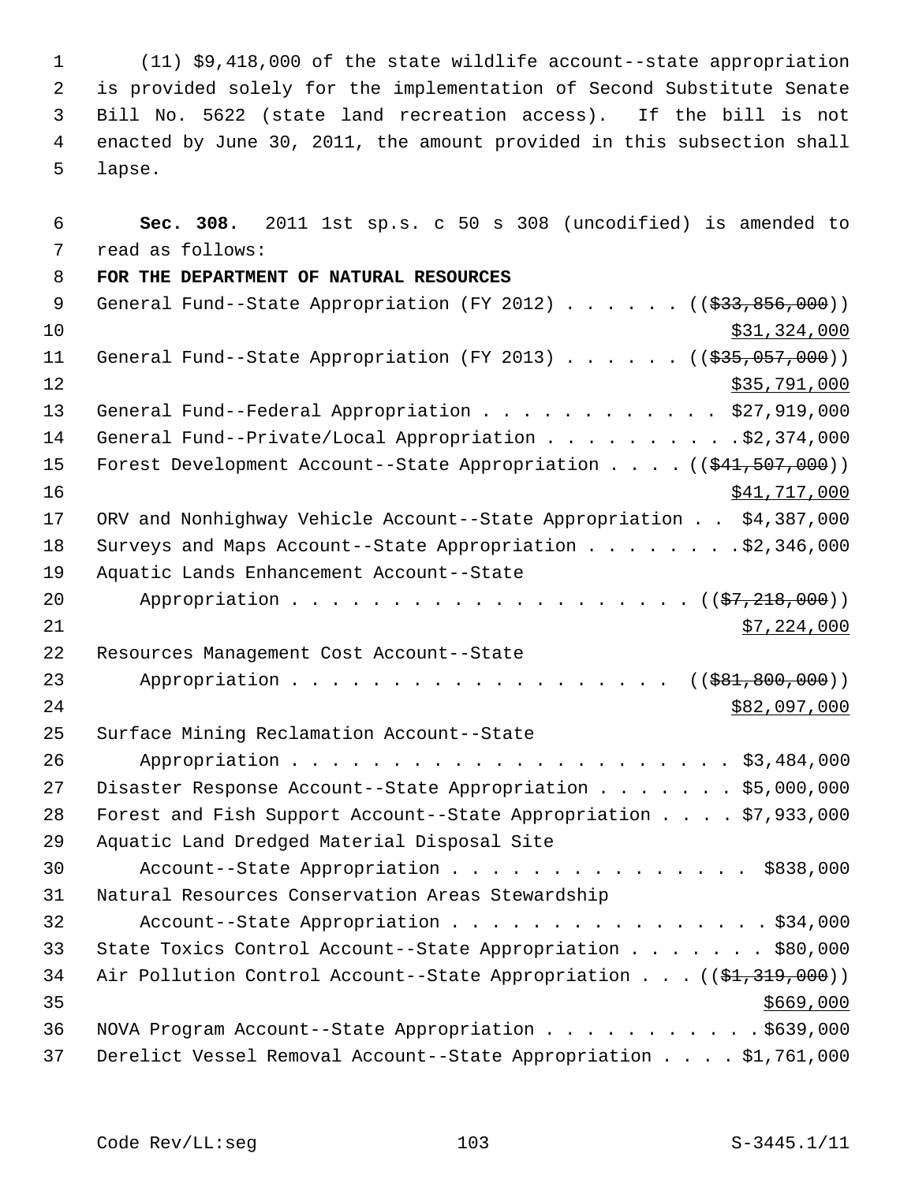(11) $9,418,000 of the state wildlife account--state appropriation is provided solely for the implementation of Second Substitute Senate Bill No. 5622 (state land recreation access). If the bill is not enacted by June 30, 2011, the amount provided in this subsection shall lapse.

**Sec. 308.** 2011 1st sp.s. c 50 s 308 (uncodified) is amended to read as follows:

**FOR THE DEPARTMENT OF NATURAL RESOURCES**

General Fund--State Appropriation (FY 2012) . . . . . . ((~~$33,856,000~~)) <u>$31,324,000</u>

General Fund--State Appropriation (FY 2013) . . . . . . ((~~$35,057,000~~)) <u>$35,791,000</u>

General Fund--Federal Appropriation . . . . . . . . . . . . $27,919,000

General Fund--Private/Local Appropriation . . . . . . . . . .$2,374,000

Forest Development Account--State Appropriation . . . . ((~~$41,507,000~~)) <u>$41,717,000</u>

ORV and Nonhighway Vehicle Account--State Appropriation . . $4,387,000

Surveys and Maps Account--State Appropriation . . . . . . . .$2,346,000

Aquatic Lands Enhancement Account--State Appropriation . . . . . . . . . . . . . . . . . . . . ((~~$7,218,000~~)) <u>$7,224,000</u>

Resources Management Cost Account--State Appropriation . . . . . . . . . . . . . . . . . . . ((~~$81,800,000~~)) <u>$82,097,000</u>

Surface Mining Reclamation Account--State Appropriation . . . . . . . . . . . . . . . . . . . . . $3,484,000

Disaster Response Account--State Appropriation . . . . . . . $5,000,000

Forest and Fish Support Account--State Appropriation . . . . $7,933,000

Aquatic Land Dredged Material Disposal Site Account--State Appropriation . . . . . . . . . . . . . . . $838,000

Natural Resources Conservation Areas Stewardship Account--State Appropriation . . . . . . . . . . . . . . . . .$34,000

State Toxics Control Account--State Appropriation . . . . . . . $80,000

Air Pollution Control Account--State Appropriation . . . ((~~$1,319,000~~)) <u>$669,000</u>

NOVA Program Account--State Appropriation . . . . . . . . . . .$639,000

Derelict Vessel Removal Account--State Appropriation . . . . $1,761,000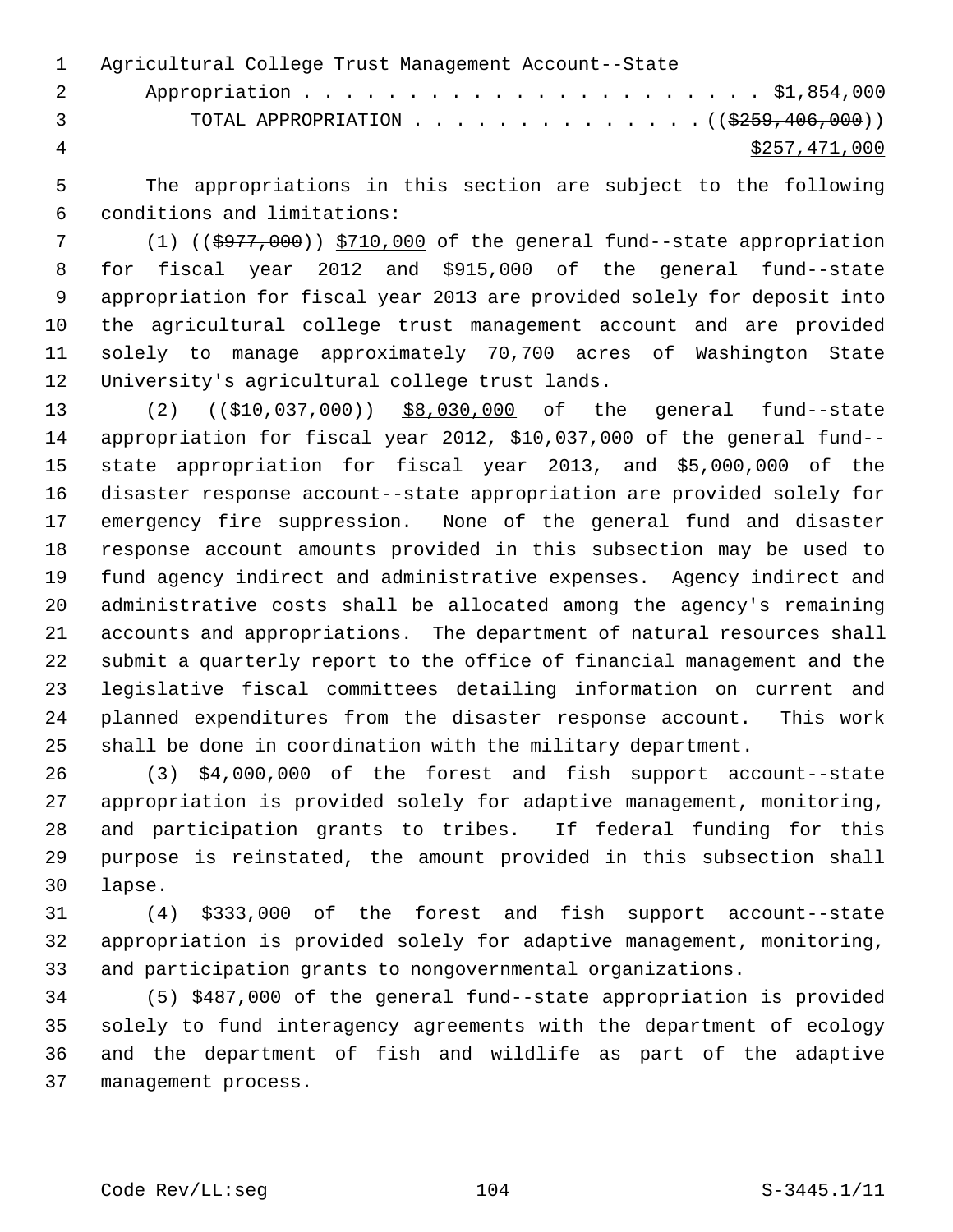Agricultural College Trust Management Account--State
Appropriation . . . . . . . . . . . . . . . . . . . . . . . $1,854,000
TOTAL APPROPRIATION . . . . . . . . . . . . . . ((~~$259,406,000~~))
<u>$257,471,000</u>

The appropriations in this section are subject to the following conditions and limitations:

(1) ((~~$977,000~~)) <u>$710,000</u> of the general fund--state appropriation for fiscal year 2012 and $915,000 of the general fund--state appropriation for fiscal year 2013 are provided solely for deposit into the agricultural college trust management account and are provided solely to manage approximately 70,700 acres of Washington State University's agricultural college trust lands.

(2) ((~~$10,037,000~~)) <u>$8,030,000</u> of the general fund--state appropriation for fiscal year 2012, $10,037,000 of the general fund--state appropriation for fiscal year 2013, and $5,000,000 of the disaster response account--state appropriation are provided solely for emergency fire suppression. None of the general fund and disaster response account amounts provided in this subsection may be used to fund agency indirect and administrative expenses. Agency indirect and administrative costs shall be allocated among the agency's remaining accounts and appropriations. The department of natural resources shall submit a quarterly report to the office of financial management and the legislative fiscal committees detailing information on current and planned expenditures from the disaster response account. This work shall be done in coordination with the military department.

(3) $4,000,000 of the forest and fish support account--state appropriation is provided solely for adaptive management, monitoring, and participation grants to tribes. If federal funding for this purpose is reinstated, the amount provided in this subsection shall lapse.

(4) $333,000 of the forest and fish support account--state appropriation is provided solely for adaptive management, monitoring, and participation grants to nongovernmental organizations.

(5) $487,000 of the general fund--state appropriation is provided solely to fund interagency agreements with the department of ecology and the department of fish and wildlife as part of the adaptive management process.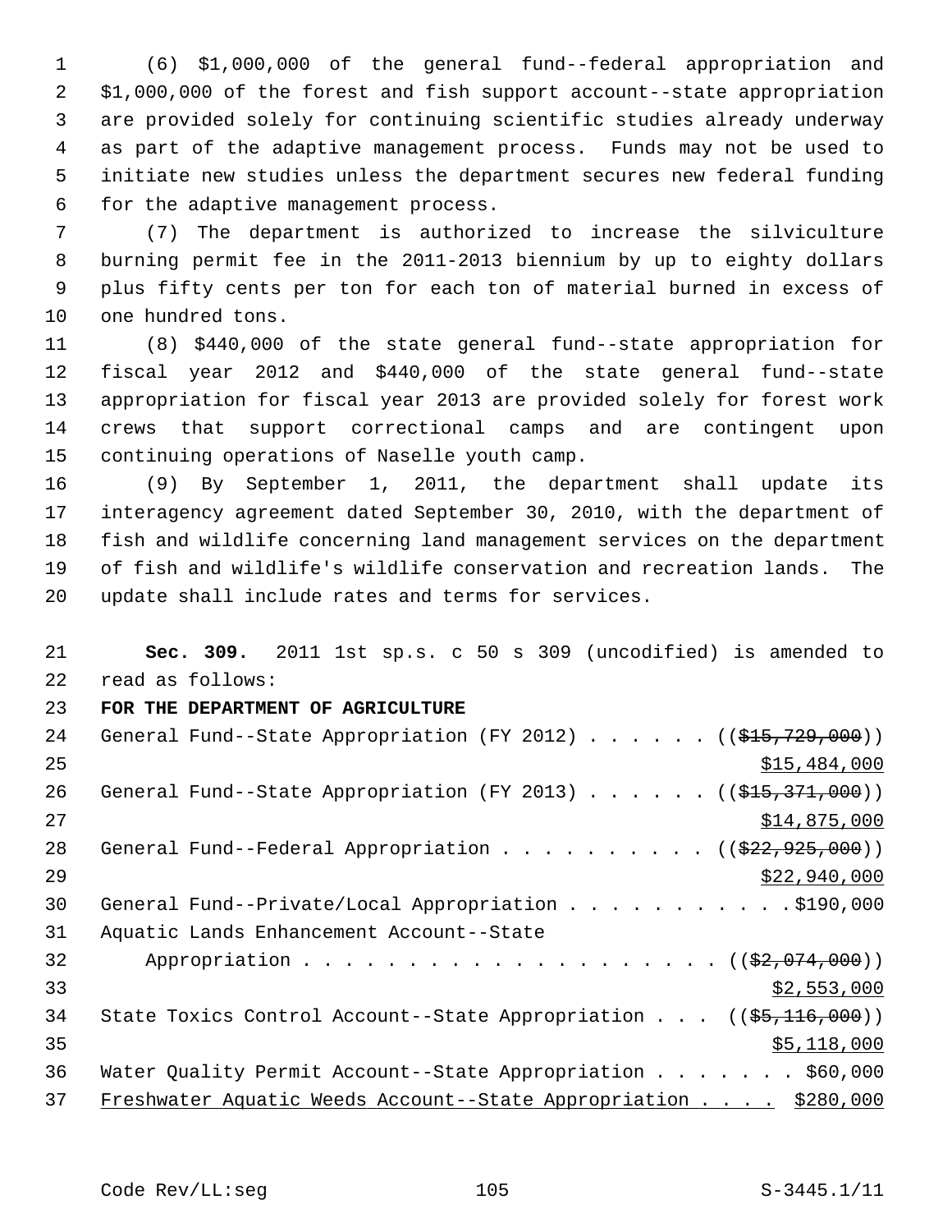(6) $1,000,000 of the general fund--federal appropriation and $1,000,000 of the forest and fish support account--state appropriation are provided solely for continuing scientific studies already underway as part of the adaptive management process. Funds may not be used to initiate new studies unless the department secures new federal funding for the adaptive management process.

(7) The department is authorized to increase the silviculture burning permit fee in the 2011-2013 biennium by up to eighty dollars plus fifty cents per ton for each ton of material burned in excess of one hundred tons.

(8) $440,000 of the state general fund--state appropriation for fiscal year 2012 and $440,000 of the state general fund--state appropriation for fiscal year 2013 are provided solely for forest work crews that support correctional camps and are contingent upon continuing operations of Naselle youth camp.

(9) By September 1, 2011, the department shall update its interagency agreement dated September 30, 2010, with the department of fish and wildlife concerning land management services on the department of fish and wildlife's wildlife conservation and recreation lands. The update shall include rates and terms for services.

**Sec. 309.** 2011 1st sp.s. c 50 s 309 (uncodified) is amended to read as follows:

**FOR THE DEPARTMENT OF AGRICULTURE**

General Fund--State Appropriation (FY 2012) . . . . . . ((~~$15,729,000~~))
$15,484,000

General Fund--State Appropriation (FY 2013) . . . . . . ((~~$15,371,000~~))
$14,875,000

General Fund--Federal Appropriation . . . . . . . . . . ((~~$22,925,000~~))
$22,940,000

General Fund--Private/Local Appropriation . . . . . . . . . . . $190,000

Aquatic Lands Enhancement Account--State
Appropriation . . . . . . . . . . . . . . . . . . . . . ((~~$2,074,000~~))
$2,553,000

State Toxics Control Account--State Appropriation . . . ((~~$5,116,000~~))
$5,118,000

Water Quality Permit Account--State Appropriation . . . . . . . $60,000

Freshwater Aquatic Weeds Account--State Appropriation . . . . $280,000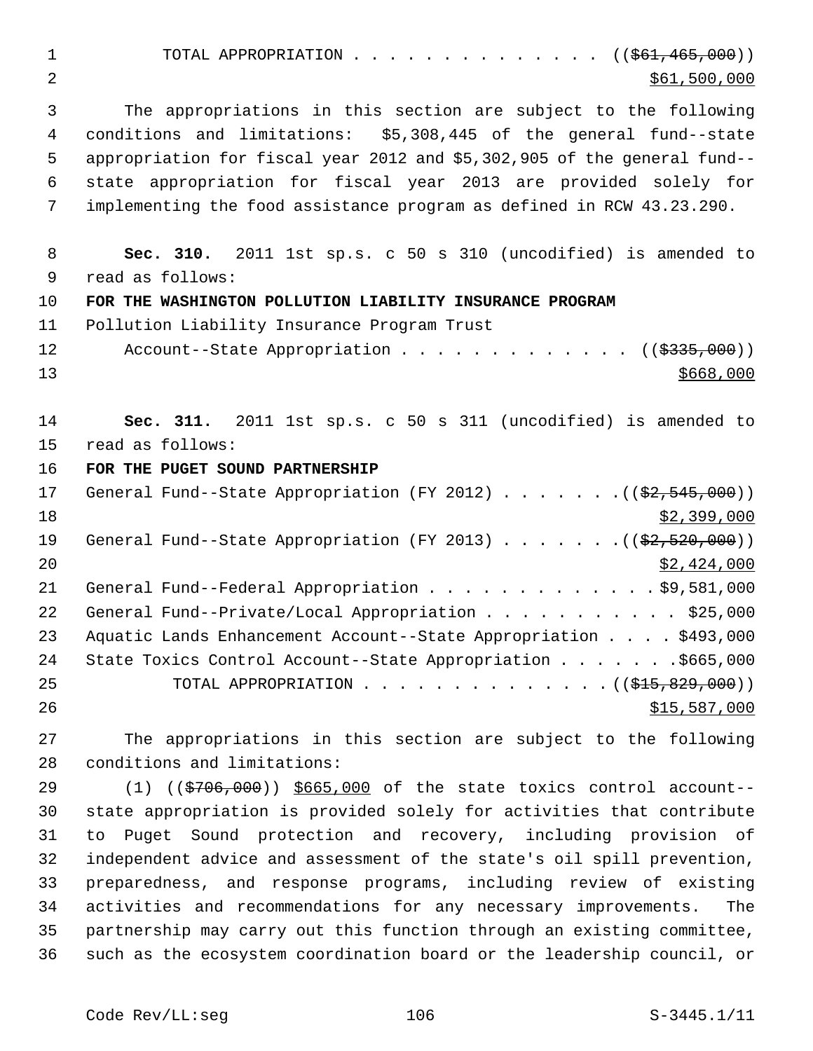TOTAL APPROPRIATION . . . . . . . . . . . . . . (($61,465,000))
$61,500,000

The appropriations in this section are subject to the following conditions and limitations: $5,308,445 of the general fund--state appropriation for fiscal year 2012 and $5,302,905 of the general fund--state appropriation for fiscal year 2013 are provided solely for implementing the food assistance program as defined in RCW 43.23.290.

**Sec. 310.** 2011 1st sp.s. c 50 s 310 (uncodified) is amended to read as follows:

**FOR THE WASHINGTON POLLUTION LIABILITY INSURANCE PROGRAM**

Pollution Liability Insurance Program Trust Account--State Appropriation . . . . . . . . . . . . . (($335,000))
$668,000

**Sec. 311.** 2011 1st sp.s. c 50 s 311 (uncodified) is amended to read as follows:

**FOR THE PUGET SOUND PARTNERSHIP**

General Fund--State Appropriation (FY 2012) . . . . . . .(($2,545,000))
$2,399,000

General Fund--State Appropriation (FY 2013) . . . . . . .(($2,520,000))
$2,424,000

General Fund--Federal Appropriation . . . . . . . . . . . . . $9,581,000

General Fund--Private/Local Appropriation . . . . . . . . . . . $25,000

Aquatic Lands Enhancement Account--State Appropriation . . . . $493,000

State Toxics Control Account--State Appropriation . . . . . . .$665,000

TOTAL APPROPRIATION . . . . . . . . . . . . . . (($15,829,000))
$15,587,000

The appropriations in this section are subject to the following conditions and limitations:

(1) (($706,000)) $665,000 of the state toxics control account--state appropriation is provided solely for activities that contribute to Puget Sound protection and recovery, including provision of independent advice and assessment of the state's oil spill prevention, preparedness, and response programs, including review of existing activities and recommendations for any necessary improvements. The partnership may carry out this function through an existing committee, such as the ecosystem coordination board or the leadership council, or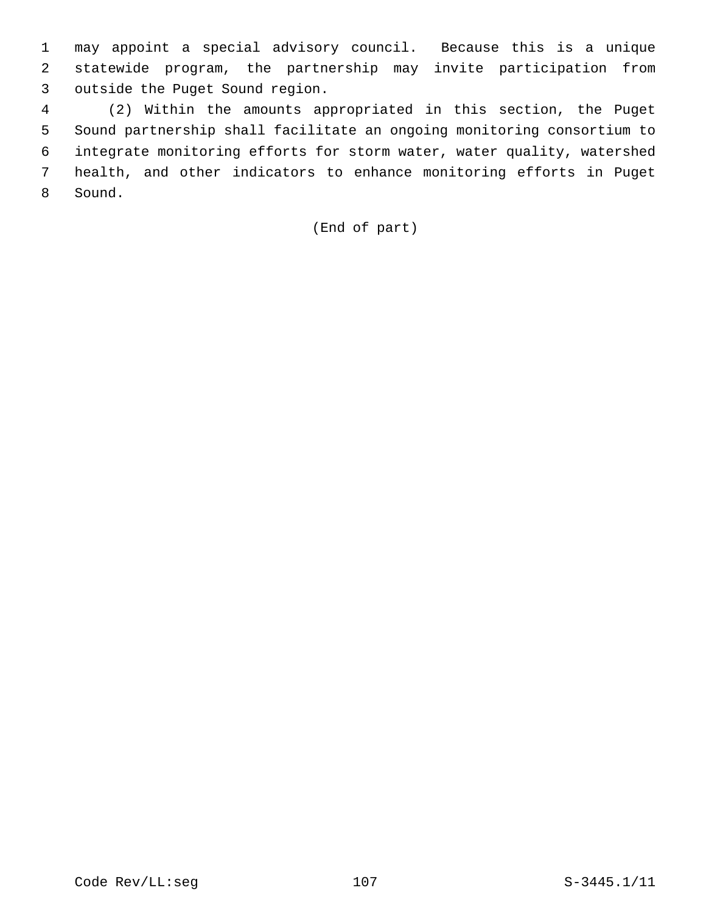may appoint a special advisory council. Because this is a unique statewide program, the partnership may invite participation from outside the Puget Sound region.

(2) Within the amounts appropriated in this section, the Puget Sound partnership shall facilitate an ongoing monitoring consortium to integrate monitoring efforts for storm water, water quality, watershed health, and other indicators to enhance monitoring efforts in Puget Sound.

(End of part)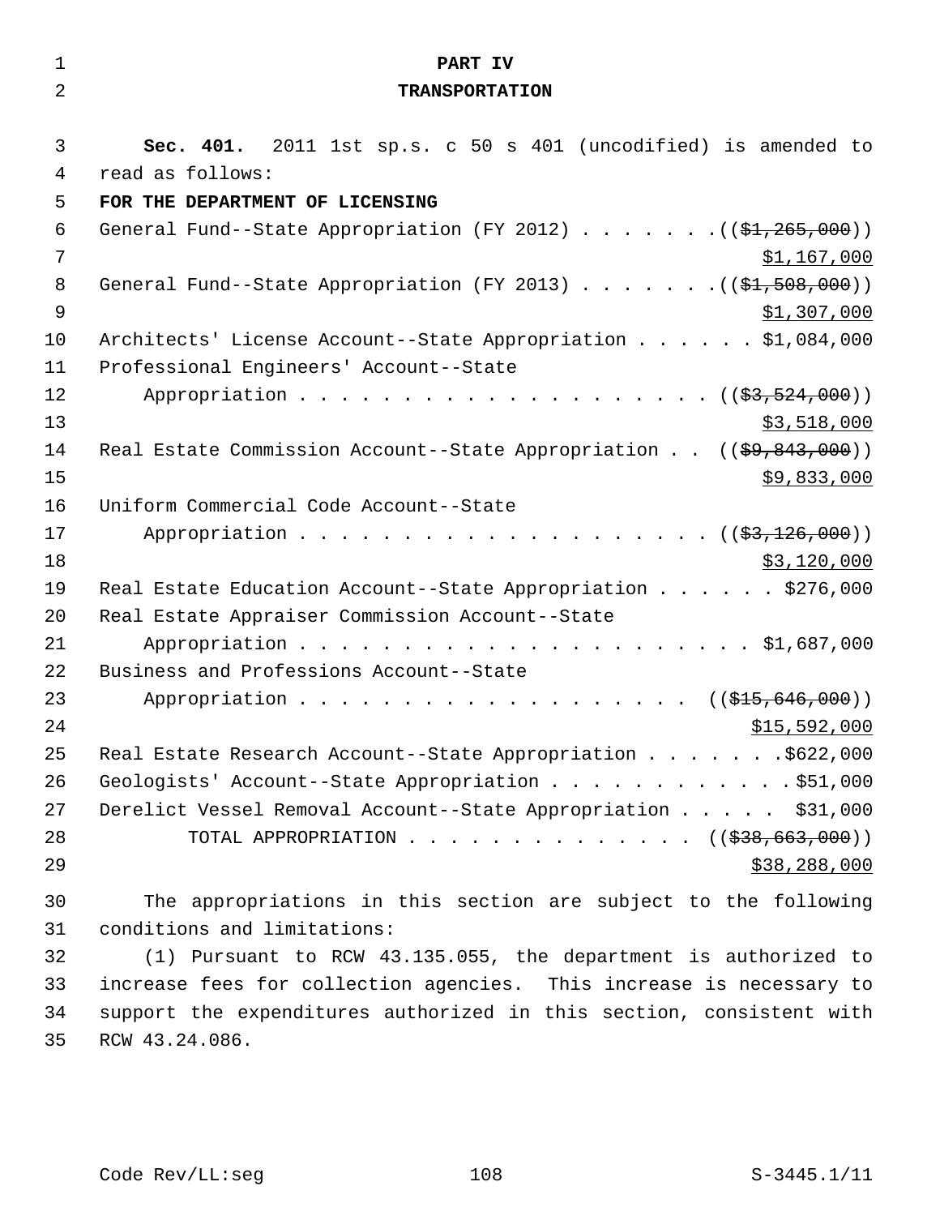# PART IV

## TRANSPORTATION

**Sec. 401.** 2011 1st sp.s. c 50 s 401 (uncodified) is amended to read as follows:

**FOR THE DEPARTMENT OF LICENSING**

General Fund--State Appropriation (FY 2012) . . . . . . . ((~~$1,265,000~~)) <u>$1,167,000</u>

General Fund--State Appropriation (FY 2013) . . . . . . . ((~~$1,508,000~~)) <u>$1,307,000</u>

Architects' License Account--State Appropriation . . . . . . $1,084,000

Professional Engineers' Account--State Appropriation . . . . . . . . . . . . . . . . . . . . ((~~$3,524,000~~)) <u>$3,518,000</u>

Real Estate Commission Account--State Appropriation . . ((~~$9,843,000~~)) <u>$9,833,000</u>

Uniform Commercial Code Account--State Appropriation . . . . . . . . . . . . . . . . . . . . ((~~$3,126,000~~)) <u>$3,120,000</u>

Real Estate Education Account--State Appropriation . . . . . . $276,000

Real Estate Appraiser Commission Account--State Appropriation . . . . . . . . . . . . . . . . . . . . . . $1,687,000

Business and Professions Account--State Appropriation . . . . . . . . . . . . . . . . . . . ((~~$15,646,000~~)) <u>$15,592,000</u>

Real Estate Research Account--State Appropriation . . . . . . .$622,000

Geologists' Account--State Appropriation . . . . . . . . . . . .$51,000

Derelict Vessel Removal Account--State Appropriation . . . . . $31,000

TOTAL APPROPRIATION . . . . . . . . . . . . . . ((~~$38,663,000~~)) <u>$38,288,000</u>

The appropriations in this section are subject to the following conditions and limitations:

(1) Pursuant to RCW 43.135.055, the department is authorized to increase fees for collection agencies. This increase is necessary to support the expenditures authorized in this section, consistent with RCW 43.24.086.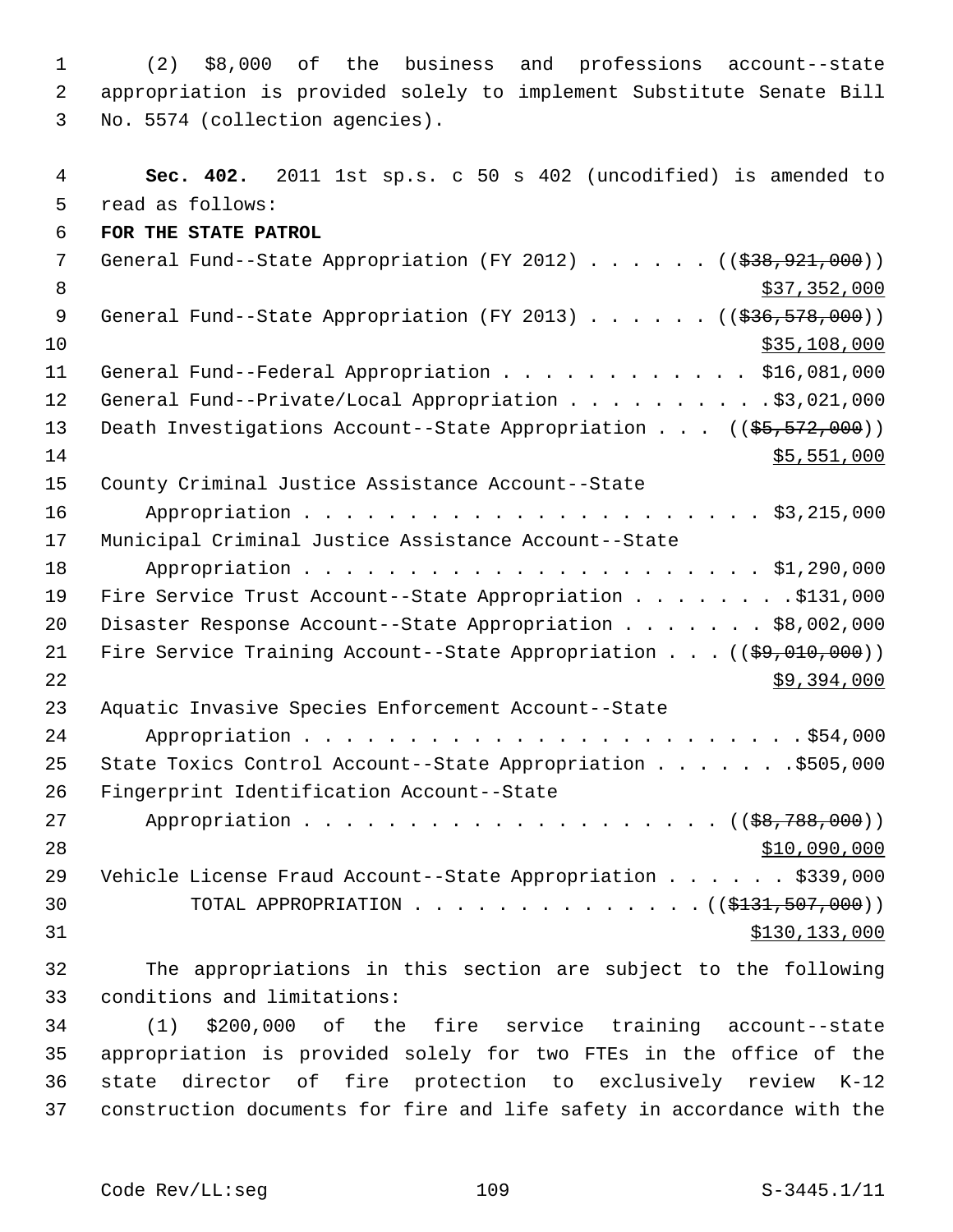(2) $8,000 of the business and professions account--state appropriation is provided solely to implement Substitute Senate Bill No. 5574 (collection agencies).

**Sec. 402.** 2011 1st sp.s. c 50 s 402 (uncodified) is amended to read as follows:

**FOR THE STATE PATROL**

General Fund--State Appropriation (FY 2012) . . . . . . ((~~$38,921,000~~))
<u>$37,352,000</u>

General Fund--State Appropriation (FY 2013) . . . . . . ((~~$36,578,000~~))
<u>$35,108,000</u>

General Fund--Federal Appropriation . . . . . . . . . . . . $16,081,000

General Fund--Private/Local Appropriation . . . . . . . . . .$3,021,000

Death Investigations Account--State Appropriation . . . ((~~$5,572,000~~))
<u>$5,551,000</u>

County Criminal Justice Assistance Account--State Appropriation . . . . . . . . . . . . . . . . . . . . . . $3,215,000

Municipal Criminal Justice Assistance Account--State Appropriation . . . . . . . . . . . . . . . . . . . . . . $1,290,000

Fire Service Trust Account--State Appropriation . . . . . . . . .$131,000

Disaster Response Account--State Appropriation . . . . . . . $8,002,000

Fire Service Training Account--State Appropriation . . . ((~~$9,010,000~~))
<u>$9,394,000</u>

Aquatic Invasive Species Enforcement Account--State Appropriation . . . . . . . . . . . . . . . . . . . . . . . . .$54,000

State Toxics Control Account--State Appropriation . . . . . . . .$505,000

Fingerprint Identification Account--State Appropriation . . . . . . . . . . . . . . . . . . . . ((~~$8,788,000~~))
<u>$10,090,000</u>

Vehicle License Fraud Account--State Appropriation . . . . . . $339,000

TOTAL APPROPRIATION . . . . . . . . . . . . . . ((~~$131,507,000~~))
<u>$130,133,000</u>

The appropriations in this section are subject to the following conditions and limitations:

(1) $200,000 of the fire service training account--state appropriation is provided solely for two FTEs in the office of the state director of fire protection to exclusively review K-12 construction documents for fire and life safety in accordance with the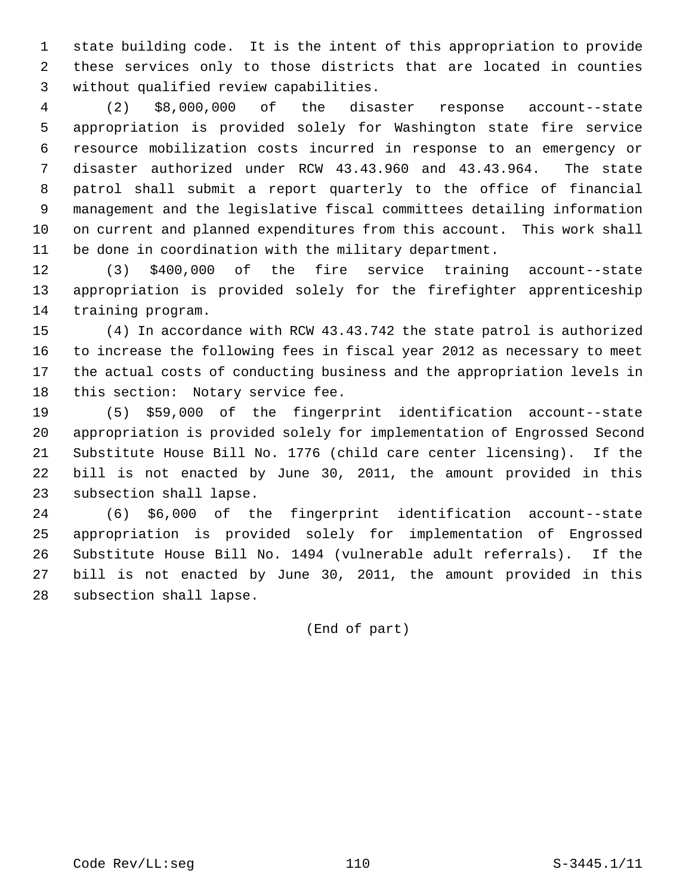state building code. It is the intent of this appropriation to provide these services only to those districts that are located in counties without qualified review capabilities.

(2) $8,000,000 of the disaster response account--state appropriation is provided solely for Washington state fire service resource mobilization costs incurred in response to an emergency or disaster authorized under RCW 43.43.960 and 43.43.964. The state patrol shall submit a report quarterly to the office of financial management and the legislative fiscal committees detailing information on current and planned expenditures from this account. This work shall be done in coordination with the military department.

(3) $400,000 of the fire service training account--state appropriation is provided solely for the firefighter apprenticeship training program.

(4) In accordance with RCW 43.43.742 the state patrol is authorized to increase the following fees in fiscal year 2012 as necessary to meet the actual costs of conducting business and the appropriation levels in this section: Notary service fee.

(5) $59,000 of the fingerprint identification account--state appropriation is provided solely for implementation of Engrossed Second Substitute House Bill No. 1776 (child care center licensing). If the bill is not enacted by June 30, 2011, the amount provided in this subsection shall lapse.

(6) $6,000 of the fingerprint identification account--state appropriation is provided solely for implementation of Engrossed Substitute House Bill No. 1494 (vulnerable adult referrals). If the bill is not enacted by June 30, 2011, the amount provided in this subsection shall lapse.

(End of part)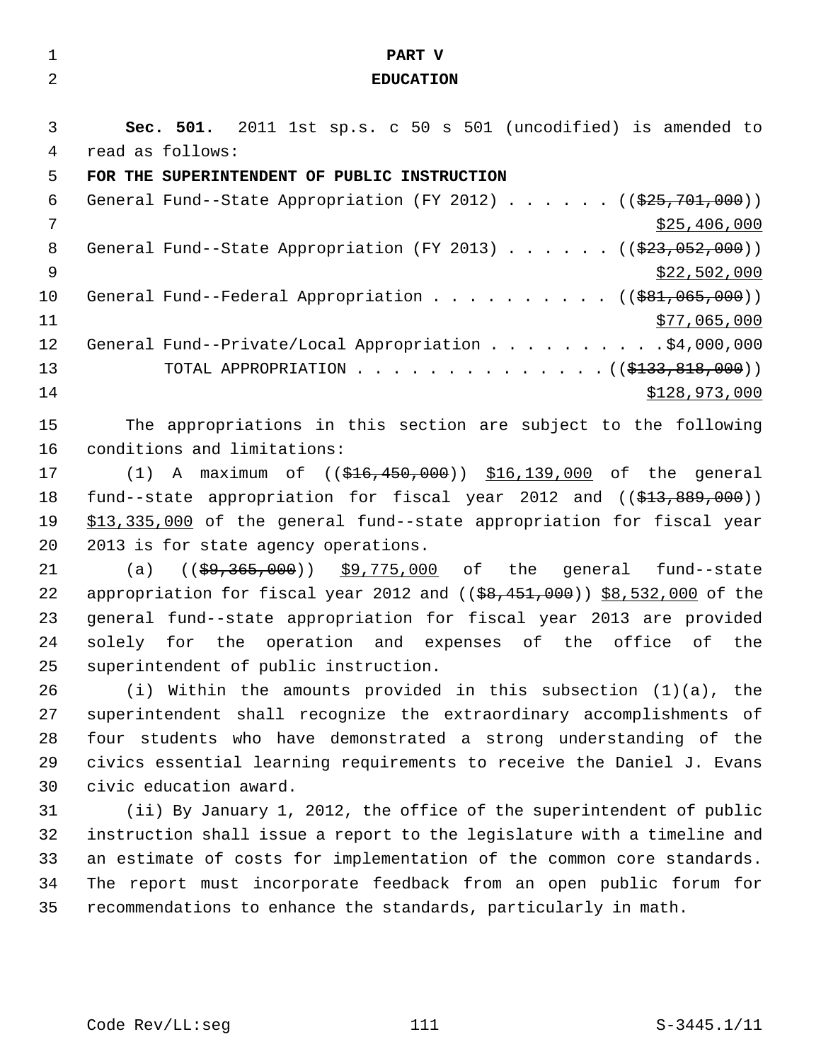# PART V
# EDUCATION

**Sec. 501.** 2011 1st sp.s. c 50 s 501 (uncodified) is amended to read as follows:

**FOR THE SUPERINTENDENT OF PUBLIC INSTRUCTION**

General Fund--State Appropriation (FY 2012) . . . . . . ((~~$25,701,000~~)) $25,406,000

General Fund--State Appropriation (FY 2013) . . . . . . ((~~$23,052,000~~)) $22,502,000

General Fund--Federal Appropriation . . . . . . . . . . ((~~$81,065,000~~)) $77,065,000

General Fund--Private/Local Appropriation . . . . . . . . . . $4,000,000

TOTAL APPROPRIATION . . . . . . . . . . . . . . ((~~$133,818,000~~)) $128,973,000

The appropriations in this section are subject to the following conditions and limitations:

(1) A maximum of ((~~$16,450,000~~)) $16,139,000 of the general fund--state appropriation for fiscal year 2012 and ((~~$13,889,000~~)) $13,335,000 of the general fund--state appropriation for fiscal year 2013 is for state agency operations.

(a) ((~~$9,365,000~~)) $9,775,000 of the general fund--state appropriation for fiscal year 2012 and ((~~$8,451,000~~)) $8,532,000 of the general fund--state appropriation for fiscal year 2013 are provided solely for the operation and expenses of the office of the superintendent of public instruction.

(i) Within the amounts provided in this subsection (1)(a), the superintendent shall recognize the extraordinary accomplishments of four students who have demonstrated a strong understanding of the civics essential learning requirements to receive the Daniel J. Evans civic education award.

(ii) By January 1, 2012, the office of the superintendent of public instruction shall issue a report to the legislature with a timeline and an estimate of costs for implementation of the common core standards. The report must incorporate feedback from an open public forum for recommendations to enhance the standards, particularly in math.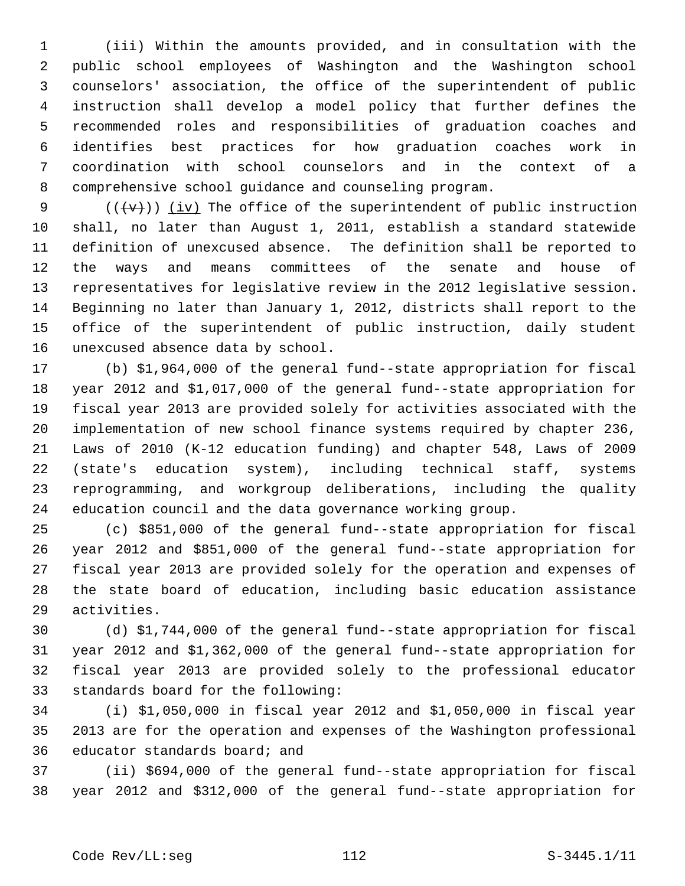(iii) Within the amounts provided, and in consultation with the public school employees of Washington and the Washington school counselors' association, the office of the superintendent of public instruction shall develop a model policy that further defines the recommended roles and responsibilities of graduation coaches and identifies best practices for how graduation coaches work in coordination with school counselors and in the context of a comprehensive school guidance and counseling program.

~~((v))~~ (iv) The office of the superintendent of public instruction shall, no later than August 1, 2011, establish a standard statewide definition of unexcused absence. The definition shall be reported to the ways and means committees of the senate and house of representatives for legislative review in the 2012 legislative session. Beginning no later than January 1, 2012, districts shall report to the office of the superintendent of public instruction, daily student unexcused absence data by school.

(b) $1,964,000 of the general fund--state appropriation for fiscal year 2012 and $1,017,000 of the general fund--state appropriation for fiscal year 2013 are provided solely for activities associated with the implementation of new school finance systems required by chapter 236, Laws of 2010 (K-12 education funding) and chapter 548, Laws of 2009 (state's education system), including technical staff, systems reprogramming, and workgroup deliberations, including the quality education council and the data governance working group.

(c) $851,000 of the general fund--state appropriation for fiscal year 2012 and $851,000 of the general fund--state appropriation for fiscal year 2013 are provided solely for the operation and expenses of the state board of education, including basic education assistance activities.

(d) $1,744,000 of the general fund--state appropriation for fiscal year 2012 and $1,362,000 of the general fund--state appropriation for fiscal year 2013 are provided solely to the professional educator standards board for the following:

(i) $1,050,000 in fiscal year 2012 and $1,050,000 in fiscal year 2013 are for the operation and expenses of the Washington professional educator standards board; and

(ii) $694,000 of the general fund--state appropriation for fiscal year 2012 and $312,000 of the general fund--state appropriation for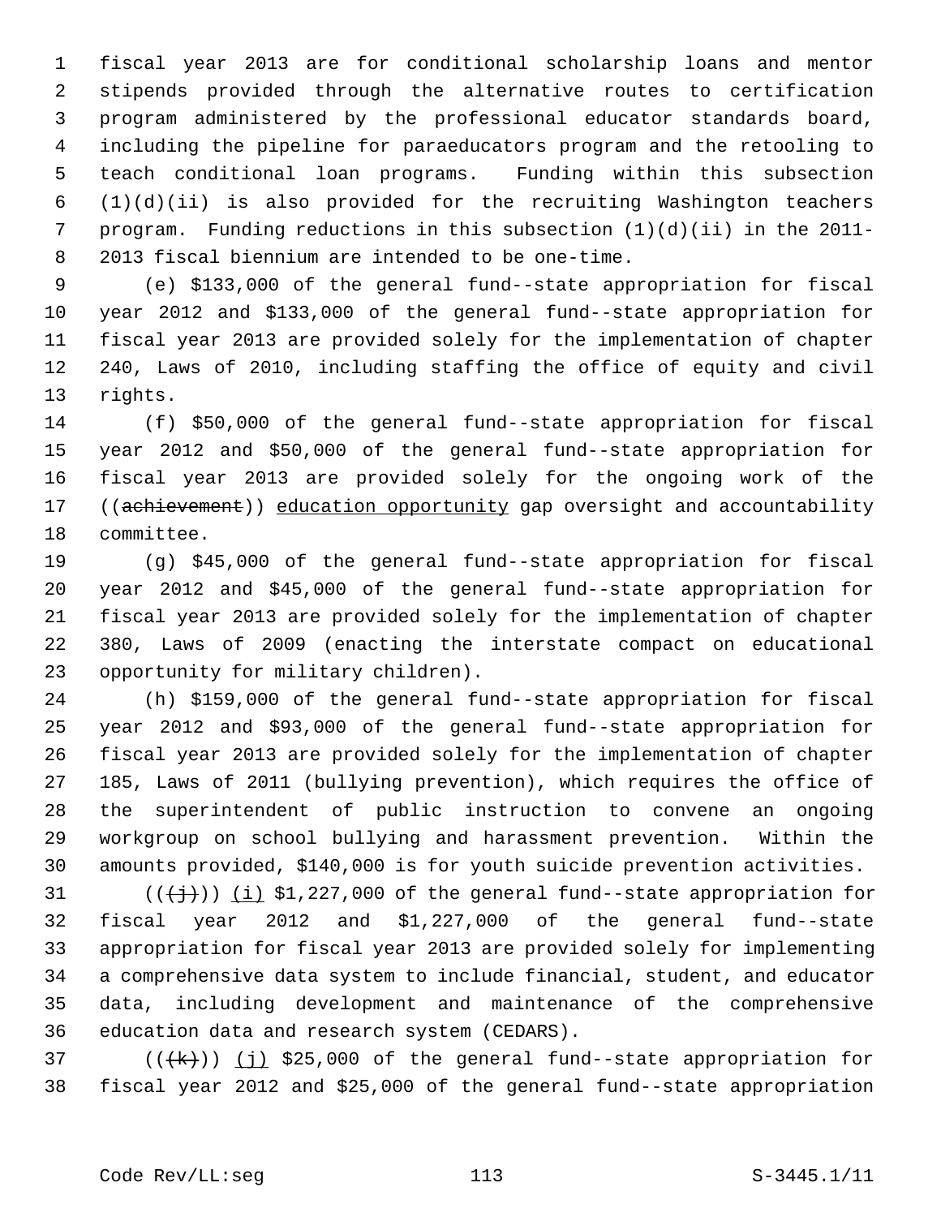fiscal year 2013 are for conditional scholarship loans and mentor stipends provided through the alternative routes to certification program administered by the professional educator standards board, including the pipeline for paraeducators program and the retooling to teach conditional loan programs. Funding within this subsection (1)(d)(ii) is also provided for the recruiting Washington teachers program. Funding reductions in this subsection (1)(d)(ii) in the 2011-2013 fiscal biennium are intended to be one-time.

(e) $133,000 of the general fund--state appropriation for fiscal year 2012 and $133,000 of the general fund--state appropriation for fiscal year 2013 are provided solely for the implementation of chapter 240, Laws of 2010, including staffing the office of equity and civil rights.

(f) $50,000 of the general fund--state appropriation for fiscal year 2012 and $50,000 of the general fund--state appropriation for fiscal year 2013 are provided solely for the ongoing work of the ((~~achievement~~)) <u>education opportunity</u> gap oversight and accountability committee.

(g) $45,000 of the general fund--state appropriation for fiscal year 2012 and $45,000 of the general fund--state appropriation for fiscal year 2013 are provided solely for the implementation of chapter 380, Laws of 2009 (enacting the interstate compact on educational opportunity for military children).

(h) $159,000 of the general fund--state appropriation for fiscal year 2012 and $93,000 of the general fund--state appropriation for fiscal year 2013 are provided solely for the implementation of chapter 185, Laws of 2011 (bullying prevention), which requires the office of the superintendent of public instruction to convene an ongoing workgroup on school bullying and harassment prevention. Within the amounts provided, $140,000 is for youth suicide prevention activities.

((~~(j)~~)) <u>(i)</u> $1,227,000 of the general fund--state appropriation for fiscal year 2012 and $1,227,000 of the general fund--state appropriation for fiscal year 2013 are provided solely for implementing a comprehensive data system to include financial, student, and educator data, including development and maintenance of the comprehensive education data and research system (CEDARS).

((~~(k)~~)) <u>(j)</u> $25,000 of the general fund--state appropriation for fiscal year 2012 and $25,000 of the general fund--state appropriation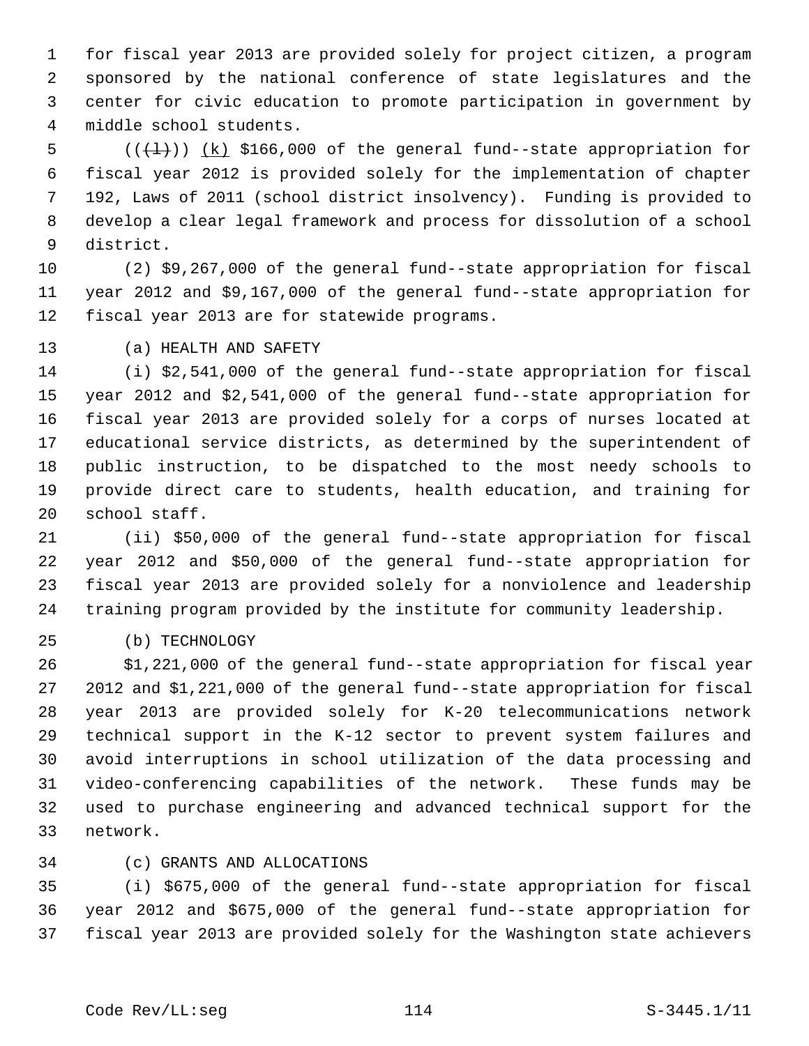for fiscal year 2013 are provided solely for project citizen, a program sponsored by the national conference of state legislatures and the center for civic education to promote participation in government by middle school students.

(((l))) (k) $166,000 of the general fund--state appropriation for fiscal year 2012 is provided solely for the implementation of chapter 192, Laws of 2011 (school district insolvency). Funding is provided to develop a clear legal framework and process for dissolution of a school district.

(2) $9,267,000 of the general fund--state appropriation for fiscal year 2012 and $9,167,000 of the general fund--state appropriation for fiscal year 2013 are for statewide programs.

(a) HEALTH AND SAFETY

(i) $2,541,000 of the general fund--state appropriation for fiscal year 2012 and $2,541,000 of the general fund--state appropriation for fiscal year 2013 are provided solely for a corps of nurses located at educational service districts, as determined by the superintendent of public instruction, to be dispatched to the most needy schools to provide direct care to students, health education, and training for school staff.

(ii) $50,000 of the general fund--state appropriation for fiscal year 2012 and $50,000 of the general fund--state appropriation for fiscal year 2013 are provided solely for a nonviolence and leadership training program provided by the institute for community leadership.

(b) TECHNOLOGY

$1,221,000 of the general fund--state appropriation for fiscal year 2012 and $1,221,000 of the general fund--state appropriation for fiscal year 2013 are provided solely for K-20 telecommunications network technical support in the K-12 sector to prevent system failures and avoid interruptions in school utilization of the data processing and video-conferencing capabilities of the network. These funds may be used to purchase engineering and advanced technical support for the network.

(c) GRANTS AND ALLOCATIONS

(i) $675,000 of the general fund--state appropriation for fiscal year 2012 and $675,000 of the general fund--state appropriation for fiscal year 2013 are provided solely for the Washington state achievers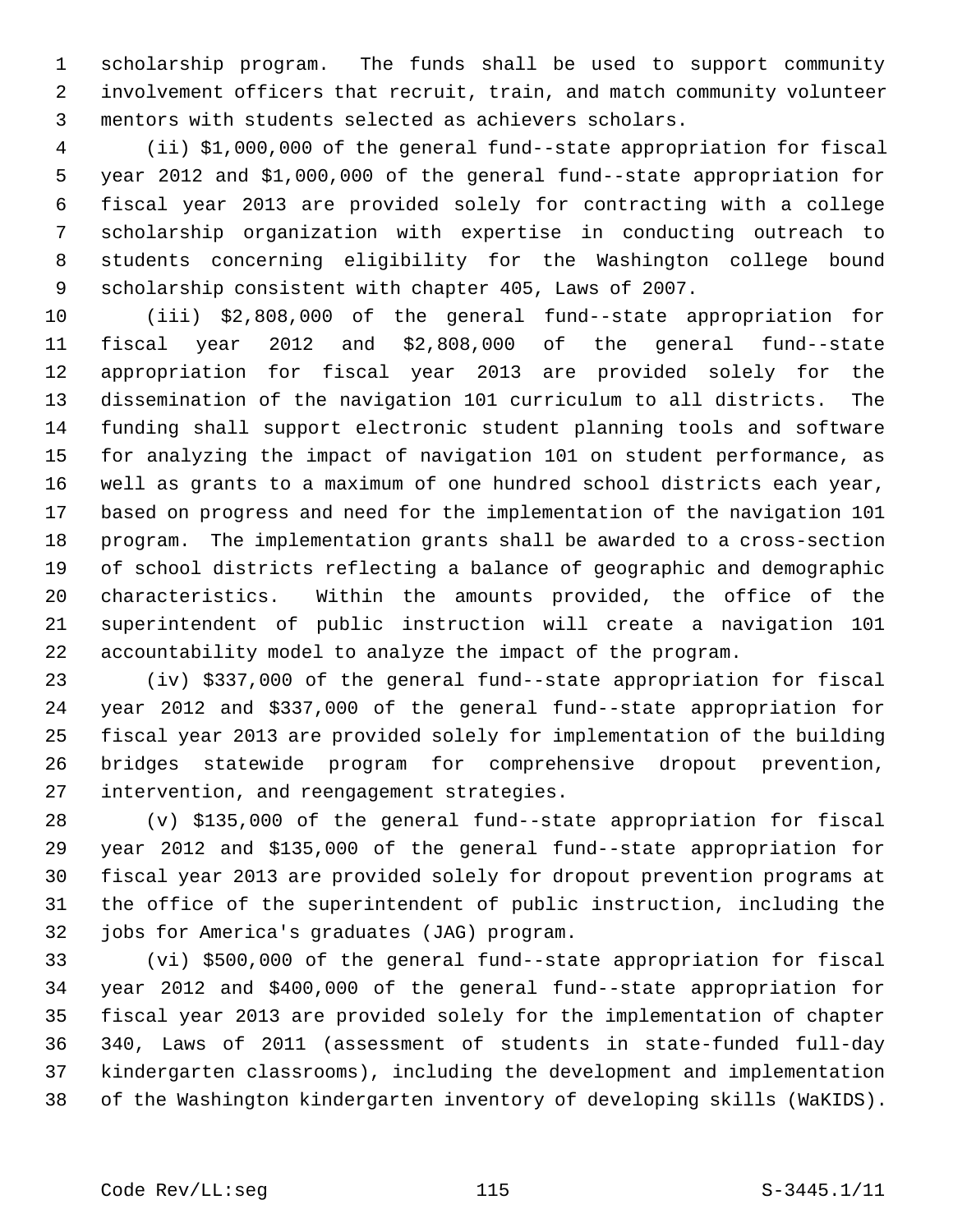scholarship program. The funds shall be used to support community involvement officers that recruit, train, and match community volunteer mentors with students selected as achievers scholars.

(ii) $1,000,000 of the general fund--state appropriation for fiscal year 2012 and $1,000,000 of the general fund--state appropriation for fiscal year 2013 are provided solely for contracting with a college scholarship organization with expertise in conducting outreach to students concerning eligibility for the Washington college bound scholarship consistent with chapter 405, Laws of 2007.

(iii) $2,808,000 of the general fund--state appropriation for fiscal year 2012 and $2,808,000 of the general fund--state appropriation for fiscal year 2013 are provided solely for the dissemination of the navigation 101 curriculum to all districts. The funding shall support electronic student planning tools and software for analyzing the impact of navigation 101 on student performance, as well as grants to a maximum of one hundred school districts each year, based on progress and need for the implementation of the navigation 101 program. The implementation grants shall be awarded to a cross-section of school districts reflecting a balance of geographic and demographic characteristics. Within the amounts provided, the office of the superintendent of public instruction will create a navigation 101 accountability model to analyze the impact of the program.

(iv) $337,000 of the general fund--state appropriation for fiscal year 2012 and $337,000 of the general fund--state appropriation for fiscal year 2013 are provided solely for implementation of the building bridges statewide program for comprehensive dropout prevention, intervention, and reengagement strategies.

(v) $135,000 of the general fund--state appropriation for fiscal year 2012 and $135,000 of the general fund--state appropriation for fiscal year 2013 are provided solely for dropout prevention programs at the office of the superintendent of public instruction, including the jobs for America's graduates (JAG) program.

(vi) $500,000 of the general fund--state appropriation for fiscal year 2012 and $400,000 of the general fund--state appropriation for fiscal year 2013 are provided solely for the implementation of chapter 340, Laws of 2011 (assessment of students in state-funded full-day kindergarten classrooms), including the development and implementation of the Washington kindergarten inventory of developing skills (WaKIDS).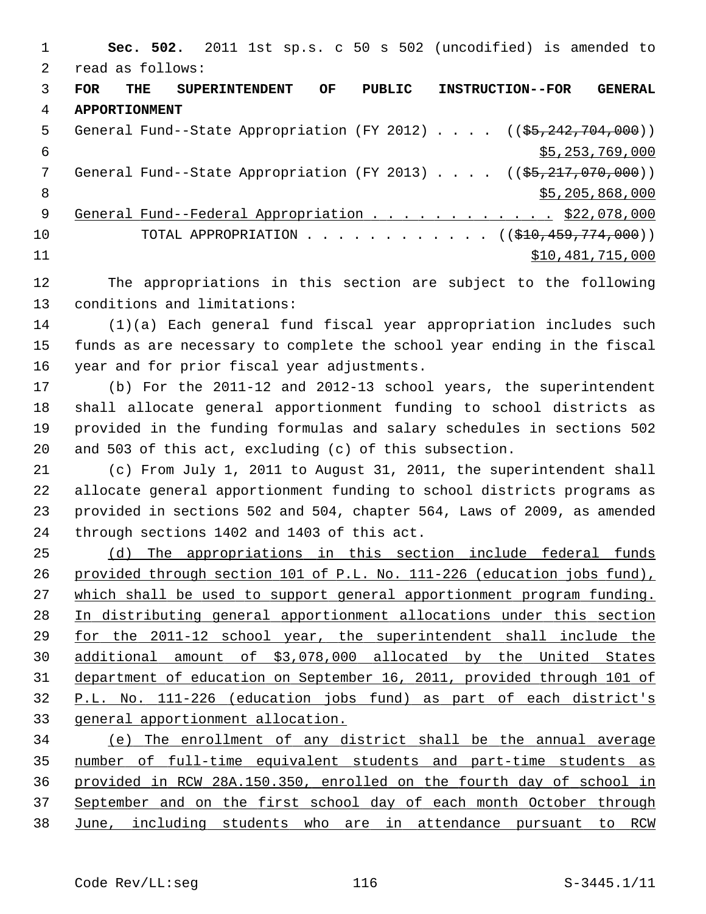**Sec. 502.** 2011 1st sp.s. c 50 s 502 (uncodified) is amended to read as follows:

**FOR THE SUPERINTENDENT OF PUBLIC INSTRUCTION--FOR GENERAL APPORTIONMENT**

General Fund--State Appropriation (FY 2012) . . . . ((~~$5,242,704,000~~))
<u>$5,253,769,000</u>

General Fund--State Appropriation (FY 2013) . . . . ((~~$5,217,070,000~~))
<u>$5,205,868,000</u>

<u>General Fund--Federal Appropriation . . . . . . . . . . . . $22,078,000</u>

TOTAL APPROPRIATION . . . . . . . . . . . . . ((~~$10,459,774,000~~))
<u>$10,481,715,000</u>

The appropriations in this section are subject to the following conditions and limitations:

(1)(a) Each general fund fiscal year appropriation includes such funds as are necessary to complete the school year ending in the fiscal year and for prior fiscal year adjustments.

(b) For the 2011-12 and 2012-13 school years, the superintendent shall allocate general apportionment funding to school districts as provided in the funding formulas and salary schedules in sections 502 and 503 of this act, excluding (c) of this subsection.

(c) From July 1, 2011 to August 31, 2011, the superintendent shall allocate general apportionment funding to school districts programs as provided in sections 502 and 504, chapter 564, Laws of 2009, as amended through sections 1402 and 1403 of this act.

<u>(d) The appropriations in this section include federal funds provided through section 101 of P.L. No. 111-226 (education jobs fund), which shall be used to support general apportionment program funding. In distributing general apportionment allocations under this section for the 2011-12 school year, the superintendent shall include the additional amount of $3,078,000 allocated by the United States department of education on September 16, 2011, provided through 101 of P.L. No. 111-226 (education jobs fund) as part of each district's general apportionment allocation.</u>

<u>(e) The enrollment of any district shall be the annual average number of full-time equivalent students and part-time students as provided in RCW 28A.150.350, enrolled on the fourth day of school in September and on the first school day of each month October through June, including students who are in attendance pursuant to RCW</u>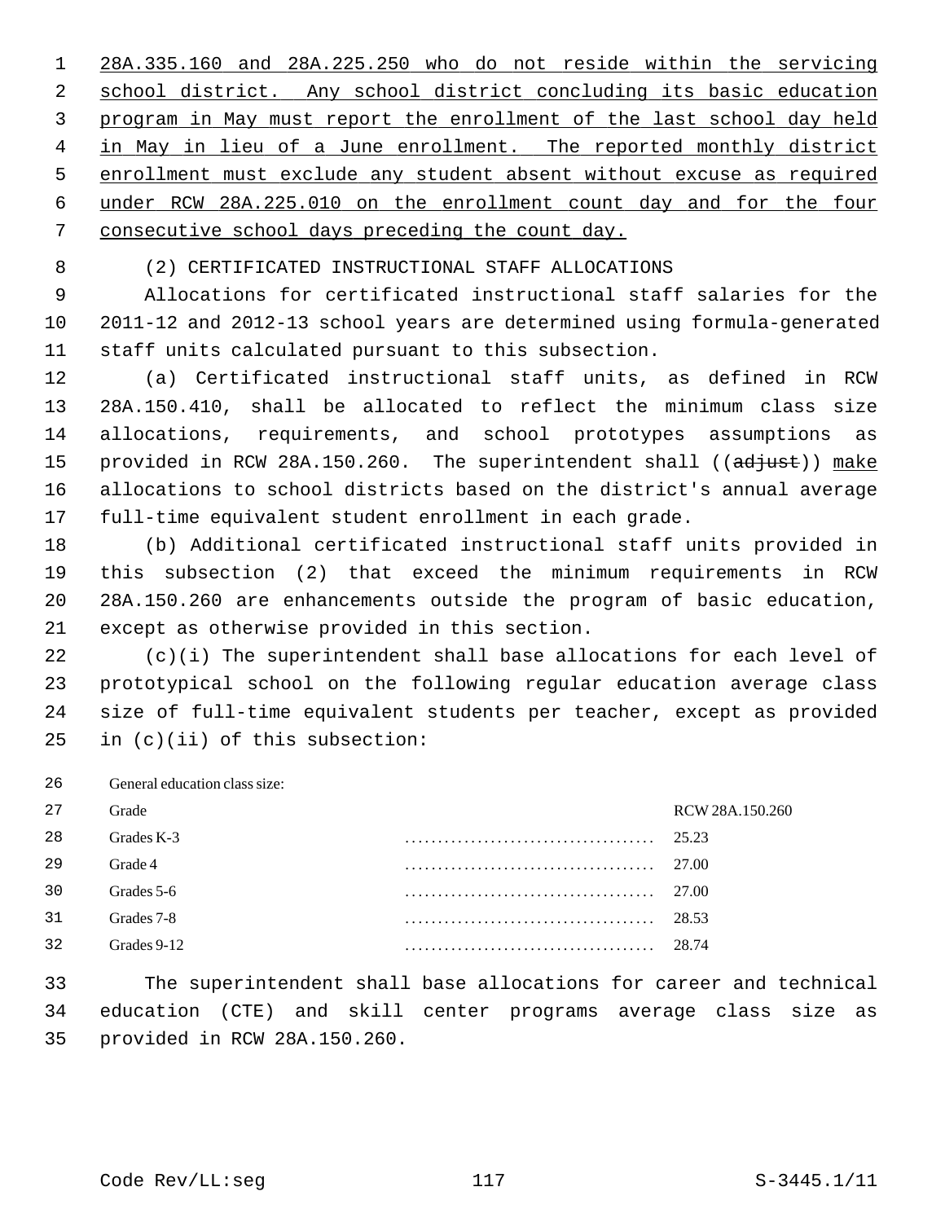28A.335.160 and 28A.225.250 who do not reside within the servicing school district. Any school district concluding its basic education program in May must report the enrollment of the last school day held in May in lieu of a June enrollment. The reported monthly district enrollment must exclude any student absent without excuse as required under RCW 28A.225.010 on the enrollment count day and for the four consecutive school days preceding the count day.

(2) CERTIFICATED INSTRUCTIONAL STAFF ALLOCATIONS

Allocations for certificated instructional staff salaries for the 2011-12 and 2012-13 school years are determined using formula-generated staff units calculated pursuant to this subsection.

(a) Certificated instructional staff units, as defined in RCW 28A.150.410, shall be allocated to reflect the minimum class size allocations, requirements, and school prototypes assumptions as provided in RCW 28A.150.260. The superintendent shall ((~~adjust~~)) make allocations to school districts based on the district's annual average full-time equivalent student enrollment in each grade.

(b) Additional certificated instructional staff units provided in this subsection (2) that exceed the minimum requirements in RCW 28A.150.260 are enhancements outside the program of basic education, except as otherwise provided in this section.

(c)(i) The superintendent shall base allocations for each level of prototypical school on the following regular education average class size of full-time equivalent students per teacher, except as provided in (c)(ii) of this subsection:

General education class size:

| Grade | RCW 28A.150.260 |
| --- | --- |
| Grades K-3 | 25.23 |
| Grade 4 | 27.00 |
| Grades 5-6 | 27.00 |
| Grades 7-8 | 28.53 |
| Grades 9-12 | 28.74 |

The superintendent shall base allocations for career and technical education (CTE) and skill center programs average class size as provided in RCW 28A.150.260.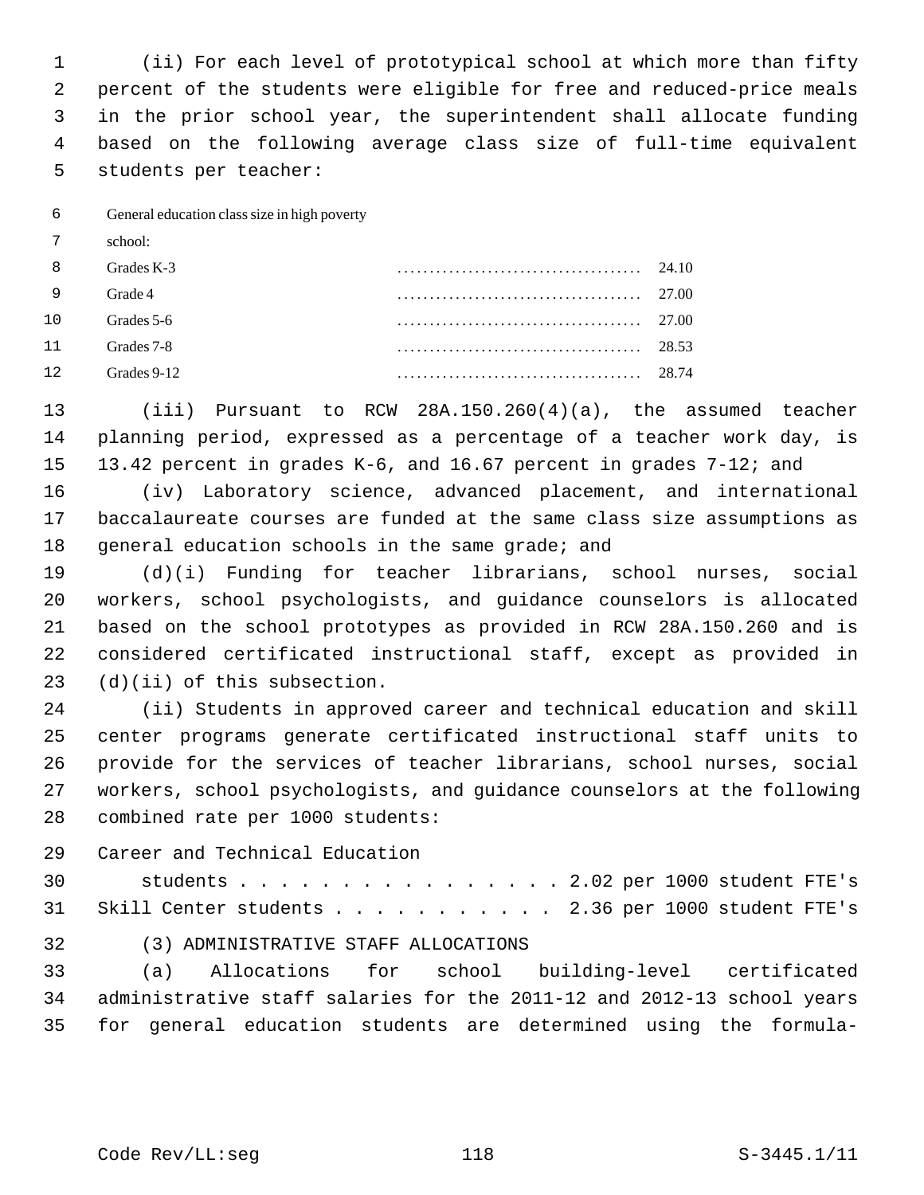(ii) For each level of prototypical school at which more than fifty percent of the students were eligible for free and reduced-price meals in the prior school year, the superintendent shall allocate funding based on the following average class size of full-time equivalent students per teacher:

| General education class size in high poverty school: | |
|---|---|
| Grades K-3 | 24.10 |
| Grade 4 | 27.00 |
| Grades 5-6 | 27.00 |
| Grades 7-8 | 28.53 |
| Grades 9-12 | 28.74 |

(iii) Pursuant to RCW 28A.150.260(4)(a), the assumed teacher planning period, expressed as a percentage of a teacher work day, is 13.42 percent in grades K-6, and 16.67 percent in grades 7-12; and

(iv) Laboratory science, advanced placement, and international baccalaureate courses are funded at the same class size assumptions as general education schools in the same grade; and

(d)(i) Funding for teacher librarians, school nurses, social workers, school psychologists, and guidance counselors is allocated based on the school prototypes as provided in RCW 28A.150.260 and is considered certificated instructional staff, except as provided in (d)(ii) of this subsection.

(ii) Students in approved career and technical education and skill center programs generate certificated instructional staff units to provide for the services of teacher librarians, school nurses, social workers, school psychologists, and guidance counselors at the following combined rate per 1000 students:

| | |
|---|---|
| Career and Technical Education students | 2.02 per 1000 student FTE's |
| Skill Center students | 2.36 per 1000 student FTE's |

(3) ADMINISTRATIVE STAFF ALLOCATIONS

(a) Allocations for school building-level certificated administrative staff salaries for the 2011-12 and 2012-13 school years for general education students are determined using the formula-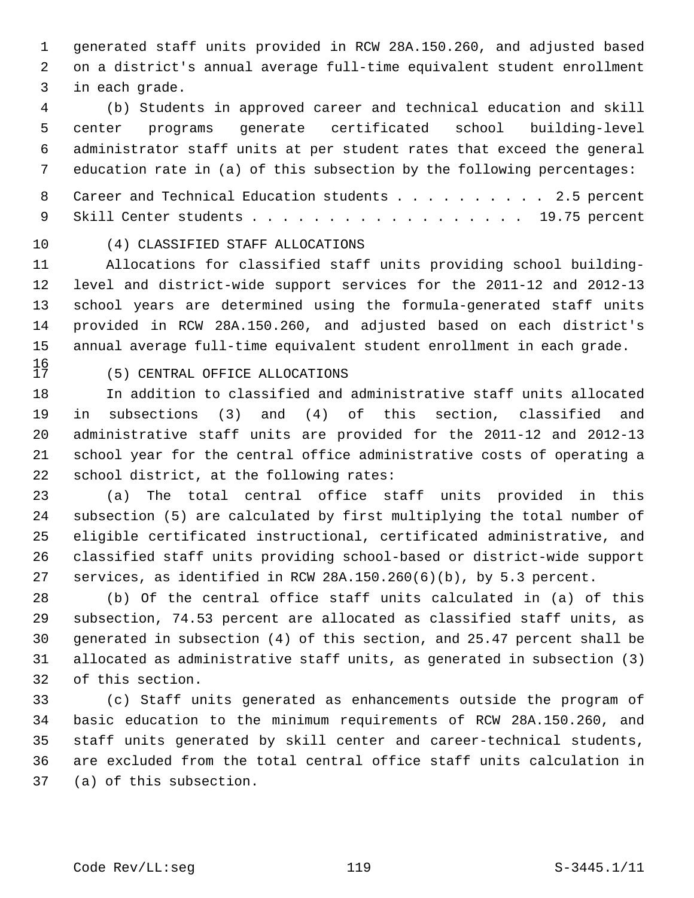generated staff units provided in RCW 28A.150.260, and adjusted based on a district's annual average full-time equivalent student enrollment in each grade.

(b) Students in approved career and technical education and skill center programs generate certificated school building-level administrator staff units at per student rates that exceed the general education rate in (a) of this subsection by the following percentages:

Career and Technical Education students . . . . . . . . . . 2.5 percent
Skill Center students . . . . . . . . . . . . . . . . . . 19.75 percent

(4) CLASSIFIED STAFF ALLOCATIONS

Allocations for classified staff units providing school building-level and district-wide support services for the 2011-12 and 2012-13 school years are determined using the formula-generated staff units provided in RCW 28A.150.260, and adjusted based on each district's annual average full-time equivalent student enrollment in each grade.

(5) CENTRAL OFFICE ALLOCATIONS

In addition to classified and administrative staff units allocated in subsections (3) and (4) of this section, classified and administrative staff units are provided for the 2011-12 and 2012-13 school year for the central office administrative costs of operating a school district, at the following rates:

(a) The total central office staff units provided in this subsection (5) are calculated by first multiplying the total number of eligible certificated instructional, certificated administrative, and classified staff units providing school-based or district-wide support services, as identified in RCW 28A.150.260(6)(b), by 5.3 percent.

(b) Of the central office staff units calculated in (a) of this subsection, 74.53 percent are allocated as classified staff units, as generated in subsection (4) of this section, and 25.47 percent shall be allocated as administrative staff units, as generated in subsection (3) of this section.

(c) Staff units generated as enhancements outside the program of basic education to the minimum requirements of RCW 28A.150.260, and staff units generated by skill center and career-technical students, are excluded from the total central office staff units calculation in (a) of this subsection.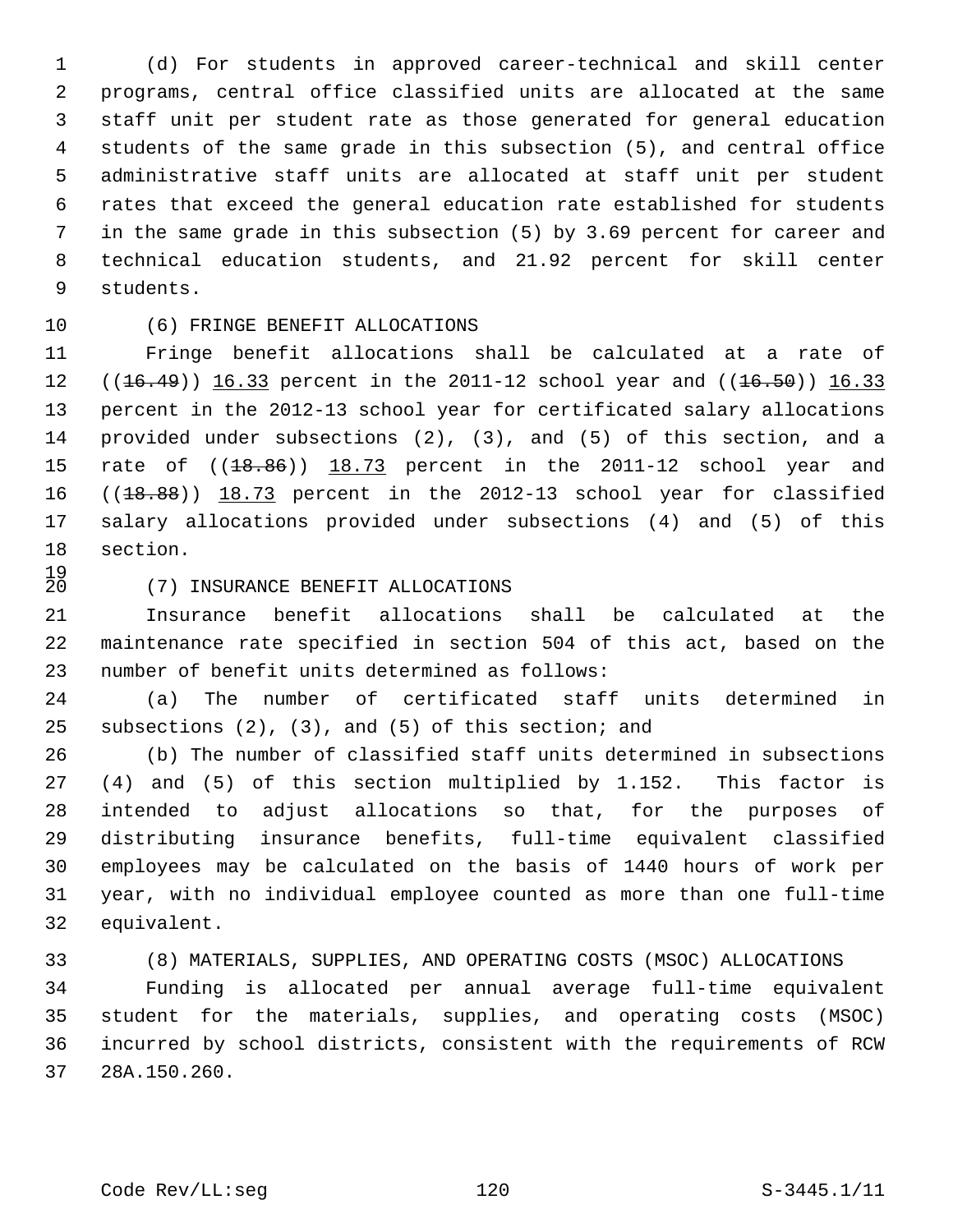(d) For students in approved career-technical and skill center programs, central office classified units are allocated at the same staff unit per student rate as those generated for general education students of the same grade in this subsection (5), and central office administrative staff units are allocated at staff unit per student rates that exceed the general education rate established for students in the same grade in this subsection (5) by 3.69 percent for career and technical education students, and 21.92 percent for skill center students.

(6) FRINGE BENEFIT ALLOCATIONS

Fringe benefit allocations shall be calculated at a rate of ((~~16.49~~)) <u>16.33</u> percent in the 2011-12 school year and ((~~16.50~~)) <u>16.33</u> percent in the 2012-13 school year for certificated salary allocations provided under subsections (2), (3), and (5) of this section, and a rate of ((~~18.86~~)) <u>18.73</u> percent in the 2011-12 school year and ((~~18.88~~)) <u>18.73</u> percent in the 2012-13 school year for classified salary allocations provided under subsections (4) and (5) of this section.

(7) INSURANCE BENEFIT ALLOCATIONS

Insurance benefit allocations shall be calculated at the maintenance rate specified in section 504 of this act, based on the number of benefit units determined as follows:

(a) The number of certificated staff units determined in subsections (2), (3), and (5) of this section; and

(b) The number of classified staff units determined in subsections (4) and (5) of this section multiplied by 1.152. This factor is intended to adjust allocations so that, for the purposes of distributing insurance benefits, full-time equivalent classified employees may be calculated on the basis of 1440 hours of work per year, with no individual employee counted as more than one full-time equivalent.

(8) MATERIALS, SUPPLIES, AND OPERATING COSTS (MSOC) ALLOCATIONS

Funding is allocated per annual average full-time equivalent student for the materials, supplies, and operating costs (MSOC) incurred by school districts, consistent with the requirements of RCW 28A.150.260.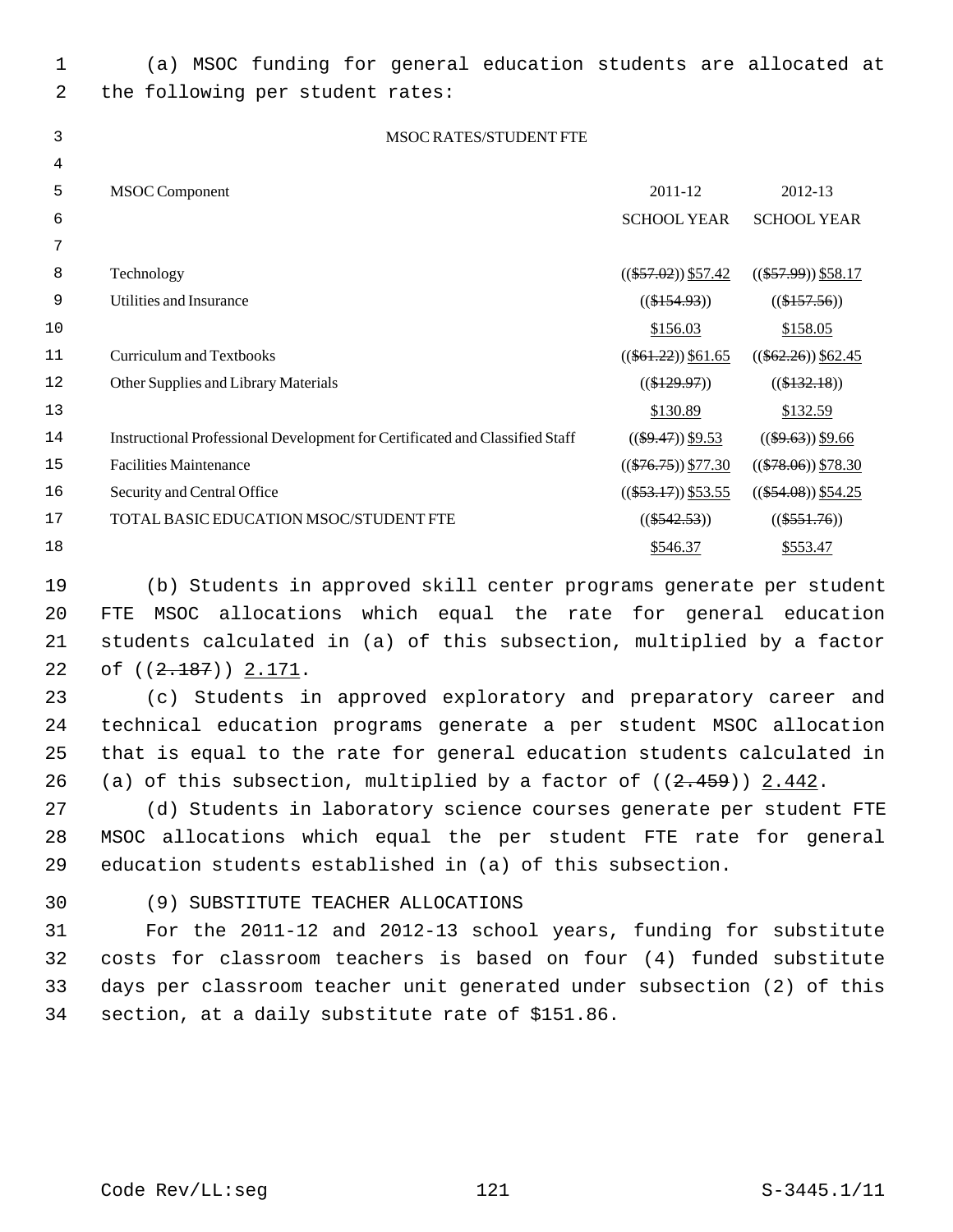(a) MSOC funding for general education students are allocated at the following per student rates:

MSOC RATES/STUDENT FTE

| MSOC Component | 2011-12 SCHOOL YEAR | 2012-13 SCHOOL YEAR |
|---|---|---|
| Technology | (( ~~$57.02~~ )) $57.42 | (( ~~$57.99~~ )) $58.17 |
| Utilities and Insurance | (( ~~$154.93~~ )) $156.03 | (( ~~$157.56~~ )) $158.05 |
| Curriculum and Textbooks | (( ~~$61.22~~ )) $61.65 | (( ~~$62.26~~ )) $62.45 |
| Other Supplies and Library Materials | (( ~~$129.97~~ )) $130.89 | (( ~~$132.18~~ )) $132.59 |
| Instructional Professional Development for Certificated and Classified Staff | (( ~~$9.47~~ )) $9.53 | (( ~~$9.63~~ )) $9.66 |
| Facilities Maintenance | (( ~~$76.75~~ )) $77.30 | (( ~~$78.06~~ )) $78.30 |
| Security and Central Office | (( ~~$53.17~~ )) $53.55 | (( ~~$54.08~~ )) $54.25 |
| TOTAL BASIC EDUCATION MSOC/STUDENT FTE | (( ~~$542.53~~ )) $546.37 | (( ~~$551.76~~ )) $553.47 |

(b) Students in approved skill center programs generate per student FTE MSOC allocations which equal the rate for general education students calculated in (a) of this subsection, multiplied by a factor of (( ~~2.187~~ )) 2.171.

(c) Students in approved exploratory and preparatory career and technical education programs generate a per student MSOC allocation that is equal to the rate for general education students calculated in (a) of this subsection, multiplied by a factor of (( ~~2.459~~ )) 2.442.

(d) Students in laboratory science courses generate per student FTE MSOC allocations which equal the per student FTE rate for general education students established in (a) of this subsection.

(9) SUBSTITUTE TEACHER ALLOCATIONS

For the 2011-12 and 2012-13 school years, funding for substitute costs for classroom teachers is based on four (4) funded substitute days per classroom teacher unit generated under subsection (2) of this section, at a daily substitute rate of $151.86.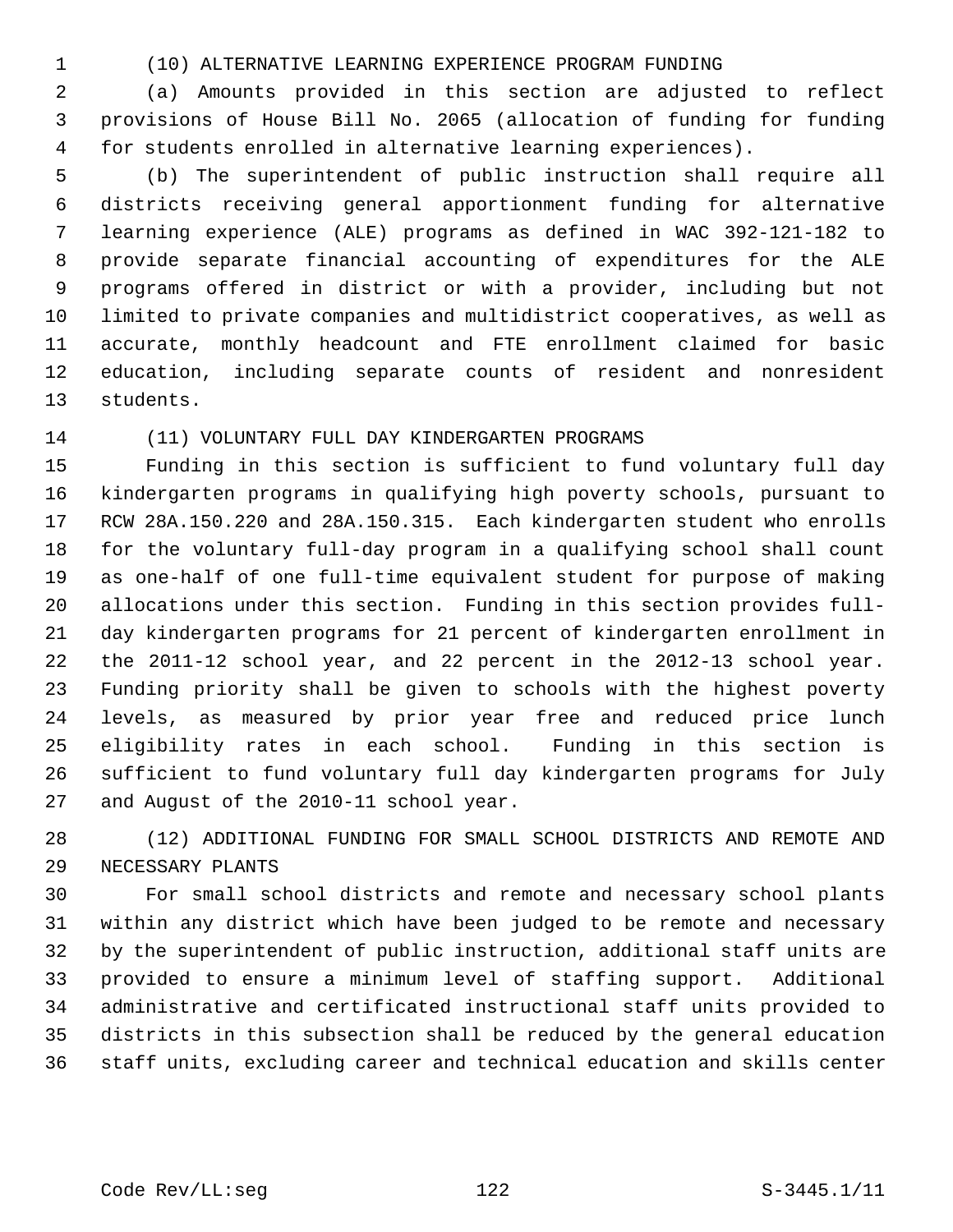(10) ALTERNATIVE LEARNING EXPERIENCE PROGRAM FUNDING

(a) Amounts provided in this section are adjusted to reflect provisions of House Bill No. 2065 (allocation of funding for funding for students enrolled in alternative learning experiences).

(b) The superintendent of public instruction shall require all districts receiving general apportionment funding for alternative learning experience (ALE) programs as defined in WAC 392-121-182 to provide separate financial accounting of expenditures for the ALE programs offered in district or with a provider, including but not limited to private companies and multidistrict cooperatives, as well as accurate, monthly headcount and FTE enrollment claimed for basic education, including separate counts of resident and nonresident students.

(11) VOLUNTARY FULL DAY KINDERGARTEN PROGRAMS

Funding in this section is sufficient to fund voluntary full day kindergarten programs in qualifying high poverty schools, pursuant to RCW 28A.150.220 and 28A.150.315. Each kindergarten student who enrolls for the voluntary full-day program in a qualifying school shall count as one-half of one full-time equivalent student for purpose of making allocations under this section. Funding in this section provides full-day kindergarten programs for 21 percent of kindergarten enrollment in the 2011-12 school year, and 22 percent in the 2012-13 school year. Funding priority shall be given to schools with the highest poverty levels, as measured by prior year free and reduced price lunch eligibility rates in each school. Funding in this section is sufficient to fund voluntary full day kindergarten programs for July and August of the 2010-11 school year.

(12) ADDITIONAL FUNDING FOR SMALL SCHOOL DISTRICTS AND REMOTE AND NECESSARY PLANTS

For small school districts and remote and necessary school plants within any district which have been judged to be remote and necessary by the superintendent of public instruction, additional staff units are provided to ensure a minimum level of staffing support. Additional administrative and certificated instructional staff units provided to districts in this subsection shall be reduced by the general education staff units, excluding career and technical education and skills center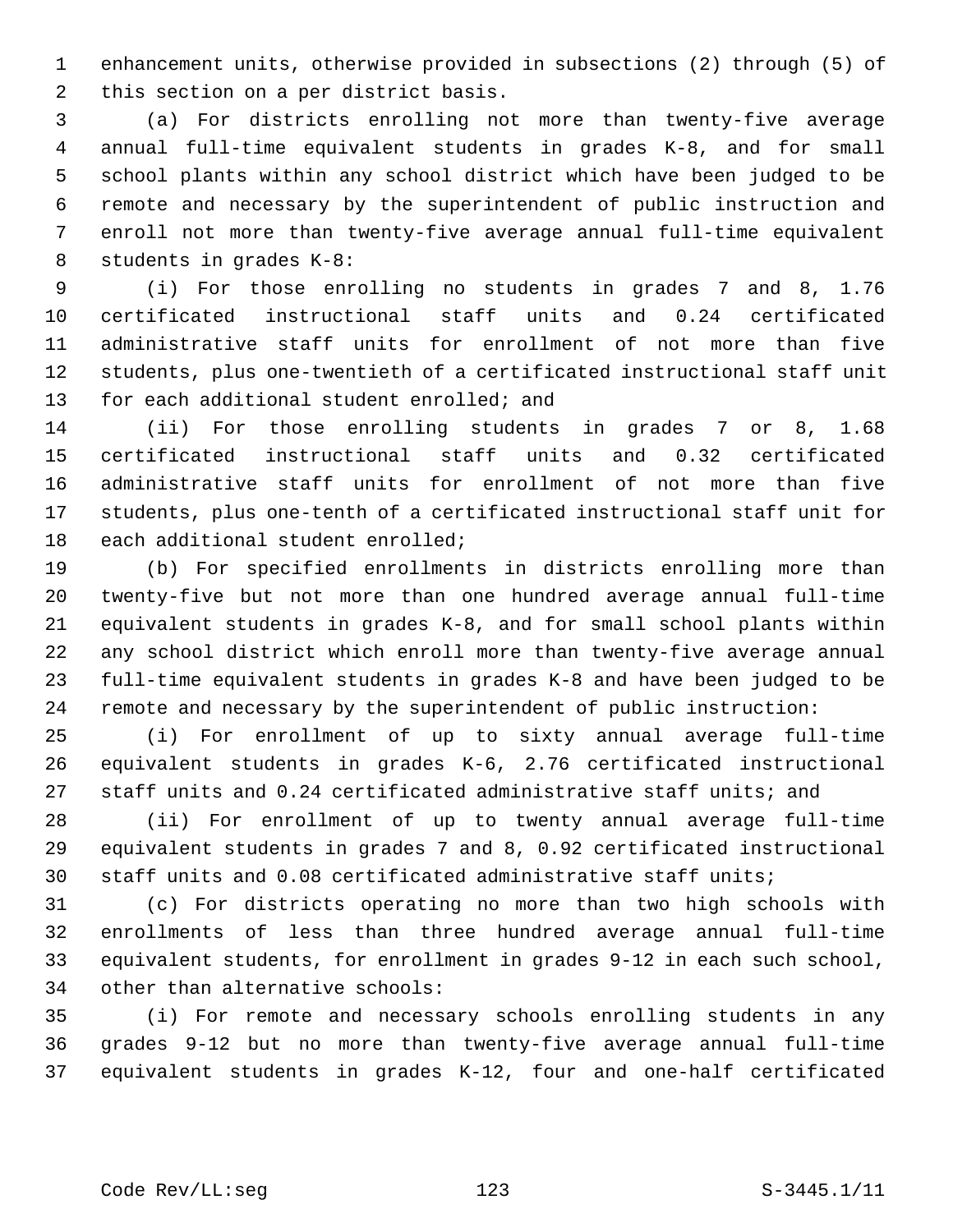enhancement units, otherwise provided in subsections (2) through (5) of this section on a per district basis.

(a) For districts enrolling not more than twenty-five average annual full-time equivalent students in grades K-8, and for small school plants within any school district which have been judged to be remote and necessary by the superintendent of public instruction and enroll not more than twenty-five average annual full-time equivalent students in grades K-8:

(i) For those enrolling no students in grades 7 and 8, 1.76 certificated instructional staff units and 0.24 certificated administrative staff units for enrollment of not more than five students, plus one-twentieth of a certificated instructional staff unit for each additional student enrolled; and

(ii) For those enrolling students in grades 7 or 8, 1.68 certificated instructional staff units and 0.32 certificated administrative staff units for enrollment of not more than five students, plus one-tenth of a certificated instructional staff unit for each additional student enrolled;

(b) For specified enrollments in districts enrolling more than twenty-five but not more than one hundred average annual full-time equivalent students in grades K-8, and for small school plants within any school district which enroll more than twenty-five average annual full-time equivalent students in grades K-8 and have been judged to be remote and necessary by the superintendent of public instruction:

(i) For enrollment of up to sixty annual average full-time equivalent students in grades K-6, 2.76 certificated instructional staff units and 0.24 certificated administrative staff units; and

(ii) For enrollment of up to twenty annual average full-time equivalent students in grades 7 and 8, 0.92 certificated instructional staff units and 0.08 certificated administrative staff units;

(c) For districts operating no more than two high schools with enrollments of less than three hundred average annual full-time equivalent students, for enrollment in grades 9-12 in each such school, other than alternative schools:

(i) For remote and necessary schools enrolling students in any grades 9-12 but no more than twenty-five average annual full-time equivalent students in grades K-12, four and one-half certificated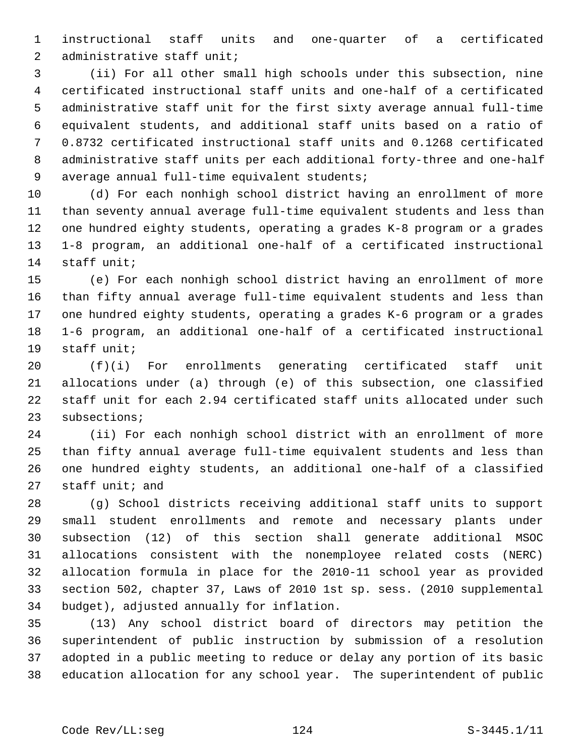instructional staff units and one-quarter of a certificated administrative staff unit;

(ii) For all other small high schools under this subsection, nine certificated instructional staff units and one-half of a certificated administrative staff unit for the first sixty average annual full-time equivalent students, and additional staff units based on a ratio of 0.8732 certificated instructional staff units and 0.1268 certificated administrative staff units per each additional forty-three and one-half average annual full-time equivalent students;

(d) For each nonhigh school district having an enrollment of more than seventy annual average full-time equivalent students and less than one hundred eighty students, operating a grades K-8 program or a grades 1-8 program, an additional one-half of a certificated instructional staff unit;

(e) For each nonhigh school district having an enrollment of more than fifty annual average full-time equivalent students and less than one hundred eighty students, operating a grades K-6 program or a grades 1-6 program, an additional one-half of a certificated instructional staff unit;

(f)(i) For enrollments generating certificated staff unit allocations under (a) through (e) of this subsection, one classified staff unit for each 2.94 certificated staff units allocated under such subsections;

(ii) For each nonhigh school district with an enrollment of more than fifty annual average full-time equivalent students and less than one hundred eighty students, an additional one-half of a classified staff unit; and

(g) School districts receiving additional staff units to support small student enrollments and remote and necessary plants under subsection (12) of this section shall generate additional MSOC allocations consistent with the nonemployee related costs (NERC) allocation formula in place for the 2010-11 school year as provided section 502, chapter 37, Laws of 2010 1st sp. sess. (2010 supplemental budget), adjusted annually for inflation.

(13) Any school district board of directors may petition the superintendent of public instruction by submission of a resolution adopted in a public meeting to reduce or delay any portion of its basic education allocation for any school year. The superintendent of public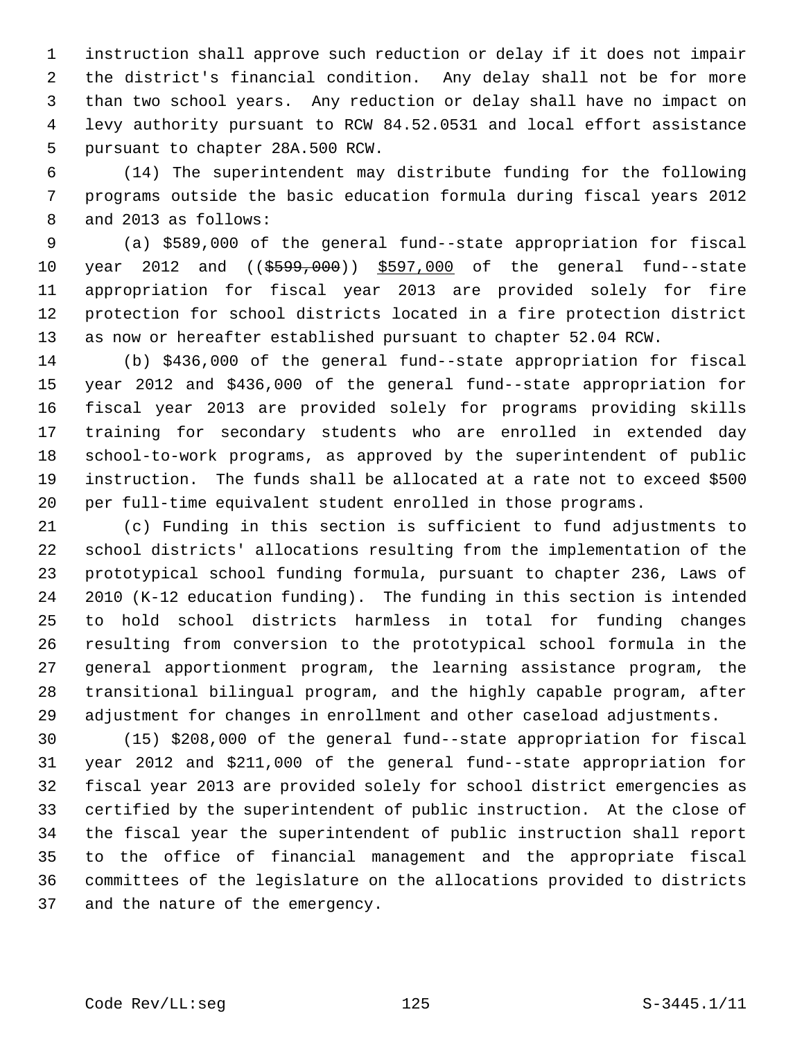instruction shall approve such reduction or delay if it does not impair the district's financial condition. Any delay shall not be for more than two school years. Any reduction or delay shall have no impact on levy authority pursuant to RCW 84.52.0531 and local effort assistance pursuant to chapter 28A.500 RCW.

(14) The superintendent may distribute funding for the following programs outside the basic education formula during fiscal years 2012 and 2013 as follows:

(a) $589,000 of the general fund--state appropriation for fiscal year 2012 and ((~~$599,000~~)) <u>$597,000</u> of the general fund--state appropriation for fiscal year 2013 are provided solely for fire protection for school districts located in a fire protection district as now or hereafter established pursuant to chapter 52.04 RCW.

(b) $436,000 of the general fund--state appropriation for fiscal year 2012 and $436,000 of the general fund--state appropriation for fiscal year 2013 are provided solely for programs providing skills training for secondary students who are enrolled in extended day school-to-work programs, as approved by the superintendent of public instruction. The funds shall be allocated at a rate not to exceed $500 per full-time equivalent student enrolled in those programs.

(c) Funding in this section is sufficient to fund adjustments to school districts' allocations resulting from the implementation of the prototypical school funding formula, pursuant to chapter 236, Laws of 2010 (K-12 education funding). The funding in this section is intended to hold school districts harmless in total for funding changes resulting from conversion to the prototypical school formula in the general apportionment program, the learning assistance program, the transitional bilingual program, and the highly capable program, after adjustment for changes in enrollment and other caseload adjustments.

(15) $208,000 of the general fund--state appropriation for fiscal year 2012 and $211,000 of the general fund--state appropriation for fiscal year 2013 are provided solely for school district emergencies as certified by the superintendent of public instruction. At the close of the fiscal year the superintendent of public instruction shall report to the office of financial management and the appropriate fiscal committees of the legislature on the allocations provided to districts and the nature of the emergency.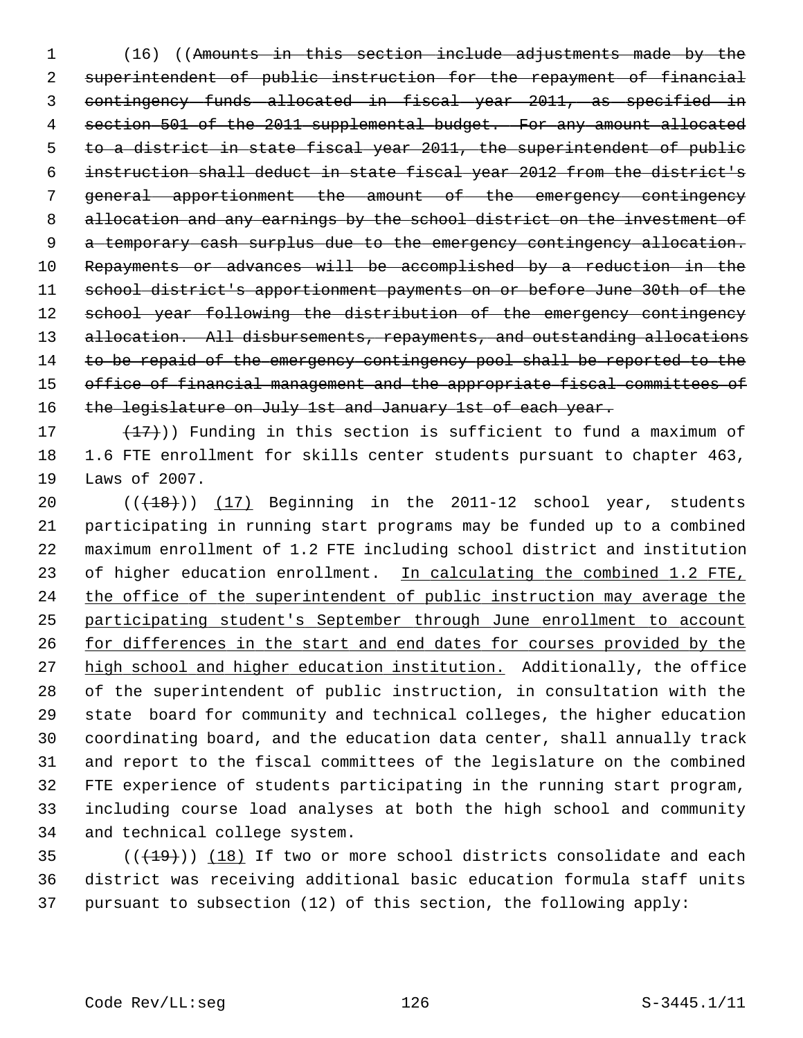(16) ((~~Amounts in this section include adjustments made by the superintendent of public instruction for the repayment of financial contingency funds allocated in fiscal year 2011, as specified in section 501 of the 2011 supplemental budget. For any amount allocated to a district in state fiscal year 2011, the superintendent of public instruction shall deduct in state fiscal year 2012 from the district's general apportionment the amount of the emergency contingency allocation and any earnings by the school district on the investment of a temporary cash surplus due to the emergency contingency allocation. Repayments or advances will be accomplished by a reduction in the school district's apportionment payments on or before June 30th of the school year following the distribution of the emergency contingency allocation. All disbursements, repayments, and outstanding allocations to be repaid of the emergency contingency pool shall be reported to the office of financial management and the appropriate fiscal committees of the legislature on July 1st and January 1st of each year.~~

~~(17)~~)) Funding in this section is sufficient to fund a maximum of 1.6 FTE enrollment for skills center students pursuant to chapter 463, Laws of 2007.

((~~(18)~~)) <u>(17)</u> Beginning in the 2011-12 school year, students participating in running start programs may be funded up to a combined maximum enrollment of 1.2 FTE including school district and institution of higher education enrollment. <u>In calculating the combined 1.2 FTE, the office of the superintendent of public instruction may average the participating student's September through June enrollment to account for differences in the start and end dates for courses provided by the high school and higher education institution.</u> Additionally, the office of the superintendent of public instruction, in consultation with the state board for community and technical colleges, the higher education coordinating board, and the education data center, shall annually track and report to the fiscal committees of the legislature on the combined FTE experience of students participating in the running start program, including course load analyses at both the high school and community and technical college system.

((~~(19)~~)) <u>(18)</u> If two or more school districts consolidate and each district was receiving additional basic education formula staff units pursuant to subsection (12) of this section, the following apply: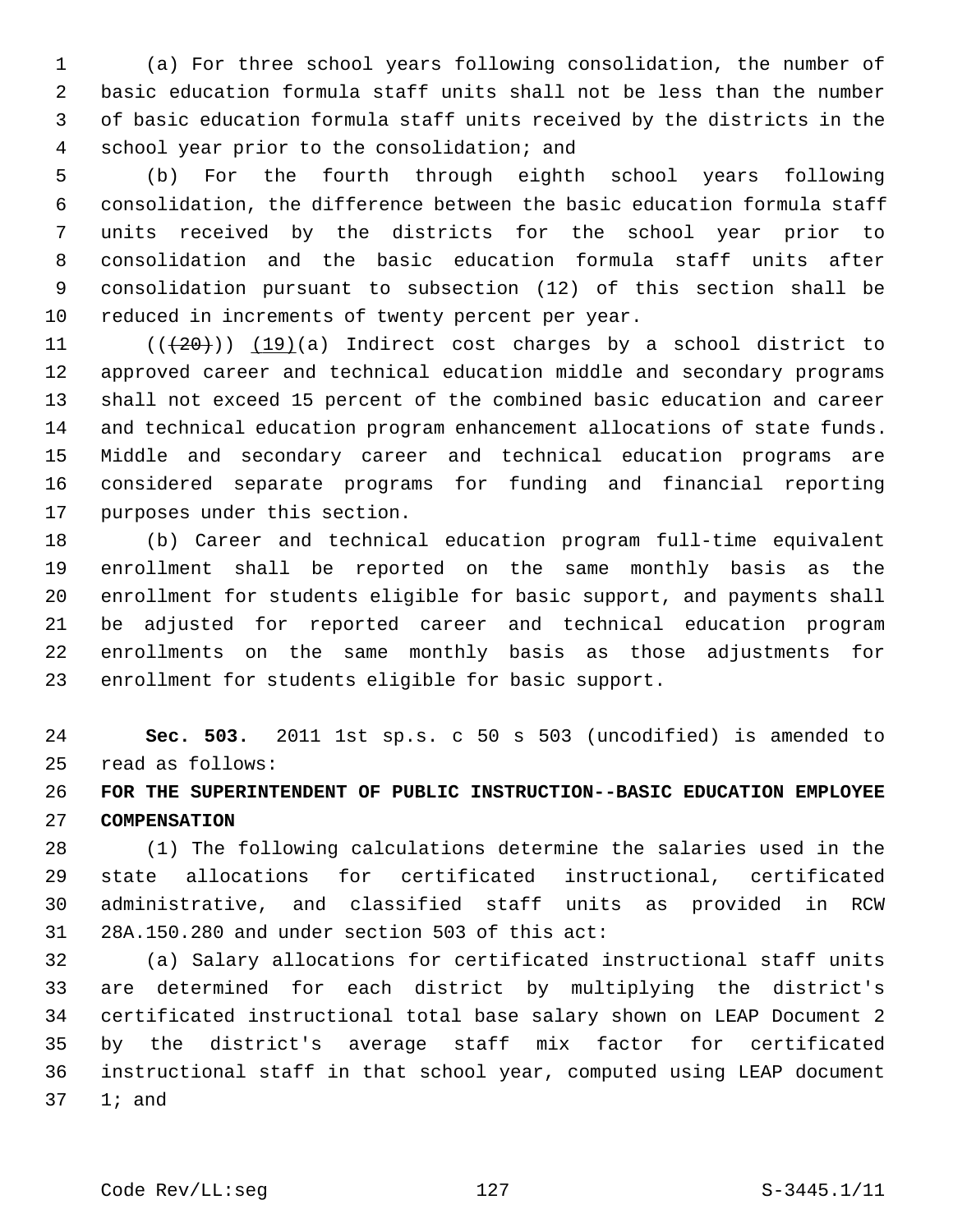(a) For three school years following consolidation, the number of basic education formula staff units shall not be less than the number of basic education formula staff units received by the districts in the school year prior to the consolidation; and

(b) For the fourth through eighth school years following consolidation, the difference between the basic education formula staff units received by the districts for the school year prior to consolidation and the basic education formula staff units after consolidation pursuant to subsection (12) of this section shall be reduced in increments of twenty percent per year.

~~((20))~~ (19)(a) Indirect cost charges by a school district to approved career and technical education middle and secondary programs shall not exceed 15 percent of the combined basic education and career and technical education program enhancement allocations of state funds. Middle and secondary career and technical education programs are considered separate programs for funding and financial reporting purposes under this section.

(b) Career and technical education program full-time equivalent enrollment shall be reported on the same monthly basis as the enrollment for students eligible for basic support, and payments shall be adjusted for reported career and technical education program enrollments on the same monthly basis as those adjustments for enrollment for students eligible for basic support.

**Sec. 503.** 2011 1st sp.s. c 50 s 503 (uncodified) is amended to read as follows:

**FOR THE SUPERINTENDENT OF PUBLIC INSTRUCTION--BASIC EDUCATION EMPLOYEE COMPENSATION**

(1) The following calculations determine the salaries used in the state allocations for certificated instructional, certificated administrative, and classified staff units as provided in RCW 28A.150.280 and under section 503 of this act:

(a) Salary allocations for certificated instructional staff units are determined for each district by multiplying the district's certificated instructional total base salary shown on LEAP Document 2 by the district's average staff mix factor for certificated instructional staff in that school year, computed using LEAP document 1; and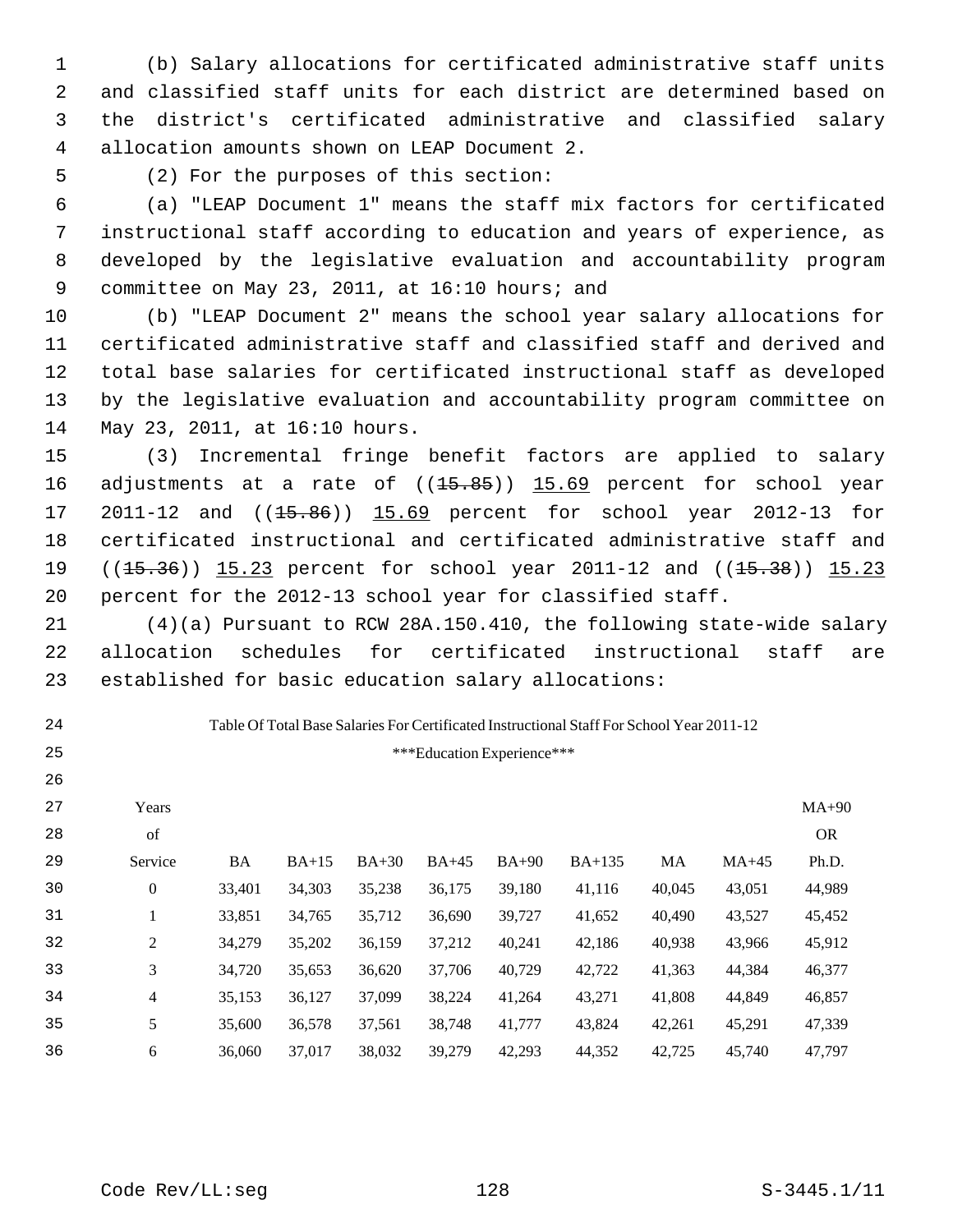(b) Salary allocations for certificated administrative staff units and classified staff units for each district are determined based on the district's certificated administrative and classified salary allocation amounts shown on LEAP Document 2.

(2) For the purposes of this section:

(a) "LEAP Document 1" means the staff mix factors for certificated instructional staff according to education and years of experience, as developed by the legislative evaluation and accountability program committee on May 23, 2011, at 16:10 hours; and

(b) "LEAP Document 2" means the school year salary allocations for certificated administrative staff and classified staff and derived and total base salaries for certificated instructional staff as developed by the legislative evaluation and accountability program committee on May 23, 2011, at 16:10 hours.

(3) Incremental fringe benefit factors are applied to salary adjustments at a rate of ((~~15.85~~)) <u>15.69</u> percent for school year 2011-12 and ((~~15.86~~)) <u>15.69</u> percent for school year 2012-13 for certificated instructional and certificated administrative staff and ((~~15.36~~)) <u>15.23</u> percent for school year 2011-12 and ((~~15.38~~)) <u>15.23</u> percent for the 2012-13 school year for classified staff.

(4)(a) Pursuant to RCW 28A.150.410, the following state-wide salary allocation schedules for certificated instructional staff are established for basic education salary allocations:

Table Of Total Base Salaries For Certificated Instructional Staff For School Year 2011-12

\*\*\*Education Experience\*\*\*

| Years of Service | BA | BA+15 | BA+30 | BA+45 | BA+90 | BA+135 | MA | MA+45 | MA+90 OR Ph.D. |
|---|---|---|---|---|---|---|---|---|---|
| 0 | 33,401 | 34,303 | 35,238 | 36,175 | 39,180 | 41,116 | 40,045 | 43,051 | 44,989 |
| 1 | 33,851 | 34,765 | 35,712 | 36,690 | 39,727 | 41,652 | 40,490 | 43,527 | 45,452 |
| 2 | 34,279 | 35,202 | 36,159 | 37,212 | 40,241 | 42,186 | 40,938 | 43,966 | 45,912 |
| 3 | 34,720 | 35,653 | 36,620 | 37,706 | 40,729 | 42,722 | 41,363 | 44,384 | 46,377 |
| 4 | 35,153 | 36,127 | 37,099 | 38,224 | 41,264 | 43,271 | 41,808 | 44,849 | 46,857 |
| 5 | 35,600 | 36,578 | 37,561 | 38,748 | 41,777 | 43,824 | 42,261 | 45,291 | 47,339 |
| 6 | 36,060 | 37,017 | 38,032 | 39,279 | 42,293 | 44,352 | 42,725 | 45,740 | 47,797 |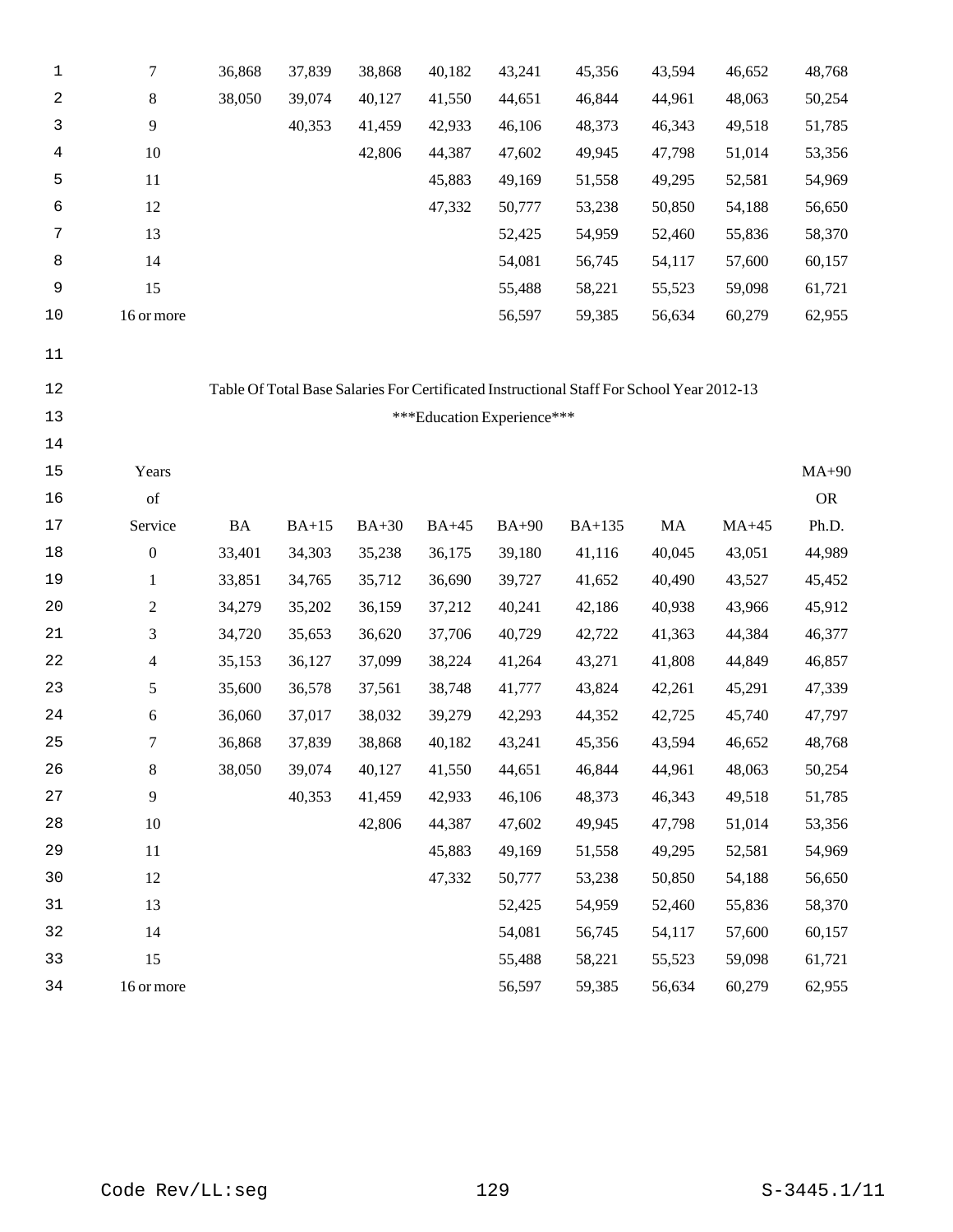| | | | | | | | | | |
|---|---|---|---|---|---|---|---|---|---|
| 7 | 36,868 | 37,839 | 38,868 | 40,182 | 43,241 | 45,356 | 43,594 | 46,652 | 48,768 |
| 8 | 38,050 | 39,074 | 40,127 | 41,550 | 44,651 | 46,844 | 44,961 | 48,063 | 50,254 |
| 9 | | 40,353 | 41,459 | 42,933 | 46,106 | 48,373 | 46,343 | 49,518 | 51,785 |
| 10 | | | 42,806 | 44,387 | 47,602 | 49,945 | 47,798 | 51,014 | 53,356 |
| 11 | | | | 45,883 | 49,169 | 51,558 | 49,295 | 52,581 | 54,969 |
| 12 | | | | 47,332 | 50,777 | 53,238 | 50,850 | 54,188 | 56,650 |
| 13 | | | | | 52,425 | 54,959 | 52,460 | 55,836 | 58,370 |
| 14 | | | | | 54,081 | 56,745 | 54,117 | 57,600 | 60,157 |
| 15 | | | | | 55,488 | 58,221 | 55,523 | 59,098 | 61,721 |
| 16 or more | | | | | 56,597 | 59,385 | 56,634 | 60,279 | 62,955 |

Table Of Total Base Salaries For Certificated Instructional Staff For School Year 2012-13

\*\*\*Education Experience\*\*\*

| Years of Service | BA | BA+15 | BA+30 | BA+45 | BA+90 | BA+135 | MA | MA+45 | MA+90 OR Ph.D. |
|---|---|---|---|---|---|---|---|---|---|
| 0 | 33,401 | 34,303 | 35,238 | 36,175 | 39,180 | 41,116 | 40,045 | 43,051 | 44,989 |
| 1 | 33,851 | 34,765 | 35,712 | 36,690 | 39,727 | 41,652 | 40,490 | 43,527 | 45,452 |
| 2 | 34,279 | 35,202 | 36,159 | 37,212 | 40,241 | 42,186 | 40,938 | 43,966 | 45,912 |
| 3 | 34,720 | 35,653 | 36,620 | 37,706 | 40,729 | 42,722 | 41,363 | 44,384 | 46,377 |
| 4 | 35,153 | 36,127 | 37,099 | 38,224 | 41,264 | 43,271 | 41,808 | 44,849 | 46,857 |
| 5 | 35,600 | 36,578 | 37,561 | 38,748 | 41,777 | 43,824 | 42,261 | 45,291 | 47,339 |
| 6 | 36,060 | 37,017 | 38,032 | 39,279 | 42,293 | 44,352 | 42,725 | 45,740 | 47,797 |
| 7 | 36,868 | 37,839 | 38,868 | 40,182 | 43,241 | 45,356 | 43,594 | 46,652 | 48,768 |
| 8 | 38,050 | 39,074 | 40,127 | 41,550 | 44,651 | 46,844 | 44,961 | 48,063 | 50,254 |
| 9 | | 40,353 | 41,459 | 42,933 | 46,106 | 48,373 | 46,343 | 49,518 | 51,785 |
| 10 | | | 42,806 | 44,387 | 47,602 | 49,945 | 47,798 | 51,014 | 53,356 |
| 11 | | | | 45,883 | 49,169 | 51,558 | 49,295 | 52,581 | 54,969 |
| 12 | | | | 47,332 | 50,777 | 53,238 | 50,850 | 54,188 | 56,650 |
| 13 | | | | | 52,425 | 54,959 | 52,460 | 55,836 | 58,370 |
| 14 | | | | | 54,081 | 56,745 | 54,117 | 57,600 | 60,157 |
| 15 | | | | | 55,488 | 58,221 | 55,523 | 59,098 | 61,721 |
| 16 or more | | | | | 56,597 | 59,385 | 56,634 | 60,279 | 62,955 |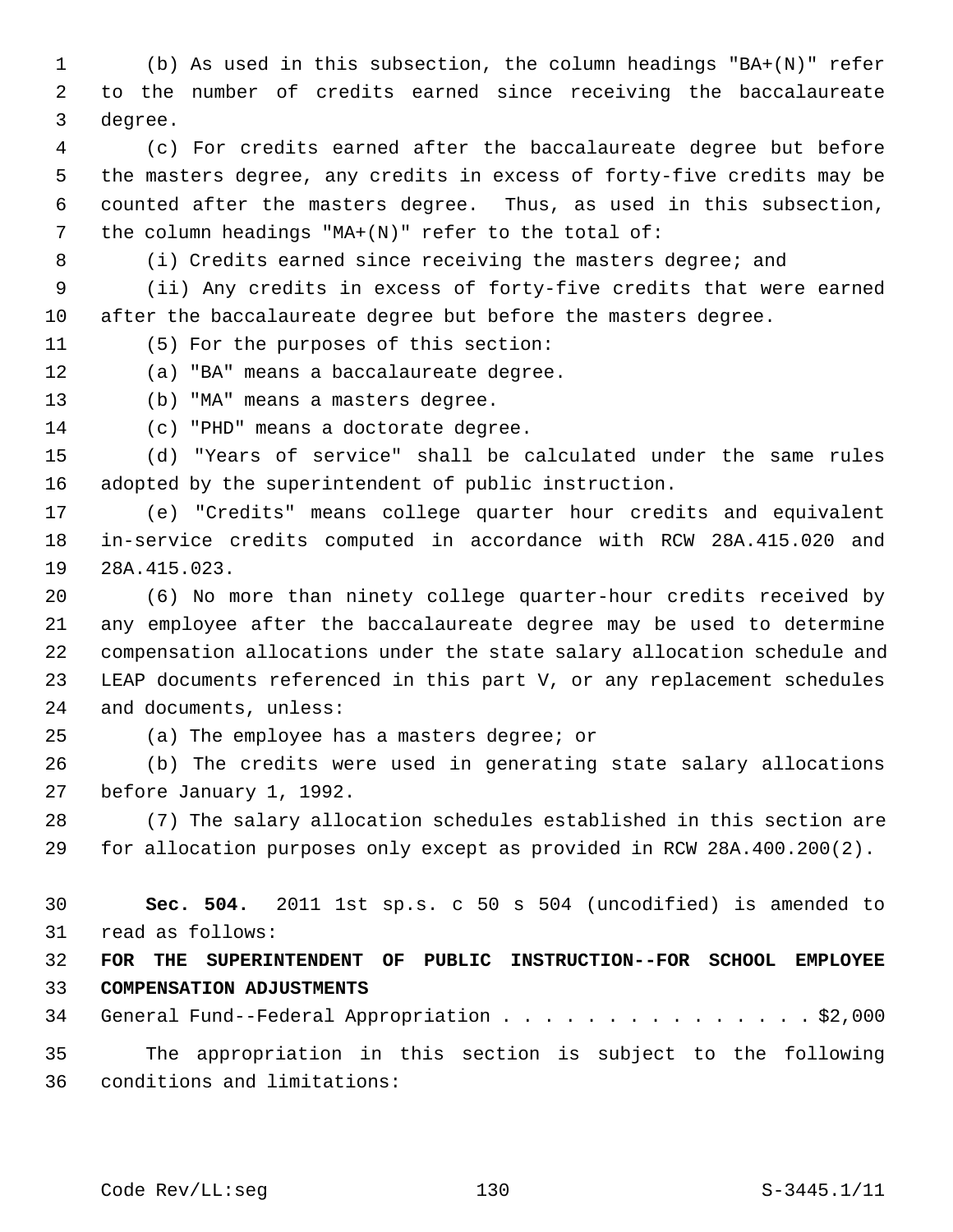(b) As used in this subsection, the column headings "BA+(N)" refer to the number of credits earned since receiving the baccalaureate degree.

(c) For credits earned after the baccalaureate degree but before the masters degree, any credits in excess of forty-five credits may be counted after the masters degree. Thus, as used in this subsection, the column headings "MA+(N)" refer to the total of:

(i) Credits earned since receiving the masters degree; and

(ii) Any credits in excess of forty-five credits that were earned after the baccalaureate degree but before the masters degree.

(5) For the purposes of this section:

(a) "BA" means a baccalaureate degree.

(b) "MA" means a masters degree.

(c) "PHD" means a doctorate degree.

(d) "Years of service" shall be calculated under the same rules adopted by the superintendent of public instruction.

(e) "Credits" means college quarter hour credits and equivalent in-service credits computed in accordance with RCW 28A.415.020 and 28A.415.023.

(6) No more than ninety college quarter-hour credits received by any employee after the baccalaureate degree may be used to determine compensation allocations under the state salary allocation schedule and LEAP documents referenced in this part V, or any replacement schedules and documents, unless:

(a) The employee has a masters degree; or

(b) The credits were used in generating state salary allocations before January 1, 1992.

(7) The salary allocation schedules established in this section are for allocation purposes only except as provided in RCW 28A.400.200(2).

**Sec. 504.** 2011 1st sp.s. c 50 s 504 (uncodified) is amended to read as follows:

**FOR THE SUPERINTENDENT OF PUBLIC INSTRUCTION--FOR SCHOOL EMPLOYEE COMPENSATION ADJUSTMENTS**

General Fund--Federal Appropriation . . . . . . . . . . . . . . . $2,000

The appropriation in this section is subject to the following conditions and limitations: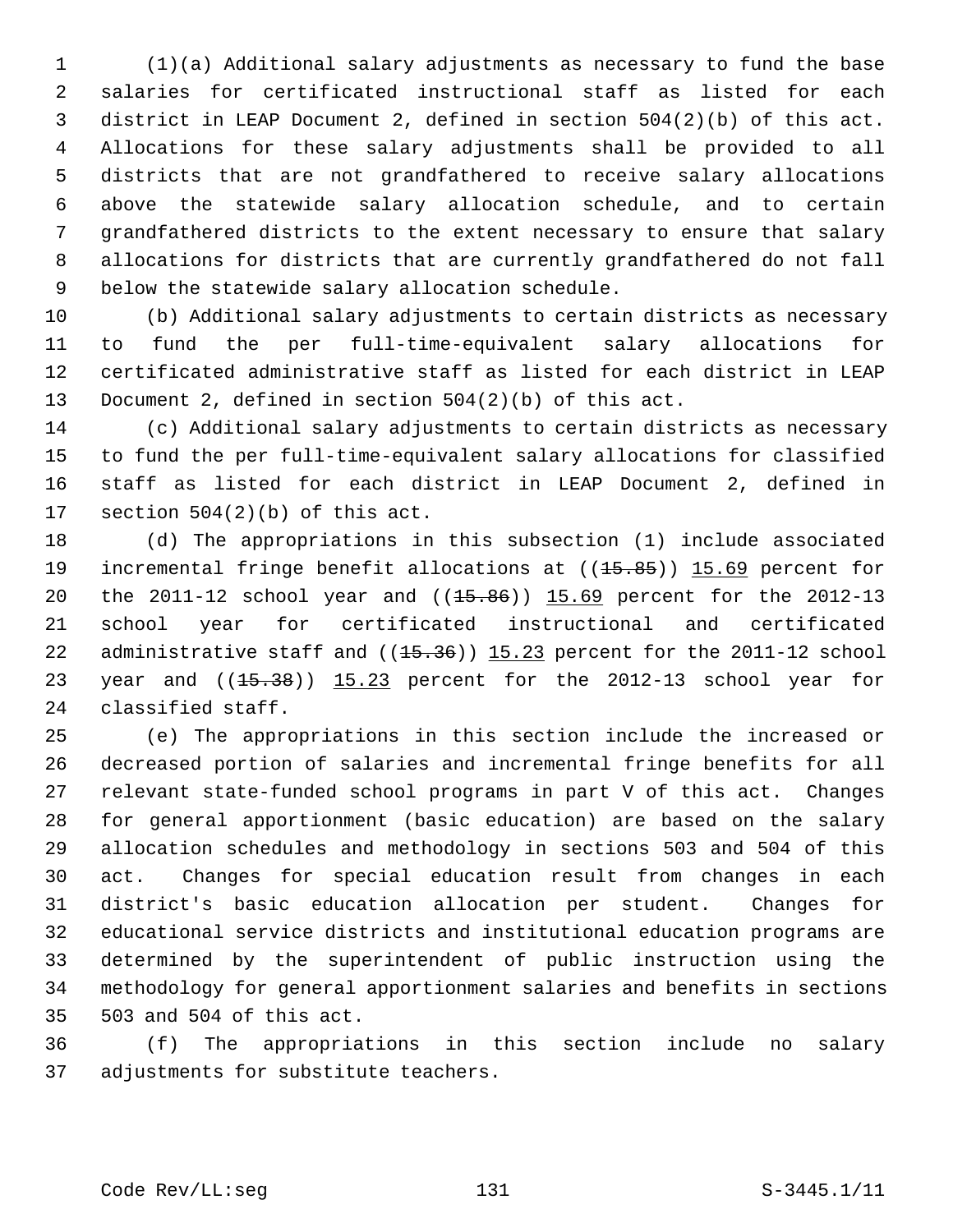(1)(a) Additional salary adjustments as necessary to fund the base salaries for certificated instructional staff as listed for each district in LEAP Document 2, defined in section 504(2)(b) of this act. Allocations for these salary adjustments shall be provided to all districts that are not grandfathered to receive salary allocations above the statewide salary allocation schedule, and to certain grandfathered districts to the extent necessary to ensure that salary allocations for districts that are currently grandfathered do not fall below the statewide salary allocation schedule.

(b) Additional salary adjustments to certain districts as necessary to fund the per full-time-equivalent salary allocations for certificated administrative staff as listed for each district in LEAP Document 2, defined in section 504(2)(b) of this act.

(c) Additional salary adjustments to certain districts as necessary to fund the per full-time-equivalent salary allocations for classified staff as listed for each district in LEAP Document 2, defined in section 504(2)(b) of this act.

(d) The appropriations in this subsection (1) include associated incremental fringe benefit allocations at ((~~15.85~~)) 15.69 percent for the 2011-12 school year and ((~~15.86~~)) 15.69 percent for the 2012-13 school year for certificated instructional and certificated administrative staff and ((~~15.36~~)) 15.23 percent for the 2011-12 school year and ((~~15.38~~)) 15.23 percent for the 2012-13 school year for classified staff.

(e) The appropriations in this section include the increased or decreased portion of salaries and incremental fringe benefits for all relevant state-funded school programs in part V of this act. Changes for general apportionment (basic education) are based on the salary allocation schedules and methodology in sections 503 and 504 of this act. Changes for special education result from changes in each district's basic education allocation per student. Changes for educational service districts and institutional education programs are determined by the superintendent of public instruction using the methodology for general apportionment salaries and benefits in sections 503 and 504 of this act.

(f) The appropriations in this section include no salary adjustments for substitute teachers.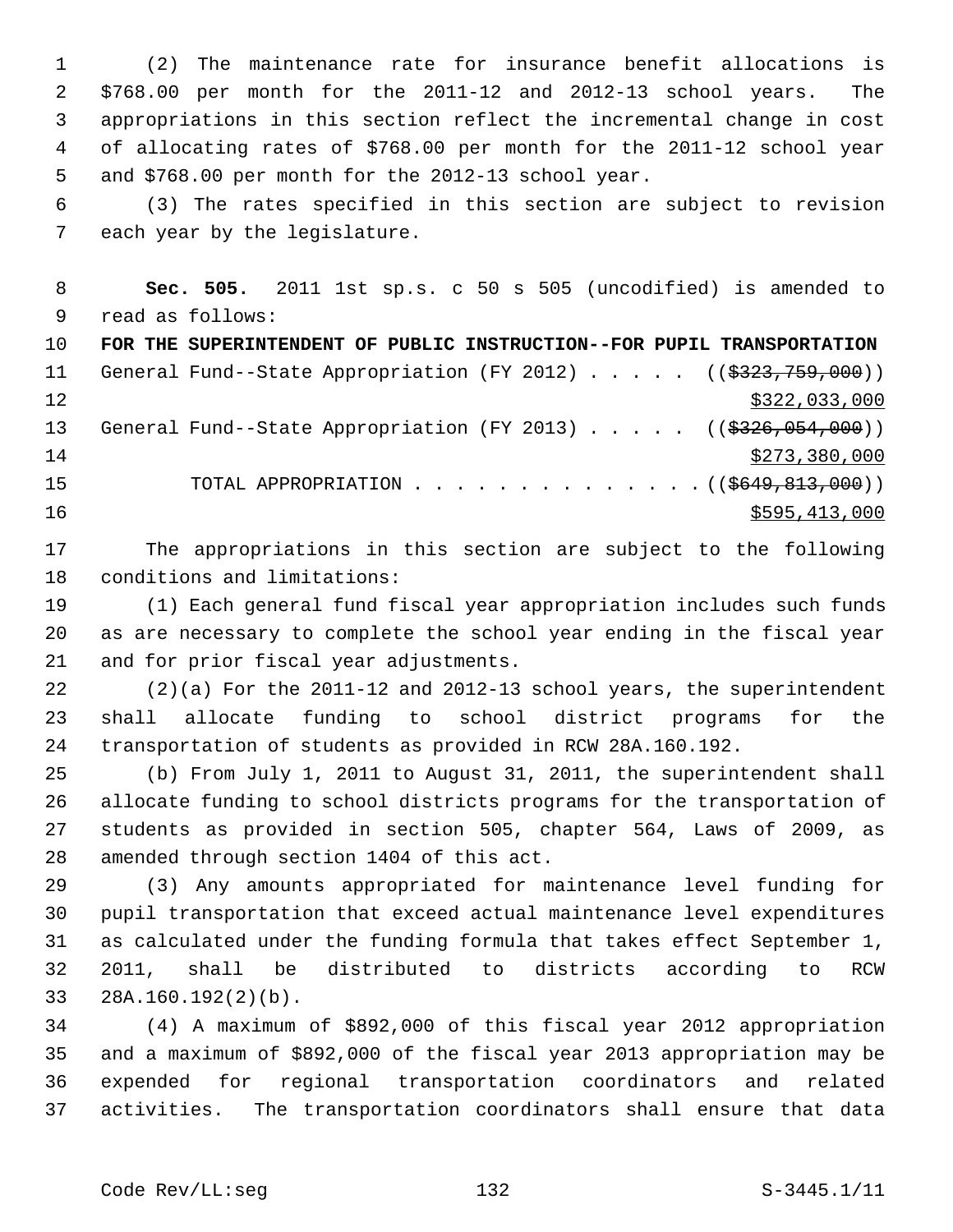(2) The maintenance rate for insurance benefit allocations is $768.00 per month for the 2011-12 and 2012-13 school years. The appropriations in this section reflect the incremental change in cost of allocating rates of $768.00 per month for the 2011-12 school year and $768.00 per month for the 2012-13 school year.

(3) The rates specified in this section are subject to revision each year by the legislature.

**Sec. 505.** 2011 1st sp.s. c 50 s 505 (uncodified) is amended to read as follows:

**FOR THE SUPERINTENDENT OF PUBLIC INSTRUCTION--FOR PUPIL TRANSPORTATION**

General Fund--State Appropriation (FY 2012) . . . . . ((~~$323,759,000~~)) $322,033,000

General Fund--State Appropriation (FY 2013) . . . . . ((~~$326,054,000~~)) $273,380,000

TOTAL APPROPRIATION . . . . . . . . . . . . . . ((~~$649,813,000~~)) $595,413,000

The appropriations in this section are subject to the following conditions and limitations:

(1) Each general fund fiscal year appropriation includes such funds as are necessary to complete the school year ending in the fiscal year and for prior fiscal year adjustments.

(2)(a) For the 2011-12 and 2012-13 school years, the superintendent shall allocate funding to school district programs for the transportation of students as provided in RCW 28A.160.192.

(b) From July 1, 2011 to August 31, 2011, the superintendent shall allocate funding to school districts programs for the transportation of students as provided in section 505, chapter 564, Laws of 2009, as amended through section 1404 of this act.

(3) Any amounts appropriated for maintenance level funding for pupil transportation that exceed actual maintenance level expenditures as calculated under the funding formula that takes effect September 1, 2011, shall be distributed to districts according to RCW 28A.160.192(2)(b).

(4) A maximum of $892,000 of this fiscal year 2012 appropriation and a maximum of $892,000 of the fiscal year 2013 appropriation may be expended for regional transportation coordinators and related activities. The transportation coordinators shall ensure that data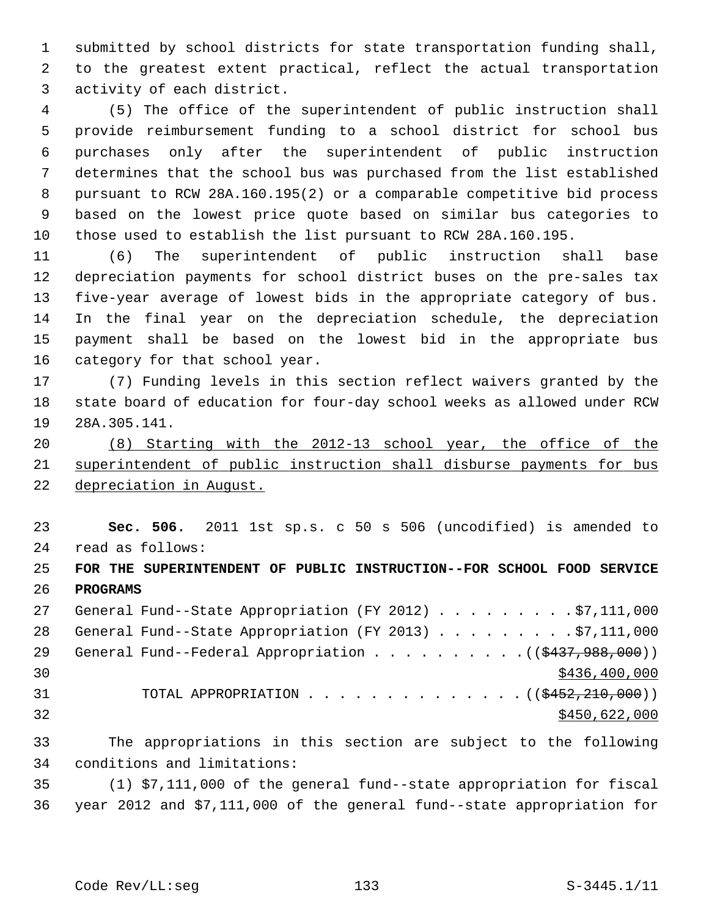submitted by school districts for state transportation funding shall, to the greatest extent practical, reflect the actual transportation activity of each district.

(5) The office of the superintendent of public instruction shall provide reimbursement funding to a school district for school bus purchases only after the superintendent of public instruction determines that the school bus was purchased from the list established pursuant to RCW 28A.160.195(2) or a comparable competitive bid process based on the lowest price quote based on similar bus categories to those used to establish the list pursuant to RCW 28A.160.195.

(6) The superintendent of public instruction shall base depreciation payments for school district buses on the pre-sales tax five-year average of lowest bids in the appropriate category of bus. In the final year on the depreciation schedule, the depreciation payment shall be based on the lowest bid in the appropriate bus category for that school year.

(7) Funding levels in this section reflect waivers granted by the state board of education for four-day school weeks as allowed under RCW 28A.305.141.

<u>(8) Starting with the 2012-13 school year, the office of the superintendent of public instruction shall disburse payments for bus depreciation in August.</u>

**Sec. 506.** 2011 1st sp.s. c 50 s 506 (uncodified) is amended to read as follows:

**FOR THE SUPERINTENDENT OF PUBLIC INSTRUCTION--FOR SCHOOL FOOD SERVICE PROGRAMS**

General Fund--State Appropriation (FY 2012) . . . . . . . . . $7,111,000
General Fund--State Appropriation (FY 2013) . . . . . . . . . $7,111,000
General Fund--Federal Appropriation . . . . . . . . . . (( ~~$437,988,000~~ ))
<u>$436,400,000</u>
TOTAL APPROPRIATION . . . . . . . . . . . . . . (( ~~$452,210,000~~ ))
<u>$450,622,000</u>

The appropriations in this section are subject to the following conditions and limitations:

(1) $7,111,000 of the general fund--state appropriation for fiscal year 2012 and $7,111,000 of the general fund--state appropriation for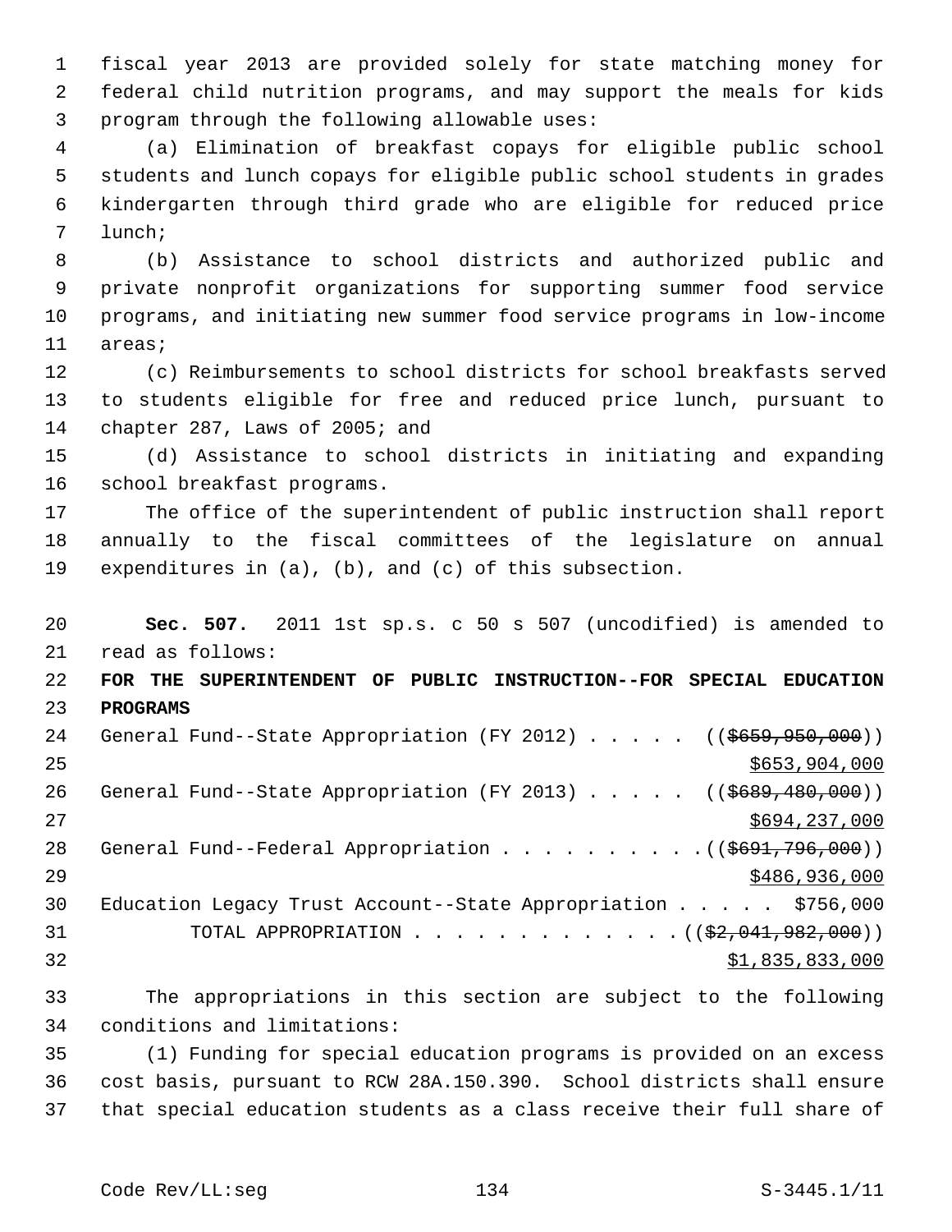fiscal year 2013 are provided solely for state matching money for federal child nutrition programs, and may support the meals for kids program through the following allowable uses:

(a) Elimination of breakfast copays for eligible public school students and lunch copays for eligible public school students in grades kindergarten through third grade who are eligible for reduced price lunch;

(b) Assistance to school districts and authorized public and private nonprofit organizations for supporting summer food service programs, and initiating new summer food service programs in low-income areas;

(c) Reimbursements to school districts for school breakfasts served to students eligible for free and reduced price lunch, pursuant to chapter 287, Laws of 2005; and

(d) Assistance to school districts in initiating and expanding school breakfast programs.

The office of the superintendent of public instruction shall report annually to the fiscal committees of the legislature on annual expenditures in (a), (b), and (c) of this subsection.

**Sec. 507.** 2011 1st sp.s. c 50 s 507 (uncodified) is amended to read as follows:

**FOR THE SUPERINTENDENT OF PUBLIC INSTRUCTION--FOR SPECIAL EDUCATION PROGRAMS**

General Fund--State Appropriation (FY 2012) . . . . . ((~~$659,950,000~~))
$653,904,000

General Fund--State Appropriation (FY 2013) . . . . . ((~~$689,480,000~~))
$694,237,000

General Fund--Federal Appropriation . . . . . . . . . . ((~~$691,796,000~~))
$486,936,000

Education Legacy Trust Account--State Appropriation . . . . . $756,000

TOTAL APPROPRIATION . . . . . . . . . . . . . ((~~$2,041,982,000~~))
$1,835,833,000

The appropriations in this section are subject to the following conditions and limitations:

(1) Funding for special education programs is provided on an excess cost basis, pursuant to RCW 28A.150.390. School districts shall ensure that special education students as a class receive their full share of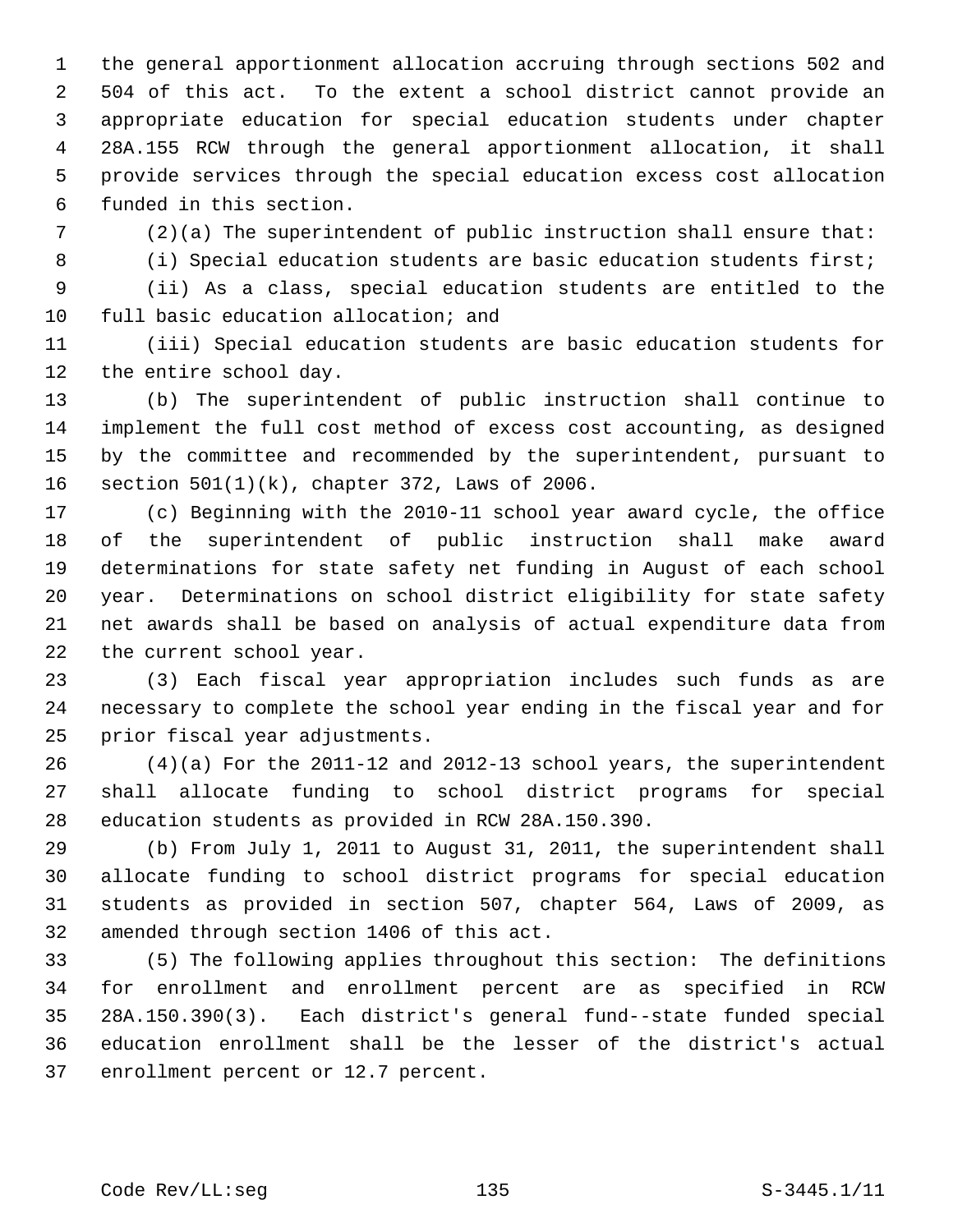the general apportionment allocation accruing through sections 502 and 504 of this act. To the extent a school district cannot provide an appropriate education for special education students under chapter 28A.155 RCW through the general apportionment allocation, it shall provide services through the special education excess cost allocation funded in this section.

(2)(a) The superintendent of public instruction shall ensure that:

(i) Special education students are basic education students first;

(ii) As a class, special education students are entitled to the full basic education allocation; and

(iii) Special education students are basic education students for the entire school day.

(b) The superintendent of public instruction shall continue to implement the full cost method of excess cost accounting, as designed by the committee and recommended by the superintendent, pursuant to section 501(1)(k), chapter 372, Laws of 2006.

(c) Beginning with the 2010-11 school year award cycle, the office of the superintendent of public instruction shall make award determinations for state safety net funding in August of each school year. Determinations on school district eligibility for state safety net awards shall be based on analysis of actual expenditure data from the current school year.

(3) Each fiscal year appropriation includes such funds as are necessary to complete the school year ending in the fiscal year and for prior fiscal year adjustments.

(4)(a) For the 2011-12 and 2012-13 school years, the superintendent shall allocate funding to school district programs for special education students as provided in RCW 28A.150.390.

(b) From July 1, 2011 to August 31, 2011, the superintendent shall allocate funding to school district programs for special education students as provided in section 507, chapter 564, Laws of 2009, as amended through section 1406 of this act.

(5) The following applies throughout this section: The definitions for enrollment and enrollment percent are as specified in RCW 28A.150.390(3). Each district's general fund--state funded special education enrollment shall be the lesser of the district's actual enrollment percent or 12.7 percent.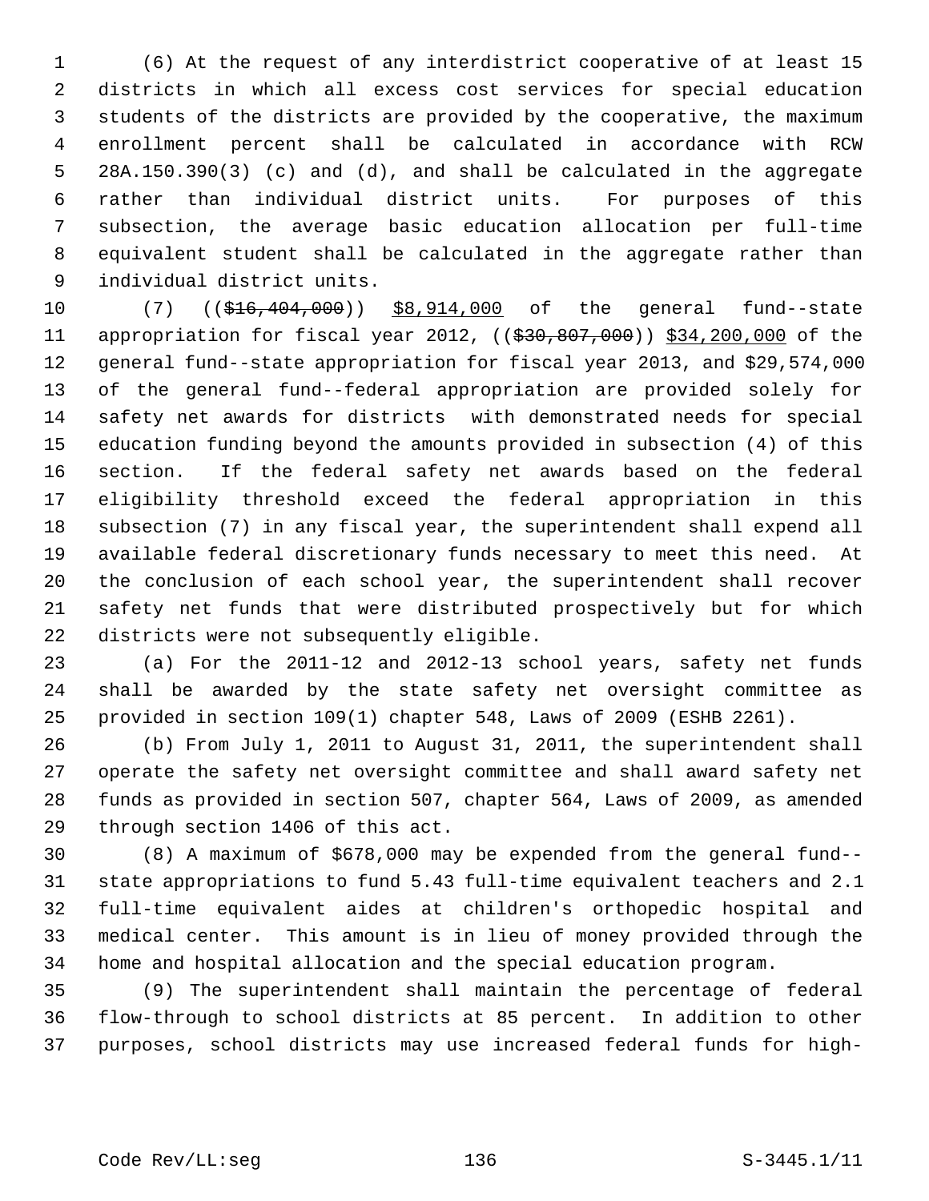(6) At the request of any interdistrict cooperative of at least 15 districts in which all excess cost services for special education students of the districts are provided by the cooperative, the maximum enrollment percent shall be calculated in accordance with RCW 28A.150.390(3) (c) and (d), and shall be calculated in the aggregate rather than individual district units. For purposes of this subsection, the average basic education allocation per full-time equivalent student shall be calculated in the aggregate rather than individual district units.

(7) ((~~$16,404,000~~)) $8,914,000 of the general fund--state appropriation for fiscal year 2012, ((~~$30,807,000~~)) $34,200,000 of the general fund--state appropriation for fiscal year 2013, and $29,574,000 of the general fund--federal appropriation are provided solely for safety net awards for districts with demonstrated needs for special education funding beyond the amounts provided in subsection (4) of this section. If the federal safety net awards based on the federal eligibility threshold exceed the federal appropriation in this subsection (7) in any fiscal year, the superintendent shall expend all available federal discretionary funds necessary to meet this need. At the conclusion of each school year, the superintendent shall recover safety net funds that were distributed prospectively but for which districts were not subsequently eligible.

(a) For the 2011-12 and 2012-13 school years, safety net funds shall be awarded by the state safety net oversight committee as provided in section 109(1) chapter 548, Laws of 2009 (ESHB 2261).

(b) From July 1, 2011 to August 31, 2011, the superintendent shall operate the safety net oversight committee and shall award safety net funds as provided in section 507, chapter 564, Laws of 2009, as amended through section 1406 of this act.

(8) A maximum of $678,000 may be expended from the general fund--state appropriations to fund 5.43 full-time equivalent teachers and 2.1 full-time equivalent aides at children's orthopedic hospital and medical center. This amount is in lieu of money provided through the home and hospital allocation and the special education program.

(9) The superintendent shall maintain the percentage of federal flow-through to school districts at 85 percent. In addition to other purposes, school districts may use increased federal funds for high-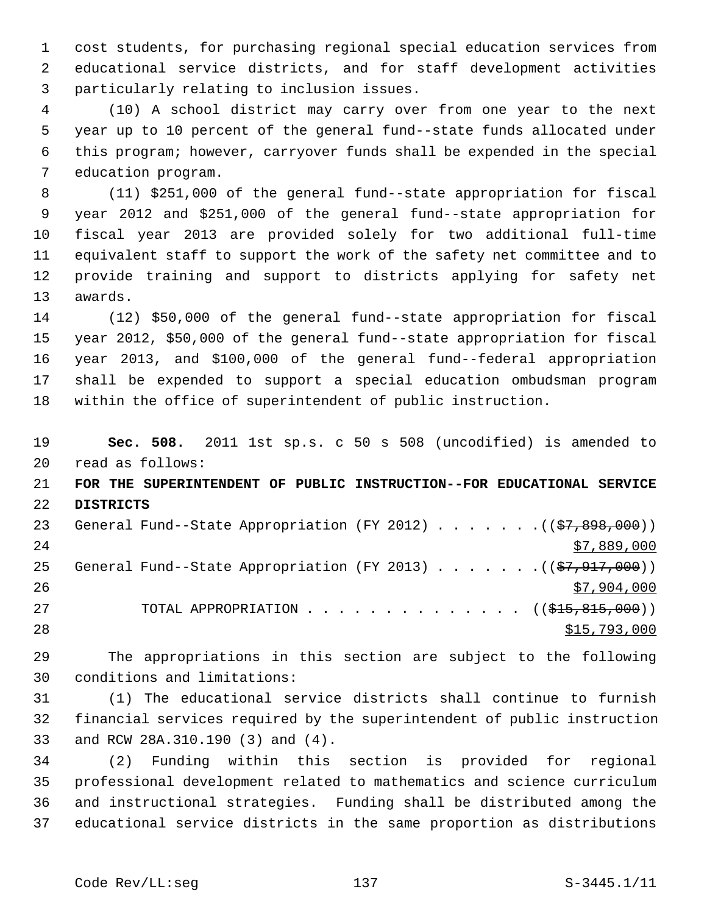cost students, for purchasing regional special education services from educational service districts, and for staff development activities particularly relating to inclusion issues.

(10) A school district may carry over from one year to the next year up to 10 percent of the general fund--state funds allocated under this program; however, carryover funds shall be expended in the special education program.

(11) $251,000 of the general fund--state appropriation for fiscal year 2012 and $251,000 of the general fund--state appropriation for fiscal year 2013 are provided solely for two additional full-time equivalent staff to support the work of the safety net committee and to provide training and support to districts applying for safety net awards.

(12) $50,000 of the general fund--state appropriation for fiscal year 2012, $50,000 of the general fund--state appropriation for fiscal year 2013, and $100,000 of the general fund--federal appropriation shall be expended to support a special education ombudsman program within the office of superintendent of public instruction.

**Sec. 508.** 2011 1st sp.s. c 50 s 508 (uncodified) is amended to read as follows:

**FOR THE SUPERINTENDENT OF PUBLIC INSTRUCTION--FOR EDUCATIONAL SERVICE DISTRICTS**

General Fund--State Appropriation (FY 2012) . . . . . . . ((~~$7,898,000~~))
$7,889,000

General Fund--State Appropriation (FY 2013) . . . . . . . ((~~$7,917,000~~))
$7,904,000

TOTAL APPROPRIATION . . . . . . . . . . . . . . ((~~$15,815,000~~))
$15,793,000

The appropriations in this section are subject to the following conditions and limitations:

(1) The educational service districts shall continue to furnish financial services required by the superintendent of public instruction and RCW 28A.310.190 (3) and (4).

(2) Funding within this section is provided for regional professional development related to mathematics and science curriculum and instructional strategies. Funding shall be distributed among the educational service districts in the same proportion as distributions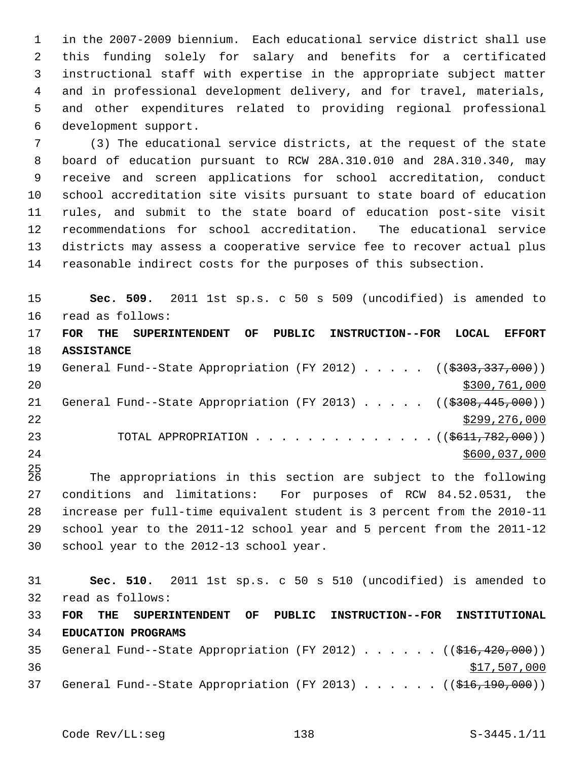in the 2007-2009 biennium. Each educational service district shall use this funding solely for salary and benefits for a certificated instructional staff with expertise in the appropriate subject matter and in professional development delivery, and for travel, materials, and other expenditures related to providing regional professional development support.

(3) The educational service districts, at the request of the state board of education pursuant to RCW 28A.310.010 and 28A.310.340, may receive and screen applications for school accreditation, conduct school accreditation site visits pursuant to state board of education rules, and submit to the state board of education post-site visit recommendations for school accreditation. The educational service districts may assess a cooperative service fee to recover actual plus reasonable indirect costs for the purposes of this subsection.

**Sec. 509.** 2011 1st sp.s. c 50 s 509 (uncodified) is amended to read as follows:

**FOR THE SUPERINTENDENT OF PUBLIC INSTRUCTION--FOR LOCAL EFFORT ASSISTANCE**

General Fund--State Appropriation (FY 2012) . . . . . ((~~$303,337,000~~)) $300,761,000

General Fund--State Appropriation (FY 2013) . . . . . ((~~$308,445,000~~)) $299,276,000

TOTAL APPROPRIATION . . . . . . . . . . . . . . ((~~$611,782,000~~)) $600,037,000

The appropriations in this section are subject to the following conditions and limitations: For purposes of RCW 84.52.0531, the increase per full-time equivalent student is 3 percent from the 2010-11 school year to the 2011-12 school year and 5 percent from the 2011-12 school year to the 2012-13 school year.

**Sec. 510.** 2011 1st sp.s. c 50 s 510 (uncodified) is amended to read as follows:

**FOR THE SUPERINTENDENT OF PUBLIC INSTRUCTION--FOR INSTITUTIONAL EDUCATION PROGRAMS**

General Fund--State Appropriation (FY 2012) . . . . . . ((~~$16,420,000~~)) $17,507,000

General Fund--State Appropriation (FY 2013) . . . . . . ((~~$16,190,000~~))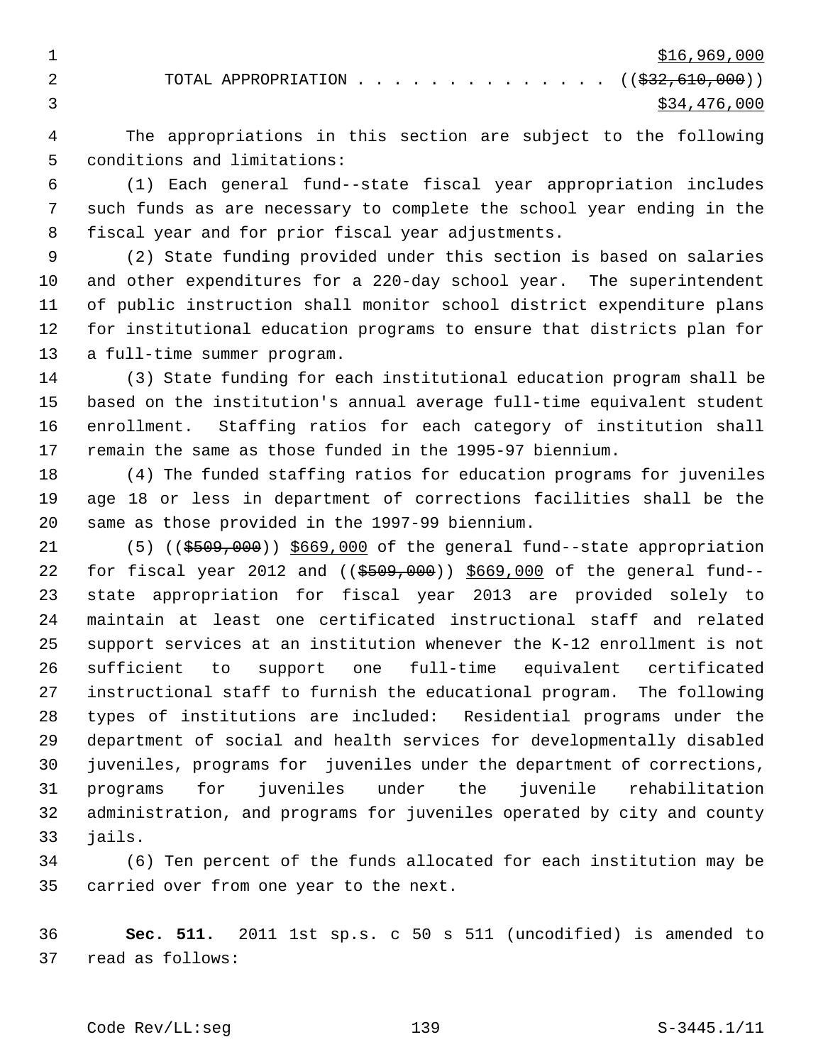$16,969,000

TOTAL APPROPRIATION . . . . . . . . . . . . . . (($32,610,000))
$34,476,000

The appropriations in this section are subject to the following conditions and limitations:

(1) Each general fund--state fiscal year appropriation includes such funds as are necessary to complete the school year ending in the fiscal year and for prior fiscal year adjustments.

(2) State funding provided under this section is based on salaries and other expenditures for a 220-day school year. The superintendent of public instruction shall monitor school district expenditure plans for institutional education programs to ensure that districts plan for a full-time summer program.

(3) State funding for each institutional education program shall be based on the institution's annual average full-time equivalent student enrollment. Staffing ratios for each category of institution shall remain the same as those funded in the 1995-97 biennium.

(4) The funded staffing ratios for education programs for juveniles age 18 or less in department of corrections facilities shall be the same as those provided in the 1997-99 biennium.

(5) (($509,000)) $669,000 of the general fund--state appropriation for fiscal year 2012 and (($509,000)) $669,000 of the general fund--state appropriation for fiscal year 2013 are provided solely to maintain at least one certificated instructional staff and related support services at an institution whenever the K-12 enrollment is not sufficient to support one full-time equivalent certificated instructional staff to furnish the educational program. The following types of institutions are included: Residential programs under the department of social and health services for developmentally disabled juveniles, programs for juveniles under the department of corrections, programs for juveniles under the juvenile rehabilitation administration, and programs for juveniles operated by city and county jails.

(6) Ten percent of the funds allocated for each institution may be carried over from one year to the next.

**Sec. 511.** 2011 1st sp.s. c 50 s 511 (uncodified) is amended to read as follows: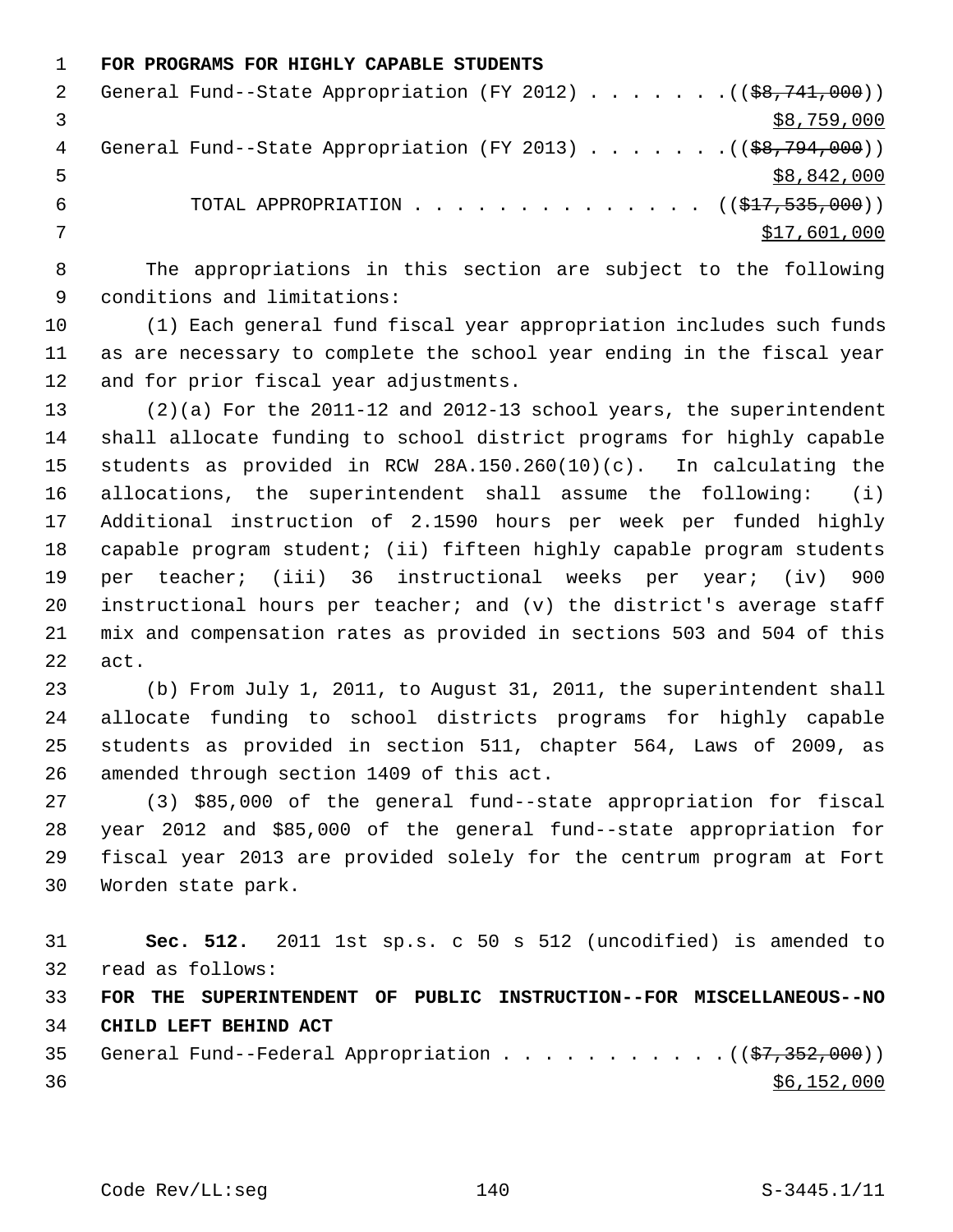**FOR PROGRAMS FOR HIGHLY CAPABLE STUDENTS**

General Fund--State Appropriation (FY 2012) . . . . . . . ((~~$8,741,000~~))
<u>$8,759,000</u>

General Fund--State Appropriation (FY 2013) . . . . . . . ((~~$8,794,000~~))
<u>$8,842,000</u>

TOTAL APPROPRIATION . . . . . . . . . . . . . . ((~~$17,535,000~~))
<u>$17,601,000</u>

The appropriations in this section are subject to the following conditions and limitations:

(1) Each general fund fiscal year appropriation includes such funds as are necessary to complete the school year ending in the fiscal year and for prior fiscal year adjustments.

(2)(a) For the 2011-12 and 2012-13 school years, the superintendent shall allocate funding to school district programs for highly capable students as provided in RCW 28A.150.260(10)(c). In calculating the allocations, the superintendent shall assume the following: (i) Additional instruction of 2.1590 hours per week per funded highly capable program student; (ii) fifteen highly capable program students per teacher; (iii) 36 instructional weeks per year; (iv) 900 instructional hours per teacher; and (v) the district's average staff mix and compensation rates as provided in sections 503 and 504 of this act.

(b) From July 1, 2011, to August 31, 2011, the superintendent shall allocate funding to school districts programs for highly capable students as provided in section 511, chapter 564, Laws of 2009, as amended through section 1409 of this act.

(3) $85,000 of the general fund--state appropriation for fiscal year 2012 and $85,000 of the general fund--state appropriation for fiscal year 2013 are provided solely for the centrum program at Fort Worden state park.

**Sec. 512.** 2011 1st sp.s. c 50 s 512 (uncodified) is amended to read as follows:

**FOR THE SUPERINTENDENT OF PUBLIC INSTRUCTION--FOR MISCELLANEOUS--NO CHILD LEFT BEHIND ACT**

General Fund--Federal Appropriation . . . . . . . . . . . ((~~$7,352,000~~))
<u>$6,152,000</u>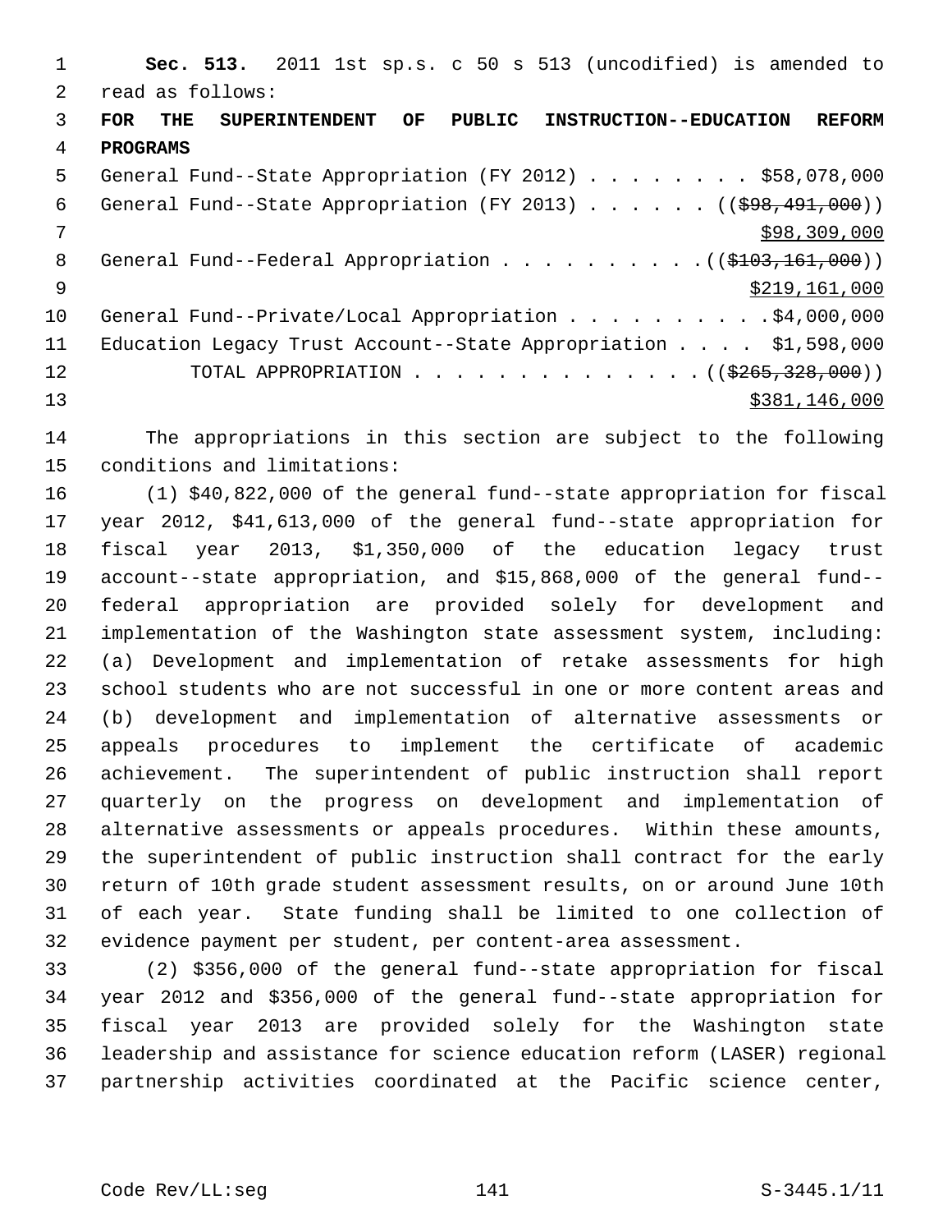**Sec. 513.** 2011 1st sp.s. c 50 s 513 (uncodified) is amended to read as follows:

**FOR THE SUPERINTENDENT OF PUBLIC INSTRUCTION--EDUCATION REFORM PROGRAMS**

General Fund--State Appropriation (FY 2012) . . . . . . . . $58,078,000
General Fund--State Appropriation (FY 2013) . . . . . . ((~~$98,491,000~~))
$98,309,000
General Fund--Federal Appropriation . . . . . . . . . . ((~~$103,161,000~~))
$219,161,000
General Fund--Private/Local Appropriation . . . . . . . . . .$4,000,000
Education Legacy Trust Account--State Appropriation . . . . $1,598,000
TOTAL APPROPRIATION . . . . . . . . . . . . . . ((~~$265,328,000~~))
$381,146,000

The appropriations in this section are subject to the following conditions and limitations:

(1) $40,822,000 of the general fund--state appropriation for fiscal year 2012, $41,613,000 of the general fund--state appropriation for fiscal year 2013, $1,350,000 of the education legacy trust account--state appropriation, and $15,868,000 of the general fund--federal appropriation are provided solely for development and implementation of the Washington state assessment system, including: (a) Development and implementation of retake assessments for high school students who are not successful in one or more content areas and (b) development and implementation of alternative assessments or appeals procedures to implement the certificate of academic achievement. The superintendent of public instruction shall report quarterly on the progress on development and implementation of alternative assessments or appeals procedures. Within these amounts, the superintendent of public instruction shall contract for the early return of 10th grade student assessment results, on or around June 10th of each year. State funding shall be limited to one collection of evidence payment per student, per content-area assessment.

(2) $356,000 of the general fund--state appropriation for fiscal year 2012 and $356,000 of the general fund--state appropriation for fiscal year 2013 are provided solely for the Washington state leadership and assistance for science education reform (LASER) regional partnership activities coordinated at the Pacific science center,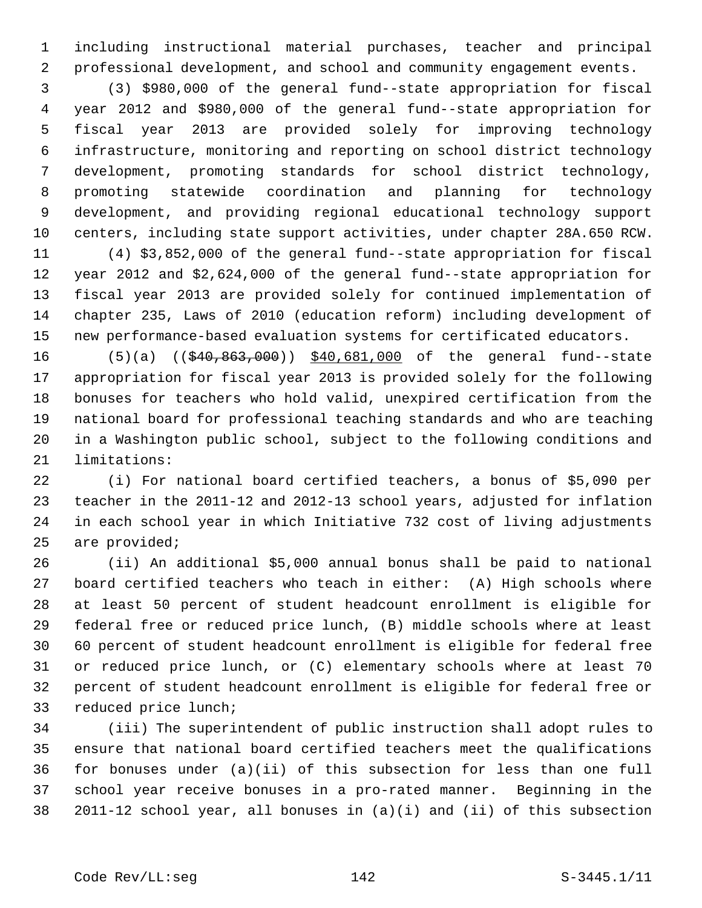including instructional material purchases, teacher and principal professional development, and school and community engagement events.

(3) $980,000 of the general fund--state appropriation for fiscal year 2012 and $980,000 of the general fund--state appropriation for fiscal year 2013 are provided solely for improving technology infrastructure, monitoring and reporting on school district technology development, promoting standards for school district technology, promoting statewide coordination and planning for technology development, and providing regional educational technology support centers, including state support activities, under chapter 28A.650 RCW.

(4) $3,852,000 of the general fund--state appropriation for fiscal year 2012 and $2,624,000 of the general fund--state appropriation for fiscal year 2013 are provided solely for continued implementation of chapter 235, Laws of 2010 (education reform) including development of new performance-based evaluation systems for certificated educators.

(5)(a) ((~~$40,863,000~~)) <u>$40,681,000</u> of the general fund--state appropriation for fiscal year 2013 is provided solely for the following bonuses for teachers who hold valid, unexpired certification from the national board for professional teaching standards and who are teaching in a Washington public school, subject to the following conditions and limitations:

(i) For national board certified teachers, a bonus of $5,090 per teacher in the 2011-12 and 2012-13 school years, adjusted for inflation in each school year in which Initiative 732 cost of living adjustments are provided;

(ii) An additional $5,000 annual bonus shall be paid to national board certified teachers who teach in either: (A) High schools where at least 50 percent of student headcount enrollment is eligible for federal free or reduced price lunch, (B) middle schools where at least 60 percent of student headcount enrollment is eligible for federal free or reduced price lunch, or (C) elementary schools where at least 70 percent of student headcount enrollment is eligible for federal free or reduced price lunch;

(iii) The superintendent of public instruction shall adopt rules to ensure that national board certified teachers meet the qualifications for bonuses under (a)(ii) of this subsection for less than one full school year receive bonuses in a pro-rated manner. Beginning in the 2011-12 school year, all bonuses in (a)(i) and (ii) of this subsection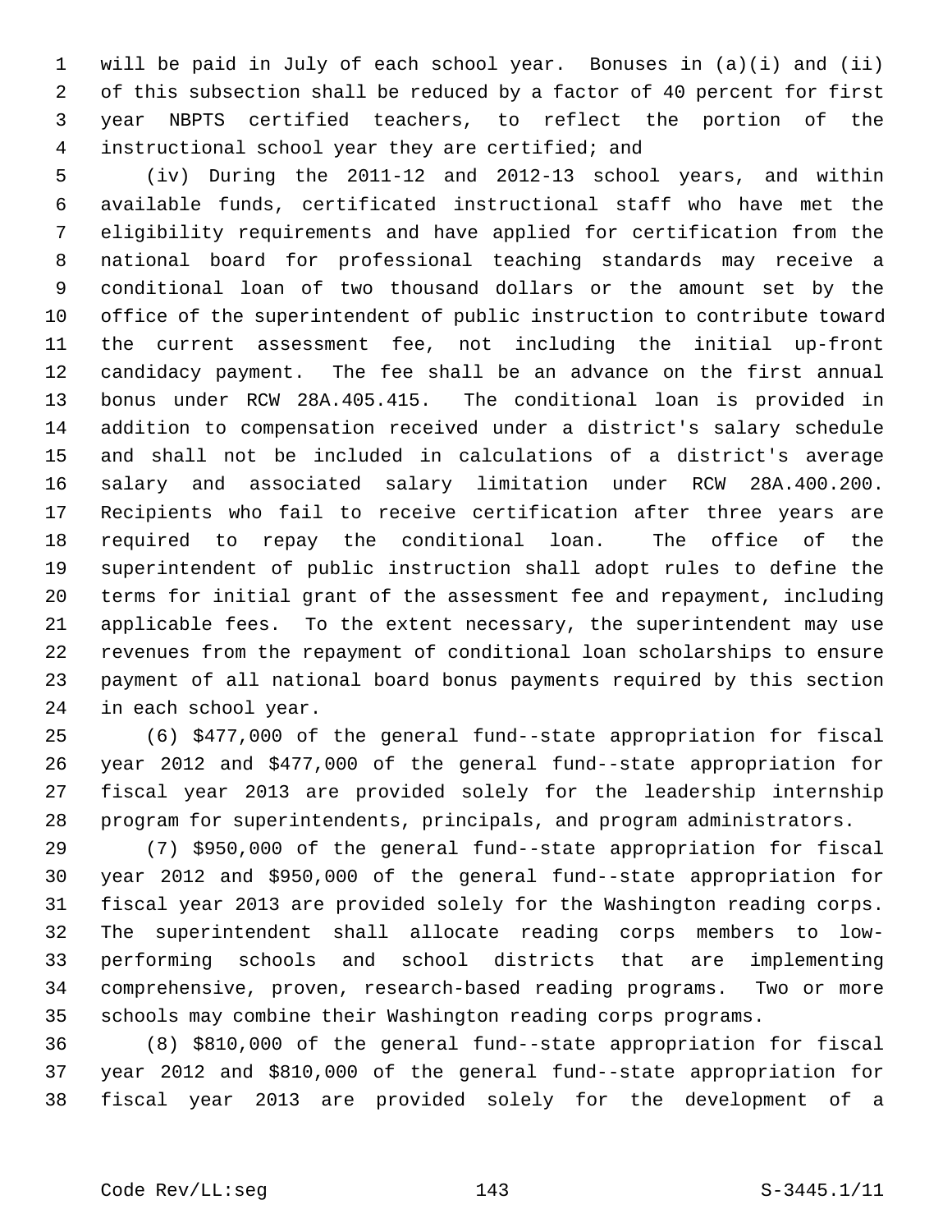will be paid in July of each school year. Bonuses in (a)(i) and (ii) of this subsection shall be reduced by a factor of 40 percent for first year NBPTS certified teachers, to reflect the portion of the instructional school year they are certified; and

(iv) During the 2011-12 and 2012-13 school years, and within available funds, certificated instructional staff who have met the eligibility requirements and have applied for certification from the national board for professional teaching standards may receive a conditional loan of two thousand dollars or the amount set by the office of the superintendent of public instruction to contribute toward the current assessment fee, not including the initial up-front candidacy payment. The fee shall be an advance on the first annual bonus under RCW 28A.405.415. The conditional loan is provided in addition to compensation received under a district's salary schedule and shall not be included in calculations of a district's average salary and associated salary limitation under RCW 28A.400.200. Recipients who fail to receive certification after three years are required to repay the conditional loan. The office of the superintendent of public instruction shall adopt rules to define the terms for initial grant of the assessment fee and repayment, including applicable fees. To the extent necessary, the superintendent may use revenues from the repayment of conditional loan scholarships to ensure payment of all national board bonus payments required by this section in each school year.

(6) $477,000 of the general fund--state appropriation for fiscal year 2012 and $477,000 of the general fund--state appropriation for fiscal year 2013 are provided solely for the leadership internship program for superintendents, principals, and program administrators.

(7) $950,000 of the general fund--state appropriation for fiscal year 2012 and $950,000 of the general fund--state appropriation for fiscal year 2013 are provided solely for the Washington reading corps. The superintendent shall allocate reading corps members to low-performing schools and school districts that are implementing comprehensive, proven, research-based reading programs. Two or more schools may combine their Washington reading corps programs.

(8) $810,000 of the general fund--state appropriation for fiscal year 2012 and $810,000 of the general fund--state appropriation for fiscal year 2013 are provided solely for the development of a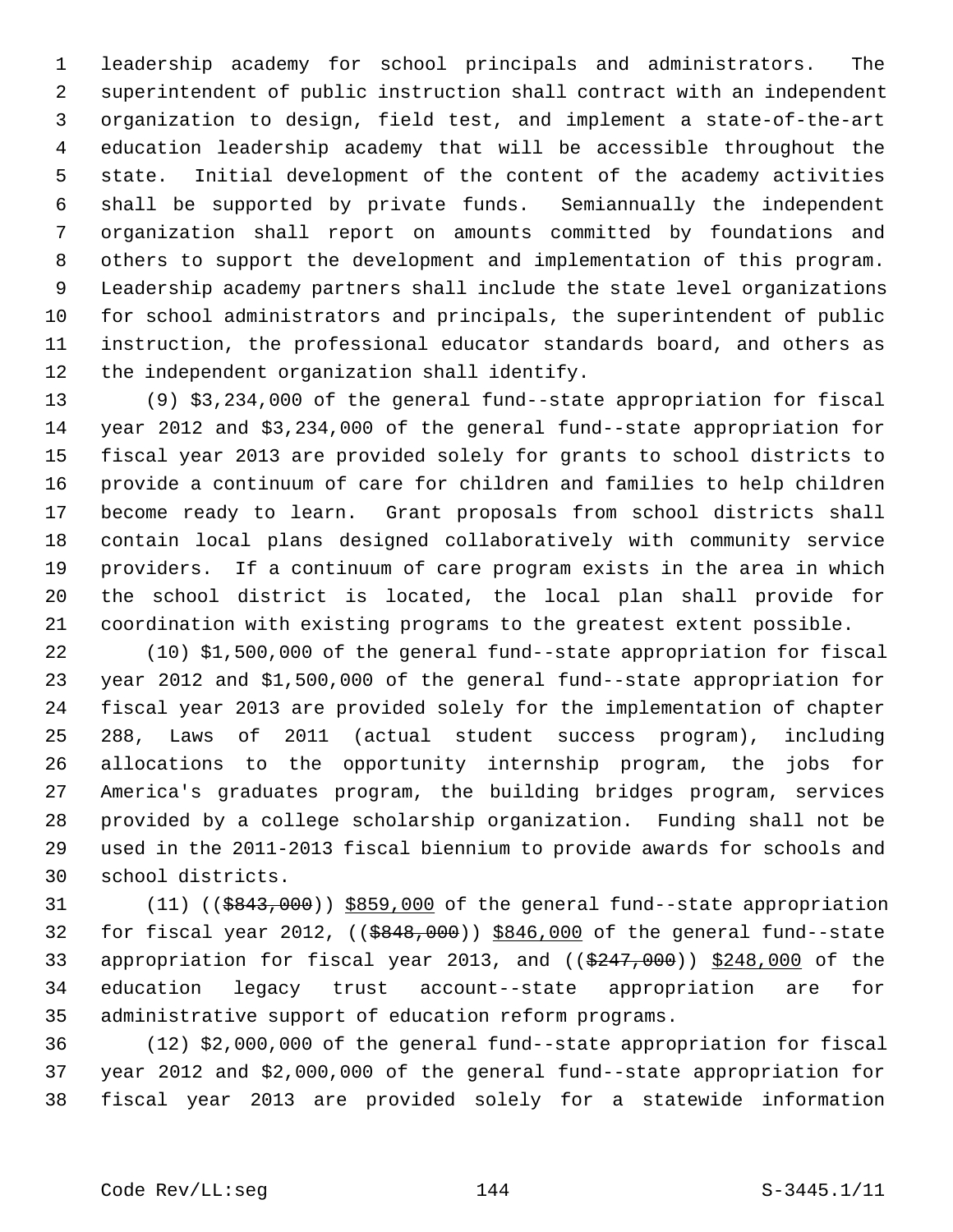leadership academy for school principals and administrators. The superintendent of public instruction shall contract with an independent organization to design, field test, and implement a state-of-the-art education leadership academy that will be accessible throughout the state. Initial development of the content of the academy activities shall be supported by private funds. Semiannually the independent organization shall report on amounts committed by foundations and others to support the development and implementation of this program. Leadership academy partners shall include the state level organizations for school administrators and principals, the superintendent of public instruction, the professional educator standards board, and others as the independent organization shall identify.

(9) $3,234,000 of the general fund--state appropriation for fiscal year 2012 and $3,234,000 of the general fund--state appropriation for fiscal year 2013 are provided solely for grants to school districts to provide a continuum of care for children and families to help children become ready to learn. Grant proposals from school districts shall contain local plans designed collaboratively with community service providers. If a continuum of care program exists in the area in which the school district is located, the local plan shall provide for coordination with existing programs to the greatest extent possible.

(10) $1,500,000 of the general fund--state appropriation for fiscal year 2012 and $1,500,000 of the general fund--state appropriation for fiscal year 2013 are provided solely for the implementation of chapter 288, Laws of 2011 (actual student success program), including allocations to the opportunity internship program, the jobs for America's graduates program, the building bridges program, services provided by a college scholarship organization. Funding shall not be used in the 2011-2013 fiscal biennium to provide awards for schools and school districts.

(11) ((~~$843,000~~)) <u>$859,000</u> of the general fund--state appropriation for fiscal year 2012, ((~~$848,000~~)) <u>$846,000</u> of the general fund--state appropriation for fiscal year 2013, and ((~~$247,000~~)) <u>$248,000</u> of the education legacy trust account--state appropriation are for administrative support of education reform programs.

(12) $2,000,000 of the general fund--state appropriation for fiscal year 2012 and $2,000,000 of the general fund--state appropriation for fiscal year 2013 are provided solely for a statewide information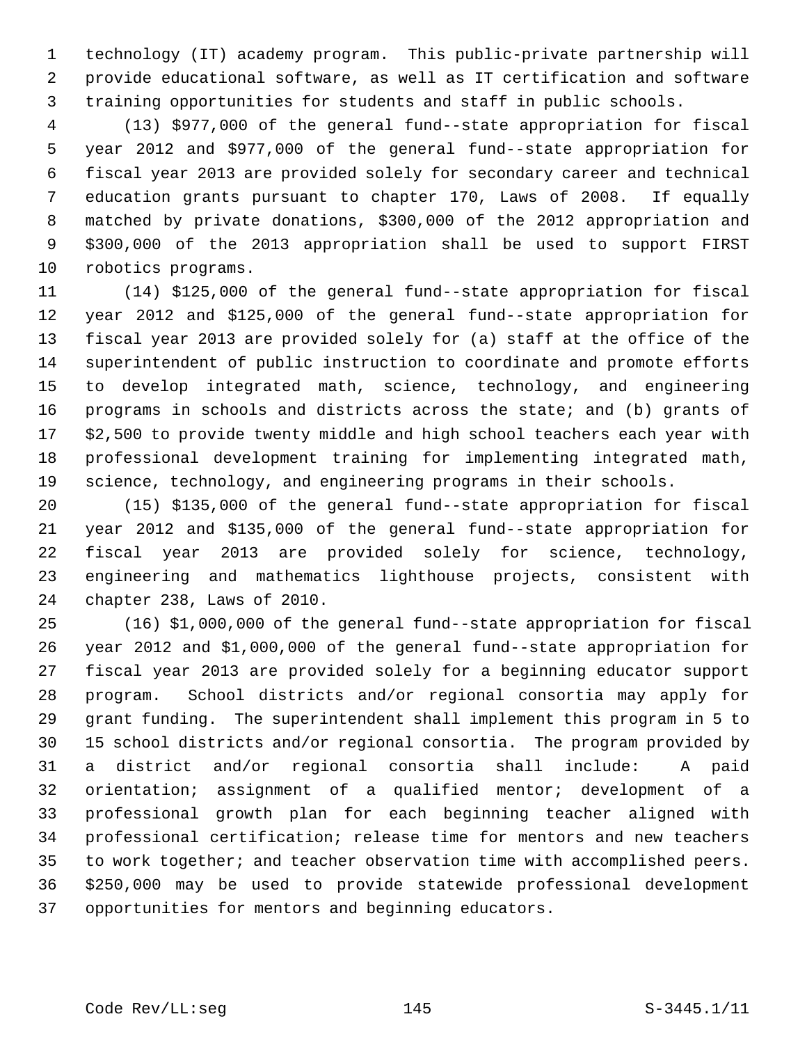technology (IT) academy program. This public-private partnership will provide educational software, as well as IT certification and software training opportunities for students and staff in public schools.

(13) $977,000 of the general fund--state appropriation for fiscal year 2012 and $977,000 of the general fund--state appropriation for fiscal year 2013 are provided solely for secondary career and technical education grants pursuant to chapter 170, Laws of 2008. If equally matched by private donations, $300,000 of the 2012 appropriation and $300,000 of the 2013 appropriation shall be used to support FIRST robotics programs.

(14) $125,000 of the general fund--state appropriation for fiscal year 2012 and $125,000 of the general fund--state appropriation for fiscal year 2013 are provided solely for (a) staff at the office of the superintendent of public instruction to coordinate and promote efforts to develop integrated math, science, technology, and engineering programs in schools and districts across the state; and (b) grants of $2,500 to provide twenty middle and high school teachers each year with professional development training for implementing integrated math, science, technology, and engineering programs in their schools.

(15) $135,000 of the general fund--state appropriation for fiscal year 2012 and $135,000 of the general fund--state appropriation for fiscal year 2013 are provided solely for science, technology, engineering and mathematics lighthouse projects, consistent with chapter 238, Laws of 2010.

(16) $1,000,000 of the general fund--state appropriation for fiscal year 2012 and $1,000,000 of the general fund--state appropriation for fiscal year 2013 are provided solely for a beginning educator support program. School districts and/or regional consortia may apply for grant funding. The superintendent shall implement this program in 5 to 15 school districts and/or regional consortia. The program provided by a district and/or regional consortia shall include: A paid orientation; assignment of a qualified mentor; development of a professional growth plan for each beginning teacher aligned with professional certification; release time for mentors and new teachers to work together; and teacher observation time with accomplished peers. $250,000 may be used to provide statewide professional development opportunities for mentors and beginning educators.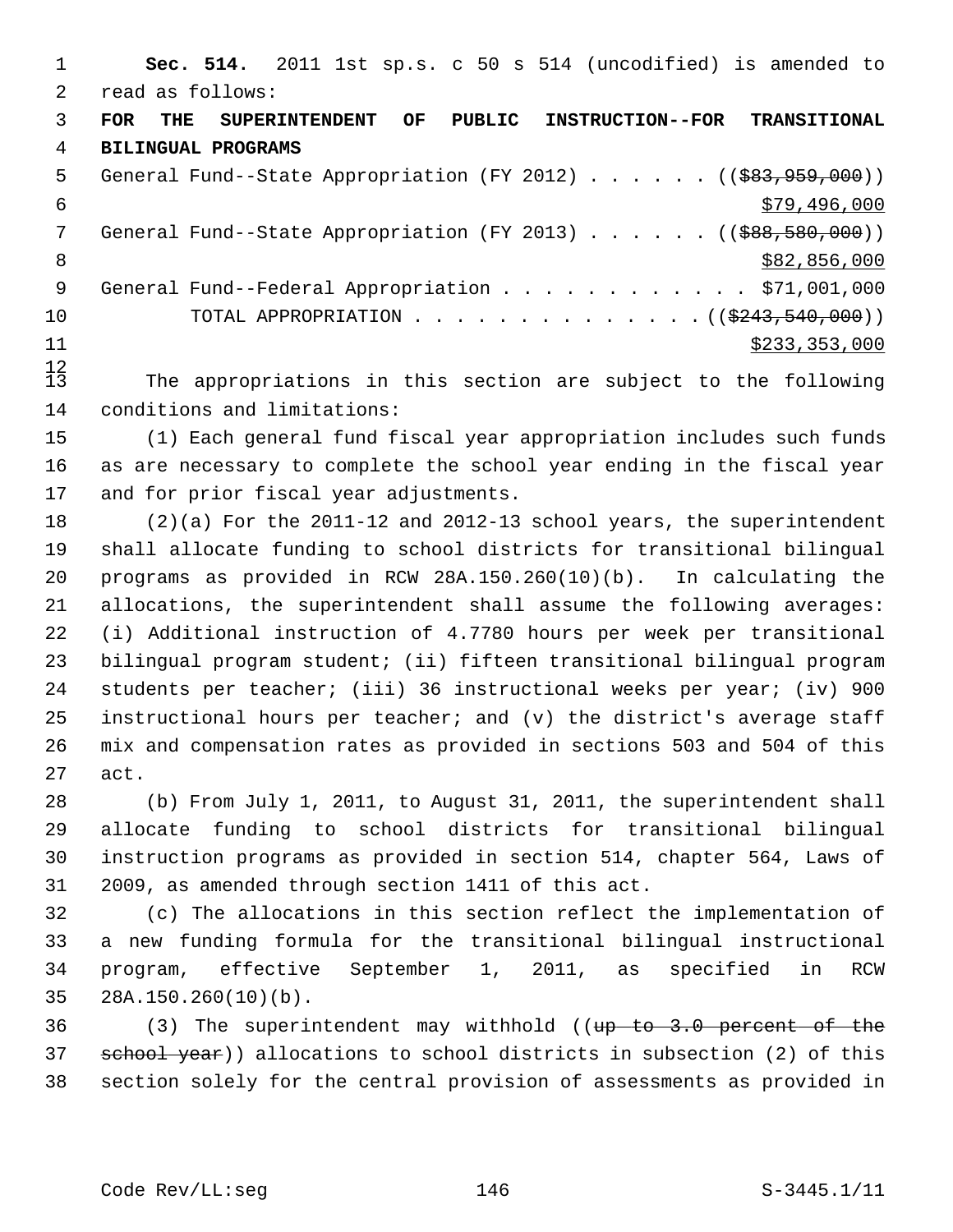**Sec. 514.** 2011 1st sp.s. c 50 s 514 (uncodified) is amended to read as follows:

**FOR THE SUPERINTENDENT OF PUBLIC INSTRUCTION--FOR TRANSITIONAL BILINGUAL PROGRAMS**

General Fund--State Appropriation (FY 2012) . . . . . . ((~~$83,959,000~~)) $79,496,000

General Fund--State Appropriation (FY 2013) . . . . . . ((~~$88,580,000~~)) $82,856,000

General Fund--Federal Appropriation . . . . . . . . . . . . $71,001,000

TOTAL APPROPRIATION . . . . . . . . . . . . . . ((~~$243,540,000~~)) $233,353,000

The appropriations in this section are subject to the following conditions and limitations:

(1) Each general fund fiscal year appropriation includes such funds as are necessary to complete the school year ending in the fiscal year and for prior fiscal year adjustments.

(2)(a) For the 2011-12 and 2012-13 school years, the superintendent shall allocate funding to school districts for transitional bilingual programs as provided in RCW 28A.150.260(10)(b). In calculating the allocations, the superintendent shall assume the following averages: (i) Additional instruction of 4.7780 hours per week per transitional bilingual program student; (ii) fifteen transitional bilingual program students per teacher; (iii) 36 instructional weeks per year; (iv) 900 instructional hours per teacher; and (v) the district's average staff mix and compensation rates as provided in sections 503 and 504 of this act.

(b) From July 1, 2011, to August 31, 2011, the superintendent shall allocate funding to school districts for transitional bilingual instruction programs as provided in section 514, chapter 564, Laws of 2009, as amended through section 1411 of this act.

(c) The allocations in this section reflect the implementation of a new funding formula for the transitional bilingual instructional program, effective September 1, 2011, as specified in RCW 28A.150.260(10)(b).

(3) The superintendent may withhold ((~~up to 3.0 percent of the school year~~)) allocations to school districts in subsection (2) of this section solely for the central provision of assessments as provided in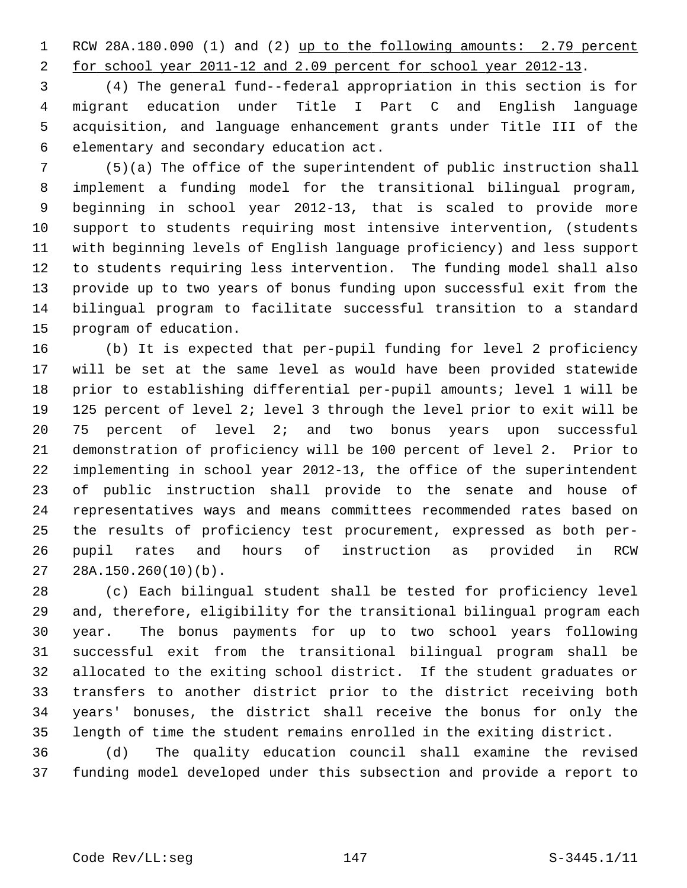RCW 28A.180.090 (1) and (2) <u>up to the following amounts: 2.79 percent for school year 2011-12 and 2.09 percent for school year 2012-13</u>.

(4) The general fund--federal appropriation in this section is for migrant education under Title I Part C and English language acquisition, and language enhancement grants under Title III of the elementary and secondary education act.

(5)(a) The office of the superintendent of public instruction shall implement a funding model for the transitional bilingual program, beginning in school year 2012-13, that is scaled to provide more support to students requiring most intensive intervention, (students with beginning levels of English language proficiency) and less support to students requiring less intervention. The funding model shall also provide up to two years of bonus funding upon successful exit from the bilingual program to facilitate successful transition to a standard program of education.

(b) It is expected that per-pupil funding for level 2 proficiency will be set at the same level as would have been provided statewide prior to establishing differential per-pupil amounts; level 1 will be 125 percent of level 2; level 3 through the level prior to exit will be 75 percent of level 2; and two bonus years upon successful demonstration of proficiency will be 100 percent of level 2. Prior to implementing in school year 2012-13, the office of the superintendent of public instruction shall provide to the senate and house of representatives ways and means committees recommended rates based on the results of proficiency test procurement, expressed as both per-pupil rates and hours of instruction as provided in RCW 28A.150.260(10)(b).

(c) Each bilingual student shall be tested for proficiency level and, therefore, eligibility for the transitional bilingual program each year. The bonus payments for up to two school years following successful exit from the transitional bilingual program shall be allocated to the exiting school district. If the student graduates or transfers to another district prior to the district receiving both years' bonuses, the district shall receive the bonus for only the length of time the student remains enrolled in the exiting district.

(d) The quality education council shall examine the revised funding model developed under this subsection and provide a report to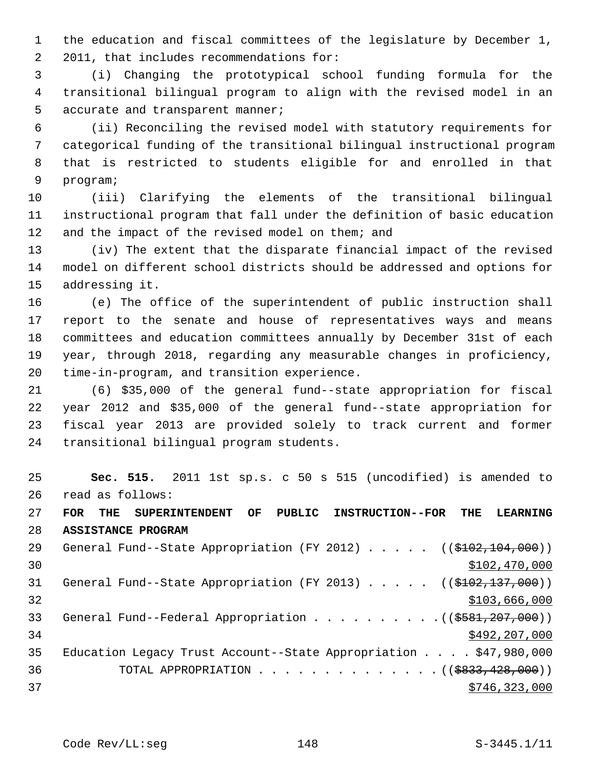the education and fiscal committees of the legislature by December 1, 2011, that includes recommendations for:

(i) Changing the prototypical school funding formula for the transitional bilingual program to align with the revised model in an accurate and transparent manner;

(ii) Reconciling the revised model with statutory requirements for categorical funding of the transitional bilingual instructional program that is restricted to students eligible for and enrolled in that program;

(iii) Clarifying the elements of the transitional bilingual instructional program that fall under the definition of basic education and the impact of the revised model on them; and

(iv) The extent that the disparate financial impact of the revised model on different school districts should be addressed and options for addressing it.

(e) The office of the superintendent of public instruction shall report to the senate and house of representatives ways and means committees and education committees annually by December 31st of each year, through 2018, regarding any measurable changes in proficiency, time-in-program, and transition experience.

(6) $35,000 of the general fund--state appropriation for fiscal year 2012 and $35,000 of the general fund--state appropriation for fiscal year 2013 are provided solely to track current and former transitional bilingual program students.

**Sec. 515.** 2011 1st sp.s. c 50 s 515 (uncodified) is amended to read as follows:

**FOR THE SUPERINTENDENT OF PUBLIC INSTRUCTION--FOR THE LEARNING ASSISTANCE PROGRAM**

General Fund--State Appropriation (FY 2012) . . . . . ((~~$102,104,000~~))
<u>$102,470,000</u>

General Fund--State Appropriation (FY 2013) . . . . . ((~~$102,137,000~~))
<u>$103,666,000</u>

General Fund--Federal Appropriation . . . . . . . . . . ((~~$581,207,000~~))
<u>$492,207,000</u>

Education Legacy Trust Account--State Appropriation . . . . $47,980,000

TOTAL APPROPRIATION . . . . . . . . . . . . . . ((~~$833,428,000~~))
<u>$746,323,000</u>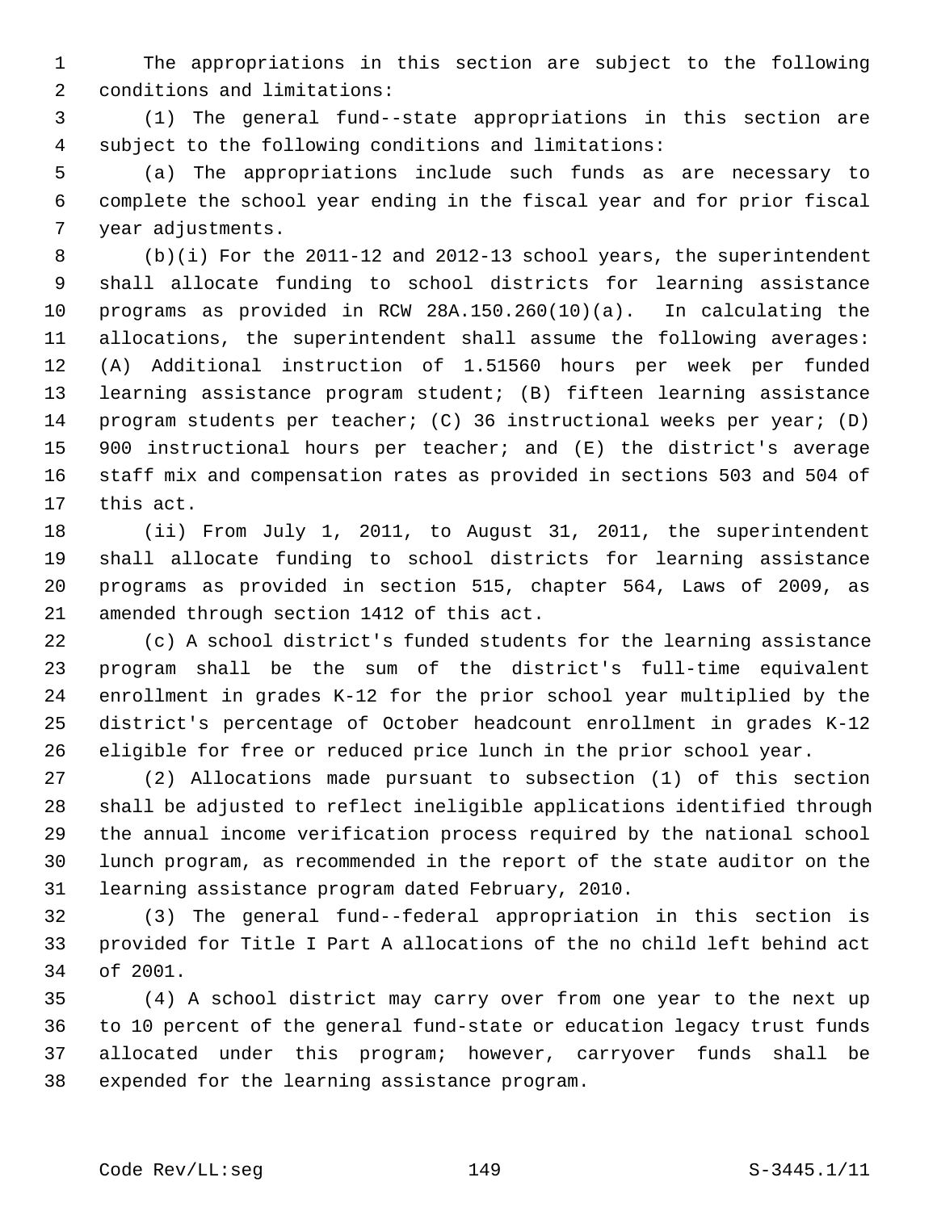The appropriations in this section are subject to the following conditions and limitations:

(1) The general fund--state appropriations in this section are subject to the following conditions and limitations:

(a) The appropriations include such funds as are necessary to complete the school year ending in the fiscal year and for prior fiscal year adjustments.

(b)(i) For the 2011-12 and 2012-13 school years, the superintendent shall allocate funding to school districts for learning assistance programs as provided in RCW 28A.150.260(10)(a). In calculating the allocations, the superintendent shall assume the following averages: (A) Additional instruction of 1.51560 hours per week per funded learning assistance program student; (B) fifteen learning assistance program students per teacher; (C) 36 instructional weeks per year; (D) 900 instructional hours per teacher; and (E) the district's average staff mix and compensation rates as provided in sections 503 and 504 of this act.

(ii) From July 1, 2011, to August 31, 2011, the superintendent shall allocate funding to school districts for learning assistance programs as provided in section 515, chapter 564, Laws of 2009, as amended through section 1412 of this act.

(c) A school district's funded students for the learning assistance program shall be the sum of the district's full-time equivalent enrollment in grades K-12 for the prior school year multiplied by the district's percentage of October headcount enrollment in grades K-12 eligible for free or reduced price lunch in the prior school year.

(2) Allocations made pursuant to subsection (1) of this section shall be adjusted to reflect ineligible applications identified through the annual income verification process required by the national school lunch program, as recommended in the report of the state auditor on the learning assistance program dated February, 2010.

(3) The general fund--federal appropriation in this section is provided for Title I Part A allocations of the no child left behind act of 2001.

(4) A school district may carry over from one year to the next up to 10 percent of the general fund-state or education legacy trust funds allocated under this program; however, carryover funds shall be expended for the learning assistance program.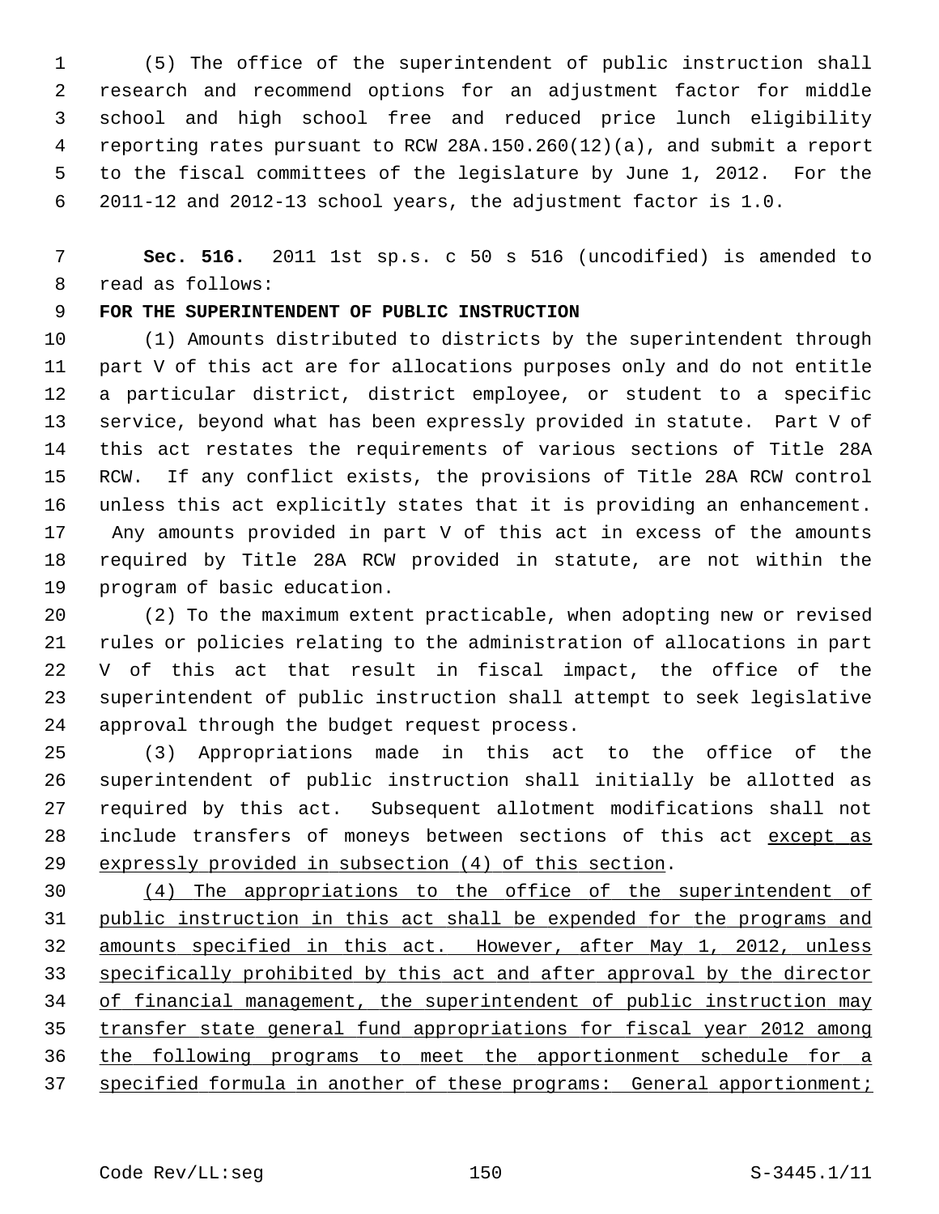(5) The office of the superintendent of public instruction shall research and recommend options for an adjustment factor for middle school and high school free and reduced price lunch eligibility reporting rates pursuant to RCW 28A.150.260(12)(a), and submit a report to the fiscal committees of the legislature by June 1, 2012. For the 2011-12 and 2012-13 school years, the adjustment factor is 1.0.

**Sec. 516.** 2011 1st sp.s. c 50 s 516 (uncodified) is amended to read as follows:

**FOR THE SUPERINTENDENT OF PUBLIC INSTRUCTION**

(1) Amounts distributed to districts by the superintendent through part V of this act are for allocations purposes only and do not entitle a particular district, district employee, or student to a specific service, beyond what has been expressly provided in statute. Part V of this act restates the requirements of various sections of Title 28A RCW. If any conflict exists, the provisions of Title 28A RCW control unless this act explicitly states that it is providing an enhancement. Any amounts provided in part V of this act in excess of the amounts required by Title 28A RCW provided in statute, are not within the program of basic education.

(2) To the maximum extent practicable, when adopting new or revised rules or policies relating to the administration of allocations in part V of this act that result in fiscal impact, the office of the superintendent of public instruction shall attempt to seek legislative approval through the budget request process.

(3) Appropriations made in this act to the office of the superintendent of public instruction shall initially be allotted as required by this act. Subsequent allotment modifications shall not include transfers of moneys between sections of this act <u>except as expressly provided in subsection (4) of this section</u>.

<u>(4) The appropriations to the office of the superintendent of public instruction in this act shall be expended for the programs and amounts specified in this act. However, after May 1, 2012, unless specifically prohibited by this act and after approval by the director of financial management, the superintendent of public instruction may transfer state general fund appropriations for fiscal year 2012 among the following programs to meet the apportionment schedule for a specified formula in another of these programs: General apportionment;</u>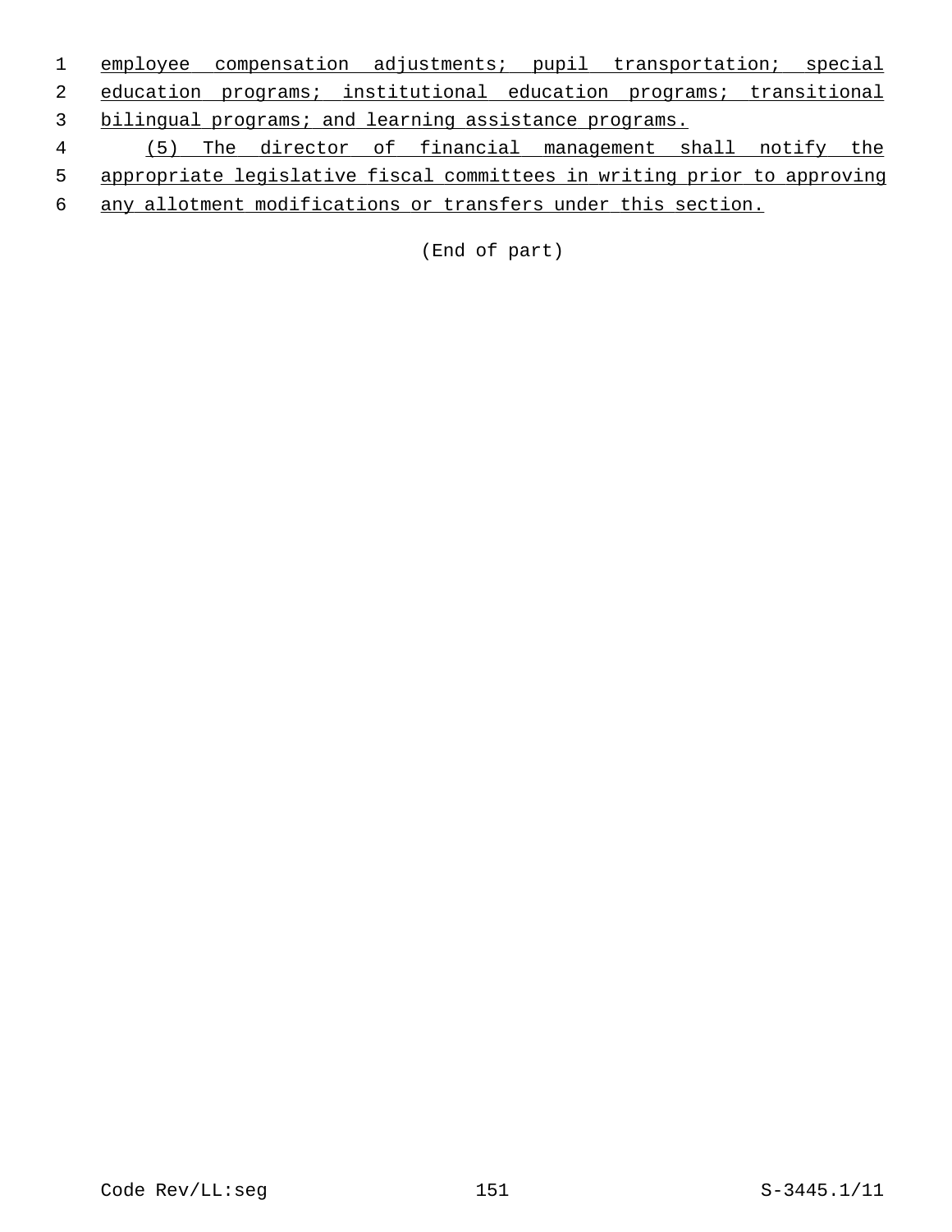employee compensation adjustments; pupil transportation; special education programs; institutional education programs; transitional bilingual programs; and learning assistance programs.

(5) The director of financial management shall notify the appropriate legislative fiscal committees in writing prior to approving any allotment modifications or transfers under this section.

(End of part)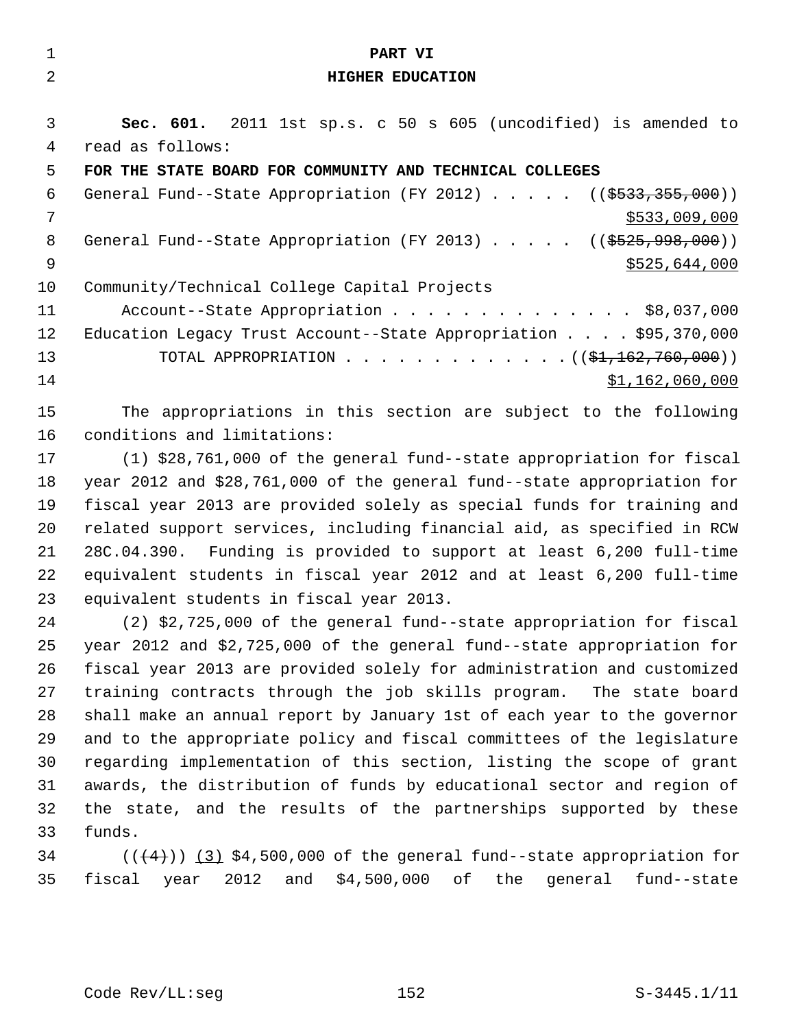## PART VI
## HIGHER EDUCATION

**Sec. 601.** 2011 1st sp.s. c 50 s 605 (uncodified) is amended to read as follows:

**FOR THE STATE BOARD FOR COMMUNITY AND TECHNICAL COLLEGES**

General Fund--State Appropriation (FY 2012) . . . . . ((~~$533,355,000~~))
<u>$533,009,000</u>

General Fund--State Appropriation (FY 2013) . . . . . ((~~$525,998,000~~))
<u>$525,644,000</u>

Community/Technical College Capital Projects
Account--State Appropriation . . . . . . . . . . . . . . $8,037,000

Education Legacy Trust Account--State Appropriation . . . . $95,370,000

TOTAL APPROPRIATION . . . . . . . . . . . . . ((~~$1,162,760,000~~))
<u>$1,162,060,000</u>

The appropriations in this section are subject to the following conditions and limitations:

(1) $28,761,000 of the general fund--state appropriation for fiscal year 2012 and $28,761,000 of the general fund--state appropriation for fiscal year 2013 are provided solely as special funds for training and related support services, including financial aid, as specified in RCW 28C.04.390. Funding is provided to support at least 6,200 full-time equivalent students in fiscal year 2012 and at least 6,200 full-time equivalent students in fiscal year 2013.

(2) $2,725,000 of the general fund--state appropriation for fiscal year 2012 and $2,725,000 of the general fund--state appropriation for fiscal year 2013 are provided solely for administration and customized training contracts through the job skills program. The state board shall make an annual report by January 1st of each year to the governor and to the appropriate policy and fiscal committees of the legislature regarding implementation of this section, listing the scope of grant awards, the distribution of funds by educational sector and region of the state, and the results of the partnerships supported by these funds.

((~~(4)~~)) <u>(3)</u> $4,500,000 of the general fund--state appropriation for fiscal year 2012 and $4,500,000 of the general fund--state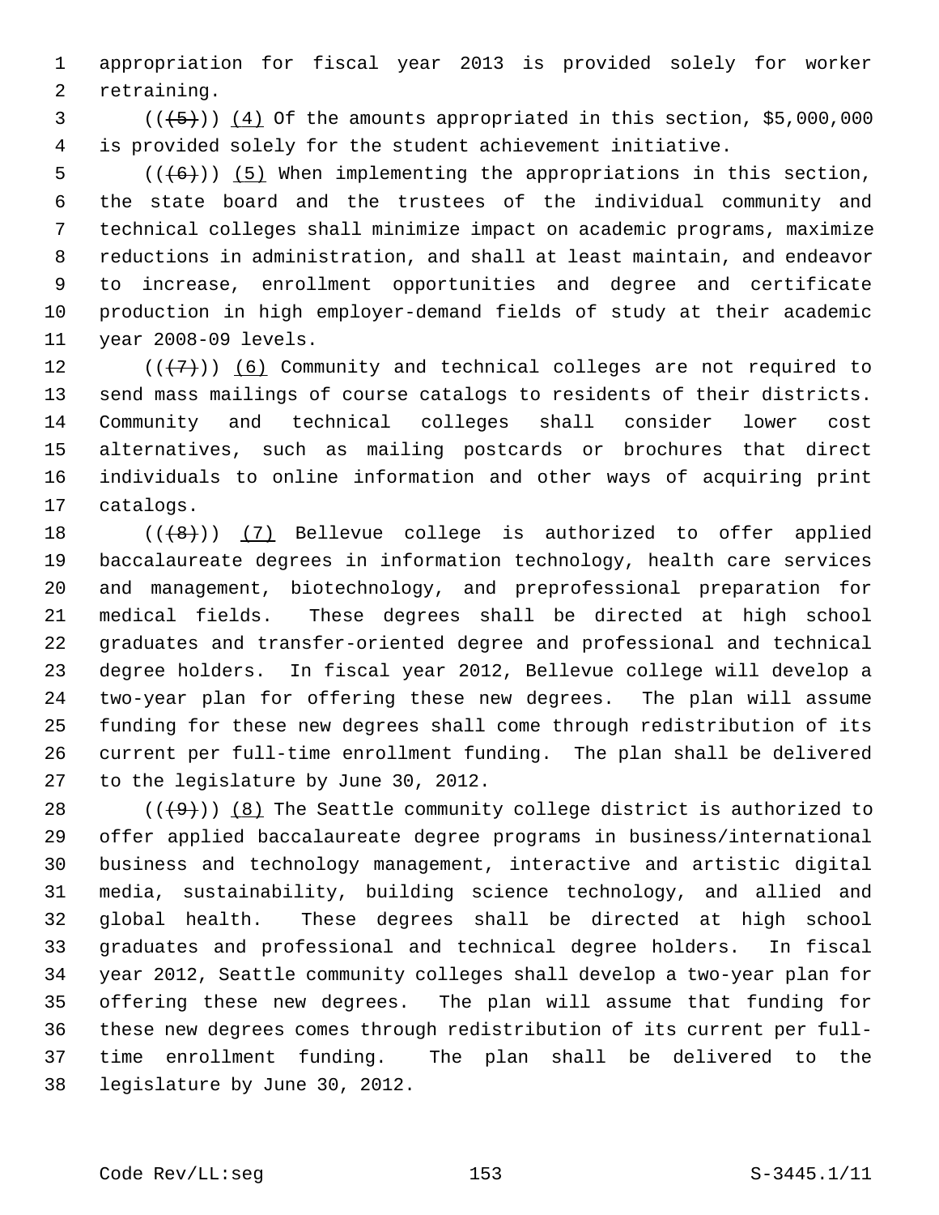appropriation for fiscal year 2013 is provided solely for worker retraining.

(((5))) (4) Of the amounts appropriated in this section, $5,000,000 is provided solely for the student achievement initiative.

(((6))) (5) When implementing the appropriations in this section, the state board and the trustees of the individual community and technical colleges shall minimize impact on academic programs, maximize reductions in administration, and shall at least maintain, and endeavor to increase, enrollment opportunities and degree and certificate production in high employer-demand fields of study at their academic year 2008-09 levels.

(((7))) (6) Community and technical colleges are not required to send mass mailings of course catalogs to residents of their districts. Community and technical colleges shall consider lower cost alternatives, such as mailing postcards or brochures that direct individuals to online information and other ways of acquiring print catalogs.

(((8))) (7) Bellevue college is authorized to offer applied baccalaureate degrees in information technology, health care services and management, biotechnology, and preprofessional preparation for medical fields. These degrees shall be directed at high school graduates and transfer-oriented degree and professional and technical degree holders. In fiscal year 2012, Bellevue college will develop a two-year plan for offering these new degrees. The plan will assume funding for these new degrees shall come through redistribution of its current per full-time enrollment funding. The plan shall be delivered to the legislature by June 30, 2012.

(((9))) (8) The Seattle community college district is authorized to offer applied baccalaureate degree programs in business/international business and technology management, interactive and artistic digital media, sustainability, building science technology, and allied and global health. These degrees shall be directed at high school graduates and professional and technical degree holders. In fiscal year 2012, Seattle community colleges shall develop a two-year plan for offering these new degrees. The plan will assume that funding for these new degrees comes through redistribution of its current per full-time enrollment funding. The plan shall be delivered to the legislature by June 30, 2012.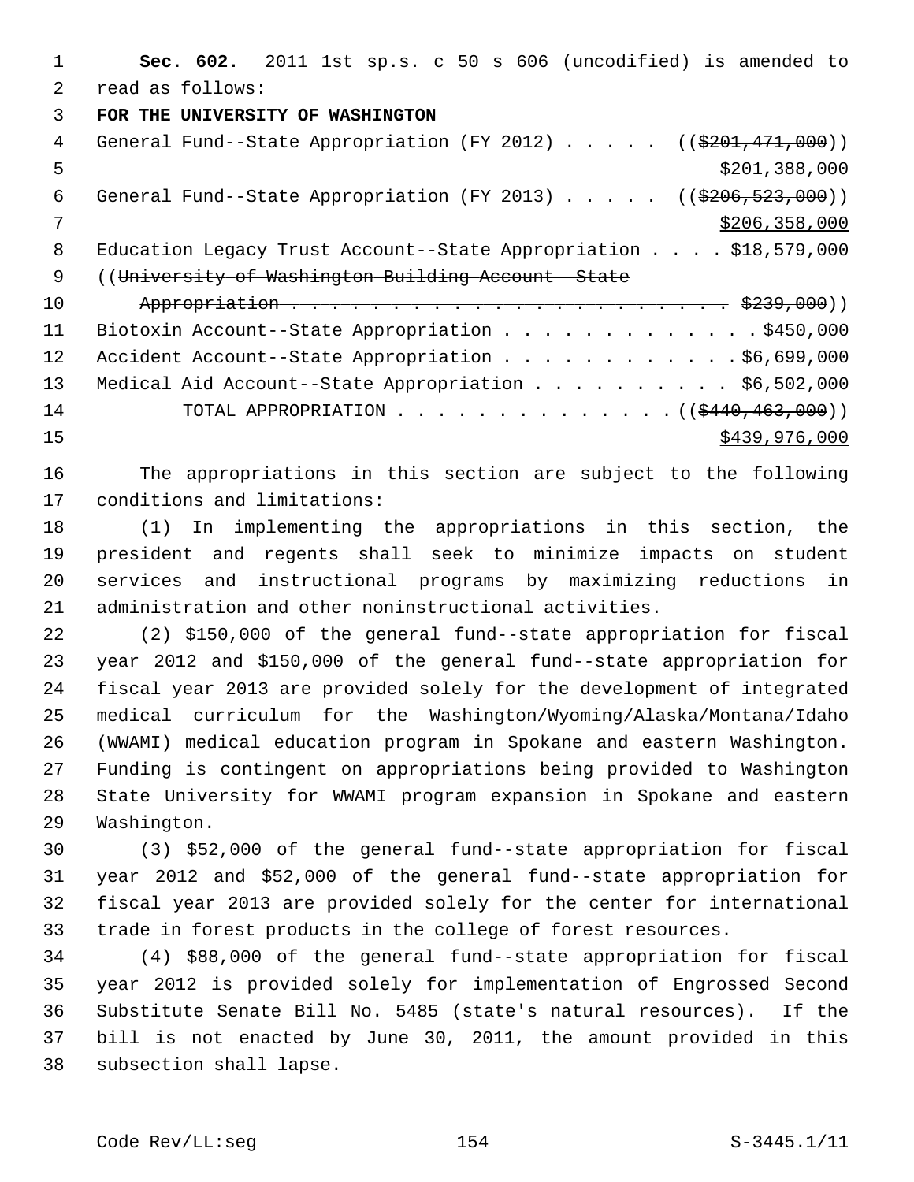**Sec. 602.** 2011 1st sp.s. c 50 s 606 (uncodified) is amended to read as follows:

**FOR THE UNIVERSITY OF WASHINGTON**

General Fund--State Appropriation (FY 2012) . . . . . ((~~$201,471,000~~))
$201,388,000

General Fund--State Appropriation (FY 2013) . . . . . ((~~$206,523,000~~))
$206,358,000

Education Legacy Trust Account--State Appropriation . . . . $18,579,000

((~~University of Washington Building Account--State Appropriation . . . . . . . . . . . . . . . . . . . . . . . . $239,000~~))

Biotoxin Account--State Appropriation . . . . . . . . . . . . . $450,000

Accident Account--State Appropriation . . . . . . . . . . . . $6,699,000

Medical Aid Account--State Appropriation . . . . . . . . . . $6,502,000

TOTAL APPROPRIATION . . . . . . . . . . . . . . ((~~$440,463,000~~))
$439,976,000

The appropriations in this section are subject to the following conditions and limitations:

(1) In implementing the appropriations in this section, the president and regents shall seek to minimize impacts on student services and instructional programs by maximizing reductions in administration and other noninstructional activities.

(2) $150,000 of the general fund--state appropriation for fiscal year 2012 and $150,000 of the general fund--state appropriation for fiscal year 2013 are provided solely for the development of integrated medical curriculum for the Washington/Wyoming/Alaska/Montana/Idaho (WWAMI) medical education program in Spokane and eastern Washington. Funding is contingent on appropriations being provided to Washington State University for WWAMI program expansion in Spokane and eastern Washington.

(3) $52,000 of the general fund--state appropriation for fiscal year 2012 and $52,000 of the general fund--state appropriation for fiscal year 2013 are provided solely for the center for international trade in forest products in the college of forest resources.

(4) $88,000 of the general fund--state appropriation for fiscal year 2012 is provided solely for implementation of Engrossed Second Substitute Senate Bill No. 5485 (state's natural resources). If the bill is not enacted by June 30, 2011, the amount provided in this subsection shall lapse.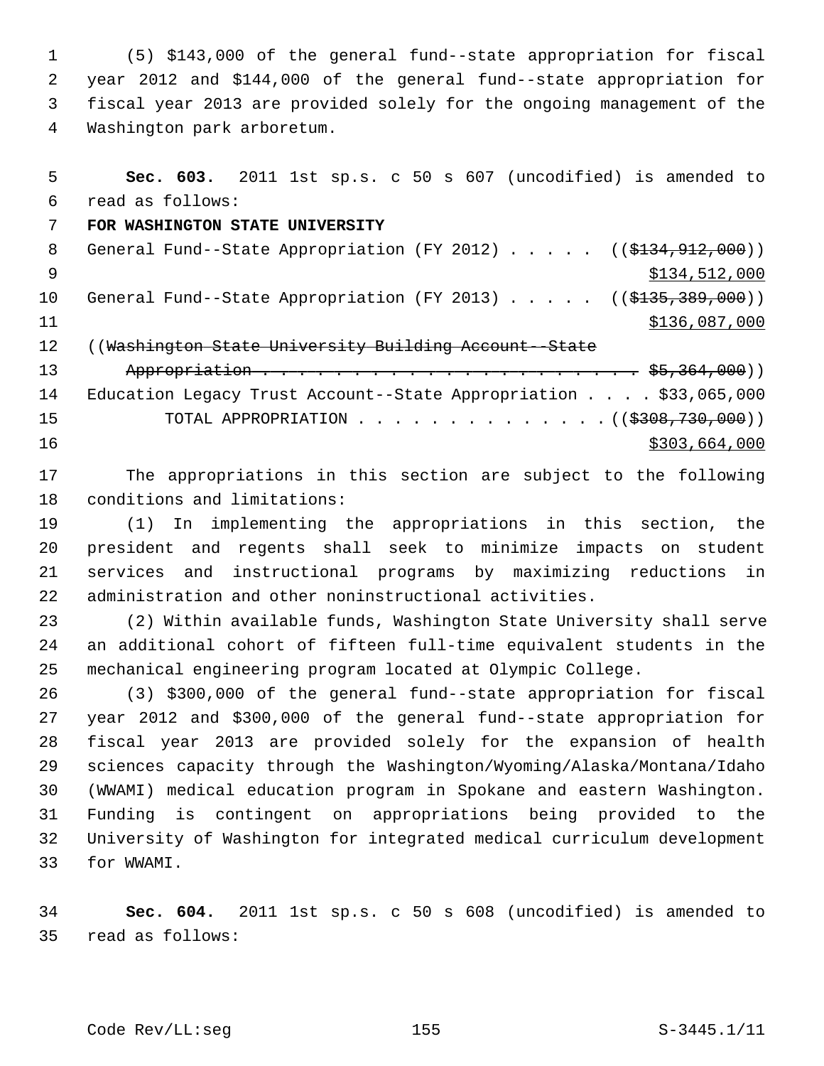(5) $143,000 of the general fund--state appropriation for fiscal year 2012 and $144,000 of the general fund--state appropriation for fiscal year 2013 are provided solely for the ongoing management of the Washington park arboretum.

**Sec. 603.** 2011 1st sp.s. c 50 s 607 (uncodified) is amended to read as follows:

**FOR WASHINGTON STATE UNIVERSITY**

General Fund--State Appropriation (FY 2012) . . . . . ((~~$134,912,000~~))
<u>$134,512,000</u>

General Fund--State Appropriation (FY 2013) . . . . . ((~~$135,389,000~~))
<u>$136,087,000</u>

((~~Washington State University Building Account--State Appropriation . . . . . . . . . . . . . . . . . . . . . . . $5,364,000~~))

Education Legacy Trust Account--State Appropriation . . . . $33,065,000

TOTAL APPROPRIATION . . . . . . . . . . . . . . ((~~$308,730,000~~))
<u>$303,664,000</u>

The appropriations in this section are subject to the following conditions and limitations:

(1) In implementing the appropriations in this section, the president and regents shall seek to minimize impacts on student services and instructional programs by maximizing reductions in administration and other noninstructional activities.

(2) Within available funds, Washington State University shall serve an additional cohort of fifteen full-time equivalent students in the mechanical engineering program located at Olympic College.

(3) $300,000 of the general fund--state appropriation for fiscal year 2012 and $300,000 of the general fund--state appropriation for fiscal year 2013 are provided solely for the expansion of health sciences capacity through the Washington/Wyoming/Alaska/Montana/Idaho (WWAMI) medical education program in Spokane and eastern Washington. Funding is contingent on appropriations being provided to the University of Washington for integrated medical curriculum development for WWAMI.

**Sec. 604.** 2011 1st sp.s. c 50 s 608 (uncodified) is amended to read as follows: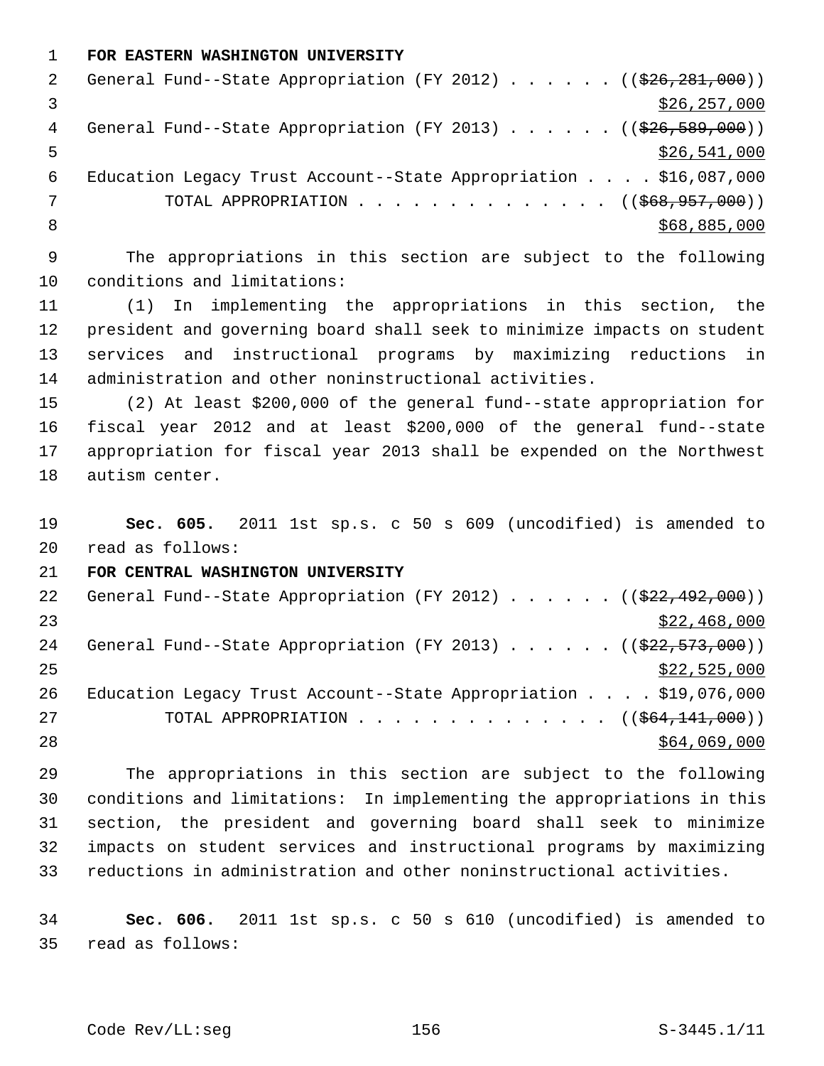**FOR EASTERN WASHINGTON UNIVERSITY**

General Fund--State Appropriation (FY 2012) . . . . . . (( ~~$26,281,000~~ ))
<u>$26,257,000</u>

General Fund--State Appropriation (FY 2013) . . . . . . (( ~~$26,589,000~~ ))
<u>$26,541,000</u>

Education Legacy Trust Account--State Appropriation . . . . $16,087,000

TOTAL APPROPRIATION . . . . . . . . . . . . . . (( ~~$68,957,000~~ ))
<u>$68,885,000</u>

The appropriations in this section are subject to the following conditions and limitations:

(1) In implementing the appropriations in this section, the president and governing board shall seek to minimize impacts on student services and instructional programs by maximizing reductions in administration and other noninstructional activities.

(2) At least $200,000 of the general fund--state appropriation for fiscal year 2012 and at least $200,000 of the general fund--state appropriation for fiscal year 2013 shall be expended on the Northwest autism center.

**Sec. 605.** 2011 1st sp.s. c 50 s 609 (uncodified) is amended to read as follows:

**FOR CENTRAL WASHINGTON UNIVERSITY**

General Fund--State Appropriation (FY 2012) . . . . . . (( ~~$22,492,000~~ ))
<u>$22,468,000</u>

General Fund--State Appropriation (FY 2013) . . . . . . (( ~~$22,573,000~~ ))
<u>$22,525,000</u>

Education Legacy Trust Account--State Appropriation . . . . $19,076,000

TOTAL APPROPRIATION . . . . . . . . . . . . . . (( ~~$64,141,000~~ ))
<u>$64,069,000</u>

The appropriations in this section are subject to the following conditions and limitations: In implementing the appropriations in this section, the president and governing board shall seek to minimize impacts on student services and instructional programs by maximizing reductions in administration and other noninstructional activities.

**Sec. 606.** 2011 1st sp.s. c 50 s 610 (uncodified) is amended to read as follows: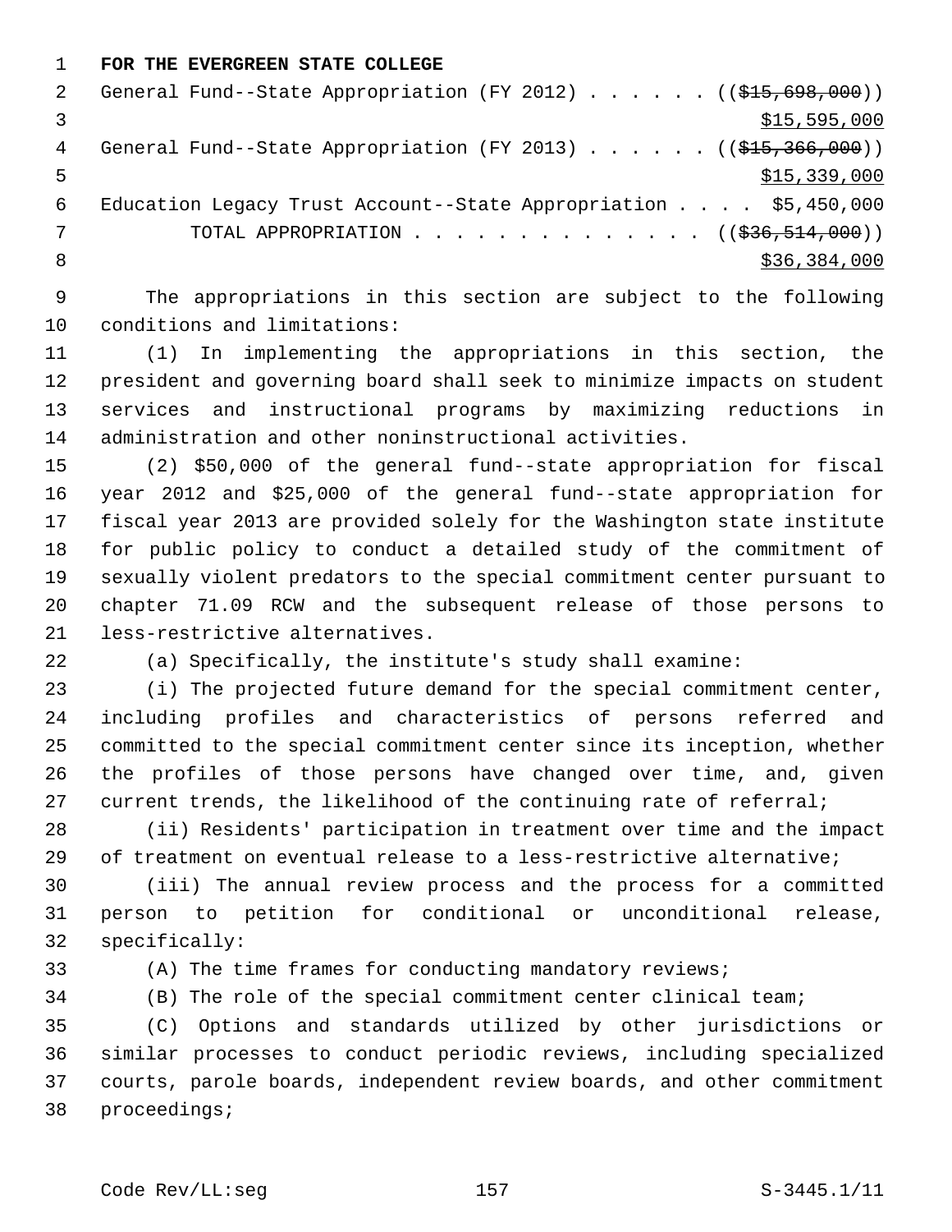**FOR THE EVERGREEN STATE COLLEGE**

General Fund--State Appropriation (FY 2012) . . . . . . ((~~$15,698,000~~))
<u>$15,595,000</u>

General Fund--State Appropriation (FY 2013) . . . . . . ((~~$15,366,000~~))
<u>$15,339,000</u>

Education Legacy Trust Account--State Appropriation . . . . $5,450,000

TOTAL APPROPRIATION . . . . . . . . . . . . . . ((~~$36,514,000~~))
<u>$36,384,000</u>

The appropriations in this section are subject to the following conditions and limitations:

(1) In implementing the appropriations in this section, the president and governing board shall seek to minimize impacts on student services and instructional programs by maximizing reductions in administration and other noninstructional activities.

(2) $50,000 of the general fund--state appropriation for fiscal year 2012 and $25,000 of the general fund--state appropriation for fiscal year 2013 are provided solely for the Washington state institute for public policy to conduct a detailed study of the commitment of sexually violent predators to the special commitment center pursuant to chapter 71.09 RCW and the subsequent release of those persons to less-restrictive alternatives.

(a) Specifically, the institute's study shall examine:

(i) The projected future demand for the special commitment center, including profiles and characteristics of persons referred and committed to the special commitment center since its inception, whether the profiles of those persons have changed over time, and, given current trends, the likelihood of the continuing rate of referral;

(ii) Residents' participation in treatment over time and the impact of treatment on eventual release to a less-restrictive alternative;

(iii) The annual review process and the process for a committed person to petition for conditional or unconditional release, specifically:

(A) The time frames for conducting mandatory reviews;

(B) The role of the special commitment center clinical team;

(C) Options and standards utilized by other jurisdictions or similar processes to conduct periodic reviews, including specialized courts, parole boards, independent review boards, and other commitment proceedings;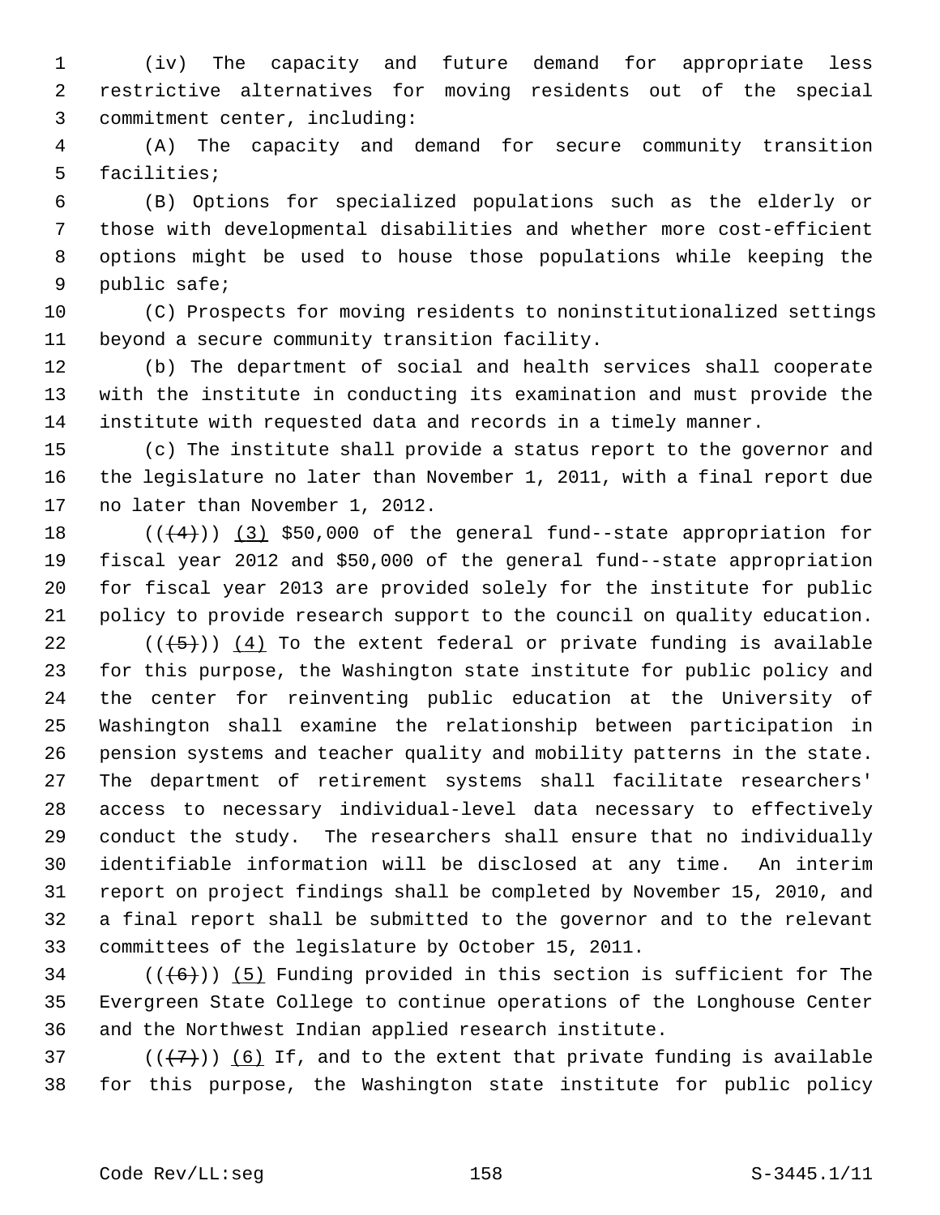(iv) The capacity and future demand for appropriate less restrictive alternatives for moving residents out of the special commitment center, including:

(A) The capacity and demand for secure community transition facilities;

(B) Options for specialized populations such as the elderly or those with developmental disabilities and whether more cost-efficient options might be used to house those populations while keeping the public safe;

(C) Prospects for moving residents to noninstitutionalized settings beyond a secure community transition facility.

(b) The department of social and health services shall cooperate with the institute in conducting its examination and must provide the institute with requested data and records in a timely manner.

(c) The institute shall provide a status report to the governor and the legislature no later than November 1, 2011, with a final report due no later than November 1, 2012.

~~((4))~~ (3) $50,000 of the general fund--state appropriation for fiscal year 2012 and $50,000 of the general fund--state appropriation for fiscal year 2013 are provided solely for the institute for public policy to provide research support to the council on quality education.

~~((5))~~ (4) To the extent federal or private funding is available for this purpose, the Washington state institute for public policy and the center for reinventing public education at the University of Washington shall examine the relationship between participation in pension systems and teacher quality and mobility patterns in the state. The department of retirement systems shall facilitate researchers' access to necessary individual-level data necessary to effectively conduct the study. The researchers shall ensure that no individually identifiable information will be disclosed at any time. An interim report on project findings shall be completed by November 15, 2010, and a final report shall be submitted to the governor and to the relevant committees of the legislature by October 15, 2011.

~~((6))~~ (5) Funding provided in this section is sufficient for The Evergreen State College to continue operations of the Longhouse Center and the Northwest Indian applied research institute.

~~((7))~~ (6) If, and to the extent that private funding is available for this purpose, the Washington state institute for public policy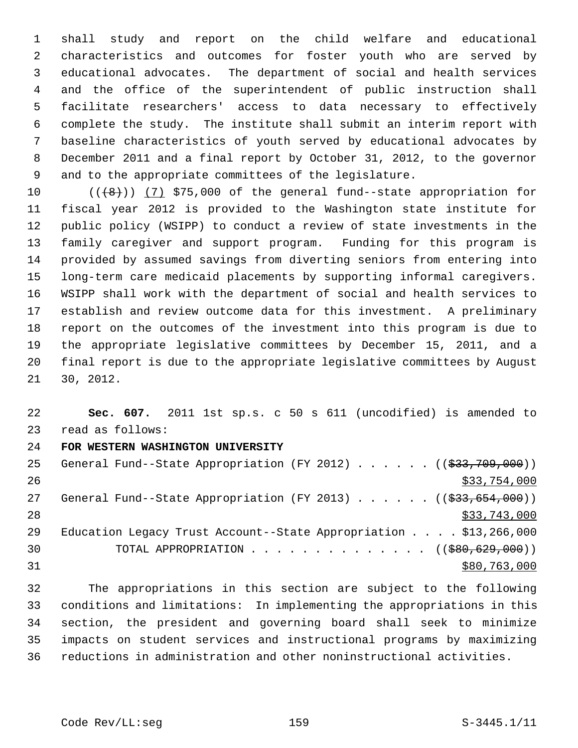shall study and report on the child welfare and educational characteristics and outcomes for foster youth who are served by educational advocates. The department of social and health services and the office of the superintendent of public instruction shall facilitate researchers' access to data necessary to effectively complete the study. The institute shall submit an interim report with baseline characteristics of youth served by educational advocates by December 2011 and a final report by October 31, 2012, to the governor and to the appropriate committees of the legislature.

~~((8))~~ (7) $75,000 of the general fund--state appropriation for fiscal year 2012 is provided to the Washington state institute for public policy (WSIPP) to conduct a review of state investments in the family caregiver and support program. Funding for this program is provided by assumed savings from diverting seniors from entering into long-term care medicaid placements by supporting informal caregivers. WSIPP shall work with the department of social and health services to establish and review outcome data for this investment. A preliminary report on the outcomes of the investment into this program is due to the appropriate legislative committees by December 15, 2011, and a final report is due to the appropriate legislative committees by August 30, 2012.

**Sec. 607.** 2011 1st sp.s. c 50 s 611 (uncodified) is amended to read as follows:

**FOR WESTERN WASHINGTON UNIVERSITY**

General Fund--State Appropriation (FY 2012) . . . . . . ((~~$33,709,000~~))
$33,754,000
General Fund--State Appropriation (FY 2013) . . . . . . ((~~$33,654,000~~))
$33,743,000
Education Legacy Trust Account--State Appropriation . . . . $13,266,000
TOTAL APPROPRIATION . . . . . . . . . . . . . . ((~~$80,629,000~~))
$80,763,000

The appropriations in this section are subject to the following conditions and limitations: In implementing the appropriations in this section, the president and governing board shall seek to minimize impacts on student services and instructional programs by maximizing reductions in administration and other noninstructional activities.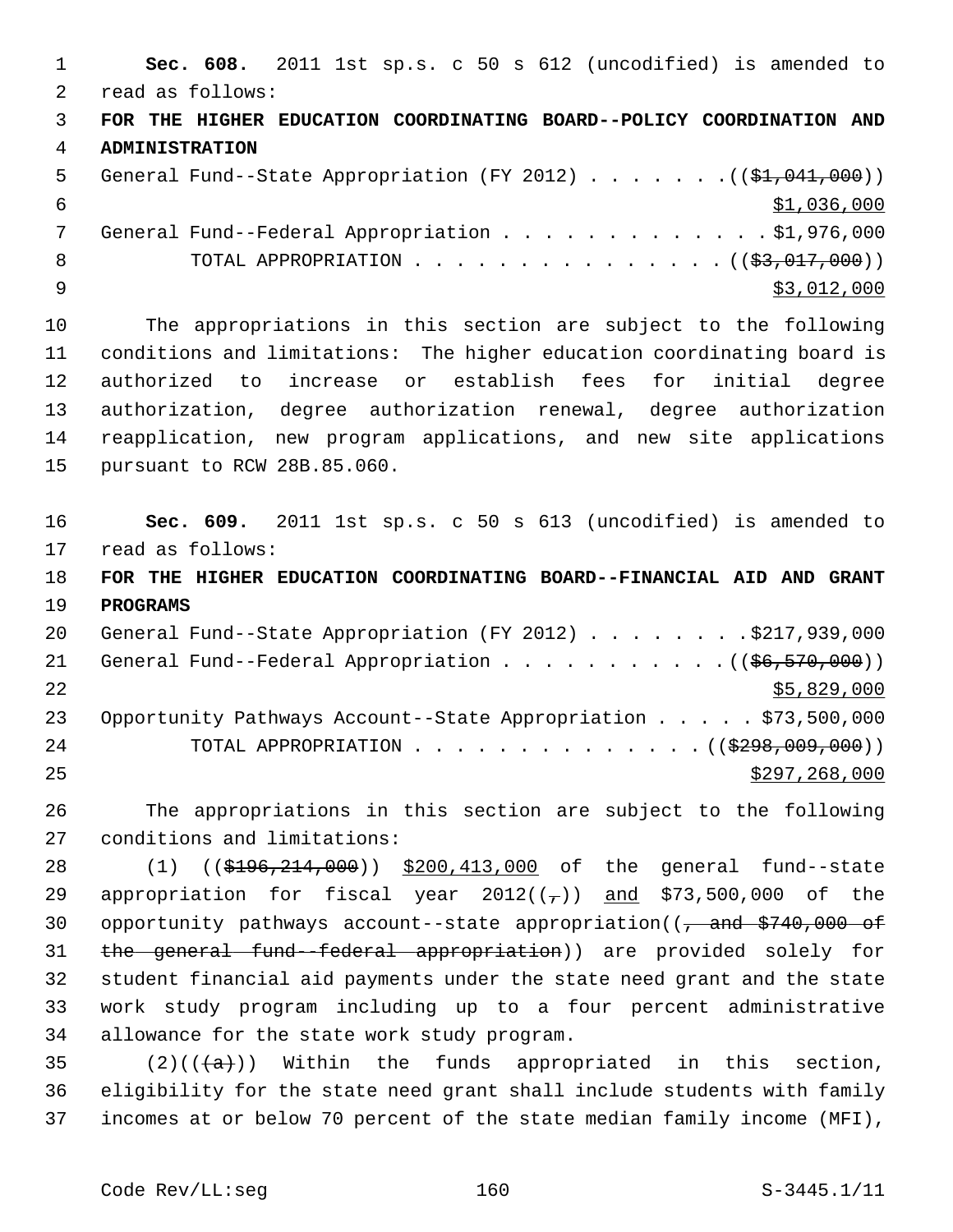**Sec. 608.** 2011 1st sp.s. c 50 s 612 (uncodified) is amended to read as follows:

**FOR THE HIGHER EDUCATION COORDINATING BOARD--POLICY COORDINATION AND ADMINISTRATION**

General Fund--State Appropriation (FY 2012) . . . . . . . ((~~$1,041,000~~))
$1,036,000

General Fund--Federal Appropriation . . . . . . . . . . . . . $1,976,000

TOTAL APPROPRIATION . . . . . . . . . . . . . . . ((~~$3,017,000~~))
$3,012,000

The appropriations in this section are subject to the following conditions and limitations: The higher education coordinating board is authorized to increase or establish fees for initial degree authorization, degree authorization renewal, degree authorization reapplication, new program applications, and new site applications pursuant to RCW 28B.85.060.

**Sec. 609.** 2011 1st sp.s. c 50 s 613 (uncodified) is amended to read as follows:

**FOR THE HIGHER EDUCATION COORDINATING BOARD--FINANCIAL AID AND GRANT PROGRAMS**

General Fund--State Appropriation (FY 2012) . . . . . . . . $217,939,000

General Fund--Federal Appropriation . . . . . . . . . . . ((~~$6,570,000~~))
$5,829,000

Opportunity Pathways Account--State Appropriation . . . . . $73,500,000

TOTAL APPROPRIATION . . . . . . . . . . . . . . ((~~$298,009,000~~))
$297,268,000

The appropriations in this section are subject to the following conditions and limitations:

(1) ((~~$196,214,000~~)) $200,413,000 of the general fund--state appropriation for fiscal year 2012((~~,~~)) and $73,500,000 of the opportunity pathways account--state appropriation((~~, and $740,000 of the general fund--federal appropriation~~)) are provided solely for student financial aid payments under the state need grant and the state work study program including up to a four percent administrative allowance for the state work study program.

(2)((~~(a)~~)) Within the funds appropriated in this section, eligibility for the state need grant shall include students with family incomes at or below 70 percent of the state median family income (MFI),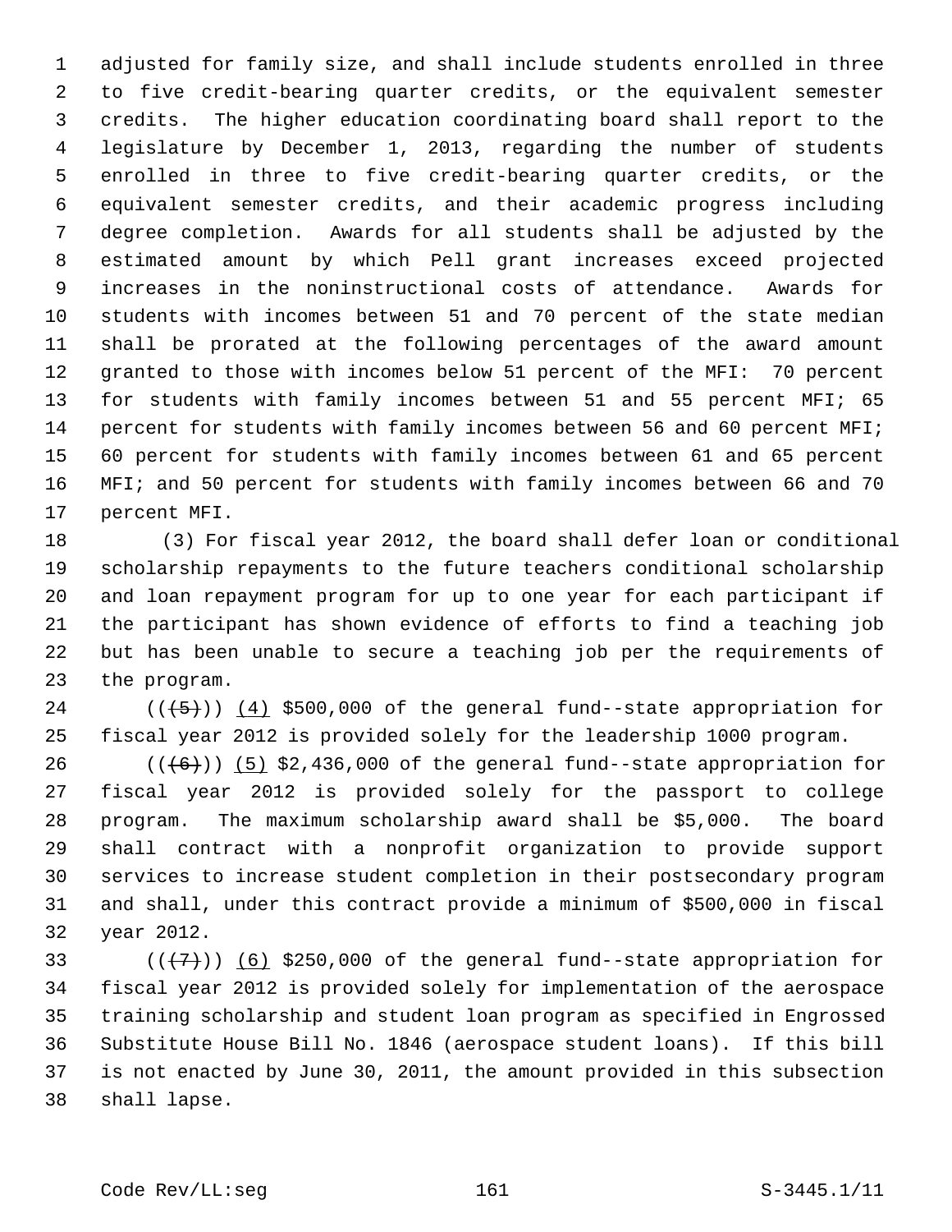adjusted for family size, and shall include students enrolled in three to five credit-bearing quarter credits, or the equivalent semester credits. The higher education coordinating board shall report to the legislature by December 1, 2013, regarding the number of students enrolled in three to five credit-bearing quarter credits, or the equivalent semester credits, and their academic progress including degree completion. Awards for all students shall be adjusted by the estimated amount by which Pell grant increases exceed projected increases in the noninstructional costs of attendance. Awards for students with incomes between 51 and 70 percent of the state median shall be prorated at the following percentages of the award amount granted to those with incomes below 51 percent of the MFI: 70 percent for students with family incomes between 51 and 55 percent MFI; 65 percent for students with family incomes between 56 and 60 percent MFI; 60 percent for students with family incomes between 61 and 65 percent MFI; and 50 percent for students with family incomes between 66 and 70 percent MFI.

(3) For fiscal year 2012, the board shall defer loan or conditional scholarship repayments to the future teachers conditional scholarship and loan repayment program for up to one year for each participant if the participant has shown evidence of efforts to find a teaching job but has been unable to secure a teaching job per the requirements of the program.

~~((5))~~ (4) $500,000 of the general fund--state appropriation for fiscal year 2012 is provided solely for the leadership 1000 program.

~~((6))~~ (5) $2,436,000 of the general fund--state appropriation for fiscal year 2012 is provided solely for the passport to college program. The maximum scholarship award shall be $5,000. The board shall contract with a nonprofit organization to provide support services to increase student completion in their postsecondary program and shall, under this contract provide a minimum of $500,000 in fiscal year 2012.

~~((7))~~ (6) $250,000 of the general fund--state appropriation for fiscal year 2012 is provided solely for implementation of the aerospace training scholarship and student loan program as specified in Engrossed Substitute House Bill No. 1846 (aerospace student loans). If this bill is not enacted by June 30, 2011, the amount provided in this subsection shall lapse.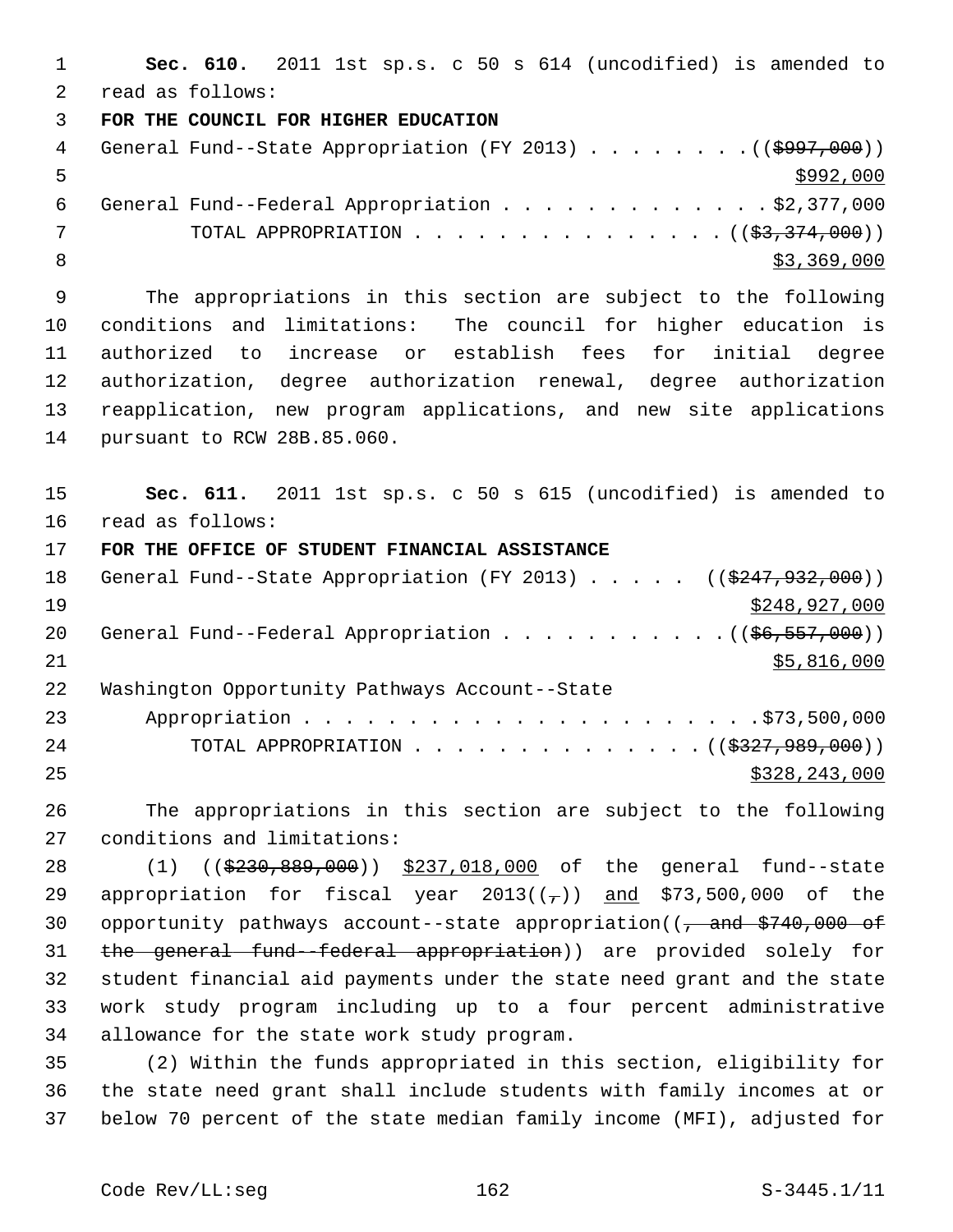**Sec. 610.** 2011 1st sp.s. c 50 s 614 (uncodified) is amended to read as follows:

**FOR THE COUNCIL FOR HIGHER EDUCATION**

General Fund--State Appropriation (FY 2013) . . . . . . . . (( ~~$997,000~~ )) $992,000

General Fund--Federal Appropriation . . . . . . . . . . . . . $2,377,000

TOTAL APPROPRIATION . . . . . . . . . . . . . . . (( ~~$3,374,000~~ )) $3,369,000

The appropriations in this section are subject to the following conditions and limitations: The council for higher education is authorized to increase or establish fees for initial degree authorization, degree authorization renewal, degree authorization reapplication, new program applications, and new site applications pursuant to RCW 28B.85.060.

**Sec. 611.** 2011 1st sp.s. c 50 s 615 (uncodified) is amended to read as follows:

**FOR THE OFFICE OF STUDENT FINANCIAL ASSISTANCE**

General Fund--State Appropriation (FY 2013) . . . . . (( ~~$247,932,000~~ )) $248,927,000

General Fund--Federal Appropriation . . . . . . . . . . . (( ~~$6,557,000~~ )) $5,816,000

Washington Opportunity Pathways Account--State Appropriation . . . . . . . . . . . . . . . . . . . . . . $73,500,000

TOTAL APPROPRIATION . . . . . . . . . . . . . . (( ~~$327,989,000~~ )) $328,243,000

The appropriations in this section are subject to the following conditions and limitations:

(1) (( ~~$230,889,000~~ )) $237,018,000 of the general fund--state appropriation for fiscal year 2013(( ~~,~~ )) and $73,500,000 of the opportunity pathways account--state appropriation(( ~~, and $740,000 of the general fund--federal appropriation~~ )) are provided solely for student financial aid payments under the state need grant and the state work study program including up to a four percent administrative allowance for the state work study program.

(2) Within the funds appropriated in this section, eligibility for the state need grant shall include students with family incomes at or below 70 percent of the state median family income (MFI), adjusted for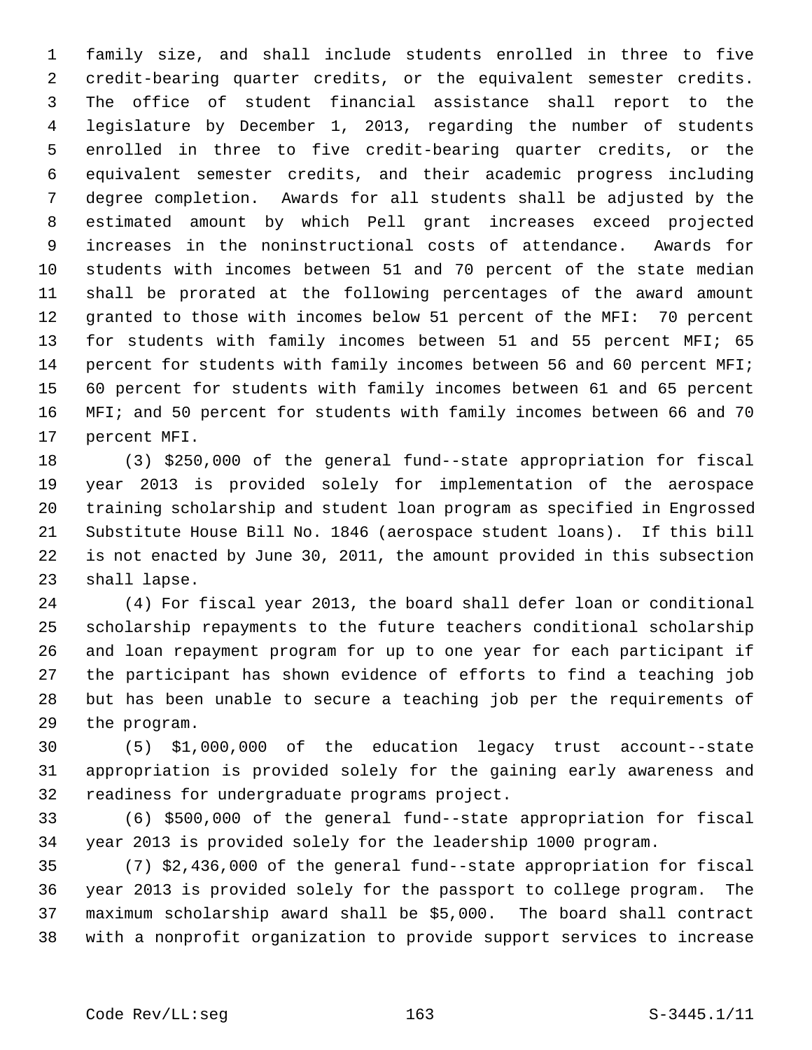family size, and shall include students enrolled in three to five credit-bearing quarter credits, or the equivalent semester credits. The office of student financial assistance shall report to the legislature by December 1, 2013, regarding the number of students enrolled in three to five credit-bearing quarter credits, or the equivalent semester credits, and their academic progress including degree completion. Awards for all students shall be adjusted by the estimated amount by which Pell grant increases exceed projected increases in the noninstructional costs of attendance. Awards for students with incomes between 51 and 70 percent of the state median shall be prorated at the following percentages of the award amount granted to those with incomes below 51 percent of the MFI: 70 percent for students with family incomes between 51 and 55 percent MFI; 65 percent for students with family incomes between 56 and 60 percent MFI; 60 percent for students with family incomes between 61 and 65 percent MFI; and 50 percent for students with family incomes between 66 and 70 percent MFI.

(3) $250,000 of the general fund--state appropriation for fiscal year 2013 is provided solely for implementation of the aerospace training scholarship and student loan program as specified in Engrossed Substitute House Bill No. 1846 (aerospace student loans). If this bill is not enacted by June 30, 2011, the amount provided in this subsection shall lapse.

(4) For fiscal year 2013, the board shall defer loan or conditional scholarship repayments to the future teachers conditional scholarship and loan repayment program for up to one year for each participant if the participant has shown evidence of efforts to find a teaching job but has been unable to secure a teaching job per the requirements of the program.

(5) $1,000,000 of the education legacy trust account--state appropriation is provided solely for the gaining early awareness and readiness for undergraduate programs project.

(6) $500,000 of the general fund--state appropriation for fiscal year 2013 is provided solely for the leadership 1000 program.

(7) $2,436,000 of the general fund--state appropriation for fiscal year 2013 is provided solely for the passport to college program. The maximum scholarship award shall be $5,000. The board shall contract with a nonprofit organization to provide support services to increase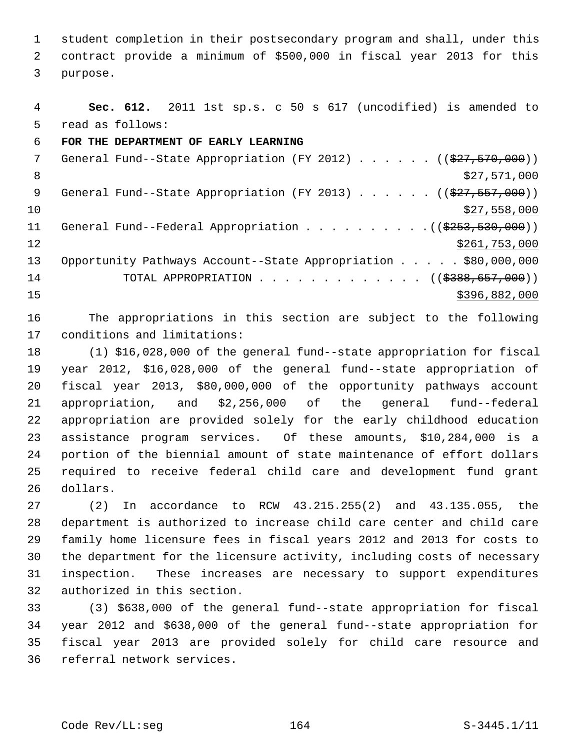student completion in their postsecondary program and shall, under this contract provide a minimum of $500,000 in fiscal year 2013 for this purpose.

**Sec. 612.** 2011 1st sp.s. c 50 s 617 (uncodified) is amended to read as follows:

**FOR THE DEPARTMENT OF EARLY LEARNING**

General Fund--State Appropriation (FY 2012) . . . . . . ((~~$27,570,000~~))
$27,571,000

General Fund--State Appropriation (FY 2013) . . . . . . ((~~$27,557,000~~))
$27,558,000

General Fund--Federal Appropriation . . . . . . . . . . ((~~$253,530,000~~))
$261,753,000

Opportunity Pathways Account--State Appropriation . . . . . $80,000,000

TOTAL APPROPRIATION . . . . . . . . . . . . . ((~~$388,657,000~~))
$396,882,000

The appropriations in this section are subject to the following conditions and limitations:

(1) $16,028,000 of the general fund--state appropriation for fiscal year 2012, $16,028,000 of the general fund--state appropriation of fiscal year 2013, $80,000,000 of the opportunity pathways account appropriation, and $2,256,000 of the general fund--federal appropriation are provided solely for the early childhood education assistance program services. Of these amounts, $10,284,000 is a portion of the biennial amount of state maintenance of effort dollars required to receive federal child care and development fund grant dollars.

(2) In accordance to RCW 43.215.255(2) and 43.135.055, the department is authorized to increase child care center and child care family home licensure fees in fiscal years 2012 and 2013 for costs to the department for the licensure activity, including costs of necessary inspection. These increases are necessary to support expenditures authorized in this section.

(3) $638,000 of the general fund--state appropriation for fiscal year 2012 and $638,000 of the general fund--state appropriation for fiscal year 2013 are provided solely for child care resource and referral network services.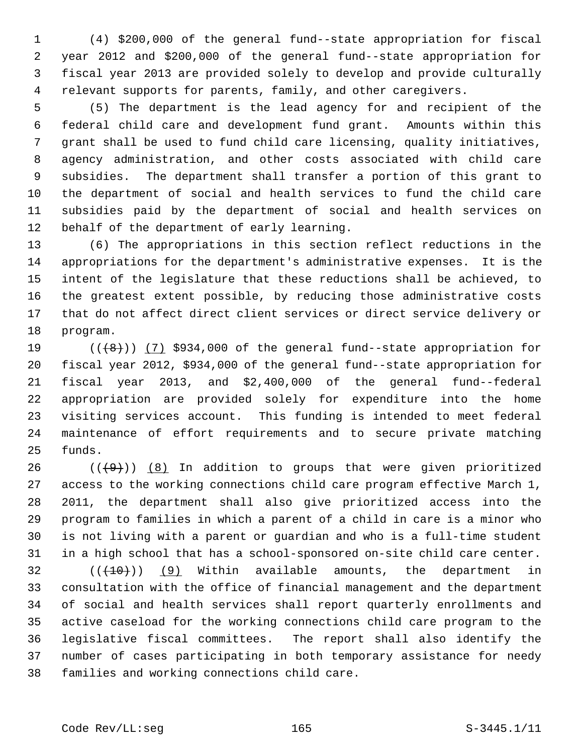(4) $200,000 of the general fund--state appropriation for fiscal year 2012 and $200,000 of the general fund--state appropriation for fiscal year 2013 are provided solely to develop and provide culturally relevant supports for parents, family, and other caregivers.

(5) The department is the lead agency for and recipient of the federal child care and development fund grant. Amounts within this grant shall be used to fund child care licensing, quality initiatives, agency administration, and other costs associated with child care subsidies. The department shall transfer a portion of this grant to the department of social and health services to fund the child care subsidies paid by the department of social and health services on behalf of the department of early learning.

(6) The appropriations in this section reflect reductions in the appropriations for the department's administrative expenses. It is the intent of the legislature that these reductions shall be achieved, to the greatest extent possible, by reducing those administrative costs that do not affect direct client services or direct service delivery or program.

((~~(8)~~)) <u>(7)</u> $934,000 of the general fund--state appropriation for fiscal year 2012, $934,000 of the general fund--state appropriation for fiscal year 2013, and $2,400,000 of the general fund--federal appropriation are provided solely for expenditure into the home visiting services account. This funding is intended to meet federal maintenance of effort requirements and to secure private matching funds.

((~~(9)~~)) <u>(8)</u> In addition to groups that were given prioritized access to the working connections child care program effective March 1, 2011, the department shall also give prioritized access into the program to families in which a parent of a child in care is a minor who is not living with a parent or guardian and who is a full-time student in a high school that has a school-sponsored on-site child care center.

((~~(10)~~)) <u>(9)</u> Within available amounts, the department in consultation with the office of financial management and the department of social and health services shall report quarterly enrollments and active caseload for the working connections child care program to the legislative fiscal committees. The report shall also identify the number of cases participating in both temporary assistance for needy families and working connections child care.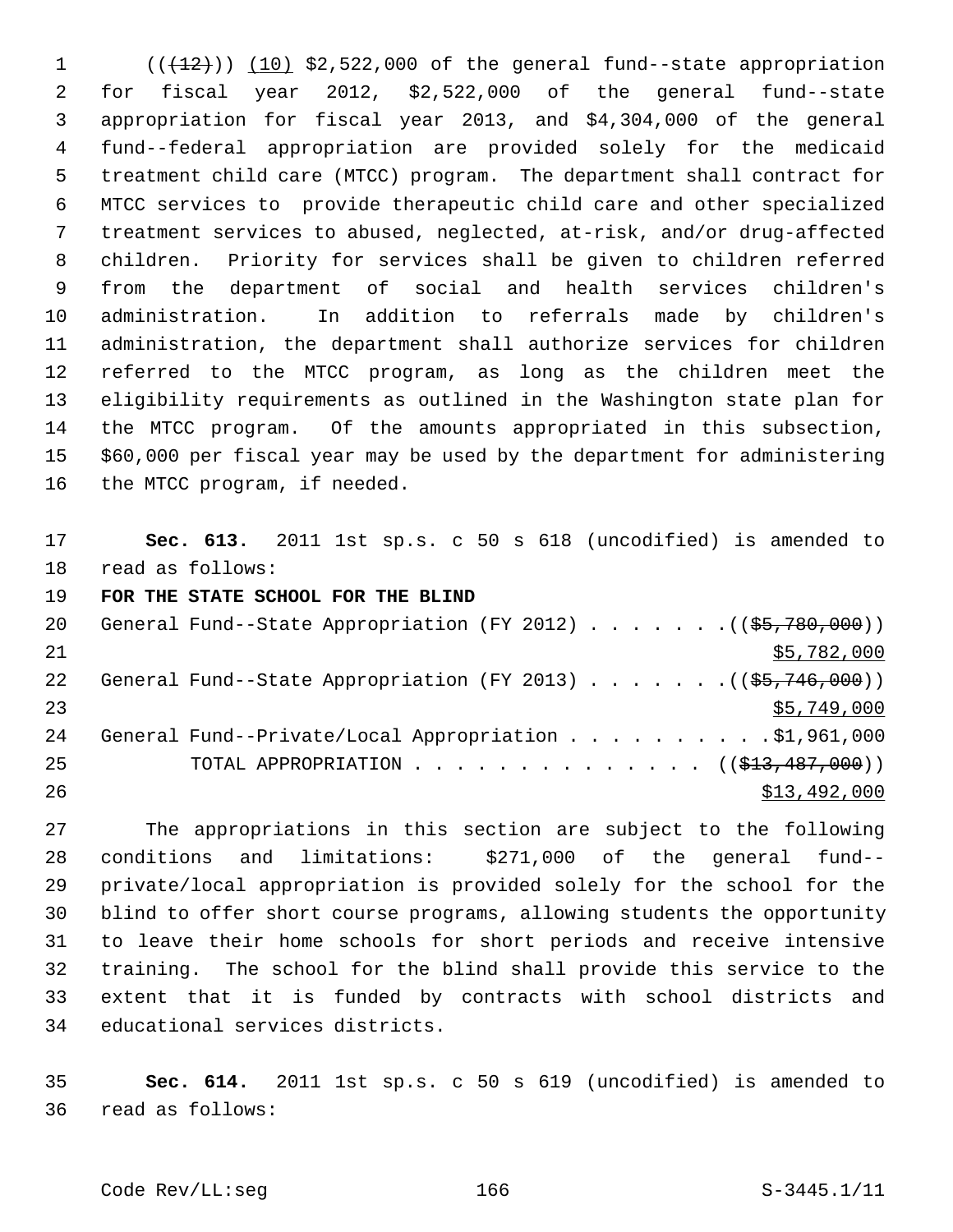((~~(12)~~)) (10) $2,522,000 of the general fund--state appropriation for fiscal year 2012, $2,522,000 of the general fund--state appropriation for fiscal year 2013, and $4,304,000 of the general fund--federal appropriation are provided solely for the medicaid treatment child care (MTCC) program. The department shall contract for MTCC services to provide therapeutic child care and other specialized treatment services to abused, neglected, at-risk, and/or drug-affected children. Priority for services shall be given to children referred from the department of social and health services children's administration. In addition to referrals made by children's administration, the department shall authorize services for children referred to the MTCC program, as long as the children meet the eligibility requirements as outlined in the Washington state plan for the MTCC program. Of the amounts appropriated in this subsection, $60,000 per fiscal year may be used by the department for administering the MTCC program, if needed.

**Sec. 613.** 2011 1st sp.s. c 50 s 618 (uncodified) is amended to read as follows:

**FOR THE STATE SCHOOL FOR THE BLIND**

General Fund--State Appropriation (FY 2012) . . . . . . . ((~~$5,780,000~~))
$5,782,000

General Fund--State Appropriation (FY 2013) . . . . . . . ((~~$5,746,000~~))
$5,749,000

General Fund--Private/Local Appropriation . . . . . . . . . . $1,961,000

TOTAL APPROPRIATION . . . . . . . . . . . . . . . ((~~$13,487,000~~))
$13,492,000

The appropriations in this section are subject to the following conditions and limitations: $271,000 of the general fund--private/local appropriation is provided solely for the school for the blind to offer short course programs, allowing students the opportunity to leave their home schools for short periods and receive intensive training. The school for the blind shall provide this service to the extent that it is funded by contracts with school districts and educational services districts.

**Sec. 614.** 2011 1st sp.s. c 50 s 619 (uncodified) is amended to read as follows: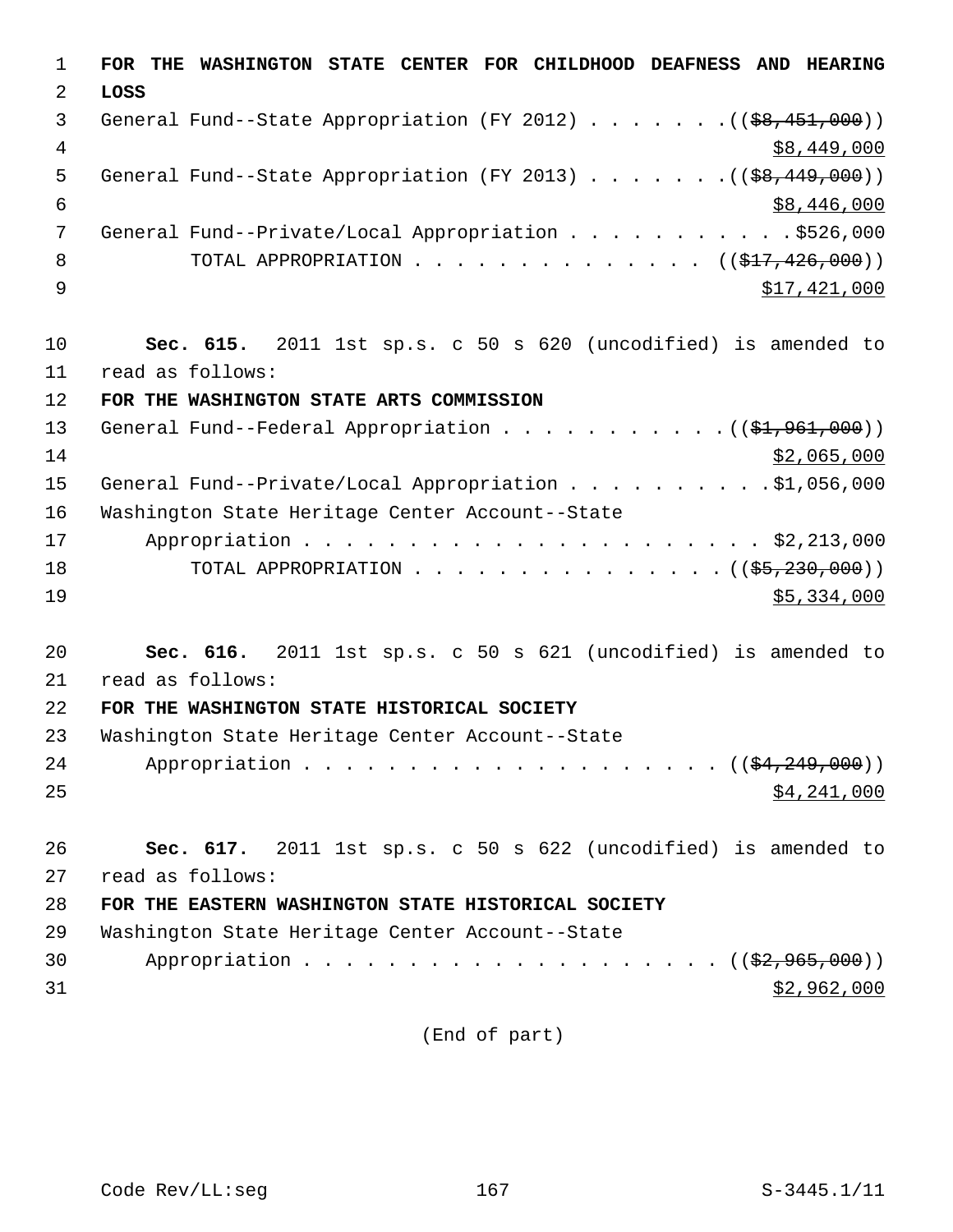**FOR THE WASHINGTON STATE CENTER FOR CHILDHOOD DEAFNESS AND HEARING LOSS**

General Fund--State Appropriation (FY 2012) . . . . . . . ((~~$8,451,000~~))
<u>$8,449,000</u>

General Fund--State Appropriation (FY 2013) . . . . . . . ((~~$8,449,000~~))
<u>$8,446,000</u>

General Fund--Private/Local Appropriation . . . . . . . . . . . $526,000

TOTAL APPROPRIATION . . . . . . . . . . . . . . ((~~$17,426,000~~))
<u>$17,421,000</u>

**Sec. 615.** 2011 1st sp.s. c 50 s 620 (uncodified) is amended to read as follows:

**FOR THE WASHINGTON STATE ARTS COMMISSION**

General Fund--Federal Appropriation . . . . . . . . . . . ((~~$1,961,000~~))
<u>$2,065,000</u>

General Fund--Private/Local Appropriation . . . . . . . . . . $1,056,000

Washington State Heritage Center Account--State Appropriation . . . . . . . . . . . . . . . . . . . . . . $2,213,000

TOTAL APPROPRIATION . . . . . . . . . . . . . . . ((~~$5,230,000~~))
<u>$5,334,000</u>

**Sec. 616.** 2011 1st sp.s. c 50 s 621 (uncodified) is amended to read as follows:

**FOR THE WASHINGTON STATE HISTORICAL SOCIETY**

Washington State Heritage Center Account--State Appropriation . . . . . . . . . . . . . . . . . . . . ((~~$4,249,000~~))
<u>$4,241,000</u>

**Sec. 617.** 2011 1st sp.s. c 50 s 622 (uncodified) is amended to read as follows:

**FOR THE EASTERN WASHINGTON STATE HISTORICAL SOCIETY**

Washington State Heritage Center Account--State Appropriation . . . . . . . . . . . . . . . . . . . . ((~~$2,965,000~~))
<u>$2,962,000</u>

(End of part)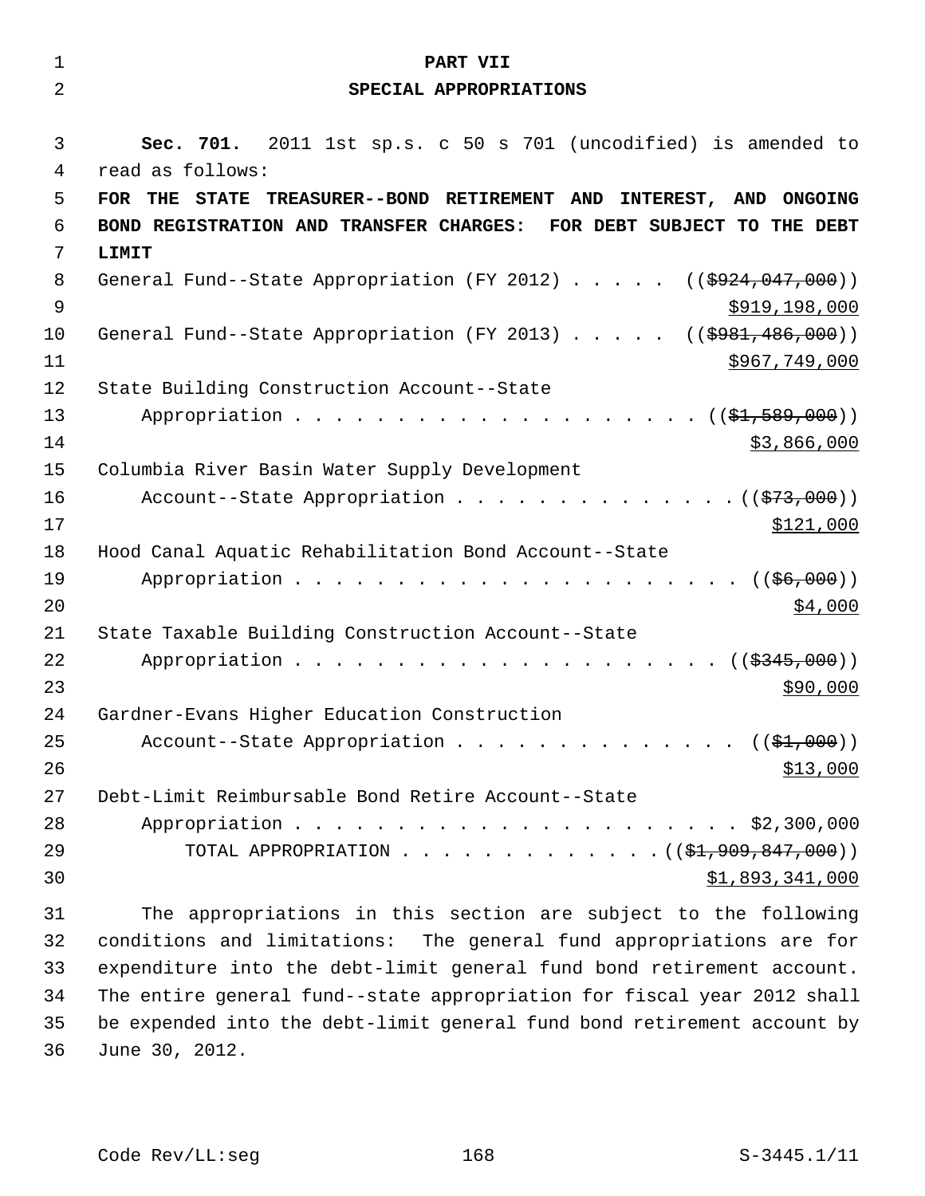# PART VII
## SPECIAL APPROPRIATIONS

**Sec. 701.** 2011 1st sp.s. c 50 s 701 (uncodified) is amended to read as follows:

**FOR THE STATE TREASURER--BOND RETIREMENT AND INTEREST, AND ONGOING BOND REGISTRATION AND TRANSFER CHARGES: FOR DEBT SUBJECT TO THE DEBT LIMIT**

General Fund--State Appropriation (FY 2012) . . . . . ((~~$924,047,000~~))
$919,198,000

General Fund--State Appropriation (FY 2013) . . . . . ((~~$981,486,000~~))
$967,749,000

State Building Construction Account--State Appropriation . . . . . . . . . . . . . . . . . . . . ((~~$1,589,000~~))
$3,866,000

Columbia River Basin Water Supply Development Account--State Appropriation . . . . . . . . . . . . . ((~~$73,000~~))
$121,000

Hood Canal Aquatic Rehabilitation Bond Account--State Appropriation . . . . . . . . . . . . . . . . . . . . . ((~~$6,000~~))
$4,000

State Taxable Building Construction Account--State Appropriation . . . . . . . . . . . . . . . . . . . . . ((~~$345,000~~))
$90,000

Gardner-Evans Higher Education Construction Account--State Appropriation . . . . . . . . . . . . . ((~~$1,000~~))
$13,000

Debt-Limit Reimbursable Bond Retire Account--State Appropriation . . . . . . . . . . . . . . . . . . . . . . $2,300,000

TOTAL APPROPRIATION . . . . . . . . . . . . ((~~$1,909,847,000~~))
$1,893,341,000

The appropriations in this section are subject to the following conditions and limitations: The general fund appropriations are for expenditure into the debt-limit general fund bond retirement account. The entire general fund--state appropriation for fiscal year 2012 shall be expended into the debt-limit general fund bond retirement account by June 30, 2012.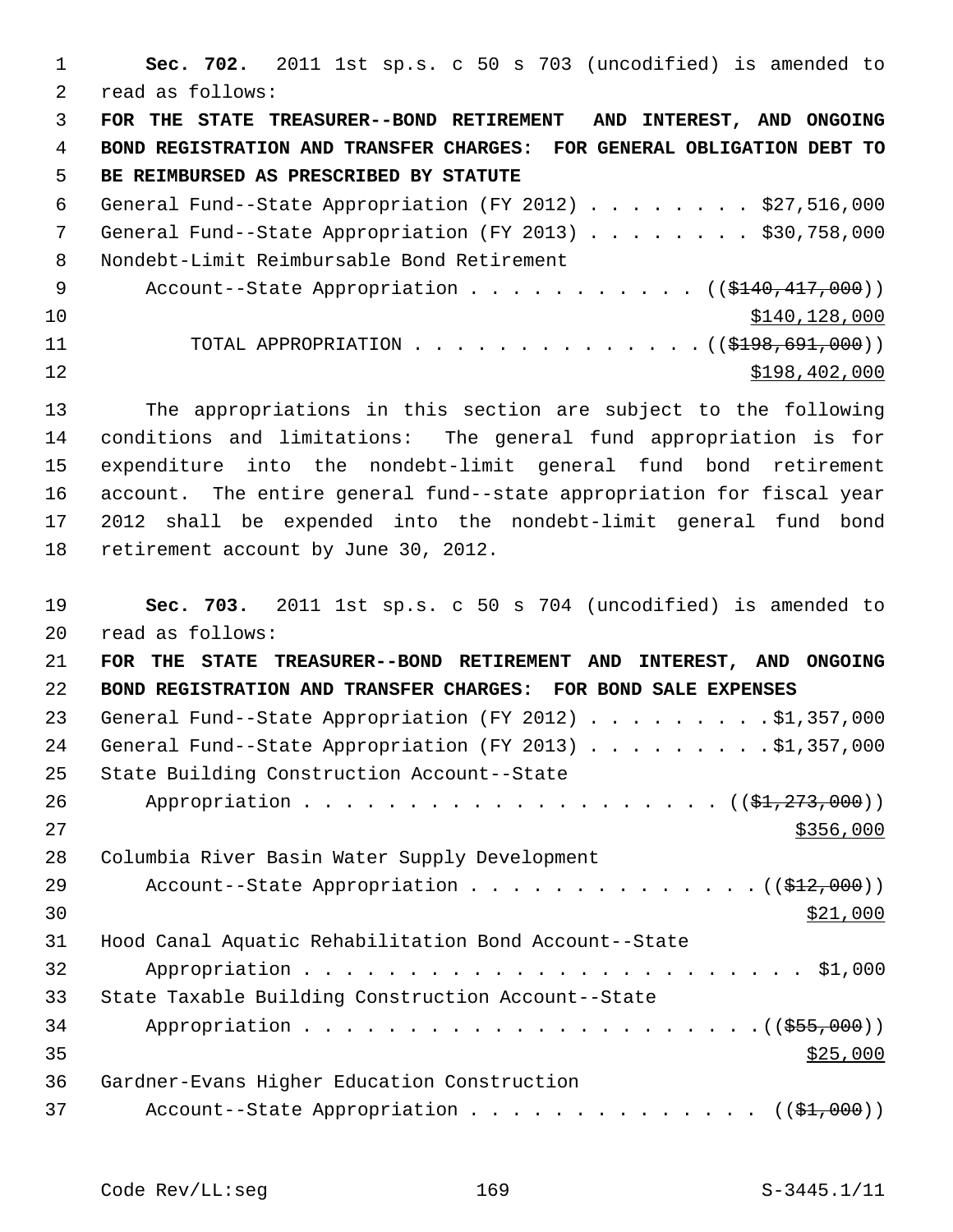**Sec. 702.** 2011 1st sp.s. c 50 s 703 (uncodified) is amended to read as follows:

**FOR THE STATE TREASURER--BOND RETIREMENT AND INTEREST, AND ONGOING BOND REGISTRATION AND TRANSFER CHARGES: FOR GENERAL OBLIGATION DEBT TO BE REIMBURSED AS PRESCRIBED BY STATUTE**

General Fund--State Appropriation (FY 2012) . . . . . . . . $27,516,000
General Fund--State Appropriation (FY 2013) . . . . . . . . $30,758,000
Nondebt-Limit Reimbursable Bond Retirement
Account--State Appropriation . . . . . . . . . . . (( ~~$140,417,000~~ ))
$140,128,000
TOTAL APPROPRIATION . . . . . . . . . . . . . (( ~~$198,691,000~~ ))
$198,402,000

The appropriations in this section are subject to the following conditions and limitations: The general fund appropriation is for expenditure into the nondebt-limit general fund bond retirement account. The entire general fund--state appropriation for fiscal year 2012 shall be expended into the nondebt-limit general fund bond retirement account by June 30, 2012.

**Sec. 703.** 2011 1st sp.s. c 50 s 704 (uncodified) is amended to read as follows:

**FOR THE STATE TREASURER--BOND RETIREMENT AND INTEREST, AND ONGOING BOND REGISTRATION AND TRANSFER CHARGES: FOR BOND SALE EXPENSES**

General Fund--State Appropriation (FY 2012) . . . . . . . . . $1,357,000
General Fund--State Appropriation (FY 2013) . . . . . . . . . $1,357,000
State Building Construction Account--State
Appropriation . . . . . . . . . . . . . . . . . . . . (( ~~$1,273,000~~ ))
$356,000
Columbia River Basin Water Supply Development
Account--State Appropriation . . . . . . . . . . . . . . (( ~~$12,000~~ ))
$21,000
Hood Canal Aquatic Rehabilitation Bond Account--State
Appropriation . . . . . . . . . . . . . . . . . . . . . . . $1,000
State Taxable Building Construction Account--State
Appropriation . . . . . . . . . . . . . . . . . . . . . . (( ~~$55,000~~ ))
$25,000
Gardner-Evans Higher Education Construction
Account--State Appropriation . . . . . . . . . . . . . . (( ~~$1,000~~ ))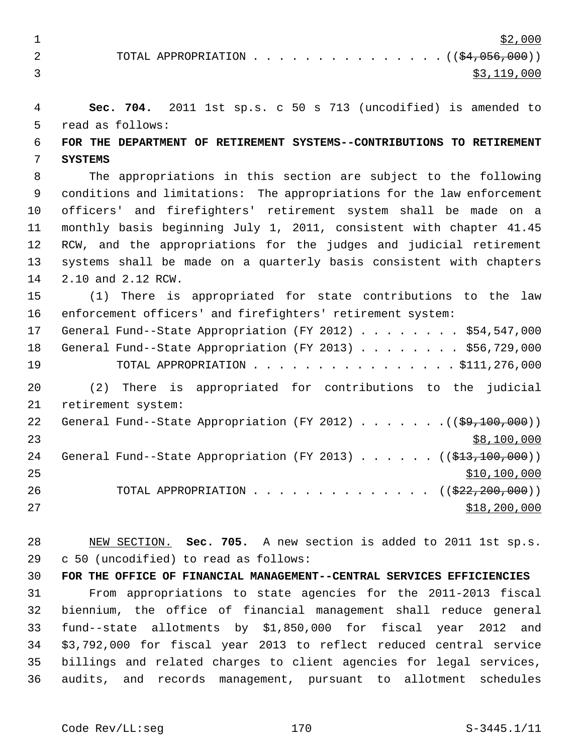$2,000

TOTAL APPROPRIATION . . . . . . . . . . . . . . . ((~~$4,056,000~~))
$3,119,000

**Sec. 704.** 2011 1st sp.s. c 50 s 713 (uncodified) is amended to read as follows:

**FOR THE DEPARTMENT OF RETIREMENT SYSTEMS--CONTRIBUTIONS TO RETIREMENT SYSTEMS**

The appropriations in this section are subject to the following conditions and limitations: The appropriations for the law enforcement officers' and firefighters' retirement system shall be made on a monthly basis beginning July 1, 2011, consistent with chapter 41.45 RCW, and the appropriations for the judges and judicial retirement systems shall be made on a quarterly basis consistent with chapters 2.10 and 2.12 RCW.

(1) There is appropriated for state contributions to the law enforcement officers' and firefighters' retirement system:

General Fund--State Appropriation (FY 2012) . . . . . . . . $54,547,000
General Fund--State Appropriation (FY 2013) . . . . . . . . $56,729,000
TOTAL APPROPRIATION . . . . . . . . . . . . . . . . $111,276,000

(2) There is appropriated for contributions to the judicial retirement system:

General Fund--State Appropriation (FY 2012) . . . . . . .((~~$9,100,000~~))
$8,100,000
General Fund--State Appropriation (FY 2013) . . . . . . ((~~$13,100,000~~))
$10,100,000
TOTAL APPROPRIATION . . . . . . . . . . . . . . ((~~$22,200,000~~))
$18,200,000

NEW SECTION. **Sec. 705.** A new section is added to 2011 1st sp.s. c 50 (uncodified) to read as follows:

**FOR THE OFFICE OF FINANCIAL MANAGEMENT--CENTRAL SERVICES EFFICIENCIES**

From appropriations to state agencies for the 2011-2013 fiscal biennium, the office of financial management shall reduce general fund--state allotments by $1,850,000 for fiscal year 2012 and $3,792,000 for fiscal year 2013 to reflect reduced central service billings and related charges to client agencies for legal services, audits, and records management, pursuant to allotment schedules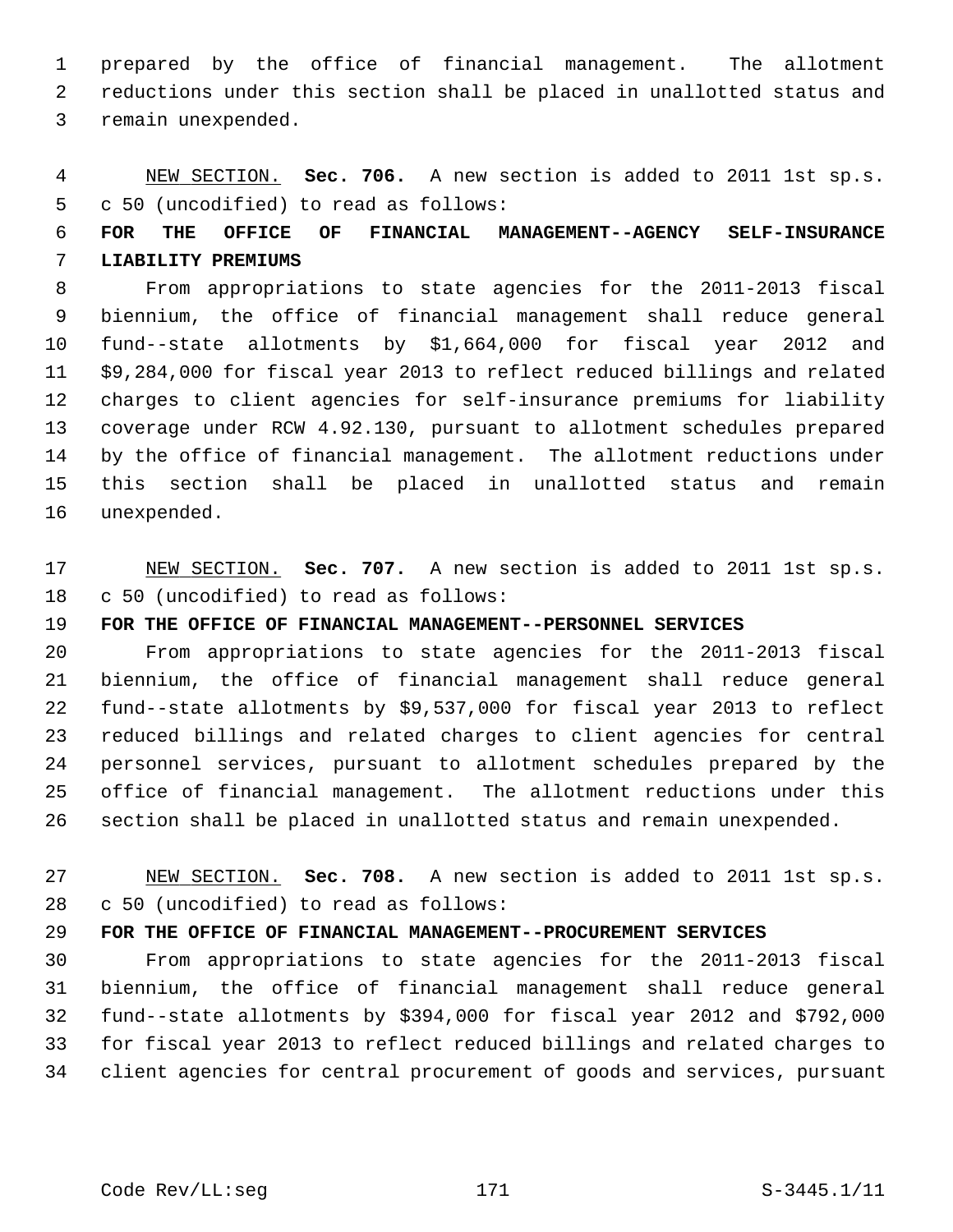prepared by the office of financial management. The allotment reductions under this section shall be placed in unallotted status and remain unexpended.

NEW SECTION. **Sec. 706.** A new section is added to 2011 1st sp.s. c 50 (uncodified) to read as follows:

**FOR THE OFFICE OF FINANCIAL MANAGEMENT--AGENCY SELF-INSURANCE LIABILITY PREMIUMS**

From appropriations to state agencies for the 2011-2013 fiscal biennium, the office of financial management shall reduce general fund--state allotments by $1,664,000 for fiscal year 2012 and $9,284,000 for fiscal year 2013 to reflect reduced billings and related charges to client agencies for self-insurance premiums for liability coverage under RCW 4.92.130, pursuant to allotment schedules prepared by the office of financial management. The allotment reductions under this section shall be placed in unallotted status and remain unexpended.

NEW SECTION. **Sec. 707.** A new section is added to 2011 1st sp.s. c 50 (uncodified) to read as follows:

**FOR THE OFFICE OF FINANCIAL MANAGEMENT--PERSONNEL SERVICES**

From appropriations to state agencies for the 2011-2013 fiscal biennium, the office of financial management shall reduce general fund--state allotments by $9,537,000 for fiscal year 2013 to reflect reduced billings and related charges to client agencies for central personnel services, pursuant to allotment schedules prepared by the office of financial management. The allotment reductions under this section shall be placed in unallotted status and remain unexpended.

NEW SECTION. **Sec. 708.** A new section is added to 2011 1st sp.s. c 50 (uncodified) to read as follows:

**FOR THE OFFICE OF FINANCIAL MANAGEMENT--PROCUREMENT SERVICES**

From appropriations to state agencies for the 2011-2013 fiscal biennium, the office of financial management shall reduce general fund--state allotments by $394,000 for fiscal year 2012 and $792,000 for fiscal year 2013 to reflect reduced billings and related charges to client agencies for central procurement of goods and services, pursuant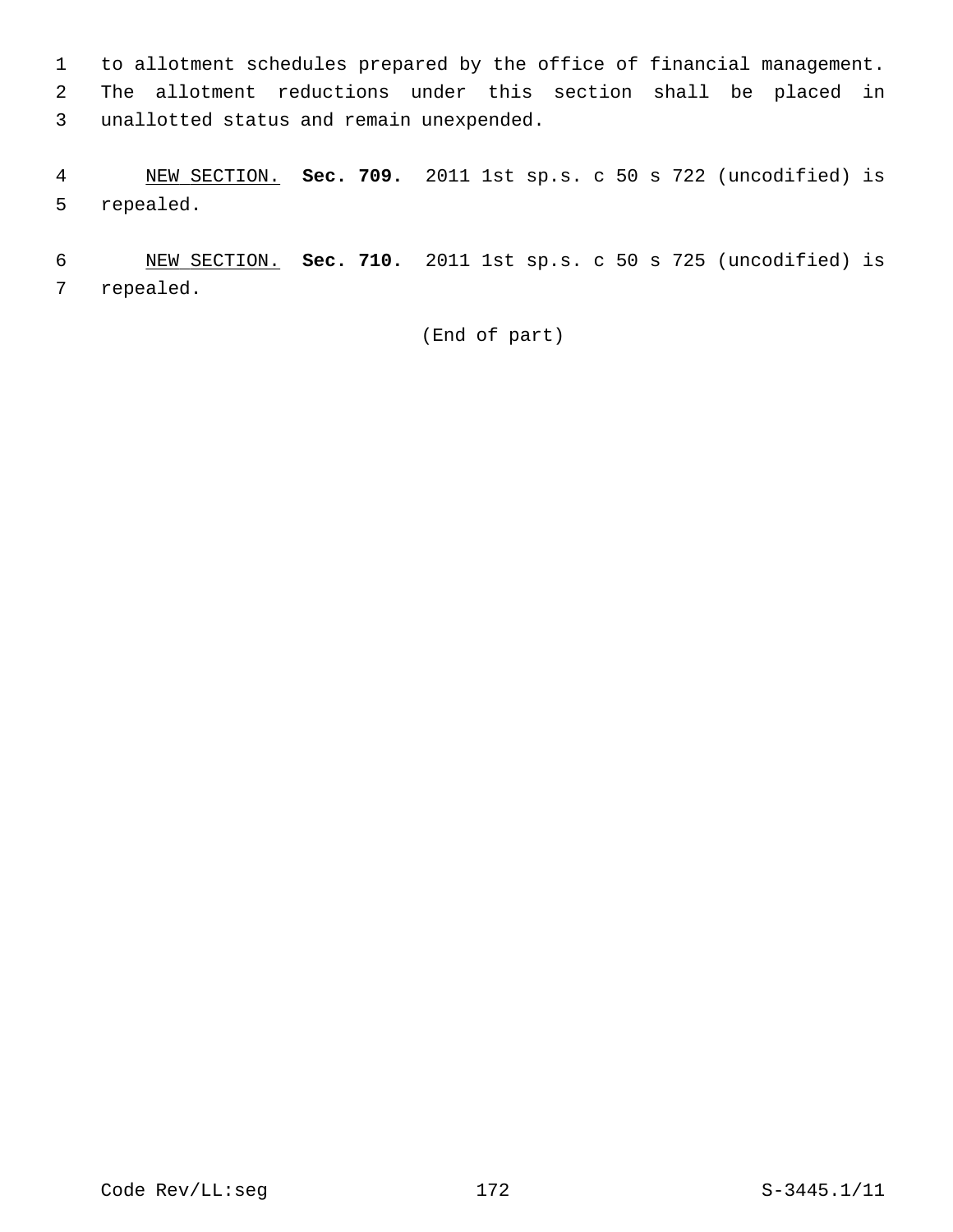to allotment schedules prepared by the office of financial management. The allotment reductions under this section shall be placed in unallotted status and remain unexpended.

NEW SECTION. **Sec. 709.** 2011 1st sp.s. c 50 s 722 (uncodified) is repealed.

NEW SECTION. **Sec. 710.** 2011 1st sp.s. c 50 s 725 (uncodified) is repealed.

(End of part)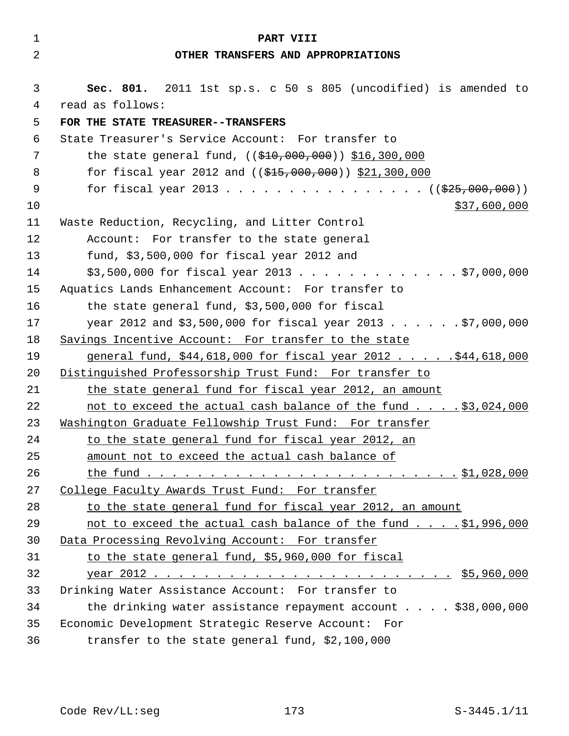**PART VIII**

**OTHER TRANSFERS AND APPROPRIATIONS**

**Sec. 801.** 2011 1st sp.s. c 50 s 805 (uncodified) is amended to read as follows:

**FOR THE STATE TREASURER--TRANSFERS**

State Treasurer's Service Account: For transfer to the state general fund, ((~~$10,000,000~~)) <u>$16,300,000</u> for fiscal year 2012 and ((~~$15,000,000~~)) <u>$21,300,000</u> for fiscal year 2013 . . . . . . . . . . . . . . . . ((~~$25,000,000~~)) <u>$37,600,000</u>

Waste Reduction, Recycling, and Litter Control Account: For transfer to the state general fund, $3,500,000 for fiscal year 2012 and $3,500,000 for fiscal year 2013 . . . . . . . . . . . . . $7,000,000

Aquatics Lands Enhancement Account: For transfer to the state general fund, $3,500,000 for fiscal year 2012 and $3,500,000 for fiscal year 2013 . . . . . . $7,000,000

<u>Savings Incentive Account: For transfer to the state general fund, $44,618,000 for fiscal year 2012 . . . . . $44,618,000</u>

<u>Distinguished Professorship Trust Fund: For transfer to the state general fund for fiscal year 2012, an amount not to exceed the actual cash balance of the fund . . . . $3,024,000</u>

<u>Washington Graduate Fellowship Trust Fund: For transfer to the state general fund for fiscal year 2012, an amount not to exceed the actual cash balance of the fund . . . . . . . . . . . . . . . . . . . . . . . . $1,028,000</u>

<u>College Faculty Awards Trust Fund: For transfer to the state general fund for fiscal year 2012, an amount not to exceed the actual cash balance of the fund . . . . $1,996,000</u>

<u>Data Processing Revolving Account: For transfer to the state general fund, $5,960,000 for fiscal year 2012 . . . . . . . . . . . . . . . . . . . . . . . . $5,960,000</u>

Drinking Water Assistance Account: For transfer to the drinking water assistance repayment account . . . . $38,000,000

Economic Development Strategic Reserve Account: For transfer to the state general fund, $2,100,000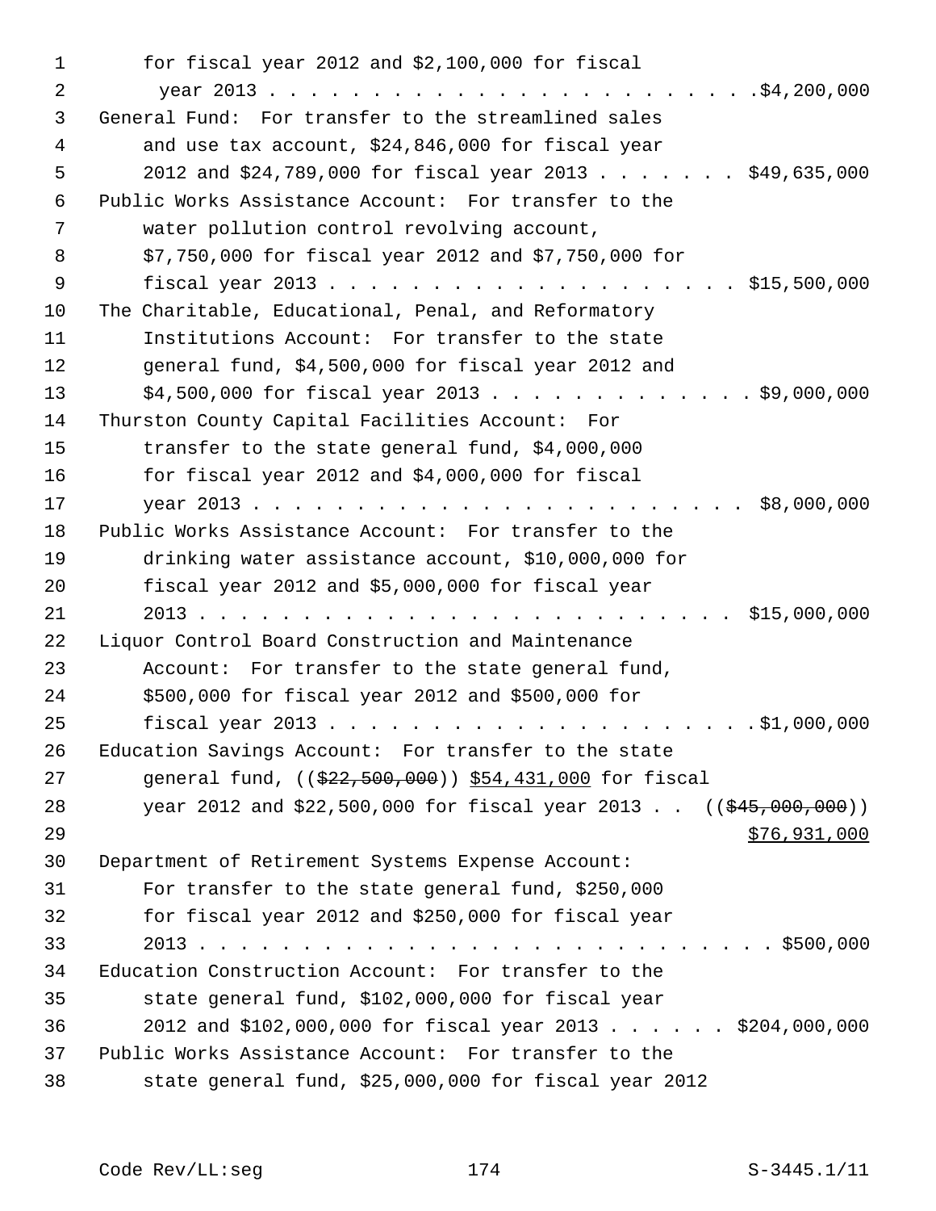for fiscal year 2012 and $2,100,000 for fiscal year 2013 . . . . . . . . . . . . . . . . . . . . . . . .$4,200,000

General Fund: For transfer to the streamlined sales and use tax account, $24,846,000 for fiscal year 2012 and $24,789,000 for fiscal year 2013 . . . . . . . $49,635,000

Public Works Assistance Account: For transfer to the water pollution control revolving account, $7,750,000 for fiscal year 2012 and $7,750,000 for fiscal year 2013 . . . . . . . . . . . . . . . . . . . . $15,500,000

The Charitable, Educational, Penal, and Reformatory Institutions Account: For transfer to the state general fund, $4,500,000 for fiscal year 2012 and $4,500,000 for fiscal year 2013 . . . . . . . . . . . . . $9,000,000

Thurston County Capital Facilities Account: For transfer to the state general fund, $4,000,000 for fiscal year 2012 and $4,000,000 for fiscal year 2013 . . . . . . . . . . . . . . . . . . . . . . . . $8,000,000

Public Works Assistance Account: For transfer to the drinking water assistance account, $10,000,000 for fiscal year 2012 and $5,000,000 for fiscal year 2013 . . . . . . . . . . . . . . . . . . . . . . . . . . $15,000,000

Liquor Control Board Construction and Maintenance Account: For transfer to the state general fund, $500,000 for fiscal year 2012 and $500,000 for fiscal year 2013 . . . . . . . . . . . . . . . . . . . . .$1,000,000

Education Savings Account: For transfer to the state general fund, ((~~$22,500,000~~)) <u>$54,431,000</u> for fiscal year 2012 and $22,500,000 for fiscal year 2013 . . ((~~$45,000,000~~)) <u>$76,931,000</u>

Department of Retirement Systems Expense Account: For transfer to the state general fund, $250,000 for fiscal year 2012 and $250,000 for fiscal year 2013 . . . . . . . . . . . . . . . . . . . . . . . . . . . . $500,000

Education Construction Account: For transfer to the state general fund, $102,000,000 for fiscal year 2012 and $102,000,000 for fiscal year 2013 . . . . . . $204,000,000

Public Works Assistance Account: For transfer to the state general fund, $25,000,000 for fiscal year 2012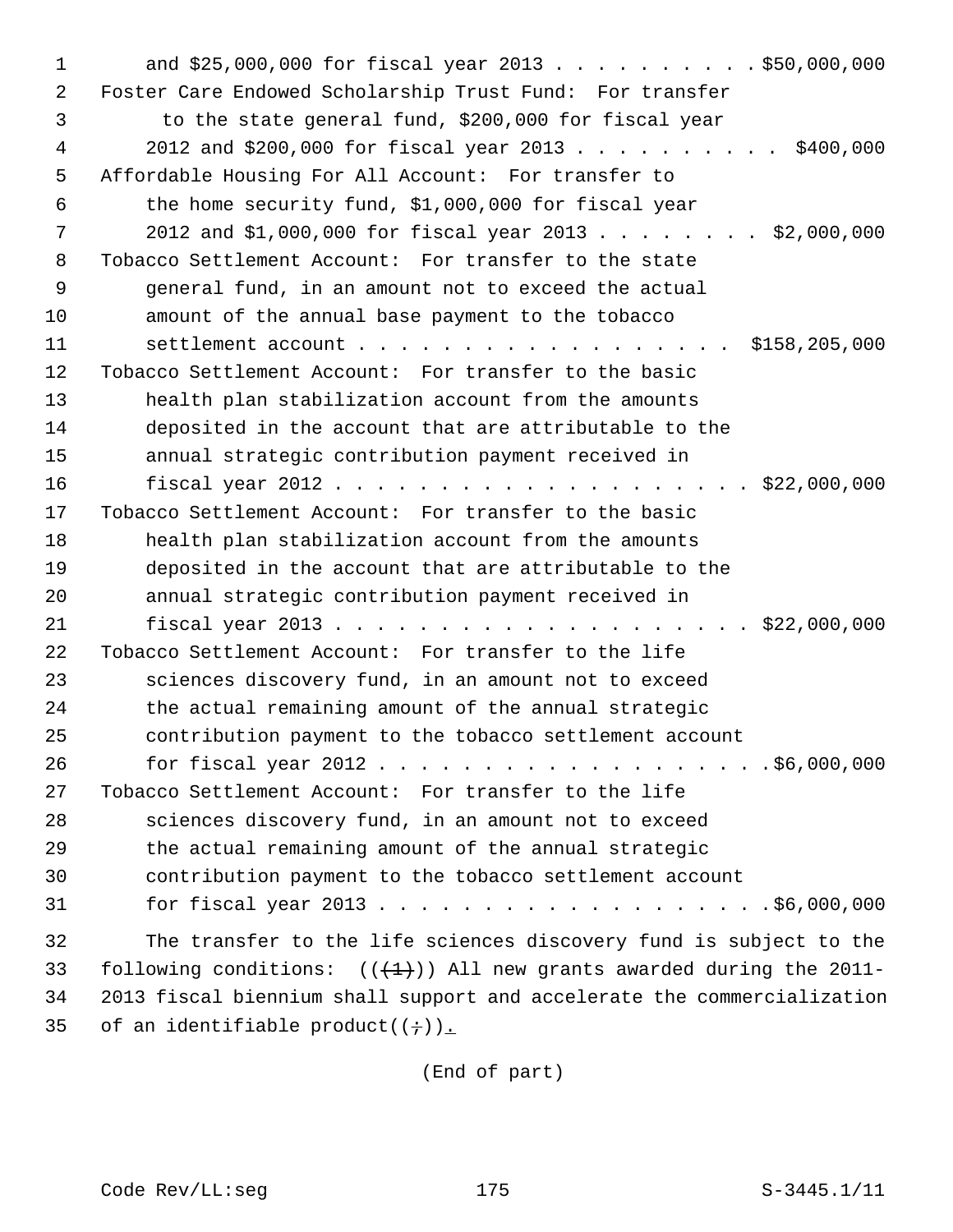and $25,000,000 for fiscal year 2013 . . . . . . . . . . $50,000,000

Foster Care Endowed Scholarship Trust Fund: For transfer to the state general fund, $200,000 for fiscal year 2012 and $200,000 for fiscal year 2013 . . . . . . . . . . $400,000

Affordable Housing For All Account: For transfer to the home security fund, $1,000,000 for fiscal year 2012 and $1,000,000 for fiscal year 2013 . . . . . . . . $2,000,000

Tobacco Settlement Account: For transfer to the state general fund, in an amount not to exceed the actual amount of the annual base payment to the tobacco settlement account . . . . . . . . . . . . . . . . . . $158,205,000

Tobacco Settlement Account: For transfer to the basic health plan stabilization account from the amounts deposited in the account that are attributable to the annual strategic contribution payment received in fiscal year 2012 . . . . . . . . . . . . . . . . . . . . $22,000,000

Tobacco Settlement Account: For transfer to the basic health plan stabilization account from the amounts deposited in the account that are attributable to the annual strategic contribution payment received in fiscal year 2013 . . . . . . . . . . . . . . . . . . . . $22,000,000

Tobacco Settlement Account: For transfer to the life sciences discovery fund, in an amount not to exceed the actual remaining amount of the annual strategic contribution payment to the tobacco settlement account for fiscal year 2012 . . . . . . . . . . . . . . . . . . . $6,000,000

Tobacco Settlement Account: For transfer to the life sciences discovery fund, in an amount not to exceed the actual remaining amount of the annual strategic contribution payment to the tobacco settlement account for fiscal year 2013 . . . . . . . . . . . . . . . . . . . $6,000,000

The transfer to the life sciences discovery fund is subject to the following conditions: (((1))) All new grants awarded during the 2011-2013 fiscal biennium shall support and accelerate the commercialization of an identifiable product((;)).

(End of part)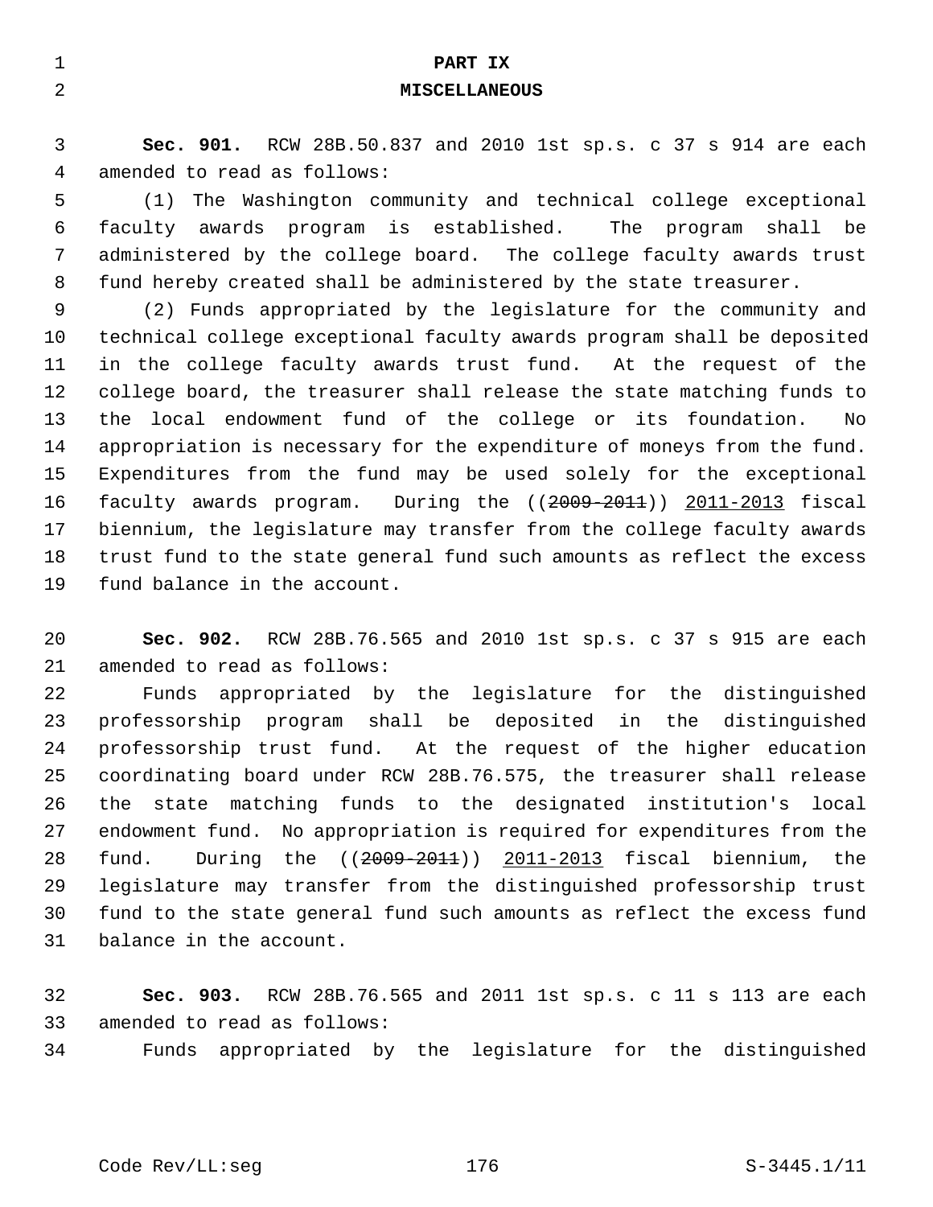# PART IX
# MISCELLANEOUS

**Sec. 901.** RCW 28B.50.837 and 2010 1st sp.s. c 37 s 914 are each amended to read as follows:

(1) The Washington community and technical college exceptional faculty awards program is established. The program shall be administered by the college board. The college faculty awards trust fund hereby created shall be administered by the state treasurer.

(2) Funds appropriated by the legislature for the community and technical college exceptional faculty awards program shall be deposited in the college faculty awards trust fund. At the request of the college board, the treasurer shall release the state matching funds to the local endowment fund of the college or its foundation. No appropriation is necessary for the expenditure of moneys from the fund. Expenditures from the fund may be used solely for the exceptional faculty awards program. During the ((~~2009-2011~~)) 2011-2013 fiscal biennium, the legislature may transfer from the college faculty awards trust fund to the state general fund such amounts as reflect the excess fund balance in the account.

**Sec. 902.** RCW 28B.76.565 and 2010 1st sp.s. c 37 s 915 are each amended to read as follows:

Funds appropriated by the legislature for the distinguished professorship program shall be deposited in the distinguished professorship trust fund. At the request of the higher education coordinating board under RCW 28B.76.575, the treasurer shall release the state matching funds to the designated institution's local endowment fund. No appropriation is required for expenditures from the fund. During the ((~~2009-2011~~)) 2011-2013 fiscal biennium, the legislature may transfer from the distinguished professorship trust fund to the state general fund such amounts as reflect the excess fund balance in the account.

**Sec. 903.** RCW 28B.76.565 and 2011 1st sp.s. c 11 s 113 are each amended to read as follows:

Funds appropriated by the legislature for the distinguished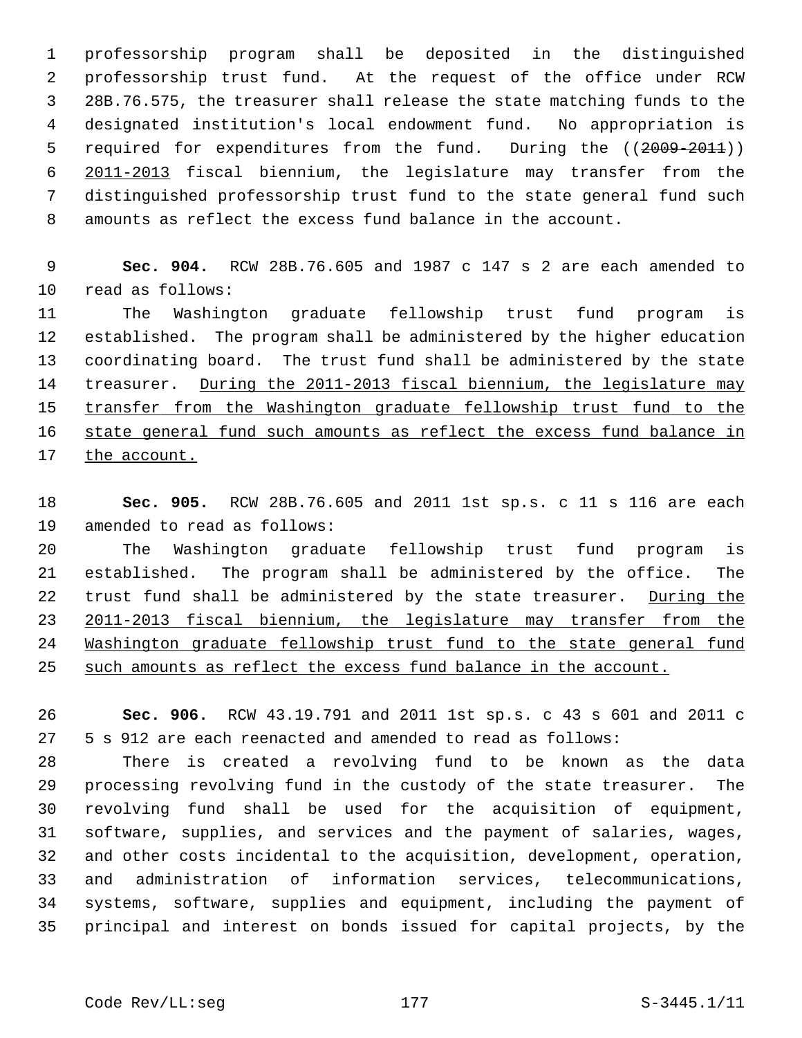professorship program shall be deposited in the distinguished professorship trust fund. At the request of the office under RCW 28B.76.575, the treasurer shall release the state matching funds to the designated institution's local endowment fund. No appropriation is required for expenditures from the fund. During the ((~~2009-2011~~)) <u>2011-2013</u> fiscal biennium, the legislature may transfer from the distinguished professorship trust fund to the state general fund such amounts as reflect the excess fund balance in the account.

**Sec. 904.** RCW 28B.76.605 and 1987 c 147 s 2 are each amended to read as follows:

The Washington graduate fellowship trust fund program is established. The program shall be administered by the higher education coordinating board. The trust fund shall be administered by the state treasurer. <u>During the 2011-2013 fiscal biennium, the legislature may transfer from the Washington graduate fellowship trust fund to the state general fund such amounts as reflect the excess fund balance in the account.</u>

**Sec. 905.** RCW 28B.76.605 and 2011 1st sp.s. c 11 s 116 are each amended to read as follows:

The Washington graduate fellowship trust fund program is established. The program shall be administered by the office. The trust fund shall be administered by the state treasurer. <u>During the 2011-2013 fiscal biennium, the legislature may transfer from the Washington graduate fellowship trust fund to the state general fund such amounts as reflect the excess fund balance in the account.</u>

**Sec. 906.** RCW 43.19.791 and 2011 1st sp.s. c 43 s 601 and 2011 c 5 s 912 are each reenacted and amended to read as follows:

There is created a revolving fund to be known as the data processing revolving fund in the custody of the state treasurer. The revolving fund shall be used for the acquisition of equipment, software, supplies, and services and the payment of salaries, wages, and other costs incidental to the acquisition, development, operation, and administration of information services, telecommunications, systems, software, supplies and equipment, including the payment of principal and interest on bonds issued for capital projects, by the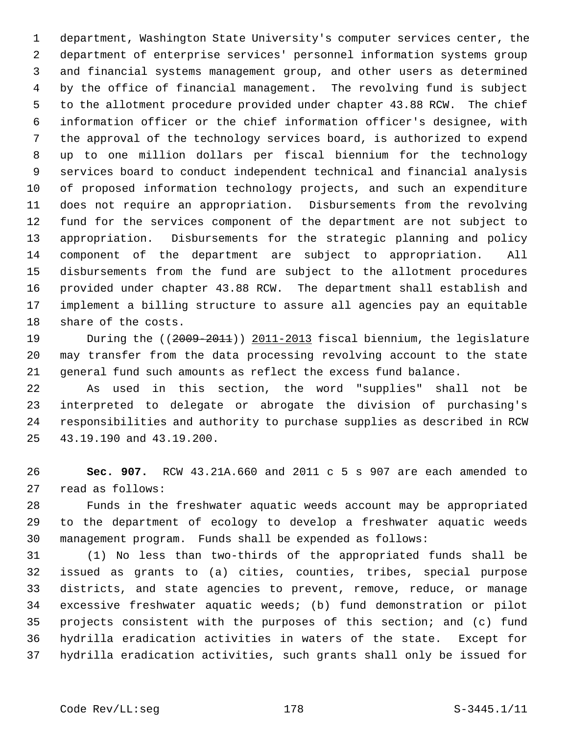department, Washington State University's computer services center, the department of enterprise services' personnel information systems group and financial systems management group, and other users as determined by the office of financial management. The revolving fund is subject to the allotment procedure provided under chapter 43.88 RCW. The chief information officer or the chief information officer's designee, with the approval of the technology services board, is authorized to expend up to one million dollars per fiscal biennium for the technology services board to conduct independent technical and financial analysis of proposed information technology projects, and such an expenditure does not require an appropriation. Disbursements from the revolving fund for the services component of the department are not subject to appropriation. Disbursements for the strategic planning and policy component of the department are subject to appropriation. All disbursements from the fund are subject to the allotment procedures provided under chapter 43.88 RCW. The department shall establish and implement a billing structure to assure all agencies pay an equitable share of the costs.

During the ((~~2009-2011~~)) 2011-2013 fiscal biennium, the legislature may transfer from the data processing revolving account to the state general fund such amounts as reflect the excess fund balance.

As used in this section, the word "supplies" shall not be interpreted to delegate or abrogate the division of purchasing's responsibilities and authority to purchase supplies as described in RCW 43.19.190 and 43.19.200.

**Sec. 907.** RCW 43.21A.660 and 2011 c 5 s 907 are each amended to read as follows:

Funds in the freshwater aquatic weeds account may be appropriated to the department of ecology to develop a freshwater aquatic weeds management program. Funds shall be expended as follows:

(1) No less than two-thirds of the appropriated funds shall be issued as grants to (a) cities, counties, tribes, special purpose districts, and state agencies to prevent, remove, reduce, or manage excessive freshwater aquatic weeds; (b) fund demonstration or pilot projects consistent with the purposes of this section; and (c) fund hydrilla eradication activities in waters of the state. Except for hydrilla eradication activities, such grants shall only be issued for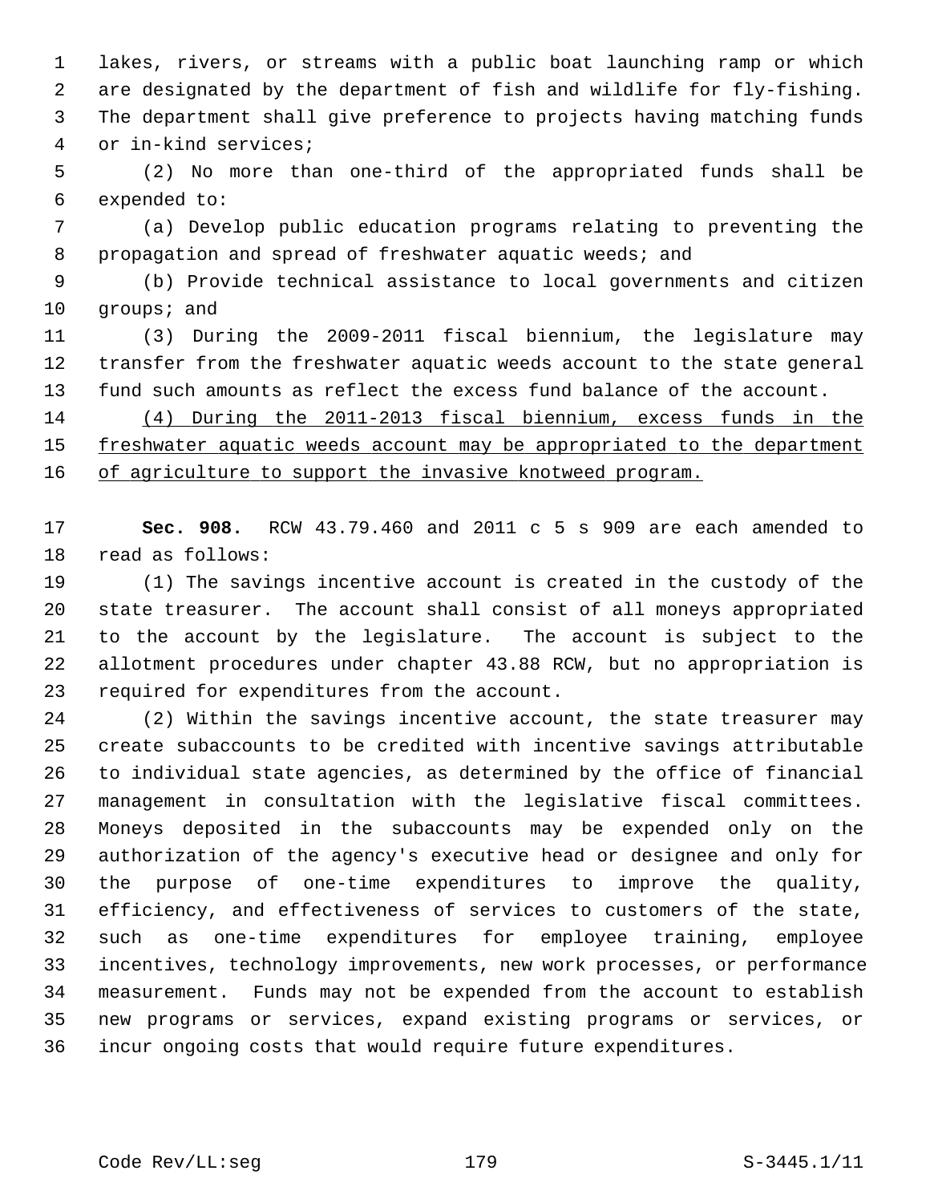lakes, rivers, or streams with a public boat launching ramp or which are designated by the department of fish and wildlife for fly-fishing. The department shall give preference to projects having matching funds or in-kind services;

(2) No more than one-third of the appropriated funds shall be expended to:

(a) Develop public education programs relating to preventing the propagation and spread of freshwater aquatic weeds; and

(b) Provide technical assistance to local governments and citizen groups; and

(3) During the 2009-2011 fiscal biennium, the legislature may transfer from the freshwater aquatic weeds account to the state general fund such amounts as reflect the excess fund balance of the account.

<u>(4) During the 2011-2013 fiscal biennium, excess funds in the freshwater aquatic weeds account may be appropriated to the department of agriculture to support the invasive knotweed program.</u>

**Sec. 908.** RCW 43.79.460 and 2011 c 5 s 909 are each amended to read as follows:

(1) The savings incentive account is created in the custody of the state treasurer. The account shall consist of all moneys appropriated to the account by the legislature. The account is subject to the allotment procedures under chapter 43.88 RCW, but no appropriation is required for expenditures from the account.

(2) Within the savings incentive account, the state treasurer may create subaccounts to be credited with incentive savings attributable to individual state agencies, as determined by the office of financial management in consultation with the legislative fiscal committees. Moneys deposited in the subaccounts may be expended only on the authorization of the agency's executive head or designee and only for the purpose of one-time expenditures to improve the quality, efficiency, and effectiveness of services to customers of the state, such as one-time expenditures for employee training, employee incentives, technology improvements, new work processes, or performance measurement. Funds may not be expended from the account to establish new programs or services, expand existing programs or services, or incur ongoing costs that would require future expenditures.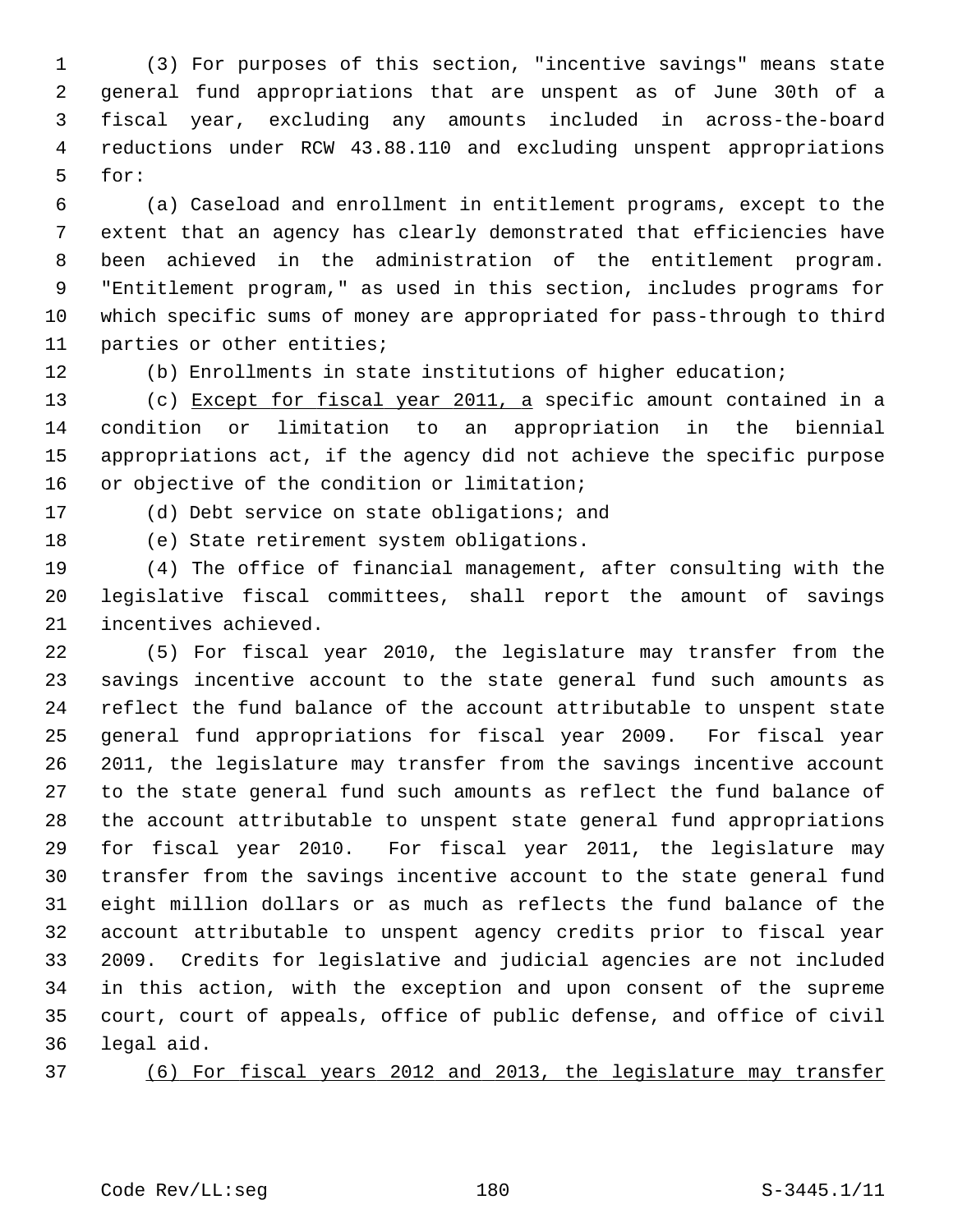(3) For purposes of this section, "incentive savings" means state general fund appropriations that are unspent as of June 30th of a fiscal year, excluding any amounts included in across-the-board reductions under RCW 43.88.110 and excluding unspent appropriations for:

(a) Caseload and enrollment in entitlement programs, except to the extent that an agency has clearly demonstrated that efficiencies have been achieved in the administration of the entitlement program. "Entitlement program," as used in this section, includes programs for which specific sums of money are appropriated for pass-through to third parties or other entities;

(b) Enrollments in state institutions of higher education;

(c) <u>Except for fiscal year 2011, a</u> specific amount contained in a condition or limitation to an appropriation in the biennial appropriations act, if the agency did not achieve the specific purpose or objective of the condition or limitation;

(d) Debt service on state obligations; and

(e) State retirement system obligations.

(4) The office of financial management, after consulting with the legislative fiscal committees, shall report the amount of savings incentives achieved.

(5) For fiscal year 2010, the legislature may transfer from the savings incentive account to the state general fund such amounts as reflect the fund balance of the account attributable to unspent state general fund appropriations for fiscal year 2009. For fiscal year 2011, the legislature may transfer from the savings incentive account to the state general fund such amounts as reflect the fund balance of the account attributable to unspent state general fund appropriations for fiscal year 2010. For fiscal year 2011, the legislature may transfer from the savings incentive account to the state general fund eight million dollars or as much as reflects the fund balance of the account attributable to unspent agency credits prior to fiscal year 2009. Credits for legislative and judicial agencies are not included in this action, with the exception and upon consent of the supreme court, court of appeals, office of public defense, and office of civil legal aid.

<u>(6) For fiscal years 2012 and 2013, the legislature may transfer</u>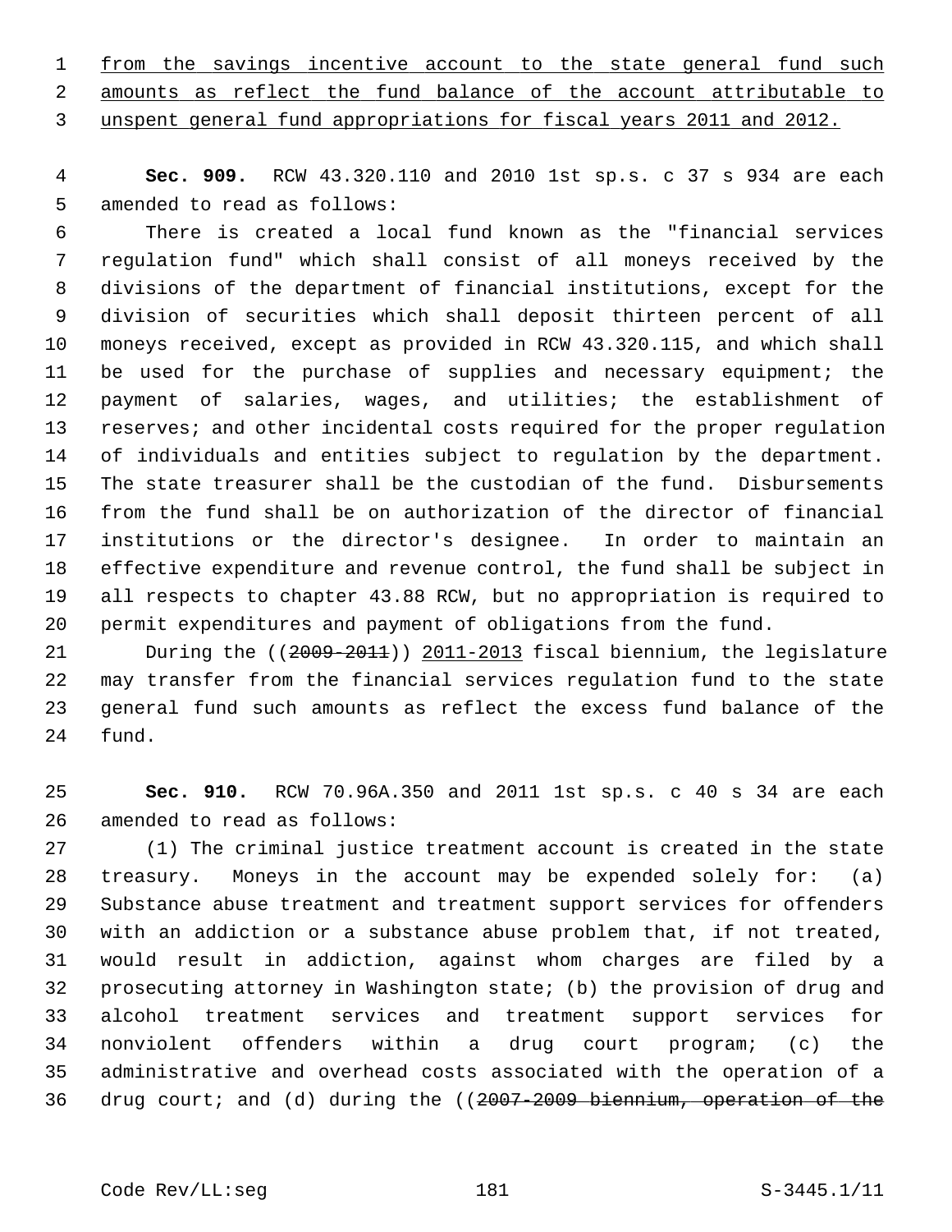from the savings incentive account to the state general fund such amounts as reflect the fund balance of the account attributable to unspent general fund appropriations for fiscal years 2011 and 2012.

**Sec. 909.** RCW 43.320.110 and 2010 1st sp.s. c 37 s 934 are each amended to read as follows:

There is created a local fund known as the "financial services regulation fund" which shall consist of all moneys received by the divisions of the department of financial institutions, except for the division of securities which shall deposit thirteen percent of all moneys received, except as provided in RCW 43.320.115, and which shall be used for the purchase of supplies and necessary equipment; the payment of salaries, wages, and utilities; the establishment of reserves; and other incidental costs required for the proper regulation of individuals and entities subject to regulation by the department. The state treasurer shall be the custodian of the fund. Disbursements from the fund shall be on authorization of the director of financial institutions or the director's designee. In order to maintain an effective expenditure and revenue control, the fund shall be subject in all respects to chapter 43.88 RCW, but no appropriation is required to permit expenditures and payment of obligations from the fund.

During the ((~~2009-2011~~)) 2011-2013 fiscal biennium, the legislature may transfer from the financial services regulation fund to the state general fund such amounts as reflect the excess fund balance of the fund.

**Sec. 910.** RCW 70.96A.350 and 2011 1st sp.s. c 40 s 34 are each amended to read as follows:

(1) The criminal justice treatment account is created in the state treasury. Moneys in the account may be expended solely for: (a) Substance abuse treatment and treatment support services for offenders with an addiction or a substance abuse problem that, if not treated, would result in addiction, against whom charges are filed by a prosecuting attorney in Washington state; (b) the provision of drug and alcohol treatment services and treatment support services for nonviolent offenders within a drug court program; (c) the administrative and overhead costs associated with the operation of a drug court; and (d) during the ((~~2007-2009 biennium, operation of the~~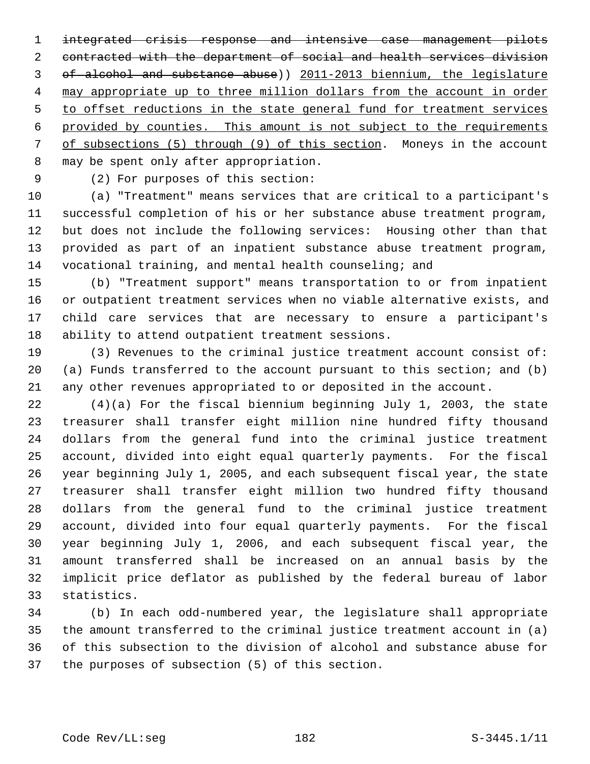~~integrated crisis response and intensive case management pilots contracted with the department of social and health services division of alcohol and substance abuse~~)) 2011-2013 biennium, the legislature may appropriate up to three million dollars from the account in order to offset reductions in the state general fund for treatment services provided by counties. This amount is not subject to the requirements of subsections (5) through (9) of this section. Moneys in the account may be spent only after appropriation.

(2) For purposes of this section:

(a) "Treatment" means services that are critical to a participant's successful completion of his or her substance abuse treatment program, but does not include the following services: Housing other than that provided as part of an inpatient substance abuse treatment program, vocational training, and mental health counseling; and

(b) "Treatment support" means transportation to or from inpatient or outpatient treatment services when no viable alternative exists, and child care services that are necessary to ensure a participant's ability to attend outpatient treatment sessions.

(3) Revenues to the criminal justice treatment account consist of: (a) Funds transferred to the account pursuant to this section; and (b) any other revenues appropriated to or deposited in the account.

(4)(a) For the fiscal biennium beginning July 1, 2003, the state treasurer shall transfer eight million nine hundred fifty thousand dollars from the general fund into the criminal justice treatment account, divided into eight equal quarterly payments. For the fiscal year beginning July 1, 2005, and each subsequent fiscal year, the state treasurer shall transfer eight million two hundred fifty thousand dollars from the general fund to the criminal justice treatment account, divided into four equal quarterly payments. For the fiscal year beginning July 1, 2006, and each subsequent fiscal year, the amount transferred shall be increased on an annual basis by the implicit price deflator as published by the federal bureau of labor statistics.

(b) In each odd-numbered year, the legislature shall appropriate the amount transferred to the criminal justice treatment account in (a) of this subsection to the division of alcohol and substance abuse for the purposes of subsection (5) of this section.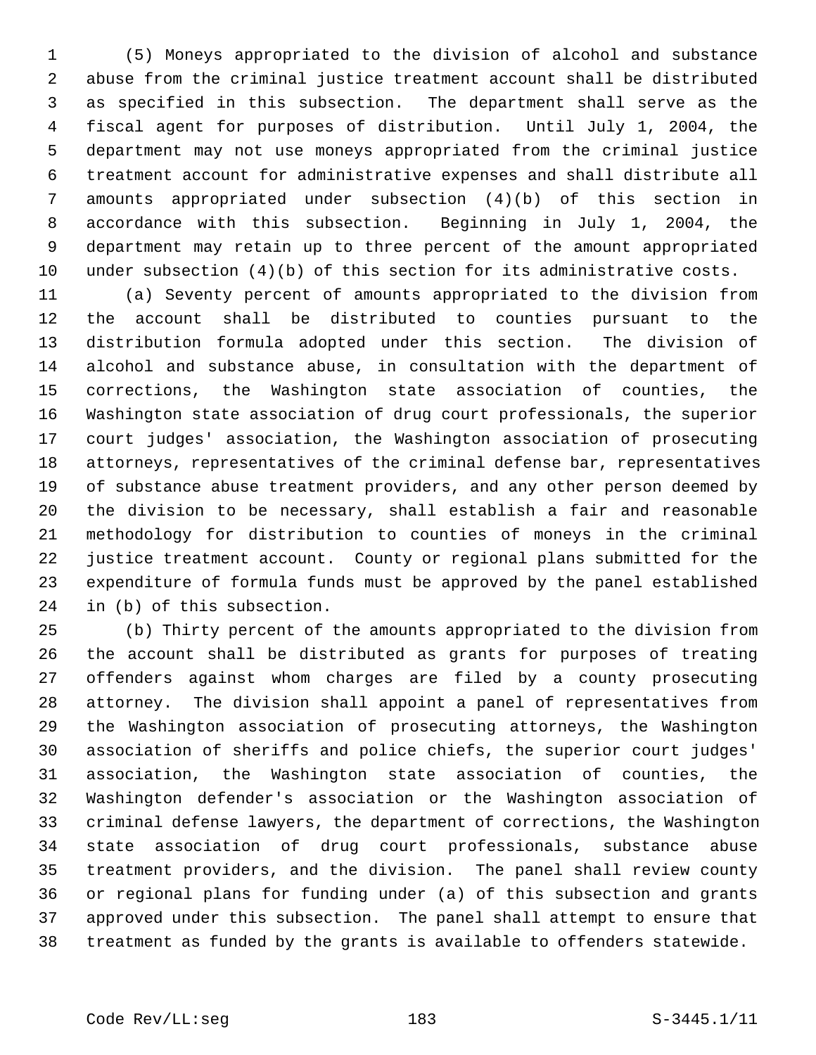(5) Moneys appropriated to the division of alcohol and substance abuse from the criminal justice treatment account shall be distributed as specified in this subsection. The department shall serve as the fiscal agent for purposes of distribution. Until July 1, 2004, the department may not use moneys appropriated from the criminal justice treatment account for administrative expenses and shall distribute all amounts appropriated under subsection (4)(b) of this section in accordance with this subsection. Beginning in July 1, 2004, the department may retain up to three percent of the amount appropriated under subsection (4)(b) of this section for its administrative costs.

(a) Seventy percent of amounts appropriated to the division from the account shall be distributed to counties pursuant to the distribution formula adopted under this section. The division of alcohol and substance abuse, in consultation with the department of corrections, the Washington state association of counties, the Washington state association of drug court professionals, the superior court judges' association, the Washington association of prosecuting attorneys, representatives of the criminal defense bar, representatives of substance abuse treatment providers, and any other person deemed by the division to be necessary, shall establish a fair and reasonable methodology for distribution to counties of moneys in the criminal justice treatment account. County or regional plans submitted for the expenditure of formula funds must be approved by the panel established in (b) of this subsection.

(b) Thirty percent of the amounts appropriated to the division from the account shall be distributed as grants for purposes of treating offenders against whom charges are filed by a county prosecuting attorney. The division shall appoint a panel of representatives from the Washington association of prosecuting attorneys, the Washington association of sheriffs and police chiefs, the superior court judges' association, the Washington state association of counties, the Washington defender's association or the Washington association of criminal defense lawyers, the department of corrections, the Washington state association of drug court professionals, substance abuse treatment providers, and the division. The panel shall review county or regional plans for funding under (a) of this subsection and grants approved under this subsection. The panel shall attempt to ensure that treatment as funded by the grants is available to offenders statewide.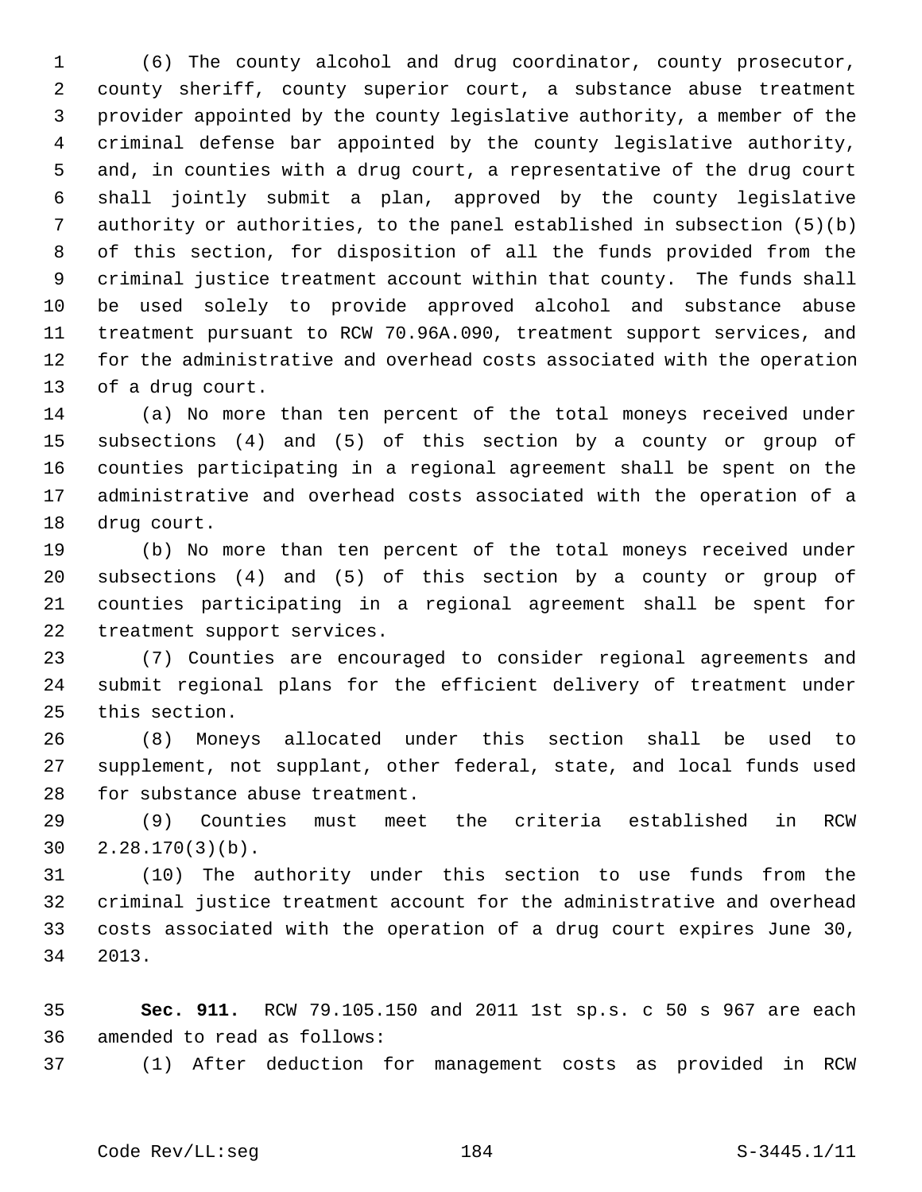(6) The county alcohol and drug coordinator, county prosecutor, county sheriff, county superior court, a substance abuse treatment provider appointed by the county legislative authority, a member of the criminal defense bar appointed by the county legislative authority, and, in counties with a drug court, a representative of the drug court shall jointly submit a plan, approved by the county legislative authority or authorities, to the panel established in subsection (5)(b) of this section, for disposition of all the funds provided from the criminal justice treatment account within that county. The funds shall be used solely to provide approved alcohol and substance abuse treatment pursuant to RCW 70.96A.090, treatment support services, and for the administrative and overhead costs associated with the operation of a drug court.

(a) No more than ten percent of the total moneys received under subsections (4) and (5) of this section by a county or group of counties participating in a regional agreement shall be spent on the administrative and overhead costs associated with the operation of a drug court.

(b) No more than ten percent of the total moneys received under subsections (4) and (5) of this section by a county or group of counties participating in a regional agreement shall be spent for treatment support services.

(7) Counties are encouraged to consider regional agreements and submit regional plans for the efficient delivery of treatment under this section.

(8) Moneys allocated under this section shall be used to supplement, not supplant, other federal, state, and local funds used for substance abuse treatment.

(9) Counties must meet the criteria established in RCW 2.28.170(3)(b).

(10) The authority under this section to use funds from the criminal justice treatment account for the administrative and overhead costs associated with the operation of a drug court expires June 30, 2013.

**Sec. 911.** RCW 79.105.150 and 2011 1st sp.s. c 50 s 967 are each amended to read as follows:

(1) After deduction for management costs as provided in RCW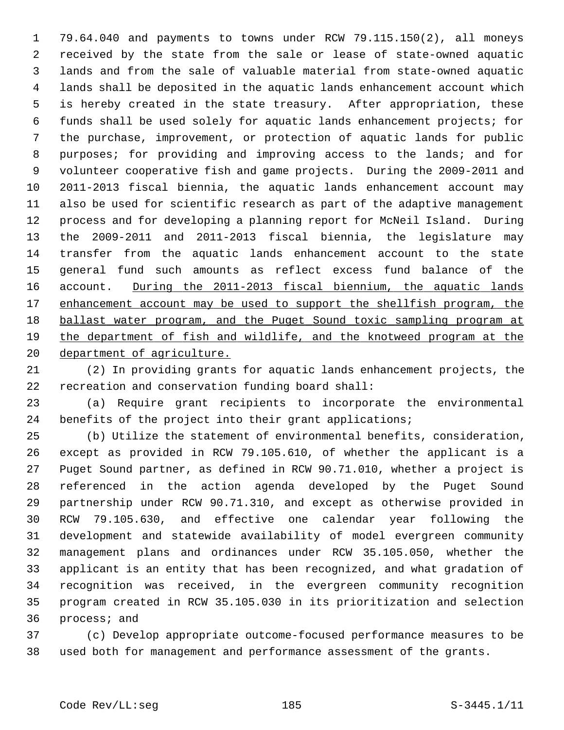79.64.040 and payments to towns under RCW 79.115.150(2), all moneys received by the state from the sale or lease of state-owned aquatic lands and from the sale of valuable material from state-owned aquatic lands shall be deposited in the aquatic lands enhancement account which is hereby created in the state treasury. After appropriation, these funds shall be used solely for aquatic lands enhancement projects; for the purchase, improvement, or protection of aquatic lands for public purposes; for providing and improving access to the lands; and for volunteer cooperative fish and game projects. During the 2009-2011 and 2011-2013 fiscal biennia, the aquatic lands enhancement account may also be used for scientific research as part of the adaptive management process and for developing a planning report for McNeil Island. During the 2009-2011 and 2011-2013 fiscal biennia, the legislature may transfer from the aquatic lands enhancement account to the state general fund such amounts as reflect excess fund balance of the account. <u>During the 2011-2013 fiscal biennium, the aquatic lands enhancement account may be used to support the shellfish program, the ballast water program, and the Puget Sound toxic sampling program at the department of fish and wildlife, and the knotweed program at the department of agriculture.</u>

(2) In providing grants for aquatic lands enhancement projects, the recreation and conservation funding board shall:

(a) Require grant recipients to incorporate the environmental benefits of the project into their grant applications;

(b) Utilize the statement of environmental benefits, consideration, except as provided in RCW 79.105.610, of whether the applicant is a Puget Sound partner, as defined in RCW 90.71.010, whether a project is referenced in the action agenda developed by the Puget Sound partnership under RCW 90.71.310, and except as otherwise provided in RCW 79.105.630, and effective one calendar year following the development and statewide availability of model evergreen community management plans and ordinances under RCW 35.105.050, whether the applicant is an entity that has been recognized, and what gradation of recognition was received, in the evergreen community recognition program created in RCW 35.105.030 in its prioritization and selection process; and

(c) Develop appropriate outcome-focused performance measures to be used both for management and performance assessment of the grants.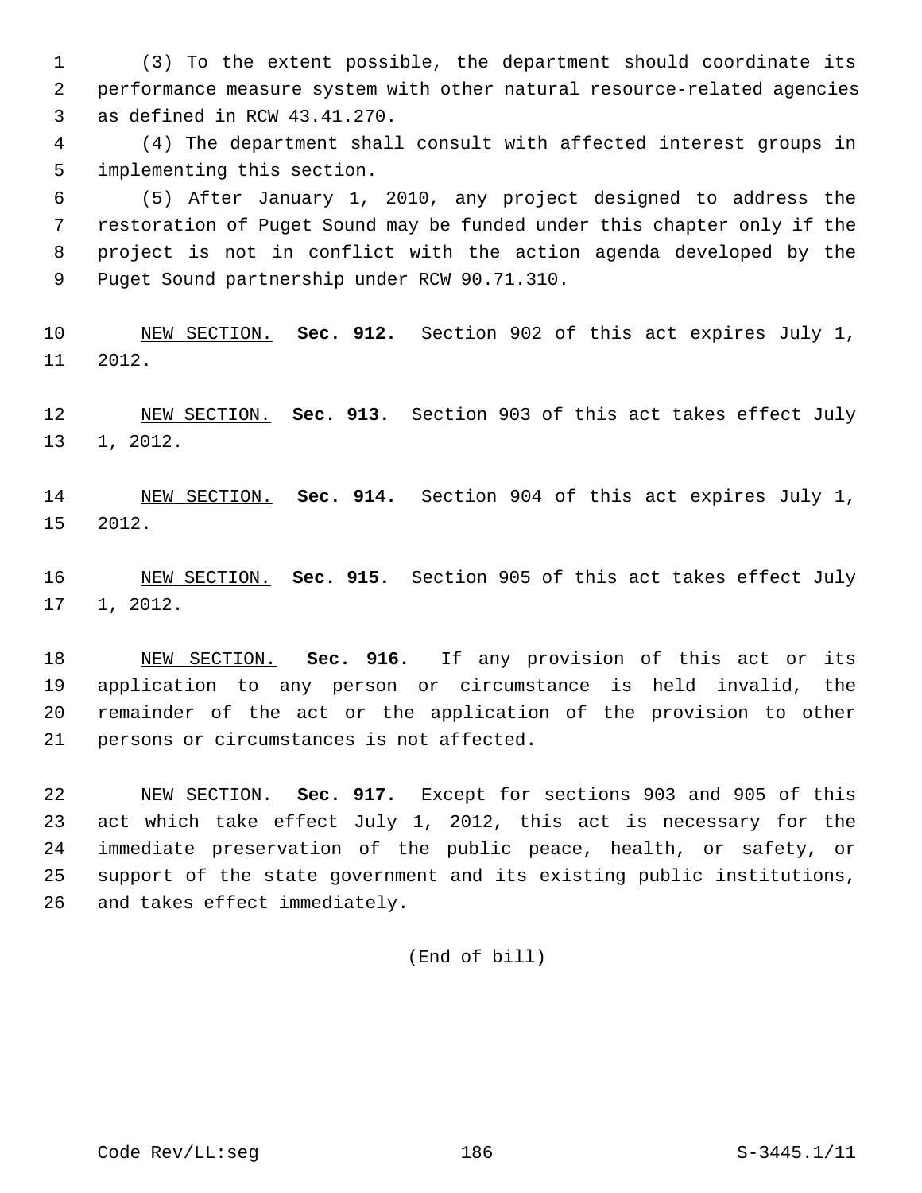(3) To the extent possible, the department should coordinate its performance measure system with other natural resource-related agencies as defined in RCW 43.41.270.

(4) The department shall consult with affected interest groups in implementing this section.

(5) After January 1, 2010, any project designed to address the restoration of Puget Sound may be funded under this chapter only if the project is not in conflict with the action agenda developed by the Puget Sound partnership under RCW 90.71.310.

NEW SECTION. **Sec. 912.** Section 902 of this act expires July 1, 2012.

NEW SECTION. **Sec. 913.** Section 903 of this act takes effect July 1, 2012.

NEW SECTION. **Sec. 914.** Section 904 of this act expires July 1, 2012.

NEW SECTION. **Sec. 915.** Section 905 of this act takes effect July 1, 2012.

NEW SECTION. **Sec. 916.** If any provision of this act or its application to any person or circumstance is held invalid, the remainder of the act or the application of the provision to other persons or circumstances is not affected.

NEW SECTION. **Sec. 917.** Except for sections 903 and 905 of this act which take effect July 1, 2012, this act is necessary for the immediate preservation of the public peace, health, or safety, or support of the state government and its existing public institutions, and takes effect immediately.

(End of bill)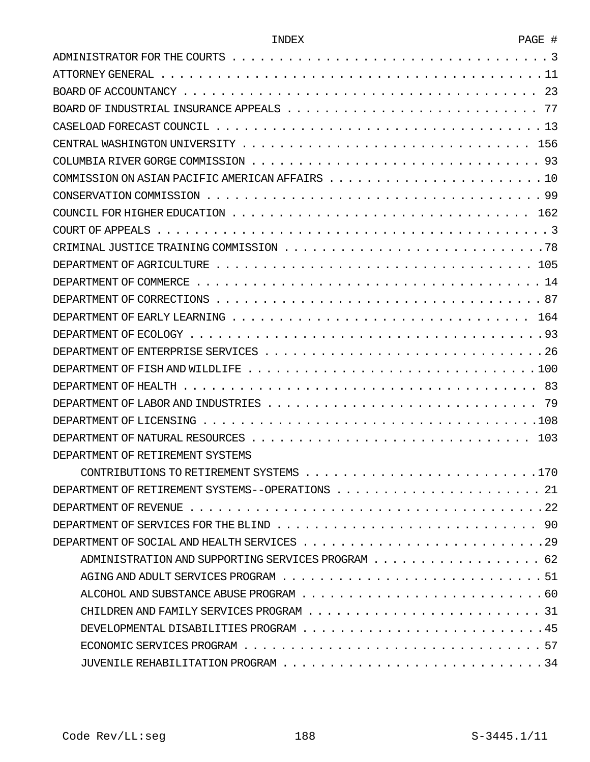| INDEX | PAGE # |
|---|---|
| ADMINISTRATOR FOR THE COURTS | 3 |
| ATTORNEY GENERAL | 11 |
| BOARD OF ACCOUNTANCY | 23 |
| BOARD OF INDUSTRIAL INSURANCE APPEALS | 77 |
| CASELOAD FORECAST COUNCIL | 13 |
| CENTRAL WASHINGTON UNIVERSITY | 156 |
| COLUMBIA RIVER GORGE COMMISSION | 93 |
| COMMISSION ON ASIAN PACIFIC AMERICAN AFFAIRS | 10 |
| CONSERVATION COMMISSION | 99 |
| COUNCIL FOR HIGHER EDUCATION | 162 |
| COURT OF APPEALS | 3 |
| CRIMINAL JUSTICE TRAINING COMMISSION | 78 |
| DEPARTMENT OF AGRICULTURE | 105 |
| DEPARTMENT OF COMMERCE | 14 |
| DEPARTMENT OF CORRECTIONS | 87 |
| DEPARTMENT OF EARLY LEARNING | 164 |
| DEPARTMENT OF ECOLOGY | 93 |
| DEPARTMENT OF ENTERPRISE SERVICES | 26 |
| DEPARTMENT OF FISH AND WILDLIFE | 100 |
| DEPARTMENT OF HEALTH | 83 |
| DEPARTMENT OF LABOR AND INDUSTRIES | 79 |
| DEPARTMENT OF LICENSING | 108 |
| DEPARTMENT OF NATURAL RESOURCES | 103 |
| DEPARTMENT OF RETIREMENT SYSTEMS | |
| &nbsp;&nbsp;&nbsp;&nbsp;CONTRIBUTIONS TO RETIREMENT SYSTEMS | 170 |
| DEPARTMENT OF RETIREMENT SYSTEMS--OPERATIONS | 21 |
| DEPARTMENT OF REVENUE | 22 |
| DEPARTMENT OF SERVICES FOR THE BLIND | 90 |
| DEPARTMENT OF SOCIAL AND HEALTH SERVICES | 29 |
| &nbsp;&nbsp;&nbsp;&nbsp;ADMINISTRATION AND SUPPORTING SERVICES PROGRAM | 62 |
| &nbsp;&nbsp;&nbsp;&nbsp;AGING AND ADULT SERVICES PROGRAM | 51 |
| &nbsp;&nbsp;&nbsp;&nbsp;ALCOHOL AND SUBSTANCE ABUSE PROGRAM | 60 |
| &nbsp;&nbsp;&nbsp;&nbsp;CHILDREN AND FAMILY SERVICES PROGRAM | 31 |
| &nbsp;&nbsp;&nbsp;&nbsp;DEVELOPMENTAL DISABILITIES PROGRAM | 45 |
| &nbsp;&nbsp;&nbsp;&nbsp;ECONOMIC SERVICES PROGRAM | 57 |
| &nbsp;&nbsp;&nbsp;&nbsp;JUVENILE REHABILITATION PROGRAM | 34 |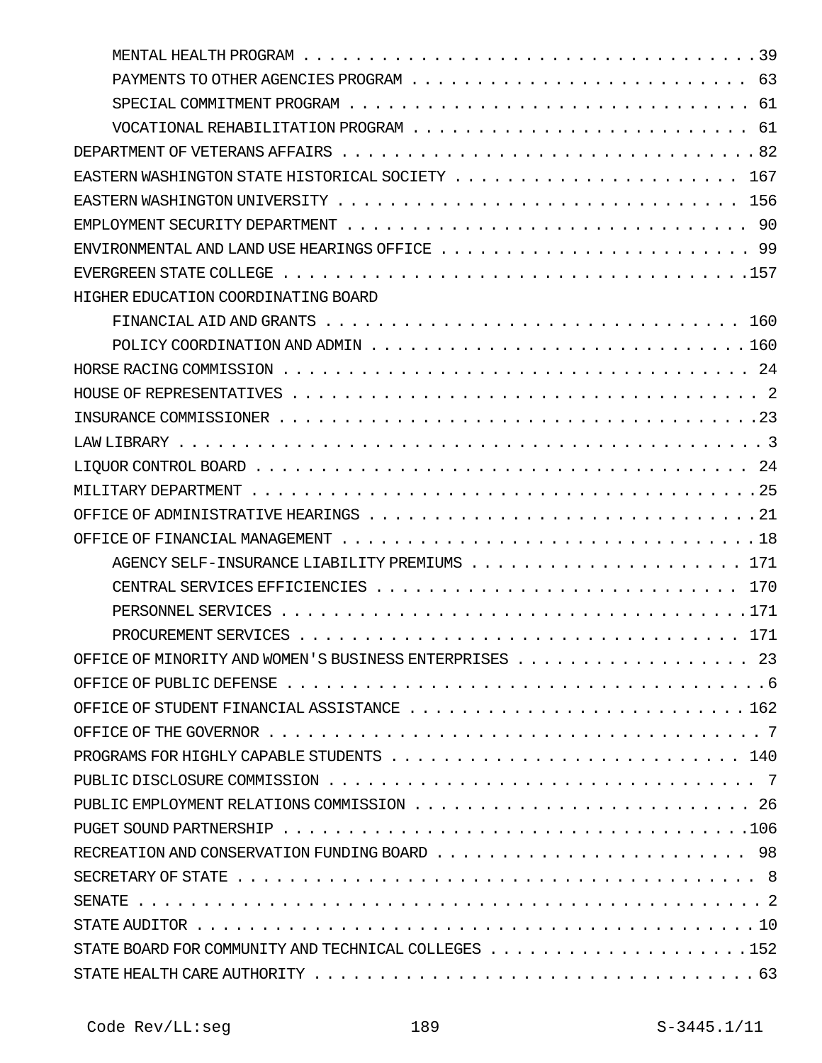MENTAL HEALTH PROGRAM . . . . . . . . . . . . . . . . . . . . . . . . . . . . . . . . . . .39

PAYMENTS TO OTHER AGENCIES PROGRAM . . . . . . . . . . . . . . . . . . . . . . . . . . . . 63

SPECIAL COMMITMENT PROGRAM . . . . . . . . . . . . . . . . . . . . . . . . . . . . . . . . 61

VOCATIONAL REHABILITATION PROGRAM . . . . . . . . . . . . . . . . . . . . . . . . . . . . 61

DEPARTMENT OF VETERANS AFFAIRS . . . . . . . . . . . . . . . . . . . . . . . . . . . . . . . .82

EASTERN WASHINGTON STATE HISTORICAL SOCIETY . . . . . . . . . . . . . . . . . . . . . . . 167

EASTERN WASHINGTON UNIVERSITY . . . . . . . . . . . . . . . . . . . . . . . . . . . . . . . 156

EMPLOYMENT SECURITY DEPARTMENT . . . . . . . . . . . . . . . . . . . . . . . . . . . . . . . 90

ENVIRONMENTAL AND LAND USE HEARINGS OFFICE . . . . . . . . . . . . . . . . . . . . . . . . 99

EVERGREEN STATE COLLEGE . . . . . . . . . . . . . . . . . . . . . . . . . . . . . . . . . . . .157

HIGHER EDUCATION COORDINATING BOARD

FINANCIAL AID AND GRANTS . . . . . . . . . . . . . . . . . . . . . . . . . . . . . . . . . 160

POLICY COORDINATION AND ADMIN . . . . . . . . . . . . . . . . . . . . . . . . . . . . . . .160

HORSE RACING COMMISSION . . . . . . . . . . . . . . . . . . . . . . . . . . . . . . . . . . . 24

HOUSE OF REPRESENTATIVES . . . . . . . . . . . . . . . . . . . . . . . . . . . . . . . . . . . 2

INSURANCE COMMISSIONER . . . . . . . . . . . . . . . . . . . . . . . . . . . . . . . . . . . . .23

LAW LIBRARY . . . . . . . . . . . . . . . . . . . . . . . . . . . . . . . . . . . . . . . . . . . 3

LIQUOR CONTROL BOARD . . . . . . . . . . . . . . . . . . . . . . . . . . . . . . . . . . . . . 24

MILITARY DEPARTMENT . . . . . . . . . . . . . . . . . . . . . . . . . . . . . . . . . . . . . . .25

OFFICE OF ADMINISTRATIVE HEARINGS . . . . . . . . . . . . . . . . . . . . . . . . . . . . . . .21

OFFICE OF FINANCIAL MANAGEMENT . . . . . . . . . . . . . . . . . . . . . . . . . . . . . . . .18

AGENCY SELF-INSURANCE LIABILITY PREMIUMS . . . . . . . . . . . . . . . . . . . . . . 171

CENTRAL SERVICES EFFICIENCIES . . . . . . . . . . . . . . . . . . . . . . . . . . . . . . 170

PERSONNEL SERVICES . . . . . . . . . . . . . . . . . . . . . . . . . . . . . . . . . . . . . .171

PROCUREMENT SERVICES . . . . . . . . . . . . . . . . . . . . . . . . . . . . . . . . . . . . 171

OFFICE OF MINORITY AND WOMEN'S BUSINESS ENTERPRISES . . . . . . . . . . . . . . . . . . 23

OFFICE OF PUBLIC DEFENSE . . . . . . . . . . . . . . . . . . . . . . . . . . . . . . . . . . . .6

OFFICE OF STUDENT FINANCIAL ASSISTANCE . . . . . . . . . . . . . . . . . . . . . . . . . . .162

OFFICE OF THE GOVERNOR . . . . . . . . . . . . . . . . . . . . . . . . . . . . . . . . . . . . . 7

PROGRAMS FOR HIGHLY CAPABLE STUDENTS . . . . . . . . . . . . . . . . . . . . . . . . . . . 140

PUBLIC DISCLOSURE COMMISSION . . . . . . . . . . . . . . . . . . . . . . . . . . . . . . . . . 7

PUBLIC EMPLOYMENT RELATIONS COMMISSION . . . . . . . . . . . . . . . . . . . . . . . . . . 26

PUGET SOUND PARTNERSHIP . . . . . . . . . . . . . . . . . . . . . . . . . . . . . . . . . . . .106

RECREATION AND CONSERVATION FUNDING BOARD . . . . . . . . . . . . . . . . . . . . . . . . 98

SECRETARY OF STATE . . . . . . . . . . . . . . . . . . . . . . . . . . . . . . . . . . . . . . . 8

SENATE . . . . . . . . . . . . . . . . . . . . . . . . . . . . . . . . . . . . . . . . . . . . . . .2

STATE AUDITOR . . . . . . . . . . . . . . . . . . . . . . . . . . . . . . . . . . . . . . . . . . .10

STATE BOARD FOR COMMUNITY AND TECHNICAL COLLEGES . . . . . . . . . . . . . . . . . . . .152

STATE HEALTH CARE AUTHORITY . . . . . . . . . . . . . . . . . . . . . . . . . . . . . . . . . .63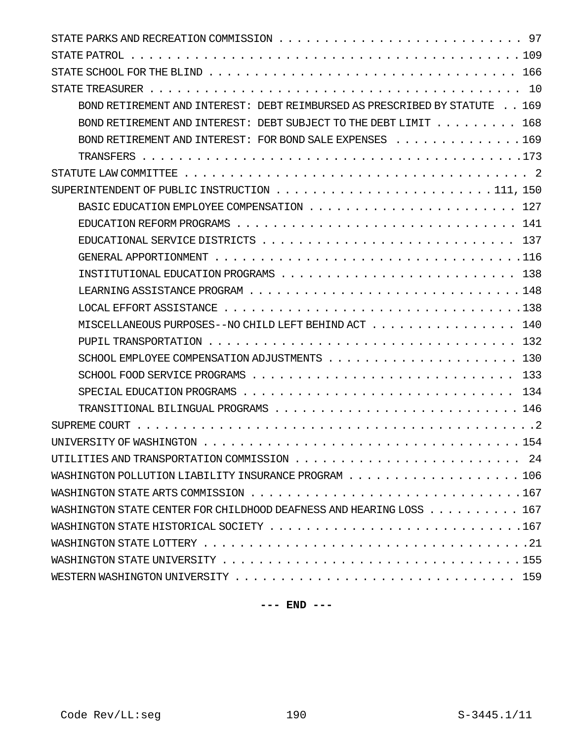STATE PARKS AND RECREATION COMMISSION . . . . . . . . . . . . . . . . . . . . . . . . . 97
STATE PATROL . . . . . . . . . . . . . . . . . . . . . . . . . . . . . . . . . . . . . . . .109
STATE SCHOOL FOR THE BLIND . . . . . . . . . . . . . . . . . . . . . . . . . . . . . . . 166
STATE TREASURER . . . . . . . . . . . . . . . . . . . . . . . . . . . . . . . . . . . . . 10

- BOND RETIREMENT AND INTEREST: DEBT REIMBURSED AS PRESCRIBED BY STATUTE . . 169
- BOND RETIREMENT AND INTEREST: DEBT SUBJECT TO THE DEBT LIMIT . . . . . . . . . 168
- BOND RETIREMENT AND INTEREST: FOR BOND SALE EXPENSES . . . . . . . . . . . . . .169
- TRANSFERS . . . . . . . . . . . . . . . . . . . . . . . . . . . . . . . . . . . . . .173

STATUTE LAW COMMITTEE . . . . . . . . . . . . . . . . . . . . . . . . . . . . . . . . . . 2
SUPERINTENDENT OF PUBLIC INSTRUCTION . . . . . . . . . . . . . . . . . . . . . . . .111, 150

- BASIC EDUCATION EMPLOYEE COMPENSATION . . . . . . . . . . . . . . . . . . . . . . 127
- EDUCATION REFORM PROGRAMS . . . . . . . . . . . . . . . . . . . . . . . . . . . . . 141
- EDUCATIONAL SERVICE DISTRICTS . . . . . . . . . . . . . . . . . . . . . . . . . . . 137
- GENERAL APPORTIONMENT . . . . . . . . . . . . . . . . . . . . . . . . . . . . . . . .116
- INSTITUTIONAL EDUCATION PROGRAMS . . . . . . . . . . . . . . . . . . . . . . . . . 138
- LEARNING ASSISTANCE PROGRAM . . . . . . . . . . . . . . . . . . . . . . . . . . . .148
- LOCAL EFFORT ASSISTANCE . . . . . . . . . . . . . . . . . . . . . . . . . . . . . . .138
- MISCELLANEOUS PURPOSES--NO CHILD LEFT BEHIND ACT . . . . . . . . . . . . . . . . 140
- PUPIL TRANSPORTATION . . . . . . . . . . . . . . . . . . . . . . . . . . . . . . . . 132
- SCHOOL EMPLOYEE COMPENSATION ADJUSTMENTS . . . . . . . . . . . . . . . . . . . . . 130
- SCHOOL FOOD SERVICE PROGRAMS . . . . . . . . . . . . . . . . . . . . . . . . . . . . 133
- SPECIAL EDUCATION PROGRAMS . . . . . . . . . . . . . . . . . . . . . . . . . . . . . 134
- TRANSITIONAL BILINGUAL PROGRAMS . . . . . . . . . . . . . . . . . . . . . . . . . . 146

SUPREME COURT . . . . . . . . . . . . . . . . . . . . . . . . . . . . . . . . . . . . . . .2
UNIVERSITY OF WASHINGTON . . . . . . . . . . . . . . . . . . . . . . . . . . . . . . . .154
UTILITIES AND TRANSPORTATION COMMISSION . . . . . . . . . . . . . . . . . . . . . . . . 24
WASHINGTON POLLUTION LIABILITY INSURANCE PROGRAM . . . . . . . . . . . . . . . . . . .106
WASHINGTON STATE ARTS COMMISSION . . . . . . . . . . . . . . . . . . . . . . . . . . . .167
WASHINGTON STATE CENTER FOR CHILDHOOD DEAFNESS AND HEARING LOSS . . . . . . . . . . 167
WASHINGTON STATE HISTORICAL SOCIETY . . . . . . . . . . . . . . . . . . . . . . . . . .167
WASHINGTON STATE LOTTERY . . . . . . . . . . . . . . . . . . . . . . . . . . . . . . . . .21
WASHINGTON STATE UNIVERSITY . . . . . . . . . . . . . . . . . . . . . . . . . . . . . . .155
WESTERN WASHINGTON UNIVERSITY . . . . . . . . . . . . . . . . . . . . . . . . . . . . . 159

**--- END ---**